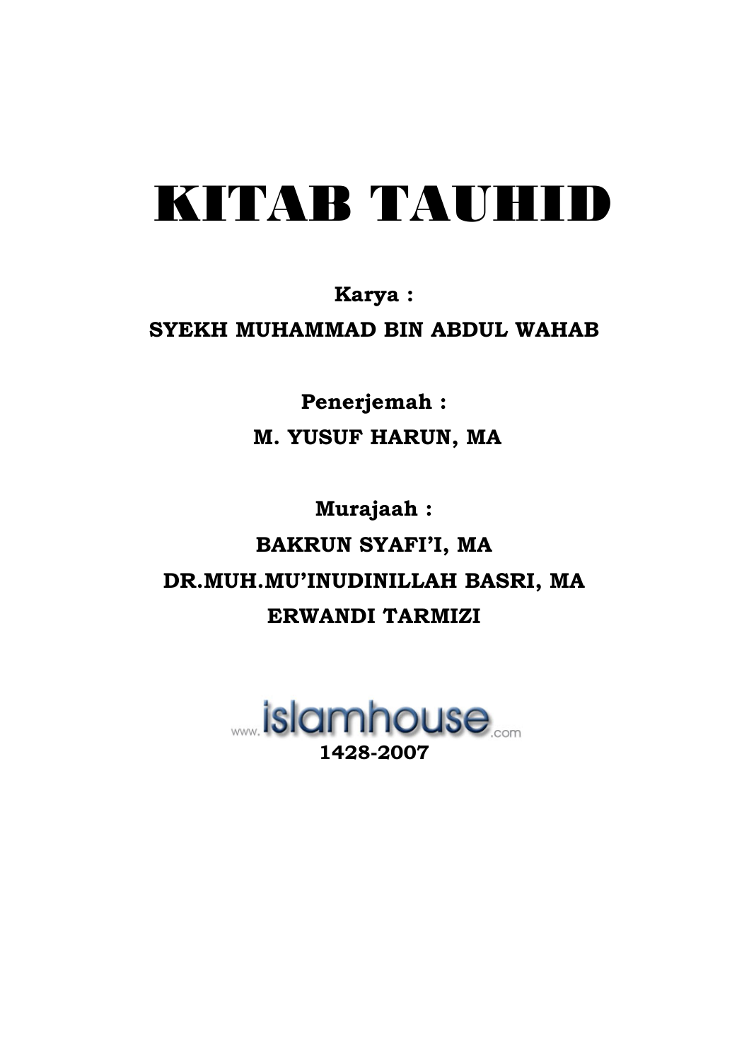# KITAB TAUHID

**Karya :**

**SYEKH MUHAMMAD BIN ABDUL WAHAB**

**Penerjemah :**

**M. YUSUF HARUN, MA**

**Murajaah :**

**BAKRUN SYAFI'I, MA**

**DR.MUH.MU'INUDINILLAH BASRI, MA**

**ERWANDI TARMIZI**

www.islamhouse.com

**1428-2007**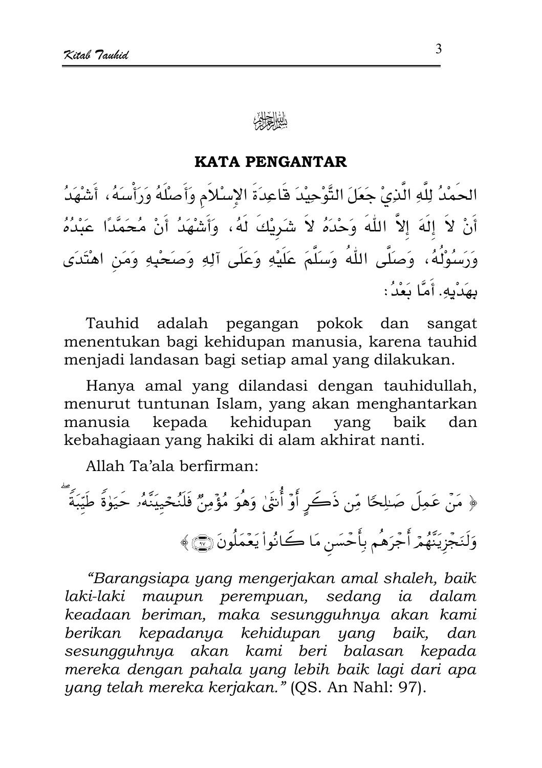بسم الله الرحمن الرحيم

## KATA PENGANTAR

الحَمْدُ لِلَّهِ الَّذِيْ جَعَلَ التَّوْحِيْدَ قَاعِدَةَ الإِسْلاَمِ وَأَصْلَهُ وَرَأْسَهُ، أَشْهَدُ أَنْ لاَ إِلَهَ إِلاَّ اللهُ وَحْدَهُ لاَ شَرِيْكَ لَهُ، وَأَشْهَدُ أَنْ مُحَمَّدًا عَبْدُهُ وَرَسُوْلُهُ، وَصَلَّى اللهُ وَسَلَّمَ عَلَيْهِ وَعَلَى آلِهِ وَصَحْبِهِ وَمَنِ اهْتَدَى بِهَدْيِهِ. أَمَّا بَعْدُ:

Tauhid adalah pegangan pokok dan sangat menentukan bagi kehidupan manusia, karena tauhid menjadi landasan bagi setiap amal yang dilakukan.

Hanya amal yang dilandasi dengan tauhidullah, menurut tuntunan Islam, yang akan menghantarkan manusia kepada kehidupan yang baik dan kebahagiaan yang hakiki di alam akhirat nanti.

Allah Ta'ala berfirman:

﴿ مَنْ عَمِلَ صَـٰلِحًا مِّن ذَكَرٍ أَوْ أُنثَىٰ وَهُوَ مُؤْمِنٌ فَلَنُحْيِيَنَّهُۥ حَيَوٰةً طَيِّبَةً ۖ وَلَنَجْزِيَنَّهُمْ أَجْرَهُم بِأَحْسَنِ مَا كَانُوا۟ يَعْمَلُونَ ﴿٩٧﴾ ﴾

*"Barangsiapa yang mengerjakan amal shaleh, baik laki-laki maupun perempuan, sedang ia dalam keadaan beriman, maka sesungguhnya akan kami berikan kepadanya kehidupan yang baik, dan sesungguhnya akan kami beri balasan kepada mereka dengan pahala yang lebih baik lagi dari apa yang telah mereka kerjakan."* (QS. An Nahl: 97).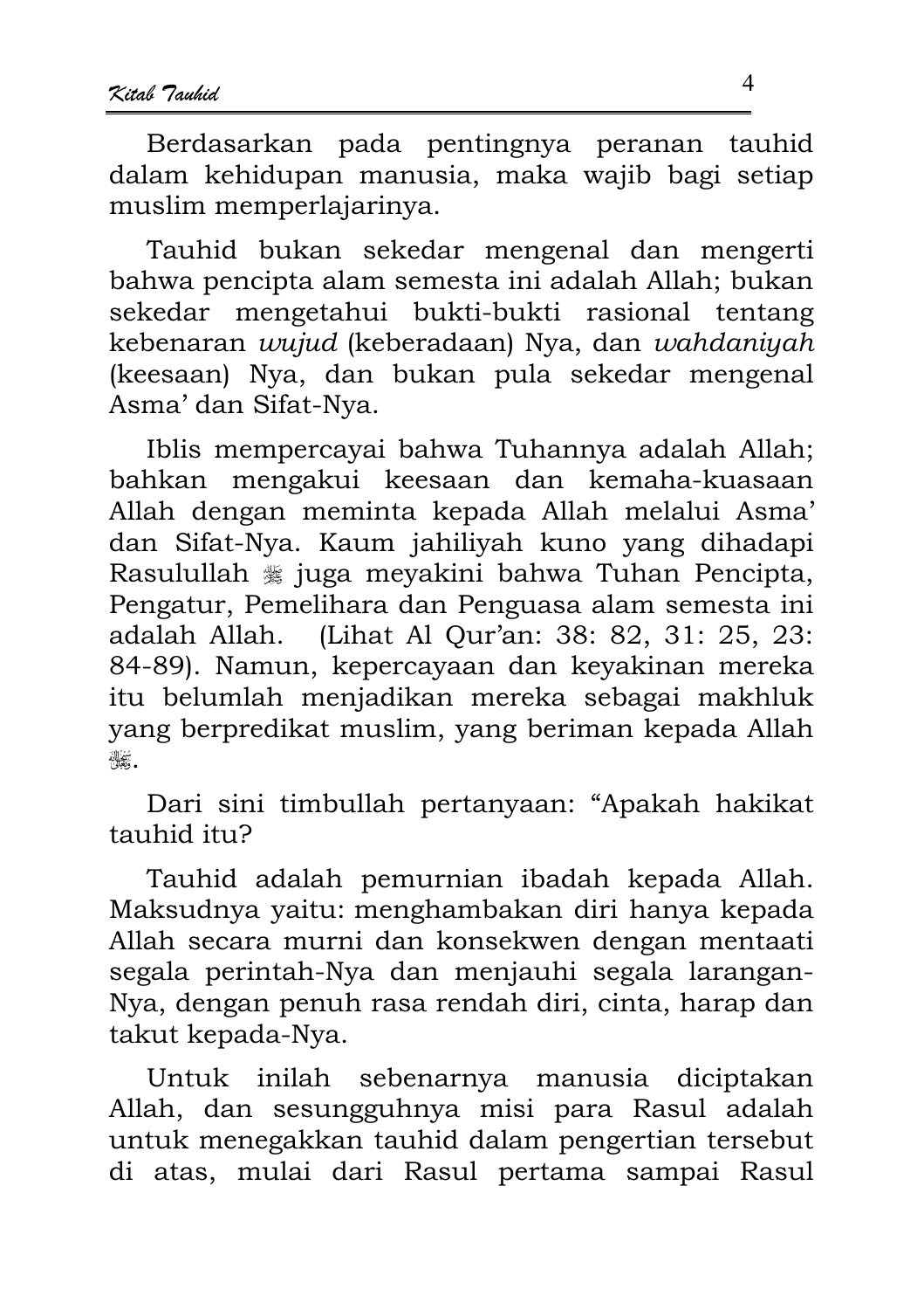Berdasarkan pada pentingnya peranan tauhid dalam kehidupan manusia, maka wajib bagi setiap muslim memperlajarinya.

Tauhid bukan sekedar mengenal dan mengerti bahwa pencipta alam semesta ini adalah Allah; bukan sekedar mengetahui bukti-bukti rasional tentang kebenaran *wujud* (keberadaan) Nya, dan *wahdaniyah* (keesaan) Nya, dan bukan pula sekedar mengenal Asma' dan Sifat-Nya.

Iblis mempercayai bahwa Tuhannya adalah Allah; bahkan mengakui keesaan dan kemaha-kuasaan Allah dengan meminta kepada Allah melalui Asma' dan Sifat-Nya. Kaum jahiliyah kuno yang dihadapi Rasulullah ﷺ juga meyakini bahwa Tuhan Pencipta, Pengatur, Pemelihara dan Penguasa alam semesta ini adalah Allah. (Lihat Al Qur'an: 38: 82, 31: 25, 23: 84-89). Namun, kepercayaan dan keyakinan mereka itu belumlah menjadikan mereka sebagai makhluk yang berpredikat muslim, yang beriman kepada Allah ﷻ.

Dari sini timbullah pertanyaan: "Apakah hakikat tauhid itu?

Tauhid adalah pemurnian ibadah kepada Allah. Maksudnya yaitu: menghambakan diri hanya kepada Allah secara murni dan konsekwen dengan mentaati segala perintah-Nya dan menjauhi segala larangan-Nya, dengan penuh rasa rendah diri, cinta, harap dan takut kepada-Nya.

Untuk inilah sebenarnya manusia diciptakan Allah, dan sesungguhnya misi para Rasul adalah untuk menegakkan tauhid dalam pengertian tersebut di atas, mulai dari Rasul pertama sampai Rasul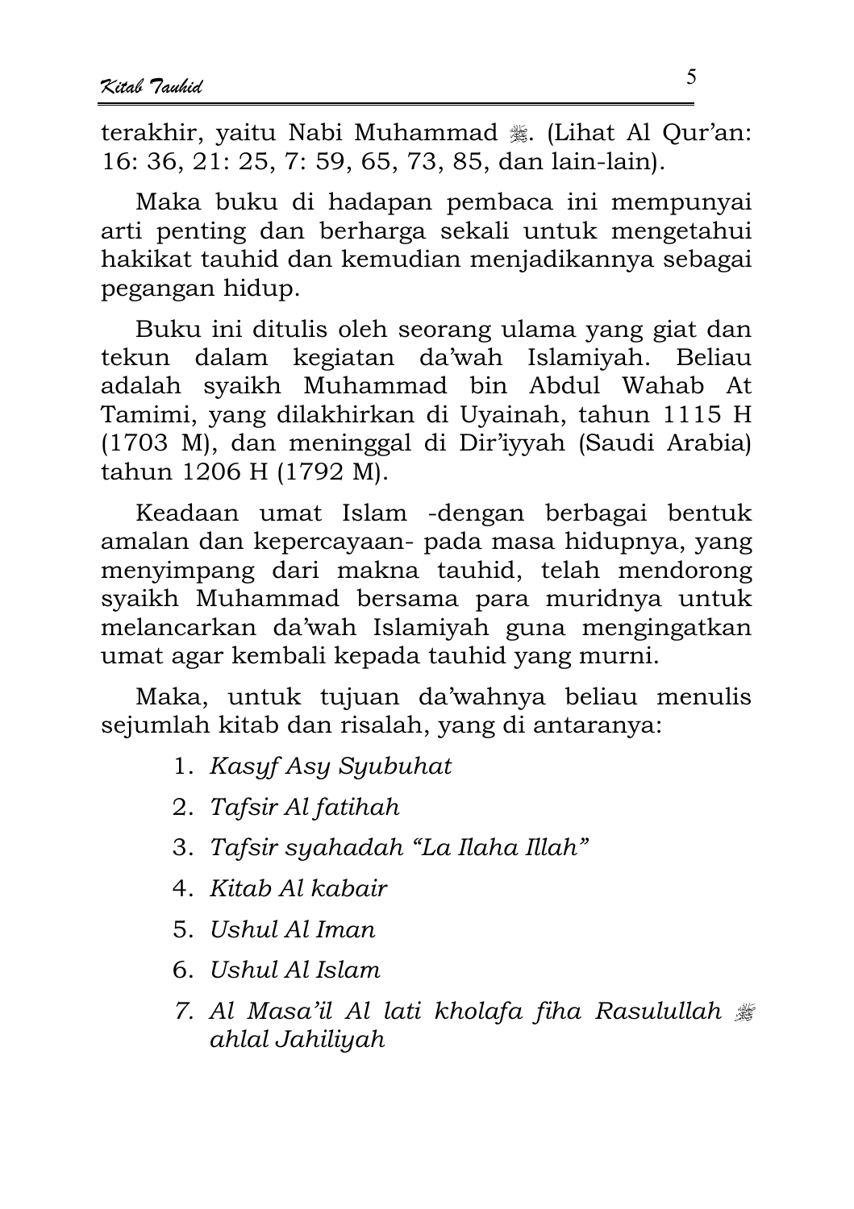terakhir, yaitu Nabi Muhammad ﷺ. (Lihat Al Qur'an: 16: 36, 21: 25, 7: 59, 65, 73, 85, dan lain-lain).

Maka buku di hadapan pembaca ini mempunyai arti penting dan berharga sekali untuk mengetahui hakikat tauhid dan kemudian menjadikannya sebagai pegangan hidup.

Buku ini ditulis oleh seorang ulama yang giat dan tekun dalam kegiatan da'wah Islamiyah. Beliau adalah syaikh Muhammad bin Abdul Wahab At Tamimi, yang dilakhirkan di Uyainah, tahun 1115 H (1703 M), dan meninggal di Dir'iyyah (Saudi Arabia) tahun 1206 H (1792 M).

Keadaan umat Islam -dengan berbagai bentuk amalan dan kepercayaan- pada masa hidupnya, yang menyimpang dari makna tauhid, telah mendorong syaikh Muhammad bersama para muridnya untuk melancarkan da'wah Islamiyah guna mengingatkan umat agar kembali kepada tauhid yang murni.

Maka, untuk tujuan da'wahnya beliau menulis sejumlah kitab dan risalah, yang di antaranya:

1. *Kasyf Asy Syubuhat*
2. *Tafsir Al fatihah*
3. *Tafsir syahadah "La Ilaha Illah"*
4. *Kitab Al kabair*
5. *Ushul Al Iman*
6. *Ushul Al Islam*
7. *Al Masa'il Al lati kholafa fiha Rasulullah ﷺ ahlal Jahiliyah*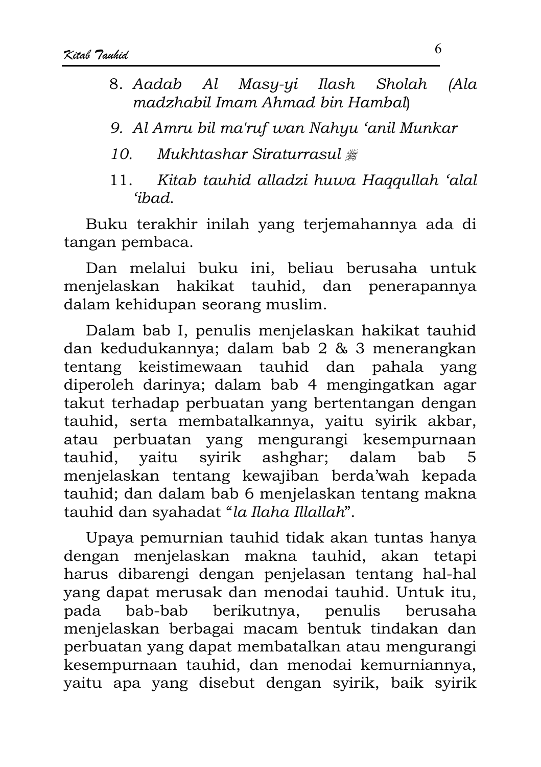8. *Aadab Al Masy-yi Ilash Sholah (Ala madzhabil Imam Ahmad bin Hambal)*
9. *Al Amru bil ma'ruf wan Nahyu 'anil Munkar*
10. *Mukhtashar Siraturrasul* ﷺ
11. *Kitab tauhid alladzi huwa Haqqullah 'alal 'ibad.*

Buku terakhir inilah yang terjemahannya ada di tangan pembaca.

Dan melalui buku ini, beliau berusaha untuk menjelaskan hakikat tauhid, dan penerapannya dalam kehidupan seorang muslim.

Dalam bab I, penulis menjelaskan hakikat tauhid dan kedudukannya; dalam bab 2 & 3 menerangkan tentang keistimewaan tauhid dan pahala yang diperoleh darinya; dalam bab 4 mengingatkan agar takut terhadap perbuatan yang bertentangan dengan tauhid, serta membatalkannya, yaitu syirik akbar, atau perbuatan yang mengurangi kesempurnaan tauhid, yaitu syirik ashghar; dalam bab 5 menjelaskan tentang kewajiban berda'wah kepada tauhid; dan dalam bab 6 menjelaskan tentang makna tauhid dan syahadat "*la Ilaha Illallah*".

Upaya pemurnian tauhid tidak akan tuntas hanya dengan menjelaskan makna tauhid, akan tetapi harus dibarengi dengan penjelasan tentang hal-hal yang dapat merusak dan menodai tauhid. Untuk itu, pada bab-bab berikutnya, penulis berusaha menjelaskan berbagai macam bentuk tindakan dan perbuatan yang dapat membatalkan atau mengurangi kesempurnaan tauhid, dan menodai kemurniannya, yaitu apa yang disebut dengan syirik, baik syirik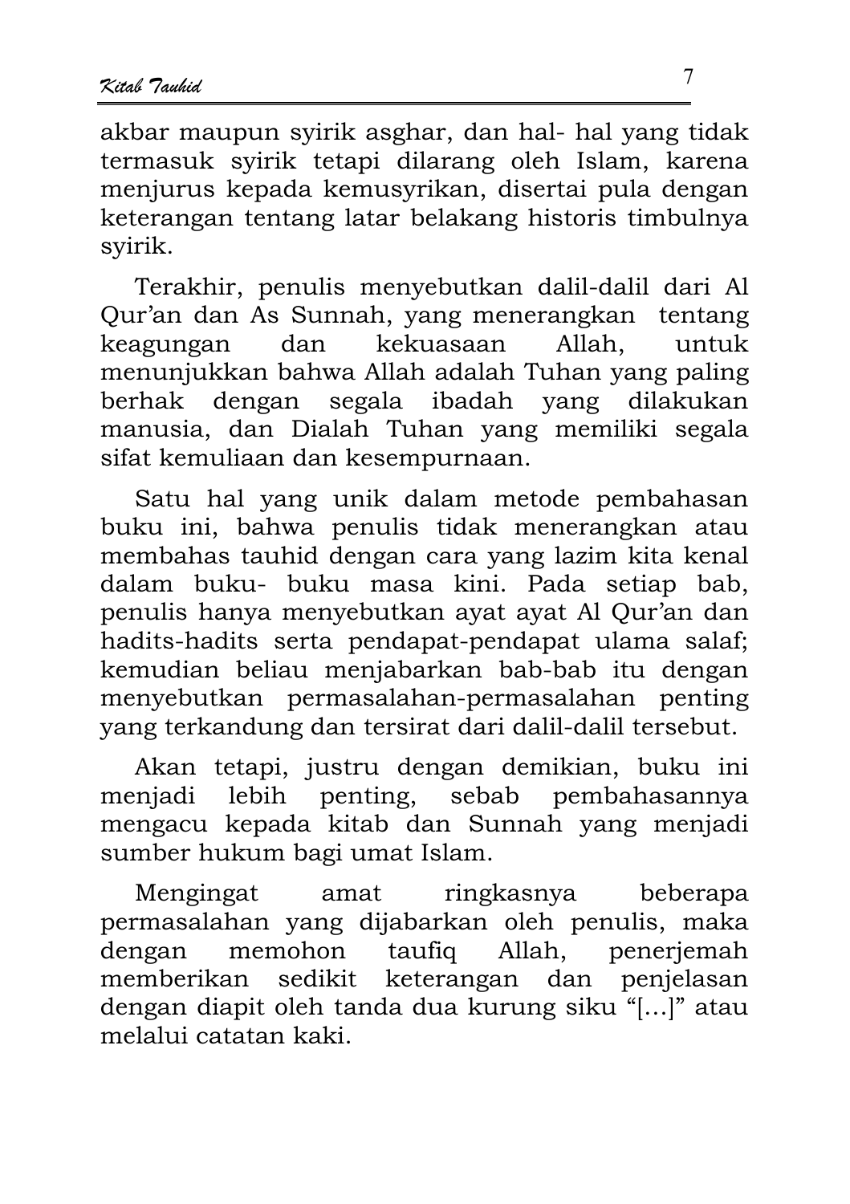akbar maupun syirik asghar, dan hal- hal yang tidak termasuk syirik tetapi dilarang oleh Islam, karena menjurus kepada kemusyrikan, disertai pula dengan keterangan tentang latar belakang historis timbulnya syirik.

Terakhir, penulis menyebutkan dalil-dalil dari Al Qur'an dan As Sunnah, yang menerangkan tentang keagungan dan kekuasaan Allah, untuk menunjukkan bahwa Allah adalah Tuhan yang paling berhak dengan segala ibadah yang dilakukan manusia, dan Dialah Tuhan yang memiliki segala sifat kemuliaan dan kesempurnaan.

Satu hal yang unik dalam metode pembahasan buku ini, bahwa penulis tidak menerangkan atau membahas tauhid dengan cara yang lazim kita kenal dalam buku- buku masa kini. Pada setiap bab, penulis hanya menyebutkan ayat ayat Al Qur'an dan hadits-hadits serta pendapat-pendapat ulama salaf; kemudian beliau menjabarkan bab-bab itu dengan menyebutkan permasalahan-permasalahan penting yang terkandung dan tersirat dari dalil-dalil tersebut.

Akan tetapi, justru dengan demikian, buku ini menjadi lebih penting, sebab pembahasannya mengacu kepada kitab dan Sunnah yang menjadi sumber hukum bagi umat Islam.

Mengingat amat ringkasnya beberapa permasalahan yang dijabarkan oleh penulis, maka dengan memohon taufiq Allah, penerjemah memberikan sedikit keterangan dan penjelasan dengan diapit oleh tanda dua kurung siku "[…]" atau melalui catatan kaki.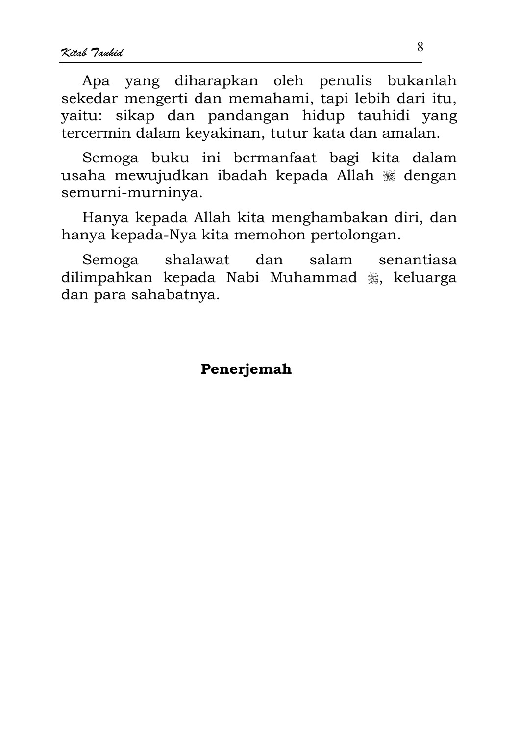Apa yang diharapkan oleh penulis bukanlah sekedar mengerti dan memahami, tapi lebih dari itu, yaitu: sikap dan pandangan hidup tauhidi yang tercermin dalam keyakinan, tutur kata dan amalan.

Semoga buku ini bermanfaat bagi kita dalam usaha mewujudkan ibadah kepada Allah ﷻ dengan semurni-murninya.

Hanya kepada Allah kita menghambakan diri, dan hanya kepada-Nya kita memohon pertolongan.

Semoga shalawat dan salam senantiasa dilimpahkan kepada Nabi Muhammad ﷺ, keluarga dan para sahabatnya.

**Penerjemah**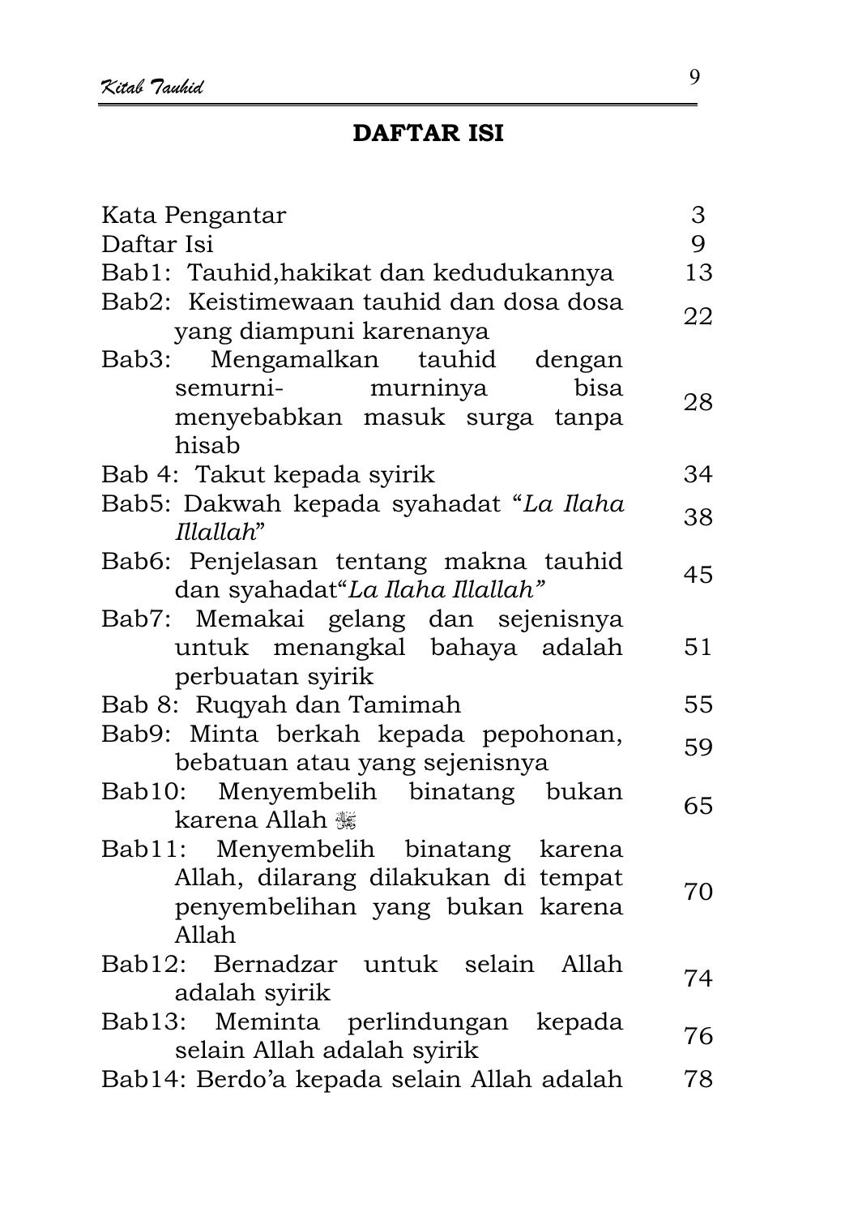# DAFTAR ISI

| | |
|---|---|
| Kata Pengantar | 3 |
| Daftar Isi | 9 |
| Bab1: Tauhid,hakikat dan kedudukannya | 13 |
| Bab2: Keistimewaan tauhid dan dosa dosa yang diampuni karenanya | 22 |
| Bab3: Mengamalkan tauhid dengan semurni- murninya bisa menyebabkan masuk surga tanpa hisab | 28 |
| Bab 4: Takut kepada syirik | 34 |
| Bab5: Dakwah kepada syahadat “*La Ilaha Illallah*” | 38 |
| Bab6: Penjelasan tentang makna tauhid dan syahadat“*La Ilaha Illallah”* | 45 |
| Bab7: Memakai gelang dan sejenisnya untuk menangkal bahaya adalah perbuatan syirik | 51 |
| Bab 8: Ruqyah dan Tamimah | 55 |
| Bab9: Minta berkah kepada pepohonan, bebatuan atau yang sejenisnya | 59 |
| Bab10: Menyembelih binatang bukan karena Allah ﷻ | 65 |
| Bab11: Menyembelih binatang karena Allah, dilarang dilakukan di tempat penyembelihan yang bukan karena Allah | 70 |
| Bab12: Bernadzar untuk selain Allah adalah syirik | 74 |
| Bab13: Meminta perlindungan kepada selain Allah adalah syirik | 76 |
| Bab14: Berdo’a kepada selain Allah adalah | 78 |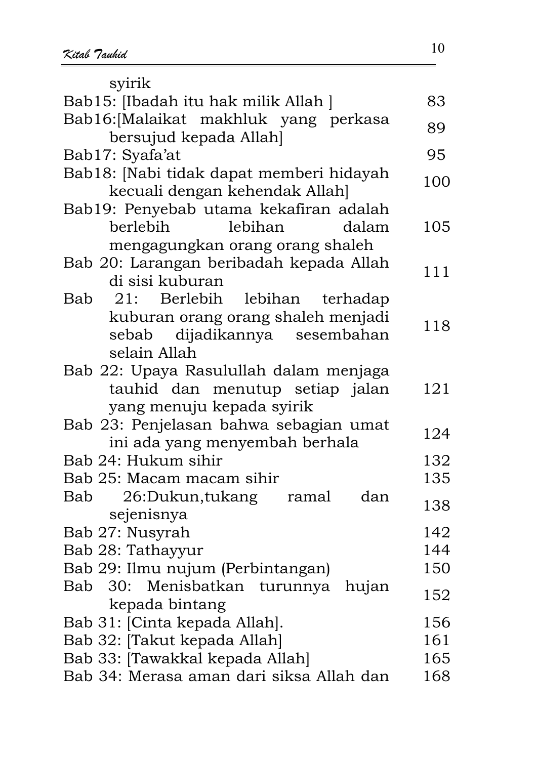| | |
|---|---|
| syirik | |
| Bab15: [Ibadah itu hak milik Allah ] | 83 |
| Bab16:[Malaikat makhluk yang perkasa bersujud kepada Allah] | 89 |
| Bab17: Syafa'at | 95 |
| Bab18: [Nabi tidak dapat memberi hidayah kecuali dengan kehendak Allah] | 100 |
| Bab19: Penyebab utama kekafiran adalah berlebih lebihan dalam mengagungkan orang orang shaleh | 105 |
| Bab 20: Larangan beribadah kepada Allah di sisi kuburan | 111 |
| Bab 21: Berlebih lebihan terhadap kuburan orang orang shaleh menjadi sebab dijadikannya sesembahan selain Allah | 118 |
| Bab 22: Upaya Rasulullah dalam menjaga tauhid dan menutup setiap jalan yang menuju kepada syirik | 121 |
| Bab 23: Penjelasan bahwa sebagian umat ini ada yang menyembah berhala | 124 |
| Bab 24: Hukum sihir | 132 |
| Bab 25: Macam macam sihir | 135 |
| Bab 26:Dukun,tukang ramal dan sejenisnya | 138 |
| Bab 27: Nusyrah | 142 |
| Bab 28: Tathayyur | 144 |
| Bab 29: Ilmu nujum (Perbintangan) | 150 |
| Bab 30: Menisbatkan turunnya hujan kepada bintang | 152 |
| Bab 31: [Cinta kepada Allah]. | 156 |
| Bab 32: [Takut kepada Allah] | 161 |
| Bab 33: [Tawakkal kepada Allah] | 165 |
| Bab 34: Merasa aman dari siksa Allah dan | 168 |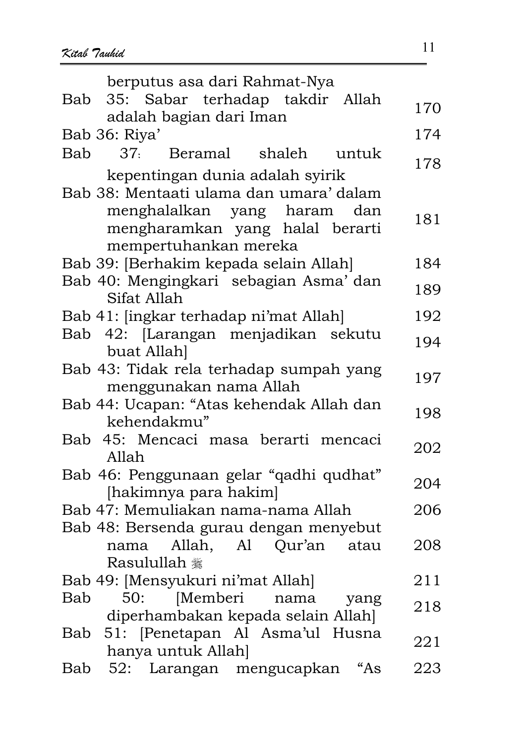| | |
|---|---|
| berputus asa dari Rahmat-Nya | |
| Bab 35: Sabar terhadap takdir Allah adalah bagian dari Iman | 170 |
| Bab 36: Riya’ | 174 |
| Bab 37: Beramal shaleh untuk kepentingan dunia adalah syirik | 178 |
| Bab 38: Mentaati ulama dan umara’ dalam menghalalkan yang haram dan mengharamkan yang halal berarti mempertuhankan mereka | 181 |
| Bab 39: [Berhakim kepada selain Allah] | 184 |
| Bab 40: Mengingkari sebagian Asma’ dan Sifat Allah | 189 |
| Bab 41: [ingkar terhadap ni’mat Allah] | 192 |
| Bab 42: [Larangan menjadikan sekutu buat Allah] | 194 |
| Bab 43: Tidak rela terhadap sumpah yang menggunakan nama Allah | 197 |
| Bab 44: Ucapan: “Atas kehendak Allah dan kehendakmu” | 198 |
| Bab 45: Mencaci masa berarti mencaci Allah | 202 |
| Bab 46: Penggunaan gelar “qadhi qudhat” [hakimnya para hakim] | 204 |
| Bab 47: Memuliakan nama-nama Allah | 206 |
| Bab 48: Bersenda gurau dengan menyebut nama Allah, Al Qur’an atau Rasulullah ﷺ | 208 |
| Bab 49: [Mensyukuri ni’mat Allah] | 211 |
| Bab 50: [Memberi nama yang diperhambakan kepada selain Allah] | 218 |
| Bab 51: [Penetapan Al Asma’ul Husna hanya untuk Allah] | 221 |
| Bab 52: Larangan mengucapkan “As | 223 |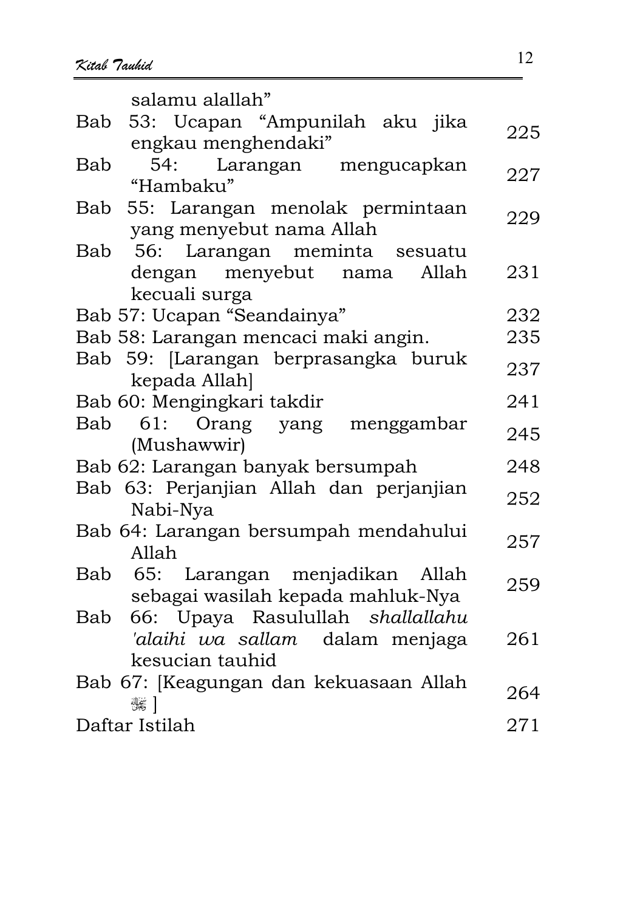| | |
|---|---|
| salamu alallah" | |
| Bab 53: Ucapan "Ampunilah aku jika engkau menghendaki" | 225 |
| Bab 54: Larangan mengucapkan "Hambaku" | 227 |
| Bab 55: Larangan menolak permintaan yang menyebut nama Allah | 229 |
| Bab 56: Larangan meminta sesuatu dengan menyebut nama Allah kecuali surga | 231 |
| Bab 57: Ucapan "Seandainya" | 232 |
| Bab 58: Larangan mencaci maki angin. | 235 |
| Bab 59: [Larangan berprasangka buruk kepada Allah] | 237 |
| Bab 60: Mengingkari takdir | 241 |
| Bab 61: Orang yang menggambar (Mushawwir) | 245 |
| Bab 62: Larangan banyak bersumpah | 248 |
| Bab 63: Perjanjian Allah dan perjanjian Nabi-Nya | 252 |
| Bab 64: Larangan bersumpah mendahului Allah | 257 |
| Bab 65: Larangan menjadikan Allah sebagai wasilah kepada mahluk-Nya | 259 |
| Bab 66: Upaya Rasulullah *shallallahu 'alaihi wa sallam* dalam menjaga kesucian tauhid | 261 |
| Bab 67: [Keagungan dan kekuasaan Allah ﷻ] | 264 |
| Daftar Istilah | 271 |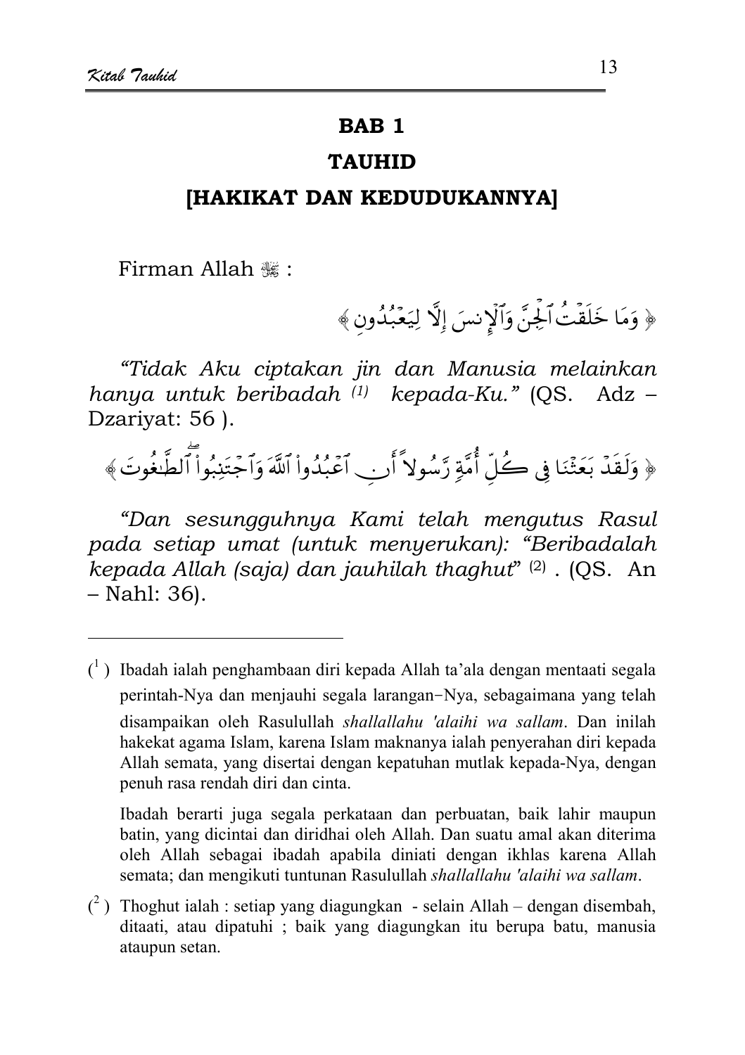# BAB 1

# TAUHID

## [HAKIKAT DAN KEDUDUKANNYA]

Firman Allah ﷻ :

﴿ وَمَا خَلَقْتُ ٱلْجِنَّ وَٱلْإِنسَ إِلَّا لِيَعْبُدُونِ ﴾

*"Tidak Aku ciptakan jin dan Manusia melainkan hanya untuk beribadah* [1] *kepada-Ku."* (QS. Adz – Dzariyat: 56 ).

﴿ وَلَقَدْ بَعَثْنَا فِى كُلِّ أُمَّةٍ رَّسُولاً أَنِ ٱعْبُدُواْ ٱللَّهَ وَٱجْتَنِبُواْ ٱلطَّٰغُوتَ ﴾

*"Dan sesungguhnya Kami telah mengutus Rasul pada setiap umat (untuk menyerukan): "Beribadalah kepada Allah (saja) dan jauhilah thaghut"* [2] . (QS. An – Nahl: 36).

---

[1] Ibadah ialah penghambaan diri kepada Allah ta'ala dengan mentaati segala perintah-Nya dan menjauhi segala larangan−Nya, sebagaimana yang telah disampaikan oleh Rasulullah *shallallahu 'alaihi wa sallam*. Dan inilah hakekat agama Islam, karena Islam maknanya ialah penyerahan diri kepada Allah semata, yang disertai dengan kepatuhan mutlak kepada-Nya, dengan penuh rasa rendah diri dan cinta.

Ibadah berarti juga segala perkataan dan perbuatan, baik lahir maupun batin, yang dicintai dan diridhai oleh Allah. Dan suatu amal akan diterima oleh Allah sebagai ibadah apabila diniati dengan ikhlas karena Allah semata; dan mengikuti tuntunan Rasulullah *shallallahu 'alaihi wa sallam*.

[2] Thoghut ialah : setiap yang diagungkan - selain Allah – dengan disembah, ditaati, atau dipatuhi ; baik yang diagungkan itu berupa batu, manusia ataupun setan.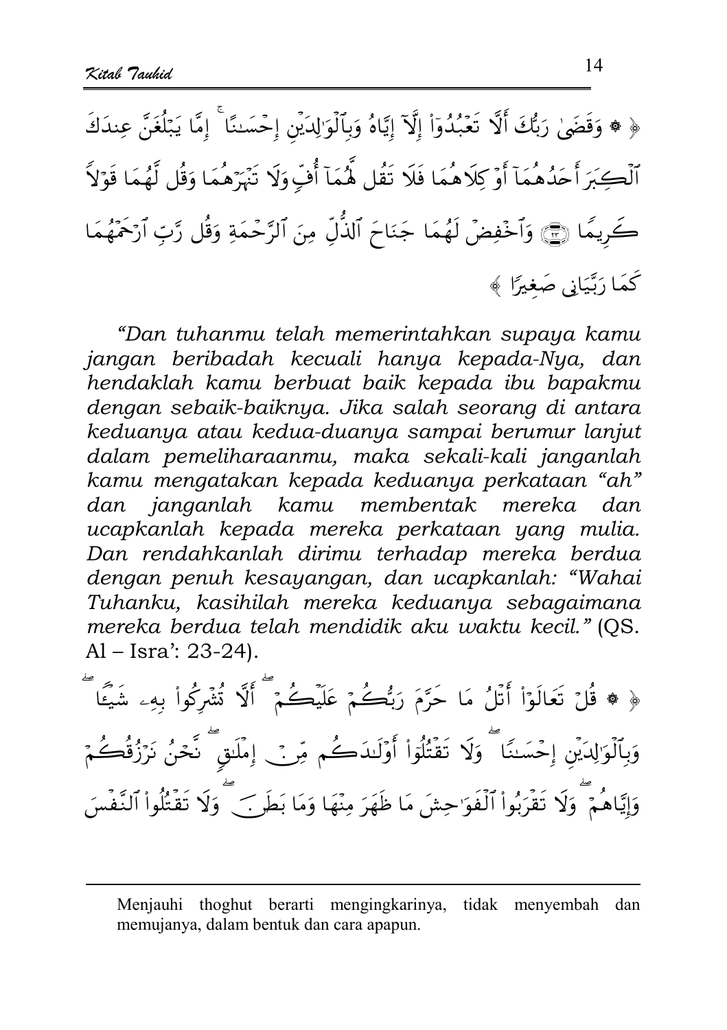﴿ ۞ وَقَضَىٰ رَبُّكَ أَلَّا تَعْبُدُوٓا۟ إِلَّآ إِيَّاهُ وَبِٱلْوَٰلِدَيْنِ إِحْسَـٰنًا ۚ إِمَّا يَبْلُغَنَّ عِندَكَ ٱلْكِبَرَ أَحَدُهُمَآ أَوْ كِلَاهُمَا فَلَا تَقُل لَّهُمَآ أُفٍّ وَلَا تَنْهَرْهُمَا وَقُل لَّهُمَا قَوْلًا كَرِيمًا ﴿٢٣﴾ وَٱخْفِضْ لَهُمَا جَنَاحَ ٱلذُّلِّ مِنَ ٱلرَّحْمَةِ وَقُل رَّبِّ ٱرْحَمْهُمَا كَمَا رَبَّيَانِى صَغِيرًا ﴾

*"Dan tuhanmu telah memerintahkan supaya kamu jangan beribadah kecuali hanya kepada-Nya, dan hendaklah kamu berbuat baik kepada ibu bapakmu dengan sebaik-baiknya. Jika salah seorang di antara keduanya atau kedua-duanya sampai berumur lanjut dalam pemeliharaanmu, maka sekali-kali janganlah kamu mengatakan kepada keduanya perkataan "ah" dan janganlah kamu membentak mereka dan ucapkanlah kepada mereka perkataan yang mulia. Dan rendahkanlah dirimu terhadap mereka berdua dengan penuh kesayangan, dan ucapkanlah: "Wahai Tuhanku, kasihilah mereka keduanya sebagaimana mereka berdua telah mendidik aku waktu kecil."* (QS. Al – Isra': 23-24).

﴿ ۞ قُلْ تَعَالَوْا۟ أَتْلُ مَا حَرَّمَ رَبُّكُمْ عَلَيْكُمْ ۖ أَلَّا تُشْرِكُوا۟ بِهِۦ شَيْـًٔا ۖ وَبِٱلْوَٰلِدَيْنِ إِحْسَـٰنًا ۖ وَلَا تَقْتُلُوٓا۟ أَوْلَـٰدَكُم مِّنْ إِمْلَـٰقٍ ۖ نَّحْنُ نَرْزُقُكُمْ وَإِيَّاهُمْ ۖ وَلَا تَقْرَبُوا۟ ٱلْفَوَٰحِشَ مَا ظَهَرَ مِنْهَا وَمَا بَطَنَ ۖ وَلَا تَقْتُلُوا۟ ٱلنَّفْسَ

---

Menjauhi thoghut berarti mengingkarinya, tidak menyembah dan memujanya, dalam bentuk dan cara apapun.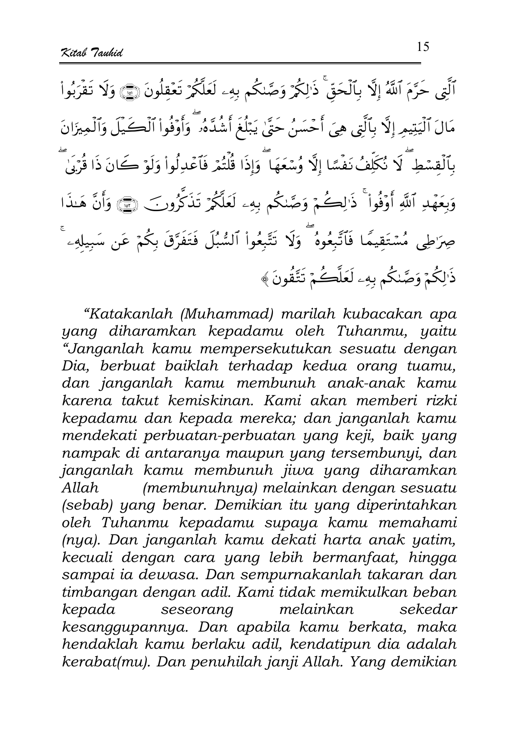ٱلَّتِى حَرَّمَ ٱللَّهُ إِلَّا بِٱلْحَقِّ ۚ ذَٰلِكُمْ وَصَّىٰكُم بِهِۦ لَعَلَّكُمْ تَعْقِلُونَ ﴿١٥١﴾ وَلَا تَقْرَبُوا۟ مَالَ ٱلْيَتِيمِ إِلَّا بِٱلَّتِى هِىَ أَحْسَنُ حَتَّىٰ يَبْلُغَ أَشُدَّهُۥ ۖ وَأَوْفُوا۟ ٱلْكَيْلَ وَٱلْمِيزَانَ بِٱلْقِسْطِ ۖ لَا نُكَلِّفُ نَفْسًا إِلَّا وُسْعَهَا ۖ وَإِذَا قُلْتُمْ فَٱعْدِلُوا۟ وَلَوْ كَانَ ذَا قُرْبَىٰ ۖ وَبِعَهْدِ ٱللَّهِ أَوْفُوا۟ ۚ ذَٰلِكُمْ وَصَّىٰكُم بِهِۦ لَعَلَّكُمْ تَذَكَّرُونَ ﴿١٥٢﴾ وَأَنَّ هَٰذَا صِرَٰطِى مُسْتَقِيمًا فَٱتَّبِعُوهُ ۖ وَلَا تَتَّبِعُوا۟ ٱلسُّبُلَ فَتَفَرَّقَ بِكُمْ عَن سَبِيلِهِۦ ۚ ذَٰلِكُمْ وَصَّىٰكُم بِهِۦ لَعَلَّكُمْ تَتَّقُونَ ﴾

*"Katakanlah (Muhammad) marilah kubacakan apa yang diharamkan kepadamu oleh Tuhanmu, yaitu "Janganlah kamu mempersekutukan sesuatu dengan Dia, berbuat baiklah terhadap kedua orang tuamu, dan janganlah kamu membunuh anak-anak kamu karena takut kemiskinan. Kami akan memberi rizki kepadamu dan kepada mereka; dan janganlah kamu mendekati perbuatan-perbuatan yang keji, baik yang nampak di antaranya maupun yang tersembunyi, dan janganlah kamu membunuh jiwa yang diharamkan Allah (membunuhnya) melainkan dengan sesuatu (sebab) yang benar. Demikian itu yang diperintahkan oleh Tuhanmu kepadamu supaya kamu memahami (nya). Dan janganlah kamu dekati harta anak yatim, kecuali dengan cara yang lebih bermanfaat, hingga sampai ia dewasa. Dan sempurnakanlah takaran dan timbangan dengan adil. Kami tidak memikulkan beban kepada seseorang melainkan sekedar kesanggupannya. Dan apabila kamu berkata, maka hendaklah kamu berlaku adil, kendatipun dia adalah kerabat(mu). Dan penuhilah janji Allah. Yang demikian*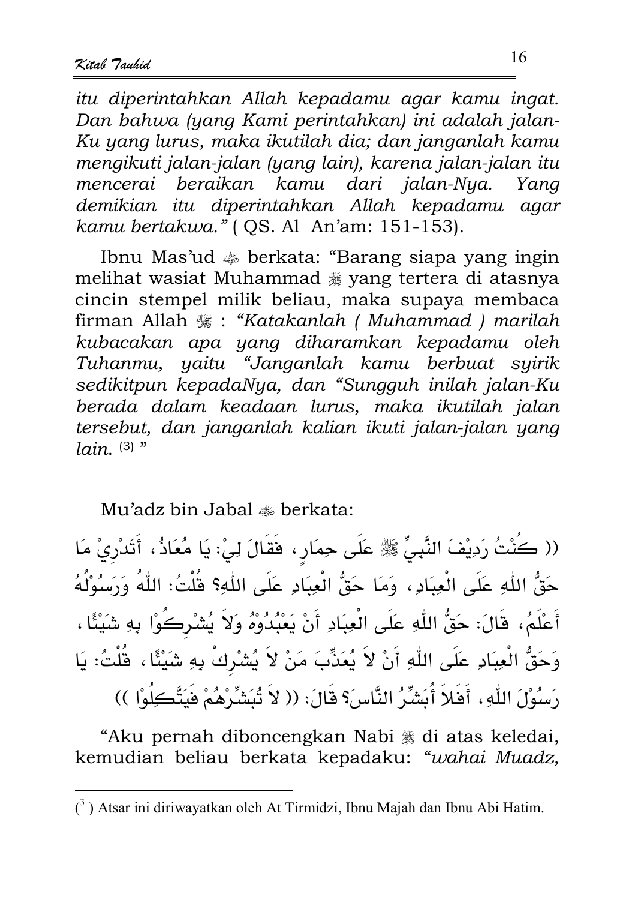*itu diperintahkan Allah kepadamu agar kamu ingat. Dan bahwa (yang Kami perintahkan) ini adalah jalan-Ku yang lurus, maka ikutilah dia; dan janganlah kamu mengikuti jalan-jalan (yang lain), karena jalan-jalan itu mencerai beraikan kamu dari jalan-Nya. Yang demikian itu diperintahkan Allah kepadamu agar kamu bertakwa."* ( QS. Al An'am: 151-153).

Ibnu Mas'ud ﷺ berkata: "Barang siapa yang ingin melihat wasiat Muhammad ﷺ yang tertera di atasnya cincin stempel milik beliau, maka supaya membaca firman Allah ﷻ : *"Katakanlah ( Muhammad ) marilah kubacakan apa yang diharamkan kepadamu oleh Tuhanmu, yaitu "Janganlah kamu berbuat syirik sedikitpun kepadaNya, dan "Sungguh inilah jalan-Ku berada dalam keadaan lurus, maka ikutilah jalan tersebut, dan janganlah kalian ikuti jalan-jalan yang lain.* [3] "

Mu'adz bin Jabal ﷺ berkata:

(( كُنْتُ رَدِيْفَ النَّبِيِّ ﷺ عَلَى حِمَارٍ، فَقَالَ لِيْ: يَا مُعَاذُ، أَتَدْرِيْ مَا حَقُّ اللّٰهِ عَلَى الْعِبَادِ، وَمَا حَقُّ الْعِبَادِ عَلَى اللّٰهِ؟ قُلْتُ: اللّٰهُ وَرَسُوْلُهُ أَعْلَمُ، قَالَ: حَقُّ اللّٰهِ عَلَى الْعِبَادِ أَنْ يَعْبُدُوْهُ وَلاَ يُشْرِكُوْا بِهِ شَيْئًا، وَحَقُّ الْعِبَادِ عَلَى اللّٰهِ أَنْ لاَ يُعَذِّبَ مَنْ لاَ يُشْرِكُ بِهِ شَيْئًا، قُلْتُ: يَا رَسُوْلَ اللّٰهِ، أَفَلاَ أُبَشِّرُ النَّاسَ؟ قَالَ: (( لاَ تُبَشِّرْهُمْ فَيَتَّكِلُوْا ))

"Aku pernah diboncengkan Nabi ﷺ di atas keledai, kemudian beliau berkata kepadaku: *"wahai Muadz,*

---

[3] Atsar ini diriwayatkan oleh At Tirmidzi, Ibnu Majah dan Ibnu Abi Hatim.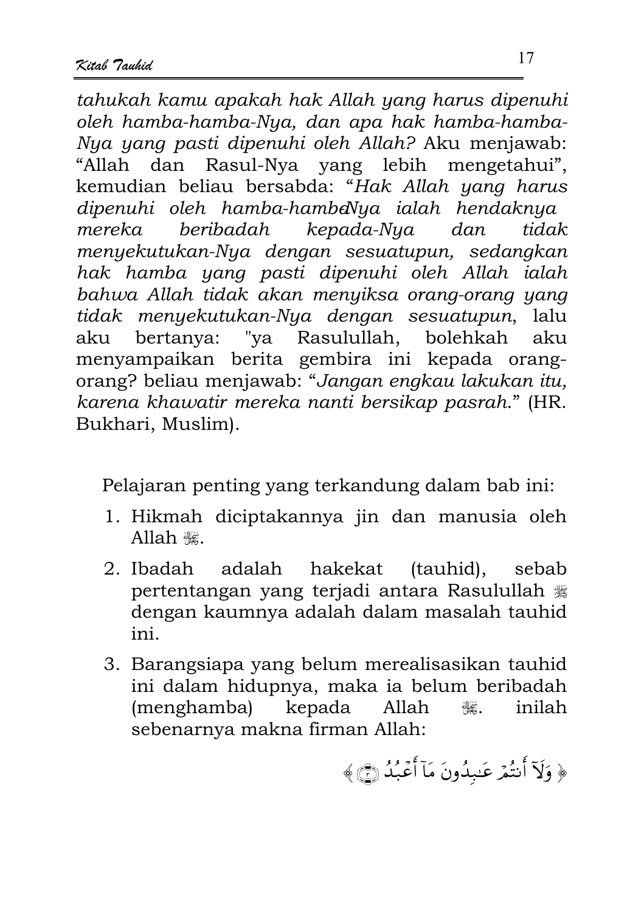*tahukah kamu apakah hak Allah yang harus dipenuhi oleh hamba-hamba-Nya, dan apa hak hamba-hamba-Nya yang pasti dipenuhi oleh Allah?* Aku menjawab: "Allah dan Rasul-Nya yang lebih mengetahui", kemudian beliau bersabda: "*Hak Allah yang harus dipenuhi oleh hamba-hambaNya ialah hendaknya mereka beribadah kepada-Nya dan tidak menyekutukan-Nya dengan sesuatupun, sedangkan hak hamba yang pasti dipenuhi oleh Allah ialah bahwa Allah tidak akan menyiksa orang-orang yang tidak menyekutukan-Nya dengan sesuatupun*, lalu aku bertanya: "ya Rasulullah, bolehkah aku menyampaikan berita gembira ini kepada orang-orang? beliau menjawab: "*Jangan engkau lakukan itu, karena khawatir mereka nanti bersikap pasrah.*" (HR. Bukhari, Muslim).

Pelajaran penting yang terkandung dalam bab ini:

1. Hikmah diciptakannya jin dan manusia oleh Allah ﷻ.
2. Ibadah adalah hakekat (tauhid), sebab pertentangan yang terjadi antara Rasulullah ﷺ dengan kaumnya adalah dalam masalah tauhid ini.
3. Barangsiapa yang belum merealisasikan tauhid ini dalam hidupnya, maka ia belum beribadah (menghamba) kepada Allah ﷻ. inilah sebenarnya makna firman Allah:

﴿ وَلَآ أَنتُمْ عَـٰبِدُونَ مَآ أَعْبُدُ ﴿٣﴾ ﴾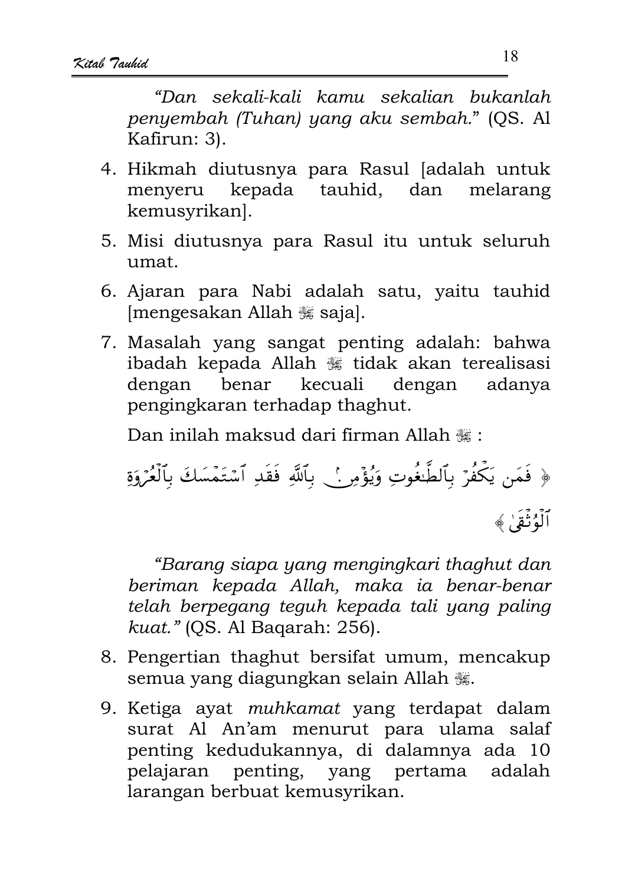*"Dan sekali-kali kamu sekalian bukanlah penyembah (Tuhan) yang aku sembah."* (QS. Al Kafirun: 3).

4. Hikmah diutusnya para Rasul [adalah untuk menyeru kepada tauhid, dan melarang kemusyrikan].
5. Misi diutusnya para Rasul itu untuk seluruh umat.
6. Ajaran para Nabi adalah satu, yaitu tauhid [mengesakan Allah ﷻ saja].
7. Masalah yang sangat penting adalah: bahwa ibadah kepada Allah ﷻ tidak akan terealisasi dengan benar kecuali dengan adanya pengingkaran terhadap thaghut.

   Dan inilah maksud dari firman Allah ﷻ :

   ﴿ فَمَن يَكْفُرْ بِٱلطَّٰغُوتِ وَيُؤْمِنۢ بِٱللَّهِ فَقَدِ ٱسْتَمْسَكَ بِٱلْعُرْوَةِ ٱلْوُثْقَىٰ ﴾

   *"Barang siapa yang mengingkari thaghut dan beriman kepada Allah, maka ia benar-benar telah berpegang teguh kepada tali yang paling kuat."* (QS. Al Baqarah: 256).

8. Pengertian thaghut bersifat umum, mencakup semua yang diagungkan selain Allah ﷻ.
9. Ketiga ayat *muhkamat* yang terdapat dalam surat Al An'am menurut para ulama salaf penting kedudukannya, di dalamnya ada 10 pelajaran penting, yang pertama adalah larangan berbuat kemusyrikan.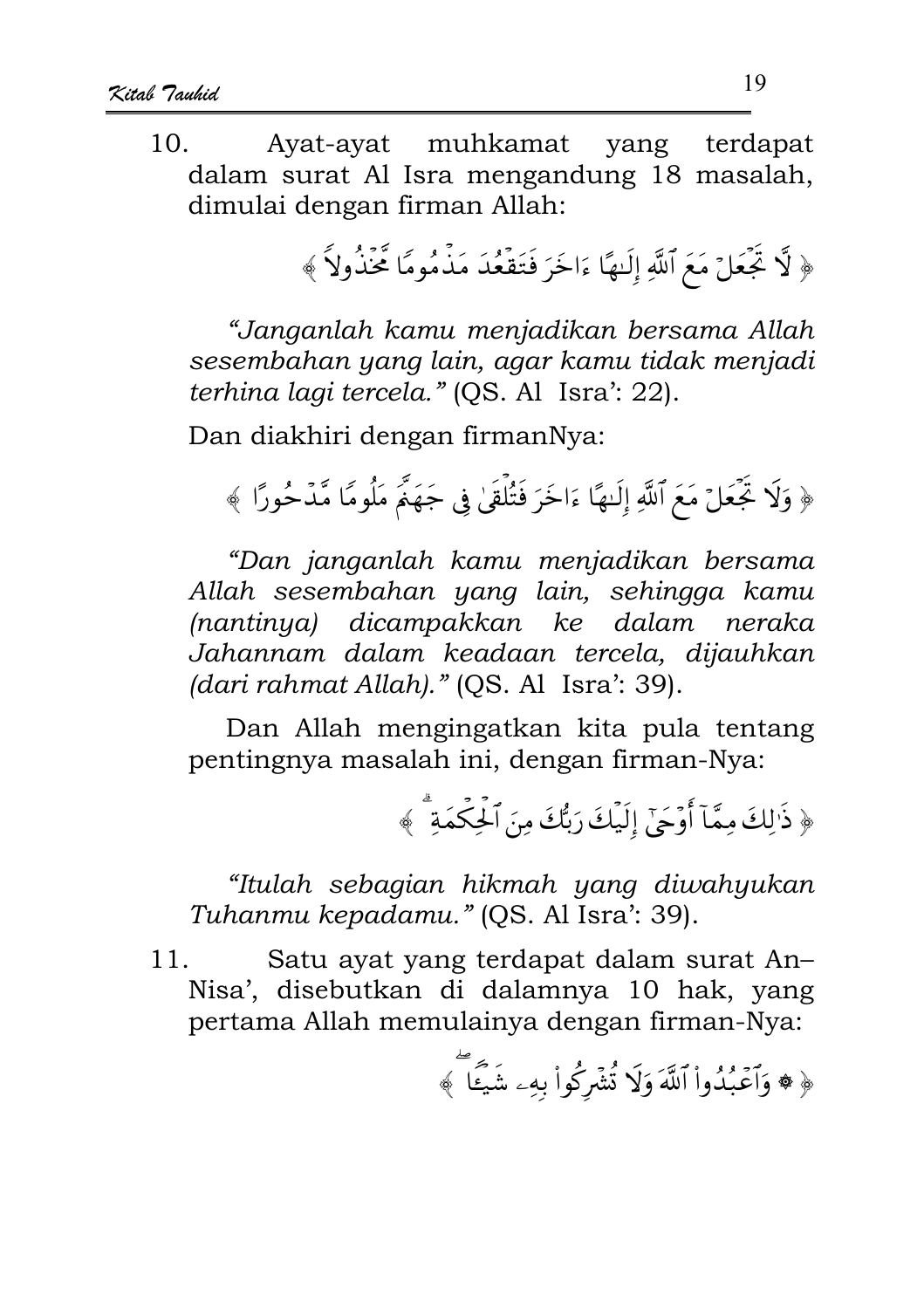10. Ayat-ayat muhkamat yang terdapat dalam surat Al Isra mengandung 18 masalah, dimulai dengan firman Allah:

﴿ لَّا تَجۡعَلۡ مَعَ ٱللَّهِ إِلَٰهًا ءَاخَرَ فَتَقۡعُدَ مَذۡمُومًا مَّخۡذُولًا ﴾

*"Janganlah kamu menjadikan bersama Allah sesembahan yang lain, agar kamu tidak menjadi terhina lagi tercela."* (QS. Al Isra': 22).

Dan diakhiri dengan firmanNya:

﴿ وَلَا تَجۡعَلۡ مَعَ ٱللَّهِ إِلَٰهًا ءَاخَرَ فَتُلۡقَىٰ فِي جَهَنَّمَ مَلُومًا مَّدۡحُورًا ﴾

*"Dan janganlah kamu menjadikan bersama Allah sesembahan yang lain, sehingga kamu (nantinya) dicampakkan ke dalam neraka Jahannam dalam keadaan tercela, dijauhkan (dari rahmat Allah)."* (QS. Al Isra': 39).

Dan Allah mengingatkan kita pula tentang pentingnya masalah ini, dengan firman-Nya:

﴿ ذَٰلِكَ مِمَّآ أَوۡحَىٰٓ إِلَيۡكَ رَبُّكَ مِنَ ٱلۡحِكۡمَةِۗ ﴾

*"Itulah sebagian hikmah yang diwahyukan Tuhanmu kepadamu."* (QS. Al Isra': 39).

11. Satu ayat yang terdapat dalam surat An–Nisa', disebutkan di dalamnya 10 hak, yang pertama Allah memulainya dengan firman-Nya:

﴿ ۞ وَٱعۡبُدُواْ ٱللَّهَ وَلَا تُشۡرِكُواْ بِهِۦ شَيۡـٔٗاۖ ﴾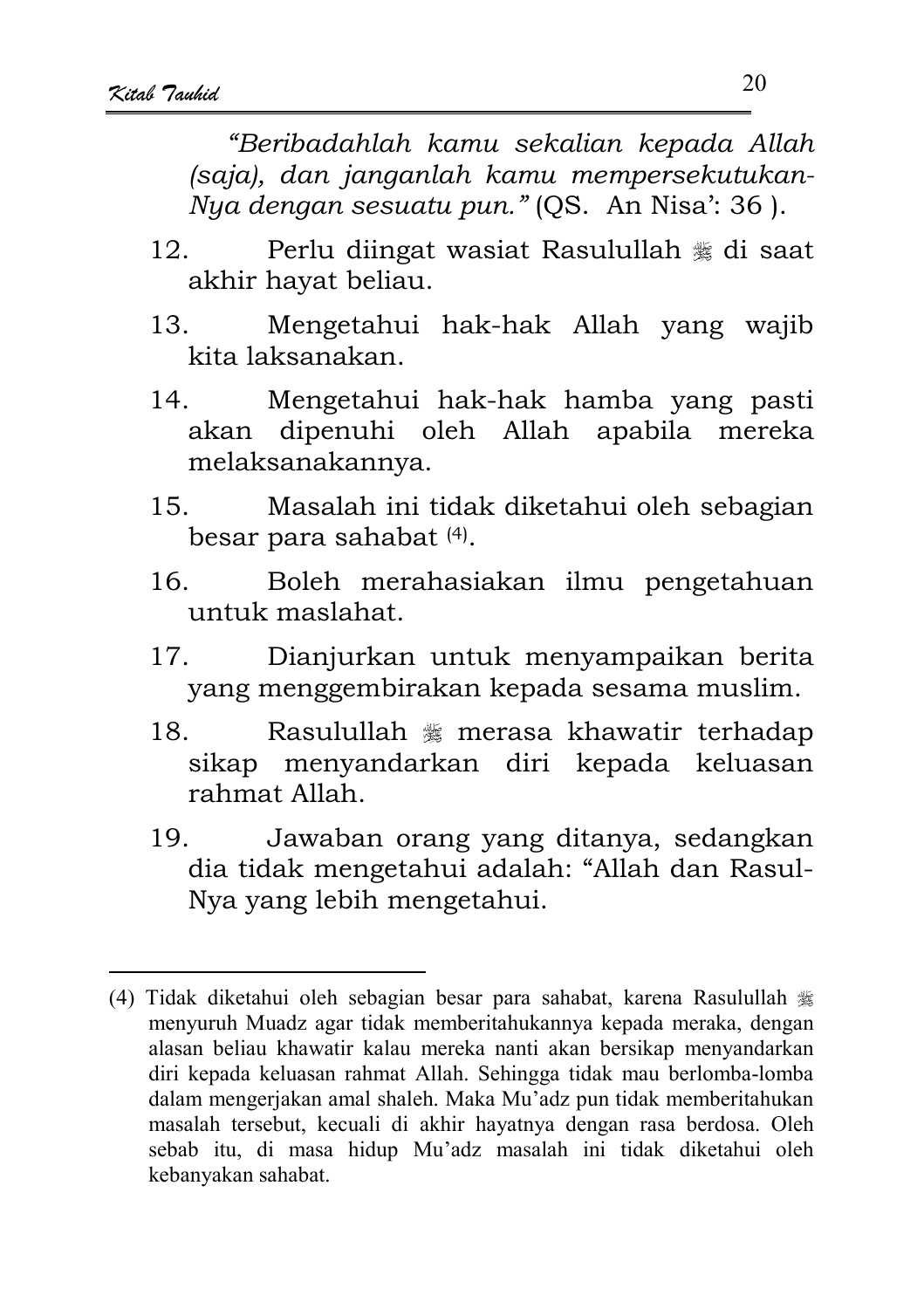*"Beribadahlah kamu sekalian kepada Allah (saja), dan janganlah kamu mempersekutukan-Nya dengan sesuatu pun."* (QS. An Nisa': 36 ).

12. Perlu diingat wasiat Rasulullah ﷺ di saat akhir hayat beliau.
13. Mengetahui hak-hak Allah yang wajib kita laksanakan.
14. Mengetahui hak-hak hamba yang pasti akan dipenuhi oleh Allah apabila mereka melaksanakannya.
15. Masalah ini tidak diketahui oleh sebagian besar para sahabat [4].
16. Boleh merahasiakan ilmu pengetahuan untuk maslahat.
17. Dianjurkan untuk menyampaikan berita yang menggembirakan kepada sesama muslim.
18. Rasulullah ﷺ merasa khawatir terhadap sikap menyandarkan diri kepada keluasan rahmat Allah.
19. Jawaban orang yang ditanya, sedangkan dia tidak mengetahui adalah: "Allah dan Rasul-Nya yang lebih mengetahui.

---

(4) Tidak diketahui oleh sebagian besar para sahabat, karena Rasulullah ﷺ menyuruh Muadz agar tidak memberitahukannya kepada mereka, dengan alasan beliau khawatir kalau mereka nanti akan bersikap menyandarkan diri kepada keluasan rahmat Allah. Sehingga tidak mau berlomba-lomba dalam mengerjakan amal shaleh. Maka Mu'adz pun tidak memberitahukan masalah tersebut, kecuali di akhir hayatnya dengan rasa berdosa. Oleh sebab itu, di masa hidup Mu'adz masalah ini tidak diketahui oleh kebanyakan sahabat.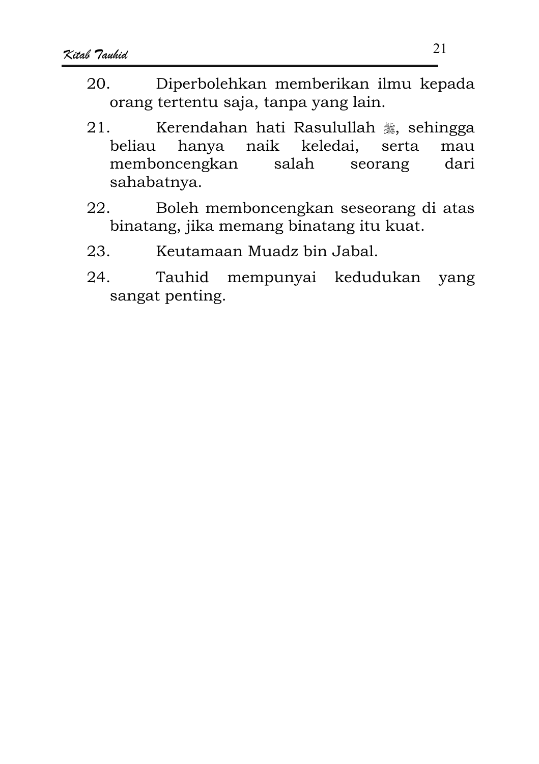20. Diperbolehkan memberikan ilmu kepada orang tertentu saja, tanpa yang lain.

21. Kerendahan hati Rasulullah ﷺ, sehingga beliau hanya naik keledai, serta mau memboncengkan salah seorang dari sahabatnya.

22. Boleh memboncengkan seseorang di atas binatang, jika memang binatang itu kuat.

23. Keutamaan Muadz bin Jabal.

24. Tauhid mempunyai kedudukan yang sangat penting.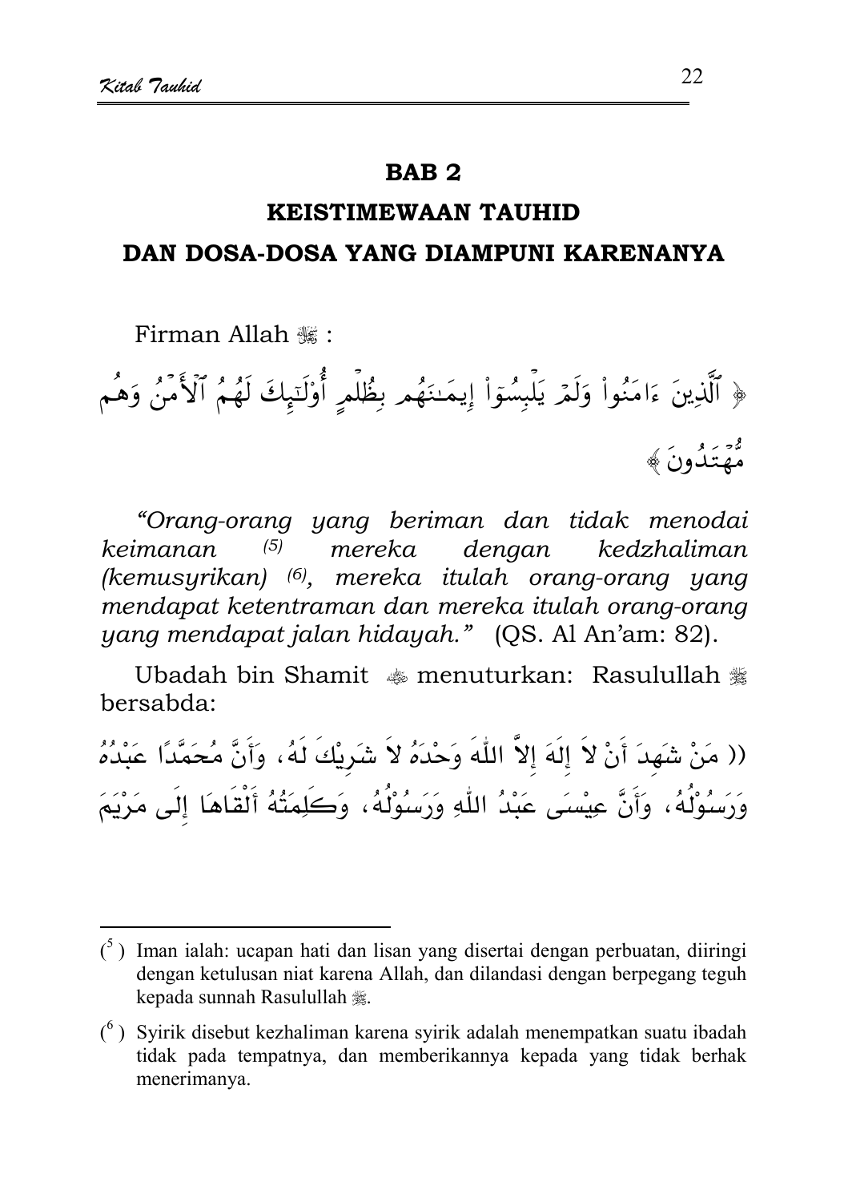# BAB 2

## KEISTIMEWAAN TAUHID

## DAN DOSA-DOSA YANG DIAMPUNI KARENANYA

Firman Allah ﷻ :

﴿ ٱلَّذِينَ ءَامَنُوا۟ وَلَمْ يَلْبِسُوٓا۟ إِيمَٰنَهُم بِظُلْمٍ أُو۟لَٰٓئِكَ لَهُمُ ٱلْأَمْنُ وَهُم مُّهْتَدُونَ ﴾

*"Orang-orang yang beriman dan tidak menodai keimanan* [5] *mereka dengan kedzhaliman (kemusyrikan)* [6]*, mereka itulah orang-orang yang mendapat ketentraman dan mereka itulah orang-orang yang mendapat jalan hidayah."* (QS. Al An'am: 82).

Ubadah bin Shamit ﷺ menuturkan: Rasulullah ﷺ bersabda:

(( مَنْ شَهِدَ أَنْ لاَ إِلَهَ إِلاَّ اللّٰهَ وَحْدَهُ لاَ شَرِيْكَ لَهُ، وَأَنَّ مُحَمَّدًا عَبْدُهُ وَرَسُوْلُهُ، وَأَنَّ عِيْسَى عَبْدُ اللّٰهِ وَرَسُوْلُهُ، وَكَلِمَتُهُ أَلْقَاهَا إِلَى مَرْيَمَ

---

[5] Iman ialah: ucapan hati dan lisan yang disertai dengan perbuatan, diiringi dengan ketulusan niat karena Allah, dan dilandasi dengan berpegang teguh kepada sunnah Rasulullah ﷺ.

[6] Syirik disebut kezhaliman karena syirik adalah menempatkan suatu ibadah tidak pada tempatnya, dan memberikannya kepada yang tidak berhak menerimanya.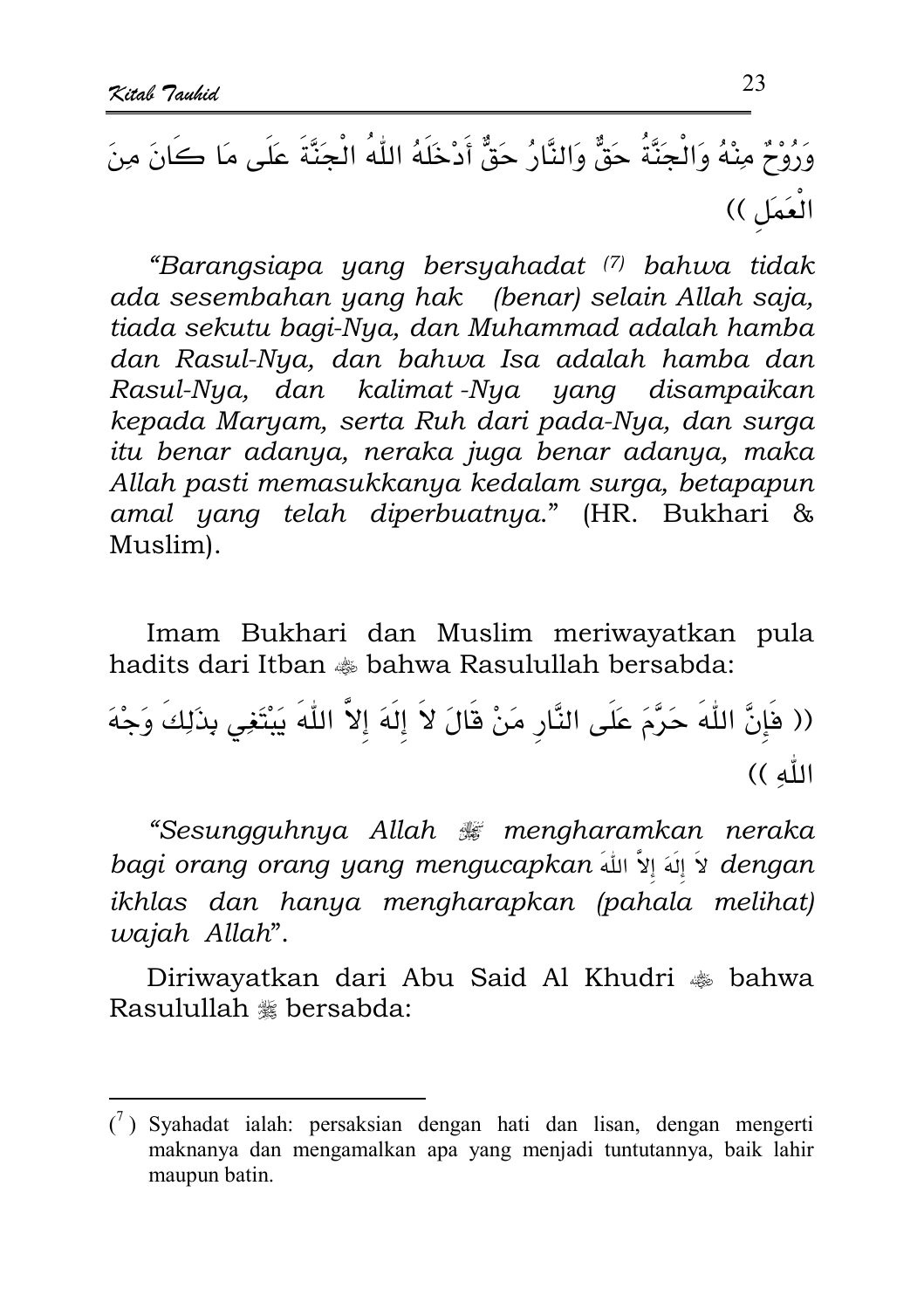وَرُوْحٌ مِنْهُ وَالْجَنَّةُ حَقٌّ وَالنَّارُ حَقٌّ أَدْخَلَهُ اللّٰهُ الْجَنَّةَ عَلَى مَا كَانَ مِنَ الْعَمَلِ ))

*"Barangsiapa yang bersyahadat [7] bahwa tidak ada sesembahan yang hak (benar) selain Allah saja, tiada sekutu bagi-Nya, dan Muhammad adalah hamba dan Rasul-Nya, dan bahwa Isa adalah hamba dan Rasul-Nya, dan kalimat-Nya yang disampaikan kepada Maryam, serta Ruh dari pada-Nya, dan surga itu benar adanya, neraka juga benar adanya, maka Allah pasti memasukkanya kedalam surga, betapapun amal yang telah diperbuatnya."* (HR. Bukhari & Muslim).

Imam Bukhari dan Muslim meriwayatkan pula hadits dari Itban ﷺ bahwa Rasulullah bersabda:

(( فَإِنَّ اللّٰهَ حَرَّمَ عَلَى النَّارِ مَنْ قَالَ لاَ إِلَهَ إِلاَّ اللّٰهَ يَبْتَغِي بِذَلِكَ وَجْهَ اللّٰهِ ))

*"Sesungguhnya Allah ﷻ mengharamkan neraka bagi orang orang yang mengucapkan* لاَ إِلَهَ إِلاَّ اللّٰهَ *dengan ikhlas dan hanya mengharapkan (pahala melihat) wajah Allah".*

Diriwayatkan dari Abu Said Al Khudri ﷺ bahwa Rasulullah ﷺ bersabda:

---

[7] Syahadat ialah: persaksian dengan hati dan lisan, dengan mengerti maknanya dan mengamalkan apa yang menjadi tuntutannya, baik lahir maupun batin.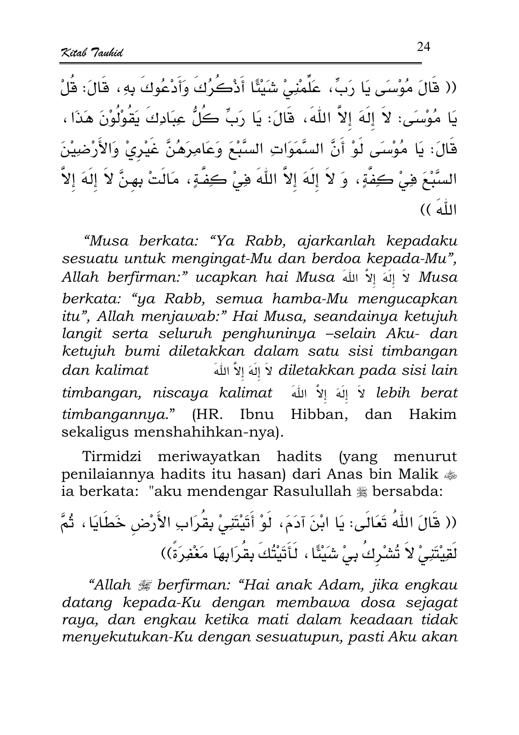(( قَالَ مُوْسَى يَا رَبِّ، عَلِّمْنِيْ شَيْئًا أَذْكُرُكَ وَأَدْعُوكَ بِهِ، قَالَ: قُلْ يَا مُوْسَى: لاَ إِلَهَ إِلاَّ اللّٰهَ، قَالَ: يَا رَبِّ كُلُّ عِبَادِكَ يَقُوْلُوْنَ هَذَا، قَالَ: يَا مُوْسَى لَوْ أَنَّ السَّمَوَاتِ السَّبْعَ وَعَامِرَهُنَّ غَيْرِيْ وَالأَرْضِيْنَ السَّبْعَ فِيْ كِفَّةٍ، وَ لاَ إِلَهَ إِلاَّ اللّٰهَ فِيْ كِفَّةٍ، مَالَتْ بِهِنَّ لاَ إِلَهَ إِلاَّ اللّٰهَ ))

*"Musa berkata: "Ya Rabb, ajarkanlah kepadaku sesuatu untuk mengingat-Mu dan berdoa kepada-Mu", Allah berfirman:" ucapkan hai Musa* لاَ إِلَهَ إِلاَّ اللّٰهَ *Musa berkata: "ya Rabb, semua hamba-Mu mengucapkan itu", Allah menjawab:" Hai Musa, seandainya ketujuh langit serta seluruh penghuninya –selain Aku- dan ketujuh bumi diletakkan dalam satu sisi timbangan dan kalimat* لاَ إِلَهَ إِلاَّ اللّٰهَ *diletakkan pada sisi lain timbangan, niscaya kalimat* لاَ إِلَهَ إِلاَّ اللّٰهَ *lebih berat timbangannya."* (HR. Ibnu Hibban, dan Hakim sekaligus menshahihkan-nya).

Tirmidzi meriwayatkan hadits (yang menurut penilaiannya hadits itu hasan) dari Anas bin Malik ﷺ ia berkata: "aku mendengar Rasulullah ﷺ bersabda:

(( قَالَ اللّٰهُ تَعَالَى: يَا ابْنَ آدَمَ، لَوْ أَتَيْتَنِيْ بِقُرَابِ الأَرْضِ خَطَايَا، ثُمَّ لَقِيْتَنِيْ لاَ تُشْرِكُ بِيْ شَيْئًا، لَأَتَيْتُكَ بِقُرَابِهَا مَغْفِرَةً))

*"Allah ﷻ berfirman: "Hai anak Adam, jika engkau datang kepada-Ku dengan membawa dosa sejagat raya, dan engkau ketika mati dalam keadaan tidak menyekutukan-Ku dengan sesuatupun, pasti Aku akan*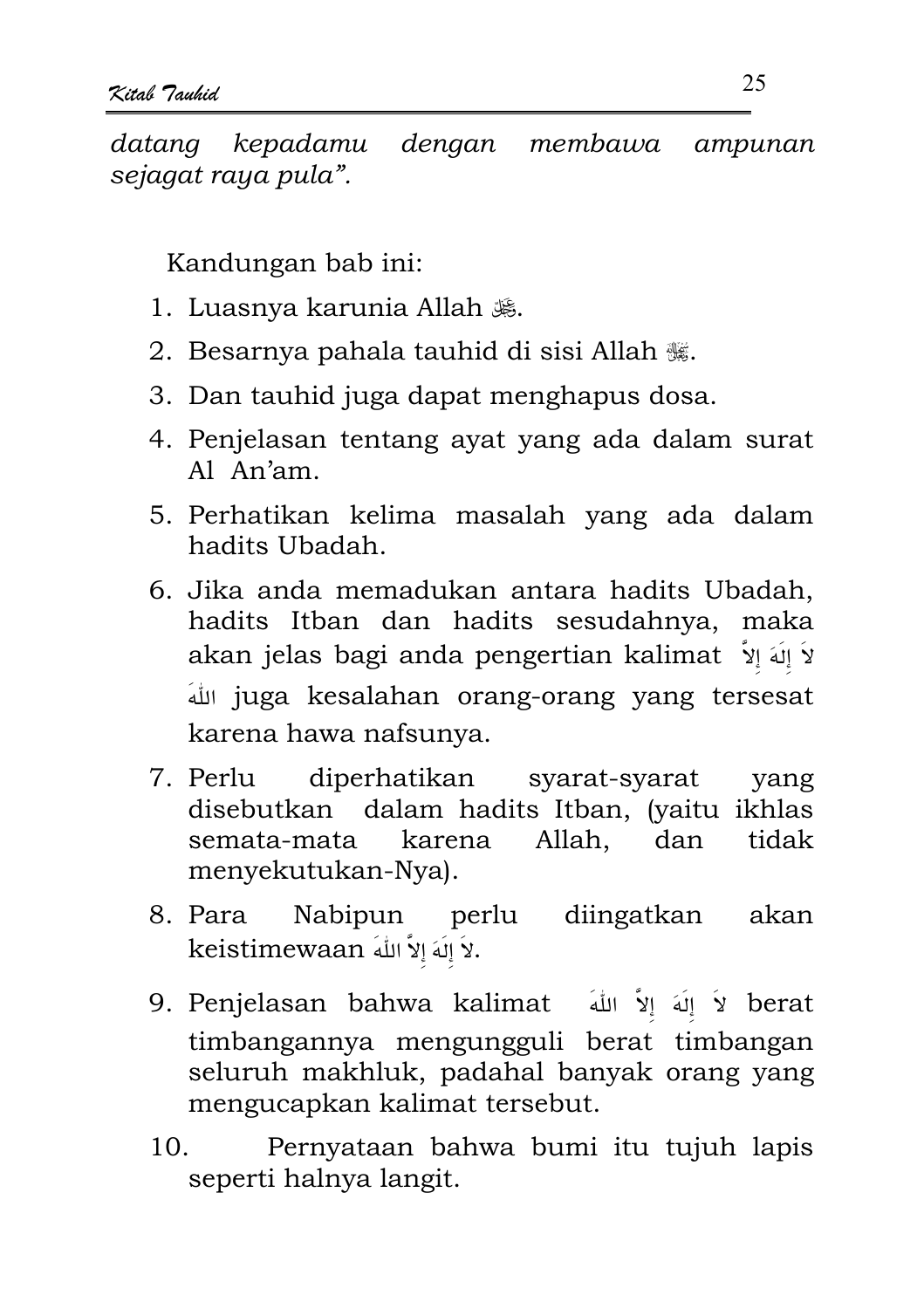*datang kepadamu dengan membawa ampunan sejagat raya pula".*

Kandungan bab ini:

1. Luasnya karunia Allah ﷻ.
2. Besarnya pahala tauhid di sisi Allah ﷻ.
3. Dan tauhid juga dapat menghapus dosa.
4. Penjelasan tentang ayat yang ada dalam surat Al An'am.
5. Perhatikan kelima masalah yang ada dalam hadits Ubadah.
6. Jika anda memadukan antara hadits Ubadah, hadits Itban dan hadits sesudahnya, maka akan jelas bagi anda pengertian kalimat لاَ إِلَهَ إِلاَّ اللهَ juga kesalahan orang-orang yang tersesat karena hawa nafsunya.
7. Perlu diperhatikan syarat-syarat yang disebutkan dalam hadits Itban, (yaitu ikhlas semata-mata karena Allah, dan tidak menyekutukan-Nya).
8. Para Nabipun perlu diingatkan akan keistimewaan لاَ إِلَهَ إِلاَّ اللهَ.
9. Penjelasan bahwa kalimat لاَ إِلَهَ إِلاَّ اللهَ berat timbangannya mengungguli berat timbangan seluruh makhluk, padahal banyak orang yang mengucapkan kalimat tersebut.
10. Pernyataan bahwa bumi itu tujuh lapis seperti halnya langit.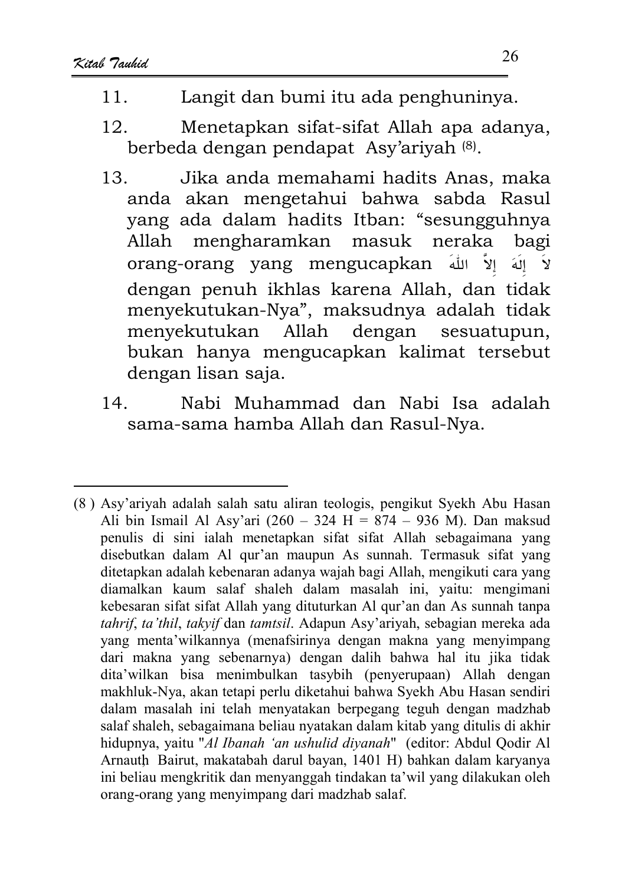11. Langit dan bumi itu ada penghuninya.

12. Menetapkan sifat-sifat Allah apa adanya, berbeda dengan pendapat Asy'ariyah [8].

13. Jika anda memahami hadits Anas, maka anda akan mengetahui bahwa sabda Rasul yang ada dalam hadits Itban: "sesungguhnya Allah mengharamkan masuk neraka bagi orang-orang yang mengucapkan لاَ إِلَهَ إِلاَّ اللهَ dengan penuh ikhlas karena Allah, dan tidak menyekutukan-Nya", maksudnya adalah tidak menyekutukan Allah dengan sesuatupun, bukan hanya mengucapkan kalimat tersebut dengan lisan saja.

14. Nabi Muhammad dan Nabi Isa adalah sama-sama hamba Allah dan Rasul-Nya.

---

(8) Asy'ariyah adalah salah satu aliran teologis, pengikut Syekh Abu Hasan Ali bin Ismail Al Asy'ari (260 – 324 H = 874 – 936 M). Dan maksud penulis di sini ialah menetapkan sifat sifat Allah sebagaimana yang disebutkan dalam Al qur'an maupun As sunnah. Termasuk sifat yang ditetapkan adalah kebenaran adanya wajah bagi Allah, mengikuti cara yang diamalkan kaum salaf shaleh dalam masalah ini, yaitu: mengimani kebesaran sifat sifat Allah yang dituturkan Al qur'an dan As sunnah tanpa *tahrif*, *ta'thil*, *takyif* dan *tamtsil*. Adapun Asy'ariyah, sebagian mereka ada yang menta'wilkannya (menafsirinya dengan makna yang menyimpang dari makna yang sebenarnya) dengan dalih bahwa hal itu jika tidak dita'wilkan bisa menimbulkan tasybih (penyerupaan) Allah dengan makhluk-Nya, akan tetapi perlu diketahui bahwa Syekh Abu Hasan sendiri dalam masalah ini telah menyatakan berpegang teguh dengan madzhab salaf shaleh, sebagaimana beliau nyatakan dalam kitab yang ditulis di akhir hidupnya, yaitu "*Al Ibanah 'an ushulid diyanah*" (editor: Abdul Qodir Al Arnauṭ Bairut, makatabah darul bayan, 1401 H) bahkan dalam karyanya ini beliau mengkritik dan menyanggah tindakan ta'wil yang dilakukan oleh orang-orang yang menyimpang dari madzhab salaf.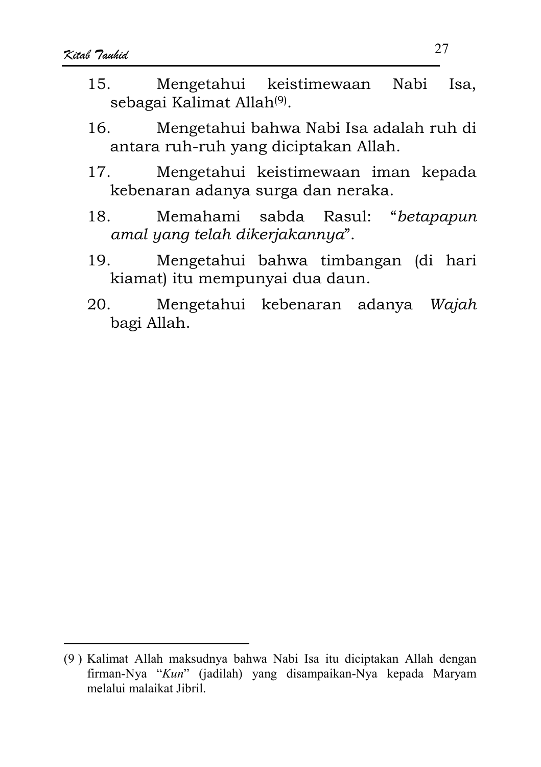15. Mengetahui keistimewaan Nabi Isa, sebagai Kalimat Allah[9].

16. Mengetahui bahwa Nabi Isa adalah ruh di antara ruh-ruh yang diciptakan Allah.

17. Mengetahui keistimewaan iman kepada kebenaran adanya surga dan neraka.

18. Memahami sabda Rasul: "*betapapun amal yang telah dikerjakannya*".

19. Mengetahui bahwa timbangan (di hari kiamat) itu mempunyai dua daun.

20. Mengetahui kebenaran adanya *Wajah* bagi Allah.

---

(9) Kalimat Allah maksudnya bahwa Nabi Isa itu diciptakan Allah dengan firman-Nya "*Kun*" (jadilah) yang disampaikan-Nya kepada Maryam melalui malaikat Jibril.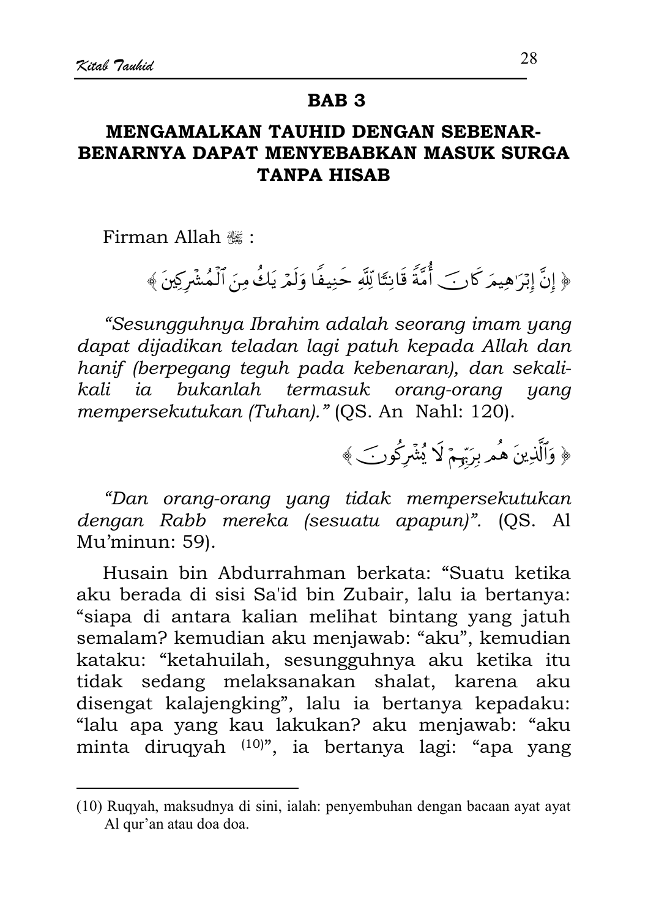## BAB 3

## MENGAMALKAN TAUHID DENGAN SEBENAR-BENARNYA DAPAT MENYEBABKAN MASUK SURGA TANPA HISAB

Firman Allah ﷻ :

﴿ إِنَّ إِبْرَٰهِيمَ كَانَ أُمَّةً قَانِتًا لِّلَّهِ حَنِيفًا وَلَمْ يَكُ مِنَ ٱلْمُشْرِكِينَ ﴾

*"Sesungguhnya Ibrahim adalah seorang imam yang dapat dijadikan teladan lagi patuh kepada Allah dan hanif (berpegang teguh pada kebenaran), dan sekali-kali ia bukanlah termasuk orang-orang yang mempersekutukan (Tuhan)."* (QS. An Nahl: 120).

﴿ وَٱلَّذِينَ هُم بِرَبِّهِمْ لَا يُشْرِكُونَ ﴾

*"Dan orang-orang yang tidak mempersekutukan dengan Rabb mereka (sesuatu apapun)".* (QS. Al Mu'minun: 59).

Husain bin Abdurrahman berkata: "Suatu ketika aku berada di sisi Sa'id bin Zubair, lalu ia bertanya: "siapa di antara kalian melihat bintang yang jatuh semalam? kemudian aku menjawab: "aku", kemudian kataku: "ketahuilah, sesungguhnya aku ketika itu tidak sedang melaksanakan shalat, karena aku disengat kalajengking", lalu ia bertanya kepadaku: "lalu apa yang kau lakukan? aku menjawab: "aku minta diruqyah [10]", ia bertanya lagi: "apa yang

---

(10) Ruqyah, maksudnya di sini, ialah: penyembuhan dengan bacaan ayat ayat Al qur'an atau doa doa.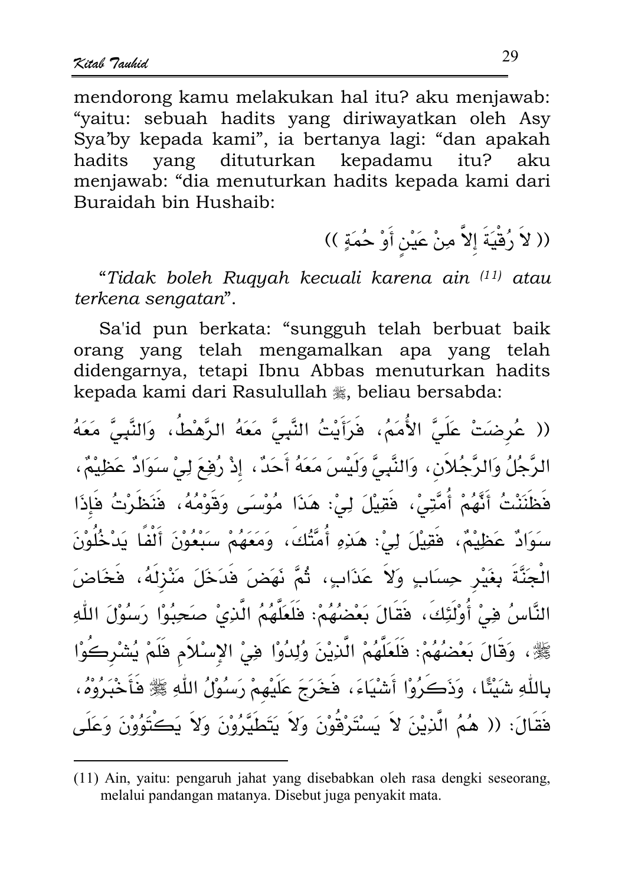mendorong kamu melakukan hal itu? aku menjawab: "yaitu: sebuah hadits yang diriwayatkan oleh Asy Sya'by kepada kami", ia bertanya lagi: "dan apakah hadits yang dituturkan kepadamu itu? aku menjawab: "dia menuturkan hadits kepada kami dari Buraidah bin Hushaib:

(( لاَ رُقْيَةَ إِلاَّ مِنْ عَيْنٍ أَوْ حُمَةٍ ))

"*Tidak boleh Ruqyah kecuali karena ain* [11] *atau terkena sengatan*".

Sa'id pun berkata: "sungguh telah berbuat baik orang yang telah mengamalkan apa yang telah didengarnya, tetapi Ibnu Abbas menuturkan hadits kepada kami dari Rasulullah ﷺ, beliau bersabda:

(( عُرِضَتْ عَلَيَّ الأُمَمُ، فَرَأَيْتُ النَّبِيَّ مَعَهُ الرَّهْطُ، وَالنَّبِيَّ مَعَهُ الرَّجُلُ وَالرَّجُلاَنِ، وَالنَّبِيَّ وَلَيْسَ مَعَهُ أَحَدٌ، إِذْ رُفِعَ لِيْ سَوَادٌ عَظِيْمٌ، فَظَنَنْتُ أَنَّهُمْ أُمَّتِيْ، فَقِيْلَ لِيْ: هَذَا مُوْسَى وَقَوْمُهُ، فَنَظَرْتُ فَإِذَا سَوَادٌ عَظِيْمٌ، فَقِيْلَ لِيْ: هَذِهِ أُمَّتُكَ، وَمَعَهُمْ سَبْعُوْنَ أَلْفًا يَدْخُلُوْنَ الْجَنَّةَ بِغَيْرِ حِسَابٍ وَلاَ عَذَابٍ، ثُمَّ نَهَضَ فَدَخَلَ مَنْزِلَهُ، فَخَاضَ النَّاسُ فِيْ أُوْلَئِكَ، فَقَالَ بَعْضُهُمْ: فَلَعَلَّهُمُ الَّذِيْ صَحِبُوْا رَسُوْلَ اللّٰهِ ﷺ، وَقَالَ بَعْضُهُمْ: فَلَعَلَّهُمُ الَّذِيْنَ وُلِدُوْا فِيْ الإِسْلاَمِ فَلَمْ يُشْرِكُوْا بِاللّٰهِ شَيْئًا، وَذَكَرُوْا أَشْيَاءَ، فَخَرَجَ عَلَيْهِمْ رَسُوْلُ اللّٰهِ ﷺ فَأَخْبَرُوْهُ، فَقَالَ: (( هُمُ الَّذِيْنَ لاَ يَسْتَرْقُوْنَ وَلاَ يَتَطَيَّرُوْنَ وَلاَ يَكْتَوُوْنَ وَعَلَى

---

[11] Ain, yaitu: pengaruh jahat yang disebabkan oleh rasa dengki seseorang, melalui pandangan matanya. Disebut juga penyakit mata.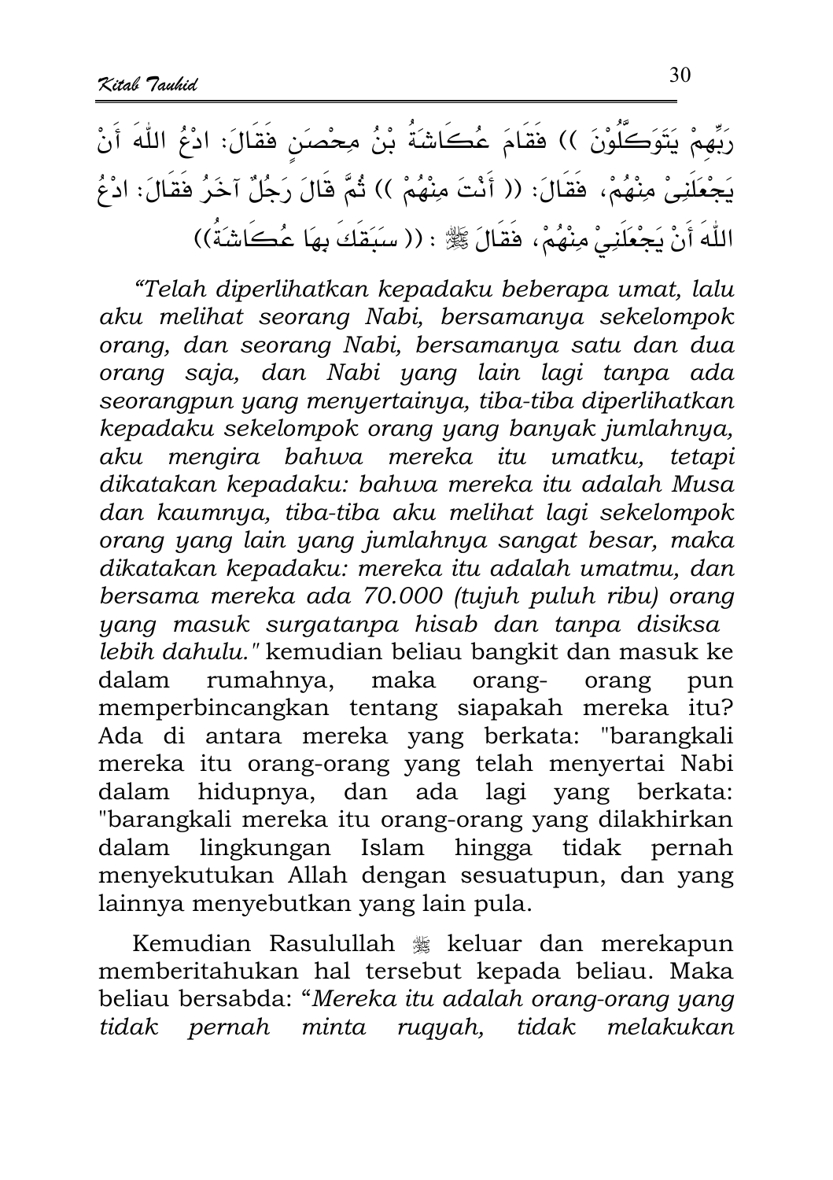رَبِّهِمْ يَتَوَكَّلُوْنَ )) فَقَامَ عُكَاشَةُ بْنُ مِحْصَنٍ فَقَالَ: ادْعُ اللّٰهَ أَنْ يَجْعَلَنِىْ مِنْهُمْ، فَقَالَ: (( أَنْتَ مِنْهُمْ )) ثُمَّ قَالَ رَجُلٌ آخَرُ فَقَالَ: ادْعُ اللّٰهَ أَنْ يَجْعَلَنِيْ مِنْهُمْ، فَقَالَ ﷺ : (( سَبَقَكَ بِهَا عُكَاشَةُ ))

*"Telah diperlihatkan kepadaku beberapa umat, lalu aku melihat seorang Nabi, bersamanya sekelompok orang, dan seorang Nabi, bersamanya satu dan dua orang saja, dan Nabi yang lain lagi tanpa ada seorangpun yang menyertainya, tiba-tiba diperlihatkan kepadaku sekelompok orang yang banyak jumlahnya, aku mengira bahwa mereka itu umatku, tetapi dikatakan kepadaku: bahwa mereka itu adalah Musa dan kaumnya, tiba-tiba aku melihat lagi sekelompok orang yang lain yang jumlahnya sangat besar, maka dikatakan kepadaku: mereka itu adalah umatmu, dan bersama mereka ada 70.000 (tujuh puluh ribu) orang yang masuk surgatanpa hisab dan tanpa disiksa lebih dahulu."* kemudian beliau bangkit dan masuk ke dalam rumahnya, maka orang- orang pun memperbincangkan tentang siapakah mereka itu? Ada di antara mereka yang berkata: "barangkali mereka itu orang-orang yang telah menyertai Nabi dalam hidupnya, dan ada lagi yang berkata: "barangkali mereka itu orang-orang yang dilakhirkan dalam lingkungan Islam hingga tidak pernah menyekutukan Allah dengan sesuatupun, dan yang lainnya menyebutkan yang lain pula.

Kemudian Rasulullah ﷺ keluar dan merekapun memberitahukan hal tersebut kepada beliau. Maka beliau bersabda: "*Mereka itu adalah orang-orang yang tidak pernah minta ruqyah, tidak melakukan*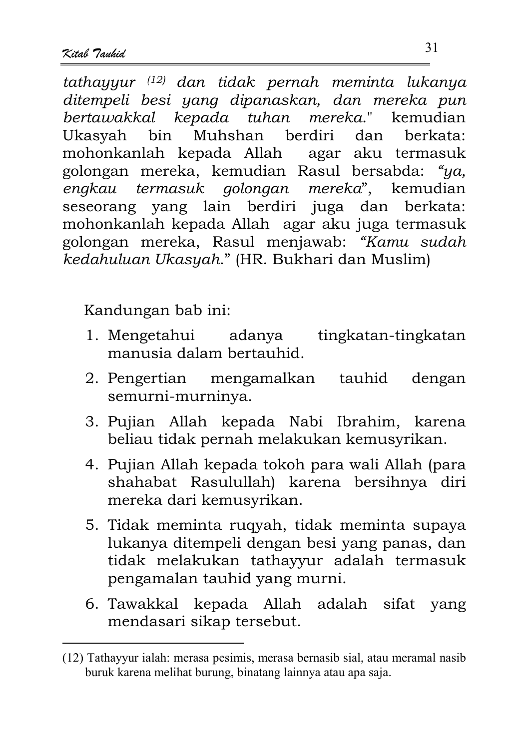*tathayyur* [12] *dan tidak pernah meminta lukanya ditempeli besi yang dipanaskan, dan mereka pun bertawakkal kepada tuhan mereka*." kemudian Ukasyah bin Muhshan berdiri dan berkata: mohonkanlah kepada Allah agar aku termasuk golongan mereka, kemudian Rasul bersabda: *"ya, engkau termasuk golongan mereka*", kemudian seseorang yang lain berdiri juga dan berkata: mohonkanlah kepada Allah agar aku juga termasuk golongan mereka, Rasul menjawab: *"Kamu sudah kedahuluan Ukasyah*." (HR. Bukhari dan Muslim)

Kandungan bab ini:

1. Mengetahui adanya tingkatan-tingkatan manusia dalam bertauhid.
2. Pengertian mengamalkan tauhid dengan semurni-murninya.
3. Pujian Allah kepada Nabi Ibrahim, karena beliau tidak pernah melakukan kemusyrikan.
4. Pujian Allah kepada tokoh para wali Allah (para shahabat Rasulullah) karena bersihnya diri mereka dari kemusyrikan.
5. Tidak meminta ruqyah, tidak meminta supaya lukanya ditempeli dengan besi yang panas, dan tidak melakukan tathayyur adalah termasuk pengamalan tauhid yang murni.
6. Tawakkal kepada Allah adalah sifat yang mendasari sikap tersebut.

---

(12) Tathayyur ialah: merasa pesimis, merasa bernasib sial, atau meramal nasib buruk karena melihat burung, binatang lainnya atau apa saja.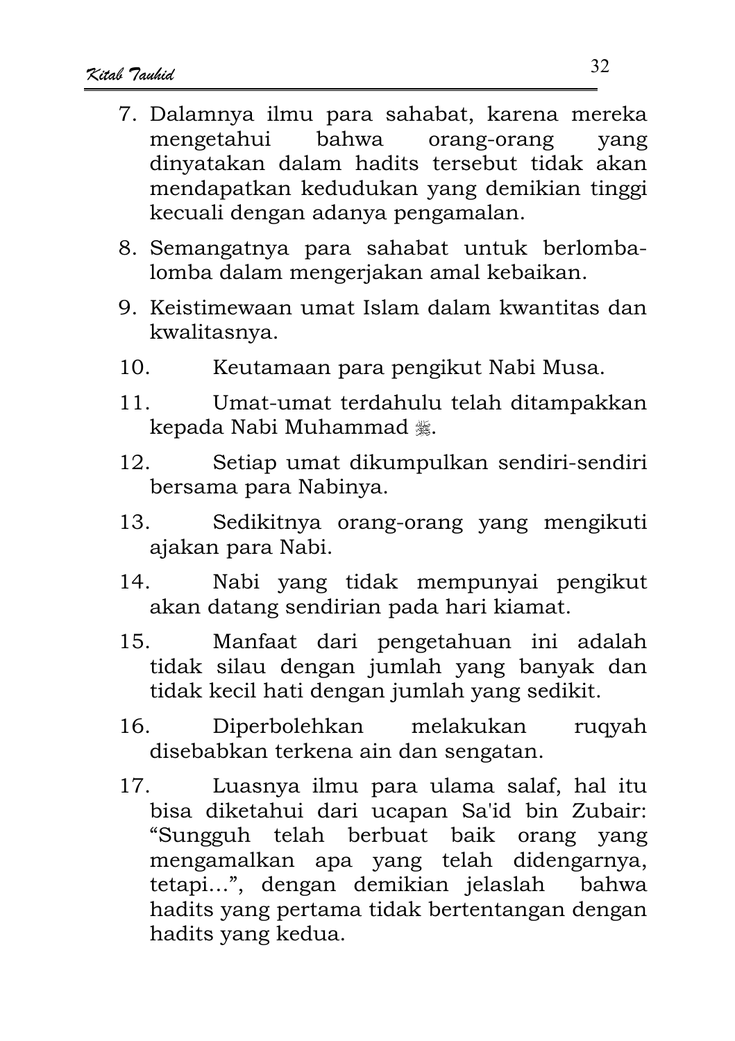7. Dalamnya ilmu para sahabat, karena mereka mengetahui bahwa orang-orang yang dinyatakan dalam hadits tersebut tidak akan mendapatkan kedudukan yang demikian tinggi kecuali dengan adanya pengamalan.
8. Semangatnya para sahabat untuk berlomba-lomba dalam mengerjakan amal kebaikan.
9. Keistimewaan umat Islam dalam kwantitas dan kwalitasnya.
10. Keutamaan para pengikut Nabi Musa.
11. Umat-umat terdahulu telah ditampakkan kepada Nabi Muhammad ﷺ.
12. Setiap umat dikumpulkan sendiri-sendiri bersama para Nabinya.
13. Sedikitnya orang-orang yang mengikuti ajakan para Nabi.
14. Nabi yang tidak mempunyai pengikut akan datang sendirian pada hari kiamat.
15. Manfaat dari pengetahuan ini adalah tidak silau dengan jumlah yang banyak dan tidak kecil hati dengan jumlah yang sedikit.
16. Diperbolehkan melakukan ruqyah disebabkan terkena ain dan sengatan.
17. Luasnya ilmu para ulama salaf, hal itu bisa diketahui dari ucapan Sa'id bin Zubair: "Sungguh telah berbuat baik orang yang mengamalkan apa yang telah didengarnya, tetapi…", dengan demikian jelaslah bahwa hadits yang pertama tidak bertentangan dengan hadits yang kedua.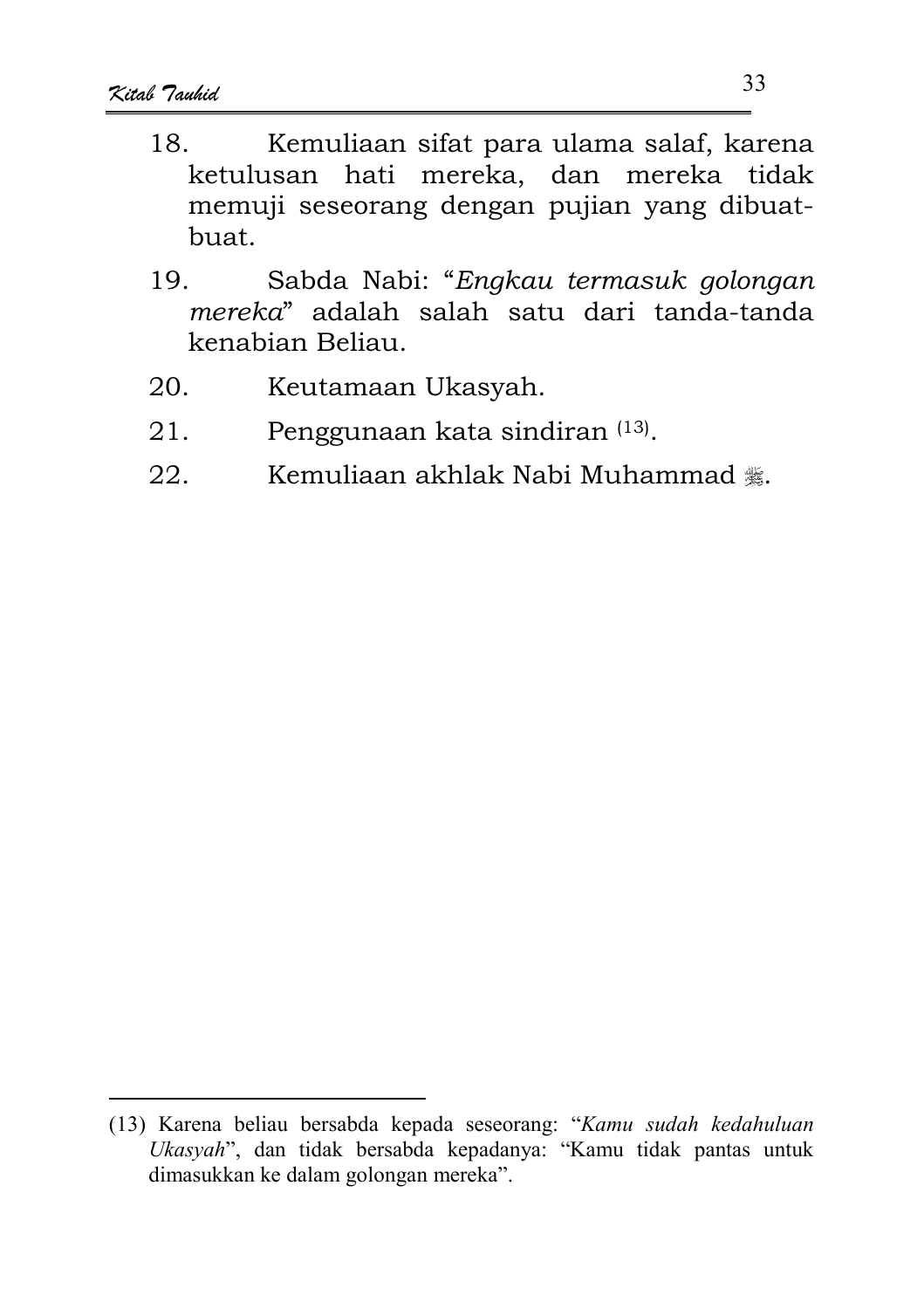18. Kemuliaan sifat para ulama salaf, karena ketulusan hati mereka, dan mereka tidak memuji seseorang dengan pujian yang dibuat-buat.

19. Sabda Nabi: "*Engkau termasuk golongan mereka*" adalah salah satu dari tanda-tanda kenabian Beliau.

20. Keutamaan Ukasyah.

21. Penggunaan kata sindiran [13].

22. Kemuliaan akhlak Nabi Muhammad ﷺ.

---

(13) Karena beliau bersabda kepada seseorang: "*Kamu sudah kedahuluan Ukasyah*", dan tidak bersabda kepadanya: "Kamu tidak pantas untuk dimasukkan ke dalam golongan mereka".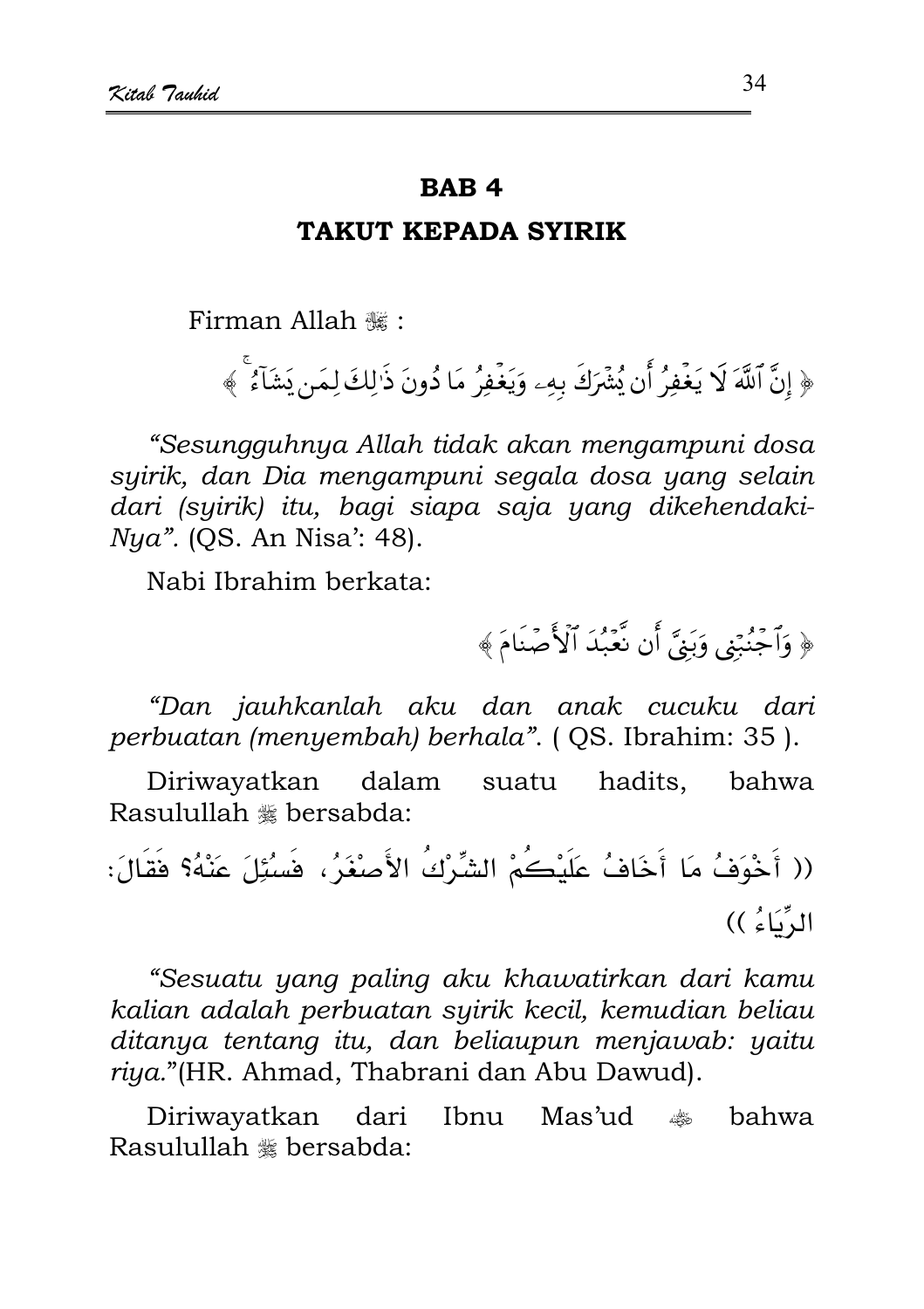## BAB 4

## TAKUT KEPADA SYIRIK

Firman Allah ﷻ :

﴿ إِنَّ ٱللَّهَ لَا يَغْفِرُ أَن يُشْرَكَ بِهِۦ وَيَغْفِرُ مَا دُونَ ذَٰلِكَ لِمَن يَشَآءُ ۚ ﴾

*"Sesungguhnya Allah tidak akan mengampuni dosa syirik, dan Dia mengampuni segala dosa yang selain dari (syirik) itu, bagi siapa saja yang dikehendaki-Nya".* (QS. An Nisa': 48).

Nabi Ibrahim berkata:

﴿ وَٱجْنُبْنِى وَبَنِىَّ أَن نَّعْبُدَ ٱلْأَصْنَامَ ﴾

*"Dan jauhkanlah aku dan anak cucuku dari perbuatan (menyembah) berhala".* ( QS. Ibrahim: 35 ).

Diriwayatkan dalam suatu hadits, bahwa Rasulullah ﷺ bersabda:

(( أَخْوَفُ مَا أَخَافُ عَلَيْكُمْ الشِّرْكُ الأَصْغَرُ، فَسُئِلَ عَنْهُ؟ فَقَالَ: الرِّيَاءُ ))

*"Sesuatu yang paling aku khawatirkan dari kamu kalian adalah perbuatan syirik kecil, kemudian beliau ditanya tentang itu, dan beliaupun menjawab: yaitu riya."*(HR. Ahmad, Thabrani dan Abu Dawud).

Diriwayatkan dari Ibnu Mas'ud رضي الله عنه bahwa Rasulullah ﷺ bersabda: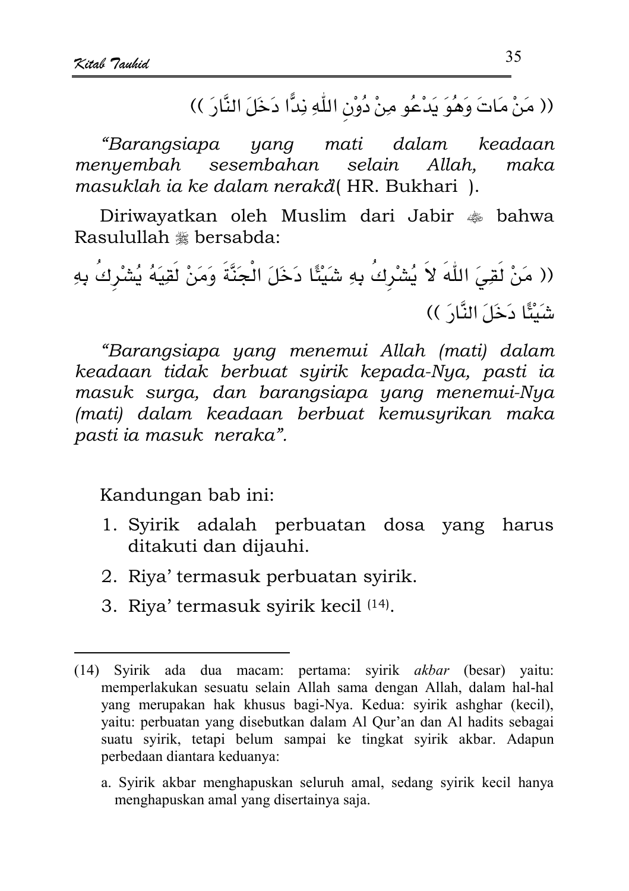(( مَنْ مَاتَ وَهُوَ يَدْعُو مِنْ دُوْنِ اللّٰهِ نِدًّا دَخَلَ النَّارَ ))

*"Barangsiapa yang mati dalam keadaan menyembah sesembahan selain Allah, maka masuklah ia ke dalam neraka"* ( HR. Bukhari ).

Diriwayatkan oleh Muslim dari Jabir ﷺ bahwa Rasulullah ﷺ bersabda:

(( مَنْ لَقِيَ اللّٰهَ لاَ يُشْرِكُ بِهِ شَيْئًا دَخَلَ الْجَنَّةَ وَمَنْ لَقِيَهُ يُشْرِكُ بِهِ شَيْئًا دَخَلَ النَّارَ ))

*"Barangsiapa yang menemui Allah (mati) dalam keadaan tidak berbuat syirik kepada-Nya, pasti ia masuk surga, dan barangsiapa yang menemui-Nya (mati) dalam keadaan berbuat kemusyrikan maka pasti ia masuk neraka".*

Kandungan bab ini:

1. Syirik adalah perbuatan dosa yang harus ditakuti dan dijauhi.
2. Riya' termasuk perbuatan syirik.
3. Riya' termasuk syirik kecil (14).

---

(14) Syirik ada dua macam: pertama: syirik *akbar* (besar) yaitu: memperlakukan sesuatu selain Allah sama dengan Allah, dalam hal-hal yang merupakan hak khusus bagi-Nya. Kedua: syirik ashghar (kecil), yaitu: perbuatan yang disebutkan dalam Al Qur'an dan Al hadits sebagai suatu syirik, tetapi belum sampai ke tingkat syirik akbar. Adapun perbedaan diantara keduanya:

a. Syirik akbar menghapuskan seluruh amal, sedang syirik kecil hanya menghapuskan amal yang disertainya saja.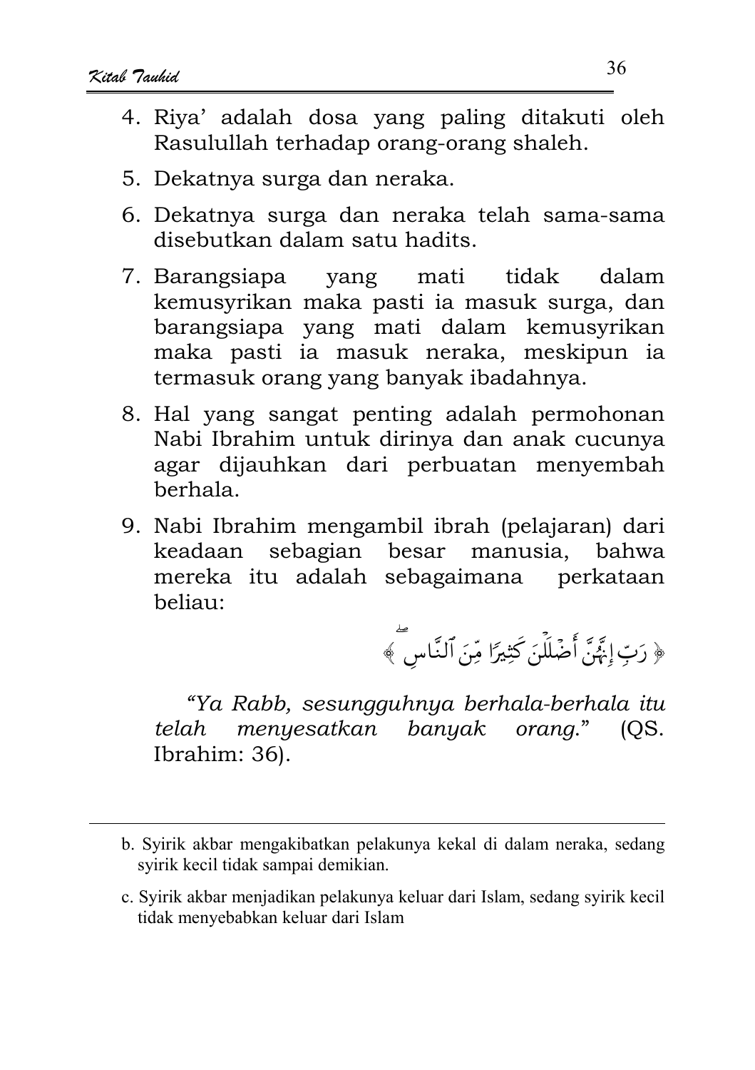4. Riya' adalah dosa yang paling ditakuti oleh Rasulullah terhadap orang-orang shaleh.
5. Dekatnya surga dan neraka.
6. Dekatnya surga dan neraka telah sama-sama disebutkan dalam satu hadits.
7. Barangsiapa yang mati tidak dalam kemusyrikan maka pasti ia masuk surga, dan barangsiapa yang mati dalam kemusyrikan maka pasti ia masuk neraka, meskipun ia termasuk orang yang banyak ibadahnya.
8. Hal yang sangat penting adalah permohonan Nabi Ibrahim untuk dirinya dan anak cucunya agar dijauhkan dari perbuatan menyembah berhala.
9. Nabi Ibrahim mengambil ibrah (pelajaran) dari keadaan sebagian besar manusia, bahwa mereka itu adalah sebagaimana perkataan beliau:

   ﴿ رَبِّ إِنَّهُنَّ أَضْلَلْنَ كَثِيرًا مِّنَ ٱلنَّاسِ ﴾

   *"Ya Rabb, sesungguhnya berhala-berhala itu telah menyesatkan banyak orang."* (QS. Ibrahim: 36).

---

b. Syirik akbar mengakibatkan pelakunya kekal di dalam neraka, sedang syirik kecil tidak sampai demikian.

c. Syirik akbar menjadikan pelakunya keluar dari Islam, sedang syirik kecil tidak menyebabkan keluar dari Islam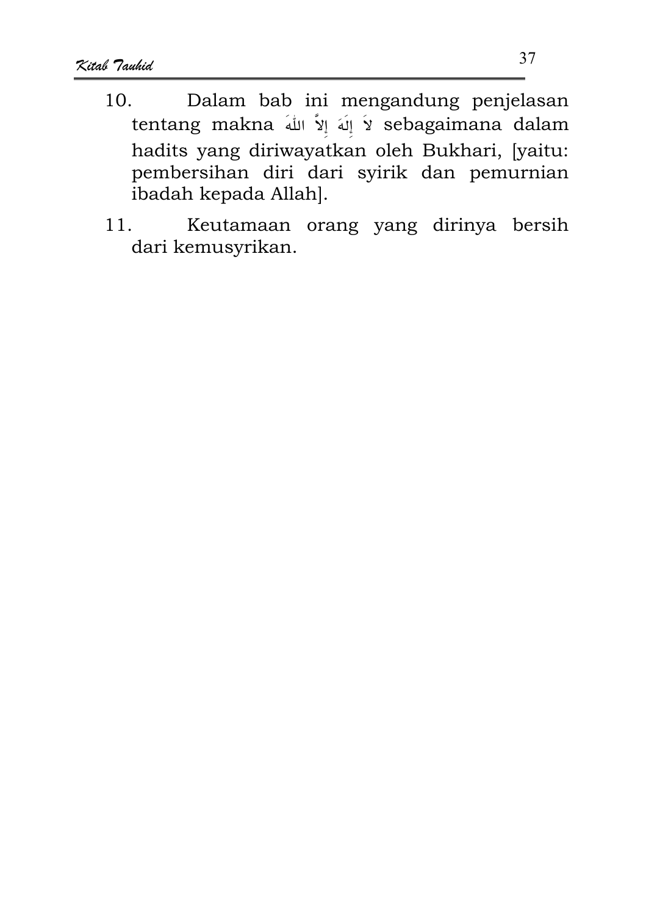10. Dalam bab ini mengandung penjelasan tentang makna لاَ إِلَهَ إِلاَّ اللهَ sebagaimana dalam hadits yang diriwayatkan oleh Bukhari, [yaitu: pembersihan diri dari syirik dan pemurnian ibadah kepada Allah].

11. Keutamaan orang yang dirinya bersih dari kemusyrikan.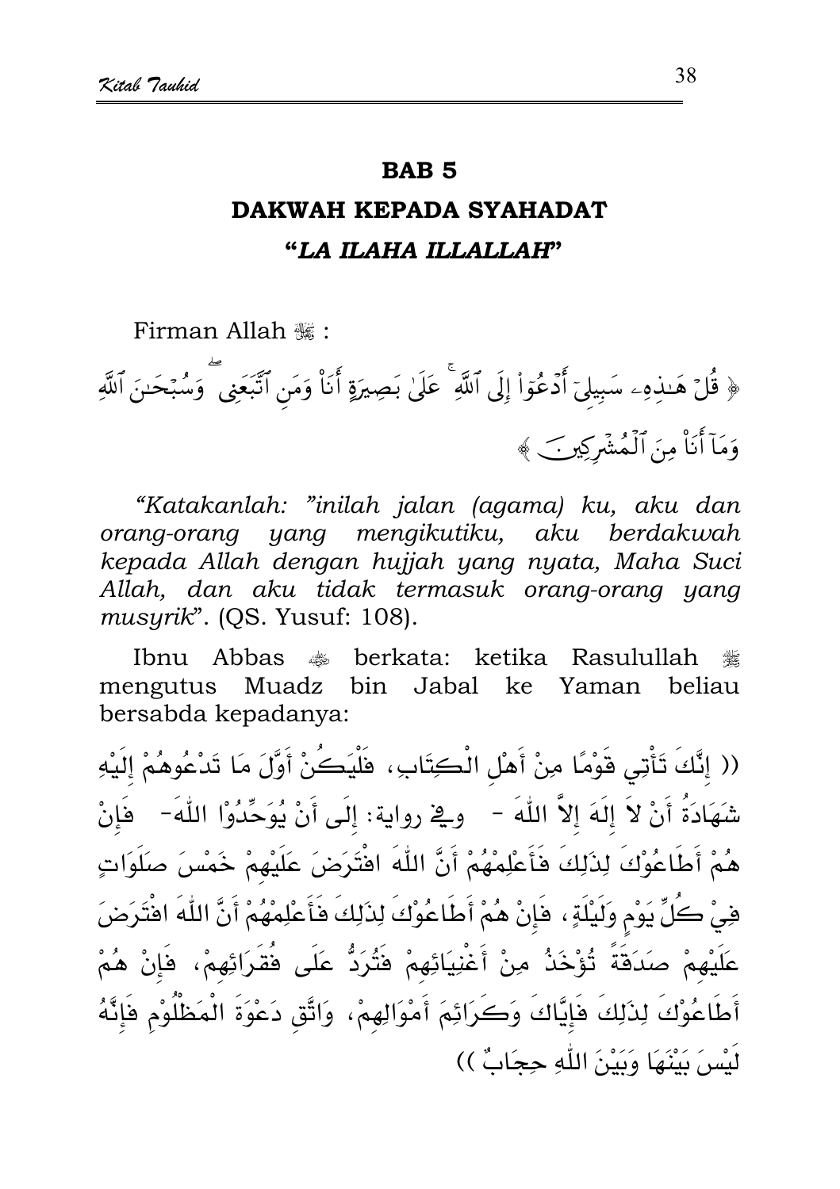# BAB 5

## DAKWAH KEPADA SYAHADAT

## "*LA ILAHA ILLALLAH*"

Firman Allah ﷻ :

﴿ قُلْ هَٰذِهِۦ سَبِيلِىٓ أَدْعُوٓا۟ إِلَى ٱللَّهِ ۚ عَلَىٰ بَصِيرَةٍ أَنَا۠ وَمَنِ ٱتَّبَعَنِى ۖ وَسُبْحَٰنَ ٱللَّهِ وَمَآ أَنَا۠ مِنَ ٱلْمُشْرِكِينَ ﴾

*"Katakanlah: "inilah jalan (agama) ku, aku dan orang-orang yang mengikutiku, aku berdakwah kepada Allah dengan hujjah yang nyata, Maha Suci Allah, dan aku tidak termasuk orang-orang yang musyrik"*. (QS. Yusuf: 108).

Ibnu Abbas ؓ berkata: ketika Rasulullah ﷺ mengutus Muadz bin Jabal ke Yaman beliau bersabda kepadanya:

(( إِنَّكَ تَأْتِي قَوْمًا مِنْ أَهْلِ الْكِتَابِ، فَلْيَكُنْ أَوَّلَ مَا تَدْعُوهُمْ إِلَيْهِ شَهَادَةُ أَنْ لاَ إِلَهَ إِلاَّ اللّٰهَ - وفي رواية: إِلَى أَنْ يُوَحِّدُوْا اللّٰهَ- فَإِنْ هُمْ أَطَاعُوْكَ لِذَلِكَ فَأَعْلِمْهُمْ أَنَّ اللّٰهَ افْتَرَضَ عَلَيْهِمْ خَمْسَ صَلَوَاتٍ فِيْ كُلِّ يَوْمٍ وَلَيْلَةٍ، فَإِنْ هُمْ أَطَاعُوْكَ لِذَلِكَ فَأَعْلِمْهُمْ أَنَّ اللّٰهَ افْتَرَضَ عَلَيْهِمْ صَدَقَةً تُؤْخَذُ مِنْ أَغْنِيَائِهِمْ فَتُرَدُّ عَلَى فُقَرَائِهِمْ، فَإِنْ هُمْ أَطَاعُوْكَ لِذَلِكَ فَإِيَّاكَ وَكَرَائِمَ أَمْوَالِهِمْ، وَاتَّقِ دَعْوَةَ الْمَظْلُوْمِ فَإِنَّهُ لَيْسَ بَيْنَهَا وَبَيْنَ اللّٰهِ حِجَابٌ ))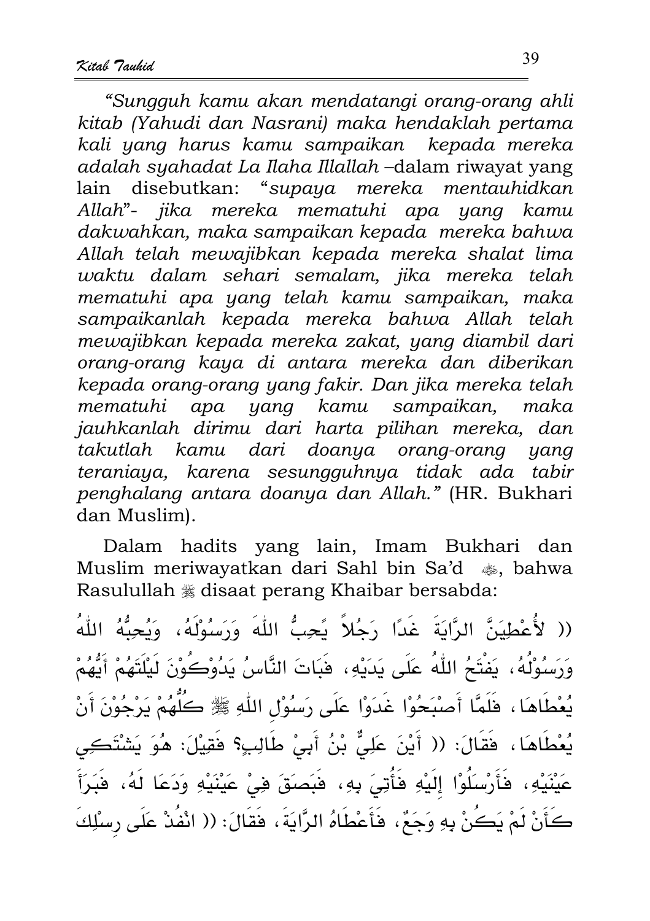*"Sungguh kamu akan mendatangi orang-orang ahli kitab (Yahudi dan Nasrani) maka hendaklah pertama kali yang harus kamu sampaikan kepada mereka adalah syahadat La Ilaha Illallah* –dalam riwayat yang lain disebutkan: "*supaya mereka mentauhidkan Allah*"- *jika mereka mematuhi apa yang kamu dakwahkan, maka sampaikan kepada mereka bahwa Allah telah mewajibkan kepada mereka shalat lima waktu dalam sehari semalam, jika mereka telah mematuhi apa yang telah kamu sampaikan, maka sampaikanlah kepada mereka bahwa Allah telah mewajibkan kepada mereka zakat, yang diambil dari orang-orang kaya di antara mereka dan diberikan kepada orang-orang yang fakir. Dan jika mereka telah mematuhi apa yang kamu sampaikan, maka jauhkanlah dirimu dari harta pilihan mereka, dan takutlah kamu dari doanya orang-orang yang teraniaya, karena sesungguhnya tidak ada tabir penghalang antara doanya dan Allah."* (HR. Bukhari dan Muslim).

Dalam hadits yang lain, Imam Bukhari dan Muslim meriwayatkan dari Sahl bin Sa'd ﷺ, bahwa Rasulullah ﷺ disaat perang Khaibar bersabda:

(( لأُعْطِيَنَّ الرَّايَةَ غَدًا رَجُلاً يُحِبُّ اللّٰهَ وَرَسُوْلَهُ، وَيُحِبُّهُ اللّٰهُ وَرَسُوْلُهُ، يَفْتَحُ اللّٰهُ عَلَى يَدَيْهِ، فَبَاتَ النَّاسُ يَدُوْكُوْنَ لَيْلَتَهُمْ أَيُّهُمْ يُعْطَاهَا، فَلَمَّا أَصْبَحُوْا غَدَوْا عَلَى رَسُوْلِ اللّٰهِ ﷺ كُلُّهُمْ يَرْجُوْنَ أَنْ يُعْطَاهَا، فَقَالَ: (( أَيْنَ عَلِيُّ بْنُ أَبِيْ طَالِبٍ؟ فَقِيْلَ: هُوَ يَشْتَكِي عَيْنَيْهِ، فَأَرْسَلُوْا إِلَيْهِ فَأُتِيَ بِهِ، فَبَصَقَ فِيْ عَيْنَيْهِ وَدَعَا لَهُ، فَبَرَأَ كَأَنْ لَمْ يَكُنْ بِهِ وَجَعٌ، فَأَعْطَاهُ الرَّايَةَ، فَقَالَ: (( انْفُذْ عَلَى رِسْلِكَ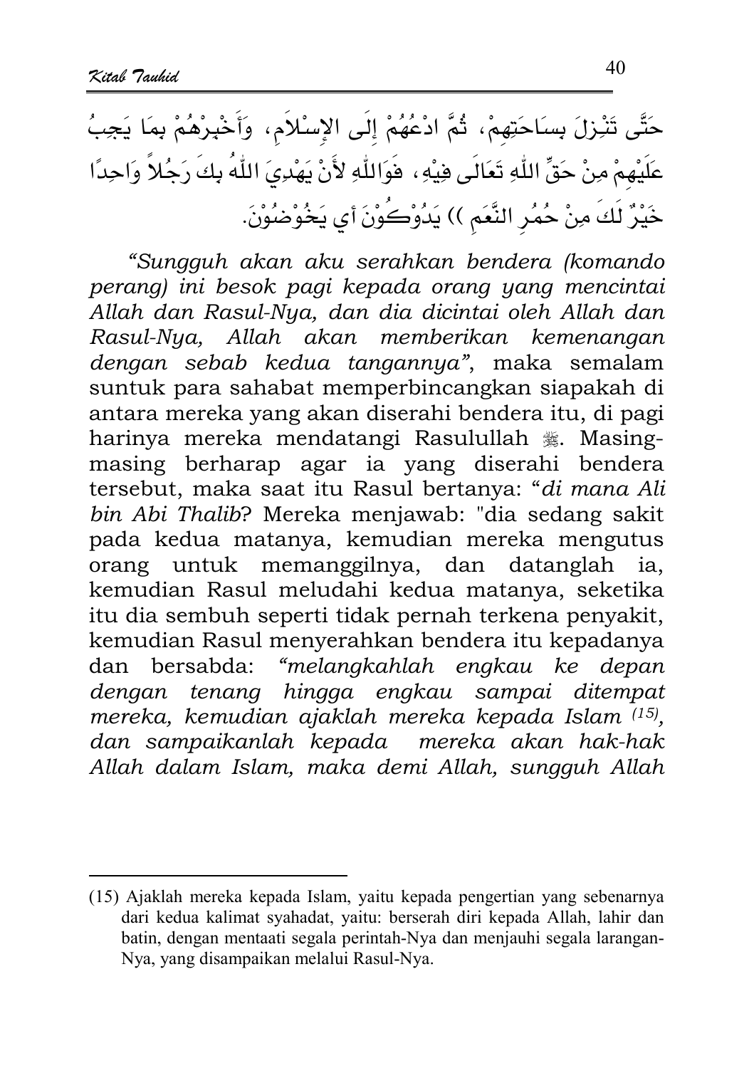حَتَّى تَنْزِلَ بِسَاحَتِهِمْ، ثُمَّ ادْعُهُمْ إِلَى الإِسْلاَمِ، وَأَخْبِرْهُمْ بِمَا يَجِبُ عَلَيْهِمْ مِنْ حَقِّ اللّٰهِ تَعَالَى فِيْهِ، فَوَاللّٰهِ لأَنْ يَهْدِيَ اللّٰهُ بِكَ رَجُلاً وَاحِدًا خَيْرٌ لَكَ مِنْ حُمُرِ النَّعَمِ )) يَدُوْكُوْنَ أَي يَخُوْضُوْنَ.

*"Sungguh akan aku serahkan bendera (komando perang) ini besok pagi kepada orang yang mencintai Allah dan Rasul-Nya, dan dia dicintai oleh Allah dan Rasul-Nya, Allah akan memberikan kemenangan dengan sebab kedua tangannya"*, maka semalam suntuk para sahabat memperbincangkan siapakah di antara mereka yang akan diserahi bendera itu, di pagi harinya mereka mendatangi Rasulullah ﷺ. Masing-masing berharap agar ia yang diserahi bendera tersebut, maka saat itu Rasul bertanya: "*di mana Ali bin Abi Thalib*? Mereka menjawab: "dia sedang sakit pada kedua matanya, kemudian mereka mengutus orang untuk memanggilnya, dan datanglah ia, kemudian Rasul meludahi kedua matanya, seketika itu dia sembuh seperti tidak pernah terkena penyakit, kemudian Rasul menyerahkan bendera itu kepadanya dan bersabda: *"melangkahlah engkau ke depan dengan tenang hingga engkau sampai ditempat mereka, kemudian ajaklah mereka kepada Islam [(15)], dan sampaikanlah kepada mereka akan hak-hak Allah dalam Islam, maka demi Allah, sungguh Allah*

---

(15) Ajaklah mereka kepada Islam, yaitu kepada pengertian yang sebenarnya dari kedua kalimat syahadat, yaitu: berserah diri kepada Allah, lahir dan batin, dengan mentaati segala perintah-Nya dan menjauhi segala larangan-Nya, yang disampaikan melalui Rasul-Nya.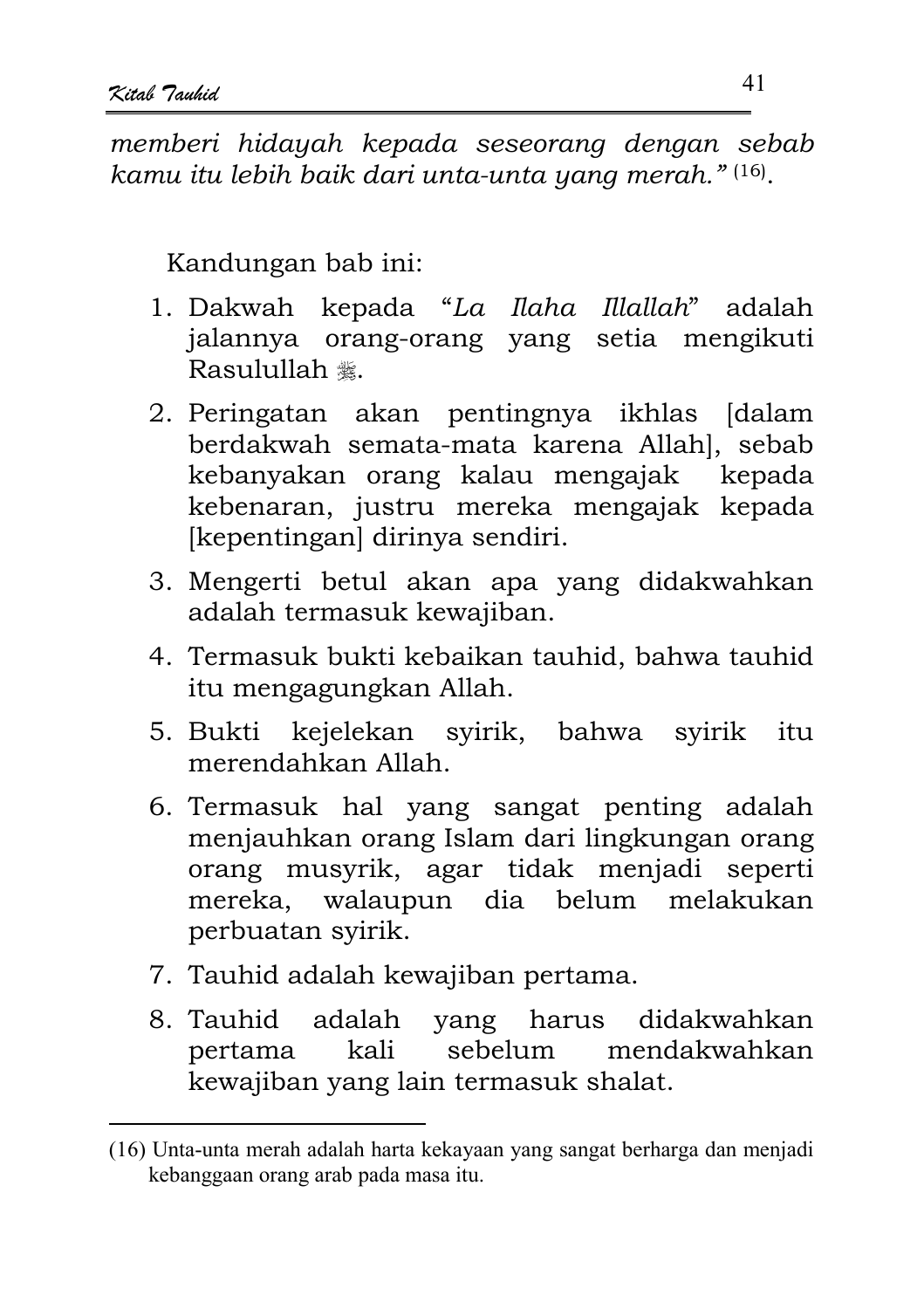*memberi hidayah kepada seseorang dengan sebab kamu itu lebih baik dari unta-unta yang merah."* [16].

Kandungan bab ini:

1. Dakwah kepada "*La Ilaha Illallah*" adalah jalannya orang-orang yang setia mengikuti Rasulullah ﷺ.
2. Peringatan akan pentingnya ikhlas [dalam berdakwah semata-mata karena Allah], sebab kebanyakan orang kalau mengajak kepada kebenaran, justru mereka mengajak kepada [kepentingan] dirinya sendiri.
3. Mengerti betul akan apa yang didakwahkan adalah termasuk kewajiban.
4. Termasuk bukti kebaikan tauhid, bahwa tauhid itu mengagungkan Allah.
5. Bukti kejelekan syirik, bahwa syirik itu merendahkan Allah.
6. Termasuk hal yang sangat penting adalah menjauhkan orang Islam dari lingkungan orang orang musyrik, agar tidak menjadi seperti mereka, walaupun dia belum melakukan perbuatan syirik.
7. Tauhid adalah kewajiban pertama.
8. Tauhid adalah yang harus didakwahkan pertama kali sebelum mendakwahkan kewajiban yang lain termasuk shalat.

---

(16) Unta-unta merah adalah harta kekayaan yang sangat berharga dan menjadi kebanggaan orang arab pada masa itu.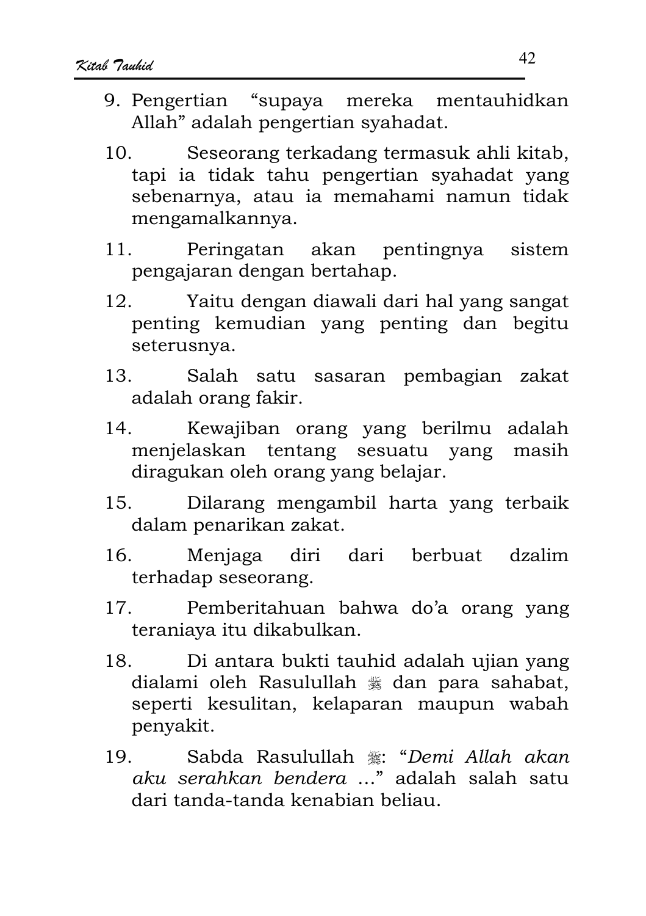9. Pengertian "supaya mereka mentauhidkan Allah" adalah pengertian syahadat.

10. Seseorang terkadang termasuk ahli kitab, tapi ia tidak tahu pengertian syahadat yang sebenarnya, atau ia memahami namun tidak mengamalkannya.

11. Peringatan akan pentingnya sistem pengajaran dengan bertahap.

12. Yaitu dengan diawali dari hal yang sangat penting kemudian yang penting dan begitu seterusnya.

13. Salah satu sasaran pembagian zakat adalah orang fakir.

14. Kewajiban orang yang berilmu adalah menjelaskan tentang sesuatu yang masih diragukan oleh orang yang belajar.

15. Dilarang mengambil harta yang terbaik dalam penarikan zakat.

16. Menjaga diri dari berbuat dzalim terhadap seseorang.

17. Pemberitahuan bahwa do'a orang yang teraniaya itu dikabulkan.

18. Di antara bukti tauhid adalah ujian yang dialami oleh Rasulullah ﷺ dan para sahabat, seperti kesulitan, kelaparan maupun wabah penyakit.

19. Sabda Rasulullah ﷺ: "*Demi Allah akan aku serahkan bendera* ..." adalah salah satu dari tanda-tanda kenabian beliau.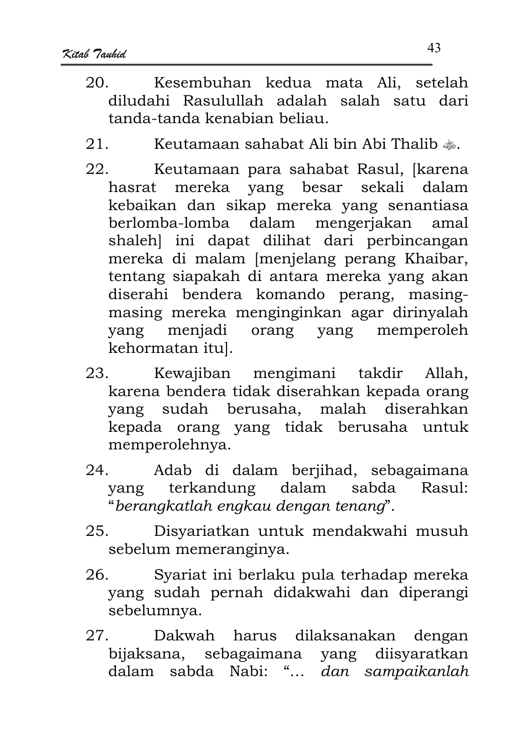20. Kesembuhan kedua mata Ali, setelah diludahi Rasulullah adalah salah satu dari tanda-tanda kenabian beliau.

21. Keutamaan sahabat Ali bin Abi Thalib ﷺ.

22. Keutamaan para sahabat Rasul, [karena hasrat mereka yang besar sekali dalam kebaikan dan sikap mereka yang senantiasa berlomba-lomba dalam mengerjakan amal shaleh] ini dapat dilihat dari perbincangan mereka di malam [menjelang perang Khaibar, tentang siapakah di antara mereka yang akan diserahi bendera komando perang, masing-masing mereka menginginkan agar dirinyalah yang menjadi orang yang memperoleh kehormatan itu].

23. Kewajiban mengimani takdir Allah, karena bendera tidak diserahkan kepada orang yang sudah berusaha, malah diserahkan kepada orang yang tidak berusaha untuk memperolehnya.

24. Adab di dalam berjihad, sebagaimana yang terkandung dalam sabda Rasul: "*berangkatlah engkau dengan tenang*".

25. Disyariatkan untuk mendakwahi musuh sebelum memeranginya.

26. Syariat ini berlaku pula terhadap mereka yang sudah pernah didakwahi dan diperangi sebelumnya.

27. Dakwah harus dilaksanakan dengan bijaksana, sebagaimana yang diisyaratkan dalam sabda Nabi: "… *dan sampaikanlah*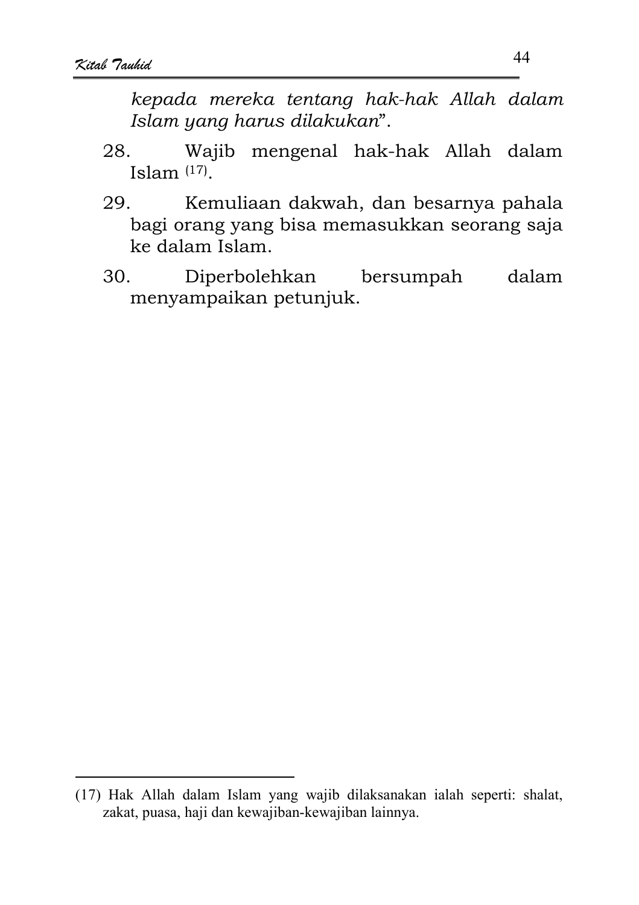*kepada mereka tentang hak-hak Allah dalam Islam yang harus dilakukan*".

28. Wajib mengenal hak-hak Allah dalam Islam [17].

29. Kemuliaan dakwah, dan besarnya pahala bagi orang yang bisa memasukkan seorang saja ke dalam Islam.

30. Diperbolehkan bersumpah dalam menyampaikan petunjuk.

---

(17) Hak Allah dalam Islam yang wajib dilaksanakan ialah seperti: shalat, zakat, puasa, haji dan kewajiban-kewajiban lainnya.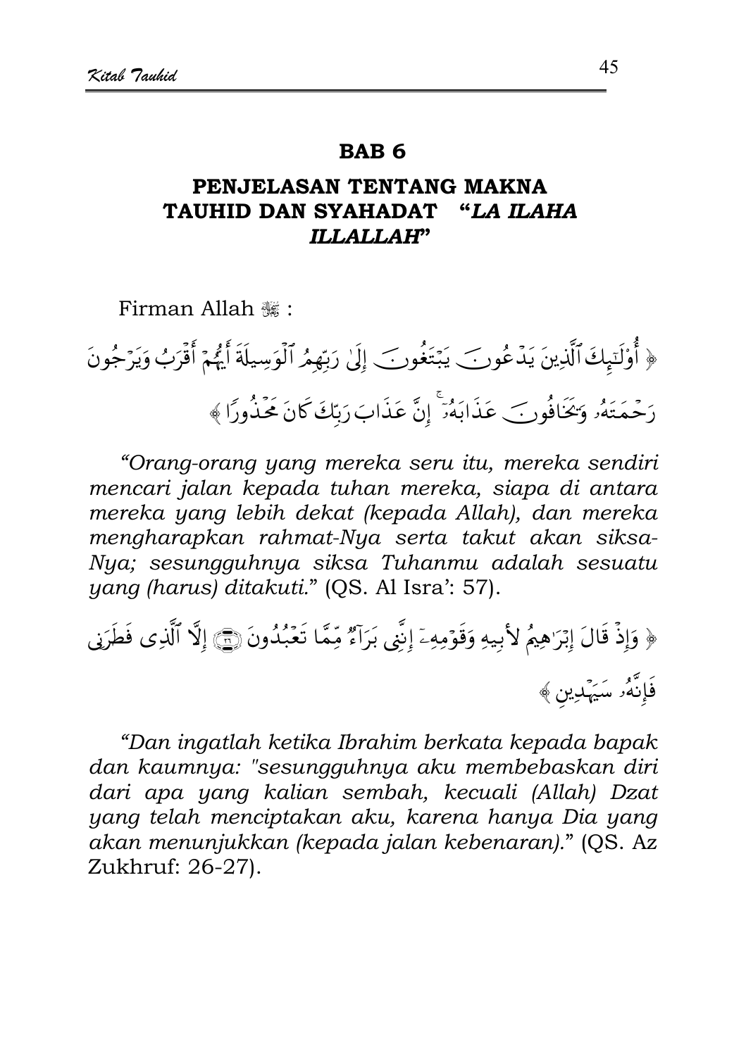## BAB 6

### PENJELASAN TENTANG MAKNA TAUHID DAN SYAHADAT "*LA ILAHA ILLALLAH*"

Firman Allah ﷻ :

﴿ أُوْلَٰٓئِكَ ٱلَّذِينَ يَدۡعُونَ يَبۡتَغُونَ إِلَىٰ رَبِّهِمُ ٱلۡوَسِيلَةَ أَيُّهُمۡ أَقۡرَبُ وَيَرۡجُونَ رَحۡمَتَهُۥ وَيَخَافُونَ عَذَابَهُۥٓۚ إِنَّ عَذَابَ رَبِّكَ كَانَ مَحۡذُورٗا ﴾

*"Orang-orang yang mereka seru itu, mereka sendiri mencari jalan kepada tuhan mereka, siapa di antara mereka yang lebih dekat (kepada Allah), dan mereka mengharapkan rahmat-Nya serta takut akan siksa-Nya; sesungguhnya siksa Tuhanmu adalah sesuatu yang (harus) ditakuti."* (QS. Al Isra': 57).

﴿ وَإِذۡ قَالَ إِبۡرَٰهِيمُ لِأَبِيهِ وَقَوۡمِهِۦٓ إِنَّنِي بَرَآءٞ مِّمَّا تَعۡبُدُونَ ۝ إِلَّا ٱلَّذِي فَطَرَنِي فَإِنَّهُۥ سَيَهۡدِينِ ﴾

*"Dan ingatlah ketika Ibrahim berkata kepada bapak dan kaumnya: "sesungguhnya aku membebaskan diri dari apa yang kalian sembah, kecuali (Allah) Dzat yang telah menciptakan aku, karena hanya Dia yang akan menunjukkan (kepada jalan kebenaran)."* (QS. Az Zukhruf: 26-27).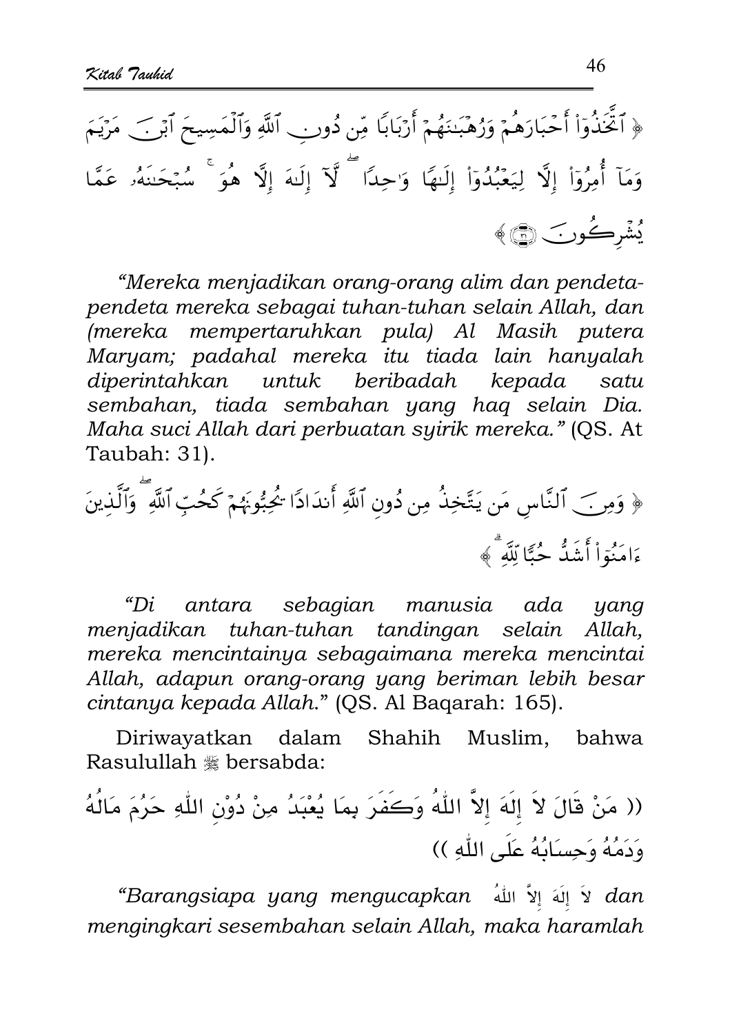﴿ ٱتَّخَذُوٓاْ أَحۡبَارَهُمۡ وَرُهۡبَٰنَهُمۡ أَرۡبَابٗا مِّن دُونِ ٱللَّهِ وَٱلۡمَسِيحَ ٱبۡنَ مَرۡيَمَ وَمَآ أُمِرُوٓاْ إِلَّا لِيَعۡبُدُوٓاْ إِلَٰهٗا وَٰحِدٗاۖ لَّآ إِلَٰهَ إِلَّا هُوَۚ سُبۡحَٰنَهُۥ عَمَّا يُشۡرِكُونَ ﴾

*"Mereka menjadikan orang-orang alim dan pendeta-pendeta mereka sebagai tuhan-tuhan selain Allah, dan (mereka mempertaruhkan pula) Al Masih putera Maryam; padahal mereka itu tiada lain hanyalah diperintahkan untuk beribadah kepada satu sembahan, tiada sembahan yang haq selain Dia. Maha suci Allah dari perbuatan syirik mereka."* (QS. At Taubah: 31).

﴿ وَمِنَ ٱلنَّاسِ مَن يَتَّخِذُ مِن دُونِ ٱللَّهِ أَندَادٗا يُحِبُّونَهُمۡ كَحُبِّ ٱللَّهِۖ وَٱلَّذِينَ ءَامَنُوٓاْ أَشَدُّ حُبّٗا لِّلَّهِۗ ﴾

*"Di antara sebagian manusia ada yang menjadikan tuhan-tuhan tandingan selain Allah, mereka mencintainya sebagaimana mereka mencintai Allah, adapun orang-orang yang beriman lebih besar cintanya kepada Allah."* (QS. Al Baqarah: 165).

Diriwayatkan dalam Shahih Muslim, bahwa Rasulullah ﷺ bersabda:

(( مَنْ قَالَ لاَ إِلَهَ إِلاَّ اللّٰهُ وَكَفَرَ بِمَا يُعْبَدُ مِنْ دُوْنِ اللّٰهِ حَرُمَ مَالُهُ وَدَمُهُ وَحِسَابُهُ عَلَى اللّٰهِ ))

*"Barangsiapa yang mengucapkan* لاَ إِلَهَ إِلاَّ اللّٰهُ *dan mengingkari sesembahan selain Allah, maka haramlah*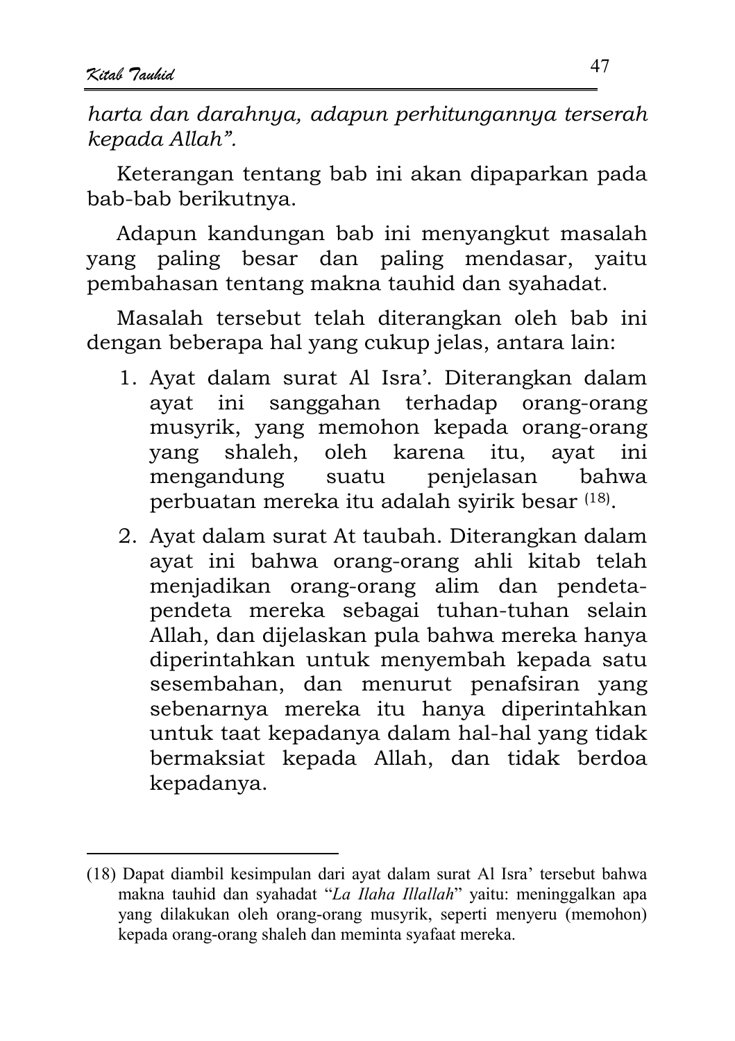*harta dan darahnya, adapun perhitungannya terserah kepada Allah".*

Keterangan tentang bab ini akan dipaparkan pada bab-bab berikutnya.

Adapun kandungan bab ini menyangkut masalah yang paling besar dan paling mendasar, yaitu pembahasan tentang makna tauhid dan syahadat.

Masalah tersebut telah diterangkan oleh bab ini dengan beberapa hal yang cukup jelas, antara lain:

1. Ayat dalam surat Al Isra'. Diterangkan dalam ayat ini sanggahan terhadap orang-orang musyrik, yang memohon kepada orang-orang yang shaleh, oleh karena itu, ayat ini mengandung suatu penjelasan bahwa perbuatan mereka itu adalah syirik besar [18].
2. Ayat dalam surat At taubah. Diterangkan dalam ayat ini bahwa orang-orang ahli kitab telah menjadikan orang-orang alim dan pendeta-pendeta mereka sebagai tuhan-tuhan selain Allah, dan dijelaskan pula bahwa mereka hanya diperintahkan untuk menyembah kepada satu sesembahan, dan menurut penafsiran yang sebenarnya mereka itu hanya diperintahkan untuk taat kepadanya dalam hal-hal yang tidak bermaksiat kepada Allah, dan tidak berdoa kepadanya.

---

(18) Dapat diambil kesimpulan dari ayat dalam surat Al Isra' tersebut bahwa makna tauhid dan syahadat "*La Ilaha Illallah*" yaitu: meninggalkan apa yang dilakukan oleh orang-orang musyrik, seperti menyeru (memohon) kepada orang-orang shaleh dan meminta syafaat mereka.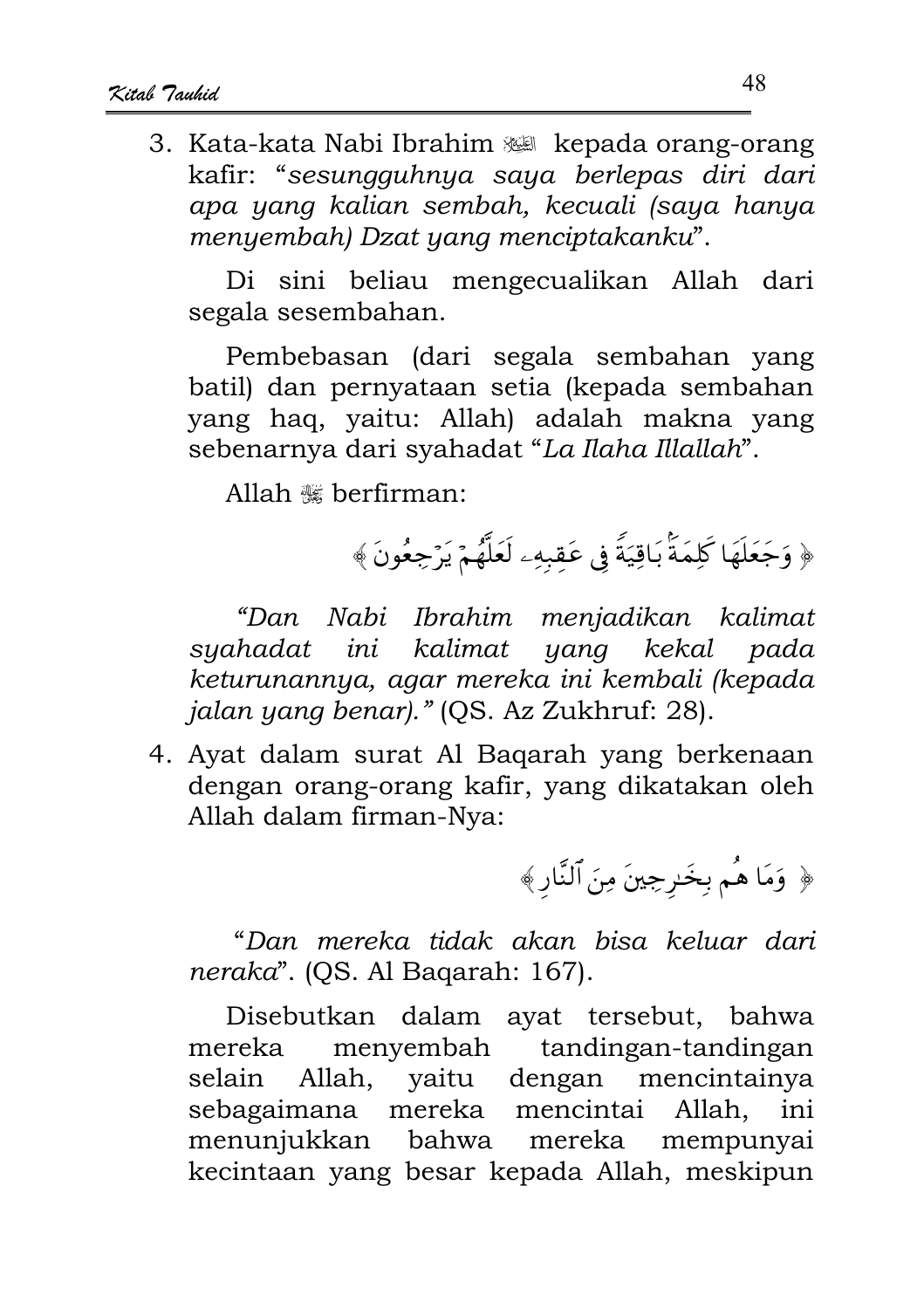3. Kata-kata Nabi Ibrahim ﷺ kepada orang-orang kafir: "*sesungguhnya saya berlepas diri dari apa yang kalian sembah, kecuali (saya hanya menyembah) Dzat yang menciptakanku*".

   Di sini beliau mengecualikan Allah dari segala sesembahan.

   Pembebasan (dari segala sembahan yang batil) dan pernyataan setia (kepada sembahan yang haq, yaitu: Allah) adalah makna yang sebenarnya dari syahadat "*La Ilaha Illallah*".

   Allah ﷻ berfirman:

   ﴿ وَجَعَلَهَا كَلِمَةًۢ بَاقِيَةً فِى عَقِبِهِۦ لَعَلَّهُمْ يَرْجِعُونَ ﴾

   *"Dan Nabi Ibrahim menjadikan kalimat syahadat ini kalimat yang kekal pada keturunannya, agar mereka ini kembali (kepada jalan yang benar)."* (QS. Az Zukhruf: 28).

4. Ayat dalam surat Al Baqarah yang berkenaan dengan orang-orang kafir, yang dikatakan oleh Allah dalam firman-Nya:

   ﴿ وَمَا هُم بِخَٰرِجِينَ مِنَ ٱلنَّارِ ﴾

   "*Dan mereka tidak akan bisa keluar dari neraka*". (QS. Al Baqarah: 167).

   Disebutkan dalam ayat tersebut, bahwa mereka menyembah tandingan-tandingan selain Allah, yaitu dengan mencintainya sebagaimana mereka mencintai Allah, ini menunjukkan bahwa mereka mempunyai kecintaan yang besar kepada Allah, meskipun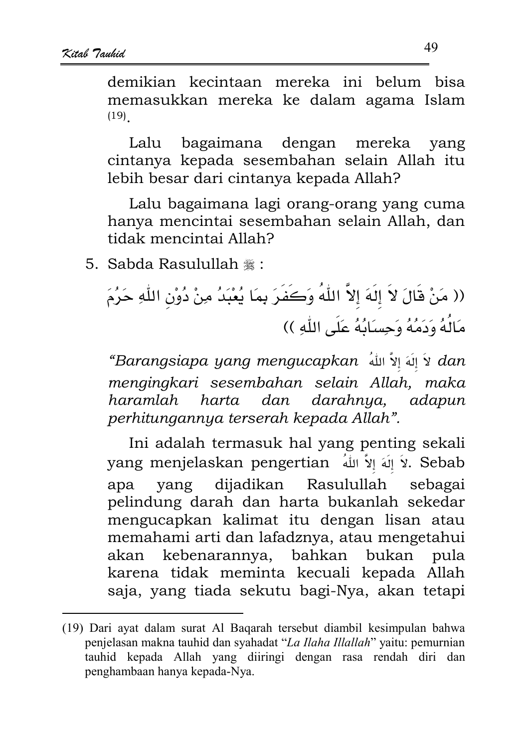demikian kecintaan mereka ini belum bisa memasukkan mereka ke dalam agama Islam [19].

Lalu bagaimana dengan mereka yang cintanya kepada sesembahan selain Allah itu lebih besar dari cintanya kepada Allah?

Lalu bagaimana lagi orang-orang yang cuma hanya mencintai sesembahan selain Allah, dan tidak mencintai Allah?

5. Sabda Rasulullah ﷺ :

(( مَنْ قَالَ لاَ إِلَهَ إِلاَّ اللّٰهُ وَكَفَرَ بِمَا يُعْبَدُ مِنْ دُوْنِ اللّٰهِ حَرُمَ مَالُهُ وَدَمُهُ وَحِسَابُهُ عَلَى اللّٰهِ ))

*"Barangsiapa yang mengucapkan* لاَ إِلَهَ إِلاَّ اللّٰهُ *dan mengingkari sesembahan selain Allah, maka haramlah harta dan darahnya, adapun perhitungannya terserah kepada Allah".*

Ini adalah termasuk hal yang penting sekali yang menjelaskan pengertian لاَ إِلَهَ إِلاَّ اللّٰهُ. Sebab apa yang dijadikan Rasulullah sebagai pelindung darah dan harta bukanlah sekedar mengucapkan kalimat itu dengan lisan atau memahami arti dan lafadznya, atau mengetahui akan kebenarannya, bahkan bukan pula karena tidak meminta kecuali kepada Allah saja, yang tiada sekutu bagi-Nya, akan tetapi

---

(19) Dari ayat dalam surat Al Baqarah tersebut diambil kesimpulan bahwa penjelasan makna tauhid dan syahadat "*La Ilaha Illallah*" yaitu: pemurnian tauhid kepada Allah yang diiringi dengan rasa rendah diri dan penghambaan hanya kepada-Nya.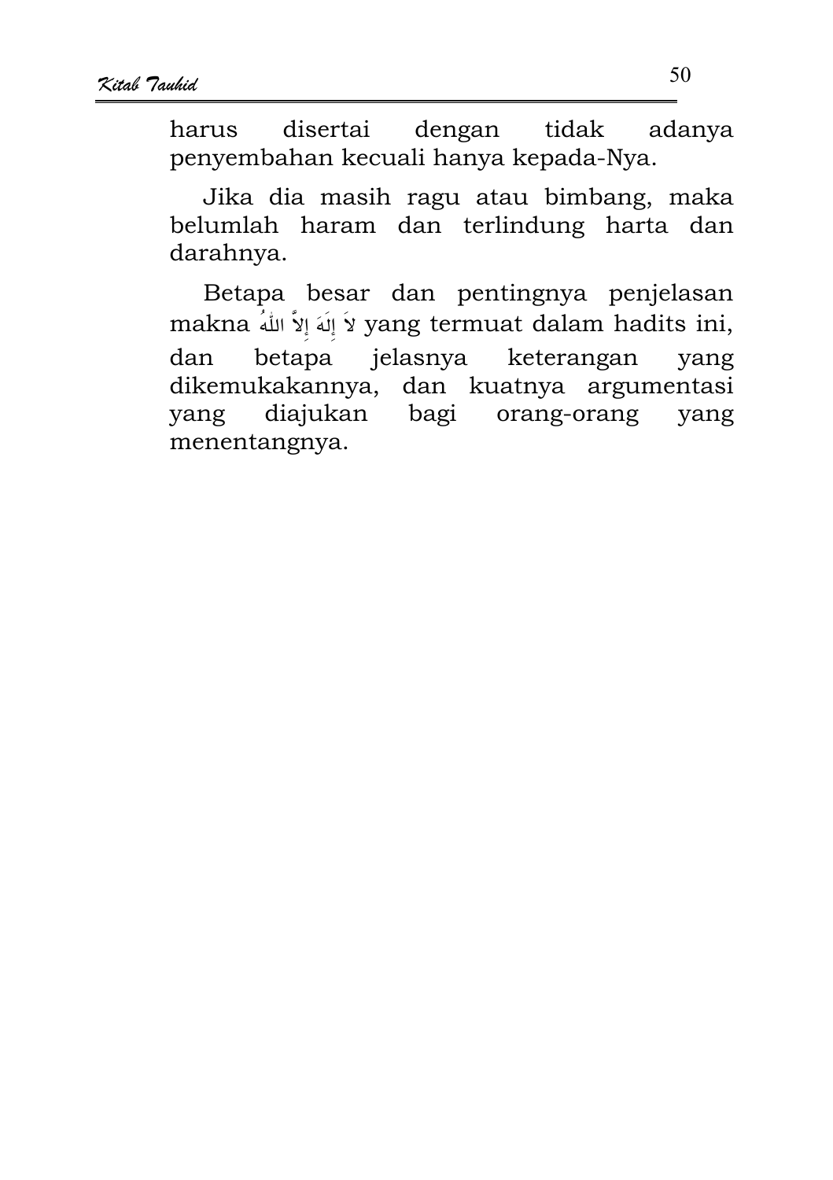harus disertai dengan tidak adanya penyembahan kecuali hanya kepada-Nya.

Jika dia masih ragu atau bimbang, maka belumlah haram dan terlindung harta dan darahnya.

Betapa besar dan pentingnya penjelasan makna لاَ إِلَهَ إِلاَّ اللهُ yang termuat dalam hadits ini, dan betapa jelasnya keterangan yang dikemukakannya, dan kuatnya argumentasi yang diajukan bagi orang-orang yang menentangnya.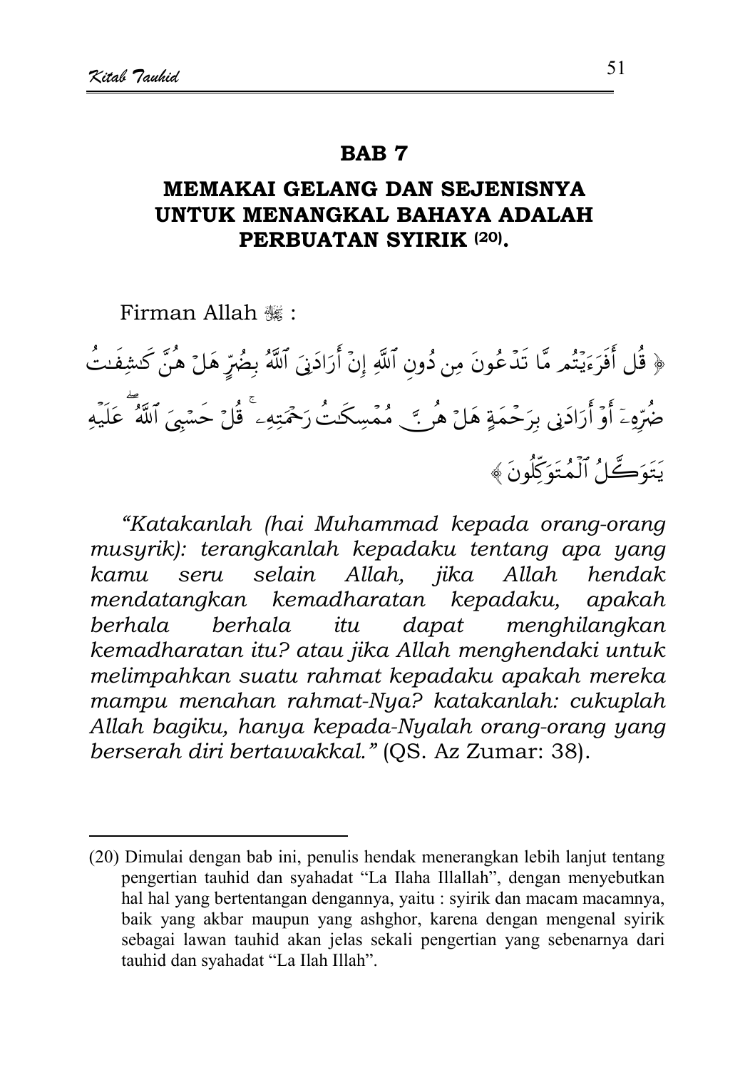## BAB 7

## MEMAKAI GELANG DAN SEJENISNYA UNTUK MENANGKAL BAHAYA ADALAH PERBUATAN SYIRIK [20].

Firman Allah ﷻ :

﴿ قُلْ أَفَرَءَيْتُم مَّا تَدْعُونَ مِن دُونِ ٱللَّهِ إِنْ أَرَادَنِىَ ٱللَّهُ بِضُرٍّ هَلْ هُنَّ كَـٰشِفَـٰتُ ضُرِّهِۦٓ أَوْ أَرَادَنِى بِرَحْمَةٍ هَلْ هُنَّ مُمْسِكَـٰتُ رَحْمَتِهِۦ ۚ قُلْ حَسْبِىَ ٱللَّهُ ۖ عَلَيْهِ يَتَوَكَّلُ ٱلْمُتَوَكِّلُونَ ﴾

*"Katakanlah (hai Muhammad kepada orang-orang musyrik): terangkanlah kepadaku tentang apa yang kamu seru selain Allah, jika Allah hendak mendatangkan kemadharatan kepadaku, apakah berhala berhala itu dapat menghilangkan kemadharatan itu? atau jika Allah menghendaki untuk melimpahkan suatu rahmat kepadaku apakah mereka mampu menahan rahmat-Nya? katakanlah: cukuplah Allah bagiku, hanya kepada-Nyalah orang-orang yang berserah diri bertawakkal."* (QS. Az Zumar: 38).

---

(20) Dimulai dengan bab ini, penulis hendak menerangkan lebih lanjut tentang pengertian tauhid dan syahadat "La Ilaha Illallah", dengan menyebutkan hal hal yang bertentangan dengannya, yaitu : syirik dan macam macamnya, baik yang akbar maupun yang ashghor, karena dengan mengenal syirik sebagai lawan tauhid akan jelas sekali pengertian yang sebenarnya dari tauhid dan syahadat "La Ilah Illah".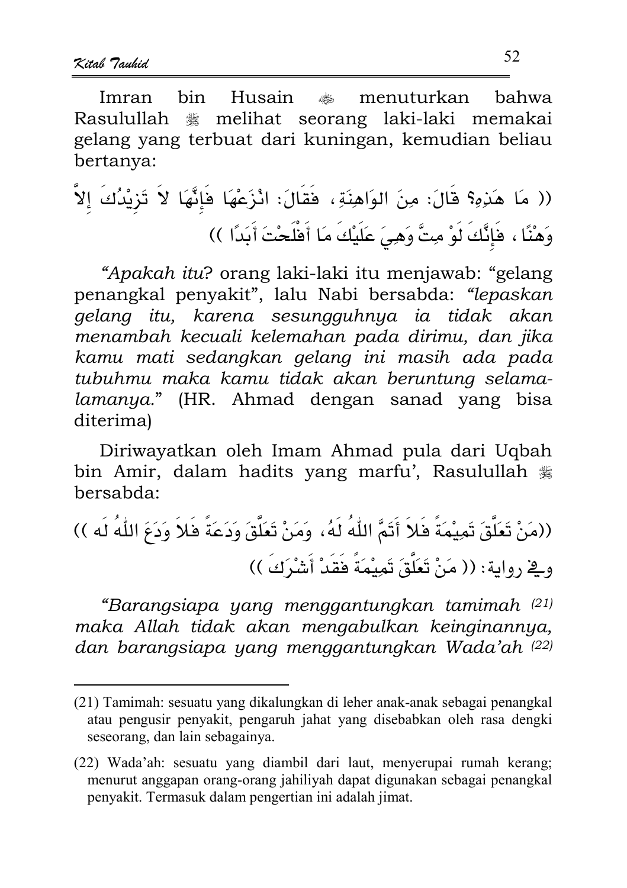Imran bin Husain ﵁ menuturkan bahwa Rasulullah ﷺ melihat seorang laki-laki memakai gelang yang terbuat dari kuningan, kemudian beliau bertanya:

(( مَا هَذِهِ؟ قَالَ: مِنَ الوَاهِنَةِ، فَقَالَ: انْزَعْهَا فَإِنَّهَا لاَ تَزِيْدُكَ إِلاَّ وَهْنًا ، فَإِنَّكَ لَوْ مِتَّ وَهِيَ عَلَيْكَ مَا أَفْلَحْتَ أَبَدًا ))

*"Apakah itu*? orang laki-laki itu menjawab: "gelang penangkal penyakit", lalu Nabi bersabda: *"lepaskan gelang itu, karena sesungguhnya ia tidak akan menambah kecuali kelemahan pada dirimu, dan jika kamu mati sedangkan gelang ini masih ada pada tubuhmu maka kamu tidak akan beruntung selama-lamanya."* (HR. Ahmad dengan sanad yang bisa diterima)

Diriwayatkan oleh Imam Ahmad pula dari Uqbah bin Amir, dalam hadits yang marfu', Rasulullah ﷺ bersabda:

((مَنْ تَعَلَّقَ تَمِيْمَةً فَلاَ أَتَمَّ اللّٰهُ لَهُ، وَمَنْ تَعَلَّقَ وَدَعَةً فَلاَ وَدَعَ اللّٰهُ لَه ))

وفي رواية: (( مَنْ تَعَلَّقَ تَمِيْمَةً فَقَدْ أَشْرَكَ ))

*"Barangsiapa yang menggantungkan tamimah* [(21)] *maka Allah tidak akan mengabulkan keinginannya, dan barangsiapa yang menggantungkan Wada'ah* [(22)]

---

(21) Tamimah: sesuatu yang dikalungkan di leher anak-anak sebagai penangkal atau pengusir penyakit, pengaruh jahat yang disebabkan oleh rasa dengki seseorang, dan lain sebagainya.

(22) Wada'ah: sesuatu yang diambil dari laut, menyerupai rumah kerang; menurut anggapan orang-orang jahiliyah dapat digunakan sebagai penangkal penyakit. Termasuk dalam pengertian ini adalah jimat.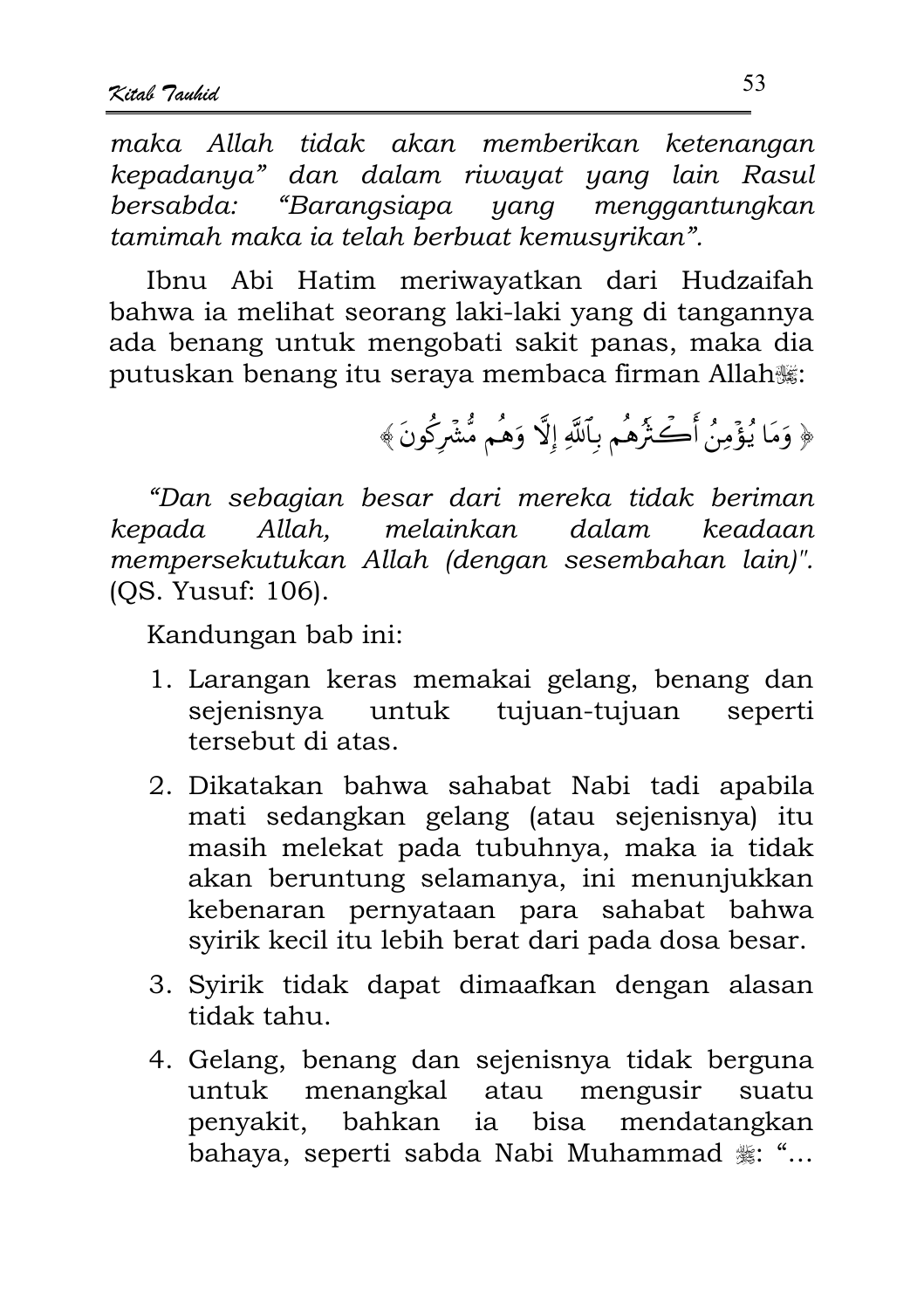*maka Allah tidak akan memberikan ketenangan kepadanya" dan dalam riwayat yang lain Rasul bersabda: "Barangsiapa yang menggantungkan tamimah maka ia telah berbuat kemusyrikan".*

Ibnu Abi Hatim meriwayatkan dari Hudzaifah bahwa ia melihat seorang laki-laki yang di tangannya ada benang untuk mengobati sakit panas, maka dia putuskan benang itu seraya membaca firman Allahﷻ:

﴿ وَمَا يُؤْمِنُ أَكْثَرُهُم بِٱللَّهِ إِلَّا وَهُم مُّشْرِكُونَ ﴾

*"Dan sebagian besar dari mereka tidak beriman kepada Allah, melainkan dalam keadaan mempersekutukan Allah (dengan sesembahan lain)".* (QS. Yusuf: 106).

Kandungan bab ini:

1. Larangan keras memakai gelang, benang dan sejenisnya untuk tujuan-tujuan seperti tersebut di atas.
2. Dikatakan bahwa sahabat Nabi tadi apabila mati sedangkan gelang (atau sejenisnya) itu masih melekat pada tubuhnya, maka ia tidak akan beruntung selamanya, ini menunjukkan kebenaran pernyataan para sahabat bahwa syirik kecil itu lebih berat dari pada dosa besar.
3. Syirik tidak dapat dimaafkan dengan alasan tidak tahu.
4. Gelang, benang dan sejenisnya tidak berguna untuk menangkal atau mengusir suatu penyakit, bahkan ia bisa mendatangkan bahaya, seperti sabda Nabi Muhammad ﷺ: "…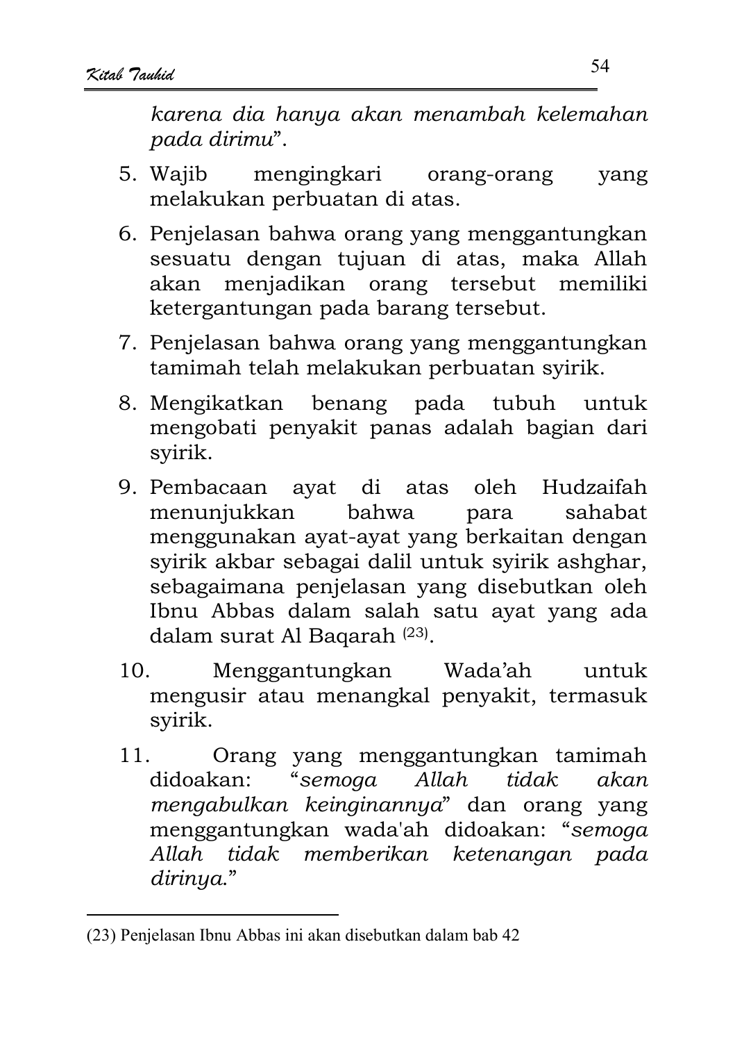*karena dia hanya akan menambah kelemahan pada dirimu*".

5. Wajib mengingkari orang-orang yang melakukan perbuatan di atas.

6. Penjelasan bahwa orang yang menggantungkan sesuatu dengan tujuan di atas, maka Allah akan menjadikan orang tersebut memiliki ketergantungan pada barang tersebut.

7. Penjelasan bahwa orang yang menggantungkan tamimah telah melakukan perbuatan syirik.

8. Mengikatkan benang pada tubuh untuk mengobati penyakit panas adalah bagian dari syirik.

9. Pembacaan ayat di atas oleh Hudzaifah menunjukkan bahwa para sahabat menggunakan ayat-ayat yang berkaitan dengan syirik akbar sebagai dalil untuk syirik ashghar, sebagaimana penjelasan yang disebutkan oleh Ibnu Abbas dalam salah satu ayat yang ada dalam surat Al Baqarah (23).

10. Menggantungkan Wada'ah untuk mengusir atau menangkal penyakit, termasuk syirik.

11. Orang yang menggantungkan tamimah didoakan: "*semoga Allah tidak akan mengabulkan keinginannya*" dan orang yang menggantungkan wada'ah didoakan: "*semoga Allah tidak memberikan ketenangan pada dirinya.*"

---

(23) Penjelasan Ibnu Abbas ini akan disebutkan dalam bab 42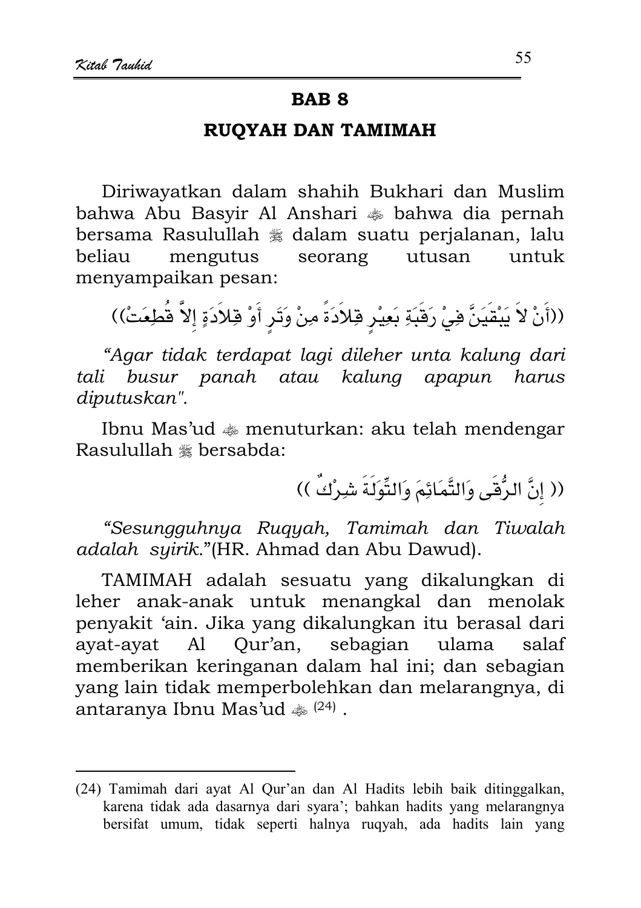## BAB 8

## RUQYAH DAN TAMIMAH

Diriwayatkan dalam shahih Bukhari dan Muslim bahwa Abu Basyir Al Anshari ﷺ bahwa dia pernah bersama Rasulullah ﷺ dalam suatu perjalanan, lalu beliau mengutus seorang utusan untuk menyampaikan pesan:

((أَنْ لاَ يَبْقَيَنَّ فِيْ رَقَبَةِ بَعِيْرٍ قِلاَدَةً مِنْ وَتَرٍ أَوْ قِلاَدَةٍ إِلاَّ قُطِعَتْ))

*"Agar tidak terdapat lagi dileher unta kalung dari tali busur panah atau kalung apapun harus diputuskan".*

Ibnu Mas'ud ﷺ menuturkan: aku telah mendengar Rasulullah ﷺ bersabda:

(( إِنَّ الرُّقَى وَالتَّمَائِمَ وَالتِّوَلَةَ شِرْكٌ ))

*"Sesungguhnya Ruqyah, Tamimah dan Tiwalah adalah syirik."*(HR. Ahmad dan Abu Dawud).

TAMIMAH adalah sesuatu yang dikalungkan di leher anak-anak untuk menangkal dan menolak penyakit 'ain. Jika yang dikalungkan itu berasal dari ayat-ayat Al Qur'an, sebagian ulama salaf memberikan keringanan dalam hal ini; dan sebagian yang lain tidak memperbolehkan dan melarangnya, di antaranya Ibnu Mas'ud ﷺ [24] .

---

(24) Tamimah dari ayat Al Qur'an dan Al Hadits lebih baik ditinggalkan, karena tidak ada dasarnya dari syara'; bahkan hadits yang melarangnya bersifat umum, tidak seperti halnya ruqyah, ada hadits lain yang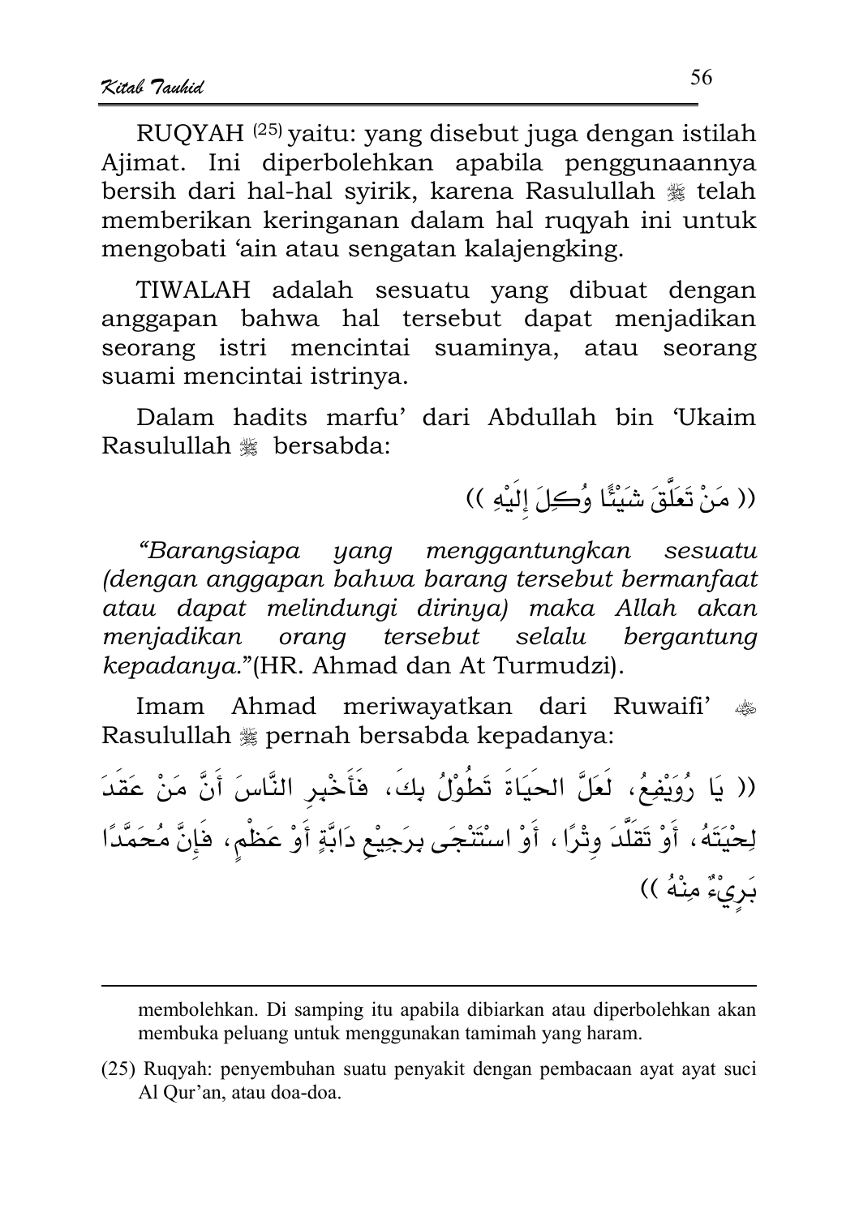RUQYAH [25] yaitu: yang disebut juga dengan istilah Ajimat. Ini diperbolehkan apabila penggunaannya bersih dari hal-hal syirik, karena Rasulullah ﷺ telah memberikan keringanan dalam hal ruqyah ini untuk mengobati 'ain atau sengatan kalajengking.

TIWALAH adalah sesuatu yang dibuat dengan anggapan bahwa hal tersebut dapat menjadikan seorang istri mencintai suaminya, atau seorang suami mencintai istrinya.

Dalam hadits marfu' dari Abdullah bin 'Ukaim Rasulullah ﷺ bersabda:

(( مَنْ تَعَلَّقَ شَيْئًا وُكِلَ إِلَيْهِ ))

*"Barangsiapa yang menggantungkan sesuatu (dengan anggapan bahwa barang tersebut bermanfaat atau dapat melindungi dirinya) maka Allah akan menjadikan orang tersebut selalu bergantung kepadanya."*(HR. Ahmad dan At Turmudzi).

Imam Ahmad meriwayatkan dari Ruwaifi' ؓ Rasulullah ﷺ pernah bersabda kepadanya:

(( يَا رُوَيْفِعُ، لَعَلَّ الحَيَاةَ تَطُوْلُ بِكَ، فَأَخْبِرِ النَّاسَ أَنَّ مَنْ عَقَدَ لِحْيَتَهُ، أَوْ تَقَلَّدَ وِتْرًا ، أَوْ اسْتَنْجَى بِرَجِيْعِ دَابَّةٍ أَوْ عَظْمٍ، فَإِنَّ مُحَمَّدًا بَرِيْءٌ مِنْهُ ))

---

membolehkan. Di samping itu apabila dibiarkan atau diperbolehkan akan membuka peluang untuk menggunakan tamimah yang haram.

(25) Ruqyah: penyembuhan suatu penyakit dengan pembacaan ayat ayat suci Al Qur'an, atau doa-doa.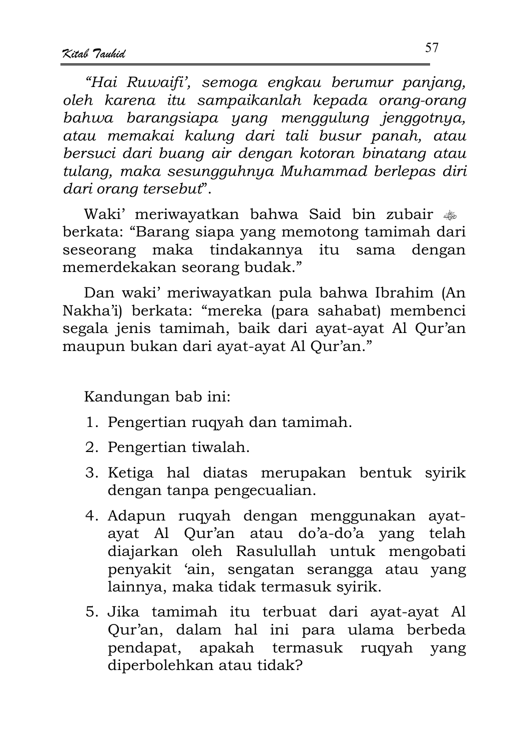*"Hai Ruwaifi', semoga engkau berumur panjang, oleh karena itu sampaikanlah kepada orang-orang bahwa barangsiapa yang menggulung jenggotnya, atau memakai kalung dari tali busur panah, atau bersuci dari buang air dengan kotoran binatang atau tulang, maka sesungguhnya Muhammad berlepas diri dari orang tersebut*".

Waki' meriwayatkan bahwa Said bin zubair ﷺ berkata: "Barang siapa yang memotong tamimah dari seseorang maka tindakannya itu sama dengan memerdekakan seorang budak."

Dan waki' meriwayatkan pula bahwa Ibrahim (An Nakha'i) berkata: "mereka (para sahabat) membenci segala jenis tamimah, baik dari ayat-ayat Al Qur'an maupun bukan dari ayat-ayat Al Qur'an."

Kandungan bab ini:

1. Pengertian ruqyah dan tamimah.
2. Pengertian tiwalah.
3. Ketiga hal diatas merupakan bentuk syirik dengan tanpa pengecualian.
4. Adapun ruqyah dengan menggunakan ayat-ayat Al Qur'an atau do'a-do'a yang telah diajarkan oleh Rasulullah untuk mengobati penyakit 'ain, sengatan serangga atau yang lainnya, maka tidak termasuk syirik.
5. Jika tamimah itu terbuat dari ayat-ayat Al Qur'an, dalam hal ini para ulama berbeda pendapat, apakah termasuk ruqyah yang diperbolehkan atau tidak?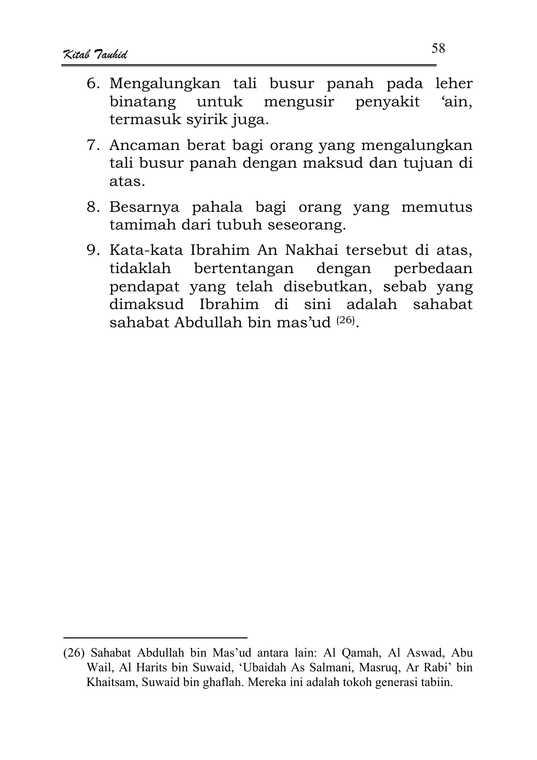6. Mengalungkan tali busur panah pada leher binatang untuk mengusir penyakit ‘ain, termasuk syirik juga.

7. Ancaman berat bagi orang yang mengalungkan tali busur panah dengan maksud dan tujuan di atas.

8. Besarnya pahala bagi orang yang memutus tamimah dari tubuh seseorang.

9. Kata-kata Ibrahim An Nakhai tersebut di atas, tidaklah bertentangan dengan perbedaan pendapat yang telah disebutkan, sebab yang dimaksud Ibrahim di sini adalah sahabat sahabat Abdullah bin mas’ud [26].

---

(26) Sahabat Abdullah bin Mas’ud antara lain: Al Qamah, Al Aswad, Abu Wail, Al Harits bin Suwaid, ‘Ubaidah As Salmani, Masruq, Ar Rabi’ bin Khaitsam, Suwaid bin ghaflah. Mereka ini adalah tokoh generasi tabiin.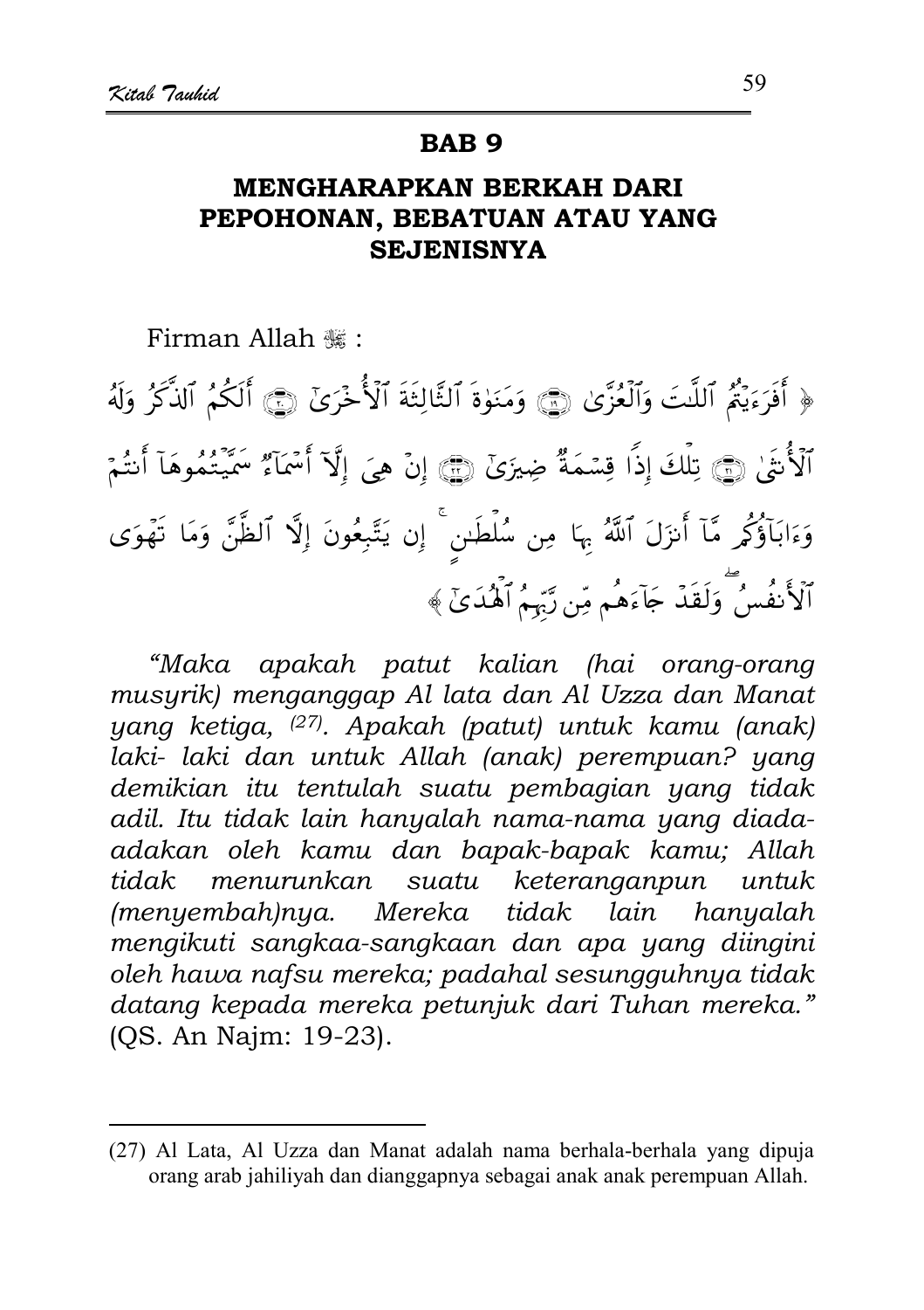## BAB 9

## MENGHARAPKAN BERKAH DARI PEPOHONAN, BEBATUAN ATAU YANG SEJENISNYA

Firman Allah ﷻ :

﴿ أَفَرَءَيْتُمُ ٱللَّٰتَ وَٱلْعُزَّىٰ ۝ وَمَنَوٰةَ ٱلثَّالِثَةَ ٱلْأُخْرَىٰٓ ۝ أَلَكُمُ ٱلذَّكَرُ وَلَهُ ٱلْأُنثَىٰ ۝ تِلْكَ إِذًا قِسْمَةٌ ضِيزَىٰٓ ۝ إِنْ هِىَ إِلَّآ أَسْمَآءٌ سَمَّيْتُمُوهَآ أَنتُمْ وَءَابَآؤُكُم مَّآ أَنزَلَ ٱللَّهُ بِهَا مِن سُلْطَٰنٍ ۚ إِن يَتَّبِعُونَ إِلَّا ٱلظَّنَّ وَمَا تَهْوَى ٱلْأَنفُسُ ۖ وَلَقَدْ جَآءَهُم مِّن رَّبِّهِمُ ٱلْهُدَىٰٓ ﴾

*"Maka apakah patut kalian (hai orang-orang musyrik) menganggap Al lata dan Al Uzza dan Manat yang ketiga,* [27]*. Apakah (patut) untuk kamu (anak) laki- laki dan untuk Allah (anak) perempuan? yang demikian itu tentulah suatu pembagian yang tidak adil. Itu tidak lain hanyalah nama-nama yang diada-adakan oleh kamu dan bapak-bapak kamu; Allah tidak menurunkan suatu keteranganpun untuk (menyembah)nya. Mereka tidak lain hanyalah mengikuti sangkaa-sangkaan dan apa yang diingini oleh hawa nafsu mereka; padahal sesungguhnya tidak datang kepada mereka petunjuk dari Tuhan mereka."* (QS. An Najm: 19-23).

---

(27) Al Lata, Al Uzza dan Manat adalah nama berhala-berhala yang dipuja orang arab jahiliyah dan dianggapnya sebagai anak anak perempuan Allah.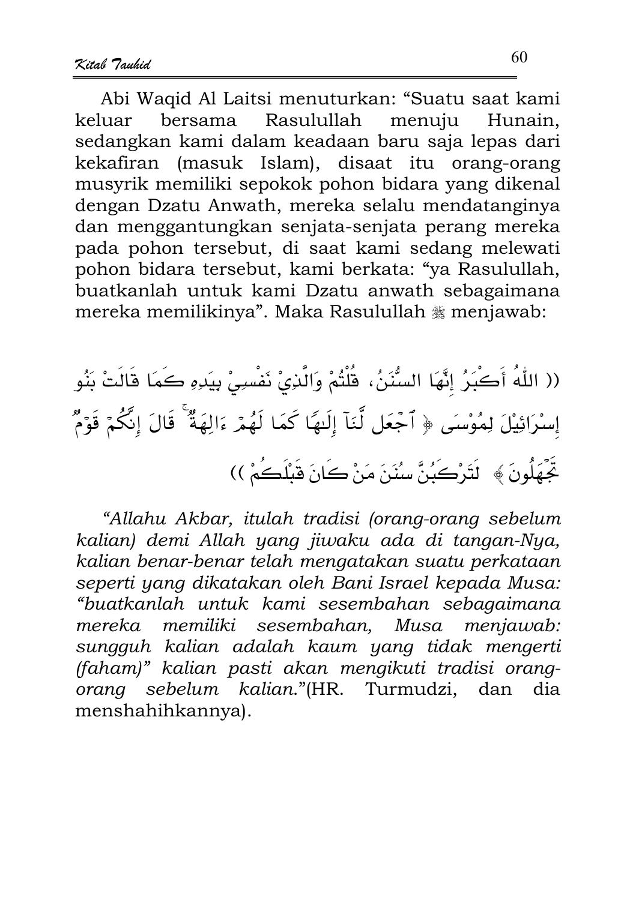Abi Waqid Al Laitsi menuturkan: “Suatu saat kami keluar bersama Rasulullah menuju Hunain, sedangkan kami dalam keadaan baru saja lepas dari kekafiran (masuk Islam), disaat itu orang-orang musyrik memiliki sepokok pohon bidara yang dikenal dengan Dzatu Anwath, mereka selalu mendatanginya dan menggantungkan senjata-senjata perang mereka pada pohon tersebut, di saat kami sedang melewati pohon bidara tersebut, kami berkata: “ya Rasulullah, buatkanlah untuk kami Dzatu anwath sebagaimana mereka memilikinya”. Maka Rasulullah ﷺ menjawab:

(( اللّٰهُ أَكْبَرُ إِنَّهَا السُّنَنُ، قُلْتُمْ وَالَّذِيْ نَفْسِيْ بِيَدِهِ كَمَا قَالَتْ بَنُو إِسْرَائِيْلَ لِمُوْسَى ﴿ ٱجْعَل لَّنَآ إِلَـٰهًا كَمَا لَهُمْ ءَالِهَةٌ ۚ قَالَ إِنَّكُمْ قَوْمٌ تَجْهَلُونَ ﴾ لَتَرْكَبُنَّ سُنَنَ مَنْ كَانَ قَبْلَكُمْ ))

*“Allahu Akbar, itulah tradisi (orang-orang sebelum kalian) demi Allah yang jiwaku ada di tangan-Nya, kalian benar-benar telah mengatakan suatu perkataan seperti yang dikatakan oleh Bani Israel kepada Musa: “buatkanlah untuk kami sesembahan sebagaimana mereka memiliki sesembahan, Musa menjawab: sungguh kalian adalah kaum yang tidak mengerti (faham)” kalian pasti akan mengikuti tradisi orang-orang sebelum kalian.”*(HR. Turmudzi, dan dia menshahihkannya).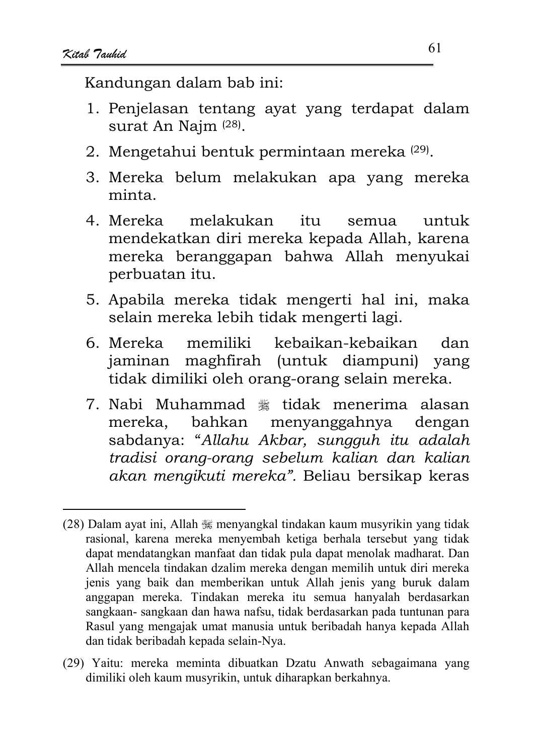Kandungan dalam bab ini:

1. Penjelasan tentang ayat yang terdapat dalam surat An Najm [28].
2. Mengetahui bentuk permintaan mereka [29].
3. Mereka belum melakukan apa yang mereka minta.
4. Mereka melakukan itu semua untuk mendekatkan diri mereka kepada Allah, karena mereka beranggapan bahwa Allah menyukai perbuatan itu.
5. Apabila mereka tidak mengerti hal ini, maka selain mereka lebih tidak mengerti lagi.
6. Mereka memiliki kebaikan-kebaikan dan jaminan maghfirah (untuk diampuni) yang tidak dimiliki oleh orang-orang selain mereka.
7. Nabi Muhammad ﷺ tidak menerima alasan mereka, bahkan menyanggahnya dengan sabdanya: "*Allahu Akbar, sungguh itu adalah tradisi orang-orang sebelum kalian dan kalian akan mengikuti mereka".* Beliau bersikap keras

---

(28) Dalam ayat ini, Allah ﷻ menyangkal tindakan kaum musyrikin yang tidak rasional, karena mereka menyembah ketiga berhala tersebut yang tidak dapat mendatangkan manfaat dan tidak pula dapat menolak madharat. Dan Allah mencela tindakan dzalim mereka dengan memilih untuk diri mereka jenis yang baik dan memberikan untuk Allah jenis yang buruk dalam anggapan mereka. Tindakan mereka itu semua hanyalah berdasarkan sangkaan- sangkaan dan hawa nafsu, tidak berdasarkan pada tuntunan para Rasul yang mengajak umat manusia untuk beribadah hanya kepada Allah dan tidak beribadah kepada selain-Nya.

(29) Yaitu: mereka meminta dibuatkan Dzatu Anwath sebagaimana yang dimiliki oleh kaum musyrikin, untuk diharapkan berkahnya.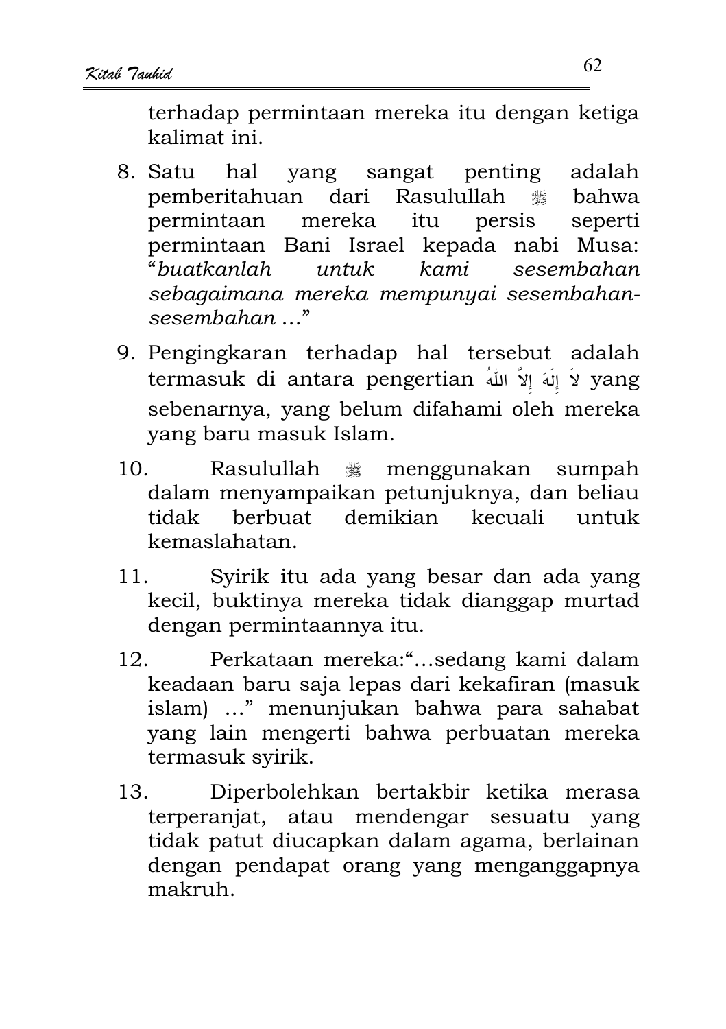terhadap permintaan mereka itu dengan ketiga kalimat ini.

8. Satu hal yang sangat penting adalah pemberitahuan dari Rasulullah ﷺ bahwa permintaan mereka itu persis seperti permintaan Bani Israel kepada nabi Musa: "*buatkanlah untuk kami sesembahan sebagaimana mereka mempunyai sesembahan-sesembahan* …"

9. Pengingkaran terhadap hal tersebut adalah termasuk di antara pengertian لاَ إِلَهَ إِلاَّ اللهُ yang sebenarnya, yang belum difahami oleh mereka yang baru masuk Islam.

10. Rasulullah ﷺ menggunakan sumpah dalam menyampaikan petunjuknya, dan beliau tidak berbuat demikian kecuali untuk kemaslahatan.

11. Syirik itu ada yang besar dan ada yang kecil, buktinya mereka tidak dianggap murtad dengan permintaannya itu.

12. Perkataan mereka:"…sedang kami dalam keadaan baru saja lepas dari kekafiran (masuk islam) …" menunjukan bahwa para sahabat yang lain mengerti bahwa perbuatan mereka termasuk syirik.

13. Diperbolehkan bertakbir ketika merasa terperanjat, atau mendengar sesuatu yang tidak patut diucapkan dalam agama, berlainan dengan pendapat orang yang menganggapnya makruh.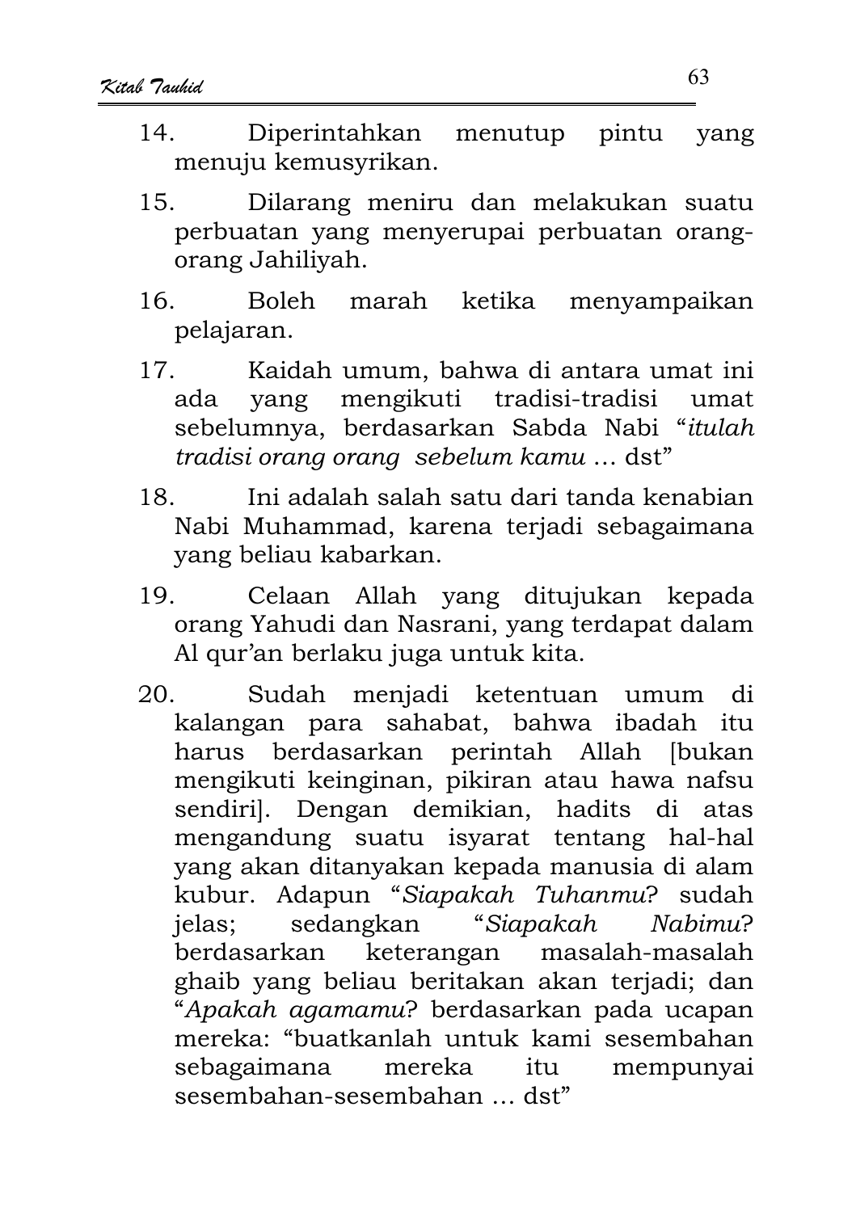14. Diperintahkan menutup pintu yang menuju kemusyrikan.

15. Dilarang meniru dan melakukan suatu perbuatan yang menyerupai perbuatan orang-orang Jahiliyah.

16. Boleh marah ketika menyampaikan pelajaran.

17. Kaidah umum, bahwa di antara umat ini ada yang mengikuti tradisi-tradisi umat sebelumnya, berdasarkan Sabda Nabi "*itulah tradisi orang orang sebelum kamu* … dst"

18. Ini adalah salah satu dari tanda kenabian Nabi Muhammad, karena terjadi sebagaimana yang beliau kabarkan.

19. Celaan Allah yang ditujukan kepada orang Yahudi dan Nasrani, yang terdapat dalam Al qur'an berlaku juga untuk kita.

20. Sudah menjadi ketentuan umum di kalangan para sahabat, bahwa ibadah itu harus berdasarkan perintah Allah [bukan mengikuti keinginan, pikiran atau hawa nafsu sendiri]. Dengan demikian, hadits di atas mengandung suatu isyarat tentang hal-hal yang akan ditanyakan kepada manusia di alam kubur. Adapun "*Siapakah Tuhanmu*? sudah jelas; sedangkan "*Siapakah Nabimu*? berdasarkan keterangan masalah-masalah ghaib yang beliau beritakan akan terjadi; dan "*Apakah agamamu*? berdasarkan pada ucapan mereka: "buatkanlah untuk kami sesembahan sebagaimana mereka itu mempunyai sesembahan-sesembahan … dst"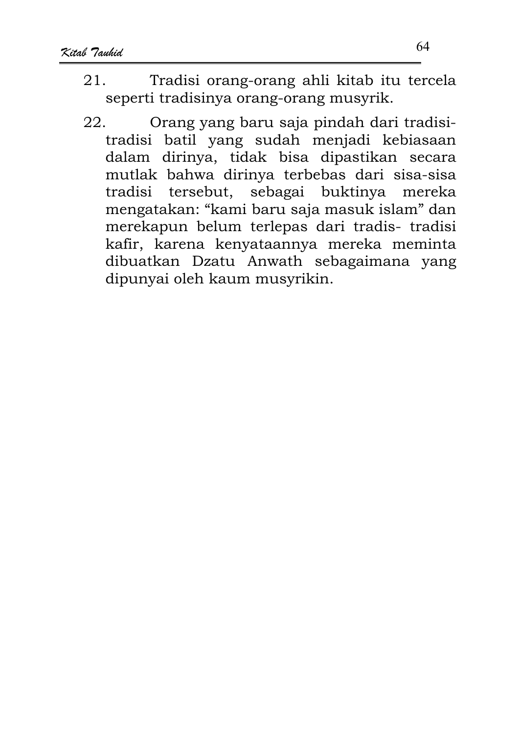21. Tradisi orang-orang ahli kitab itu tercela seperti tradisinya orang-orang musyrik.

22. Orang yang baru saja pindah dari tradisi-tradisi batil yang sudah menjadi kebiasaan dalam dirinya, tidak bisa dipastikan secara mutlak bahwa dirinya terbebas dari sisa-sisa tradisi tersebut, sebagai buktinya mereka mengatakan: "kami baru saja masuk islam" dan merekapun belum terlepas dari tradis- tradisi kafir, karena kenyataannya mereka meminta dibuatkan Dzatu Anwath sebagaimana yang dipunyai oleh kaum musyrikin.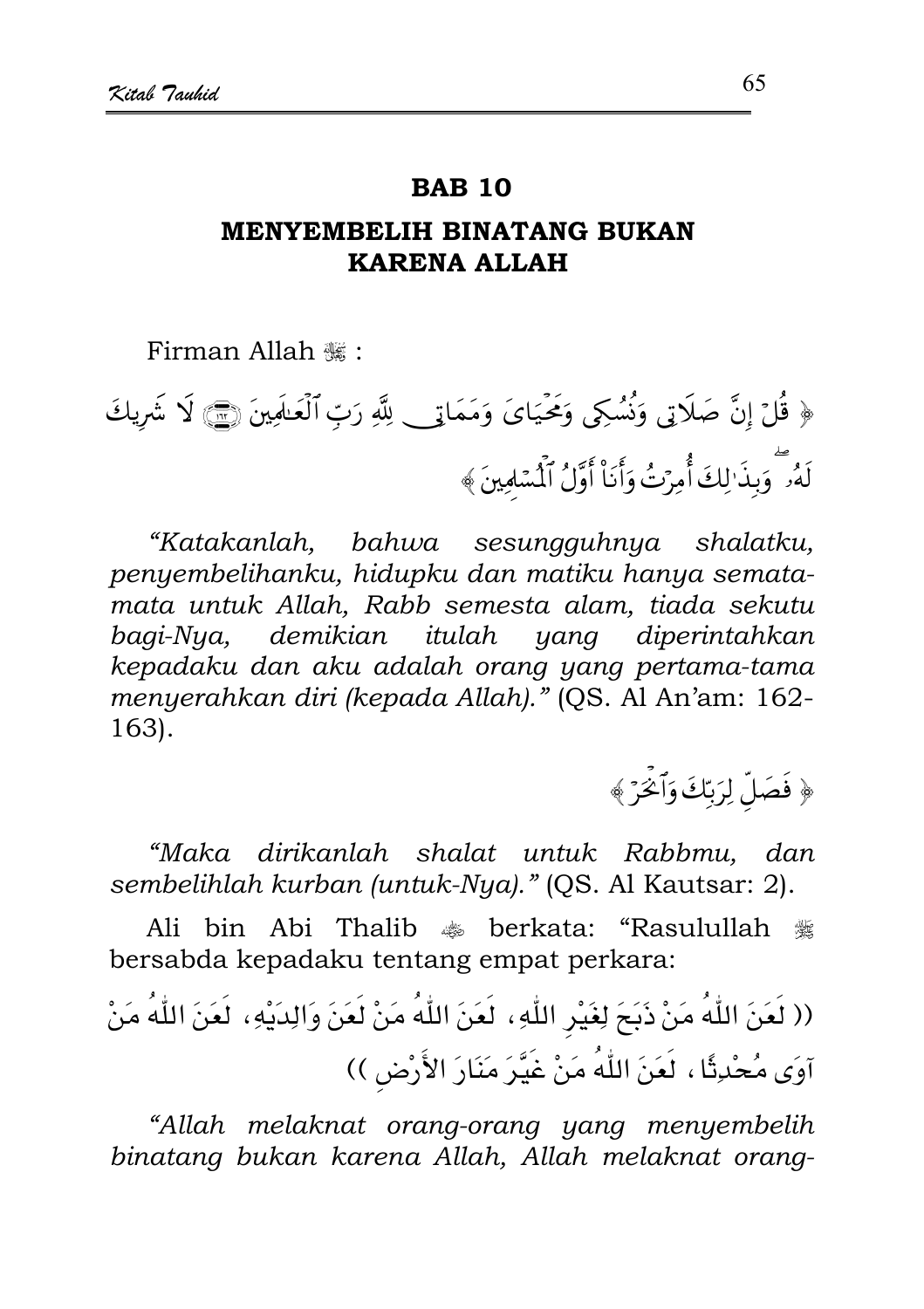## BAB 10

## MENYEMBELIH BINATANG BUKAN KARENA ALLAH

Firman Allah ﷻ :

﴿ قُلْ إِنَّ صَلَاتِي وَنُسُكِي وَمَحْيَايَ وَمَمَاتِي لِلَّهِ رَبِّ الْعَالَمِينَ ﴿١٦٢﴾ لَا شَرِيكَ لَهُ ۖ وَبِذَٰلِكَ أُمِرْتُ وَأَنَا أَوَّلُ الْمُسْلِمِينَ ﴾

*"Katakanlah, bahwa sesungguhnya shalatku, penyembelihanku, hidupku dan matiku hanya semata-mata untuk Allah, Rabb semesta alam, tiada sekutu bagi-Nya, demikian itulah yang diperintahkan kepadaku dan aku adalah orang yang pertama-tama menyerahkan diri (kepada Allah)."* (QS. Al An'am: 162-163).

﴿ فَصَلِّ لِرَبِّكَ وَانْحَرْ ﴾

*"Maka dirikanlah shalat untuk Rabbmu, dan sembelihlah kurban (untuk-Nya)."* (QS. Al Kautsar: 2).

Ali bin Abi Thalib ﷺ berkata: "Rasulullah ﷺ bersabda kepadaku tentang empat perkara:

(( لَعَنَ اللّٰهُ مَنْ ذَبَحَ لِغَيْرِ اللّٰهِ، لَعَنَ اللّٰهُ مَنْ لَعَنَ وَالِدَيْهِ، لَعَنَ اللّٰهُ مَنْ آوَى مُحْدِثًا، لَعَنَ اللّٰهُ مَنْ غَيَّرَ مَنَارَ الأَرْضِ ))

*"Allah melaknat orang-orang yang menyembelih binatang bukan karena Allah, Allah melaknat orang-*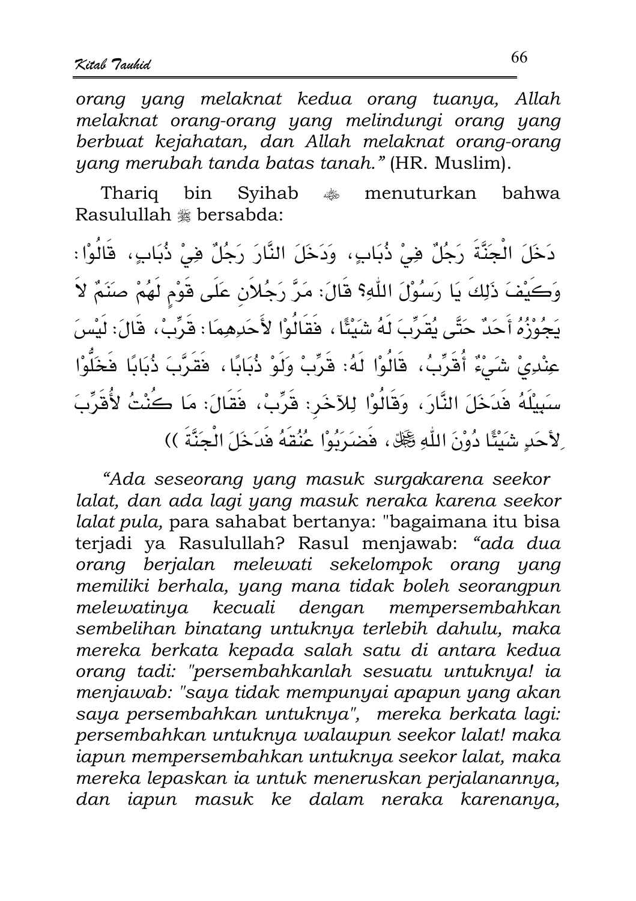*orang yang melaknat kedua orang tuanya, Allah melaknat orang-orang yang melindungi orang yang berbuat kejahatan, dan Allah melaknat orang-orang yang merubah tanda batas tanah."* (HR. Muslim).

Thariq bin Syihab ﷺ menuturkan bahwa Rasulullah ﷺ bersabda:

دَخَلَ الْجَنَّةَ رَجُلٌ فِيْ ذُبَابٍ، وَدَخَلَ النَّارَ رَجُلٌ فِيْ ذُبَابٍ، قَالُوْا: وَكَيْفَ ذَلِكَ يَا رَسُوْلَ اللّٰهِ؟ قَالَ: مَرَّ رَجُلاَنِ عَلَى قَوْمٍ لَهُمْ صَنَمٌ لاَ يَجُوْزُهُ أَحَدٌ حَتَّى يُقَرِّبَ لَهُ شَيْئًا، فَقَالُوْا لأَحَدِهِمَا: قَرِّبْ، قَالَ: لَيْسَ عِنْدِيْ شَيْءٌ أُقَرِّبُ، قَالُوْا لَهُ: قَرِّبْ وَلَوْ ذُبَابًا، فَقَرَّبَ ذُبَابًا فَخَلُّوْا سَبِيْلَهُ فَدَخَلَ النَّارَ، وَقَالُوْا لِلآخَرِ: قَرِّبْ، فَقَالَ: مَا كُنْتُ لأُقَرِّبَ لِأَحَدٍ شَيْئًا دُوْنَ اللّٰهِ ﷻ، فَضَرَبُوْا عُنُقَهُ فَدَخَلَ الْجَنَّةَ ))

*"Ada seseorang yang masuk surgakarena seekor lalat, dan ada lagi yang masuk neraka karena seekor lalat pula,* para sahabat bertanya: "bagaimana itu bisa terjadi ya Rasulullah? Rasul menjawab: *"ada dua orang berjalan melewati sekelompok orang yang memiliki berhala, yang mana tidak boleh seorangpun melewatinya kecuali dengan mempersembahkan sembelihan binatang untuknya terlebih dahulu, maka mereka berkata kepada salah satu di antara kedua orang tadi: "persembahkanlah sesuatu untuknya! ia menjawab: "saya tidak mempunyai apapun yang akan saya persembahkan untuknya", mereka berkata lagi: persembahkan untuknya walaupun seekor lalat! maka iapun mempersembahkan untuknya seekor lalat, maka mereka lepaskan ia untuk meneruskan perjalanannya, dan iapun masuk ke dalam neraka karenanya,*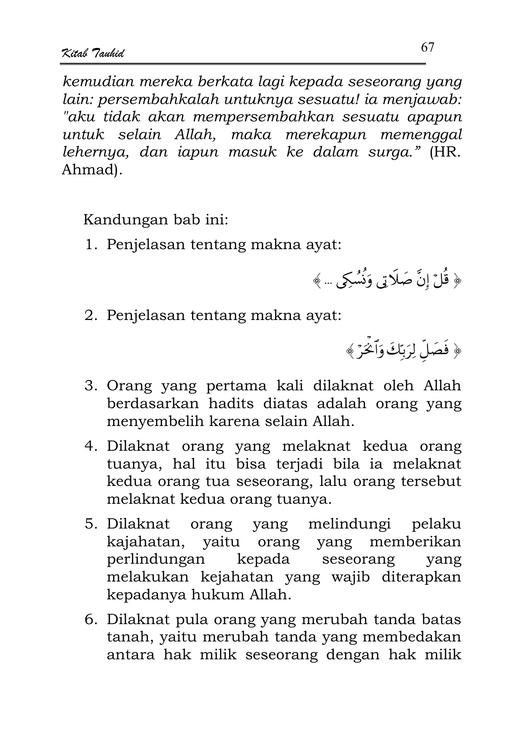*kemudian mereka berkata lagi kepada seseorang yang lain: persembahkalah untuknya sesuatu! ia menjawab: "aku tidak akan mempersembahkan sesuatu apapun untuk selain Allah, maka merekapun memenggal lehernya, dan iapun masuk ke dalam surga."* (HR. Ahmad).

Kandungan bab ini:

1. Penjelasan tentang makna ayat:

   ﴿ قُلْ إِنَّ صَلَاتِي وَنُسُكِي ... ﴾

2. Penjelasan tentang makna ayat:

   ﴿ فَصَلِّ لِرَبِّكَ وَانْحَرْ ﴾

3. Orang yang pertama kali dilaknat oleh Allah berdasarkan hadits diatas adalah orang yang menyembelih karena selain Allah.
4. Dilaknat orang yang melaknat kedua orang tuanya, hal itu bisa terjadi bila ia melaknat kedua orang tua seseorang, lalu orang tersebut melaknat kedua orang tuanya.
5. Dilaknat orang yang melindungi pelaku kajahatan, yaitu orang yang memberikan perlindungan kepada seseorang yang melakukan kejahatan yang wajib diterapkan kepadanya hukum Allah.
6. Dilaknat pula orang yang merubah tanda batas tanah, yaitu merubah tanda yang membedakan antara hak milik seseorang dengan hak milik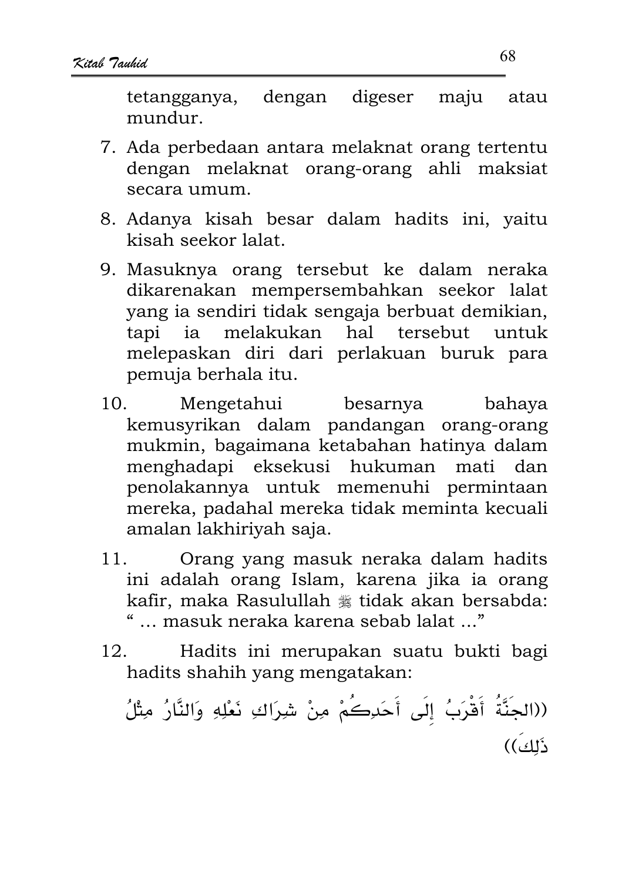tetangganya, dengan digeser maju atau mundur.

7. Ada perbedaan antara melaknat orang tertentu dengan melaknat orang-orang ahli maksiat secara umum.

8. Adanya kisah besar dalam hadits ini, yaitu kisah seekor lalat.

9. Masuknya orang tersebut ke dalam neraka dikarenakan mempersembahkan seekor lalat yang ia sendiri tidak sengaja berbuat demikian, tapi ia melakukan hal tersebut untuk melepaskan diri dari perlakuan buruk para pemuja berhala itu.

10. Mengetahui besarnya bahaya kemusyrikan dalam pandangan orang-orang mukmin, bagaimana ketabahan hatinya dalam menghadapi eksekusi hukuman mati dan penolakannya untuk memenuhi permintaan mereka, padahal mereka tidak meminta kecuali amalan lakhiriyah saja.

11. Orang yang masuk neraka dalam hadits ini adalah orang Islam, karena jika ia orang kafir, maka Rasulullah ﷺ tidak akan bersabda: " … masuk neraka karena sebab lalat ..."

12. Hadits ini merupakan suatu bukti bagi hadits shahih yang mengatakan:

((الجَنَّةُ أَقْرَبُ إِلَى أَحَدِكُمْ مِنْ شِرَاكِ نَعْلِهِ وَالنَّارُ مِثْلُ ذَلِكَ))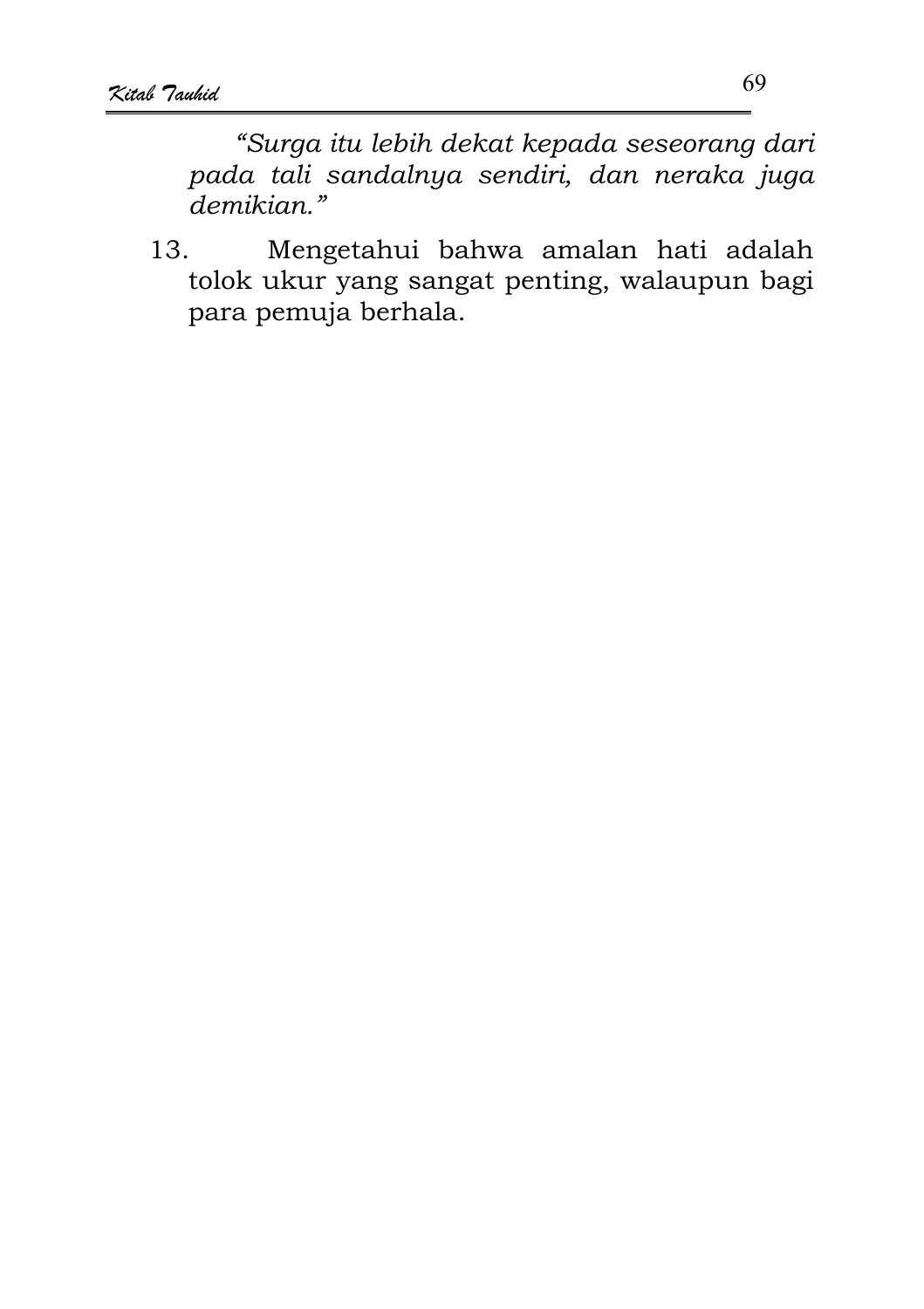*"Surga itu lebih dekat kepada seseorang dari pada tali sandalnya sendiri, dan neraka juga demikian."*

13. Mengetahui bahwa amalan hati adalah tolok ukur yang sangat penting, walaupun bagi para pemuja berhala.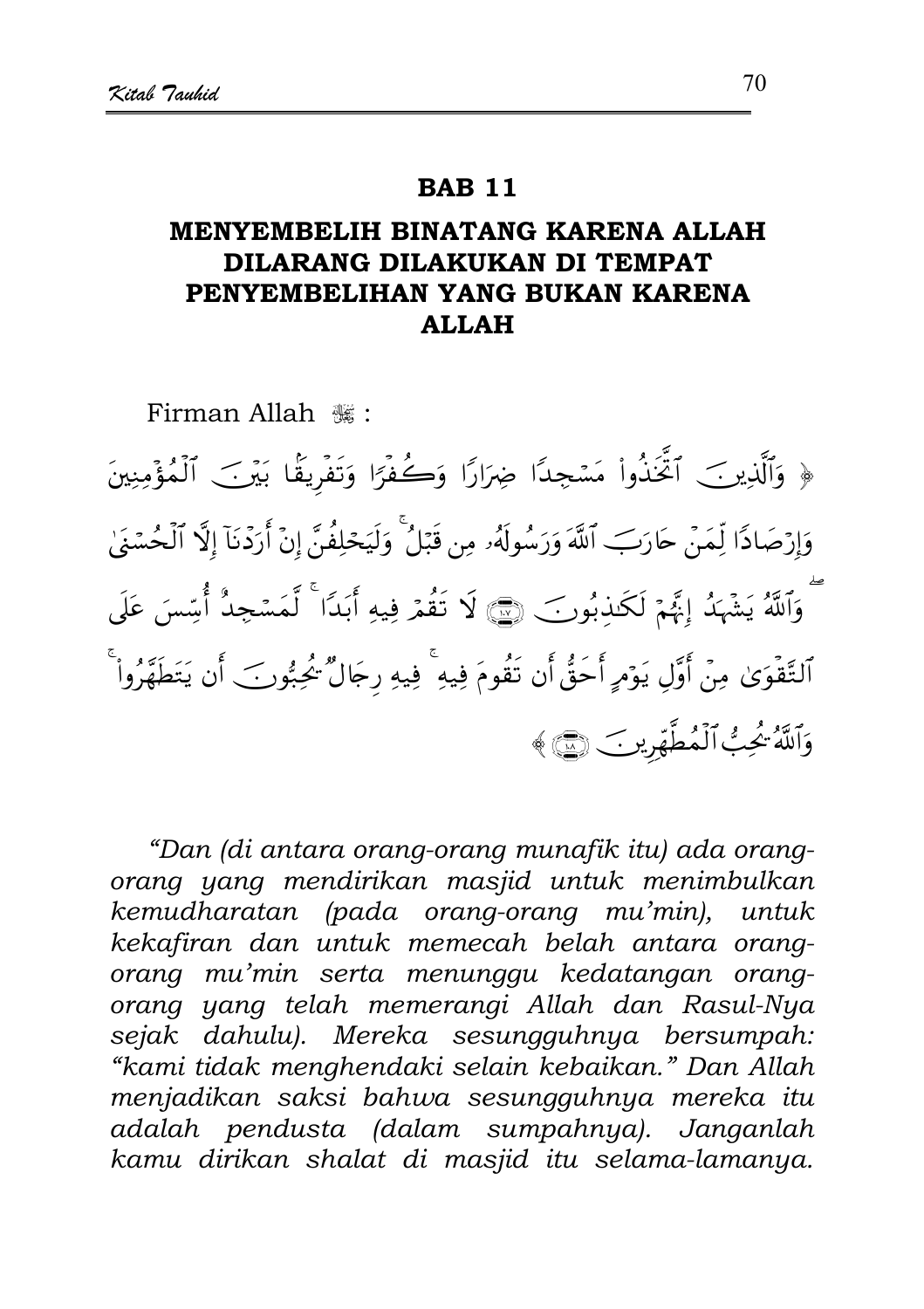## BAB 11

### MENYEMBELIH BINATANG KARENA ALLAH DILARANG DILAKUKAN DI TEMPAT PENYEMBELIHAN YANG BUKAN KARENA ALLAH

Firman Allah ﷻ :

﴿ وَٱلَّذِينَ ٱتَّخَذُواْ مَسْجِدًا ضِرَارًا وَكُفْرًا وَتَفْرِيقًۢا بَيْنَ ٱلْمُؤْمِنِينَ وَإِرْصَادًا لِّمَنْ حَارَبَ ٱللَّهَ وَرَسُولَهُۥ مِن قَبْلُ ۚ وَلَيَحْلِفُنَّ إِنْ أَرَدْنَآ إِلَّا ٱلْحُسْنَىٰ ۖ وَٱللَّهُ يَشْهَدُ إِنَّهُمْ لَكَٰذِبُونَ ﴿١٠٧﴾ لَا تَقُمْ فِيهِ أَبَدًا ۚ لَّمَسْجِدٌ أُسِّسَ عَلَى ٱلتَّقْوَىٰ مِنْ أَوَّلِ يَوْمٍ أَحَقُّ أَن تَقُومَ فِيهِ ۚ فِيهِ رِجَالٌ يُحِبُّونَ أَن يَتَطَهَّرُواْ ۚ وَٱللَّهُ يُحِبُّ ٱلْمُطَّهِّرِينَ ﴿١٠٨﴾ ﴾

*"Dan (di antara orang-orang munafik itu) ada orang-orang yang mendirikan masjid untuk menimbulkan kemudharatan (pada orang-orang mu'min), untuk kekafiran dan untuk memecah belah antara orang-orang mu'min serta menunggu kedatangan orang-orang yang telah memerangi Allah dan Rasul-Nya sejak dahulu). Mereka sesungguhnya bersumpah: "kami tidak menghendaki selain kebaikan." Dan Allah menjadikan saksi bahwa sesungguhnya mereka itu adalah pendusta (dalam sumpahnya). Janganlah kamu dirikan shalat di masjid itu selama-lamanya.*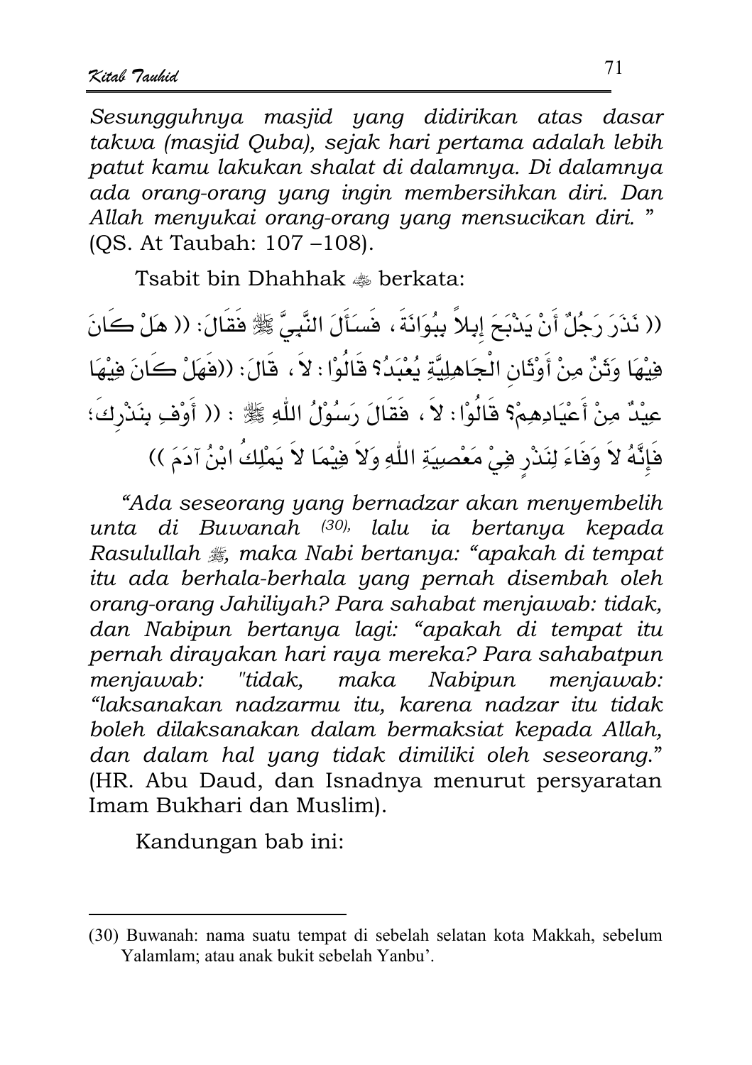*Sesungguhnya masjid yang didirikan atas dasar takwa (masjid Quba), sejak hari pertama adalah lebih patut kamu lakukan shalat di dalamnya. Di dalamnya ada orang-orang yang ingin membersihkan diri. Dan Allah menyukai orang-orang yang mensucikan diri. "* (QS. At Taubah: 107 –108).

Tsabit bin Dhahhak ﷺ berkata:

(( نَذَرَ رَجُلٌ أَنْ يَذْبَحَ إِبِلاً بِبُوَانَةَ ، فَسَأَلَ النَّبِيَّ ﷺ فَقَالَ: (( هَلْ كَانَ فِيْهَا وَثَنٌ مِنْ أَوْثَانِ الْجَاهِلِيَّةِ يُعْبَدُ؟ قَالُوْا : لاَ ، قَالَ: ((فَهَلْ كَانَ فِيْهَا عِيْدٌ مِنْ أَعْيَادِهِمْ؟ قَالُوْا : لاَ ، فَقَالَ رَسُوْلُ اللّٰهِ ﷺ : (( أَوْفِ بِنَذْرِكَ؛ فَإِنَّهُ لاَ وَفَاءَ لِنَذْرٍ فِيْ مَعْصِيَةِ اللّٰهِ وَلاَ فِيْمَا لاَ يَمْلِكُ ابْنُ آدَمَ ))

*"Ada seseorang yang bernadzar akan menyembelih unta di Buwanah [30], lalu ia bertanya kepada Rasulullah ﷺ, maka Nabi bertanya: "apakah di tempat itu ada berhala-berhala yang pernah disembah oleh orang-orang Jahiliyah? Para sahabat menjawab: tidak, dan Nabipun bertanya lagi: "apakah di tempat itu pernah dirayakan hari raya mereka? Para sahabatpun menjawab: "tidak, maka Nabipun menjawab: "laksanakan nadzarmu itu, karena nadzar itu tidak boleh dilaksanakan dalam bermaksiat kepada Allah, dan dalam hal yang tidak dimiliki oleh seseorang."* (HR. Abu Daud, dan Isnadnya menurut persyaratan Imam Bukhari dan Muslim).

Kandungan bab ini:

---

(30) Buwanah: nama suatu tempat di sebelah selatan kota Makkah, sebelum Yalamlam; atau anak bukit sebelah Yanbu'.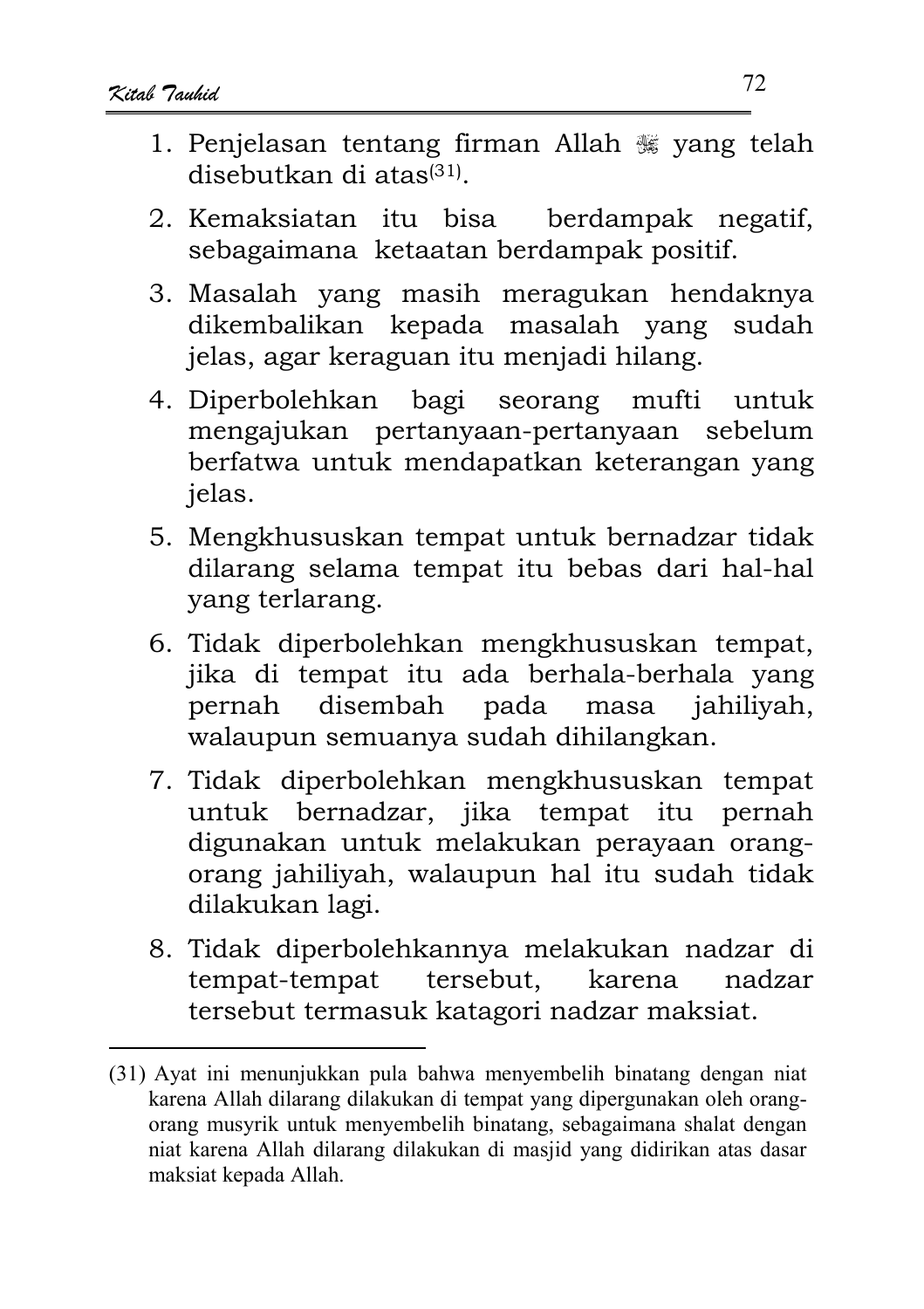1. Penjelasan tentang firman Allah ﷻ yang telah disebutkan di atas[31].
2. Kemaksiatan itu bisa berdampak negatif, sebagaimana ketaatan berdampak positif.
3. Masalah yang masih meragukan hendaknya dikembalikan kepada masalah yang sudah jelas, agar keraguan itu menjadi hilang.
4. Diperbolehkan bagi seorang mufti untuk mengajukan pertanyaan-pertanyaan sebelum berfatwa untuk mendapatkan keterangan yang jelas.
5. Mengkhususkan tempat untuk bernadzar tidak dilarang selama tempat itu bebas dari hal-hal yang terlarang.
6. Tidak diperbolehkan mengkhususkan tempat, jika di tempat itu ada berhala-berhala yang pernah disembah pada masa jahiliyah, walaupun semuanya sudah dihilangkan.
7. Tidak diperbolehkan mengkhususkan tempat untuk bernadzar, jika tempat itu pernah digunakan untuk melakukan perayaan orang-orang jahiliyah, walaupun hal itu sudah tidak dilakukan lagi.
8. Tidak diperbolehkannya melakukan nadzar di tempat-tempat tersebut, karena nadzar tersebut termasuk katagori nadzar maksiat.

---

(31) Ayat ini menunjukkan pula bahwa menyembelih binatang dengan niat karena Allah dilarang dilakukan di tempat yang dipergunakan oleh orang-orang musyrik untuk menyembelih binatang, sebagaimana shalat dengan niat karena Allah dilarang dilakukan di masjid yang didirikan atas dasar maksiat kepada Allah.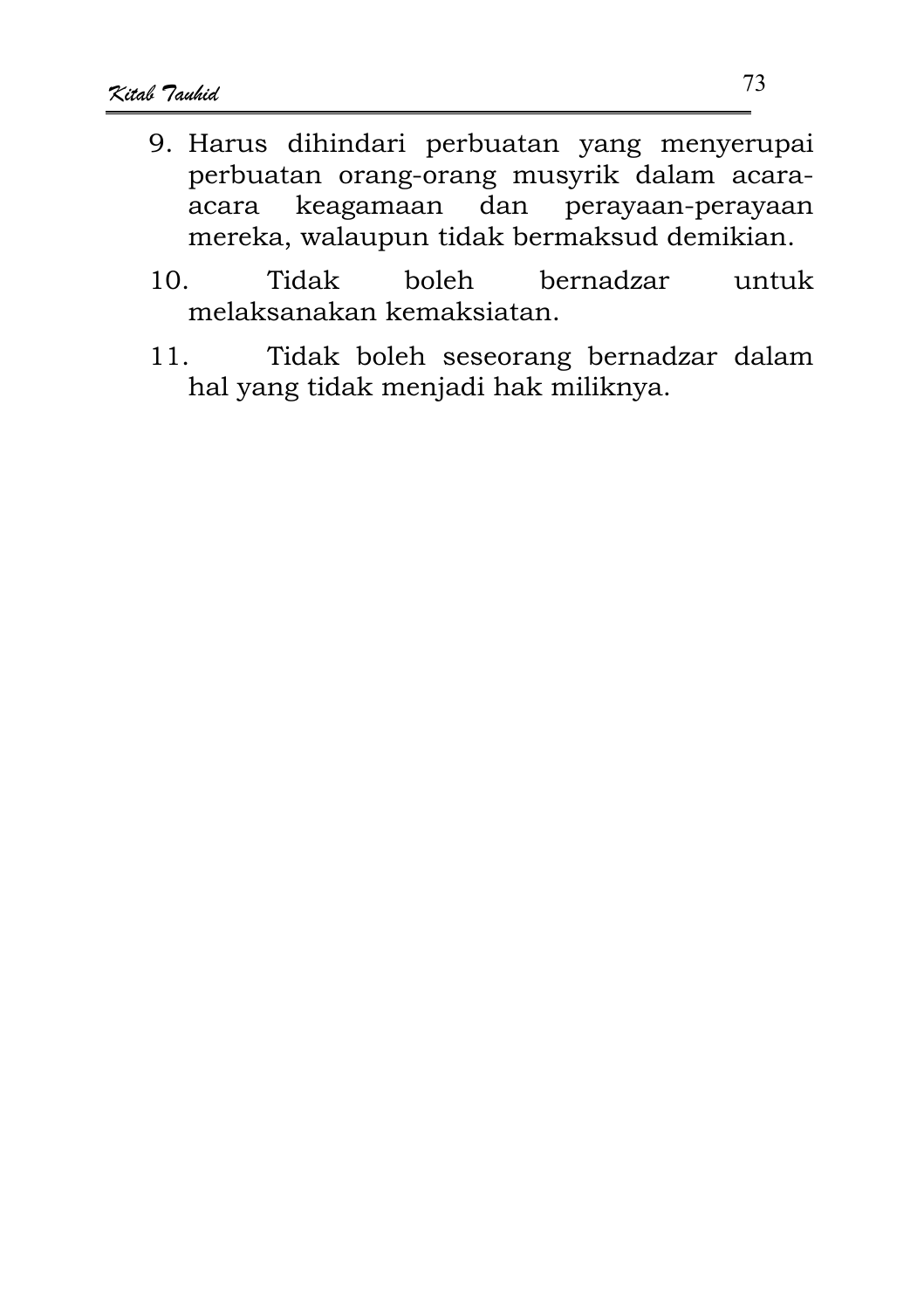9. Harus dihindari perbuatan yang menyerupai perbuatan orang-orang musyrik dalam acara-acara keagamaan dan perayaan-perayaan mereka, walaupun tidak bermaksud demikian.
10. Tidak boleh bernadzar untuk melaksanakan kemaksiatan.
11. Tidak boleh seseorang bernadzar dalam hal yang tidak menjadi hak miliknya.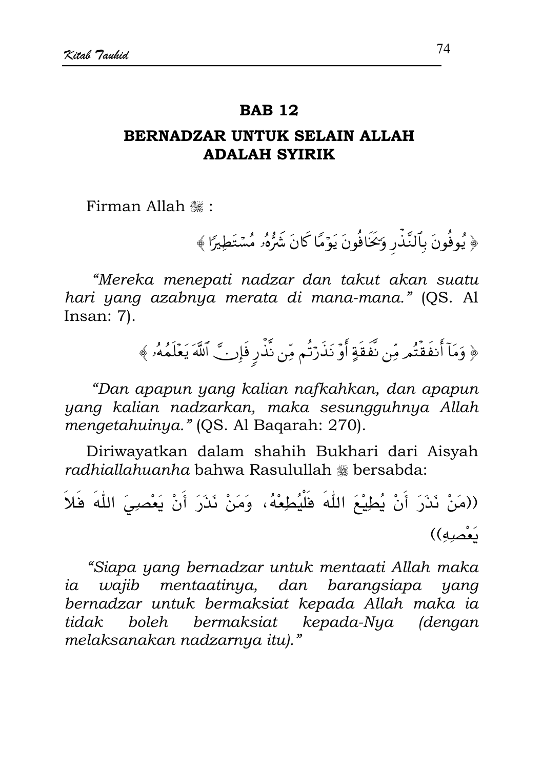## BAB 12

## BERNADZAR UNTUK SELAIN ALLAH ADALAH SYIRIK

Firman Allah ﷻ :

﴿ يُوفُونَ بِٱلنَّذْرِ وَيَخَافُونَ يَوْمًا كَانَ شَرُّهُۥ مُسْتَطِيرًا ﴾

*"Mereka menepati nadzar dan takut akan suatu hari yang azabnya merata di mana-mana."* (QS. Al Insan: 7).

﴿ وَمَآ أَنفَقْتُم مِّن نَّفَقَةٍ أَوْ نَذَرْتُم مِّن نَّذْرٍ فَإِنَّ ٱللَّهَ يَعْلَمُهُۥ ﴾

*"Dan apapun yang kalian nafkahkan, dan apapun yang kalian nadzarkan, maka sesungguhnya Allah mengetahuinya."* (QS. Al Baqarah: 270).

Diriwayatkan dalam shahih Bukhari dari Aisyah *radhiallahuanha* bahwa Rasulullah ﷺ bersabda:

((مَنْ نَذَرَ أَنْ يُطِيْعَ اللّٰهَ فَلْيُطِعْهُ، وَمَنْ نَذَرَ أَنْ يَعْصِيَ اللّٰهَ فَلاَ يَعْصِهِ))

*"Siapa yang bernadzar untuk mentaati Allah maka ia wajib mentaatinya, dan barangsiapa yang bernadzar untuk bermaksiat kepada Allah maka ia tidak boleh bermaksiat kepada-Nya (dengan melaksanakan nadzarnya itu)."*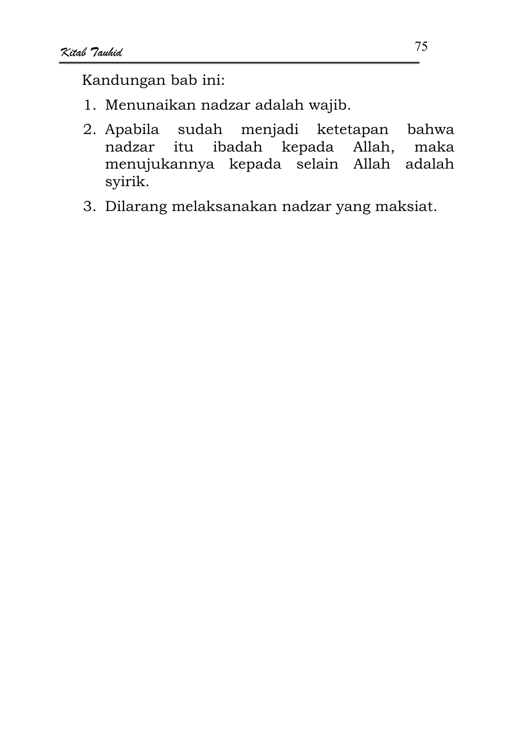Kandungan bab ini:

1. Menunaikan nadzar adalah wajib.
2. Apabila sudah menjadi ketetapan bahwa nadzar itu ibadah kepada Allah, maka menujukannya kepada selain Allah adalah syirik.
3. Dilarang melaksanakan nadzar yang maksiat.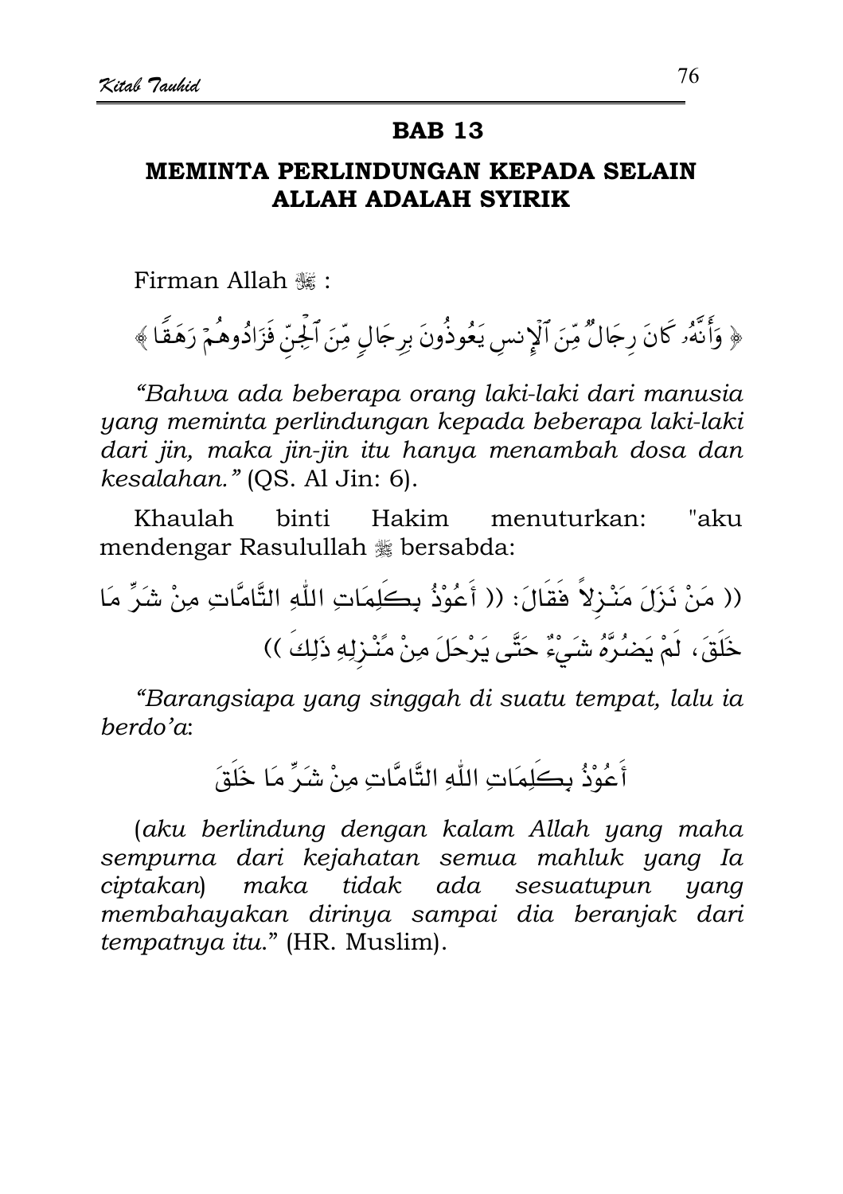## BAB 13

## MEMINTA PERLINDUNGAN KEPADA SELAIN ALLAH ADALAH SYIRIK

Firman Allah ﷻ :

﴿ وَأَنَّهُۥ كَانَ رِجَالٌ مِّنَ ٱلْإِنسِ يَعُوذُونَ بِرِجَالٍ مِّنَ ٱلْجِنِّ فَزَادُوهُمْ رَهَقًا ﴾

*"Bahwa ada beberapa orang laki-laki dari manusia yang meminta perlindungan kepada beberapa laki-laki dari jin, maka jin-jin itu hanya menambah dosa dan kesalahan."* (QS. Al Jin: 6).

Khaulah binti Hakim menuturkan: "aku mendengar Rasulullah ﷺ bersabda:

(( مَنْ نَزَلَ مَنْزِلاً فَقَالَ: (( أَعُوْذُ بِكَلِمَاتِ اللّٰهِ التَّامَّاتِ مِنْ شَرِّ مَا خَلَقَ، لَمْ يَضُرَّهُ شَيْءٌ حَتَّى يَرْحَلَ مِنْ مَنْزِلِهِ ذَلِكَ ))

*"Barangsiapa yang singgah di suatu tempat, lalu ia berdo'a*:

أَعُوْذُ بِكَلِمَاتِ اللّٰهِ التَّامَّاتِ مِنْ شَرِّ مَا خَلَقَ

(*aku berlindung dengan kalam Allah yang maha sempurna dari kejahatan semua mahluk yang Ia ciptakan*) *maka tidak ada sesuatupun yang membahayakan dirinya sampai dia beranjak dari tempatnya itu.*" (HR. Muslim).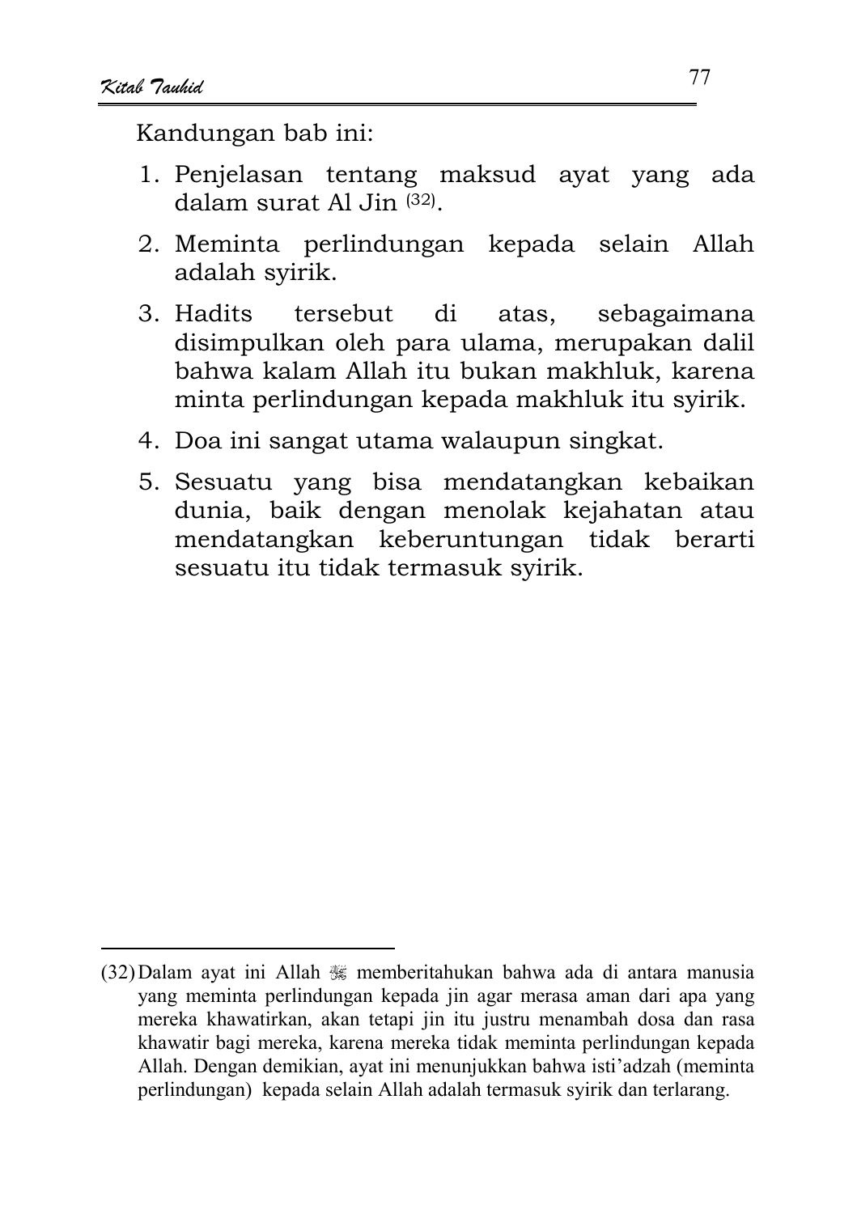Kandungan bab ini:

1. Penjelasan tentang maksud ayat yang ada dalam surat Al Jin [32].
2. Meminta perlindungan kepada selain Allah adalah syirik.
3. Hadits tersebut di atas, sebagaimana disimpulkan oleh para ulama, merupakan dalil bahwa kalam Allah itu bukan makhluk, karena minta perlindungan kepada makhluk itu syirik.
4. Doa ini sangat utama walaupun singkat.
5. Sesuatu yang bisa mendatangkan kebaikan dunia, baik dengan menolak kejahatan atau mendatangkan keberuntungan tidak berarti sesuatu itu tidak termasuk syirik.

---

(32) Dalam ayat ini Allah ﷻ memberitahukan bahwa ada di antara manusia yang meminta perlindungan kepada jin agar merasa aman dari apa yang mereka khawatirkan, akan tetapi jin itu justru menambah dosa dan rasa khawatir bagi mereka, karena mereka tidak meminta perlindungan kepada Allah. Dengan demikian, ayat ini menunjukkan bahwa isti'adzah (meminta perlindungan) kepada selain Allah adalah termasuk syirik dan terlarang.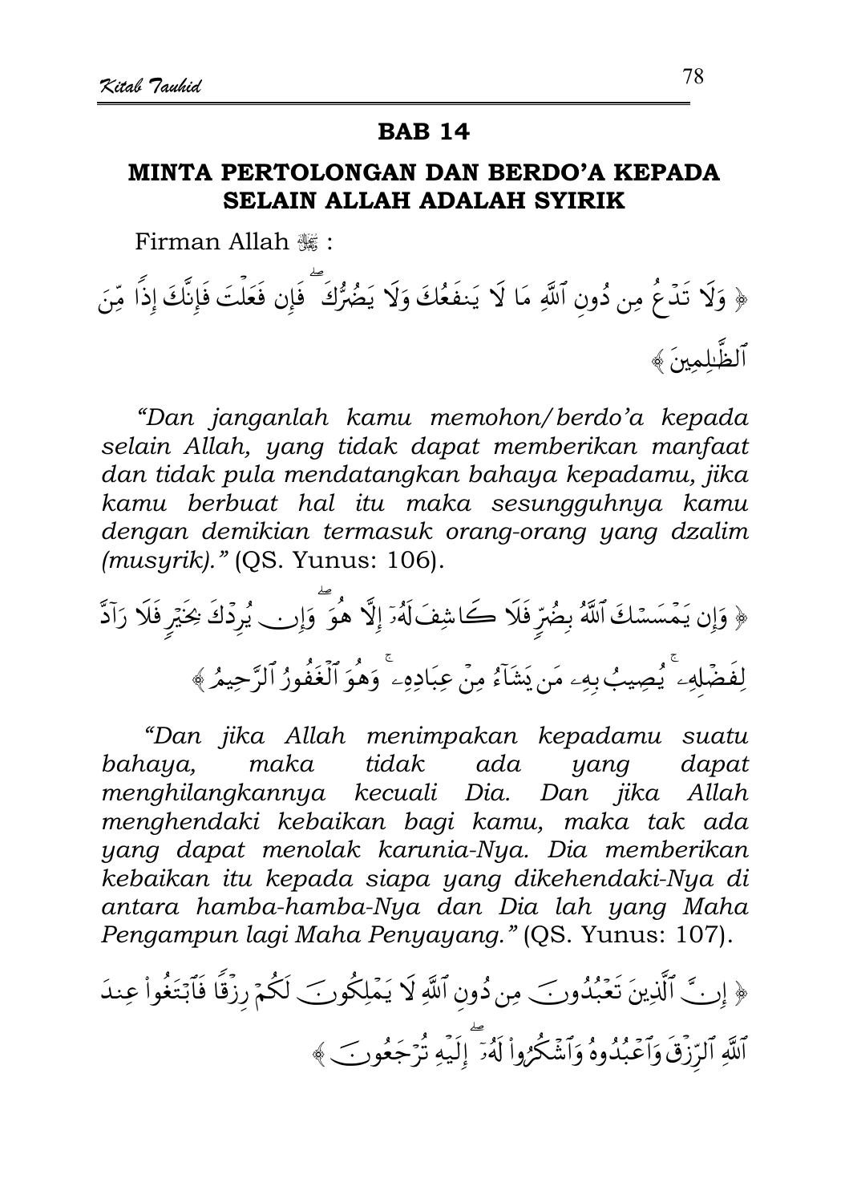## BAB 14

## MINTA PERTOLONGAN DAN BERDO'A KEPADA SELAIN ALLAH ADALAH SYIRIK

Firman Allah ﷻ :

﴿ وَلَا تَدْعُ مِن دُونِ ٱللَّهِ مَا لَا يَنفَعُكَ وَلَا يَضُرُّكَ ۖ فَإِن فَعَلْتَ فَإِنَّكَ إِذًا مِّنَ ٱلظَّٰلِمِينَ ﴾

*"Dan janganlah kamu memohon/berdo'a kepada selain Allah, yang tidak dapat memberikan manfaat dan tidak pula mendatangkan bahaya kepadamu, jika kamu berbuat hal itu maka sesungguhnya kamu dengan demikian termasuk orang-orang yang dzalim (musyrik)."* (QS. Yunus: 106).

﴿ وَإِن يَمْسَسْكَ ٱللَّهُ بِضُرٍّ فَلَا كَاشِفَ لَهُۥٓ إِلَّا هُوَ ۖ وَإِن يُرِدْكَ بِخَيْرٍ فَلَا رَآدَّ لِفَضْلِهِۦ ۚ يُصِيبُ بِهِۦ مَن يَشَآءُ مِنْ عِبَادِهِۦ ۚ وَهُوَ ٱلْغَفُورُ ٱلرَّحِيمُ ﴾

*"Dan jika Allah menimpakan kepadamu suatu bahaya, maka tidak ada yang dapat menghilangkannya kecuali Dia. Dan jika Allah menghendaki kebaikan bagi kamu, maka tak ada yang dapat menolak karunia-Nya. Dia memberikan kebaikan itu kepada siapa yang dikehendaki-Nya di antara hamba-hamba-Nya dan Dia lah yang Maha Pengampun lagi Maha Penyayang."* (QS. Yunus: 107).

﴿ إِنَّ ٱلَّذِينَ تَعْبُدُونَ مِن دُونِ ٱللَّهِ لَا يَمْلِكُونَ لَكُمْ رِزْقًا فَٱبْتَغُوا۟ عِندَ ٱللَّهِ ٱلرِّزْقَ وَٱعْبُدُوهُ وَٱشْكُرُوا۟ لَهُۥٓ ۖ إِلَيْهِ تُرْجَعُونَ ﴾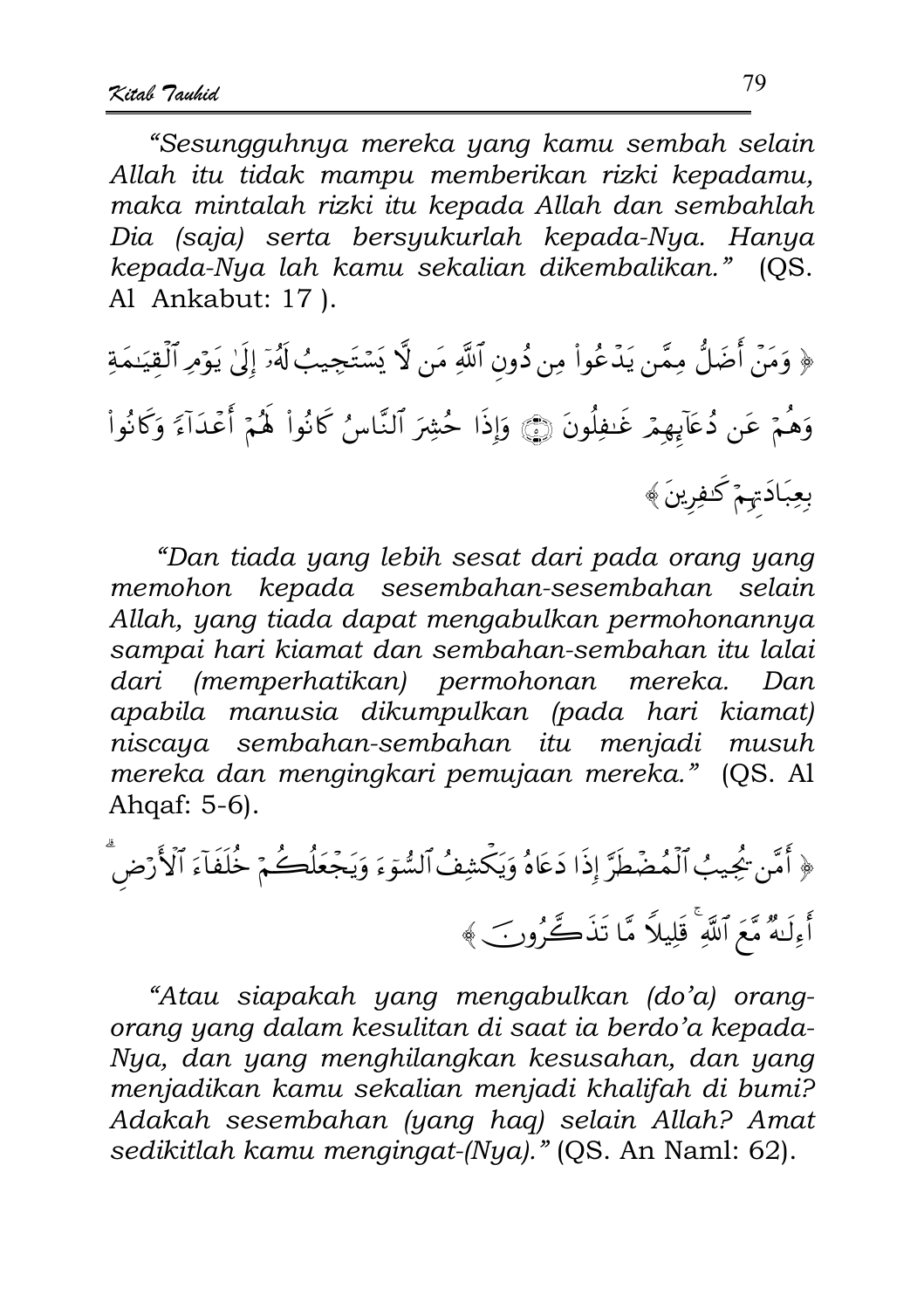*"Sesungguhnya mereka yang kamu sembah selain Allah itu tidak mampu memberikan rizki kepadamu, maka mintalah rizki itu kepada Allah dan sembahlah Dia (saja) serta bersyukurlah kepada-Nya. Hanya kepada-Nya lah kamu sekalian dikembalikan."* (QS. Al Ankabut: 17 ).

﴿ وَمَنْ أَضَلُّ مِمَّن يَدْعُواْ مِن دُونِ ٱللَّهِ مَن لَّا يَسْتَجِيبُ لَهُۥٓ إِلَىٰ يَوْمِ ٱلْقِيَـٰمَةِ وَهُمْ عَن دُعَآئِهِمْ غَـٰفِلُونَ ۝ وَإِذَا حُشِرَ ٱلنَّاسُ كَانُواْ لَهُمْ أَعْدَآءً وَكَانُواْ بِعِبَادَتِهِمْ كَـٰفِرِينَ ﴾

*"Dan tiada yang lebih sesat dari pada orang yang memohon kepada sesembahan-sesembahan selain Allah, yang tiada dapat mengabulkan permohonannya sampai hari kiamat dan sembahan-sembahan itu lalai dari (memperhatikan) permohonan mereka. Dan apabila manusia dikumpulkan (pada hari kiamat) niscaya sembahan-sembahan itu menjadi musuh mereka dan mengingkari pemujaan mereka."* (QS. Al Ahqaf: 5-6).

﴿ أَمَّن يُجِيبُ ٱلْمُضْطَرَّ إِذَا دَعَاهُ وَيَكْشِفُ ٱلسُّوٓءَ وَيَجْعَلُكُمْ خُلَفَآءَ ٱلْأَرْضِ ۗ أَءِلَـٰهٌ مَّعَ ٱللَّهِ ۚ قَلِيلًا مَّا تَذَكَّرُونَ ﴾

*"Atau siapakah yang mengabulkan (do'a) orang-orang yang dalam kesulitan di saat ia berdo'a kepada-Nya, dan yang menghilangkan kesusahan, dan yang menjadikan kamu sekalian menjadi khalifah di bumi? Adakah sesembahan (yang haq) selain Allah? Amat sedikitlah kamu mengingat-(Nya)."* (QS. An Naml: 62).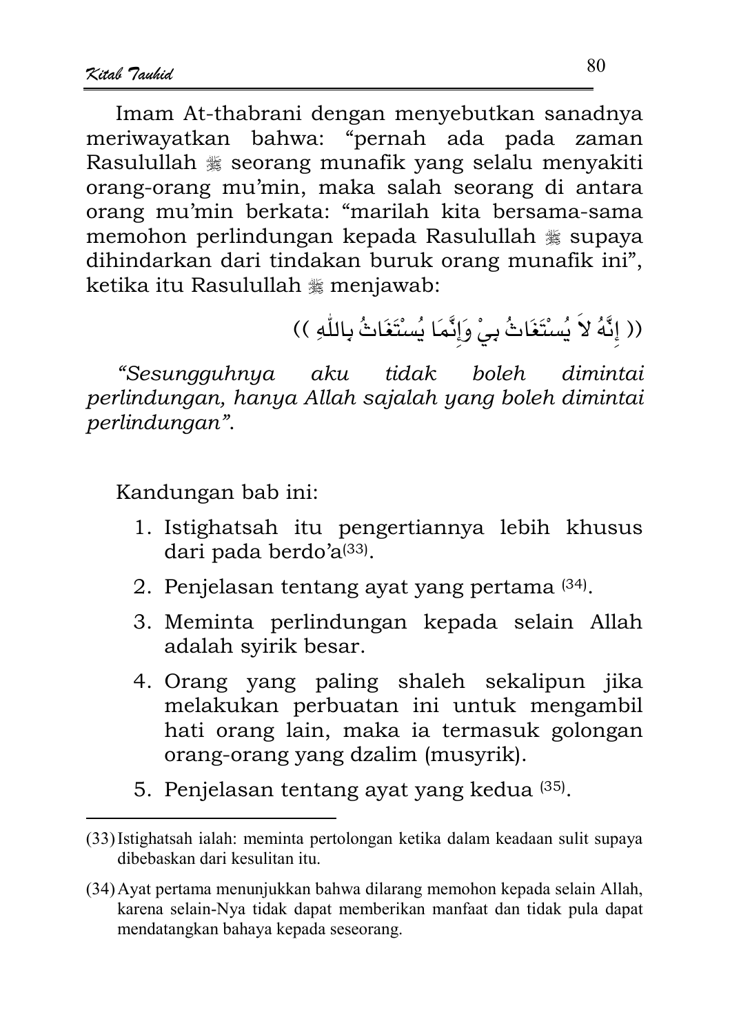Imam At-thabrani dengan menyebutkan sanadnya meriwayatkan bahwa: "pernah ada pada zaman Rasulullah ﷺ seorang munafik yang selalu menyakiti orang-orang mu'min, maka salah seorang di antara orang mu'min berkata: "marilah kita bersama-sama memohon perlindungan kepada Rasulullah ﷺ supaya dihindarkan dari tindakan buruk orang munafik ini", ketika itu Rasulullah ﷺ menjawab:

(( إِنَّهُ لاَ يُسْتَغَاثُ بِيْ وَإِنَّمَا يُسْتَغَاثُ بِاللّٰهِ ))

*"Sesungguhnya aku tidak boleh dimintai perlindungan, hanya Allah sajalah yang boleh dimintai perlindungan".*

Kandungan bab ini:

1. Istighatsah itu pengertiannya lebih khusus dari pada berdo'a[33].
2. Penjelasan tentang ayat yang pertama [34].
3. Meminta perlindungan kepada selain Allah adalah syirik besar.
4. Orang yang paling shaleh sekalipun jika melakukan perbuatan ini untuk mengambil hati orang lain, maka ia termasuk golongan orang-orang yang dzalim (musyrik).
5. Penjelasan tentang ayat yang kedua [35].

---

(33) Istighatsah ialah: meminta pertolongan ketika dalam keadaan sulit supaya dibebaskan dari kesulitan itu.

(34) Ayat pertama menunjukkan bahwa dilarang memohon kepada selain Allah, karena selain-Nya tidak dapat memberikan manfaat dan tidak pula dapat mendatangkan bahaya kepada seseorang.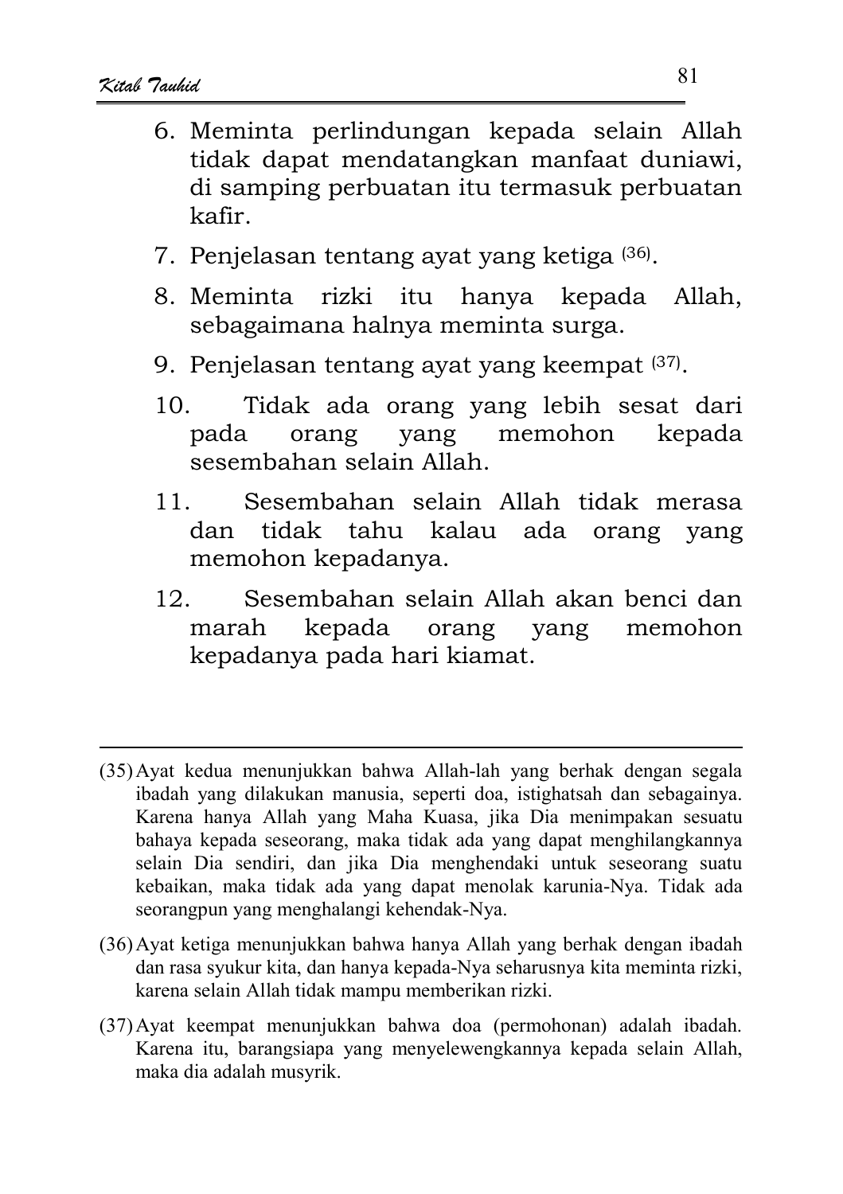6. Meminta perlindungan kepada selain Allah tidak dapat mendatangkan manfaat duniawi, di samping perbuatan itu termasuk perbuatan kafir.
7. Penjelasan tentang ayat yang ketiga [36].
8. Meminta rizki itu hanya kepada Allah, sebagaimana halnya meminta surga.
9. Penjelasan tentang ayat yang keempat [37].
10. Tidak ada orang yang lebih sesat dari pada orang yang memohon kepada sesembahan selain Allah.
11. Sesembahan selain Allah tidak merasa dan tidak tahu kalau ada orang yang memohon kepadanya.
12. Sesembahan selain Allah akan benci dan marah kepada orang yang memohon kepadanya pada hari kiamat.

---

(35) Ayat kedua menunjukkan bahwa Allah-lah yang berhak dengan segala ibadah yang dilakukan manusia, seperti doa, istighatsah dan sebagainya. Karena hanya Allah yang Maha Kuasa, jika Dia menimpakan sesuatu bahaya kepada seseorang, maka tidak ada yang dapat menghilangkannya selain Dia sendiri, dan jika Dia menghendaki untuk seseorang suatu kebaikan, maka tidak ada yang dapat menolak karunia-Nya. Tidak ada seorangpun yang menghalangi kehendak-Nya.

(36) Ayat ketiga menunjukkan bahwa hanya Allah yang berhak dengan ibadah dan rasa syukur kita, dan hanya kepada-Nya seharusnya kita meminta rizki, karena selain Allah tidak mampu memberikan rizki.

(37) Ayat keempat menunjukkan bahwa doa (permohonan) adalah ibadah. Karena itu, barangsiapa yang menyelewengkannya kepada selain Allah, maka dia adalah musyrik.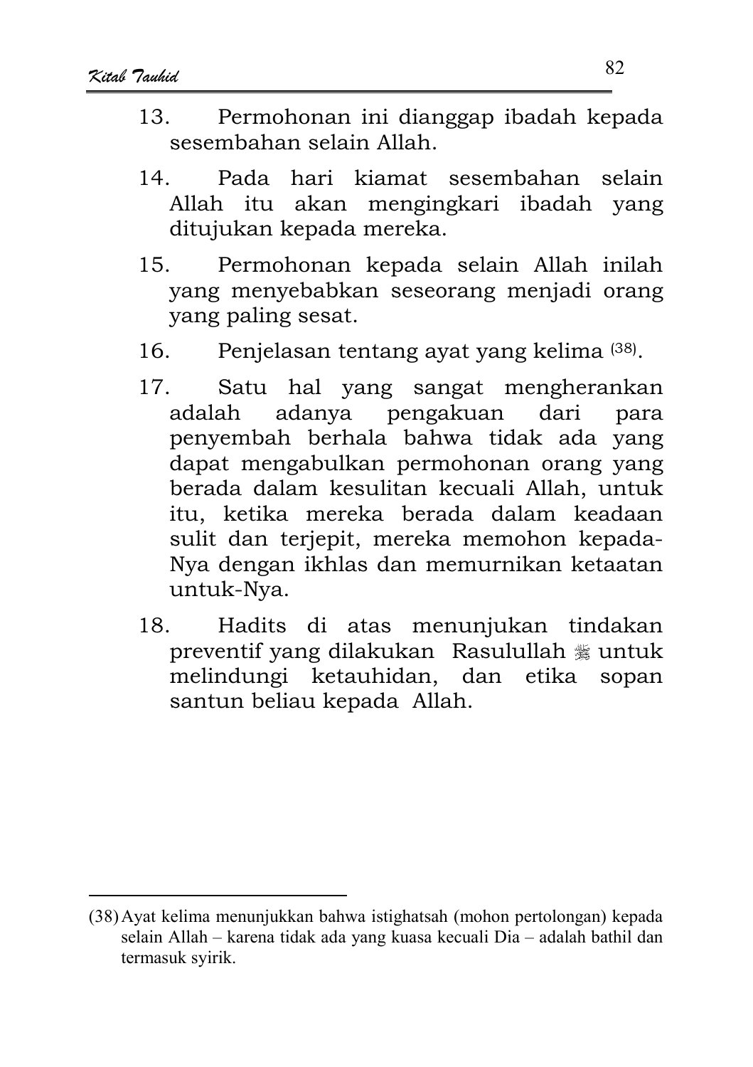13. Permohonan ini dianggap ibadah kepada sesembahan selain Allah.

14. Pada hari kiamat sesembahan selain Allah itu akan mengingkari ibadah yang ditujukan kepada mereka.

15. Permohonan kepada selain Allah inilah yang menyebabkan seseorang menjadi orang yang paling sesat.

16. Penjelasan tentang ayat yang kelima [38].

17. Satu hal yang sangat mengherankan adalah adanya pengakuan dari para penyembah berhala bahwa tidak ada yang dapat mengabulkan permohonan orang yang berada dalam kesulitan kecuali Allah, untuk itu, ketika mereka berada dalam keadaan sulit dan terjepit, mereka memohon kepada-Nya dengan ikhlas dan memurnikan ketaatan untuk-Nya.

18. Hadits di atas menunjukan tindakan preventif yang dilakukan Rasulullah ﷺ untuk melindungi ketauhidan, dan etika sopan santun beliau kepada Allah.

---

(38) Ayat kelima menunjukkan bahwa istighatsah (mohon pertolongan) kepada selain Allah – karena tidak ada yang kuasa kecuali Dia – adalah bathil dan termasuk syirik.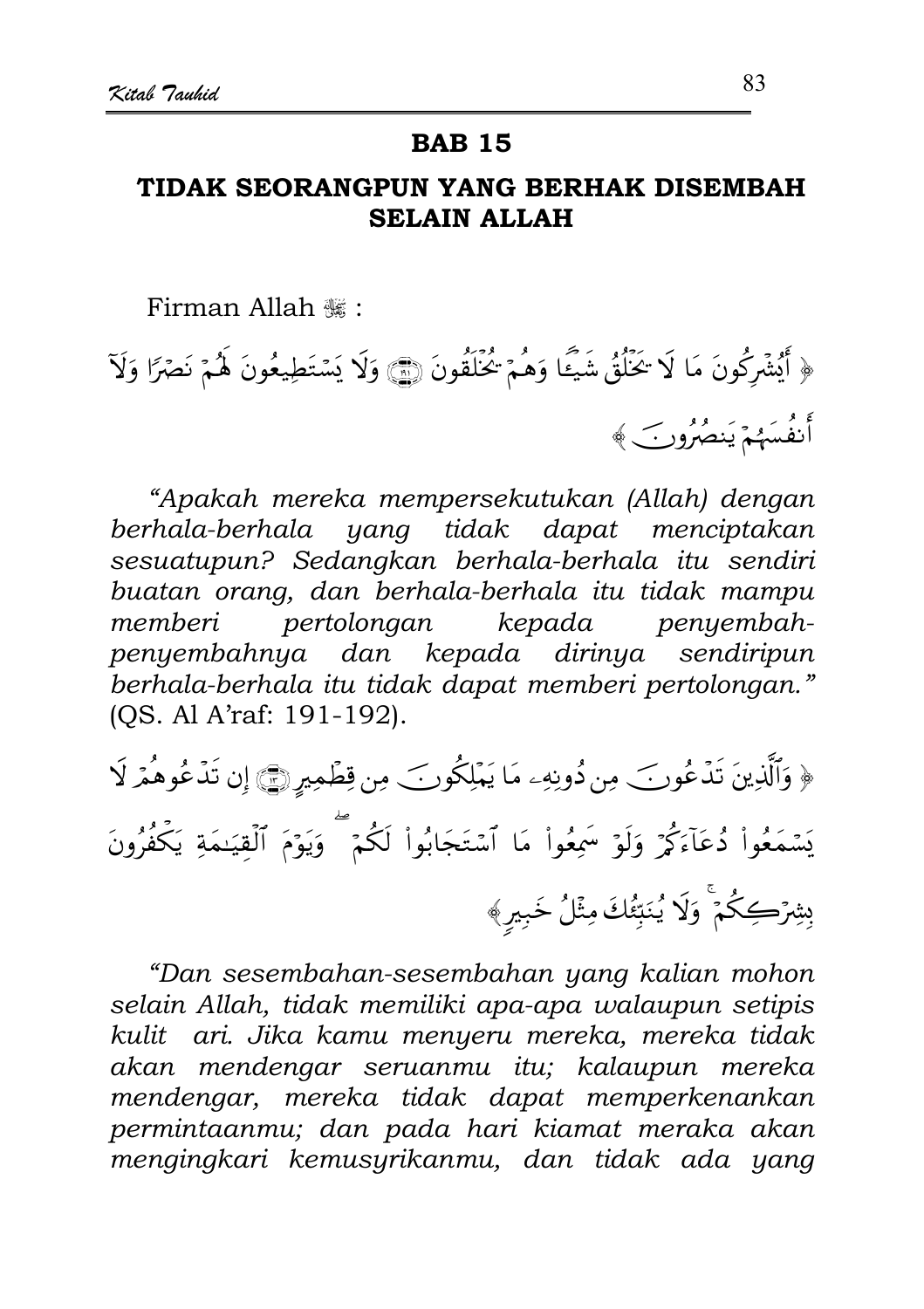## BAB 15

## TIDAK SEORANGPUN YANG BERHAK DISEMBAH SELAIN ALLAH

Firman Allah ﷻ :

﴿ أَيُشْرِكُونَ مَا لَا يَخْلُقُ شَيْئًا وَهُمْ يُخْلَقُونَ ۝ وَلَا يَسْتَطِيعُونَ لَهُمْ نَصْرًا وَلَا أَنفُسَهُمْ يَنصُرُونَ ﴾

*"Apakah mereka mempersekutukan (Allah) dengan berhala-berhala yang tidak dapat menciptakan sesuatupun? Sedangkan berhala-berhala itu sendiri buatan orang, dan berhala-berhala itu tidak mampu memberi pertolongan kepada penyembah-penyembahnya dan kepada dirinya sendiripun berhala-berhala itu tidak dapat memberi pertolongan."* (QS. Al A'raf: 191-192).

﴿ وَالَّذِينَ تَدْعُونَ مِن دُونِهِ مَا يَمْلِكُونَ مِن قِطْمِيرٍ ۝ إِن تَدْعُوهُمْ لَا يَسْمَعُوا دُعَاءَكُمْ وَلَوْ سَمِعُوا مَا اسْتَجَابُوا لَكُمْ ۖ وَيَوْمَ الْقِيَامَةِ يَكْفُرُونَ بِشِرْكِكُمْ ۚ وَلَا يُنَبِّئُكَ مِثْلُ خَبِيرٍ ﴾

*"Dan sesembahan-sesembahan yang kalian mohon selain Allah, tidak memiliki apa-apa walaupun setipis kulit ari. Jika kamu menyeru mereka, mereka tidak akan mendengar seruanmu itu; kalaupun mereka mendengar, mereka tidak dapat memperkenankan permintaanmu; dan pada hari kiamat meraka akan mengingkari kemusyrikanmu, dan tidak ada yang*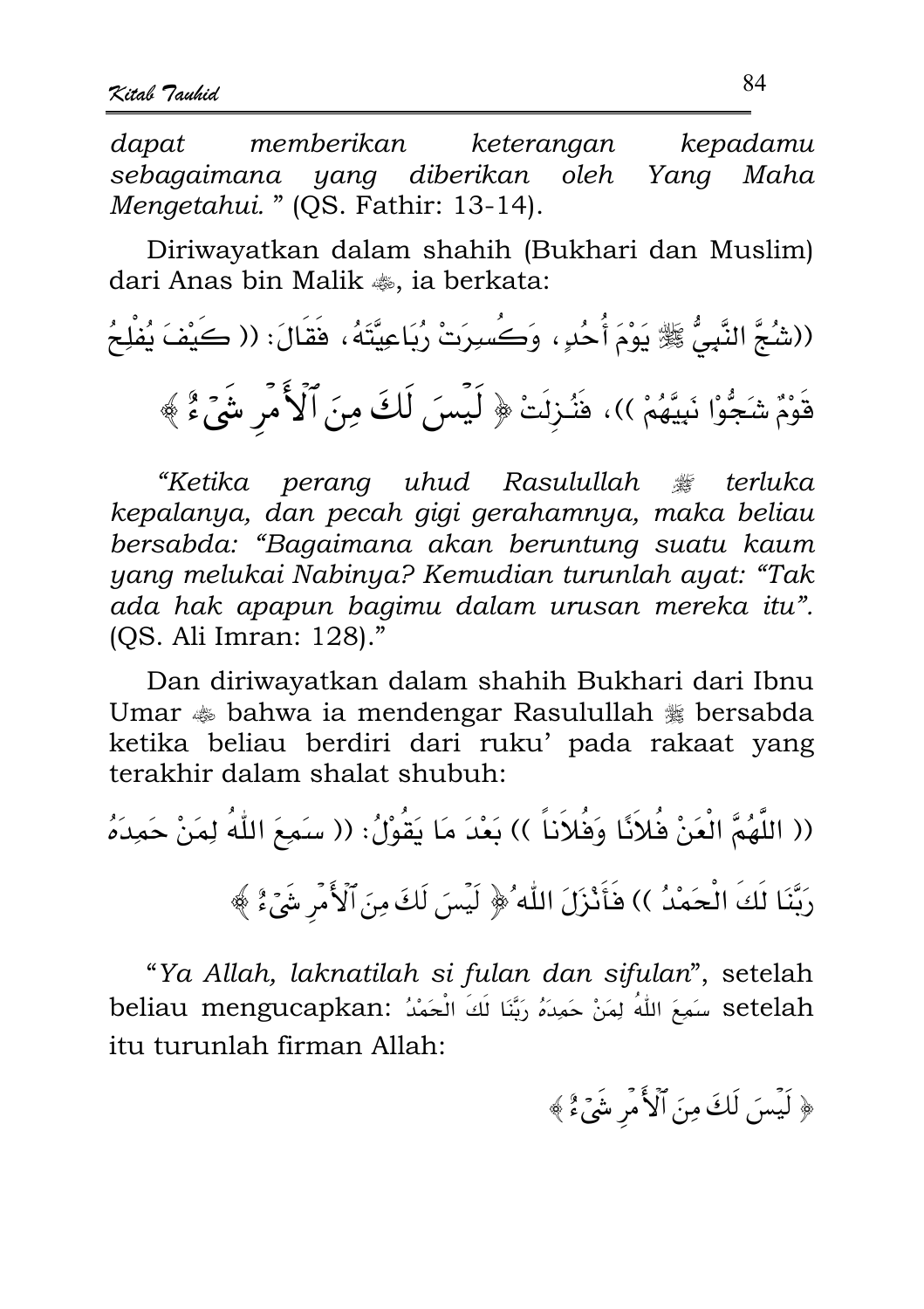*dapat memberikan keterangan kepadamu sebagaimana yang diberikan oleh Yang Maha Mengetahui."* (QS. Fathir: 13-14).

Diriwayatkan dalam shahih (Bukhari dan Muslim) dari Anas bin Malik ﷺ, ia berkata:

((شُجَّ النَّبِيُّ ﷺ يَوْمَ أُحُدٍ، وَكُسِرَتْ رُبَاعِيَّتُهُ، فَقَالَ: (( كَيْفَ يُفْلِحُ قَوْمٌ شَجُّوْا نَبِيَّهُمْ ))، فَنُزِلَتْ ﴿ لَيْسَ لَكَ مِنَ ٱلْأَمْرِ شَىْءٌ ﴾

*"Ketika perang uhud Rasulullah ﷺ terluka kepalanya, dan pecah gigi gerahamnya, maka beliau bersabda: "Bagaimana akan beruntung suatu kaum yang melukai Nabinya? Kemudian turunlah ayat: "Tak ada hak apapun bagimu dalam urusan mereka itu".* (QS. Ali Imran: 128)."

Dan diriwayatkan dalam shahih Bukhari dari Ibnu Umar ﷺ bahwa ia mendengar Rasulullah ﷺ bersabda ketika beliau berdiri dari ruku' pada rakaat yang terakhir dalam shalat shubuh:

(( اللَّهُمَّ الْعَنْ فُلاَنًا وَفُلاَنًا )) بَعْدَ مَا يَقُوْلُ: (( سَمِعَ اللّٰهُ لِمَنْ حَمِدَهُ رَبَّنَا لَكَ الْحَمْدُ )) فَأَنْزَلَ اللّٰهُ ﴿ لَيْسَ لَكَ مِنَ ٱلْأَمْرِ شَىْءٌ ﴾

"*Ya Allah, laknatilah si fulan dan sifulan*", setelah beliau mengucapkan: سَمِعَ اللّٰهُ لِمَنْ حَمِدَهُ رَبَّنَا لَكَ الْحَمْدُ setelah itu turunlah firman Allah:

﴿ لَيْسَ لَكَ مِنَ ٱلْأَمْرِ شَىْءٌ ﴾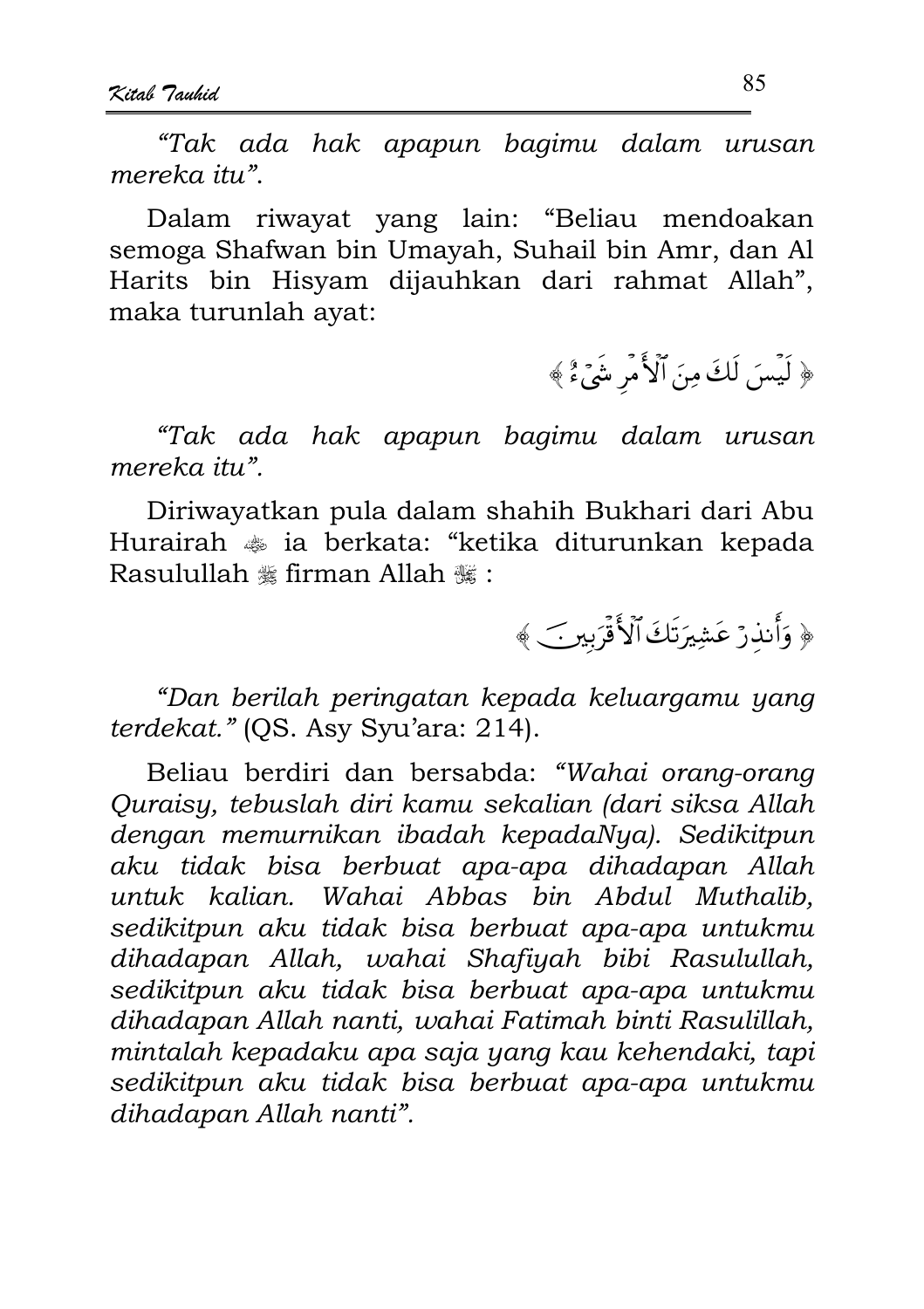*"Tak ada hak apapun bagimu dalam urusan mereka itu".*

Dalam riwayat yang lain: "Beliau mendoakan semoga Shafwan bin Umayah, Suhail bin Amr, dan Al Harits bin Hisyam dijauhkan dari rahmat Allah", maka turunlah ayat:

﴿ لَيْسَ لَكَ مِنَ ٱلْأَمْرِ شَيْءٌ ﴾

*"Tak ada hak apapun bagimu dalam urusan mereka itu".*

Diriwayatkan pula dalam shahih Bukhari dari Abu Hurairah ﷺ ia berkata: "ketika diturunkan kepada Rasulullah ﷺ firman Allah ﷻ :

﴿ وَأَنذِرْ عَشِيرَتَكَ ٱلْأَقْرَبِينَ ﴾

*"Dan berilah peringatan kepada keluargamu yang terdekat."* (QS. Asy Syu'ara: 214).

Beliau berdiri dan bersabda: *"Wahai orang-orang Quraisy, tebuslah diri kamu sekalian (dari siksa Allah dengan memurnikan ibadah kepadaNya). Sedikitpun aku tidak bisa berbuat apa-apa dihadapan Allah untuk kalian. Wahai Abbas bin Abdul Muthalib, sedikitpun aku tidak bisa berbuat apa-apa untukmu dihadapan Allah, wahai Shafiyah bibi Rasulullah, sedikitpun aku tidak bisa berbuat apa-apa untukmu dihadapan Allah nanti, wahai Fatimah binti Rasulillah, mintalah kepadaku apa saja yang kau kehendaki, tapi sedikitpun aku tidak bisa berbuat apa-apa untukmu dihadapan Allah nanti".*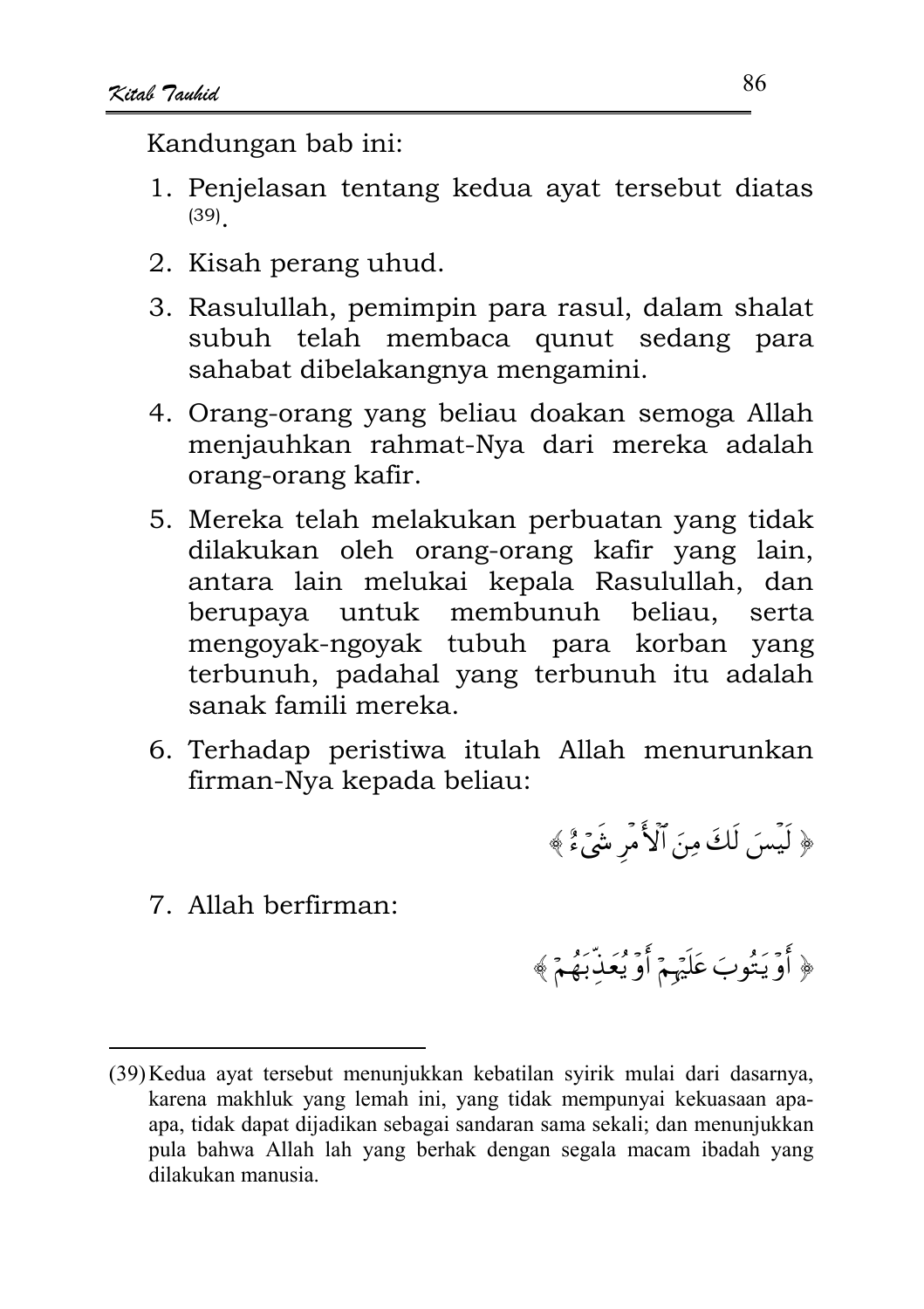Kandungan bab ini:

1. Penjelasan tentang kedua ayat tersebut diatas [39].
2. Kisah perang uhud.
3. Rasulullah, pemimpin para rasul, dalam shalat subuh telah membaca qunut sedang para sahabat dibelakangnya mengamini.
4. Orang-orang yang beliau doakan semoga Allah menjauhkan rahmat-Nya dari mereka adalah orang-orang kafir.
5. Mereka telah melakukan perbuatan yang tidak dilakukan oleh orang-orang kafir yang lain, antara lain melukai kepala Rasulullah, dan berupaya untuk membunuh beliau, serta mengoyak-ngoyak tubuh para korban yang terbunuh, padahal yang terbunuh itu adalah sanak famili mereka.
6. Terhadap peristiwa itulah Allah menurunkan firman-Nya kepada beliau:

﴿ لَيْسَ لَكَ مِنَ ٱلْأَمْرِ شَىْءٌ ﴾

7. Allah berfirman:

﴿ أَوْ يَتُوبَ عَلَيْهِمْ أَوْ يُعَذِّبَهُمْ ﴾

---

(39) Kedua ayat tersebut menunjukkan kebatilan syirik mulai dari dasarnya, karena makhluk yang lemah ini, yang tidak mempunyai kekuasaan apa-apa, tidak dapat dijadikan sebagai sandaran sama sekali; dan menunjukkan pula bahwa Allah lah yang berhak dengan segala macam ibadah yang dilakukan manusia.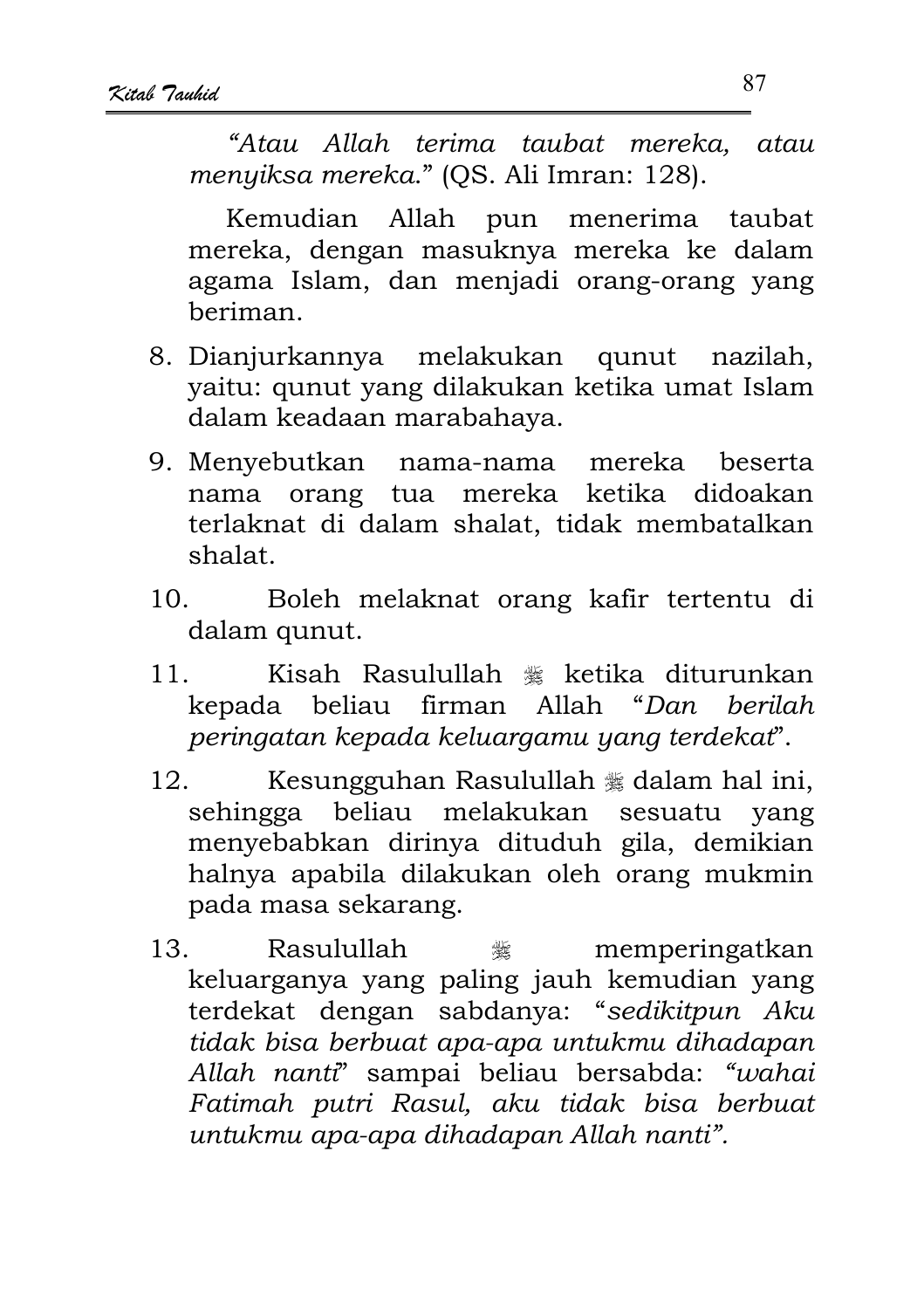*"Atau Allah terima taubat mereka, atau menyiksa mereka*." (QS. Ali Imran: 128).

Kemudian Allah pun menerima taubat mereka, dengan masuknya mereka ke dalam agama Islam, dan menjadi orang-orang yang beriman.

8. Dianjurkannya melakukan qunut nazilah, yaitu: qunut yang dilakukan ketika umat Islam dalam keadaan marabahaya.
9. Menyebutkan nama-nama mereka beserta nama orang tua mereka ketika didoakan terlaknat di dalam shalat, tidak membatalkan shalat.
10. Boleh melaknat orang kafir tertentu di dalam qunut.
11. Kisah Rasulullah ﷺ ketika diturunkan kepada beliau firman Allah "*Dan berilah peringatan kepada keluargamu yang terdekat*".
12. Kesungguhan Rasulullah ﷺ dalam hal ini, sehingga beliau melakukan sesuatu yang menyebabkan dirinya dituduh gila, demikian halnya apabila dilakukan oleh orang mukmin pada masa sekarang.
13. Rasulullah ﷺ memperingatkan keluarganya yang paling jauh kemudian yang terdekat dengan sabdanya: "*sedikitpun Aku tidak bisa berbuat apa-apa untukmu dihadapan Allah nanti*" sampai beliau bersabda: *"wahai Fatimah putri Rasul, aku tidak bisa berbuat untukmu apa-apa dihadapan Allah nanti".*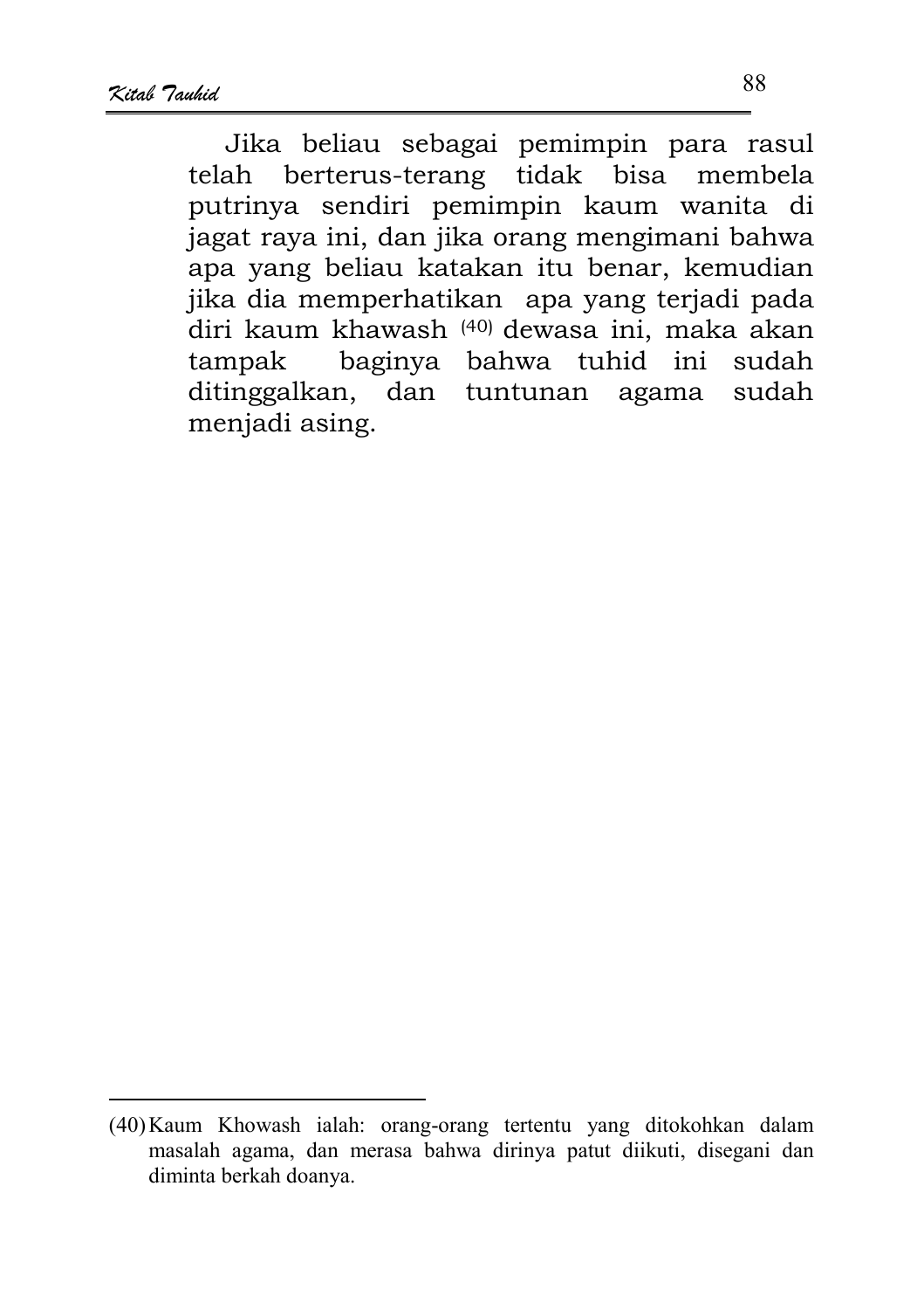Jika beliau sebagai pemimpin para rasul telah berterus-terang tidak bisa membela putrinya sendiri pemimpin kaum wanita di jagat raya ini, dan jika orang mengimani bahwa apa yang beliau katakan itu benar, kemudian jika dia memperhatikan apa yang terjadi pada diri kaum khawash [40] dewasa ini, maka akan tampak baginya bahwa tuhid ini sudah ditinggalkan, dan tuntunan agama sudah menjadi asing.

---

(40) Kaum Khowash ialah: orang-orang tertentu yang ditokohkan dalam masalah agama, dan merasa bahwa dirinya patut diikuti, disegani dan diminta berkah doanya.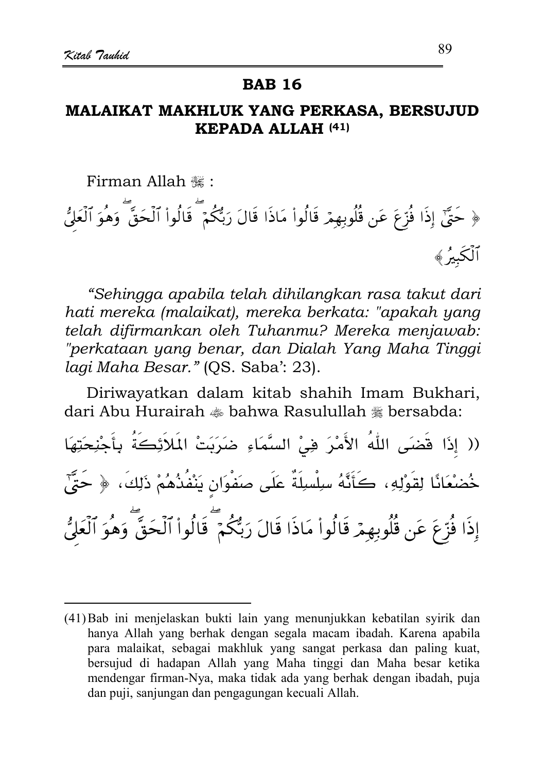## BAB 16

## MALAIKAT MAKHLUK YANG PERKASA, BERSUJUD KEPADA ALLAH (41)

Firman Allah ﷻ :

﴿ حَتَّىٰٓ إِذَا فُزِّعَ عَن قُلُوبِهِمْ قَالُوا۟ مَاذَا قَالَ رَبُّكُمْ ۖ قَالُوا۟ ٱلْحَقَّ ۖ وَهُوَ ٱلْعَلِىُّ ٱلْكَبِيرُ ﴾

*"Sehingga apabila telah dihilangkan rasa takut dari hati mereka (malaikat), mereka berkata: "apakah yang telah difirmankan oleh Tuhanmu? Mereka menjawab: "perkataan yang benar, dan Dialah Yang Maha Tinggi lagi Maha Besar."* (QS. Saba': 23).

Diriwayatkan dalam kitab shahih Imam Bukhari, dari Abu Hurairah ﷺ bahwa Rasulullah ﷺ bersabda:

(( إِذَا قَضَى اللّٰهُ الأَمْرَ فِيْ السَّمَاءِ ضَرَبَتْ المَلاَئِكَةُ بِأَجْنِحَتِهَا خُضْعَانًا لِقَوْلِهِ، كَأَنَّهُ سِلْسِلَةٌ عَلَى صَفْوَانٍ يَنْفُذُهُمْ ذَلِكَ، ﴿ حَتَّىٰٓ إِذَا فُزِّعَ عَن قُلُوبِهِمْ قَالُوا۟ مَاذَا قَالَ رَبُّكُمْ ۖ قَالُوا۟ ٱلْحَقَّ ۖ وَهُوَ ٱلْعَلِىُّ

---

(41) Bab ini menjelaskan bukti lain yang menunjukkan kebatilan syirik dan hanya Allah yang berhak dengan segala macam ibadah. Karena apabila para malaikat, sebagai makhluk yang sangat perkasa dan paling kuat, bersujud di hadapan Allah yang Maha tinggi dan Maha besar ketika mendengar firman-Nya, maka tidak ada yang berhak dengan ibadah, puja dan puji, sanjungan dan pengagungan kecuali Allah.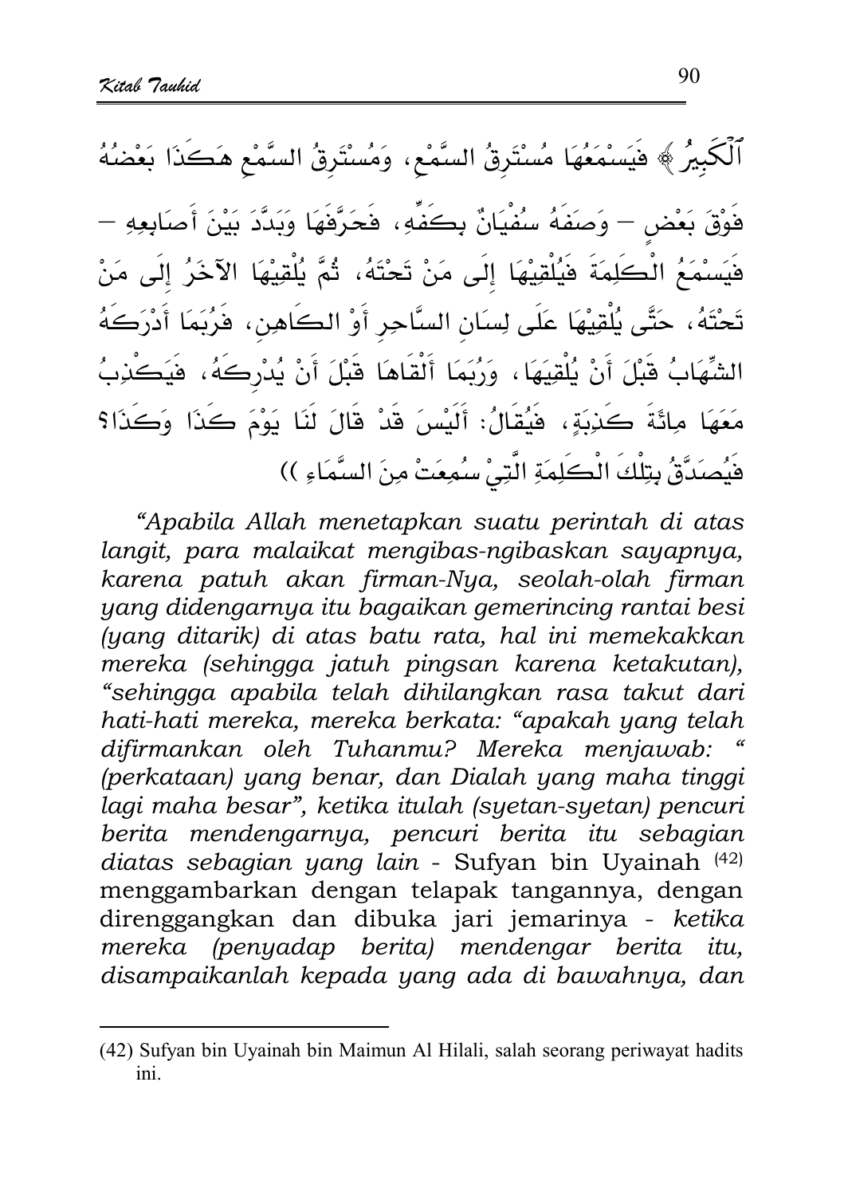ٱلۡكَبِيرُ ﴾ فَيَسْمَعُهَا مُسْتَرِقُ السَّمْعِ، وَمُسْتَرِقُ السَّمْعِ هَكَذَا بَعْضُهُ فَوْقَ بَعْضٍ – وَصَفَهُ سُفْيَانُ بِكَفِّهِ، فَحَرَّفَهَا وَبَدَّدَ بَيْنَ أَصَابِعِهِ – فَيَسْمَعُ الْكَلِمَةَ فَيُلْقِيْهَا إِلَى مَنْ تَحْتَهُ، ثُمَّ يُلْقِيْهَا الآخَرُ إِلَى مَنْ تَحْتَهُ، حَتَّى يُلْقِيْهَا عَلَى لِسَانِ السَّاحِرِ أَوْ الكَاهِنِ، فَرُبَمَا أَدْرَكَهُ الشِّهَابُ قَبْلَ أَنْ يُلْقِيَهَا، وَرُبَمَا أَلْقَاهَا قَبْلَ أَنْ يُدْرِكَهُ، فَيَكْذِبُ مَعَهَا مِائَةَ كَذِبَةٍ، فَيُقَالُ: أَلَيْسَ قَدْ قَالَ لَنَا يَوْمَ كَذَا وَكَذَا؟ فَيُصَدَّقُ بِتِلْكَ الْكَلِمَةِ الَّتِيْ سُمِعَتْ مِنَ السَّمَاءِ ))

*"Apabila Allah menetapkan suatu perintah di atas langit, para malaikat mengibas-ngibaskan sayapnya, karena patuh akan firman-Nya, seolah-olah firman yang didengarnya itu bagaikan gemerincing rantai besi (yang ditarik) di atas batu rata, hal ini memekakkan mereka (sehingga jatuh pingsan karena ketakutan), "sehingga apabila telah dihilangkan rasa takut dari hati-hati mereka, mereka berkata: "apakah yang telah difirmankan oleh Tuhanmu? Mereka menjawab: " (perkataan) yang benar, dan Dialah yang maha tinggi lagi maha besar", ketika itulah (syetan-syetan) pencuri berita mendengarnya, pencuri berita itu sebagian diatas sebagian yang lain* - Sufyan bin Uyainah [42] menggambarkan dengan telapak tangannya, dengan direnggangkan dan dibuka jari jemarinya - *ketika mereka (penyadap berita) mendengar berita itu, disampaikanlah kepada yang ada di bawahnya, dan*

---

(42) Sufyan bin Uyainah bin Maimun Al Hilali, salah seorang periwayat hadits ini.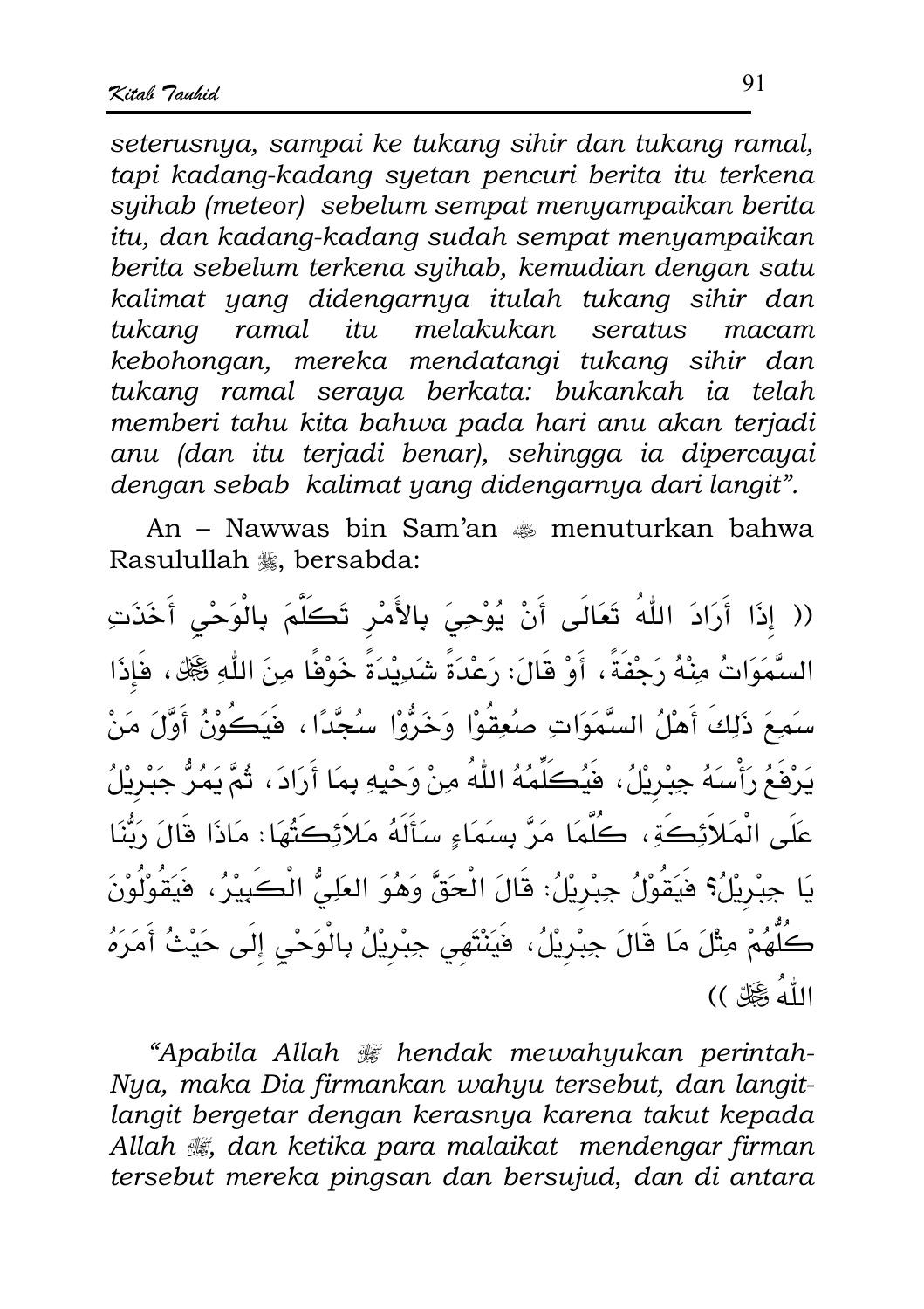*seterusnya, sampai ke tukang sihir dan tukang ramal, tapi kadang-kadang syetan pencuri berita itu terkena syihab (meteor) sebelum sempat menyampaikan berita itu, dan kadang-kadang sudah sempat menyampaikan berita sebelum terkena syihab, kemudian dengan satu kalimat yang didengarnya itulah tukang sihir dan tukang ramal itu melakukan seratus macam kebohongan, mereka mendatangi tukang sihir dan tukang ramal seraya berkata: bukankah ia telah memberi tahu kita bahwa pada hari anu akan terjadi anu (dan itu terjadi benar), sehingga ia dipercayai dengan sebab kalimat yang didengarnya dari langit".*

An – Nawwas bin Sam'an ﷺ menuturkan bahwa Rasulullah ﷺ, bersabda:

(( إِذَا أَرَادَ اللّٰهُ تَعَالَى أَنْ يُوْحِيَ بِالأَمْرِ تَكَلَّمَ بِالْوَحْيِ أَخَذَتِ السَّمَوَاتُ مِنْهُ رَجْفَةً، أَوْ قَالَ: رَعْدَةً شَدِيْدَةً خَوْفًا مِنَ اللّٰهِ ﷻ، فَإِذَا سَمِعَ ذَلِكَ أَهْلُ السَّمَوَاتِ صُعِقُوْا وَخَرُّوْا سُجَّدًا، فَيَكُوْنُ أَوَّلَ مَنْ يَرْفَعُ رَأْسَهُ جِبْرِيْلُ، فَيُكَلِّمُهُ اللّٰهُ مِنْ وَحْيِهِ بِمَا أَرَادَ، ثُمَّ يَمُرُّ جَبْرِيْلُ عَلَى الْمَلاَئِكَةِ، كُلَّمَا مَرَّ بِسَمَاءٍ سَأَلَهُ مَلاَئِكَتُهَا: مَاذَا قَالَ رَبُّنَا يَا جِبْرِيْلُ؟ فَيَقُوْلُ جِبْرِيْلُ: قَالَ الْحَقَّ وَهُوَ العَلِيُّ الْكَبِيْرُ، فَيَقُوْلُوْنَ كُلُّهُمْ مِثْلَ مَا قَالَ جِبْرِيْلُ، فَيَنْتَهِي جِبْرِيْلُ بِالْوَحْيِ إِلَى حَيْثُ أَمَرَهُ اللّٰهُ ﷻ ))

*"Apabila Allah ﷻ hendak mewahyukan perintah-Nya, maka Dia firmankan wahyu tersebut, dan langit-langit bergetar dengan kerasnya karena takut kepada Allah ﷻ, dan ketika para malaikat mendengar firman tersebut mereka pingsan dan bersujud, dan di antara*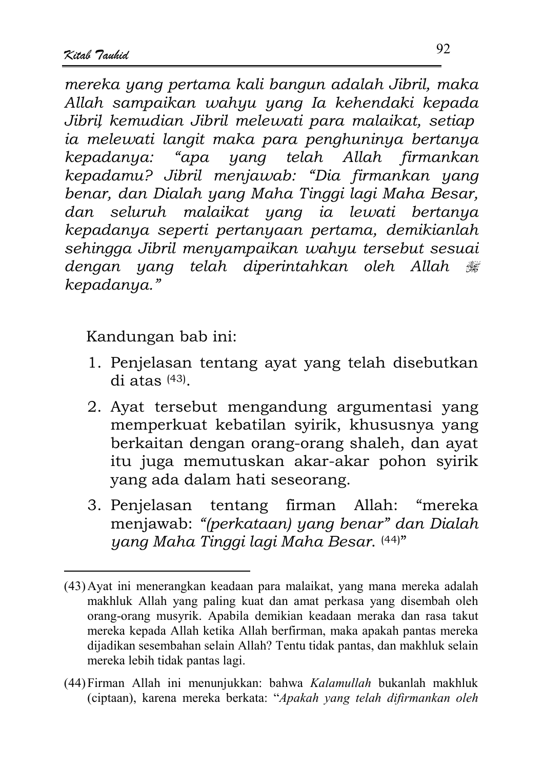*mereka yang pertama kali bangun adalah Jibril, maka Allah sampaikan wahyu yang Ia kehendaki kepada Jibril, kemudian Jibril melewati para malaikat, setiap ia melewati langit maka para penghuninya bertanya kepadanya: "apa yang telah Allah firmankan kepadamu? Jibril menjawab: "Dia firmankan yang benar, dan Dialah yang Maha Tinggi lagi Maha Besar, dan seluruh malaikat yang ia lewati bertanya kepadanya seperti pertanyaan pertama, demikianlah sehingga Jibril menyampaikan wahyu tersebut sesuai dengan yang telah diperintahkan oleh Allah ﷻ kepadanya."*

Kandungan bab ini:

1. Penjelasan tentang ayat yang telah disebutkan di atas (43).
2. Ayat tersebut mengandung argumentasi yang memperkuat kebatilan syirik, khususnya yang berkaitan dengan orang-orang shaleh, dan ayat itu juga memutuskan akar-akar pohon syirik yang ada dalam hati seseorang.
3. Penjelasan tentang firman Allah: "mereka menjawab: *"(perkataan) yang benar" dan Dialah yang Maha Tinggi lagi Maha Besar.* (44)"

---

(43) Ayat ini menerangkan keadaan para malaikat, yang mana mereka adalah makhluk Allah yang paling kuat dan amat perkasa yang disembah oleh orang-orang musyrik. Apabila demikian keadaan meraka dan rasa takut mereka kepada Allah ketika Allah berfirman, maka apakah pantas mereka dijadikan sesembahan selain Allah? Tentu tidak pantas, dan makhluk selain mereka lebih tidak pantas lagi.

(44) Firman Allah ini menunjukkan: bahwa *Kalamullah* bukanlah makhluk (ciptaan), karena mereka berkata: "*Apakah yang telah difirmankan oleh*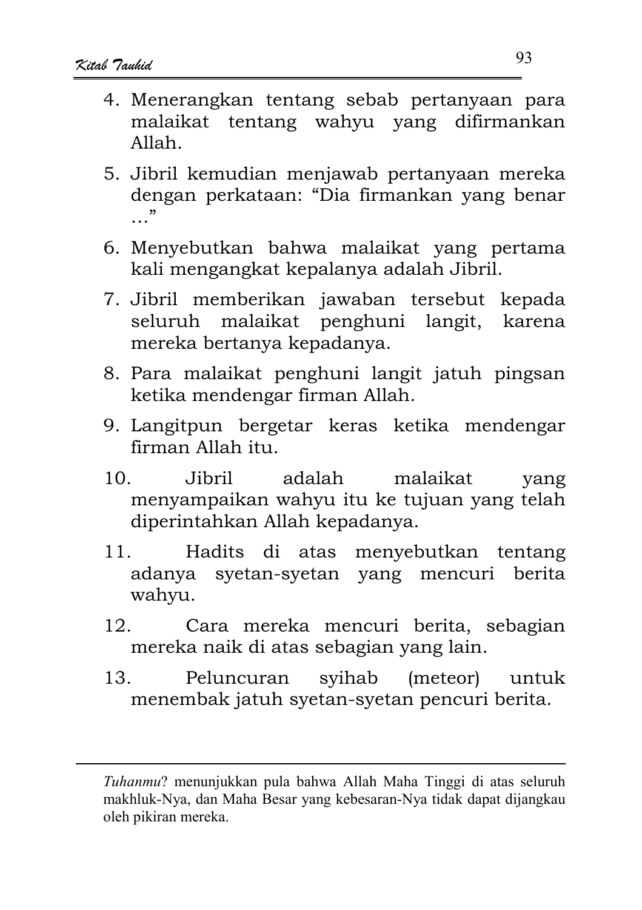4. Menerangkan tentang sebab pertanyaan para malaikat tentang wahyu yang difirmankan Allah.
5. Jibril kemudian menjawab pertanyaan mereka dengan perkataan: "Dia firmankan yang benar …"
6. Menyebutkan bahwa malaikat yang pertama kali mengangkat kepalanya adalah Jibril.
7. Jibril memberikan jawaban tersebut kepada seluruh malaikat penghuni langit, karena mereka bertanya kepadanya.
8. Para malaikat penghuni langit jatuh pingsan ketika mendengar firman Allah.
9. Langitpun bergetar keras ketika mendengar firman Allah itu.
10. Jibril adalah malaikat yang menyampaikan wahyu itu ke tujuan yang telah diperintahkan Allah kepadanya.
11. Hadits di atas menyebutkan tentang adanya syetan-syetan yang mencuri berita wahyu.
12. Cara mereka mencuri berita, sebagian mereka naik di atas sebagian yang lain.
13. Peluncuran syihab (meteor) untuk menembak jatuh syetan-syetan pencuri berita.

---

*Tuhanmu*? menunjukkan pula bahwa Allah Maha Tinggi di atas seluruh makhluk-Nya, dan Maha Besar yang kebesaran-Nya tidak dapat dijangkau oleh pikiran mereka.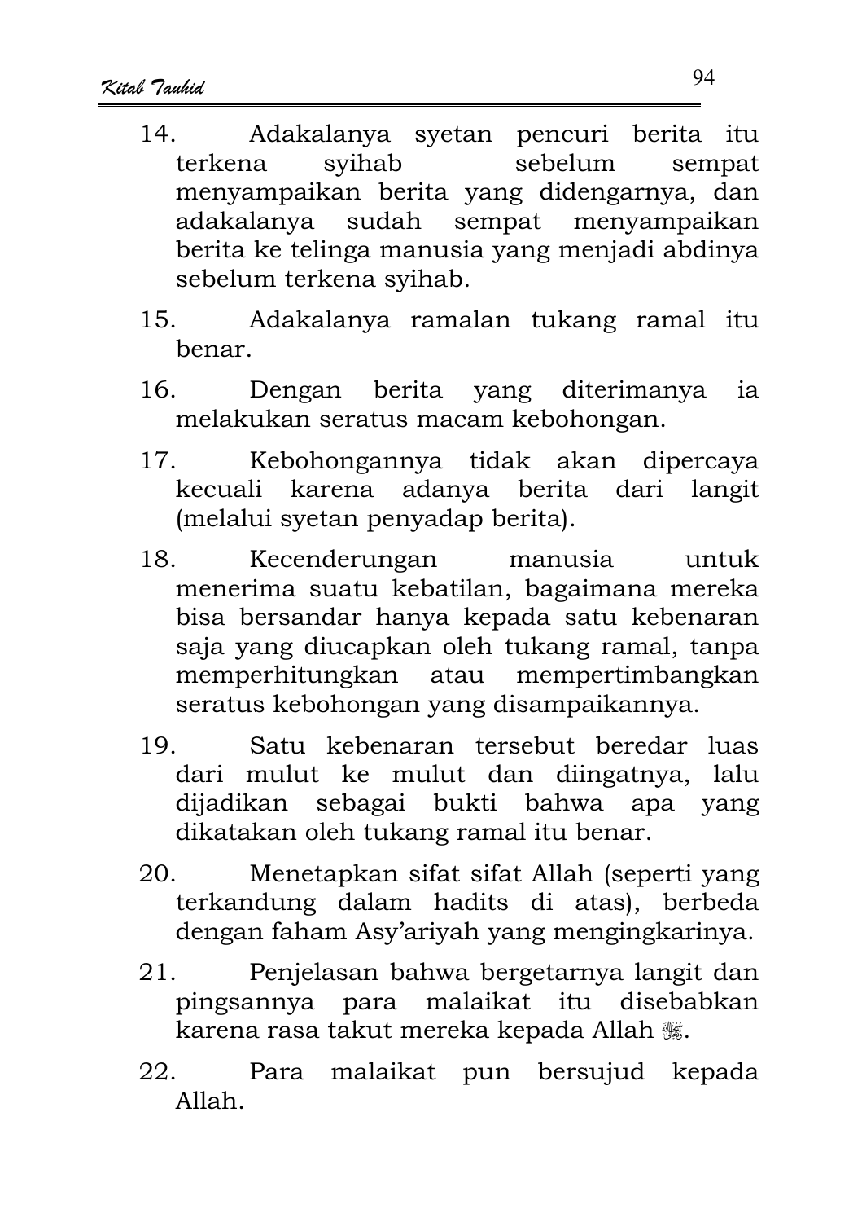14. Adakalanya syetan pencuri berita itu terkena syihab sebelum sempat menyampaikan berita yang didengarnya, dan adakalanya sudah sempat menyampaikan berita ke telinga manusia yang menjadi abdinya sebelum terkena syihab.

15. Adakalanya ramalan tukang ramal itu benar.

16. Dengan berita yang diterimanya ia melakukan seratus macam kebohongan.

17. Kebohongannya tidak akan dipercaya kecuali karena adanya berita dari langit (melalui syetan penyadap berita).

18. Kecenderungan manusia untuk menerima suatu kebatilan, bagaimana mereka bisa bersandar hanya kepada satu kebenaran saja yang diucapkan oleh tukang ramal, tanpa memperhitungkan atau mempertimbangkan seratus kebohongan yang disampaikannya.

19. Satu kebenaran tersebut beredar luas dari mulut ke mulut dan diingatnya, lalu dijadikan sebagai bukti bahwa apa yang dikatakan oleh tukang ramal itu benar.

20. Menetapkan sifat sifat Allah (seperti yang terkandung dalam hadits di atas), berbeda dengan faham Asy'ariyah yang mengingkarinya.

21. Penjelasan bahwa bergetarnya langit dan pingsannya para malaikat itu disebabkan karena rasa takut mereka kepada Allah ﷻ.

22. Para malaikat pun bersujud kepada Allah.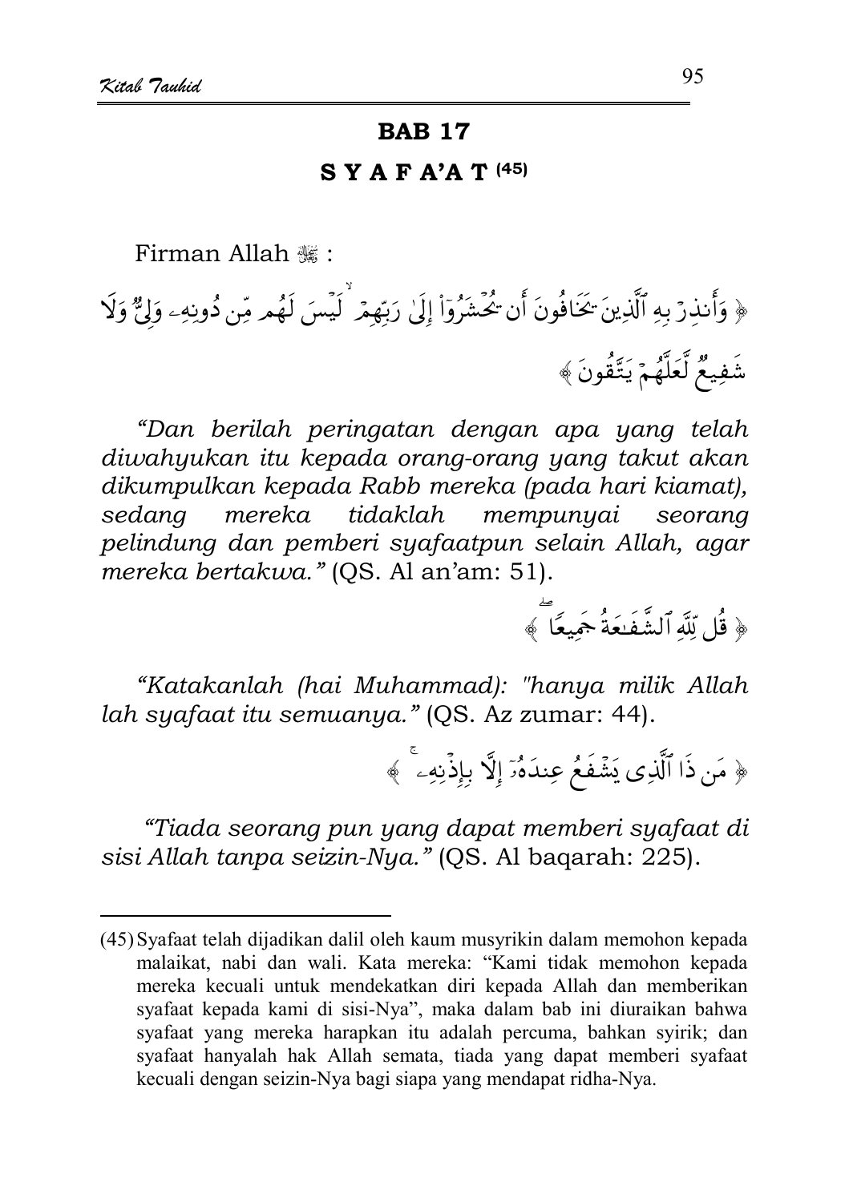# BAB 17

## S Y A F A'A T [45]

Firman Allah ﷻ :

﴿ وَأَنذِرْ بِهِ ٱلَّذِينَ يَخَافُونَ أَن يُحْشَرُوٓا۟ إِلَىٰ رَبِّهِمْ ۙ لَيْسَ لَهُم مِّن دُونِهِۦ وَلِىٌّ وَلَا شَفِيعٌ لَّعَلَّهُمْ يَتَّقُونَ ﴾

*"Dan berilah peringatan dengan apa yang telah diwahyukan itu kepada orang-orang yang takut akan dikumpulkan kepada Rabb mereka (pada hari kiamat), sedang mereka tidaklah mempunyai seorang pelindung dan pemberi syafaatpun selain Allah, agar mereka bertakwa."* (QS. Al an'am: 51).

﴿ قُل لِّلَّهِ ٱلشَّفَٰعَةُ جَمِيعًا ۖ ﴾

*"Katakanlah (hai Muhammad): "hanya milik Allah lah syafaat itu semuanya."* (QS. Az zumar: 44).

﴿ مَن ذَا ٱلَّذِى يَشْفَعُ عِندَهُۥٓ إِلَّا بِإِذْنِهِۦ ۚ ﴾

*"Tiada seorang pun yang dapat memberi syafaat di sisi Allah tanpa seizin-Nya."* (QS. Al baqarah: 225).

---

(45) Syafaat telah dijadikan dalil oleh kaum musyrikin dalam memohon kepada malaikat, nabi dan wali. Kata mereka: "Kami tidak memohon kepada mereka kecuali untuk mendekatkan diri kepada Allah dan memberikan syafaat kepada kami di sisi-Nya", maka dalam bab ini diuraikan bahwa syafaat yang mereka harapkan itu adalah percuma, bahkan syirik; dan syafaat hanyalah hak Allah semata, tiada yang dapat memberi syafaat kecuali dengan seizin-Nya bagi siapa yang mendapat ridha-Nya.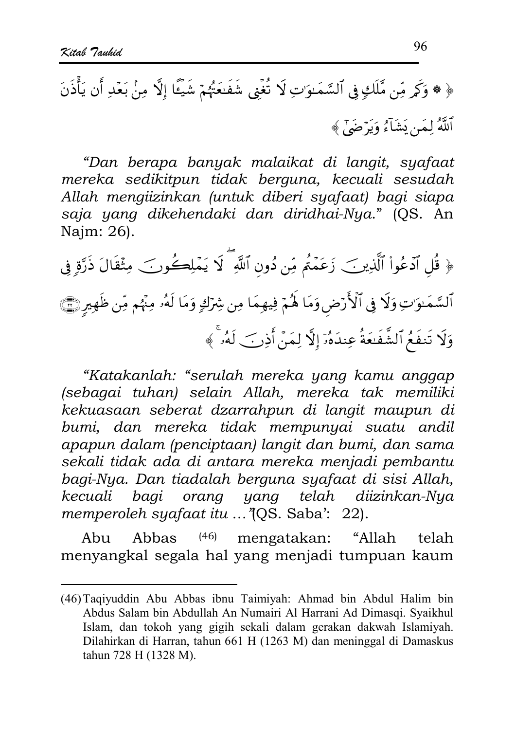﴿ ۞ وَكَم مِّن مَّلَكٍ فِي ٱلسَّمَـٰوَٰتِ لَا تُغۡنِي شَفَـٰعَتُهُمۡ شَيۡـًٔا إِلَّا مِنۢ بَعۡدِ أَن يَأۡذَنَ ٱللَّهُ لِمَن يَشَآءُ وَيَرۡضَىٰٓ ﴾

*"Dan berapa banyak malaikat di langit, syafaat mereka sedikitpun tidak berguna, kecuali sesudah Allah mengiizinkan (untuk diberi syafaat) bagi siapa saja yang dikehendaki dan diridhai-Nya."* (QS. An Najm: 26).

﴿ قُلِ ٱدۡعُواْ ٱلَّذِينَ زَعَمۡتُم مِّن دُونِ ٱللَّهِ ۖ لَا يَمۡلِكُونَ مِثۡقَالَ ذَرَّةٍ فِي ٱلسَّمَـٰوَٰتِ وَلَا فِي ٱلۡأَرۡضِ وَمَا لَهُمۡ فِيهِمَا مِن شِرۡكٍ وَمَا لَهُۥ مِنۡهُم مِّن ظَهِيرٍ ﴿٢٢﴾ وَلَا تَنفَعُ ٱلشَّفَـٰعَةُ عِندَهُۥٓ إِلَّا لِمَنۡ أَذِنَ لَهُۥ ۚ ﴾

*"Katakanlah: "serulah mereka yang kamu anggap (sebagai tuhan) selain Allah, mereka tak memiliki kekuasaan seberat dzarrahpun di langit maupun di bumi, dan mereka tidak mempunyai suatu andil apapun dalam (penciptaan) langit dan bumi, dan sama sekali tidak ada di antara mereka menjadi pembantu bagi-Nya. Dan tiadalah berguna syafaat di sisi Allah, kecuali bagi orang yang telah diizinkan-Nya memperoleh syafaat itu …"*(QS. Saba': 22).

Abu Abbas [46] mengatakan: "Allah telah menyangkal segala hal yang menjadi tumpuan kaum

---

(46) Taqiyuddin Abu Abbas ibnu Taimiyah: Ahmad bin Abdul Halim bin Abdus Salam bin Abdullah An Numairi Al Harrani Ad Dimasqi. Syaikhul Islam, dan tokoh yang gigih sekali dalam gerakan dakwah Islamiyah. Dilahirkan di Harran, tahun 661 H (1263 M) dan meninggal di Damaskus tahun 728 H (1328 M).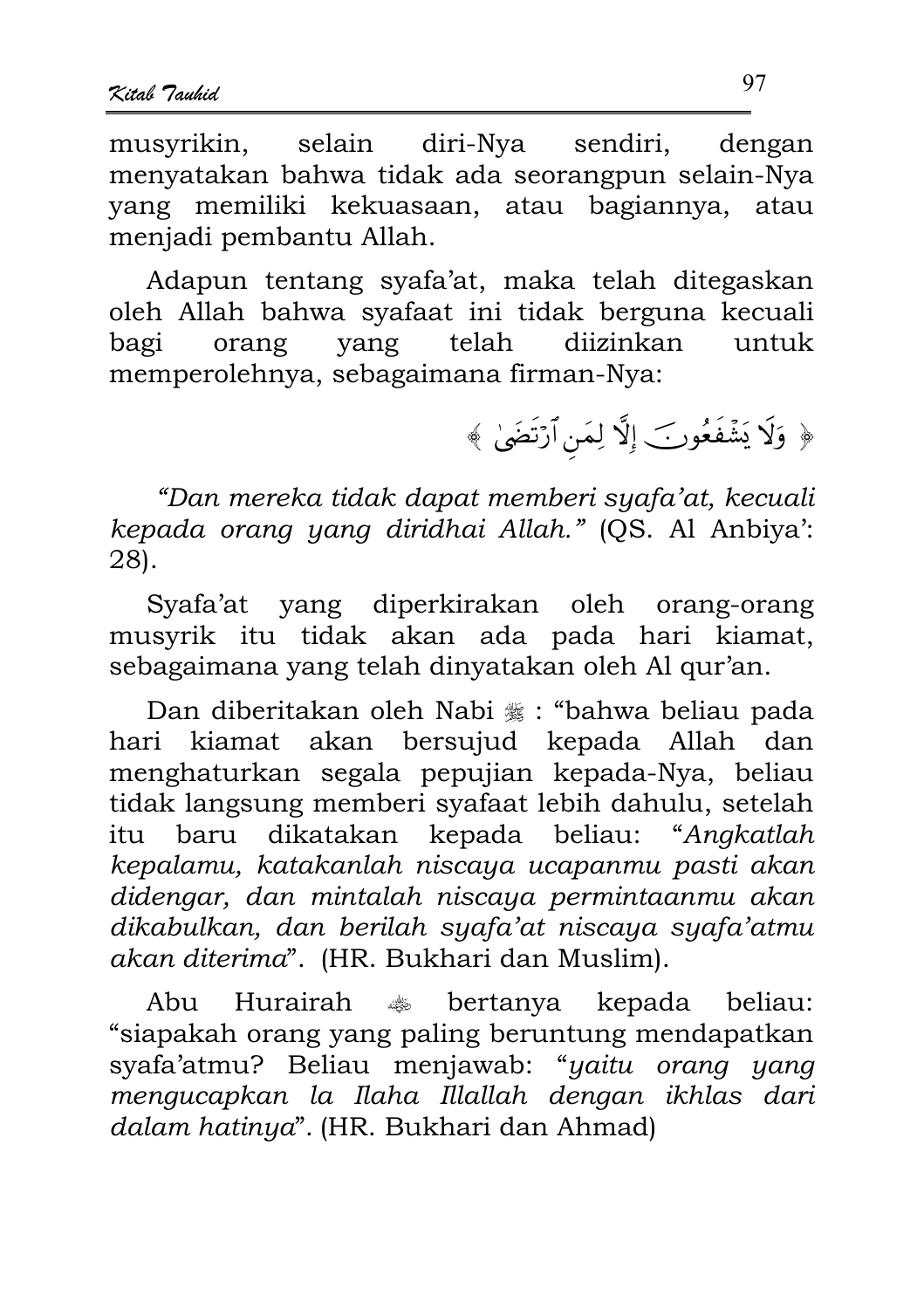musyrikin, selain diri-Nya sendiri, dengan menyatakan bahwa tidak ada seorangpun selain-Nya yang memiliki kekuasaan, atau bagiannya, atau menjadi pembantu Allah.

Adapun tentang syafa'at, maka telah ditegaskan oleh Allah bahwa syafaat ini tidak berguna kecuali bagi orang yang telah diizinkan untuk memperolehnya, sebagaimana firman-Nya:

﴿ وَلَا يَشْفَعُونَ إِلَّا لِمَنِ ٱرْتَضَىٰ ﴾

*"Dan mereka tidak dapat memberi syafa'at, kecuali kepada orang yang diridhai Allah."* (QS. Al Anbiya': 28).

Syafa'at yang diperkirakan oleh orang-orang musyrik itu tidak akan ada pada hari kiamat, sebagaimana yang telah dinyatakan oleh Al qur'an.

Dan diberitakan oleh Nabi ﷺ : "bahwa beliau pada hari kiamat akan bersujud kepada Allah dan menghaturkan segala pepujian kepada-Nya, beliau tidak langsung memberi syafaat lebih dahulu, setelah itu baru dikatakan kepada beliau: "*Angkatlah kepalamu, katakanlah niscaya ucapanmu pasti akan didengar, dan mintalah niscaya permintaanmu akan dikabulkan, dan berilah syafa'at niscaya syafa'atmu akan diterima*". (HR. Bukhari dan Muslim).

Abu Hurairah رضي الله عنه bertanya kepada beliau: "siapakah orang yang paling beruntung mendapatkan syafa'atmu? Beliau menjawab: "*yaitu orang yang mengucapkan la Ilaha Illallah dengan ikhlas dari dalam hatinya*". (HR. Bukhari dan Ahmad)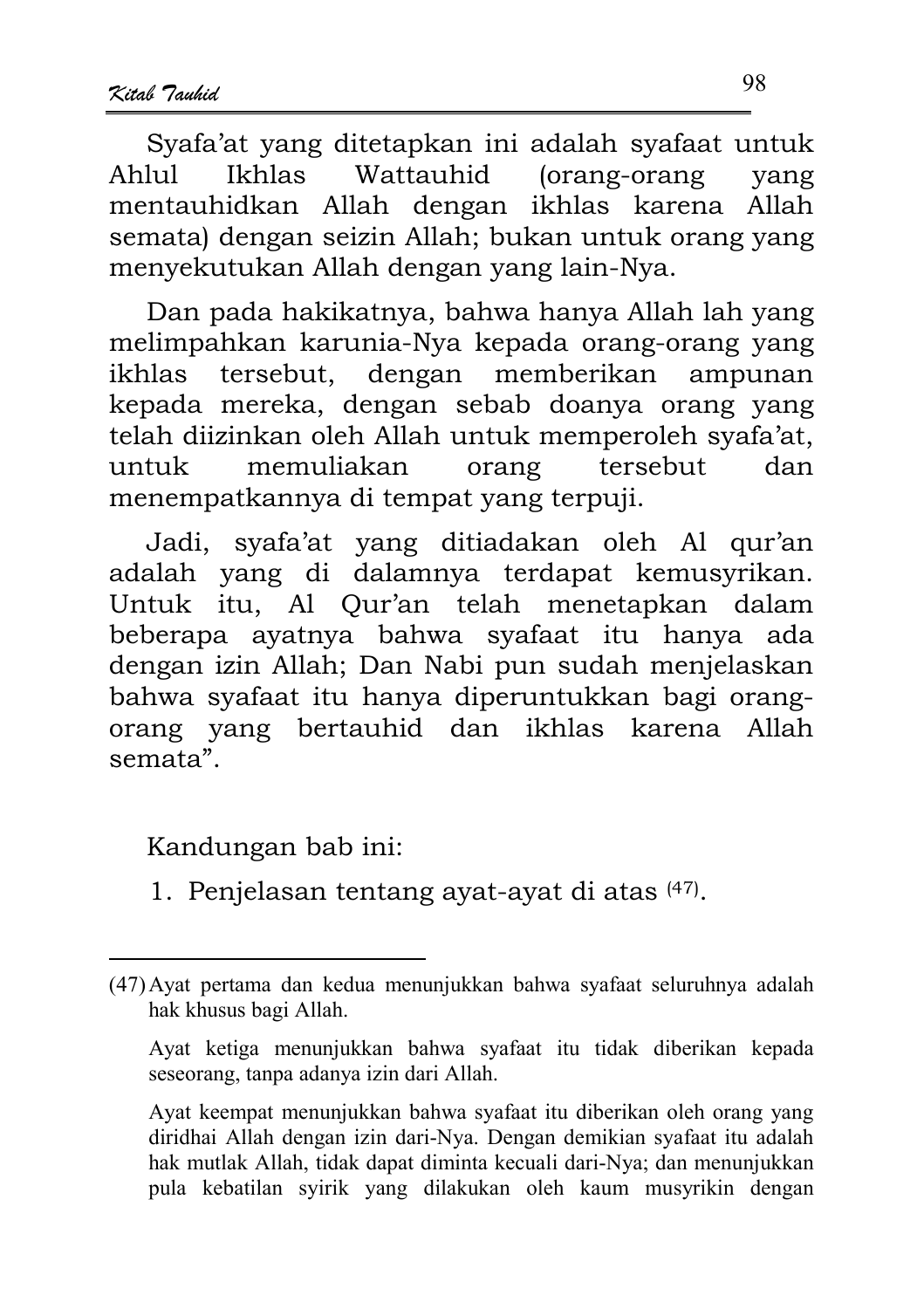Syafa'at yang ditetapkan ini adalah syafaat untuk Ahlul Ikhlas Wattauhid (orang-orang yang mentauhidkan Allah dengan ikhlas karena Allah semata) dengan seizin Allah; bukan untuk orang yang menyekutukan Allah dengan yang lain-Nya.

Dan pada hakikatnya, bahwa hanya Allah lah yang melimpahkan karunia-Nya kepada orang-orang yang ikhlas tersebut, dengan memberikan ampunan kepada mereka, dengan sebab doanya orang yang telah diizinkan oleh Allah untuk memperoleh syafa'at, untuk memuliakan orang tersebut dan menempatkannya di tempat yang terpuji.

Jadi, syafa'at yang ditiadakan oleh Al qur'an adalah yang di dalamnya terdapat kemusyrikan. Untuk itu, Al Qur'an telah menetapkan dalam beberapa ayatnya bahwa syafaat itu hanya ada dengan izin Allah; Dan Nabi pun sudah menjelaskan bahwa syafaat itu hanya diperuntukkan bagi orang-orang yang bertauhid dan ikhlas karena Allah semata".

Kandungan bab ini:

1. Penjelasan tentang ayat-ayat di atas [47].

---

(47) Ayat pertama dan kedua menunjukkan bahwa syafaat seluruhnya adalah hak khusus bagi Allah.

Ayat ketiga menunjukkan bahwa syafaat itu tidak diberikan kepada seseorang, tanpa adanya izin dari Allah.

Ayat keempat menunjukkan bahwa syafaat itu diberikan oleh orang yang diridhai Allah dengan izin dari-Nya. Dengan demikian syafaat itu adalah hak mutlak Allah, tidak dapat diminta kecuali dari-Nya; dan menunjukkan pula kebatilan syirik yang dilakukan oleh kaum musyrikin dengan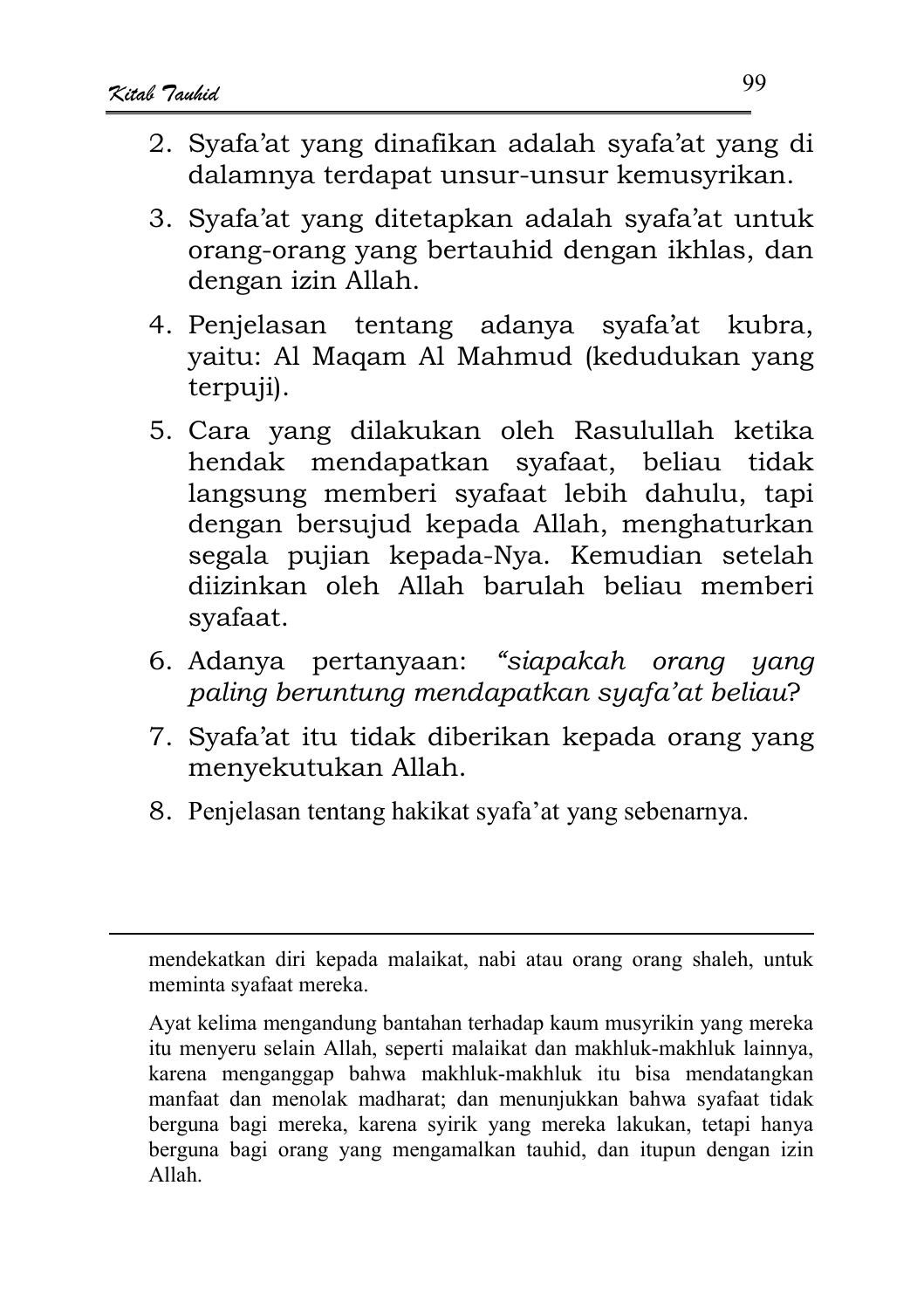2. Syafa'at yang dinafikan adalah syafa'at yang di dalamnya terdapat unsur-unsur kemusyrikan.
3. Syafa'at yang ditetapkan adalah syafa'at untuk orang-orang yang bertauhid dengan ikhlas, dan dengan izin Allah.
4. Penjelasan tentang adanya syafa'at kubra, yaitu: Al Maqam Al Mahmud (kedudukan yang terpuji).
5. Cara yang dilakukan oleh Rasulullah ketika hendak mendapatkan syafaat, beliau tidak langsung memberi syafaat lebih dahulu, tapi dengan bersujud kepada Allah, menghaturkan segala pujian kepada-Nya. Kemudian setelah diizinkan oleh Allah barulah beliau memberi syafaat.
6. Adanya pertanyaan: *"siapakah orang yang paling beruntung mendapatkan syafa'at beliau*?
7. Syafa'at itu tidak diberikan kepada orang yang menyekutukan Allah.
8. Penjelasan tentang hakikat syafa'at yang sebenarnya.

---

mendekatkan diri kepada malaikat, nabi atau orang orang shaleh, untuk meminta syafaat mereka.

Ayat kelima mengandung bantahan terhadap kaum musyrikin yang mereka itu menyeru selain Allah, seperti malaikat dan makhluk-makhluk lainnya, karena menganggap bahwa makhluk-makhluk itu bisa mendatangkan manfaat dan menolak madharat; dan menunjukkan bahwa syafaat tidak berguna bagi mereka, karena syirik yang mereka lakukan, tetapi hanya berguna bagi orang yang mengamalkan tauhid, dan itupun dengan izin Allah.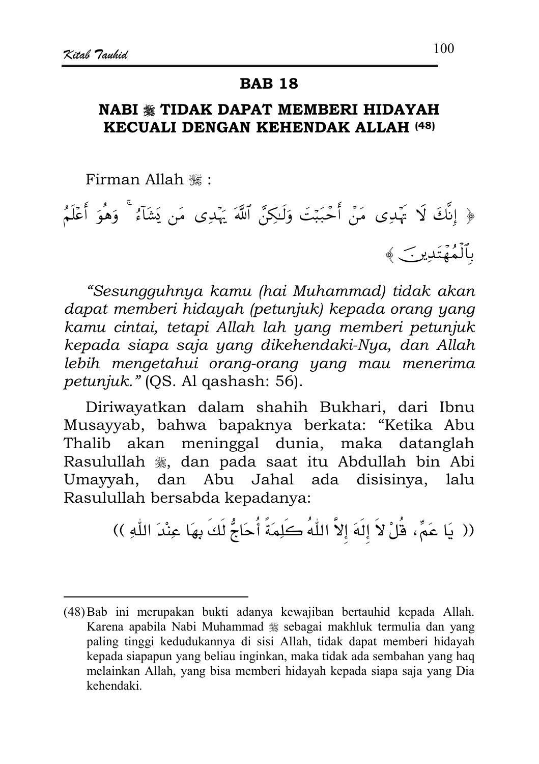## BAB 18

### NABI ﷺ TIDAK DAPAT MEMBERI HIDAYAH KECUALI DENGAN KEHENDAK ALLAH (48)

Firman Allah ﷻ :

﴿ إِنَّكَ لَا تَهْدِى مَنْ أَحْبَبْتَ وَلَٰكِنَّ ٱللَّهَ يَهْدِى مَن يَشَآءُ ۚ وَهُوَ أَعْلَمُ بِٱلْمُهْتَدِينَ ﴾

*"Sesungguhnya kamu (hai Muhammad) tidak akan dapat memberi hidayah (petunjuk) kepada orang yang kamu cintai, tetapi Allah lah yang memberi petunjuk kepada siapa saja yang dikehendaki-Nya, dan Allah lebih mengetahui orang-orang yang mau menerima petunjuk."* (QS. Al qashash: 56).

Diriwayatkan dalam shahih Bukhari, dari Ibnu Musayyab, bahwa bapaknya berkata: "Ketika Abu Thalib akan meninggal dunia, maka datanglah Rasulullah ﷺ, dan pada saat itu Abdullah bin Abi Umayyah, dan Abu Jahal ada disisinya, lalu Rasulullah bersabda kepadanya:

(( يَا عَمِّ، قُلْ لاَ إِلَهَ إِلاَّ اللّٰهُ كَلِمَةً أُحَاجُّ لَكَ بِهَا عِنْدَ اللّٰهِ ))

---

(48) Bab ini merupakan bukti adanya kewajiban bertauhid kepada Allah. Karena apabila Nabi Muhammad ﷺ sebagai makhluk termulia dan yang paling tinggi kedudukannya di sisi Allah, tidak dapat memberi hidayah kepada siapapun yang beliau inginkan, maka tidak ada sembahan yang haq melainkan Allah, yang bisa memberi hidayah kepada siapa saja yang Dia kehendaki.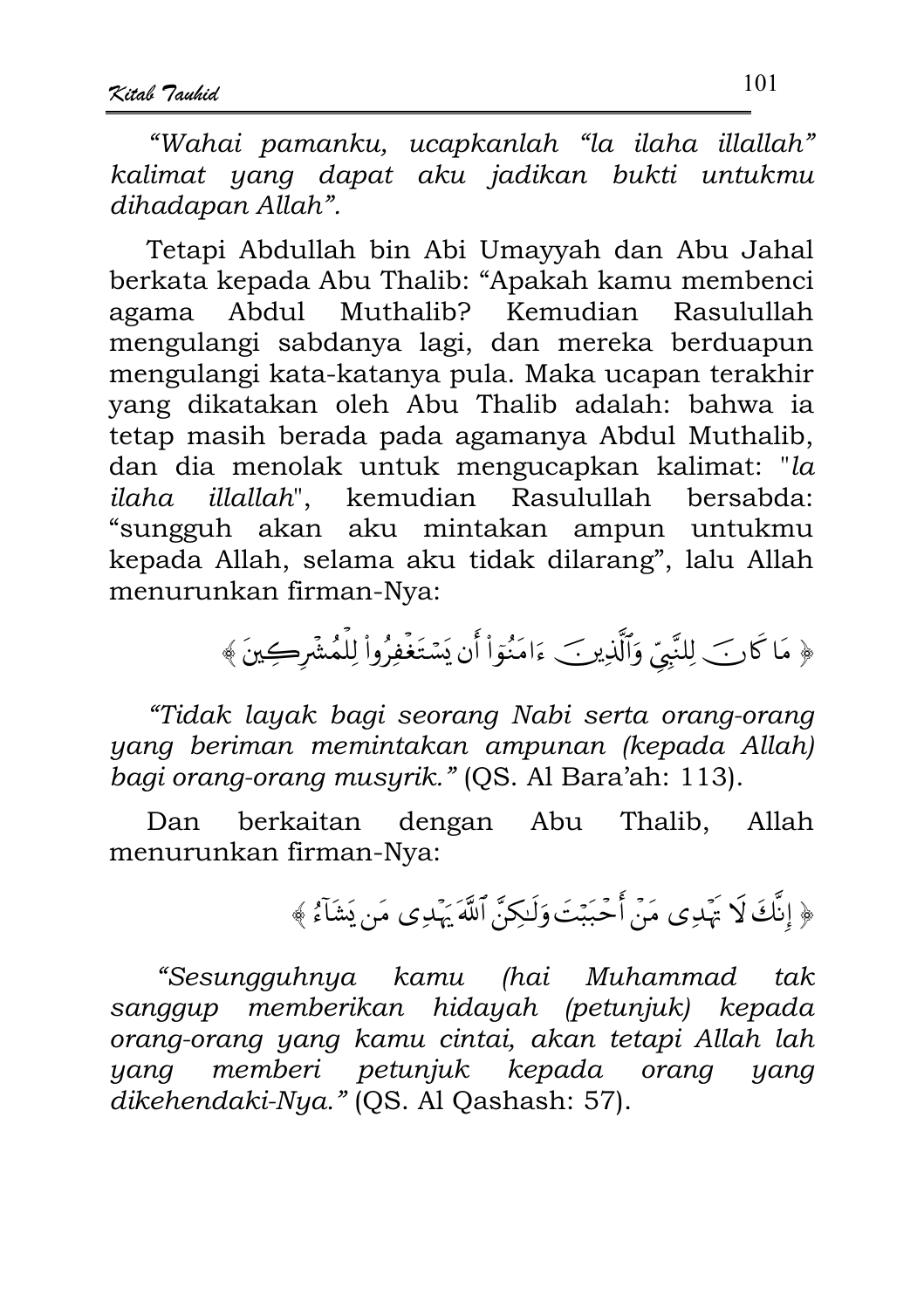*"Wahai pamanku, ucapkanlah "la ilaha illallah" kalimat yang dapat aku jadikan bukti untukmu dihadapan Allah".*

Tetapi Abdullah bin Abi Umayyah dan Abu Jahal berkata kepada Abu Thalib: "Apakah kamu membenci agama Abdul Muthalib? Kemudian Rasulullah mengulangi sabdanya lagi, dan mereka berduapun mengulangi kata-katanya pula. Maka ucapan terakhir yang dikatakan oleh Abu Thalib adalah: bahwa ia tetap masih berada pada agamanya Abdul Muthalib, dan dia menolak untuk mengucapkan kalimat: "*la ilaha illallah*", kemudian Rasulullah bersabda: "sungguh akan aku mintakan ampun untukmu kepada Allah, selama aku tidak dilarang", lalu Allah menurunkan firman-Nya:

﴿ مَا كَانَ لِلنَّبِيِّ وَالَّذِينَ ءَامَنُوا أَن يَسْتَغْفِرُوا لِلْمُشْرِكِينَ ﴾

*"Tidak layak bagi seorang Nabi serta orang-orang yang beriman memintakan ampunan (kepada Allah) bagi orang-orang musyrik."* (QS. Al Bara'ah: 113).

Dan berkaitan dengan Abu Thalib, Allah menurunkan firman-Nya:

﴿ إِنَّكَ لَا تَهْدِي مَنْ أَحْبَبْتَ وَلَٰكِنَّ ٱللَّهَ يَهْدِي مَن يَشَآءُ ﴾

*"Sesungguhnya kamu (hai Muhammad tak sanggup memberikan hidayah (petunjuk) kepada orang-orang yang kamu cintai, akan tetapi Allah lah yang memberi petunjuk kepada orang yang dikehendaki-Nya."* (QS. Al Qashash: 57).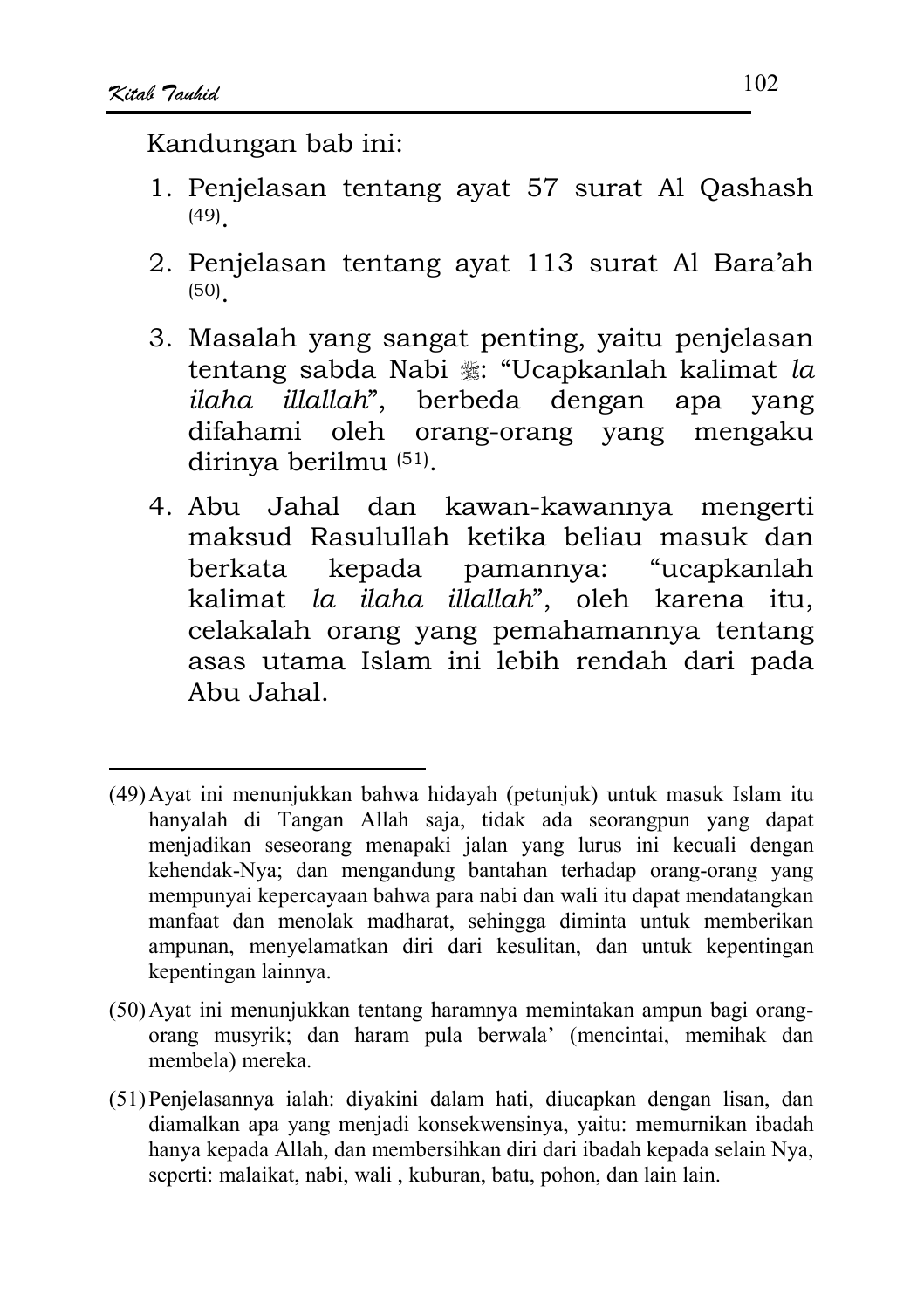Kandungan bab ini:

1. Penjelasan tentang ayat 57 surat Al Qashash [(49)].
2. Penjelasan tentang ayat 113 surat Al Bara'ah [(50)].
3. Masalah yang sangat penting, yaitu penjelasan tentang sabda Nabi ﷺ: "Ucapkanlah kalimat *la ilaha illallah*", berbeda dengan apa yang difahami oleh orang-orang yang mengaku dirinya berilmu [(51)].
4. Abu Jahal dan kawan-kawannya mengerti maksud Rasulullah ketika beliau masuk dan berkata kepada pamannya: "ucapkanlah kalimat *la ilaha illallah*", oleh karena itu, celakalah orang yang pemahamannya tentang asas utama Islam ini lebih rendah dari pada Abu Jahal.

---

(49) Ayat ini menunjukkan bahwa hidayah (petunjuk) untuk masuk Islam itu hanyalah di Tangan Allah saja, tidak ada seorangpun yang dapat menjadikan seseorang menapaki jalan yang lurus ini kecuali dengan kehendak-Nya; dan mengandung bantahan terhadap orang-orang yang mempunyai kepercayaan bahwa para nabi dan wali itu dapat mendatangkan manfaat dan menolak madharat, sehingga diminta untuk memberikan ampunan, menyelamatkan diri dari kesulitan, dan untuk kepentingan kepentingan lainnya.

(50) Ayat ini menunjukkan tentang haramnya memintakan ampun bagi orang-orang musyrik; dan haram pula berwala' (mencintai, memihak dan membela) mereka.

(51) Penjelasannya ialah: diyakini dalam hati, diucapkan dengan lisan, dan diamalkan apa yang menjadi konsekwensinya, yaitu: memurnikan ibadah hanya kepada Allah, dan membersihkan diri dari ibadah kepada selain Nya, seperti: malaikat, nabi, wali , kuburan, batu, pohon, dan lain lain.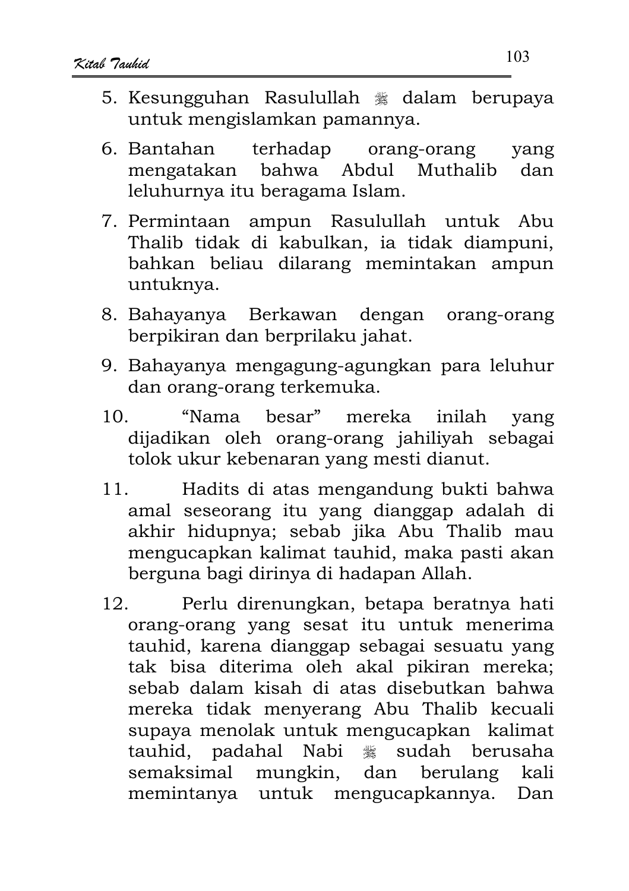5. Kesungguhan Rasulullah ﷺ dalam berupaya untuk mengislamkan pamannya.
6. Bantahan terhadap orang-orang yang mengatakan bahwa Abdul Muthalib dan leluhurnya itu beragama Islam.
7. Permintaan ampun Rasulullah untuk Abu Thalib tidak di kabulkan, ia tidak diampuni, bahkan beliau dilarang memintakan ampun untuknya.
8. Bahayanya Berkawan dengan orang-orang berpikiran dan berprilaku jahat.
9. Bahayanya mengagung-agungkan para leluhur dan orang-orang terkemuka.
10. "Nama besar" mereka inilah yang dijadikan oleh orang-orang jahiliyah sebagai tolok ukur kebenaran yang mesti dianut.
11. Hadits di atas mengandung bukti bahwa amal seseorang itu yang dianggap adalah di akhir hidupnya; sebab jika Abu Thalib mau mengucapkan kalimat tauhid, maka pasti akan berguna bagi dirinya di hadapan Allah.
12. Perlu direnungkan, betapa beratnya hati orang-orang yang sesat itu untuk menerima tauhid, karena dianggap sebagai sesuatu yang tak bisa diterima oleh akal pikiran mereka; sebab dalam kisah di atas disebutkan bahwa mereka tidak menyerang Abu Thalib kecuali supaya menolak untuk mengucapkan kalimat tauhid, padahal Nabi ﷺ sudah berusaha semaksimal mungkin, dan berulang kali memintanya untuk mengucapkannya. Dan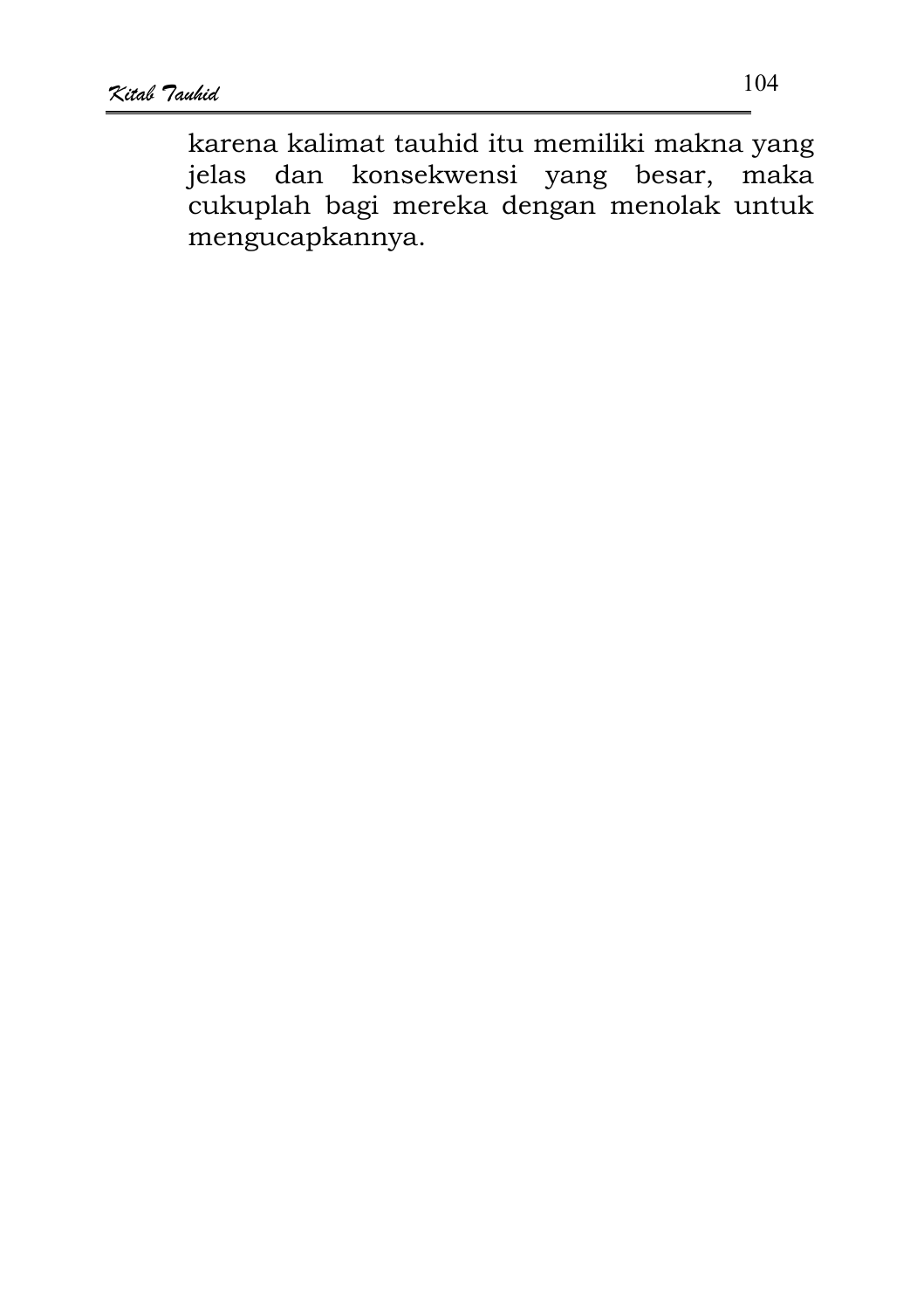karena kalimat tauhid itu memiliki makna yang jelas dan konsekwensi yang besar, maka cukuplah bagi mereka dengan menolak untuk mengucapkannya.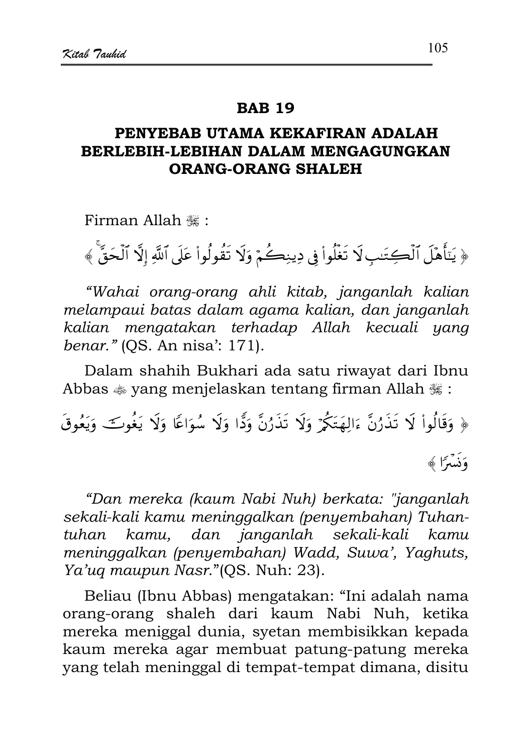## BAB 19

## PENYEBAB UTAMA KEKAFIRAN ADALAH BERLEBIH-LEBIHAN DALAM MENGAGUNGKAN ORANG-ORANG SHALEH

Firman Allah ﷻ :

﴿ يَٰٓأَهۡلَ ٱلۡكِتَٰبِ لَا تَغۡلُواْ فِي دِينِكُمۡ وَلَا تَقُولُواْ عَلَى ٱللَّهِ إِلَّا ٱلۡحَقَّۚ ﴾

*"Wahai orang-orang ahli kitab, janganlah kalian melampaui batas dalam agama kalian, dan janganlah kalian mengatakan terhadap Allah kecuali yang benar."* (QS. An nisa': 171).

Dalam shahih Bukhari ada satu riwayat dari Ibnu Abbas ﷺ yang menjelaskan tentang firman Allah ﷻ :

﴿ وَقَالُواْ لَا تَذَرُنَّ ءَالِهَتَكُمۡ وَلَا تَذَرُنَّ وَدّٗا وَلَا سُوَاعٗا وَلَا يَغُوثَ وَيَعُوقَ وَنَسۡرٗا ﴾

*"Dan mereka (kaum Nabi Nuh) berkata: "janganlah sekali-kali kamu meninggalkan (penyembahan) Tuhan-tuhan kamu, dan janganlah sekali-kali kamu meninggalkan (penyembahan) Wadd, Suwa', Yaghuts, Ya'uq maupun Nasr."*(QS. Nuh: 23).

Beliau (Ibnu Abbas) mengatakan: "Ini adalah nama orang-orang shaleh dari kaum Nabi Nuh, ketika mereka meniggal dunia, syetan membisikkan kepada kaum mereka agar membuat patung-patung mereka yang telah meninggal di tempat-tempat dimana, disitu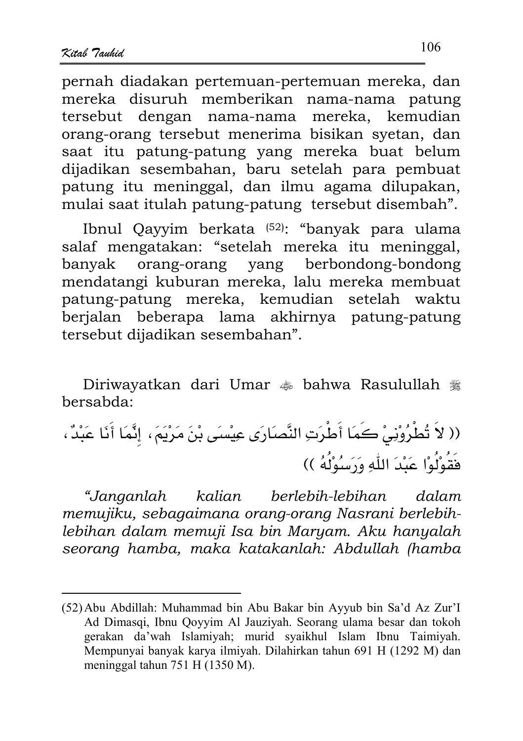pernah diadakan pertemuan-pertemuan mereka, dan mereka disuruh memberikan nama-nama patung tersebut dengan nama-nama mereka, kemudian orang-orang tersebut menerima bisikan syetan, dan saat itu patung-patung yang mereka buat belum dijadikan sesembahan, baru setelah para pembuat patung itu meninggal, dan ilmu agama dilupakan, mulai saat itulah patung-patung tersebut disembah".

Ibnul Qayyim berkata [52]: "banyak para ulama salaf mengatakan: "setelah mereka itu meninggal, banyak orang-orang yang berbondong-bondong mendatangi kuburan mereka, lalu mereka membuat patung-patung mereka, kemudian setelah waktu berjalan beberapa lama akhirnya patung-patung tersebut dijadikan sesembahan".

Diriwayatkan dari Umar ﷺ bahwa Rasulullah ﷺ bersabda:

(( لاَ تُطْرُوْنِيْ كَمَا أَطْرَتِ النَّصَارَى عِيْسَى بْنَ مَرْيَمَ، إِنَّمَا أَنَا عَبْدٌ، فَقُوْلُوْا عَبْدَ اللّٰهِ وَرَسُوْلُهُ ))

*"Janganlah kalian berlebih-lebihan dalam memujiku, sebagaimana orang-orang Nasrani berlebih-lebihan dalam memuji Isa bin Maryam. Aku hanyalah seorang hamba, maka katakanlah: Abdullah (hamba*

---

(52) Abu Abdillah: Muhammad bin Abu Bakar bin Ayyub bin Sa'd Az Zur'I Ad Dimasqi, Ibnu Qoyyim Al Jauziyah. Seorang ulama besar dan tokoh gerakan da'wah Islamiyah; murid syaikhul Islam Ibnu Taimiyah. Mempunyai banyak karya ilmiyah. Dilahirkan tahun 691 H (1292 M) dan meninggal tahun 751 H (1350 M).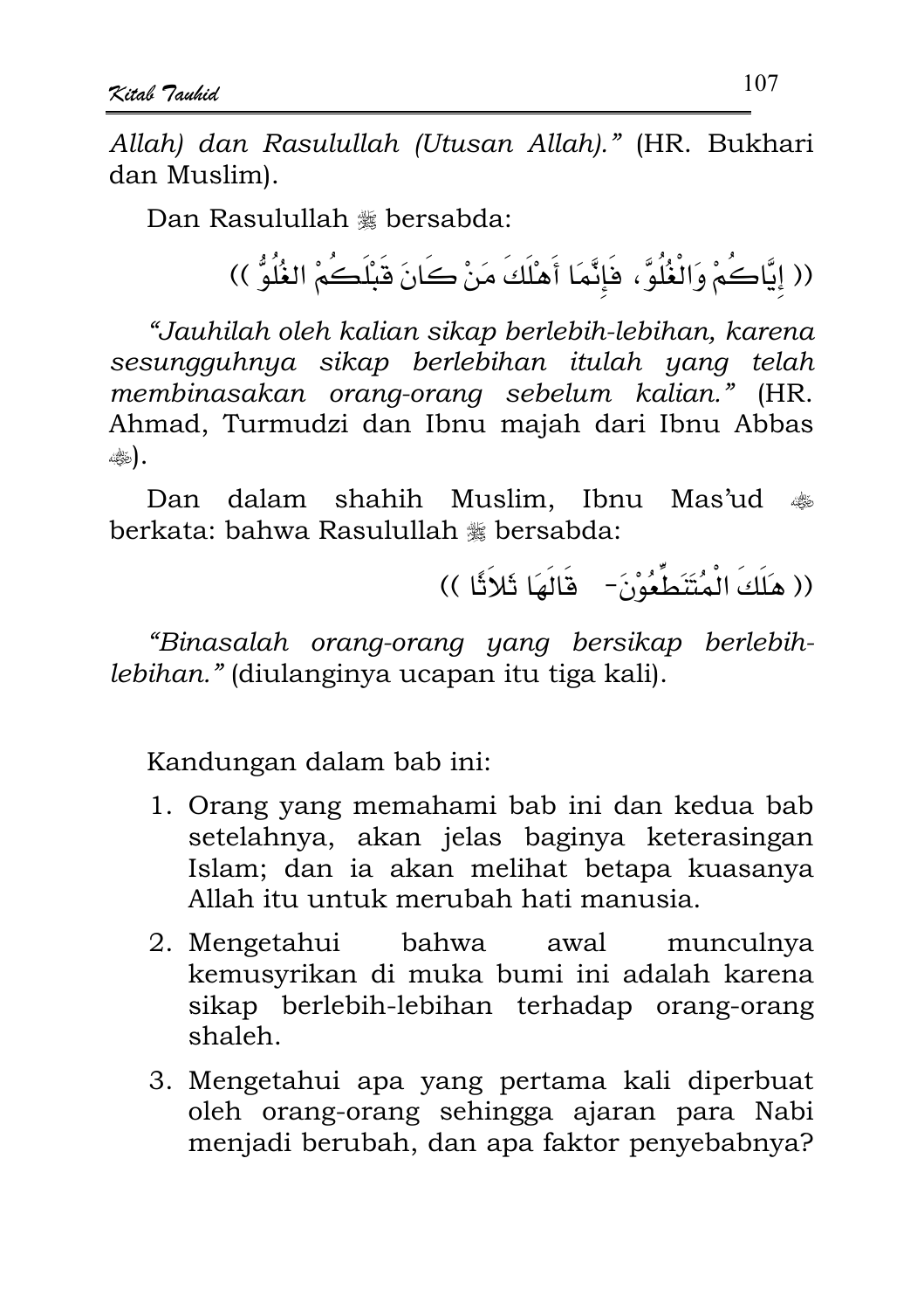*Allah) dan Rasulullah (Utusan Allah)."* (HR. Bukhari dan Muslim).

Dan Rasulullah ﷺ bersabda:

(( إِيَّاكُمْ وَالْغُلُوَّ، فَإِنَّمَا أَهْلَكَ مَنْ كَانَ قَبْلَكُمْ الغُلُوُّ ))

*"Jauhilah oleh kalian sikap berlebih-lebihan, karena sesungguhnya sikap berlebihan itulah yang telah membinasakan orang-orang sebelum kalian."* (HR. Ahmad, Turmudzi dan Ibnu majah dari Ibnu Abbas ﷺ).

Dan dalam shahih Muslim, Ibnu Mas'ud ﷺ berkata: bahwa Rasulullah ﷺ bersabda:

(( هَلَكَ الْمُتَنَطِّعُوْنَ- قَالَهَا ثَلاَثًا ))

*"Binasalah orang-orang yang bersikap berlebih-lebihan."* (diulanginya ucapan itu tiga kali).

Kandungan dalam bab ini:

1. Orang yang memahami bab ini dan kedua bab setelahnya, akan jelas baginya keterasingan Islam; dan ia akan melihat betapa kuasanya Allah itu untuk merubah hati manusia.
2. Mengetahui bahwa awal munculnya kemusyrikan di muka bumi ini adalah karena sikap berlebih-lebihan terhadap orang-orang shaleh.
3. Mengetahui apa yang pertama kali diperbuat oleh orang-orang sehingga ajaran para Nabi menjadi berubah, dan apa faktor penyebabnya?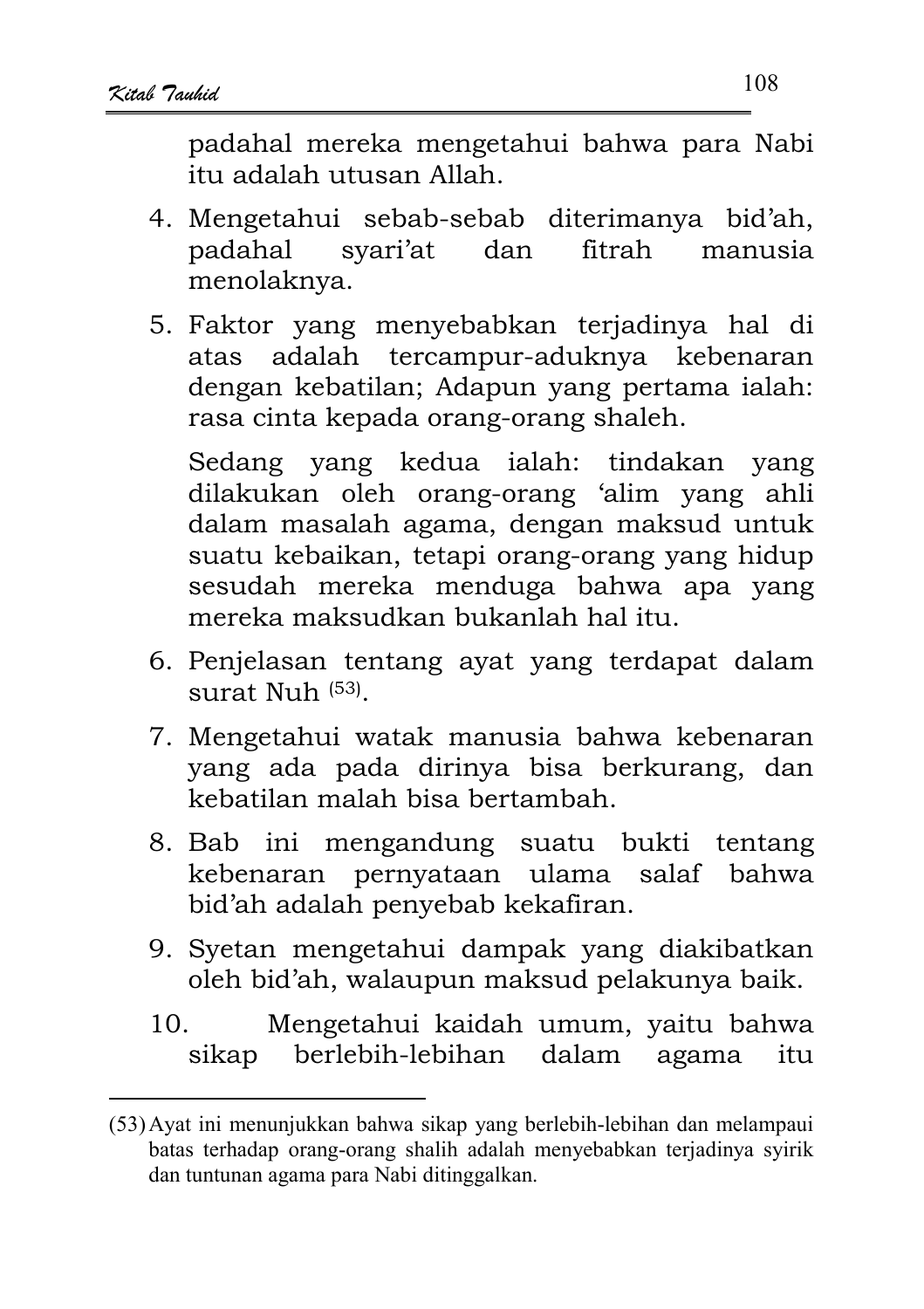padahal mereka mengetahui bahwa para Nabi itu adalah utusan Allah.

4. Mengetahui sebab-sebab diterimanya bid'ah, padahal syari'at dan fitrah manusia menolaknya.

5. Faktor yang menyebabkan terjadinya hal di atas adalah tercampur-aduknya kebenaran dengan kebatilan; Adapun yang pertama ialah: rasa cinta kepada orang-orang shaleh.

   Sedang yang kedua ialah: tindakan yang dilakukan oleh orang-orang 'alim yang ahli dalam masalah agama, dengan maksud untuk suatu kebaikan, tetapi orang-orang yang hidup sesudah mereka menduga bahwa apa yang mereka maksudkan bukanlah hal itu.

6. Penjelasan tentang ayat yang terdapat dalam surat Nuh [53].

7. Mengetahui watak manusia bahwa kebenaran yang ada pada dirinya bisa berkurang, dan kebatilan malah bisa bertambah.

8. Bab ini mengandung suatu bukti tentang kebenaran pernyataan ulama salaf bahwa bid'ah adalah penyebab kekafiran.

9. Syetan mengetahui dampak yang diakibatkan oleh bid'ah, walaupun maksud pelakunya baik.

10. Mengetahui kaidah umum, yaitu bahwa sikap berlebih-lebihan dalam agama itu

---

(53) Ayat ini menunjukkan bahwa sikap yang berlebih-lebihan dan melampaui batas terhadap orang-orang shalih adalah menyebabkan terjadinya syirik dan tuntunan agama para Nabi ditinggalkan.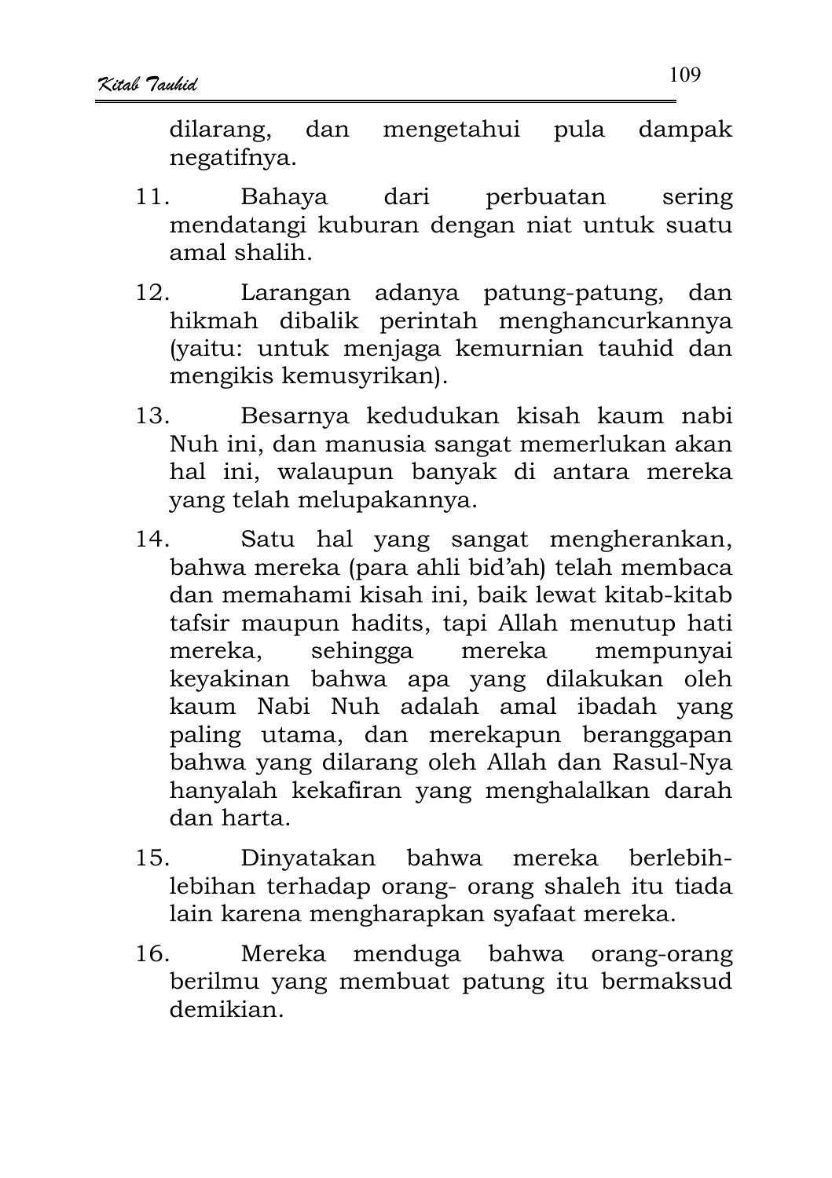dilarang, dan mengetahui pula dampak negatifnya.

11. Bahaya dari perbuatan sering mendatangi kuburan dengan niat untuk suatu amal shalih.

12. Larangan adanya patung-patung, dan hikmah dibalik perintah menghancurkannya (yaitu: untuk menjaga kemurnian tauhid dan mengikis kemusyrikan).

13. Besarnya kedudukan kisah kaum nabi Nuh ini, dan manusia sangat memerlukan akan hal ini, walaupun banyak di antara mereka yang telah melupakannya.

14. Satu hal yang sangat mengherankan, bahwa mereka (para ahli bid'ah) telah membaca dan memahami kisah ini, baik lewat kitab-kitab tafsir maupun hadits, tapi Allah menutup hati mereka, sehingga mereka mempunyai keyakinan bahwa apa yang dilakukan oleh kaum Nabi Nuh adalah amal ibadah yang paling utama, dan merekapun beranggapan bahwa yang dilarang oleh Allah dan Rasul-Nya hanyalah kekafiran yang menghalalkan darah dan harta.

15. Dinyatakan bahwa mereka berlebih-lebihan terhadap orang- orang shaleh itu tiada lain karena mengharapkan syafaat mereka.

16. Mereka menduga bahwa orang-orang berilmu yang membuat patung itu bermaksud demikian.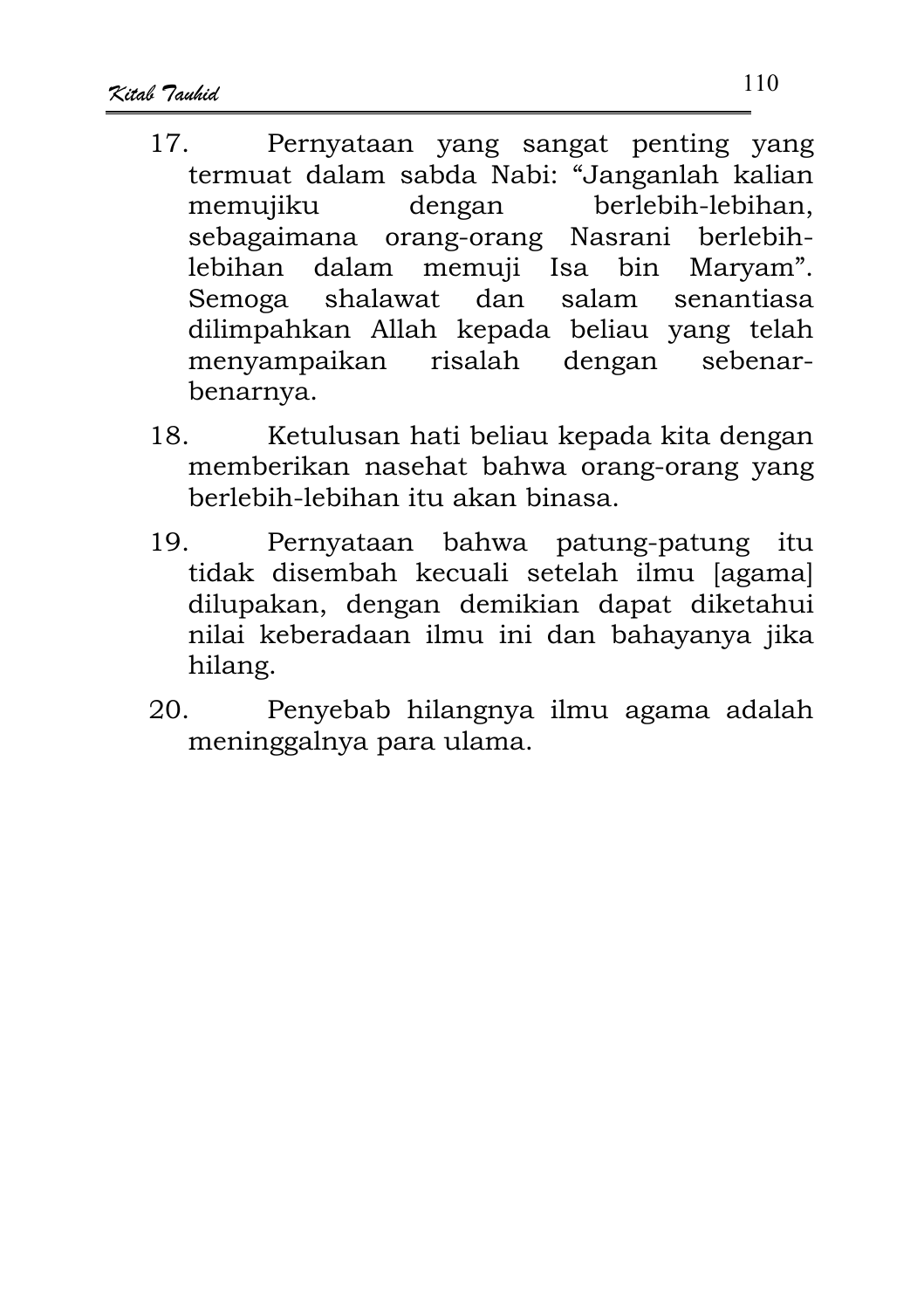17. Pernyataan yang sangat penting yang termuat dalam sabda Nabi: "Janganlah kalian memujiku dengan berlebih-lebihan, sebagaimana orang-orang Nasrani berlebih-lebihan dalam memuji Isa bin Maryam". Semoga shalawat dan salam senantiasa dilimpahkan Allah kepada beliau yang telah menyampaikan risalah dengan sebenar-benarnya.

18. Ketulusan hati beliau kepada kita dengan memberikan nasehat bahwa orang-orang yang berlebih-lebihan itu akan binasa.

19. Pernyataan bahwa patung-patung itu tidak disembah kecuali setelah ilmu [agama] dilupakan, dengan demikian dapat diketahui nilai keberadaan ilmu ini dan bahayanya jika hilang.

20. Penyebab hilangnya ilmu agama adalah meninggalnya para ulama.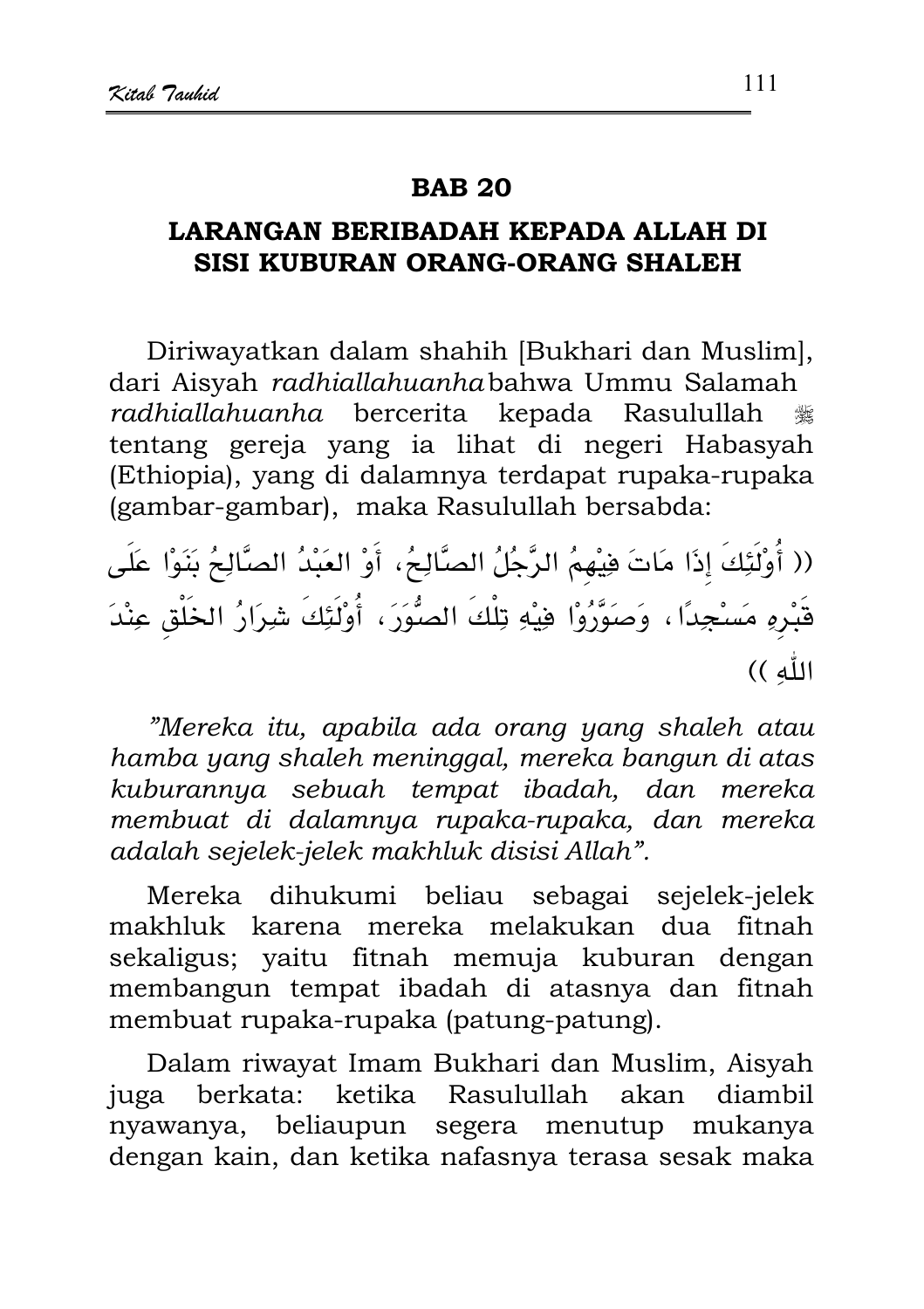## BAB 20

## LARANGAN BERIBADAH KEPADA ALLAH DI SISI KUBURAN ORANG-ORANG SHALEH

Diriwayatkan dalam shahih [Bukhari dan Muslim], dari Aisyah *radhiallahuanha* bahwa Ummu Salamah *radhiallahuanha* bercerita kepada Rasulullah ﷺ tentang gereja yang ia lihat di negeri Habasyah (Ethiopia), yang di dalamnya terdapat rupaka-rupaka (gambar-gambar), maka Rasulullah bersabda:

(( أُوْلَئِكَ إِذَا مَاتَ فِيْهِمُ الرَّجُلُ الصَّالِحُ، أَوْ العَبْدُ الصَّالِحُ بَنَوْا عَلَى قَبْرِهِ مَسْجِدًا، وَصَوَّرُوْا فِيْهِ تِلْكَ الصُّوَرَ، أُوْلَئِكَ شِرَارُ الخَلْقِ عِنْدَ اللّٰهِ ))

*"Mereka itu, apabila ada orang yang shaleh atau hamba yang shaleh meninggal, mereka bangun di atas kuburannya sebuah tempat ibadah, dan mereka membuat di dalamnya rupaka-rupaka, dan mereka adalah sejelek-jelek makhluk disisi Allah".*

Mereka dihukumi beliau sebagai sejelek-jelek makhluk karena mereka melakukan dua fitnah sekaligus; yaitu fitnah memuja kuburan dengan membangun tempat ibadah di atasnya dan fitnah membuat rupaka-rupaka (patung-patung).

Dalam riwayat Imam Bukhari dan Muslim, Aisyah juga berkata: ketika Rasulullah akan diambil nyawanya, beliaupun segera menutup mukanya dengan kain, dan ketika nafasnya terasa sesak maka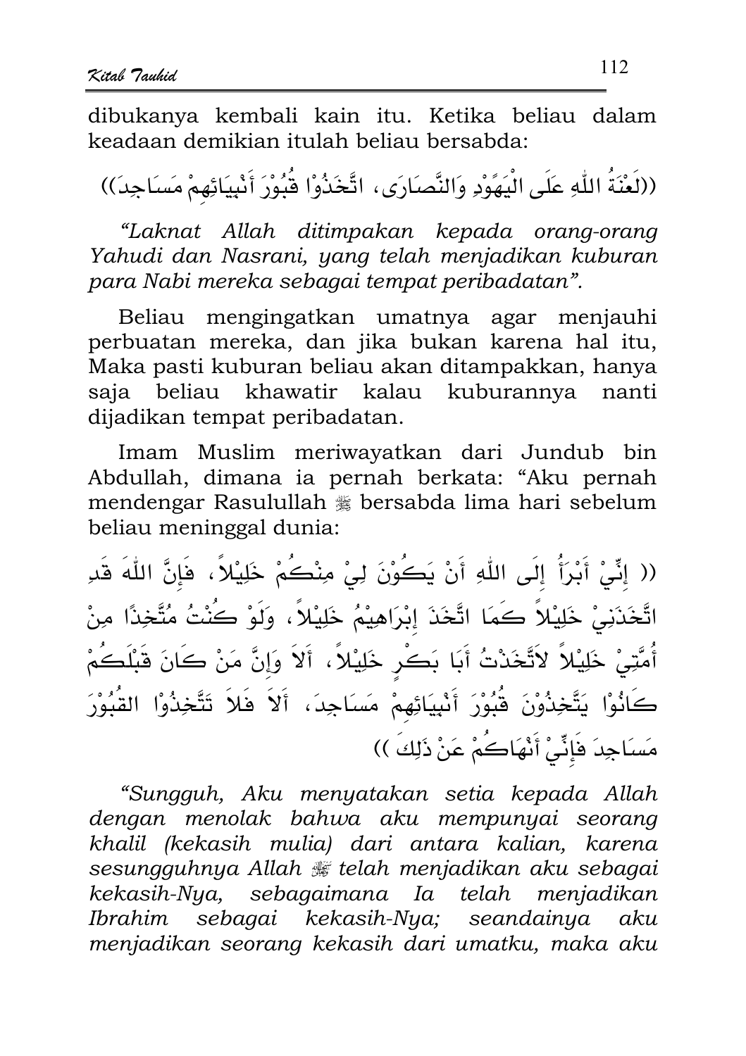dibukanya kembali kain itu. Ketika beliau dalam keadaan demikian itulah beliau bersabda:

((لَعْنَةُ اللّٰهِ عَلَى الْيَهُوْدِ وَالنَّصَارَى، اتَّخَذُوْا قُبُوْرَ أَنْبِيَائِهِمْ مَسَاجِدَ))

*"Laknat Allah ditimpakan kepada orang-orang Yahudi dan Nasrani, yang telah menjadikan kuburan para Nabi mereka sebagai tempat peribadatan".*

Beliau mengingatkan umatnya agar menjauhi perbuatan mereka, dan jika bukan karena hal itu, Maka pasti kuburan beliau akan ditampakkan, hanya saja beliau khawatir kalau kuburannya nanti dijadikan tempat peribadatan.

Imam Muslim meriwayatkan dari Jundub bin Abdullah, dimana ia pernah berkata: "Aku pernah mendengar Rasulullah ﷺ bersabda lima hari sebelum beliau meninggal dunia:

(( إِنِّيْ أَبْرَأُ إِلَى اللّٰهِ أَنْ يَكُوْنَ لِيْ مِنْكُمْ خَلِيْلاً، فَإِنَّ اللّٰهَ قَدِ اتَّخَذَنِيْ خَلِيْلاً كَمَا اتَّخَذَ إِبْرَاهِيْمَ خَلِيْلاً، وَلَوْ كُنْتُ مُتَّخِذًا مِنْ أُمَّتِيْ خَلِيْلاً لاَتَّخَذْتُ أَبَا بَكْرٍ خَلِيْلاً، أَلاَ وَإِنَّ مَنْ كَانَ قَبْلَكُمْ كَانُوْا يَتَّخِذُوْنَ قُبُوْرَ أَنْبِيَائِهِمْ مَسَاجِدَ، أَلاَ فَلاَ تَتَّخِذُوْا القُبُوْرَ مَسَاجِدَ فَإِنِّيْ أَنْهَاكُمْ عَنْ ذَلِكَ ))

*"Sungguh, Aku menyatakan setia kepada Allah dengan menolak bahwa aku mempunyai seorang khalil (kekasih mulia) dari antara kalian, karena sesungguhnya Allah ﷻ telah menjadikan aku sebagai kekasih-Nya, sebagaimana Ia telah menjadikan Ibrahim sebagai kekasih-Nya; seandainya aku menjadikan seorang kekasih dari umatku, maka aku*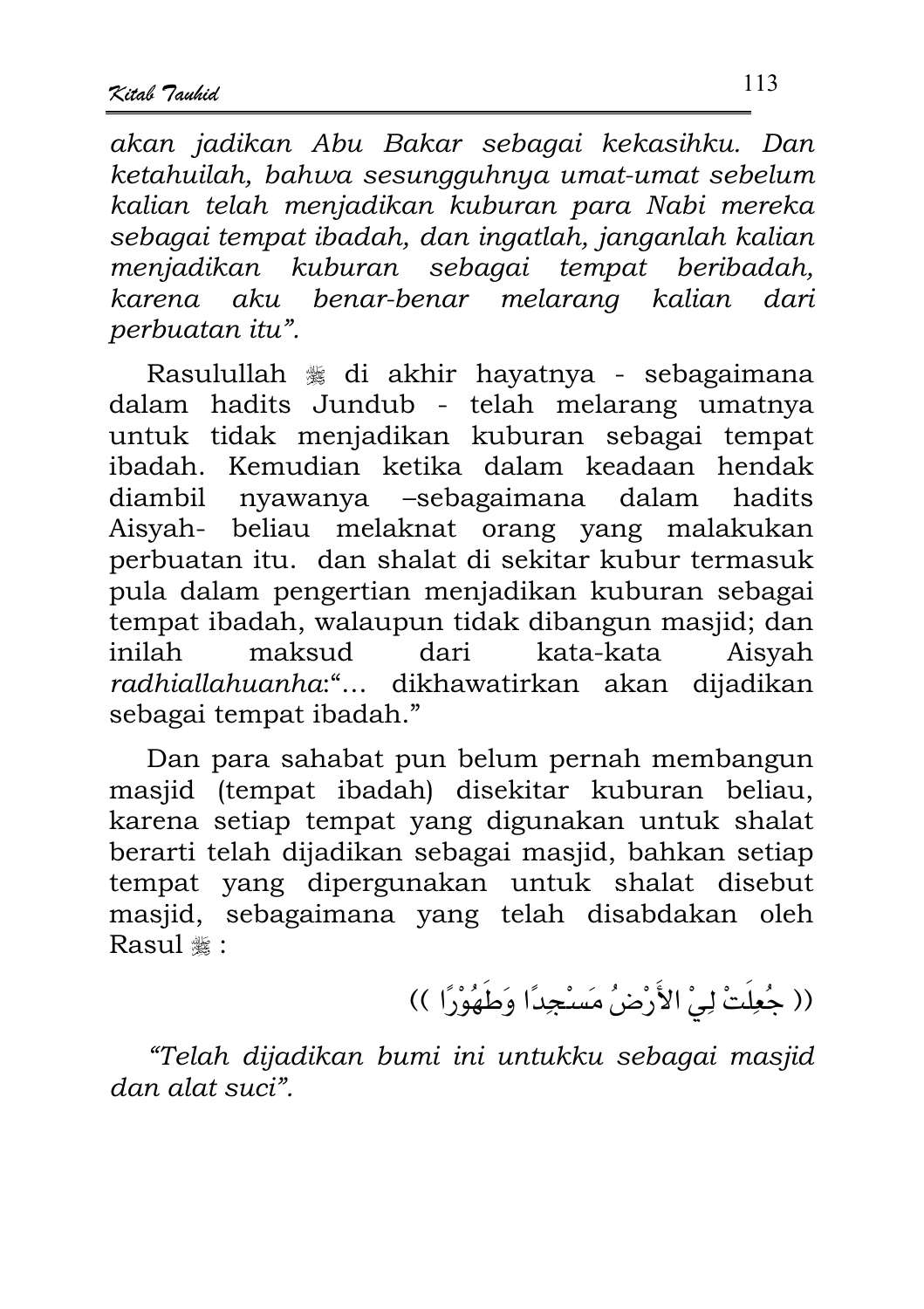*akan jadikan Abu Bakar sebagai kekasihku. Dan ketahuilah, bahwa sesungguhnya umat-umat sebelum kalian telah menjadikan kuburan para Nabi mereka sebagai tempat ibadah, dan ingatlah, janganlah kalian menjadikan kuburan sebagai tempat beribadah, karena aku benar-benar melarang kalian dari perbuatan itu".*

Rasulullah ﷺ di akhir hayatnya - sebagaimana dalam hadits Jundub - telah melarang umatnya untuk tidak menjadikan kuburan sebagai tempat ibadah. Kemudian ketika dalam keadaan hendak diambil nyawanya –sebagaimana dalam hadits Aisyah- beliau melaknat orang yang malakukan perbuatan itu. dan shalat di sekitar kubur termasuk pula dalam pengertian menjadikan kuburan sebagai tempat ibadah, walaupun tidak dibangun masjid; dan inilah maksud dari kata-kata Aisyah *radhiallahuanha*:"… dikhawatirkan akan dijadikan sebagai tempat ibadah."

Dan para sahabat pun belum pernah membangun masjid (tempat ibadah) disekitar kuburan beliau, karena setiap tempat yang digunakan untuk shalat berarti telah dijadikan sebagai masjid, bahkan setiap tempat yang dipergunakan untuk shalat disebut masjid, sebagaimana yang telah disabdakan oleh Rasul ﷺ :

(( جُعِلَتْ لِيْ الأَرْضُ مَسْجِدًا وَطَهُوْرًا ))

*"Telah dijadikan bumi ini untukku sebagai masjid dan alat suci".*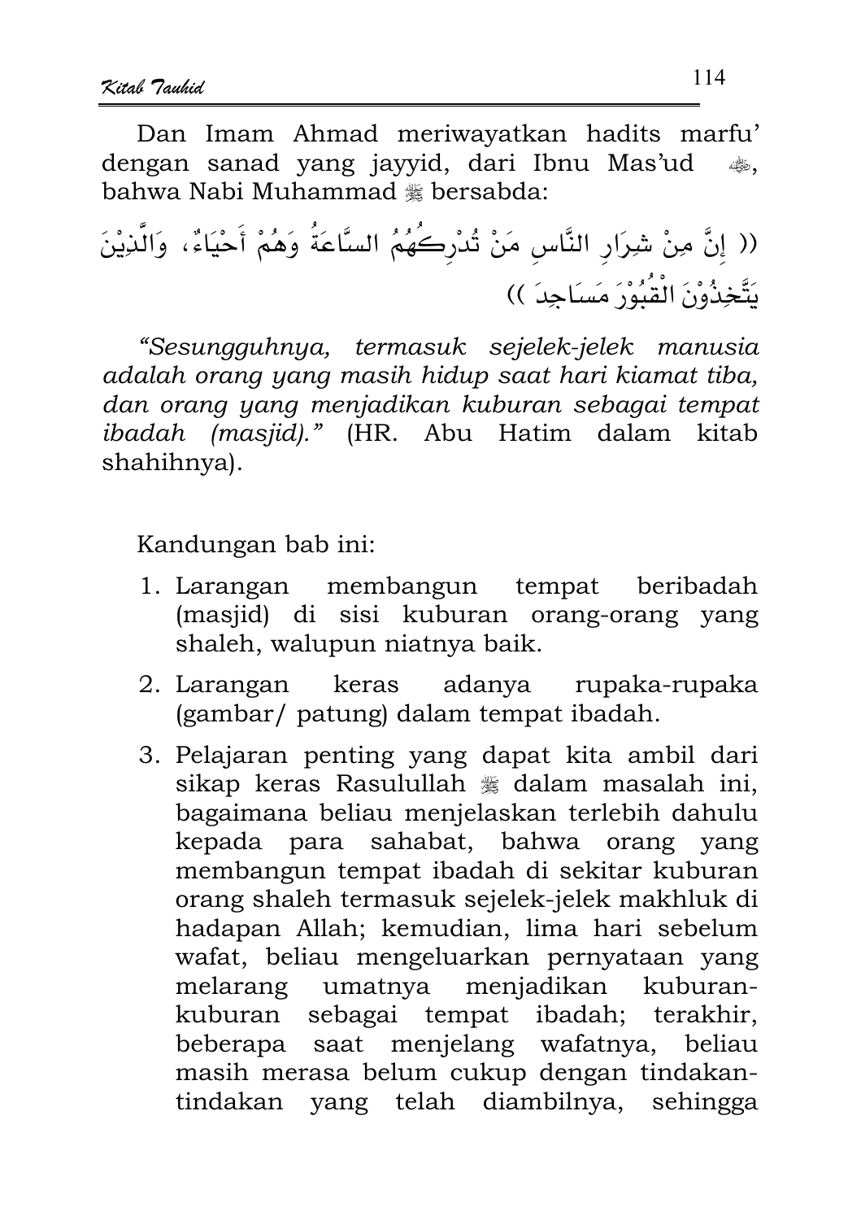Dan Imam Ahmad meriwayatkan hadits marfu' dengan sanad yang jayyid, dari Ibnu Mas'ud ﷺ, bahwa Nabi Muhammad ﷺ bersabda:

(( إِنَّ مِنْ شِرَارِ النَّاسِ مَنْ تُدْرِكُهُمُ السَّاعَةُ وَهُمْ أَحْيَاءٌ، وَالَّذِيْنَ يَتَّخِذُوْنَ الْقُبُوْرَ مَسَاجِدَ ))

*"Sesungguhnya, termasuk sejelek-jelek manusia adalah orang yang masih hidup saat hari kiamat tiba, dan orang yang menjadikan kuburan sebagai tempat ibadah (masjid)."* (HR. Abu Hatim dalam kitab shahihnya).

Kandungan bab ini:

1. Larangan membangun tempat beribadah (masjid) di sisi kuburan orang-orang yang shaleh, walupun niatnya baik.
2. Larangan keras adanya rupaka-rupaka (gambar/ patung) dalam tempat ibadah.
3. Pelajaran penting yang dapat kita ambil dari sikap keras Rasulullah ﷺ dalam masalah ini, bagaimana beliau menjelaskan terlebih dahulu kepada para sahabat, bahwa orang yang membangun tempat ibadah di sekitar kuburan orang shaleh termasuk sejelek-jelek makhluk di hadapan Allah; kemudian, lima hari sebelum wafat, beliau mengeluarkan pernyataan yang melarang umatnya menjadikan kuburan-kuburan sebagai tempat ibadah; terakhir, beberapa saat menjelang wafatnya, beliau masih merasa belum cukup dengan tindakan-tindakan yang telah diambilnya, sehingga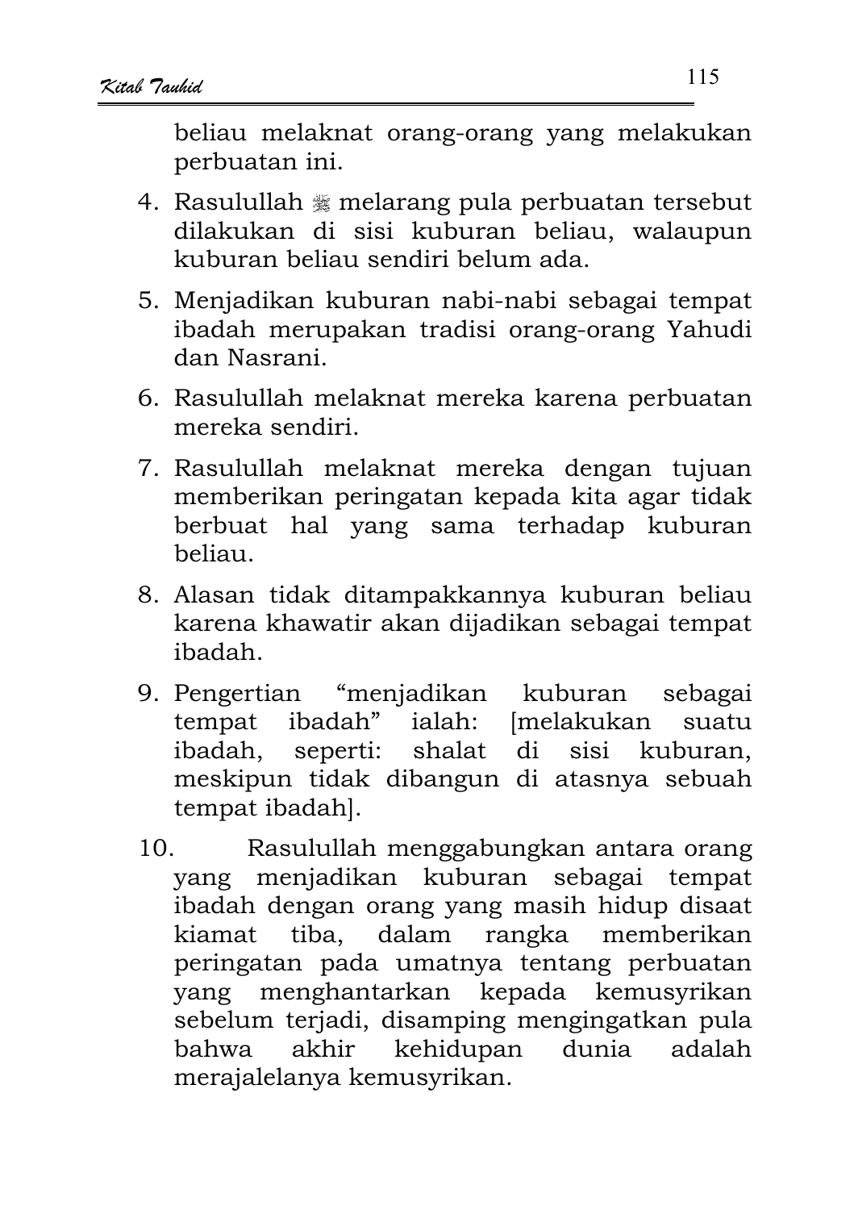beliau melaknat orang-orang yang melakukan perbuatan ini.

4. Rasulullah ﷺ melarang pula perbuatan tersebut dilakukan di sisi kuburan beliau, walaupun kuburan beliau sendiri belum ada.
5. Menjadikan kuburan nabi-nabi sebagai tempat ibadah merupakan tradisi orang-orang Yahudi dan Nasrani.
6. Rasulullah melaknat mereka karena perbuatan mereka sendiri.
7. Rasulullah melaknat mereka dengan tujuan memberikan peringatan kepada kita agar tidak berbuat hal yang sama terhadap kuburan beliau.
8. Alasan tidak ditampakkannya kuburan beliau karena khawatir akan dijadikan sebagai tempat ibadah.
9. Pengertian "menjadikan kuburan sebagai tempat ibadah" ialah: [melakukan suatu ibadah, seperti: shalat di sisi kuburan, meskipun tidak dibangun di atasnya sebuah tempat ibadah].
10. Rasulullah menggabungkan antara orang yang menjadikan kuburan sebagai tempat ibadah dengan orang yang masih hidup disaat kiamat tiba, dalam rangka memberikan peringatan pada umatnya tentang perbuatan yang menghantarkan kepada kemusyrikan sebelum terjadi, disamping mengingatkan pula bahwa akhir kehidupan dunia adalah merajalelanya kemusyrikan.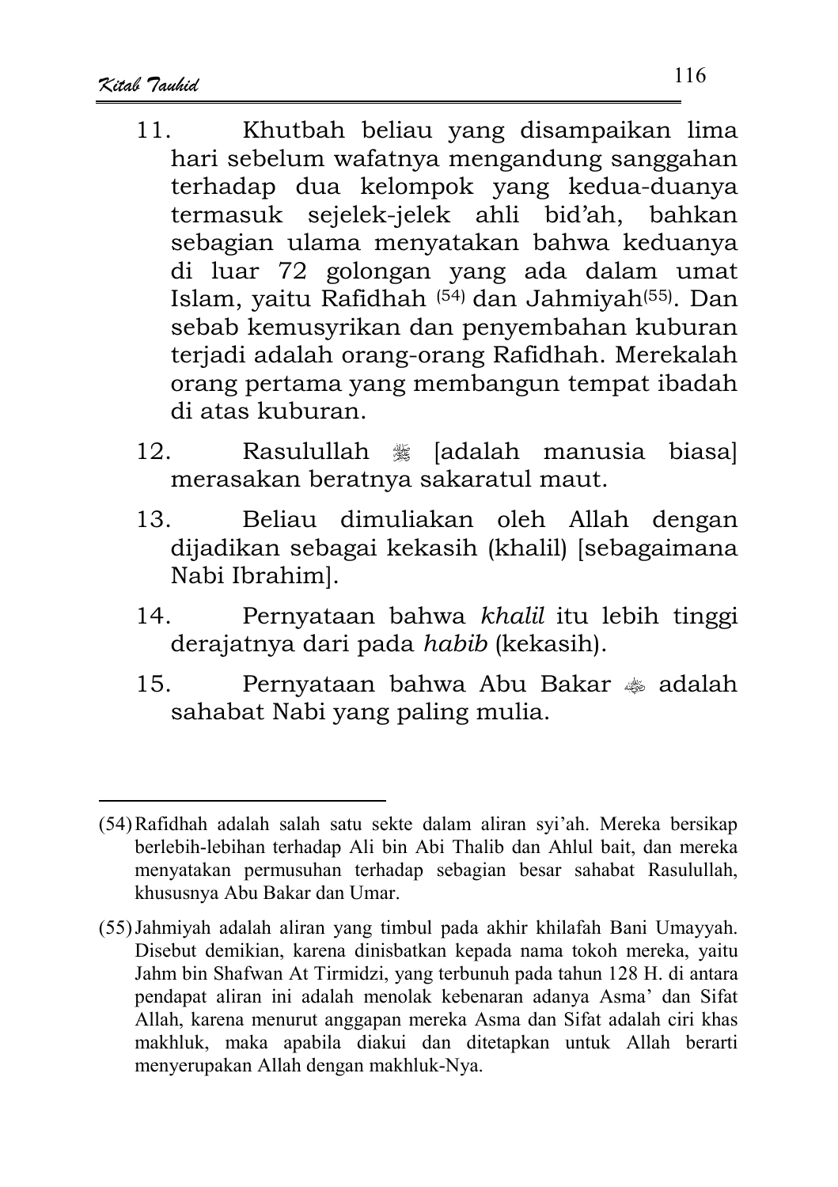11. Khutbah beliau yang disampaikan lima hari sebelum wafatnya mengandung sanggahan terhadap dua kelompok yang kedua-duanya termasuk sejelek-jelek ahli bid'ah, bahkan sebagian ulama menyatakan bahwa keduanya di luar 72 golongan yang ada dalam umat Islam, yaitu Rafidhah [54] dan Jahmiyah[55]. Dan sebab kemusyrikan dan penyembahan kuburan terjadi adalah orang-orang Rafidhah. Merekalah orang pertama yang membangun tempat ibadah di atas kuburan.

12. Rasulullah ﷺ [adalah manusia biasa] merasakan beratnya sakaratul maut.

13. Beliau dimuliakan oleh Allah dengan dijadikan sebagai kekasih (khalil) [sebagaimana Nabi Ibrahim].

14. Pernyataan bahwa *khalil* itu lebih tinggi derajatnya dari pada *habib* (kekasih).

15. Pernyataan bahwa Abu Bakar ؓ adalah sahabat Nabi yang paling mulia.

---

(54) Rafidhah adalah salah satu sekte dalam aliran syi'ah. Mereka bersikap berlebih-lebihan terhadap Ali bin Abi Thalib dan Ahlul bait, dan mereka menyatakan permusuhan terhadap sebagian besar sahabat Rasulullah, khususnya Abu Bakar dan Umar.

(55) Jahmiyah adalah aliran yang timbul pada akhir khilafah Bani Umayyah. Disebut demikian, karena dinisbatkan kepada nama tokoh mereka, yaitu Jahm bin Shafwan At Tirmidzi, yang terbunuh pada tahun 128 H. di antara pendapat aliran ini adalah menolak kebenaran adanya Asma' dan Sifat Allah, karena menurut anggapan mereka Asma dan Sifat adalah ciri khas makhluk, maka apabila diakui dan ditetapkan untuk Allah berarti menyerupakan Allah dengan makhluk-Nya.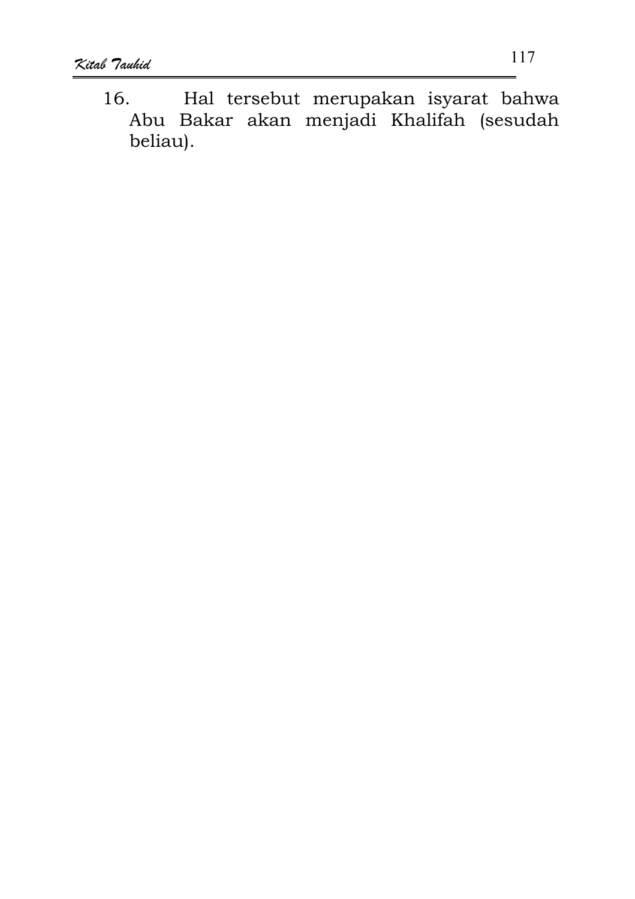16. Hal tersebut merupakan isyarat bahwa Abu Bakar akan menjadi Khalifah (sesudah beliau).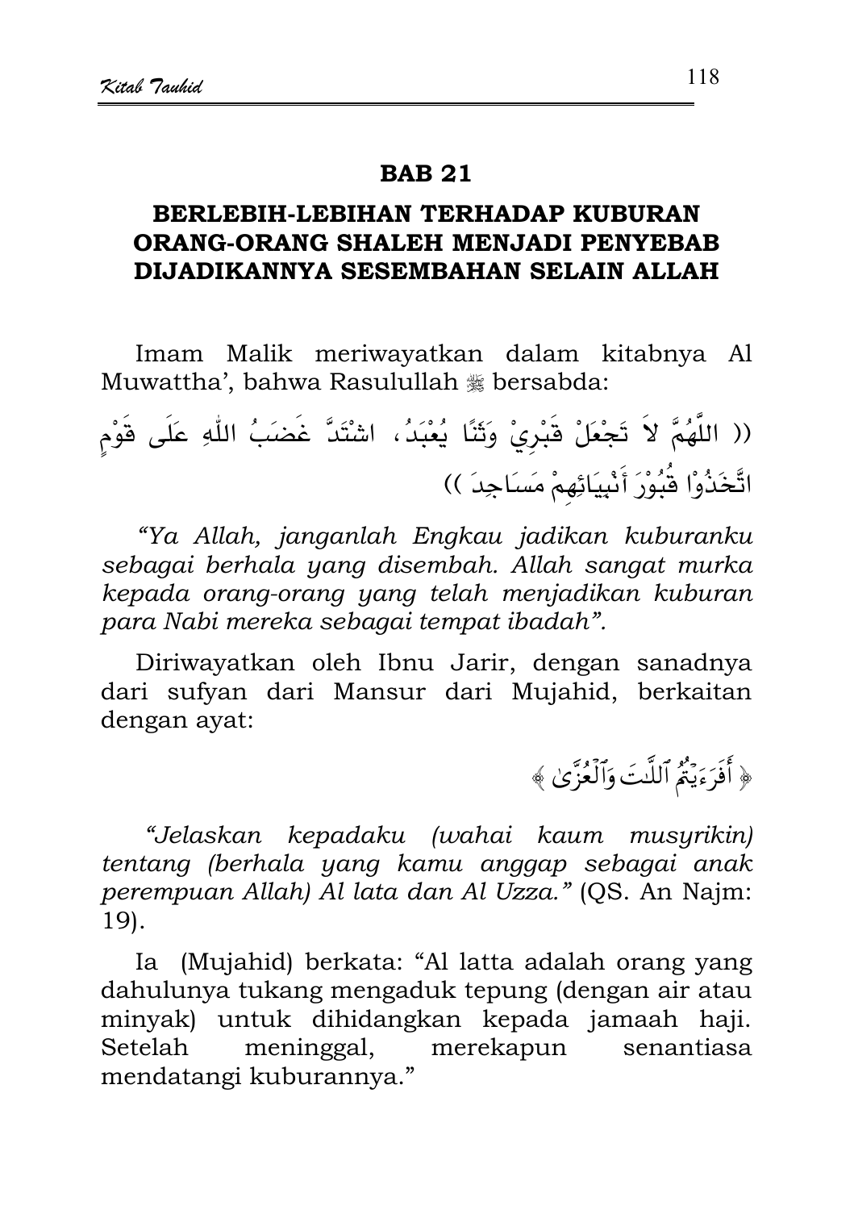## BAB 21

## BERLEBIH-LEBIHAN TERHADAP KUBURAN ORANG-ORANG SHALEH MENJADI PENYEBAB DIJADIKANNYA SESEMBAHAN SELAIN ALLAH

Imam Malik meriwayatkan dalam kitabnya Al Muwattha', bahwa Rasulullah ﷺ bersabda:

(( اللَّهُمَّ لاَ تَجْعَلْ قَبْرِيْ وَثَنًا يُعْبَدُ، اشْتَدَّ غَضَبُ اللّٰهِ عَلَى قَوْمٍ اتَّخَذُوْا قُبُوْرَ أَنْبِيَائِهِمْ مَسَاجِدَ ))

*"Ya Allah, janganlah Engkau jadikan kuburanku sebagai berhala yang disembah. Allah sangat murka kepada orang-orang yang telah menjadikan kuburan para Nabi mereka sebagai tempat ibadah".*

Diriwayatkan oleh Ibnu Jarir, dengan sanadnya dari sufyan dari Mansur dari Mujahid, berkaitan dengan ayat:

﴿ أَفَرَءَيْتُمُ ٱللَّٰتَ وَٱلْعُزَّىٰ ﴾

*"Jelaskan kepadaku (wahai kaum musyrikin) tentang (berhala yang kamu anggap sebagai anak perempuan Allah) Al lata dan Al Uzza."* (QS. An Najm: 19).

Ia (Mujahid) berkata: "Al latta adalah orang yang dahulunya tukang mengaduk tepung (dengan air atau minyak) untuk dihidangkan kepada jamaah haji. Setelah meninggal, merekapun senantiasa mendatangi kuburannya."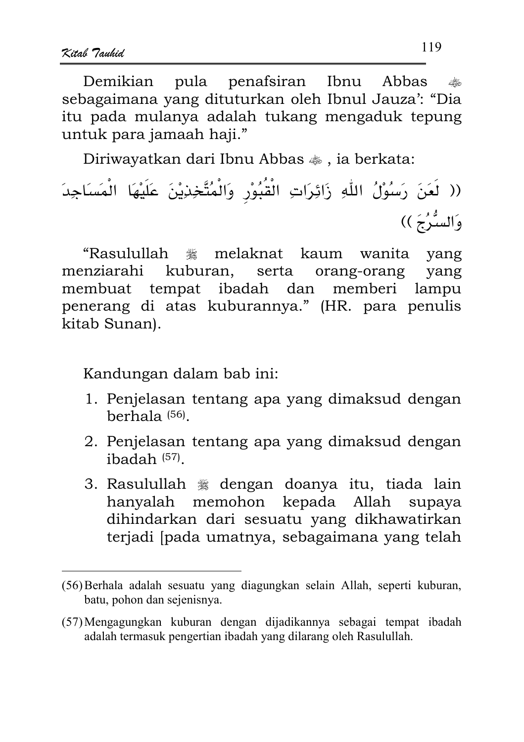Demikian pula penafsiran Ibnu Abbas ﷺ sebagaimana yang dituturkan oleh Ibnul Jauza': "Dia itu pada mulanya adalah tukang mengaduk tepung untuk para jamaah haji."

Diriwayatkan dari Ibnu Abbas ﷺ , ia berkata:

(( لَعَنَ رَسُوْلُ اللّٰهِ زَائِرَاتِ الْقُبُوْرِ وَالْمُتَّخِذِيْنَ عَلَيْهَا الْمَسَاجِدَ وَالسُّرُجَ ))

"Rasulullah ﷺ melaknat kaum wanita yang menziarahi kuburan, serta orang-orang yang membuat tempat ibadah dan memberi lampu penerang di atas kuburannya." (HR. para penulis kitab Sunan).

Kandungan dalam bab ini:

1. Penjelasan tentang apa yang dimaksud dengan berhala [56].
2. Penjelasan tentang apa yang dimaksud dengan ibadah [57].
3. Rasulullah ﷺ dengan doanya itu, tiada lain hanyalah memohon kepada Allah supaya dihindarkan dari sesuatu yang dikhawatirkan terjadi [pada umatnya, sebagaimana yang telah

---

(56) Berhala adalah sesuatu yang diagungkan selain Allah, seperti kuburan, batu, pohon dan sejenisnya.

(57) Mengagungkan kuburan dengan dijadikannya sebagai tempat ibadah adalah termasuk pengertian ibadah yang dilarang oleh Rasulullah.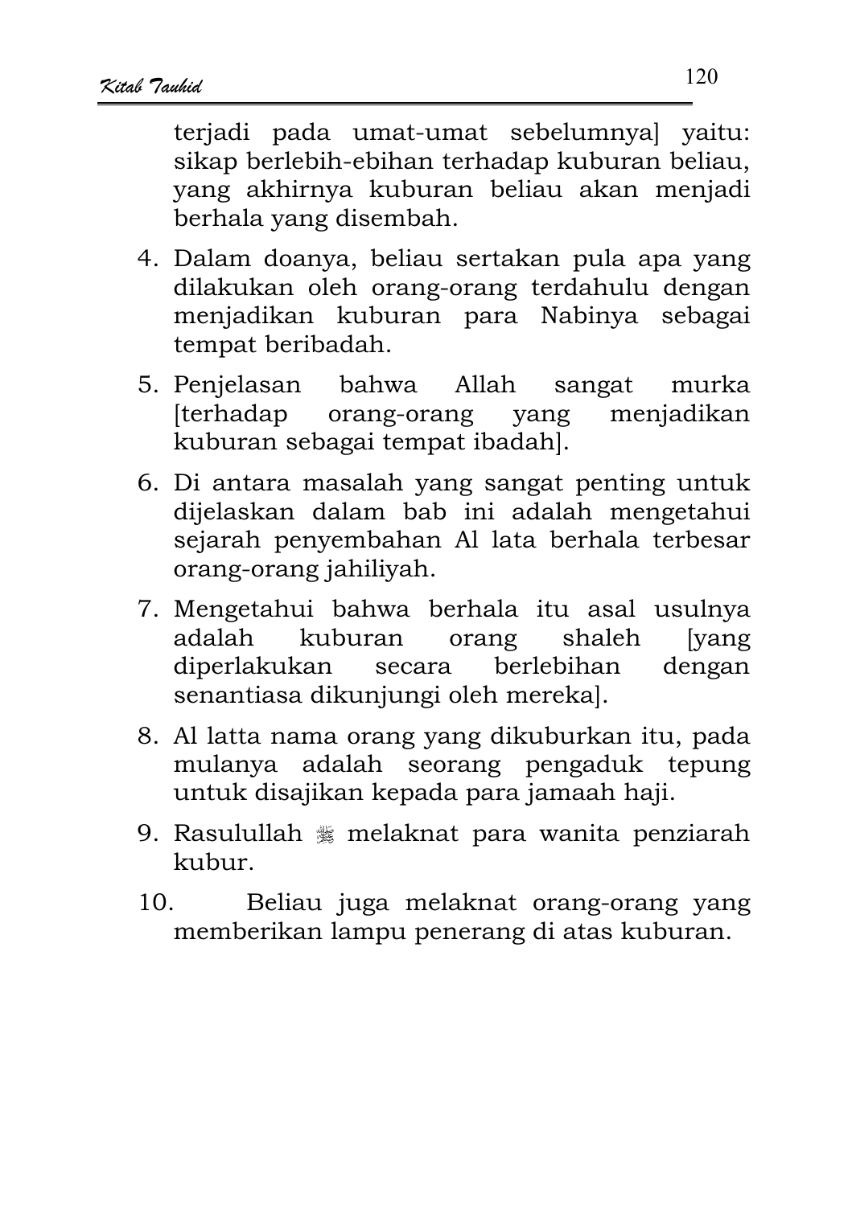terjadi pada umat-umat sebelumnya] yaitu: sikap berlebih-ebihan terhadap kuburan beliau, yang akhirnya kuburan beliau akan menjadi berhala yang disembah.

4. Dalam doanya, beliau sertakan pula apa yang dilakukan oleh orang-orang terdahulu dengan menjadikan kuburan para Nabinya sebagai tempat beribadah.
5. Penjelasan bahwa Allah sangat murka [terhadap orang-orang yang menjadikan kuburan sebagai tempat ibadah].
6. Di antara masalah yang sangat penting untuk dijelaskan dalam bab ini adalah mengetahui sejarah penyembahan Al lata berhala terbesar orang-orang jahiliyah.
7. Mengetahui bahwa berhala itu asal usulnya adalah kuburan orang shaleh [yang diperlakukan secara berlebihan dengan senantiasa dikunjungi oleh mereka].
8. Al latta nama orang yang dikuburkan itu, pada mulanya adalah seorang pengaduk tepung untuk disajikan kepada para jamaah haji.
9. Rasulullah ﷺ melaknat para wanita penziarah kubur.
10. Beliau juga melaknat orang-orang yang memberikan lampu penerang di atas kuburan.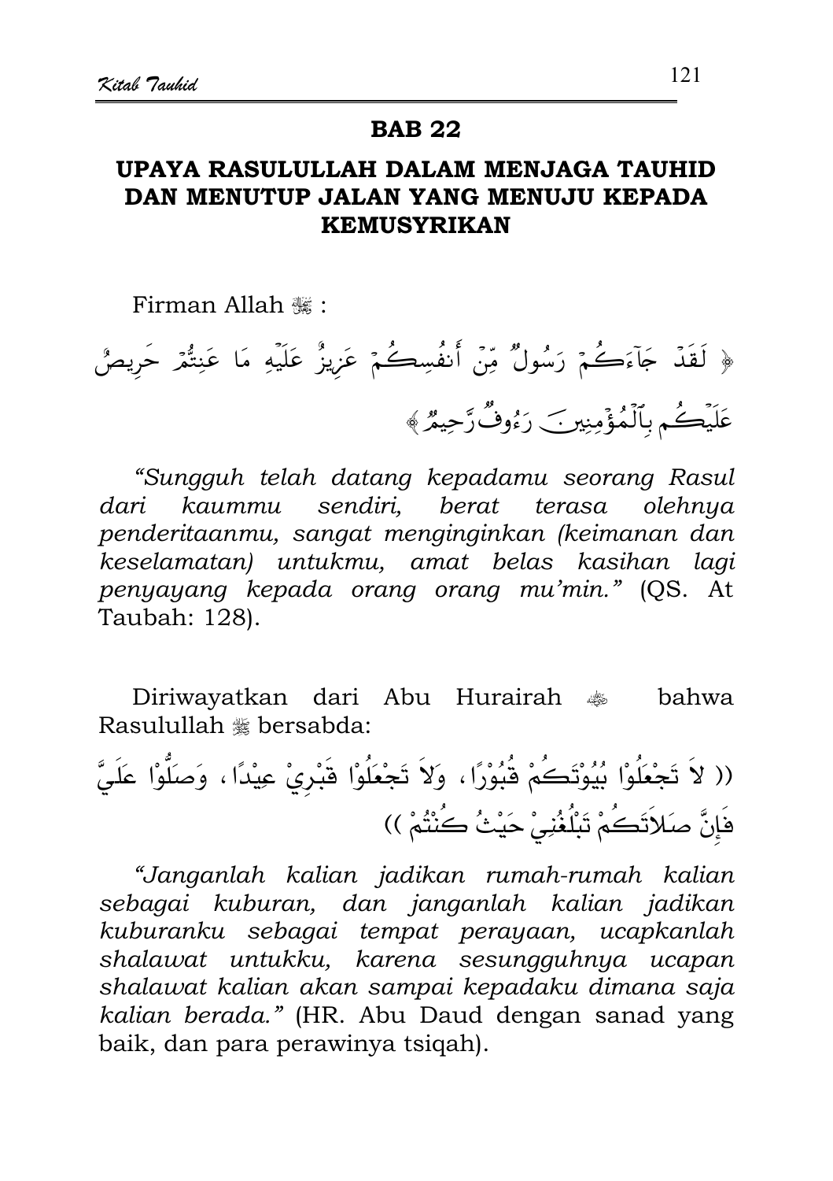## BAB 22

## UPAYA RASULULLAH DALAM MENJAGA TAUHID DAN MENUTUP JALAN YANG MENUJU KEPADA KEMUSYRIKAN

Firman Allah ﷻ :

﴿ لَقَدْ جَآءَكُمْ رَسُولٌ مِّنْ أَنفُسِكُمْ عَزِيزٌ عَلَيْهِ مَا عَنِتُّمْ حَرِيصٌ عَلَيْكُم بِٱلْمُؤْمِنِينَ رَءُوفٌ رَّحِيمٌ ﴾

*"Sungguh telah datang kepadamu seorang Rasul dari kaummu sendiri, berat terasa olehnya penderitaanmu, sangat menginginkan (keimanan dan keselamatan) untukmu, amat belas kasihan lagi penyayang kepada orang orang mu'min."* (QS. At Taubah: 128).

Diriwayatkan dari Abu Hurairah ﷺ bahwa Rasulullah ﷺ bersabda:

(( لاَ تَجْعَلُوْا بُيُوْتَكُمْ قُبُوْرًا ، وَلاَ تَجْعَلُوْا قَبْرِيْ عِيْدًا ، وَصَلُّوْا عَلَيَّ فَإِنَّ صَلاَتَكُمْ تَبْلُغُنِيْ حَيْثُ كُنْتُمْ ))

*"Janganlah kalian jadikan rumah-rumah kalian sebagai kuburan, dan janganlah kalian jadikan kuburanku sebagai tempat perayaan, ucapkanlah shalawat untukku, karena sesungguhnya ucapan shalawat kalian akan sampai kepadaku dimana saja kalian berada."* (HR. Abu Daud dengan sanad yang baik, dan para perawinya tsiqah).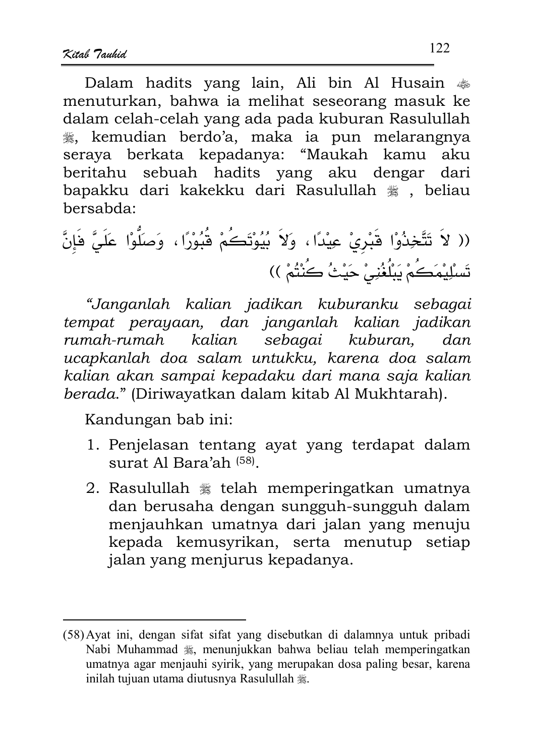Dalam hadits yang lain, Ali bin Al Husain ﵁ menuturkan, bahwa ia melihat seseorang masuk ke dalam celah-celah yang ada pada kuburan Rasulullah ﷺ, kemudian berdo'a, maka ia pun melarangnya seraya berkata kepadanya: "Maukah kamu aku beritahu sebuah hadits yang aku dengar dari bapakku dari kakekku dari Rasulullah ﷺ , beliau bersabda:

(( لاَ تَتَّخِذُوْا قَبْرِيْ عِيْدًا ، وَلاَ بُيُوْتَكُمْ قُبُوْرًا ، وَصَلُّوْا عَلَيَّ فَإِنَّ تَسْلِيْمَكُمْ يَبْلُغُنِيْ حَيْثُ كُنْتُمْ ))

"*Janganlah kalian jadikan kuburanku sebagai tempat perayaan, dan janganlah kalian jadikan rumah-rumah kalian sebagai kuburan, dan ucapkanlah doa salam untukku, karena doa salam kalian akan sampai kepadaku dari mana saja kalian berada.*" (Diriwayatkan dalam kitab Al Mukhtarah).

Kandungan bab ini:

1. Penjelasan tentang ayat yang terdapat dalam surat Al Bara'ah [58].
2. Rasulullah ﷺ telah memperingatkan umatnya dan berusaha dengan sungguh-sungguh dalam menjauhkan umatnya dari jalan yang menuju kepada kemusyrikan, serta menutup setiap jalan yang menjurus kepadanya.

---

(58) Ayat ini, dengan sifat sifat yang disebutkan di dalamnya untuk pribadi Nabi Muhammad ﷺ, menunjukkan bahwa beliau telah memperingatkan umatnya agar menjauhi syirik, yang merupakan dosa paling besar, karena inilah tujuan utama diutusnya Rasulullah ﷺ.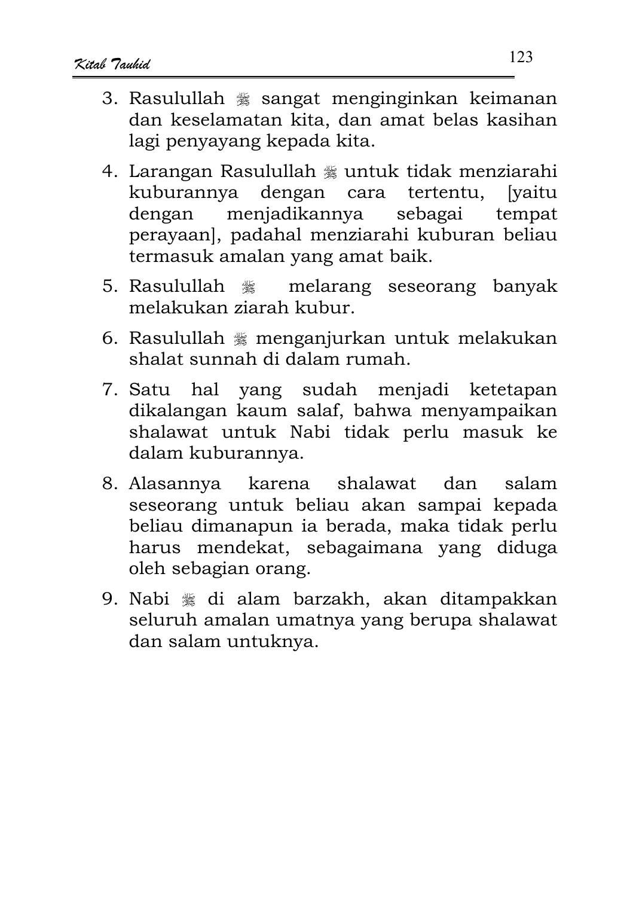3. Rasulullah ﷺ sangat menginginkan keimanan dan keselamatan kita, dan amat belas kasihan lagi penyayang kepada kita.
4. Larangan Rasulullah ﷺ untuk tidak menziarahi kuburannya dengan cara tertentu, [yaitu dengan menjadikannya sebagai tempat perayaan], padahal menziarahi kuburan beliau termasuk amalan yang amat baik.
5. Rasulullah ﷺ melarang seseorang banyak melakukan ziarah kubur.
6. Rasulullah ﷺ menganjurkan untuk melakukan shalat sunnah di dalam rumah.
7. Satu hal yang sudah menjadi ketetapan dikalangan kaum salaf, bahwa menyampaikan shalawat untuk Nabi tidak perlu masuk ke dalam kuburannya.
8. Alasannya karena shalawat dan salam seseorang untuk beliau akan sampai kepada beliau dimanapun ia berada, maka tidak perlu harus mendekat, sebagaimana yang diduga oleh sebagian orang.
9. Nabi ﷺ di alam barzakh, akan ditampakkan seluruh amalan umatnya yang berupa shalawat dan salam untuknya.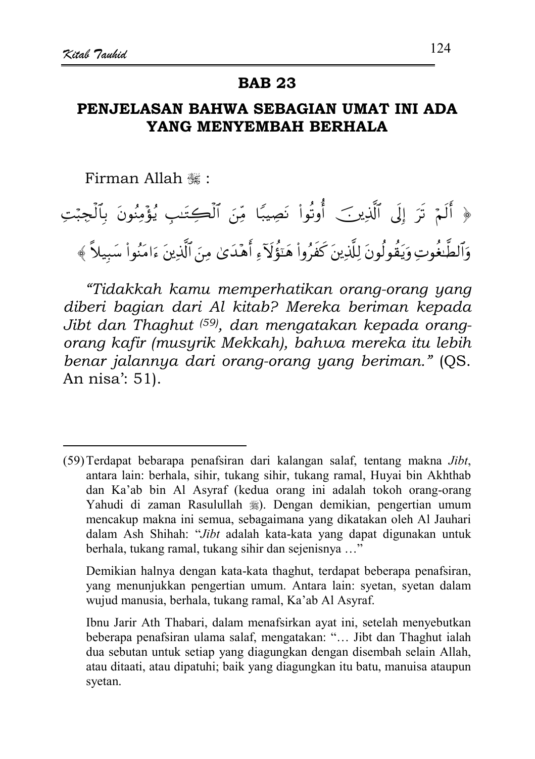## BAB 23

## PENJELASAN BAHWA SEBAGIAN UMAT INI ADA YANG MENYEMBAH BERHALA

Firman Allah ﷻ :

﴿ أَلَمْ تَرَ إِلَى ٱلَّذِينَ أُوتُوا۟ نَصِيبًا مِّنَ ٱلْكِتَـٰبِ يُؤْمِنُونَ بِٱلْجِبْتِ وَٱلطَّـٰغُوتِ وَيَقُولُونَ لِلَّذِينَ كَفَرُوا۟ هَـٰٓؤُلَآءِ أَهْدَىٰ مِنَ ٱلَّذِينَ ءَامَنُوا۟ سَبِيلًا ﴾

*"Tidakkah kamu memperhatikan orang-orang yang diberi bagian dari Al kitab? Mereka beriman kepada Jibt dan Thaghut [(59)], dan mengatakan kepada orang-orang kafir (musyrik Mekkah), bahwa mereka itu lebih benar jalannya dari orang-orang yang beriman."* (QS. An nisa': 51).

---

(59) Terdapat bebarapa penafsiran dari kalangan salaf, tentang makna *Jibt*, antara lain: berhala, sihir, tukang sihir, tukang ramal, Huyai bin Akhthab dan Ka'ab bin Al Asyraf (kedua orang ini adalah tokoh orang-orang Yahudi di zaman Rasulullah ﷺ). Dengan demikian, pengertian umum mencakup makna ini semua, sebagaimana yang dikatakan oleh Al Jauhari dalam Ash Shihah: "*Jibt* adalah kata-kata yang dapat digunakan untuk berhala, tukang ramal, tukang sihir dan sejenisnya …"

Demikian halnya dengan kata-kata thaghut, terdapat beberapa penafsiran, yang menunjukkan pengertian umum. Antara lain: syetan, syetan dalam wujud manusia, berhala, tukang ramal, Ka'ab Al Asyraf.

Ibnu Jarir Ath Thabari, dalam menafsirkan ayat ini, setelah menyebutkan beberapa penafsiran ulama salaf, mengatakan: "… Jibt dan Thaghut ialah dua sebutan untuk setiap yang diagungkan dengan disembah selain Allah, atau ditaati, atau dipatuhi; baik yang diagungkan itu batu, manuisa ataupun syetan.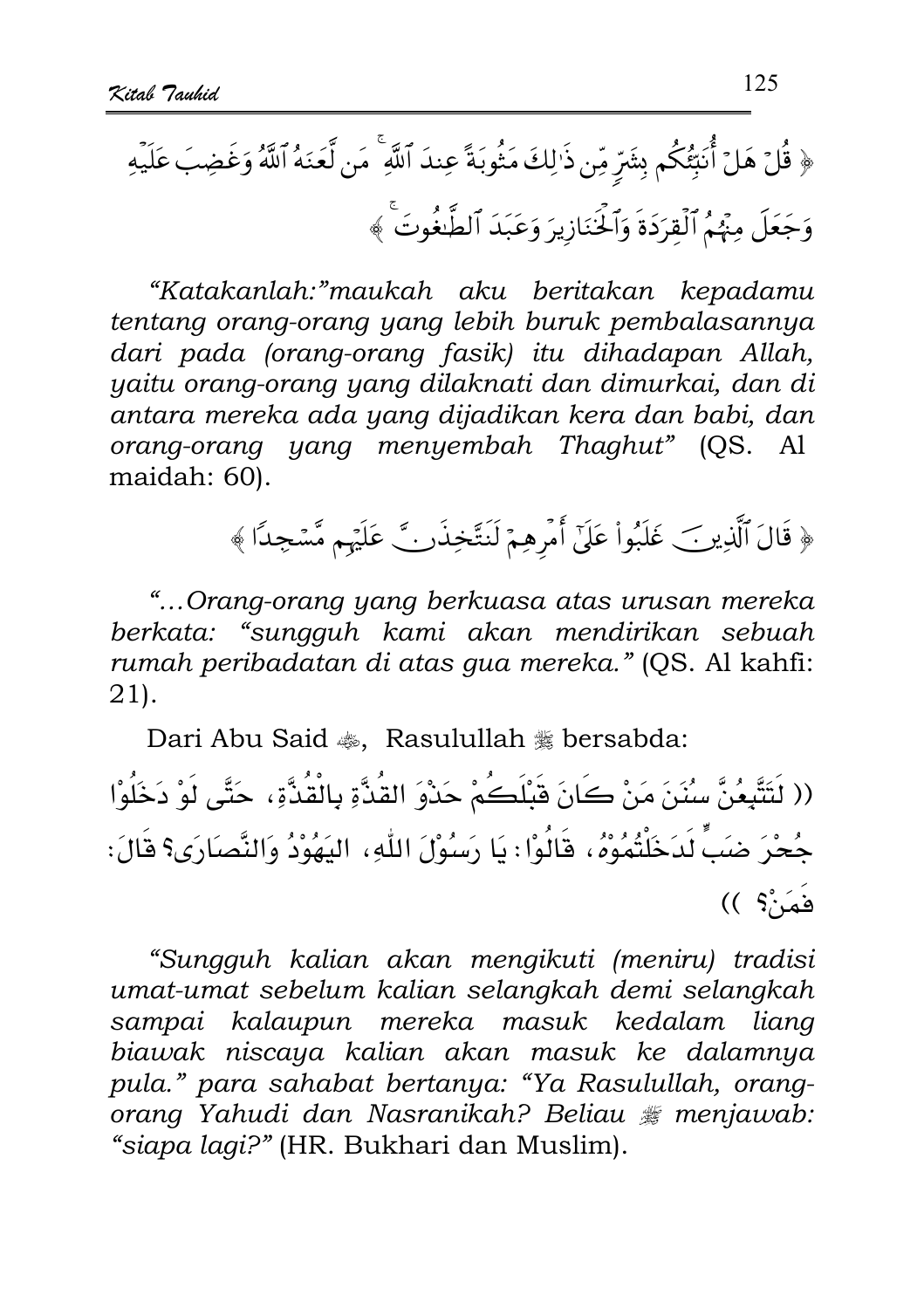﴿ قُلْ هَلْ أُنَبِّئُكُم بِشَرٍّ مِّن ذَٰلِكَ مَثُوبَةً عِندَ ٱللَّهِ ۚ مَن لَّعَنَهُ ٱللَّهُ وَغَضِبَ عَلَيْهِ وَجَعَلَ مِنْهُمُ ٱلْقِرَدَةَ وَٱلْخَنَازِيرَ وَعَبَدَ ٱلطَّٰغُوتَ ۚ ﴾

*"Katakanlah:"maukah aku beritakan kepadamu tentang orang-orang yang lebih buruk pembalasannya dari pada (orang-orang fasik) itu dihadapan Allah, yaitu orang-orang yang dilaknati dan dimurkai, dan di antara mereka ada yang dijadikan kera dan babi, dan orang-orang yang menyembah Thaghut"* (QS. Al maidah: 60).

﴿ قَالَ ٱلَّذِينَ غَلَبُوا۟ عَلَىٰٓ أَمْرِهِمْ لَنَتَّخِذَنَّ عَلَيْهِم مَّسْجِدًا ﴾

*"...Orang-orang yang berkuasa atas urusan mereka berkata: "sungguh kami akan mendirikan sebuah rumah peribadatan di atas gua mereka."* (QS. Al kahfi: 21).

Dari Abu Said ﷺ, Rasulullah ﷺ bersabda:

(( لَتَتَّبِعُنَّ سُنَنَ مَنْ كَانَ قَبْلَكُمْ حَذْوَ القُذَّةِ بِالْقُذَّةِ، حَتَّى لَوْ دَخَلُوْا جُحْرَ ضَبٍّ لَدَخَلْتُمُوْهُ، قَالُوْا: يَا رَسُوْلَ اللّٰهِ، اليَهُوْدُ وَالنَّصَارَى؟ قَالَ: فَمَنْ؟ ))

*"Sungguh kalian akan mengikuti (meniru) tradisi umat-umat sebelum kalian selangkah demi selangkah sampai kalaupun mereka masuk kedalam liang biawak niscaya kalian akan masuk ke dalamnya pula." para sahabat bertanya: "Ya Rasulullah, orang-orang Yahudi dan Nasranikah? Beliau ﷺ menjawab: "siapa lagi?"* (HR. Bukhari dan Muslim).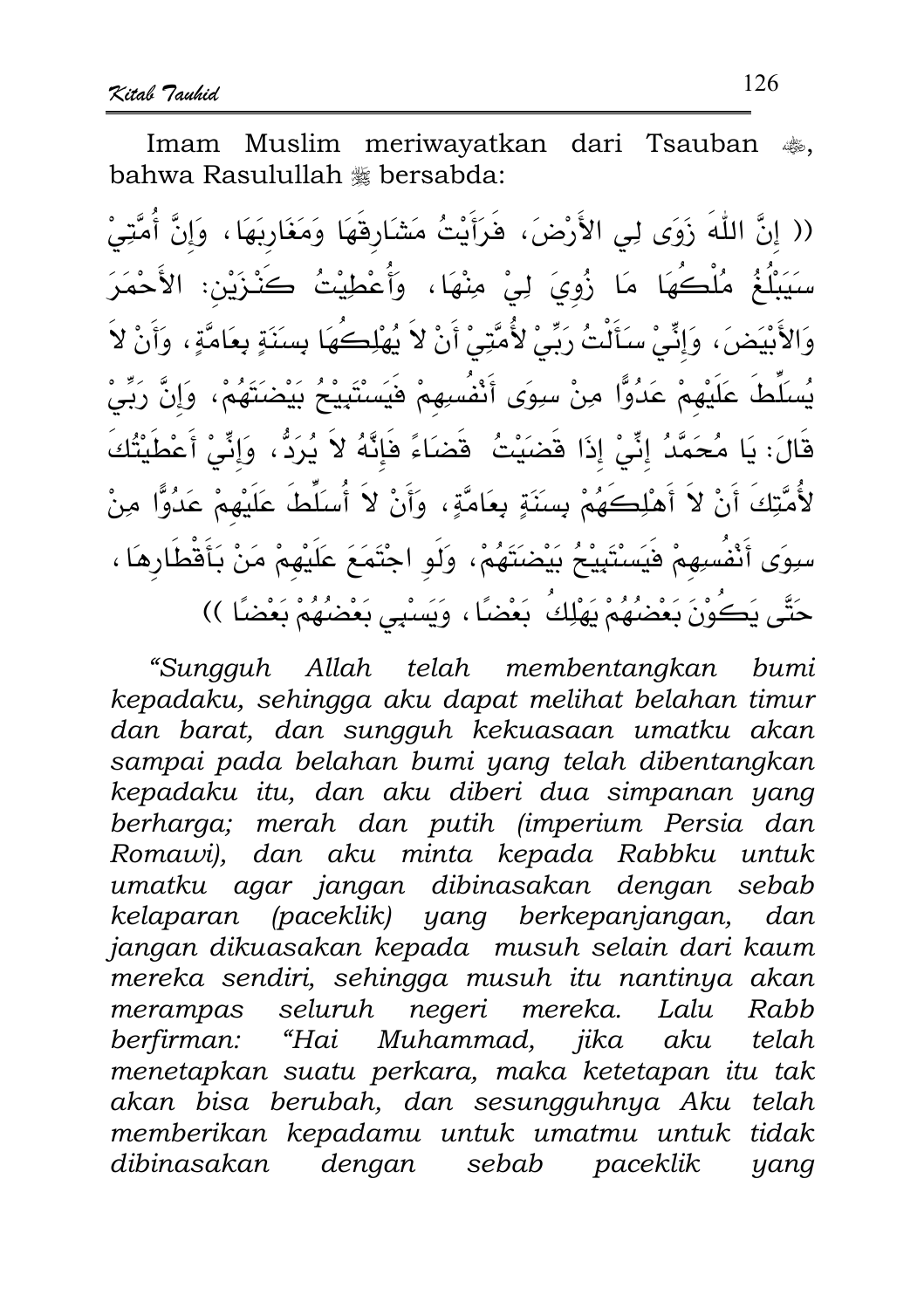Imam Muslim meriwayatkan dari Tsauban ﷺ, bahwa Rasulullah ﷺ bersabda:

(( إِنَّ اللّٰهَ زَوَى لِي الأَرْضَ، فَرَأَيْتُ مَشَارِقَهَا وَمَغَارِبَهَا، وَإِنَّ أُمَّتِيْ سَيَبْلُغُ مُلْكُهَا مَا زُوِيَ لِيْ مِنْهَا، وَأُعْطِيْتُ كَنْزَيْنِ: الأَحْمَرَ وَالأَبْيَضَ، وَإِنِّيْ سَأَلْتُ رَبِّيْ لأُمَّتِيْ أَنْ لاَ يُهْلِكَهَا بِسَنَةٍ بِعَامَّةٍ، وَأَنْ لاَ يُسَلِّطَ عَلَيْهِمْ عَدُوًّا مِنْ سِوَى أَنْفُسِهِمْ فَيَسْتَبِيْحُ بَيْضَتَهُمْ، وَإِنَّ رَبِّيْ قَالَ: يَا مُحَمَّدُ إِنِّيْ إِذَا قَضَيْتُ قَضَاءً فَإِنَّهُ لاَ يُرَدُّ، وَإِنِّيْ أَعْطَيْتُكَ لأُمَّتِكَ أَنْ لاَ أَهْلِكَهُمْ بِسَنَةٍ بِعَامَّةٍ، وَأَنْ لاَ أُسَلِّطَ عَلَيْهِمْ عَدُوًّا مِنْ سِوَى أَنْفُسِهِمْ فَيَسْتَبِيْحُ بَيْضَتَهُمْ، وَلَوِ اجْتَمَعَ عَلَيْهِمْ مَنْ بِأَقْطَارِهَا، حَتَّى يَكُوْنَ بَعْضُهُمْ يَهْلِكُ بَعْضًا، وَيَسْبِي بَعْضُهُمْ بَعْضًا ))

*"Sungguh Allah telah membentangkan bumi kepadaku, sehingga aku dapat melihat belahan timur dan barat, dan sungguh kekuasaan umatku akan sampai pada belahan bumi yang telah dibentangkan kepadaku itu, dan aku diberi dua simpanan yang berharga; merah dan putih (imperium Persia dan Romawi), dan aku minta kepada Rabbku untuk umatku agar jangan dibinasakan dengan sebab kelaparan (paceklik) yang berkepanjangan, dan jangan dikuasakan kepada musuh selain dari kaum mereka sendiri, sehingga musuh itu nantinya akan merampas seluruh negeri mereka. Lalu Rabb berfirman: "Hai Muhammad, jika aku telah menetapkan suatu perkara, maka ketetapan itu tak akan bisa berubah, dan sesungguhnya Aku telah memberikan kepadamu untuk umatmu untuk tidak dibinasakan dengan sebab paceklik yang*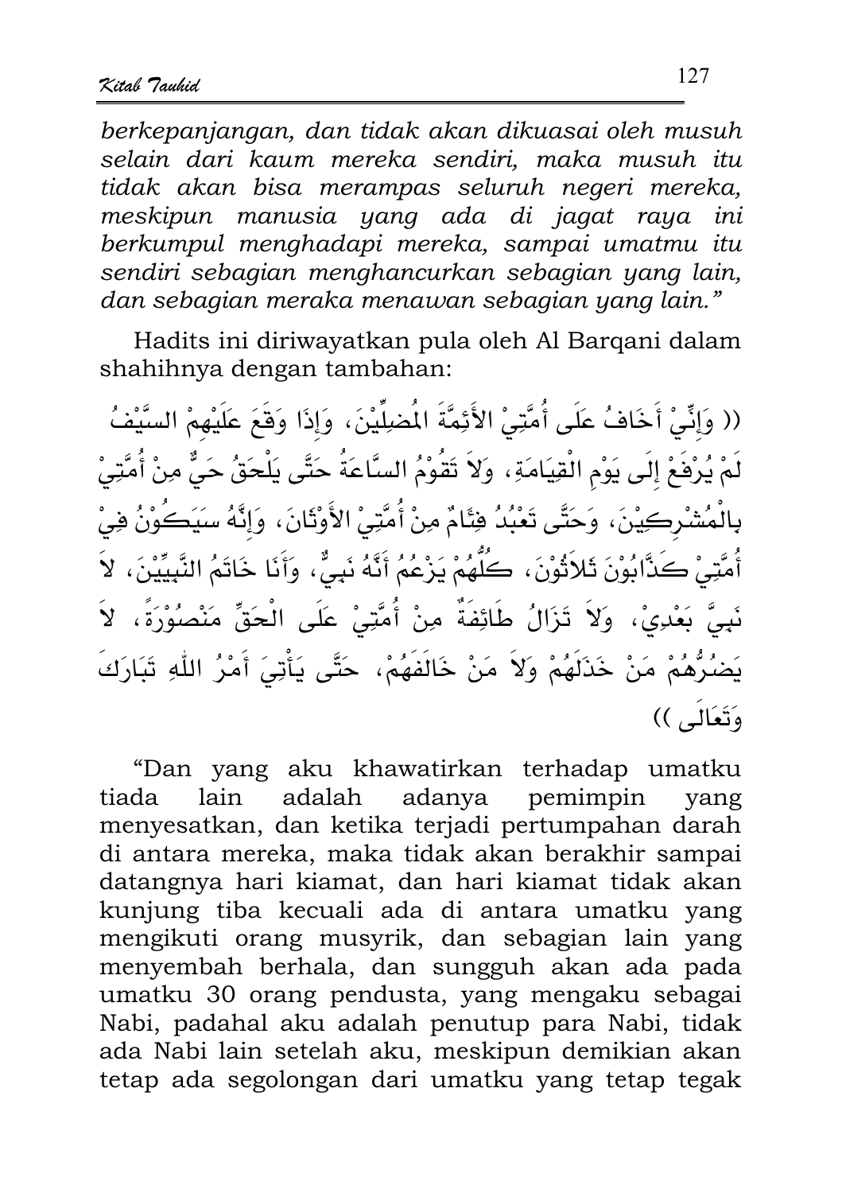*berkepanjangan, dan tidak akan dikuasai oleh musuh selain dari kaum mereka sendiri, maka musuh itu tidak akan bisa merampas seluruh negeri mereka, meskipun manusia yang ada di jagat raya ini berkumpul menghadapi mereka, sampai umatmu itu sendiri sebagian menghancurkan sebagian yang lain, dan sebagian meraka menawan sebagian yang lain."*

Hadits ini diriwayatkan pula oleh Al Barqani dalam shahihnya dengan tambahan:

(( وَإِنِّيْ أَخَافُ عَلَى أُمَّتِيْ الأَئِمَّةَ الْمُضِلِّيْنَ، وَإِذَا وَقَعَ عَلَيْهِمْ السَّيْفُ لَمْ يُرْفَعْ إِلَى يَوْمِ الْقِيَامَةِ، وَلاَ تَقُوْمُ السَّاعَةُ حَتَّى يَلْحَقُ حَيٌّ مِنْ أُمَّتِيْ بِالْمُشْرِكِيْنَ، وَحَتَّى تَعْبُدُ فِئَامٌ مِنْ أُمَّتِيْ الأَوْثَانَ، وَإِنَّهُ سَيَكُوْنُ فِيْ أُمَّتِيْ كَذَّابُوْنَ ثَلاَثُوْنَ، كُلُّهُمْ يَزْعُمُ أَنَّهُ نَبِيٌّ، وَأَنَا خَاتَمُ النَّبِيِّيْنَ، لاَ نَبِيَّ بَعْدِيْ، وَلاَ تَزَالُ طَائِفَةٌ مِنْ أُمَّتِيْ عَلَى الْحَقِّ مَنْصُوْرَةً، لاَ يَضُرُّهُمْ مَنْ خَذَلَهُمْ وَلاَ مَنْ خَالَفَهُمْ، حَتَّى يَأْتِيَ أَمْرُ اللهِ تَبَارَكَ وَتَعَالَى ))

"Dan yang aku khawatirkan terhadap umatku tiada lain adalah adanya pemimpin yang menyesatkan, dan ketika terjadi pertumpahan darah di antara mereka, maka tidak akan berakhir sampai datangnya hari kiamat, dan hari kiamat tidak akan kunjung tiba kecuali ada di antara umatku yang mengikuti orang musyrik, dan sebagian lain yang menyembah berhala, dan sungguh akan ada pada umatku 30 orang pendusta, yang mengaku sebagai Nabi, padahal aku adalah penutup para Nabi, tidak ada Nabi lain setelah aku, meskipun demikian akan tetap ada segolongan dari umatku yang tetap tegak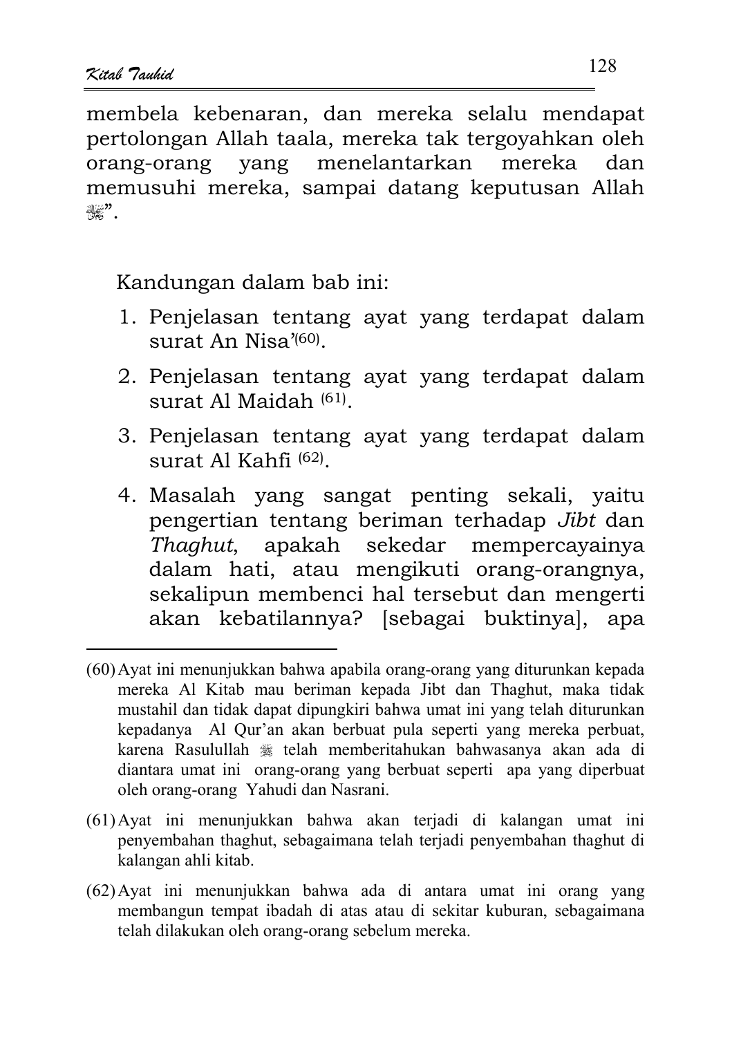membela kebenaran, dan mereka selalu mendapat pertolongan Allah taala, mereka tak tergoyahkan oleh orang-orang yang menelantarkan mereka dan memusuhi mereka, sampai datang keputusan Allah ﷻ".

Kandungan dalam bab ini:

1. Penjelasan tentang ayat yang terdapat dalam surat An Nisa'[60].
2. Penjelasan tentang ayat yang terdapat dalam surat Al Maidah [61].
3. Penjelasan tentang ayat yang terdapat dalam surat Al Kahfi [62].
4. Masalah yang sangat penting sekali, yaitu pengertian tentang beriman terhadap *Jibt* dan *Thaghut*, apakah sekedar mempercayainya dalam hati, atau mengikuti orang-orangnya, sekalipun membenci hal tersebut dan mengerti akan kebatilannya? [sebagai buktinya], apa

---

(60) Ayat ini menunjukkan bahwa apabila orang-orang yang diturunkan kepada mereka Al Kitab mau beriman kepada Jibt dan Thaghut, maka tidak mustahil dan tidak dapat dipungkiri bahwa umat ini yang telah diturunkan kepadanya Al Qur'an akan berbuat pula seperti yang mereka perbuat, karena Rasulullah ﷺ telah memberitahukan bahwasanya akan ada di diantara umat ini orang-orang yang berbuat seperti apa yang diperbuat oleh orang-orang Yahudi dan Nasrani.

(61) Ayat ini menunjukkan bahwa akan terjadi di kalangan umat ini penyembahan thaghut, sebagaimana telah terjadi penyembahan thaghut di kalangan ahli kitab.

(62) Ayat ini menunjukkan bahwa ada di antara umat ini orang yang membangun tempat ibadah di atas atau di sekitar kuburan, sebagaimana telah dilakukan oleh orang-orang sebelum mereka.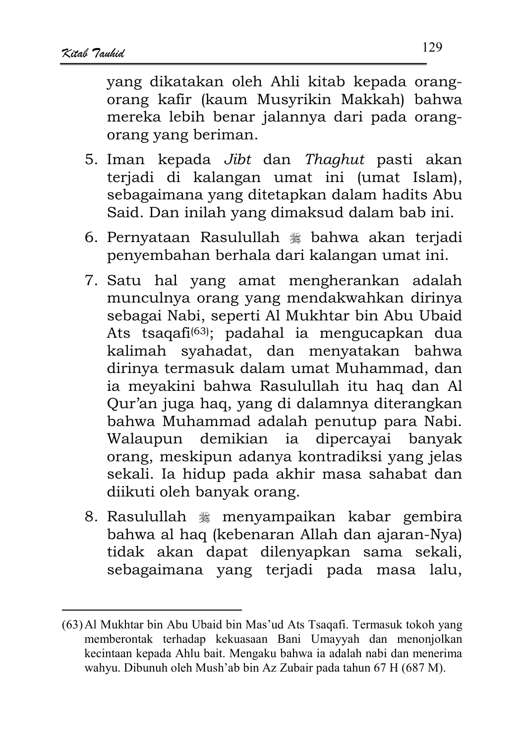yang dikatakan oleh Ahli kitab kepada orang-orang kafir (kaum Musyrikin Makkah) bahwa mereka lebih benar jalannya dari pada orang-orang yang beriman.

5. Iman kepada *Jibt* dan *Thaghut* pasti akan terjadi di kalangan umat ini (umat Islam), sebagaimana yang ditetapkan dalam hadits Abu Said. Dan inilah yang dimaksud dalam bab ini.

6. Pernyataan Rasulullah ﷺ bahwa akan terjadi penyembahan berhala dari kalangan umat ini.

7. Satu hal yang amat mengherankan adalah munculnya orang yang mendakwahkan dirinya sebagai Nabi, seperti Al Mukhtar bin Abu Ubaid Ats tsaqafi[63]; padahal ia mengucapkan dua kalimah syahadat, dan menyatakan bahwa dirinya termasuk dalam umat Muhammad, dan ia meyakini bahwa Rasulullah itu haq dan Al Qur'an juga haq, yang di dalamnya diterangkan bahwa Muhammad adalah penutup para Nabi. Walaupun demikian ia dipercayai banyak orang, meskipun adanya kontradiksi yang jelas sekali. Ia hidup pada akhir masa sahabat dan diikuti oleh banyak orang.

8. Rasulullah ﷺ menyampaikan kabar gembira bahwa al haq (kebenaran Allah dan ajaran-Nya) tidak akan dapat dilenyapkan sama sekali, sebagaimana yang terjadi pada masa lalu,

---

(63) Al Mukhtar bin Abu Ubaid bin Mas'ud Ats Tsaqafi. Termasuk tokoh yang memberontak terhadap kekuasaan Bani Umayyah dan menonjolkan kecintaan kepada Ahlu bait. Mengaku bahwa ia adalah nabi dan menerima wahyu. Dibunuh oleh Mush'ab bin Az Zubair pada tahun 67 H (687 M).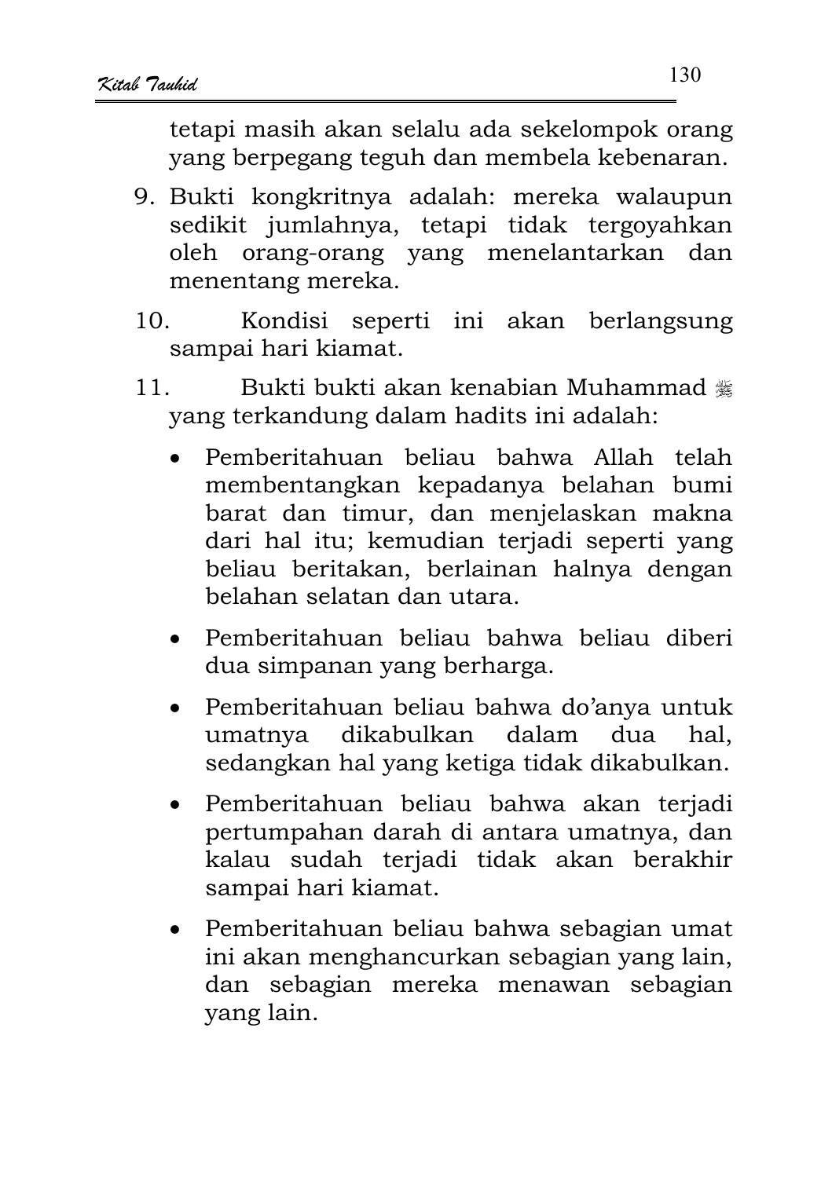tetapi masih akan selalu ada sekelompok orang yang berpegang teguh dan membela kebenaran.

9. Bukti kongkritnya adalah: mereka walaupun sedikit jumlahnya, tetapi tidak tergoyahkan oleh orang-orang yang menelantarkan dan menentang mereka.

10. Kondisi seperti ini akan berlangsung sampai hari kiamat.

11. Bukti bukti akan kenabian Muhammad ﷺ yang terkandung dalam hadits ini adalah:

    - Pemberitahuan beliau bahwa Allah telah membentangkan kepadanya belahan bumi barat dan timur, dan menjelaskan makna dari hal itu; kemudian terjadi seperti yang beliau beritakan, berlainan halnya dengan belahan selatan dan utara.

    - Pemberitahuan beliau bahwa beliau diberi dua simpanan yang berharga.

    - Pemberitahuan beliau bahwa do'anya untuk umatnya dikabulkan dalam dua hal, sedangkan hal yang ketiga tidak dikabulkan.

    - Pemberitahuan beliau bahwa akan terjadi pertumpahan darah di antara umatnya, dan kalau sudah terjadi tidak akan berakhir sampai hari kiamat.

    - Pemberitahuan beliau bahwa sebagian umat ini akan menghancurkan sebagian yang lain, dan sebagian mereka menawan sebagian yang lain.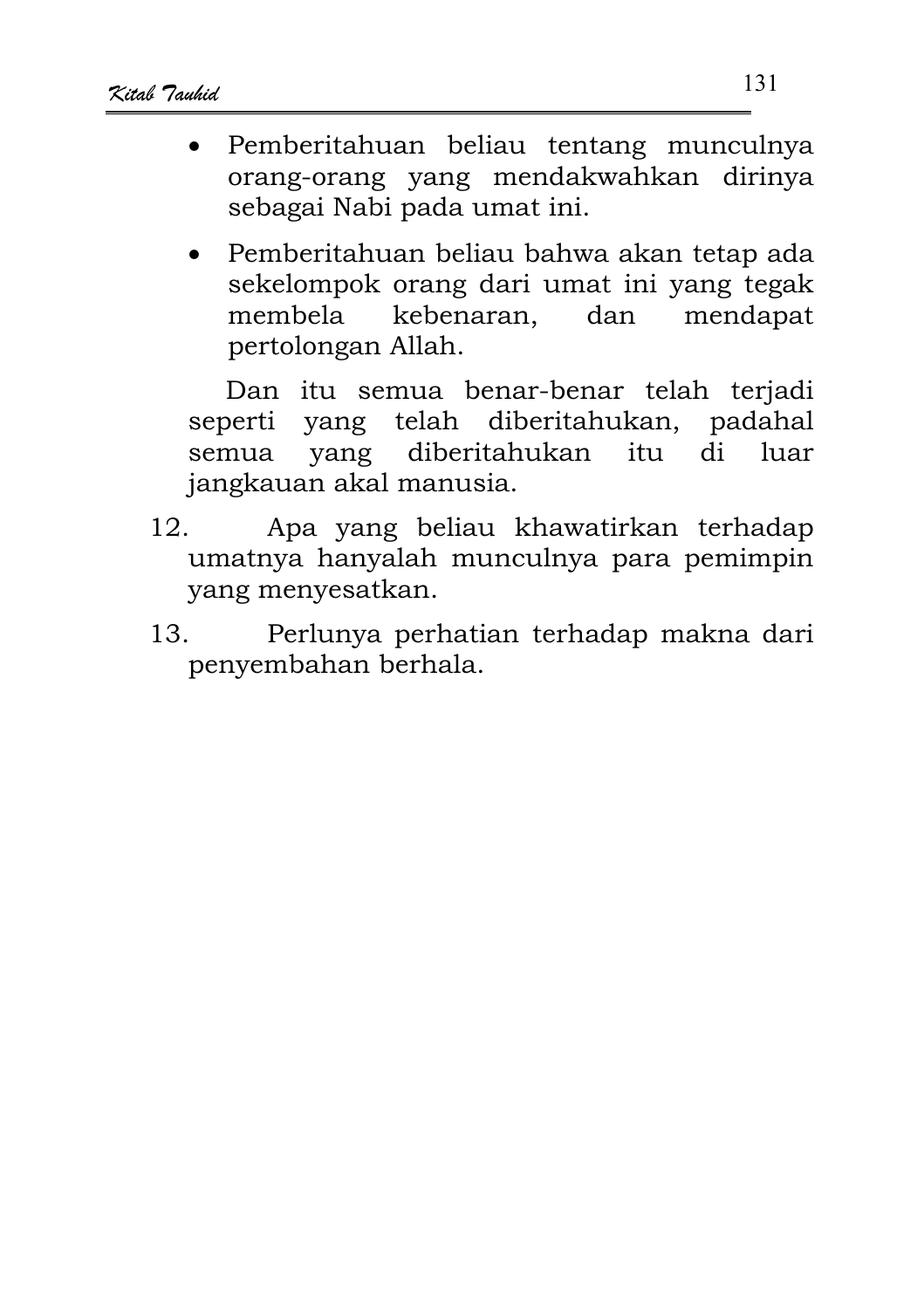- Pemberitahuan beliau tentang munculnya orang-orang yang mendakwahkan dirinya sebagai Nabi pada umat ini.
- Pemberitahuan beliau bahwa akan tetap ada sekelompok orang dari umat ini yang tegak membela kebenaran, dan mendapat pertolongan Allah.

Dan itu semua benar-benar telah terjadi seperti yang telah diberitahukan, padahal semua yang diberitahukan itu di luar jangkauan akal manusia.

12. Apa yang beliau khawatirkan terhadap umatnya hanyalah munculnya para pemimpin yang menyesatkan.
13. Perlunya perhatian terhadap makna dari penyembahan berhala.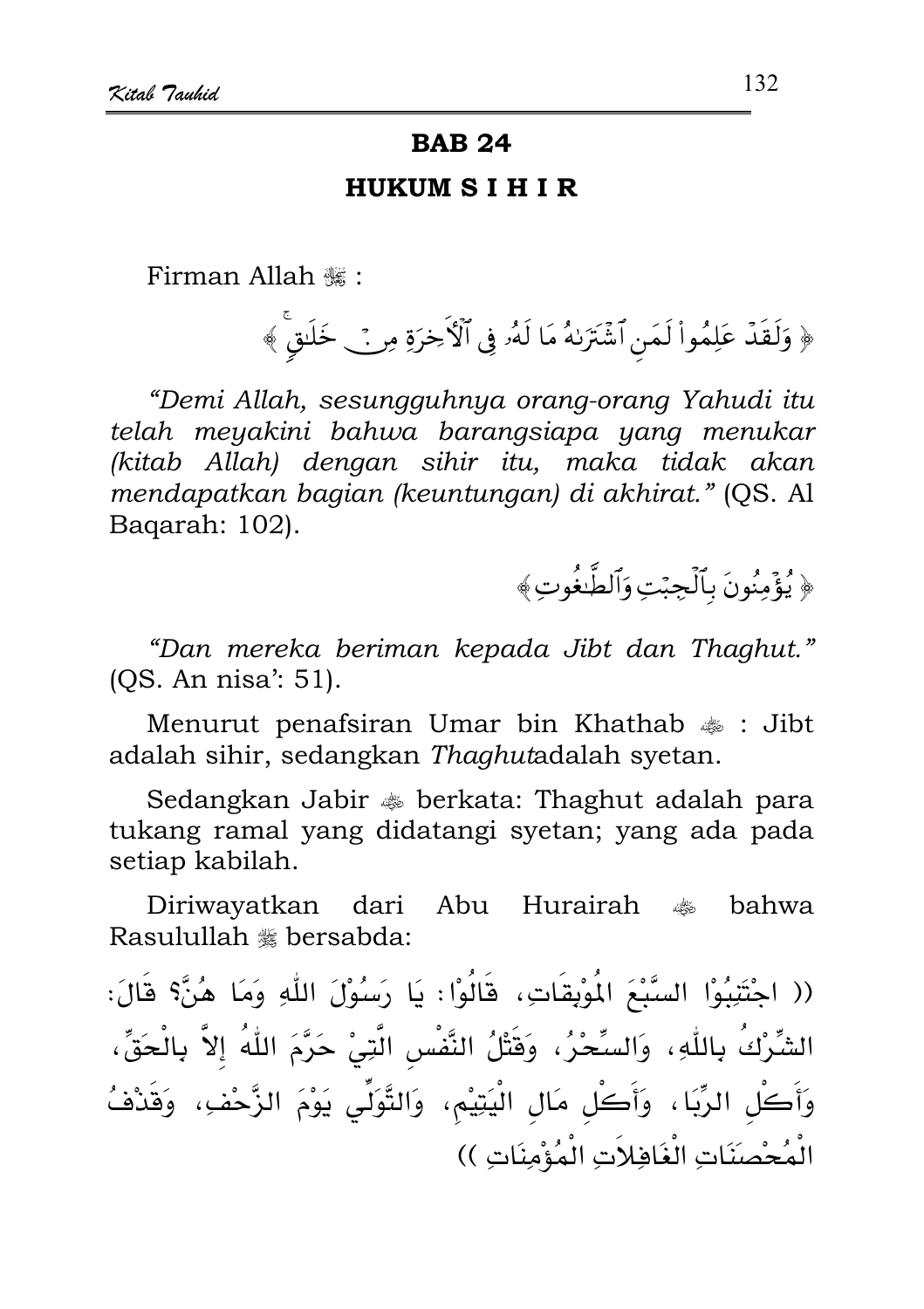# BAB 24

## HUKUM S I H I R

Firman Allah ﷻ :

﴿ وَلَقَدْ عَلِمُوا۟ لَمَنِ ٱشْتَرَىٰهُ مَا لَهُۥ فِى ٱلْـَٔاخِرَةِ مِنْ خَلَـٰقٍ ﴾

*"Demi Allah, sesungguhnya orang-orang Yahudi itu telah meyakini bahwa barangsiapa yang menukar (kitab Allah) dengan sihir itu, maka tidak akan mendapatkan bagian (keuntungan) di akhirat."* (QS. Al Baqarah: 102).

﴿ يُؤْمِنُونَ بِٱلْجِبْتِ وَٱلطَّـٰغُوتِ ﴾

*"Dan mereka beriman kepada Jibt dan Thaghut."* (QS. An nisa': 51).

Menurut penafsiran Umar bin Khathab ؓ : Jibt adalah sihir, sedangkan *Thaghut*adalah syetan.

Sedangkan Jabir ؓ berkata: Thaghut adalah para tukang ramal yang didatangi syetan; yang ada pada setiap kabilah.

Diriwayatkan dari Abu Hurairah ؓ bahwa Rasulullah ﷺ bersabda:

(( اجْتَنِبُوْا السَّبْعَ الْمُوْبِقَاتِ، قَالُوْا: يَا رَسُوْلَ اللّٰهِ وَمَا هُنَّ؟ قَالَ: الشِّرْكُ بِاللّٰهِ، وَالسِّحْرُ، وَقَتْلُ النَّفْسِ الَّتِيْ حَرَّمَ اللّٰهُ إِلاَّ بِالْحَقِّ، وَأَكْلِ الرِّبَا، وَأَكْلِ مَالِ الْيَتِيْمِ، وَالتَّوَلِّي يَوْمَ الزَّحْفِ، وَقَذْفُ الْمُحْصَنَاتِ الْغَافِلاَتِ الْمُؤْمِنَاتِ ))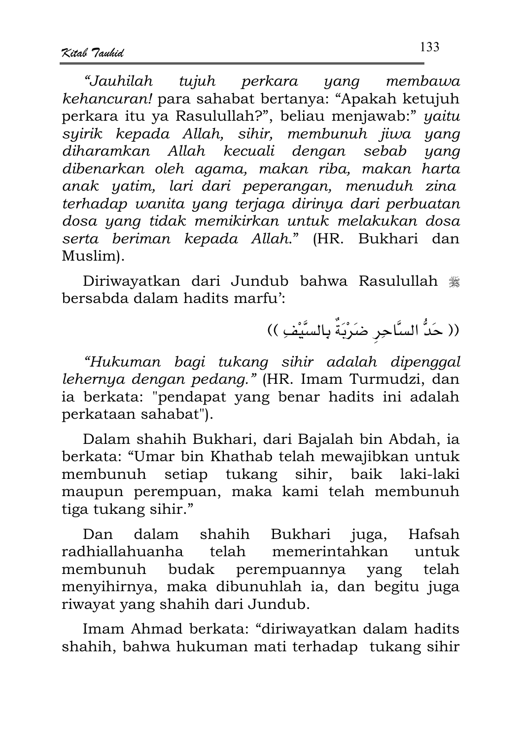*"Jauhilah tujuh perkara yang membawa kehancuran!* para sahabat bertanya: "Apakah ketujuh perkara itu ya Rasulullah?", beliau menjawab:" *yaitu syirik kepada Allah, sihir, membunuh jiwa yang diharamkan Allah kecuali dengan sebab yang dibenarkan oleh agama, makan riba, makan harta anak yatim, lari dari peperangan, menuduh zina terhadap wanita yang terjaga dirinya dari perbuatan dosa yang tidak memikirkan untuk melakukan dosa serta beriman kepada Allah.*" (HR. Bukhari dan Muslim).

Diriwayatkan dari Jundub bahwa Rasulullah ﷺ bersabda dalam hadits marfu':

(( حَدُّ السَّاحِرِ ضَرْبَةٌ بِالسَّيْفِ ))

*"Hukuman bagi tukang sihir adalah dipenggal lehernya dengan pedang."* (HR. Imam Turmudzi, dan ia berkata: "pendapat yang benar hadits ini adalah perkataan sahabat").

Dalam shahih Bukhari, dari Bajalah bin Abdah, ia berkata: "Umar bin Khathab telah mewajibkan untuk membunuh setiap tukang sihir, baik laki-laki maupun perempuan, maka kami telah membunuh tiga tukang sihir."

Dan dalam shahih Bukhari juga, Hafsah radhiallahuanha telah memerintahkan untuk membunuh budak perempuannya yang telah menyihirnya, maka dibunuhlah ia, dan begitu juga riwayat yang shahih dari Jundub.

Imam Ahmad berkata: "diriwayatkan dalam hadits shahih, bahwa hukuman mati terhadap tukang sihir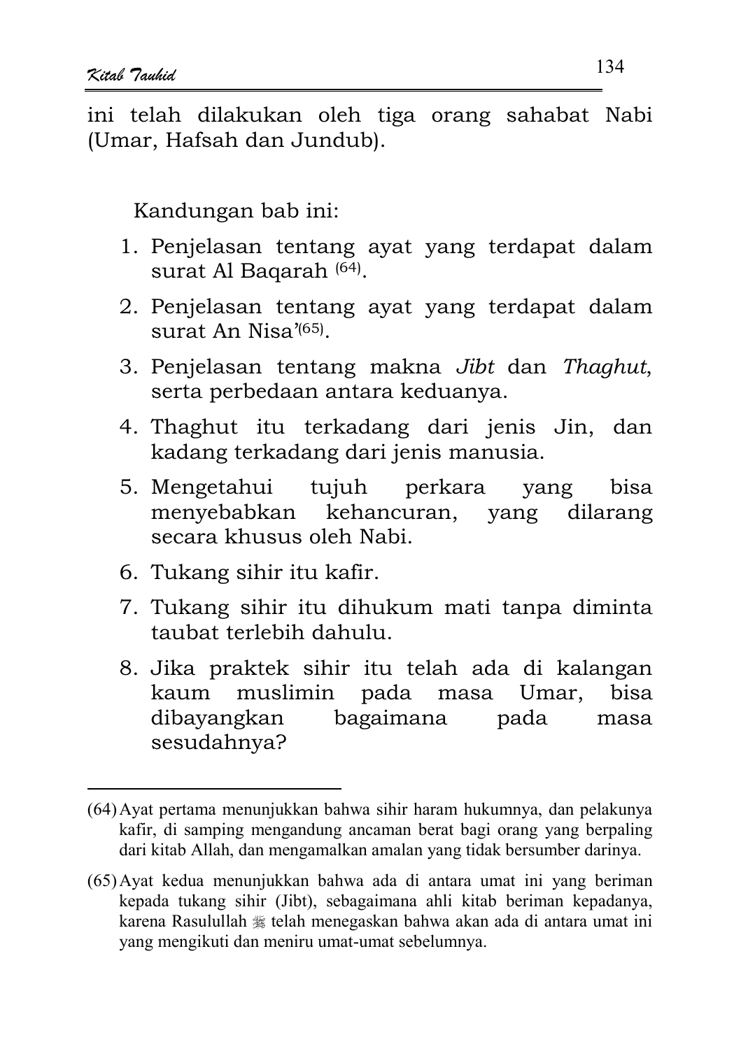ini telah dilakukan oleh tiga orang sahabat Nabi (Umar, Hafsah dan Jundub).

Kandungan bab ini:

1. Penjelasan tentang ayat yang terdapat dalam surat Al Baqarah [64].
2. Penjelasan tentang ayat yang terdapat dalam surat An Nisa'[65].
3. Penjelasan tentang makna *Jibt* dan *Thaghut*, serta perbedaan antara keduanya.
4. Thaghut itu terkadang dari jenis Jin, dan kadang terkadang dari jenis manusia.
5. Mengetahui tujuh perkara yang bisa menyebabkan kehancuran, yang dilarang secara khusus oleh Nabi.
6. Tukang sihir itu kafir.
7. Tukang sihir itu dihukum mati tanpa diminta taubat terlebih dahulu.
8. Jika praktek sihir itu telah ada di kalangan kaum muslimin pada masa Umar, bisa dibayangkan bagaimana pada masa sesudahnya?

---

(64) Ayat pertama menunjukkan bahwa sihir haram hukumnya, dan pelakunya kafir, di samping mengandung ancaman berat bagi orang yang berpaling dari kitab Allah, dan mengamalkan amalan yang tidak bersumber darinya.

(65) Ayat kedua menunjukkan bahwa ada di antara umat ini yang beriman kepada tukang sihir (Jibt), sebagaimana ahli kitab beriman kepadanya, karena Rasulullah ﷺ telah menegaskan bahwa akan ada di antara umat ini yang mengikuti dan meniru umat-umat sebelumnya.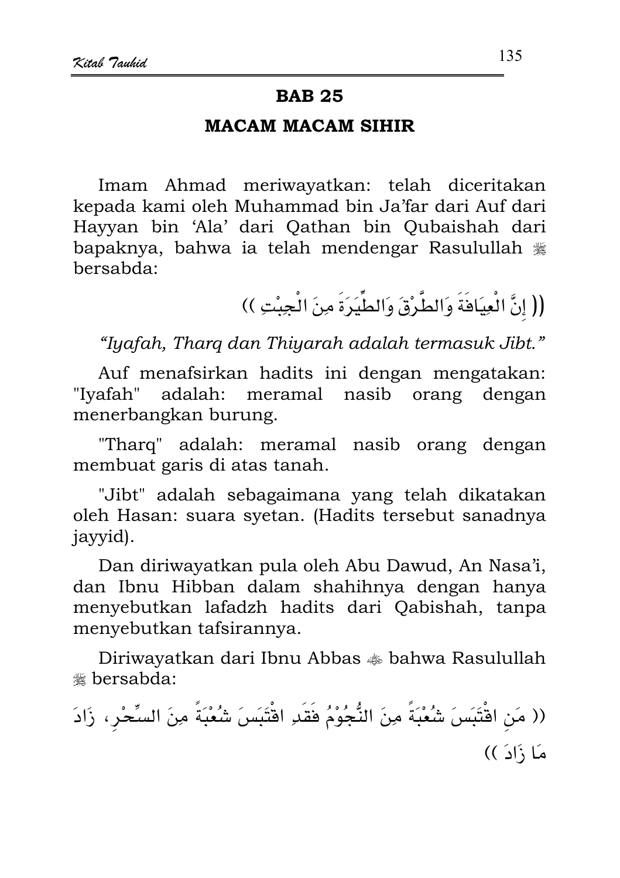## BAB 25

## MACAM MACAM SIHIR

Imam Ahmad meriwayatkan: telah diceritakan kepada kami oleh Muhammad bin Ja'far dari Auf dari Hayyan bin 'Ala' dari Qathan bin Qubaishah dari bapaknya, bahwa ia telah mendengar Rasulullah ﷺ bersabda:

(( إِنَّ الْعِيَافَةَ وَالطَّرْقَ وَالطِّيَرَةَ مِنَ الْجِبْتِ ))

*"Iyafah, Tharq dan Thiyarah adalah termasuk Jibt."*

Auf menafsirkan hadits ini dengan mengatakan: "Iyafah" adalah: meramal nasib orang dengan menerbangkan burung.

"Tharq" adalah: meramal nasib orang dengan membuat garis di atas tanah.

"Jibt" adalah sebagaimana yang telah dikatakan oleh Hasan: suara syetan. (Hadits tersebut sanadnya jayyid).

Dan diriwayatkan pula oleh Abu Dawud, An Nasa'i, dan Ibnu Hibban dalam shahihnya dengan hanya menyebutkan lafadzh hadits dari Qabishah, tanpa menyebutkan tafsirannya.

Diriwayatkan dari Ibnu Abbas رضي الله عنه bahwa Rasulullah ﷺ bersabda:

(( مَنِ اقْتَبَسَ شُعْبَةً مِنَ النُّجُوْمُ فَقَدِ اقْتَبَسَ شُعْبَةً مِنَ السِّحْرِ، زَادَ مَا زَادَ ))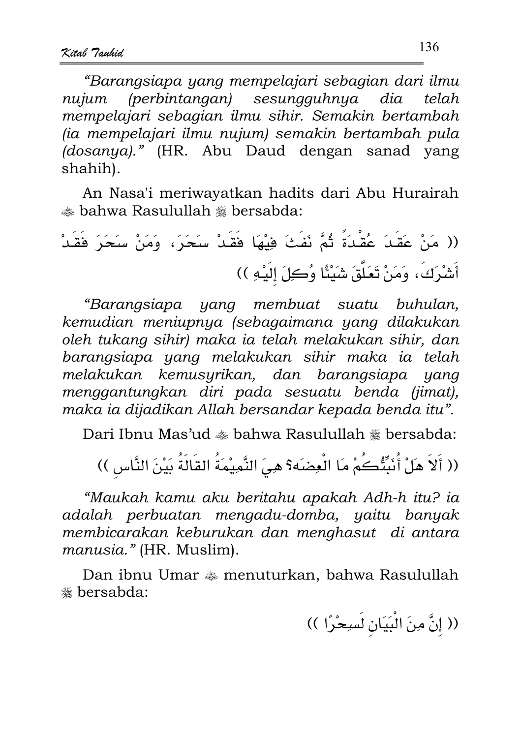*"Barangsiapa yang mempelajari sebagian dari ilmu nujum (perbintangan) sesungguhnya dia telah mempelajari sebagian ilmu sihir. Semakin bertambah (ia mempelajari ilmu nujum) semakin bertambah pula (dosanya)."* (HR. Abu Daud dengan sanad yang shahih).

An Nasa'i meriwayatkan hadits dari Abu Hurairah ﷺ bahwa Rasulullah ﷺ bersabda:

(( مَنْ عَقَدَ عُقْدَةً ثُمَّ نَفَثَ فِيْهَا فَقَدْ سَحَرَ، وَمَنْ سَحَرَ فَقَدْ أَشْرَكَ، وَمَنْ تَعَلَّقَ شَيْئًا وُكِلَ إِلَيْهِ ))

*"Barangsiapa yang membuat suatu buhulan, kemudian meniupnya (sebagaimana yang dilakukan oleh tukang sihir) maka ia telah melakukan sihir, dan barangsiapa yang melakukan sihir maka ia telah melakukan kemusyrikan, dan barangsiapa yang menggantungkan diri pada sesuatu benda (jimat), maka ia dijadikan Allah bersandar kepada benda itu".*

Dari Ibnu Mas'ud ﷺ bahwa Rasulullah ﷺ bersabda:

(( أَلاَ هَلْ أُنَبِّئُكُمْ مَا الْعِضَه؟ هِيَ النَّمِيْمَةُ القَالَةُ بَيْنَ النَّاسِ ))

*"Maukah kamu aku beritahu apakah Adh-h itu? ia adalah perbuatan mengadu-domba, yaitu banyak membicarakan keburukan dan menghasut di antara manusia."* (HR. Muslim).

Dan ibnu Umar ﷺ menuturkan, bahwa Rasulullah ﷺ bersabda:

(( إِنَّ مِنَ الْبَيَانِ لَسِحْرًا ))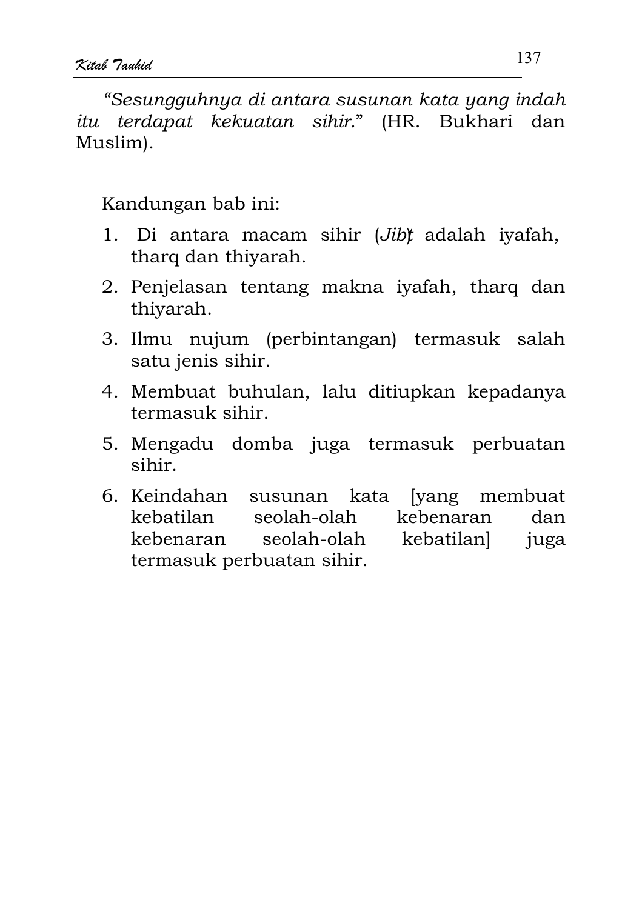*"Sesungguhnya di antara susunan kata yang indah itu terdapat kekuatan sihir."* (HR. Bukhari dan Muslim).

Kandungan bab ini:

1. Di antara macam sihir (*Jibt*) adalah iyafah, tharq dan thiyarah.
2. Penjelasan tentang makna iyafah, tharq dan thiyarah.
3. Ilmu nujum (perbintangan) termasuk salah satu jenis sihir.
4. Membuat buhulan, lalu ditiupkan kepadanya termasuk sihir.
5. Mengadu domba juga termasuk perbuatan sihir.
6. Keindahan susunan kata [yang membuat kebatilan seolah-olah kebenaran dan kebenaran seolah-olah kebatilan] juga termasuk perbuatan sihir.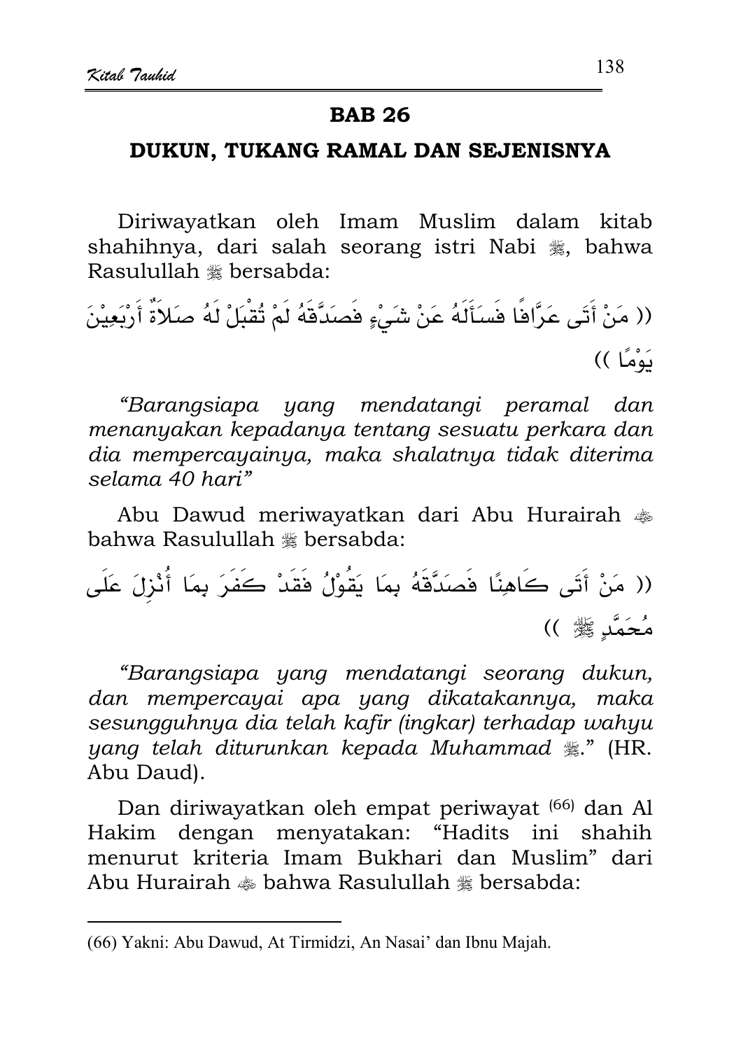## BAB 26

## DUKUN, TUKANG RAMAL DAN SEJENISNYA

Diriwayatkan oleh Imam Muslim dalam kitab shahihnya, dari salah seorang istri Nabi ﷺ, bahwa Rasulullah ﷺ bersabda:

(( مَنْ أَتَى عَرَّافًا فَسَأَلَهُ عَنْ شَيْءٍ فَصَدَّقَهُ لَمْ تُقْبَلْ لَهُ صَلاَةٌ أَرْبَعِيْنَ يَوْمًا ))

*"Barangsiapa yang mendatangi peramal dan menanyakan kepadanya tentang sesuatu perkara dan dia mempercayainya, maka shalatnya tidak diterima selama 40 hari"*

Abu Dawud meriwayatkan dari Abu Hurairah ؓ bahwa Rasulullah ﷺ bersabda:

(( مَنْ أَتَى كَاهِنًا فَصَدَّقَهُ بِمَا يَقُوْلُ فَقَدْ كَفَرَ بِمَا أُنْزِلَ عَلَى مُحَمَّدٍ ﷺ ))

*"Barangsiapa yang mendatangi seorang dukun, dan mempercayai apa yang dikatakannya, maka sesungguhnya dia telah kafir (ingkar) terhadap wahyu yang telah diturunkan kepada Muhammad ﷺ."* (HR. Abu Daud).

Dan diriwayatkan oleh empat periwayat [66] dan Al Hakim dengan menyatakan: "Hadits ini shahih menurut kriteria Imam Bukhari dan Muslim" dari Abu Hurairah ؓ bahwa Rasulullah ﷺ bersabda:

---

(66) Yakni: Abu Dawud, At Tirmidzi, An Nasai' dan Ibnu Majah.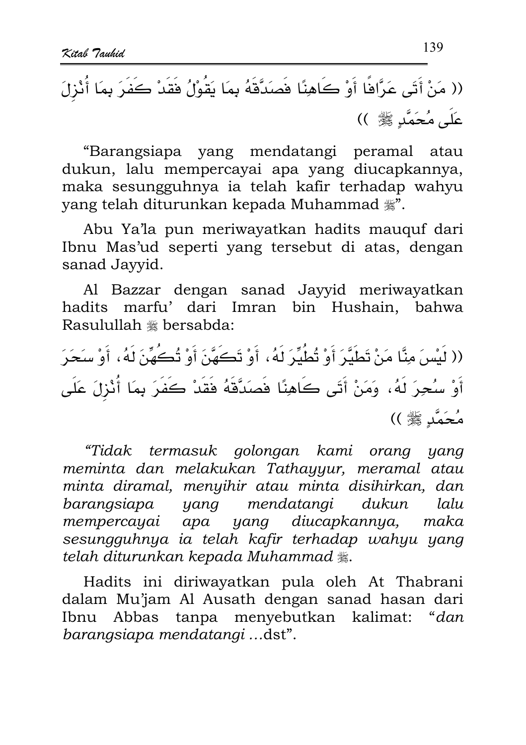(( مَنْ أَتَى عَرَّافًا أَوْ كَاهِنًا فَصَدَّقَهُ بِمَا يَقُوْلُ فَقَدْ كَفَرَ بِمَا أُنْزِلَ عَلَى مُحَمَّدٍ ﷺ ))

"Barangsiapa yang mendatangi peramal atau dukun, lalu mempercayai apa yang diucapkannya, maka sesungguhnya ia telah kafir terhadap wahyu yang telah diturunkan kepada Muhammad ﷺ".

Abu Ya'la pun meriwayatkan hadits mauquf dari Ibnu Mas'ud seperti yang tersebut di atas, dengan sanad Jayyid.

Al Bazzar dengan sanad Jayyid meriwayatkan hadits marfu' dari Imran bin Hushain, bahwa Rasulullah ﷺ bersabda:

(( لَيْسَ مِنَّا مَنْ تَطَيَّرَ أَوْ تُطُيِّرَ لَهُ، أَوْ تَكَهَّنَ أَوْ تُكُهِّنَ لَهُ، أَوْ سَحَرَ أَوْ سُحِرَ لَهُ، وَمَنْ أَتَى كَاهِنًا فَصَدَّقَهُ فَقَدْ كَفَرَ بِمَا أُنْزِلَ عَلَى مُحَمَّدٍ ﷺ ))

*"Tidak termasuk golongan kami orang yang meminta dan melakukan Tathayyur, meramal atau minta diramal, menyihir atau minta disihirkan, dan barangsiapa yang mendatangi dukun lalu mempercayai apa yang diucapkannya, maka sesungguhnya ia telah kafir terhadap wahyu yang telah diturunkan kepada Muhammad ﷺ.*

Hadits ini diriwayatkan pula oleh At Thabrani dalam Mu'jam Al Ausath dengan sanad hasan dari Ibnu Abbas tanpa menyebutkan kalimat: "*dan barangsiapa mendatangi* ...dst".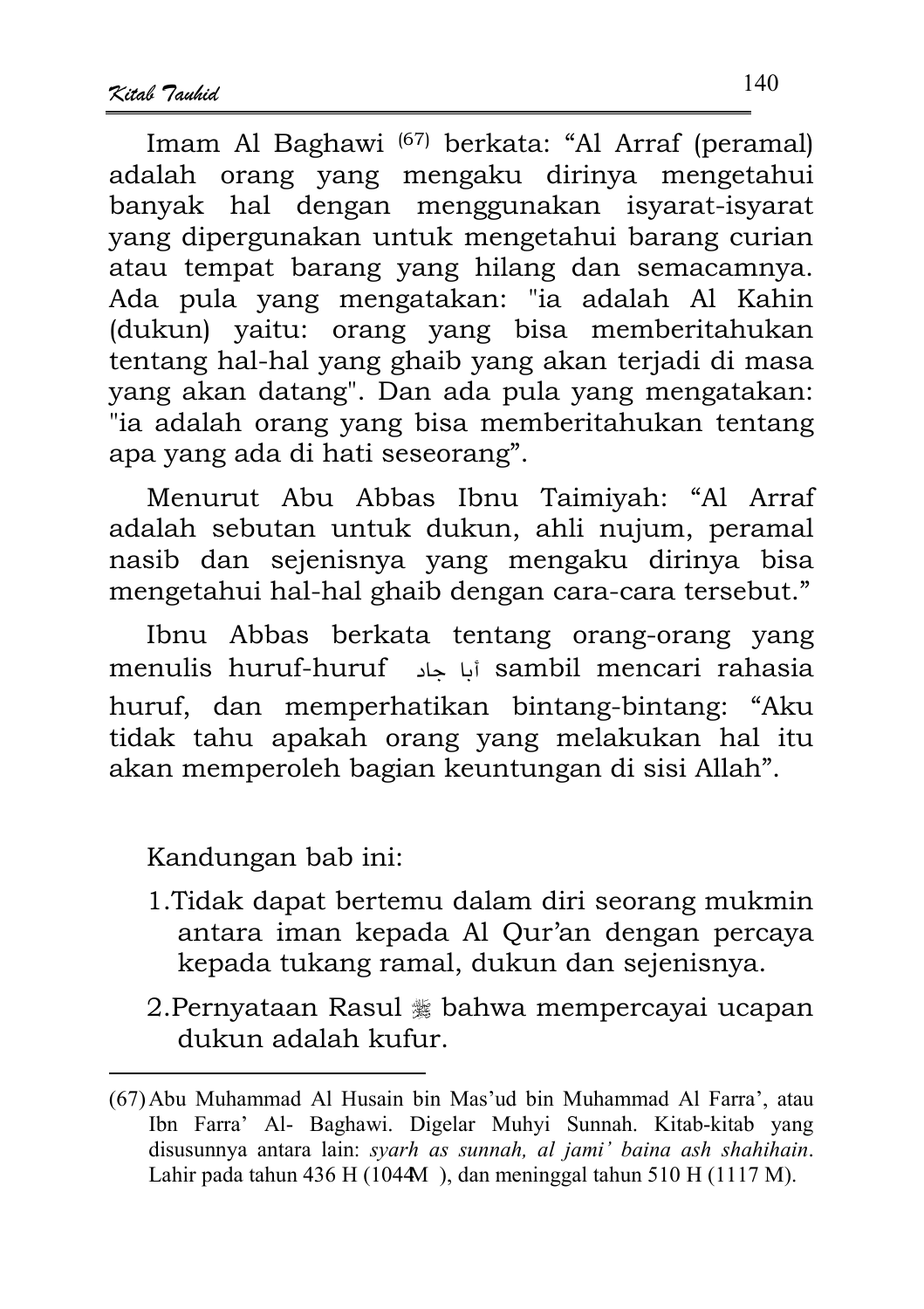Imam Al Baghawi [67] berkata: “Al Arraf (peramal) adalah orang yang mengaku dirinya mengetahui banyak hal dengan menggunakan isyarat-isyarat yang dipergunakan untuk mengetahui barang curian atau tempat barang yang hilang dan semacamnya. Ada pula yang mengatakan: "ia adalah Al Kahin (dukun) yaitu: orang yang bisa memberitahukan tentang hal-hal yang ghaib yang akan terjadi di masa yang akan datang". Dan ada pula yang mengatakan: "ia adalah orang yang bisa memberitahukan tentang apa yang ada di hati seseorang”.

Menurut Abu Abbas Ibnu Taimiyah: “Al Arraf adalah sebutan untuk dukun, ahli nujum, peramal nasib dan sejenisnya yang mengaku dirinya bisa mengetahui hal-hal ghaib dengan cara-cara tersebut.”

Ibnu Abbas berkata tentang orang-orang yang menulis huruf-huruf أبا جاد sambil mencari rahasia huruf, dan memperhatikan bintang-bintang: “Aku tidak tahu apakah orang yang melakukan hal itu akan memperoleh bagian keuntungan di sisi Allah”.

Kandungan bab ini:

1. Tidak dapat bertemu dalam diri seorang mukmin antara iman kepada Al Qur’an dengan percaya kepada tukang ramal, dukun dan sejenisnya.
2. Pernyataan Rasul ﷺ bahwa mempercayai ucapan dukun adalah kufur.

---

(67) Abu Muhammad Al Husain bin Mas’ud bin Muhammad Al Farra’, atau Ibn Farra’ Al- Baghawi. Digelar Muhyi Sunnah. Kitab-kitab yang disusunnya antara lain: *syarh as sunnah, al jami’ baina ash shahihain*. Lahir pada tahun 436 H (1044M ), dan meninggal tahun 510 H (1117 M).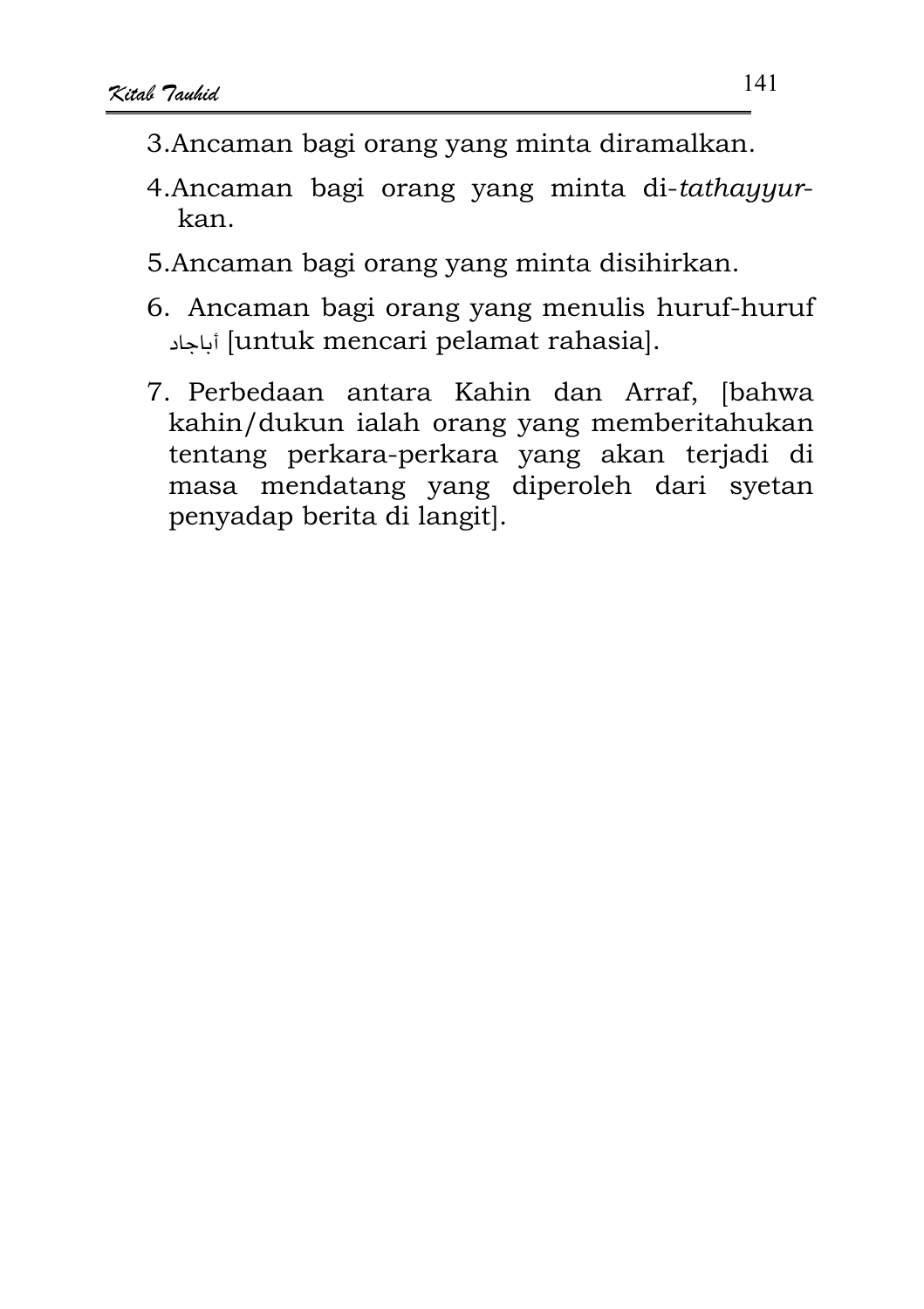3. Ancaman bagi orang yang minta diramalkan.

4. Ancaman bagi orang yang minta di-*tathayyur*-kan.

5. Ancaman bagi orang yang minta disihirkan.

6. Ancaman bagi orang yang menulis huruf-huruf أباجاد [untuk mencari pelamat rahasia].

7. Perbedaan antara Kahin dan Arraf, [bahwa kahin/dukun ialah orang yang memberitahukan tentang perkara-perkara yang akan terjadi di masa mendatang yang diperoleh dari syetan penyadap berita di langit].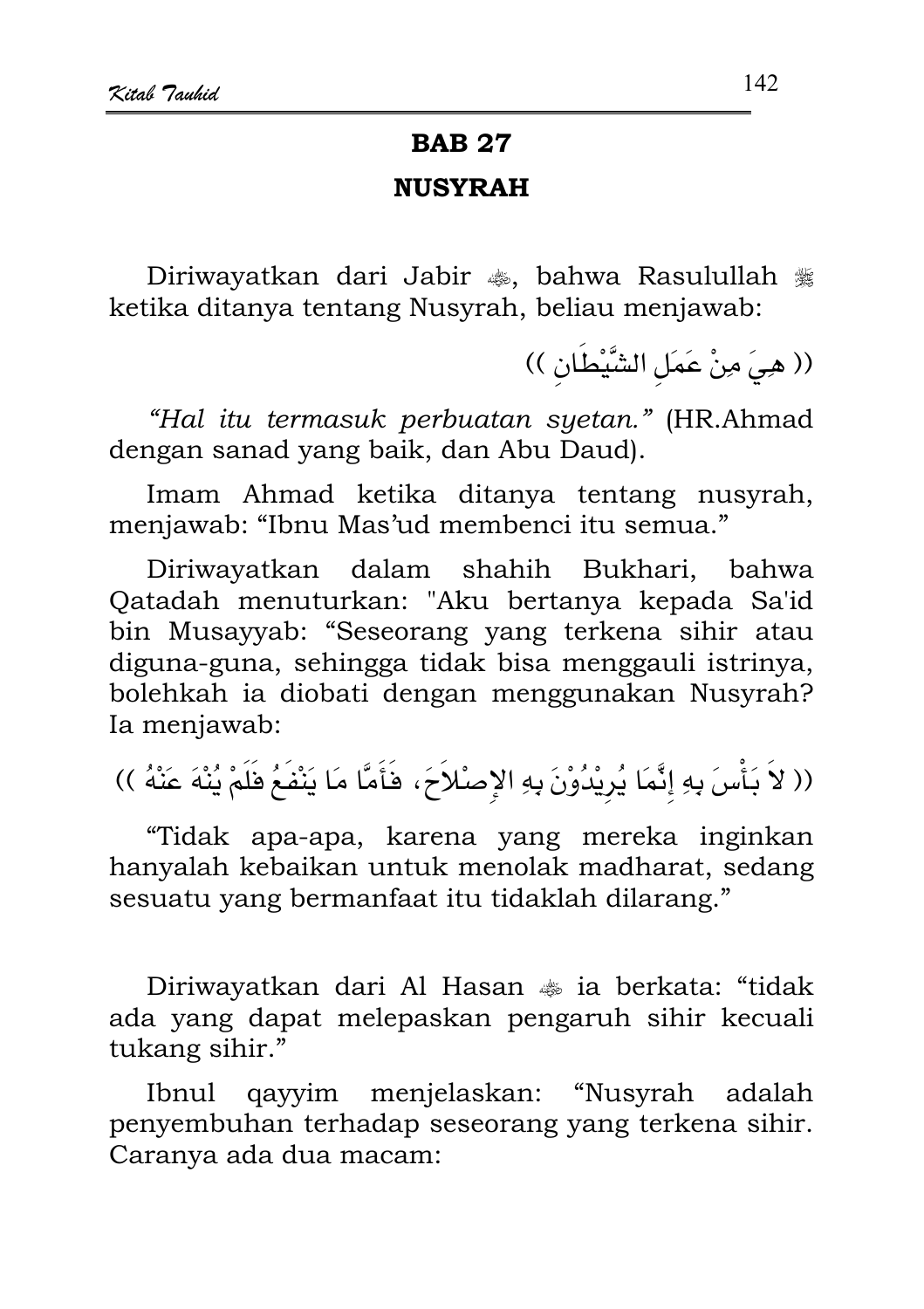# BAB 27

## NUSYRAH

Diriwayatkan dari Jabir ﷺ, bahwa Rasulullah ﷺ ketika ditanya tentang Nusyrah, beliau menjawab:

(( هِيَ مِنْ عَمَلِ الشَّيْطَانِ ))

*"Hal itu termasuk perbuatan syetan."* (HR.Ahmad dengan sanad yang baik, dan Abu Daud).

Imam Ahmad ketika ditanya tentang nusyrah, menjawab: "Ibnu Mas'ud membenci itu semua."

Diriwayatkan dalam shahih Bukhari, bahwa Qatadah menuturkan: "Aku bertanya kepada Sa'id bin Musayyab: "Seseorang yang terkena sihir atau diguna-guna, sehingga tidak bisa menggauli istrinya, bolehkah ia diobati dengan menggunakan Nusyrah? Ia menjawab:

(( لاَ بَأْسَ بِهِ إِنَّمَا يُرِيْدُوْنَ بِهِ الإِصْلاَحَ، فَأَمَّا مَا يَنْفَعُ فَلَمْ يُنْهَ عَنْهُ ))

"Tidak apa-apa, karena yang mereka inginkan hanyalah kebaikan untuk menolak madharat, sedang sesuatu yang bermanfaat itu tidaklah dilarang."

Diriwayatkan dari Al Hasan ﷺ ia berkata: "tidak ada yang dapat melepaskan pengaruh sihir kecuali tukang sihir."

Ibnul qayyim menjelaskan: "Nusyrah adalah penyembuhan terhadap seseorang yang terkena sihir. Caranya ada dua macam: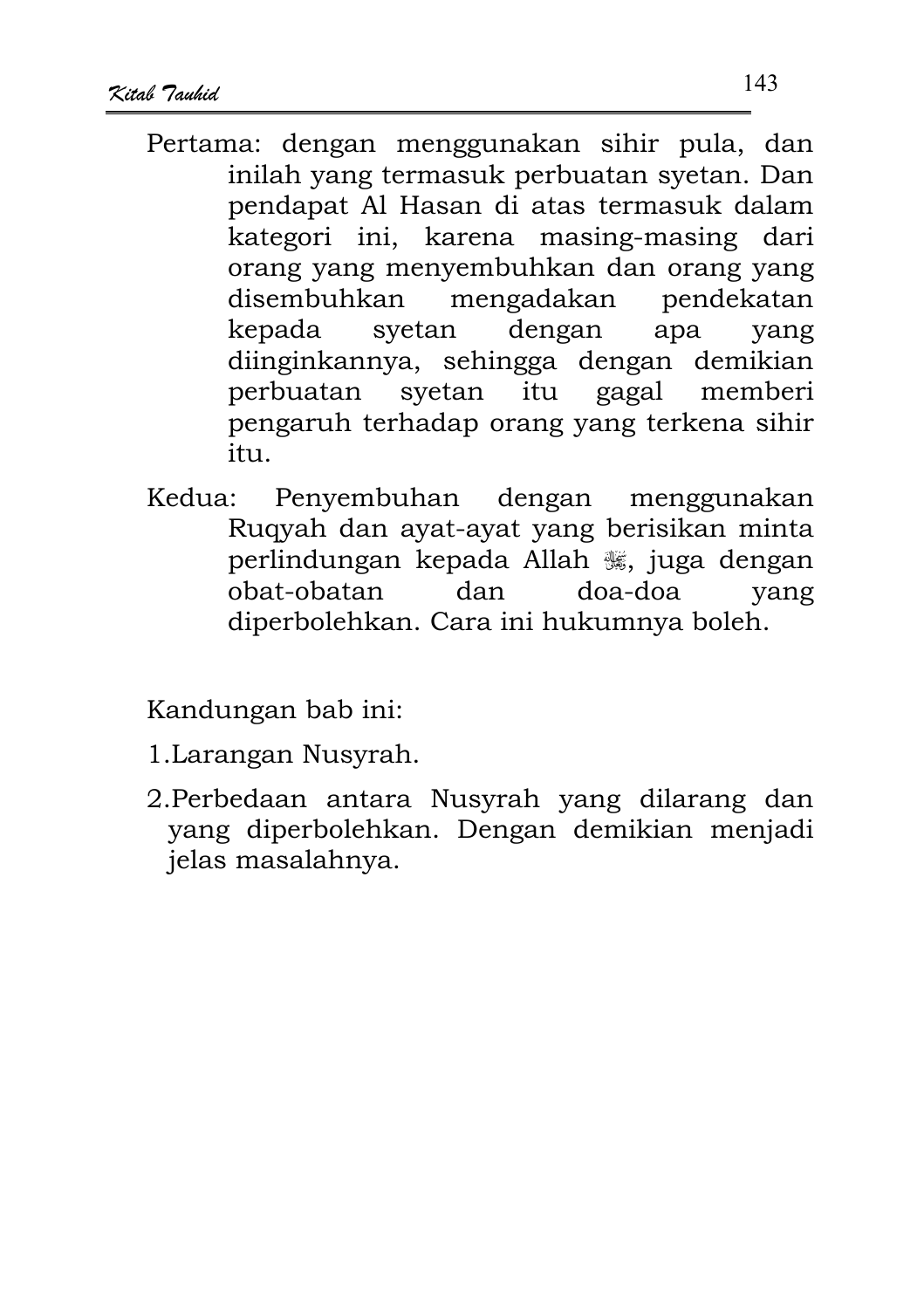Pertama: dengan menggunakan sihir pula, dan inilah yang termasuk perbuatan syetan. Dan pendapat Al Hasan di atas termasuk dalam kategori ini, karena masing-masing dari orang yang menyembuhkan dan orang yang disembuhkan mengadakan pendekatan kepada syetan dengan apa yang diinginkannya, sehingga dengan demikian perbuatan syetan itu gagal memberi pengaruh terhadap orang yang terkena sihir itu.

Kedua: Penyembuhan dengan menggunakan Ruqyah dan ayat-ayat yang berisikan minta perlindungan kepada Allah ﷻ, juga dengan obat-obatan dan doa-doa yang diperbolehkan. Cara ini hukumnya boleh.

Kandungan bab ini:

1. Larangan Nusyrah.
2. Perbedaan antara Nusyrah yang dilarang dan yang diperbolehkan. Dengan demikian menjadi jelas masalahnya.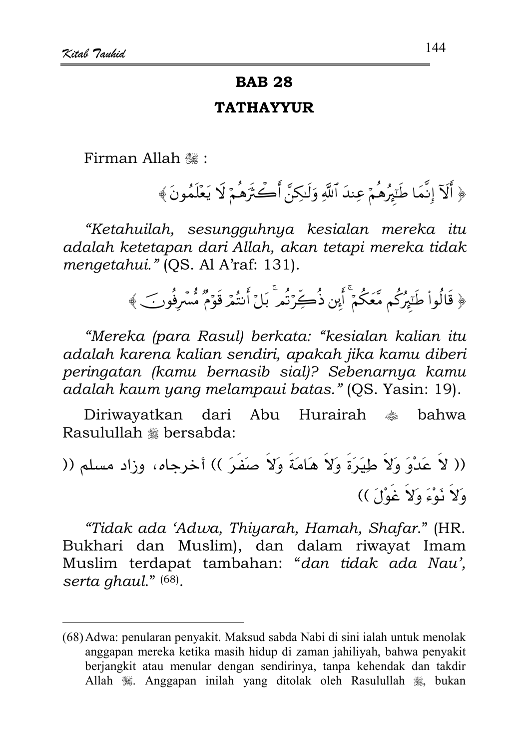## BAB 28

## TATHAYYUR

Firman Allah ﷻ :

﴿ أَلَآ إِنَّمَا طَـٰٓئِرُهُمْ عِندَ ٱللَّهِ وَلَـٰكِنَّ أَكْثَرَهُمْ لَا يَعْلَمُونَ ﴾

*"Ketahuilah, sesungguhnya kesialan mereka itu adalah ketetapan dari Allah, akan tetapi mereka tidak mengetahui."* (QS. Al A'raf: 131).

﴿ قَالُوا۟ طَـٰٓئِرُكُم مَّعَكُمْ ۚ أَئِن ذُكِّرْتُم ۚ بَلْ أَنتُمْ قَوْمٌ مُّسْرِفُونَ ﴾

*"Mereka (para Rasul) berkata: "kesialan kalian itu adalah karena kalian sendiri, apakah jika kamu diberi peringatan (kamu bernasib sial)? Sebenarnya kamu adalah kaum yang melampaui batas."* (QS. Yasin: 19).

Diriwayatkan dari Abu Hurairah ﷺ bahwa Rasulullah ﷺ bersabda:

(( لاَ عَدْوَ وَلاَ طِيَرَةَ وَلاَ هَامَةَ وَلاَ صَفَرَ )) أخرجاه، وزاد مسلم (( وَلاَ نَوْءَ وَلاَ غَوْلَ ))

*"Tidak ada 'Adwa, Thiyarah, Hamah, Shafar."* (HR. Bukhari dan Muslim), dan dalam riwayat Imam Muslim terdapat tambahan: "*dan tidak ada Nau', serta ghaul.*" [68].

---

(68) Adwa: penularan penyakit. Maksud sabda Nabi di sini ialah untuk menolak anggapan mereka ketika masih hidup di zaman jahiliyah, bahwa penyakit berjangkit atau menular dengan sendirinya, tanpa kehendak dan takdir Allah ﷻ. Anggapan inilah yang ditolak oleh Rasulullah ﷺ, bukan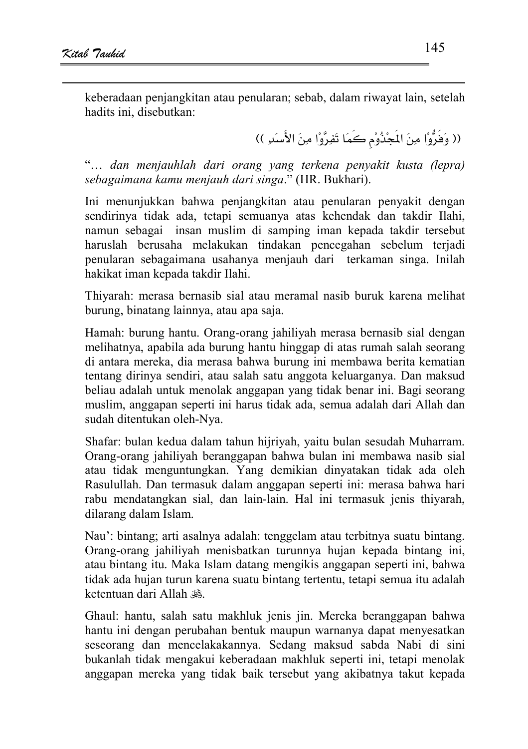keberadaan penjangkitan atau penularan; sebab, dalam riwayat lain, setelah hadits ini, disebutkan:

(( وَفِرُّوْا مِنَ الْمَجْذُوْمِ كَمَا تَفِرُّوْا مِنَ الأَسَدِ ))

"… *dan menjauhlah dari orang yang terkena penyakit kusta (lepra) sebagaimana kamu menjauh dari singa*." (HR. Bukhari).

Ini menunjukkan bahwa penjangkitan atau penularan penyakit dengan sendirinya tidak ada, tetapi semuanya atas kehendak dan takdir Ilahi, namun sebagai insan muslim di samping iman kepada takdir tersebut haruslah berusaha melakukan tindakan pencegahan sebelum terjadi penularan sebagaimana usahanya menjauh dari terkaman singa. Inilah hakikat iman kepada takdir Ilahi.

Thiyarah: merasa bernasib sial atau meramal nasib buruk karena melihat burung, binatang lainnya, atau apa saja.

Hamah: burung hantu. Orang-orang jahiliyah merasa bernasib sial dengan melihatnya, apabila ada burung hantu hinggap di atas rumah salah seorang di antara mereka, dia merasa bahwa burung ini membawa berita kematian tentang dirinya sendiri, atau salah satu anggota keluarganya. Dan maksud beliau adalah untuk menolak anggapan yang tidak benar ini. Bagi seorang muslim, anggapan seperti ini harus tidak ada, semua adalah dari Allah dan sudah ditentukan oleh-Nya.

Shafar: bulan kedua dalam tahun hijriyah, yaitu bulan sesudah Muharram. Orang-orang jahiliyah beranggapan bahwa bulan ini membawa nasib sial atau tidak menguntungkan. Yang demikian dinyatakan tidak ada oleh Rasulullah. Dan termasuk dalam anggapan seperti ini: merasa bahwa hari rabu mendatangkan sial, dan lain-lain. Hal ini termasuk jenis thiyarah, dilarang dalam Islam.

Nau': bintang; arti asalnya adalah: tenggelam atau terbitnya suatu bintang. Orang-orang jahiliyah menisbatkan turunnya hujan kepada bintang ini, atau bintang itu. Maka Islam datang mengikis anggapan seperti ini, bahwa tidak ada hujan turun karena suatu bintang tertentu, tetapi semua itu adalah ketentuan dari Allah ﷻ.

Ghaul: hantu, salah satu makhluk jenis jin. Mereka beranggapan bahwa hantu ini dengan perubahan bentuk maupun warnanya dapat menyesatkan seseorang dan mencelakakannya. Sedang maksud sabda Nabi di sini bukanlah tidak mengakui keberadaan makhluk seperti ini, tetapi menolak anggapan mereka yang tidak baik tersebut yang akibatnya takut kepada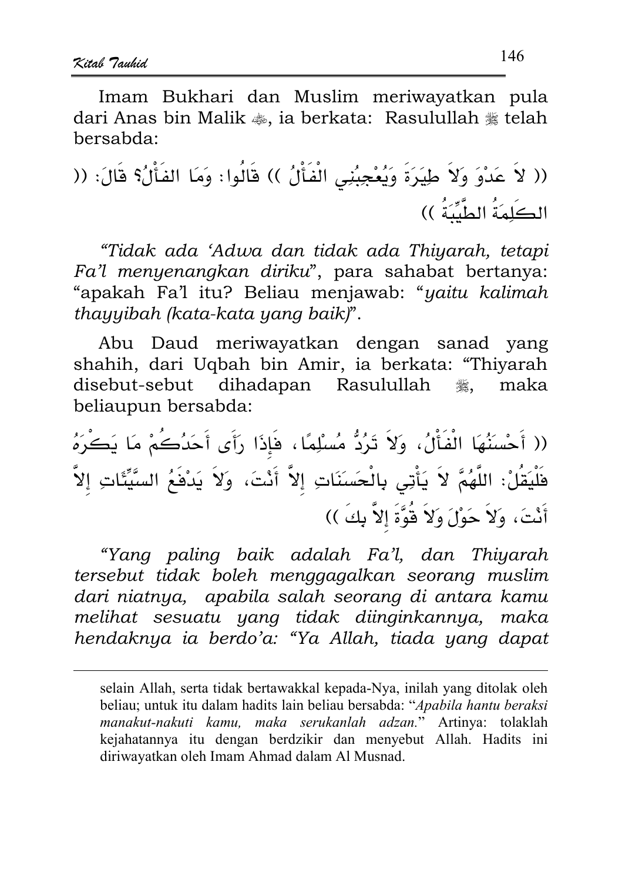Imam Bukhari dan Muslim meriwayatkan pula dari Anas bin Malik ﷺ, ia berkata: Rasulullah ﷺ telah bersabda:

(( لاَ عَدْوَ وَلاَ طِيَرَةَ وَيُعْجِبُنِي الْفَأْلُ )) قَالُوا: وَمَا الفَأْلُ؟ قَالَ: (( الكَلِمَةُ الطَّيِّبَةُ ))

*"Tidak ada 'Adwa dan tidak ada Thiyarah, tetapi Fa'l menyenangkan diriku"*, para sahabat bertanya: "apakah Fa'l itu? Beliau menjawab: "*yaitu kalimah thayyibah (kata-kata yang baik)*".

Abu Daud meriwayatkan dengan sanad yang shahih, dari Uqbah bin Amir, ia berkata: "Thiyarah disebut-sebut dihadapan Rasulullah ﷺ, maka beliaupun bersabda:

(( أَحْسَنُهَا الْفَأْلُ، وَلاَ تَرُدُّ مُسْلِمًا، فَإِذَا رَأَى أَحَدُكُمْ مَا يَكْرَهُ فَلْيَقُلْ: اللَّهُمَّ لاَ يَأْتِي بِالْحَسَنَاتِ إِلاَّ أَنْتَ، وَلاَ يَدْفَعُ السَّيِّئَاتِ إِلاَّ أَنْتَ، وَلاَ حَوْلَ وَلاَ قُوَّةَ إِلاَّ بِكَ ))

*"Yang paling baik adalah Fa'l, dan Thiyarah tersebut tidak boleh menggagalkan seorang muslim dari niatnya, apabila salah seorang di antara kamu melihat sesuatu yang tidak diinginkannya, maka hendaknya ia berdo'a: "Ya Allah, tiada yang dapat*

---

selain Allah, serta tidak bertawakkal kepada-Nya, inilah yang ditolak oleh beliau; untuk itu dalam hadits lain beliau bersabda: "*Apabila hantu beraksi manakut-nakuti kamu, maka serukanlah adzan.*" Artinya: tolaklah kejahatannya itu dengan berdzikir dan menyebut Allah. Hadits ini diriwayatkan oleh Imam Ahmad dalam Al Musnad.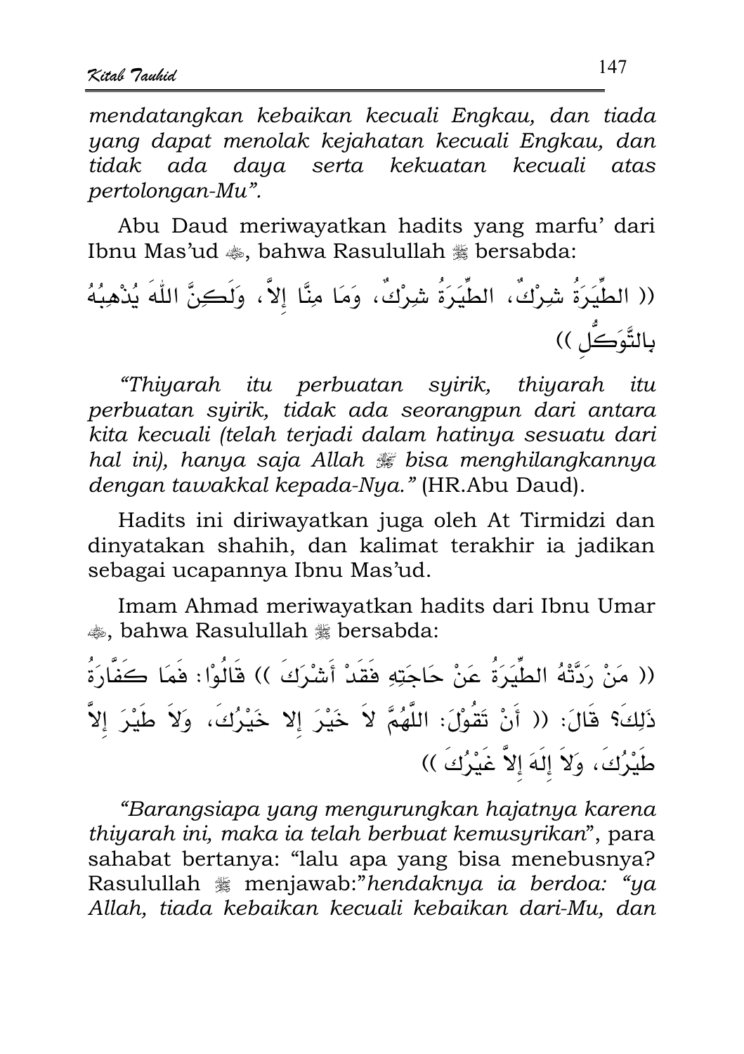*mendatangkan kebaikan kecuali Engkau, dan tiada yang dapat menolak kejahatan kecuali Engkau, dan tidak ada daya serta kekuatan kecuali atas pertolongan-Mu".*

Abu Daud meriwayatkan hadits yang marfu' dari Ibnu Mas'ud ﵁, bahwa Rasulullah ﷺ bersabda:

(( الطِّيَرَةُ شِرْكٌ، الطِّيَرَةُ شِرْكٌ، وَمَا مِنَّا إِلاَّ، وَلَكِنَّ اللّٰهَ يُذْهِبُهُ بِالتَّوَكُّلِ ))

*"Thiyarah itu perbuatan syirik, thiyarah itu perbuatan syirik, tidak ada seorangpun dari antara kita kecuali (telah terjadi dalam hatinya sesuatu dari hal ini), hanya saja Allah ﷻ bisa menghilangkannya dengan tawakkal kepada-Nya."* (HR.Abu Daud).

Hadits ini diriwayatkan juga oleh At Tirmidzi dan dinyatakan shahih, dan kalimat terakhir ia jadikan sebagai ucapannya Ibnu Mas'ud.

Imam Ahmad meriwayatkan hadits dari Ibnu Umar ﵁, bahwa Rasulullah ﷺ bersabda:

(( مَنْ رَدَّتْهُ الطِّيَرَةُ عَنْ حَاجَتِهِ فَقَدْ أَشْرَكَ )) قَالُوْا: فَمَا كَفَّارَةُ ذَلِكَ؟ قَالَ: (( أَنْ تَقُوْلَ: اللَّهُمَّ لاَ خَيْرَ إِلا خَيْرُكَ، وَلاَ طَيْرَ إِلاَّ طَيْرُكَ، وَلاَ إِلَهَ إِلاَّ غَيْرُكَ ))

*"Barangsiapa yang mengurungkan hajatnya karena thiyarah ini, maka ia telah berbuat kemusyrikan"*, para sahabat bertanya: "lalu apa yang bisa menebusnya? Rasulullah ﷺ menjawab:"*hendaknya ia berdoa: "ya Allah, tiada kebaikan kecuali kebaikan dari-Mu, dan*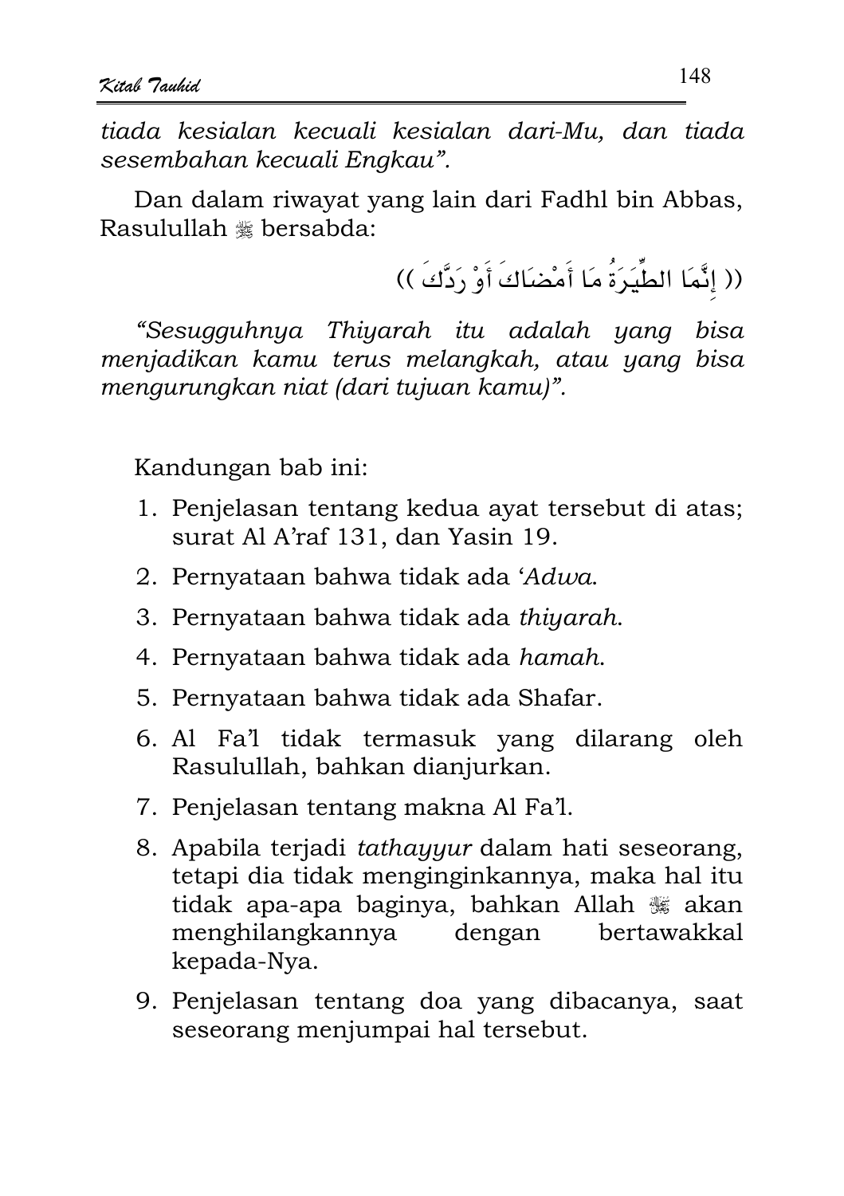*tiada kesialan kecuali kesialan dari-Mu, dan tiada sesembahan kecuali Engkau".*

Dan dalam riwayat yang lain dari Fadhl bin Abbas, Rasulullah ﷺ bersabda:

(( إِنَّمَا الطِّيَرَةُ مَا أَمْضَاكَ أَوْ رَدَّكَ ))

*"Sesugguhnya Thiyarah itu adalah yang bisa menjadikan kamu terus melangkah, atau yang bisa mengurungkan niat (dari tujuan kamu)".*

Kandungan bab ini:

1. Penjelasan tentang kedua ayat tersebut di atas; surat Al A'raf 131, dan Yasin 19.
2. Pernyataan bahwa tidak ada '*Adwa*.
3. Pernyataan bahwa tidak ada *thiyarah*.
4. Pernyataan bahwa tidak ada *hamah*.
5. Pernyataan bahwa tidak ada Shafar.
6. Al Fa'l tidak termasuk yang dilarang oleh Rasulullah, bahkan dianjurkan.
7. Penjelasan tentang makna Al Fa'l.
8. Apabila terjadi *tathayyur* dalam hati seseorang, tetapi dia tidak menginginkannya, maka hal itu tidak apa-apa baginya, bahkan Allah ﷻ akan menghilangkannya dengan bertawakkal kepada-Nya.
9. Penjelasan tentang doa yang dibacanya, saat seseorang menjumpai hal tersebut.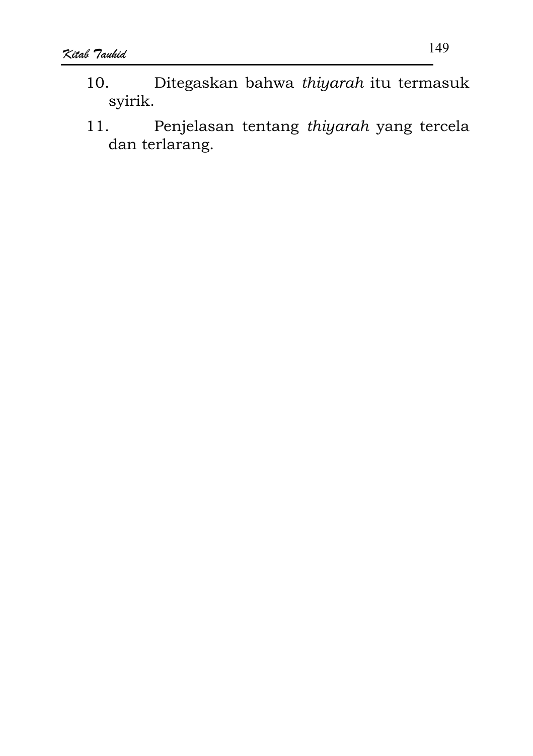10. Ditegaskan bahwa *thiyarah* itu termasuk syirik.
11. Penjelasan tentang *thiyarah* yang tercela dan terlarang.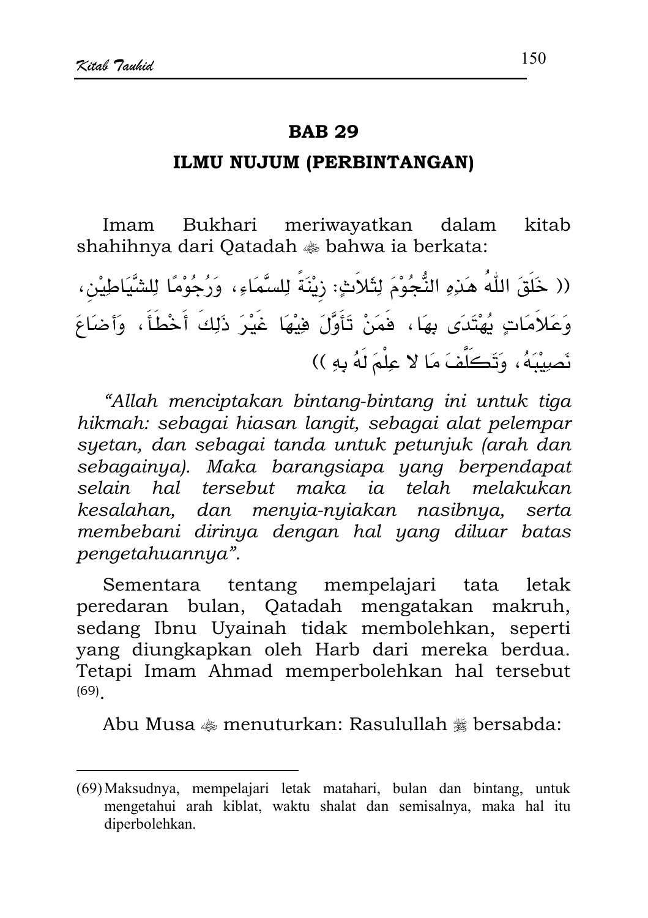# BAB 29

## ILMU NUJUM (PERBINTANGAN)

Imam Bukhari meriwayatkan dalam kitab shahihnya dari Qatadah ﷺ bahwa ia berkata:

(( خَلَقَ اللّٰهُ هَذِهِ النُّجُوْمَ لِثَلاَثٍ: زِيْنَةً لِلسَّمَاءِ، وَرُجُوْمًا لِلشَّيَاطِيْنِ، وَعَلاَمَاتٍ يُهْتَدَى بِهَا ، فَمَنْ تَأَوَّلَ فِيْهَا غَيْرَ ذَلِكَ أَخْطَأَ، وَأَضَاعَ نَصِيْبَهُ، وَتَكَلَّفَ مَا لا عِلْمَ لَهُ بِهِ ))

*"Allah menciptakan bintang-bintang ini untuk tiga hikmah: sebagai hiasan langit, sebagai alat pelempar syetan, dan sebagai tanda untuk petunjuk (arah dan sebagainya). Maka barangsiapa yang berpendapat selain hal tersebut maka ia telah melakukan kesalahan, dan menyia-nyiakan nasibnya, serta membebani dirinya dengan hal yang diluar batas pengetahuannya".*

Sementara tentang mempelajari tata letak peredaran bulan, Qatadah mengatakan makruh, sedang Ibnu Uyainah tidak membolehkan, seperti yang diungkapkan oleh Harb dari mereka berdua. Tetapi Imam Ahmad memperbolehkan hal tersebut [69].

Abu Musa ﷺ menuturkan: Rasulullah ﷺ bersabda:

---

(69) Maksudnya, mempelajari letak matahari, bulan dan bintang, untuk mengetahui arah kiblat, waktu shalat dan semisalnya, maka hal itu diperbolehkan.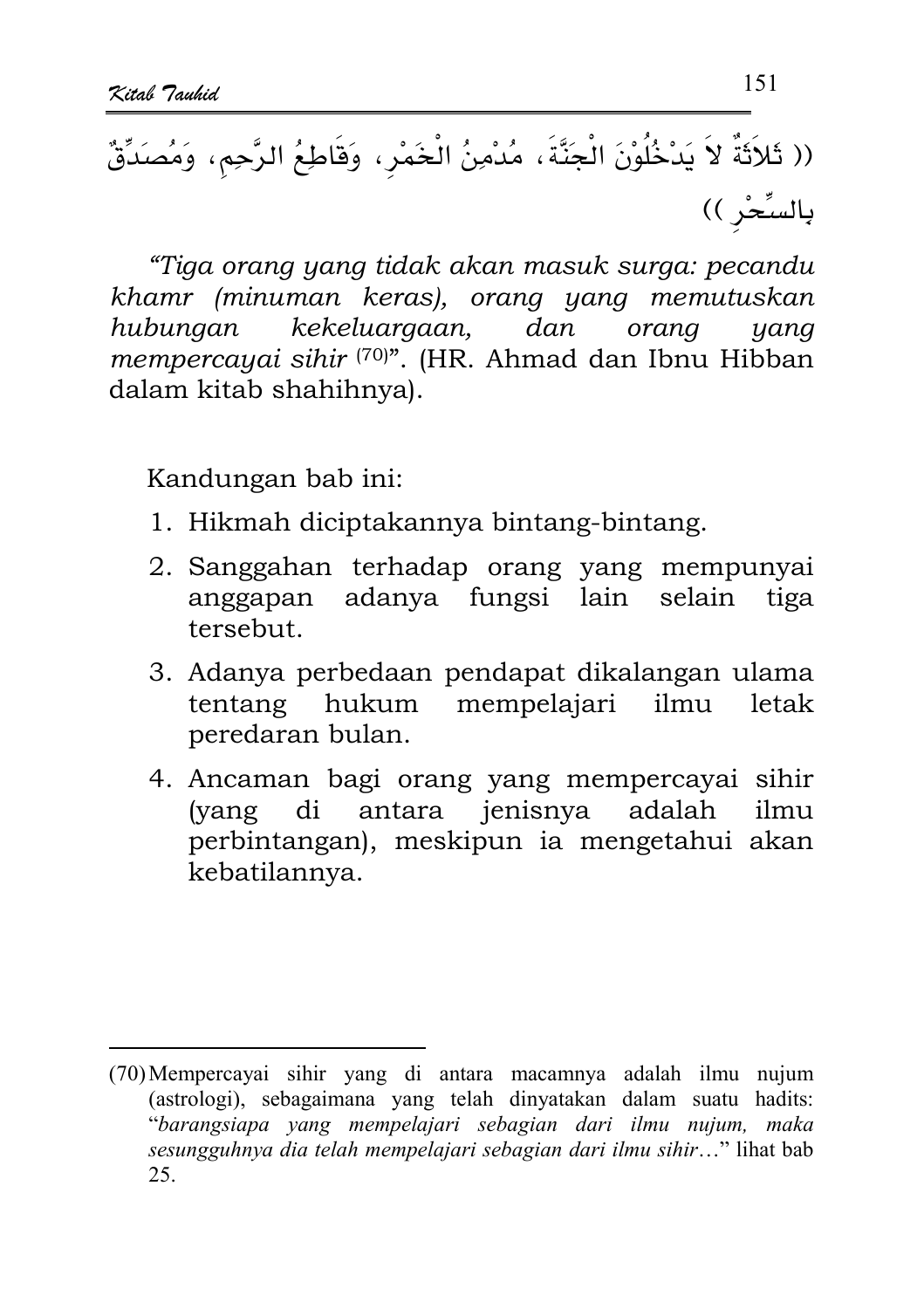(( ثَلاَثَةٌ لاَ يَدْخُلُوْنَ الْجَنَّةَ، مُدْمِنُ الْخَمْرِ، وَقَاطِعُ الرَّحِمِ، وَمُصَدِّقٌ بِالسِّحْرِ ))

*"Tiga orang yang tidak akan masuk surga: pecandu khamr (minuman keras), orang yang memutuskan hubungan kekeluargaan, dan orang yang mempercayai sihir* (70)*"*. (HR. Ahmad dan Ibnu Hibban dalam kitab shahihnya).

Kandungan bab ini:

1. Hikmah diciptakannya bintang-bintang.
2. Sanggahan terhadap orang yang mempunyai anggapan adanya fungsi lain selain tiga tersebut.
3. Adanya perbedaan pendapat dikalangan ulama tentang hukum mempelajari ilmu letak peredaran bulan.
4. Ancaman bagi orang yang mempercayai sihir (yang di antara jenisnya adalah ilmu perbintangan), meskipun ia mengetahui akan kebatilannya.

---

(70) Mempercayai sihir yang di antara macamnya adalah ilmu nujum (astrologi), sebagaimana yang telah dinyatakan dalam suatu hadits: "*barangsiapa yang mempelajari sebagian dari ilmu nujum, maka sesungguhnya dia telah mempelajari sebagian dari ilmu sihir*…" lihat bab 25.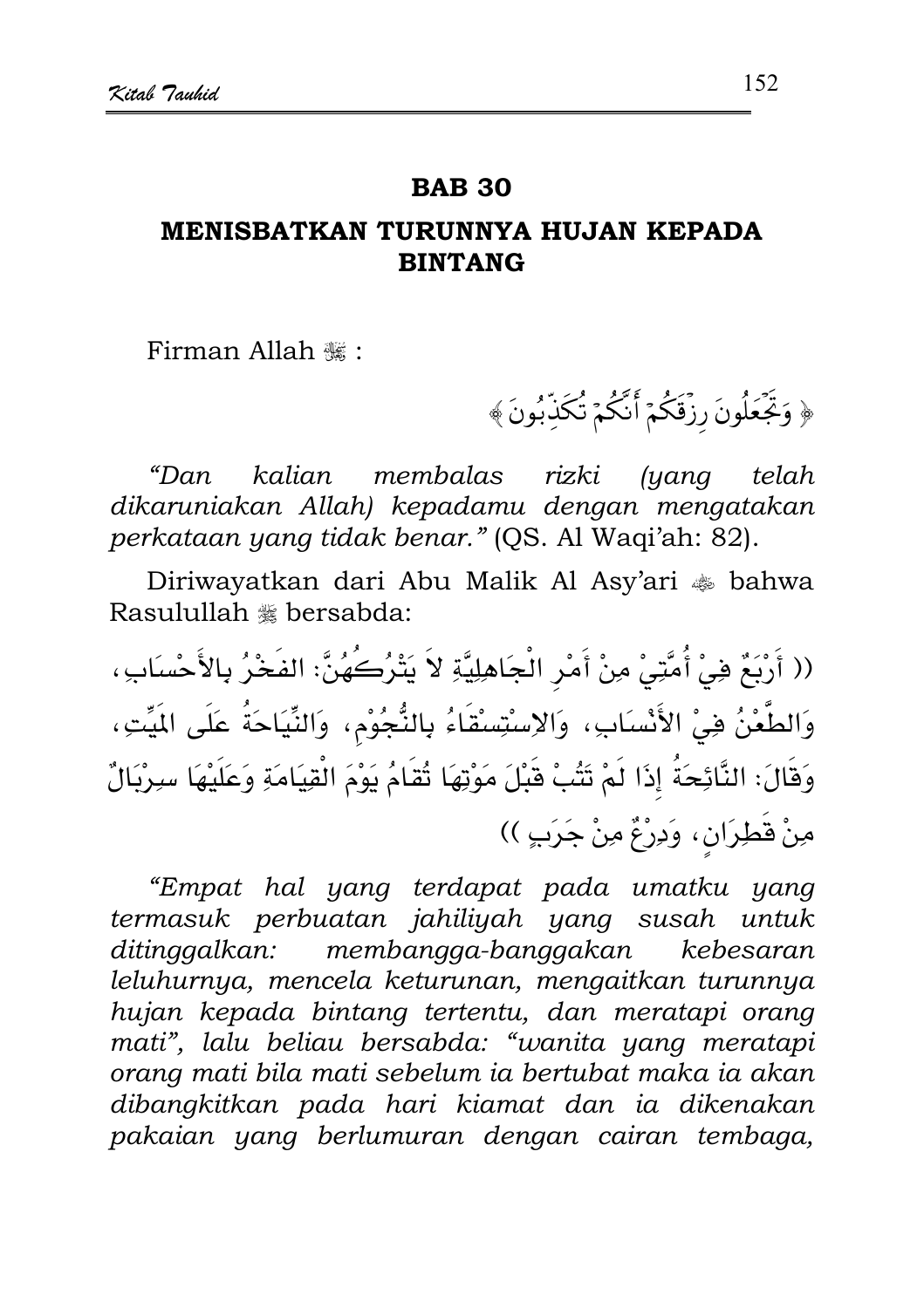## BAB 30

## MENISBATKAN TURUNNYA HUJAN KEPADA BINTANG

Firman Allah ﷻ :

﴿ وَتَجۡعَلُونَ رِزۡقَكُمۡ أَنَّكُمۡ تُكَذِّبُونَ ﴾

*"Dan kalian membalas rizki (yang telah dikaruniakan Allah) kepadamu dengan mengatakan perkataan yang tidak benar."* (QS. Al Waqi'ah: 82).

Diriwayatkan dari Abu Malik Al Asy'ari ؓ bahwa Rasulullah ﷺ bersabda:

(( أَرْبَعٌ فِيْ أُمَّتِيْ مِنْ أَمْرِ الْجَاهِلِيَّةِ لاَ يَتْرُكُهُنَّ: الفَخْرُ بِالأَحْسَابِ، وَالطَّعْنُ فِيْ الأَنْسَابِ، وَالاِسْتِسْقَاءُ بِالنُّجُوْمِ، وَالنِّيَاحَةُ عَلَى المَيِّتِ، وَقَالَ: النَّائِحَةُ إِذَا لَمْ تَتُبْ قَبْلَ مَوْتِهَا تُقَامُ يَوْمَ الْقِيَامَةِ وَعَلَيْهَا سِرْبَالٌ مِنْ قَطِرَانٍ، وَدِرْعٌ مِنْ جَرَبٍ ))

*"Empat hal yang terdapat pada umatku yang termasuk perbuatan jahiliyah yang susah untuk ditinggalkan: membangga-banggakan kebesaran leluhurnya, mencela keturunan, mengaitkan turunnya hujan kepada bintang tertentu, dan meratapi orang mati", lalu beliau bersabda: "wanita yang meratapi orang mati bila mati sebelum ia bertubat maka ia akan dibangkitkan pada hari kiamat dan ia dikenakan pakaian yang berlumuran dengan cairan tembaga,*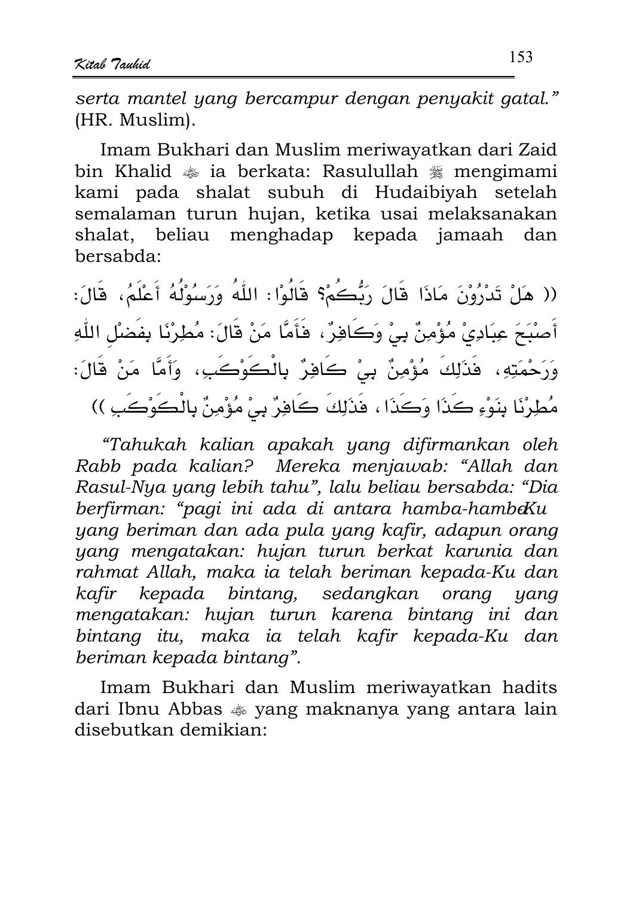*serta mantel yang bercampur dengan penyakit gatal."* (HR. Muslim).

Imam Bukhari dan Muslim meriwayatkan dari Zaid bin Khalid ﷺ ia berkata: Rasulullah ﷺ mengimami kami pada shalat subuh di Hudaibiyah setelah semalaman turun hujan, ketika usai melaksanakan shalat, beliau menghadap kepada jamaah dan bersabda:

(( هَلْ تَدْرُوْنَ مَاذَا قَالَ رَبُّكُمْ؟ قَالُوْا: اللهُ وَرَسُوْلُهُ أَعْلَمُ، قَالَ: أَصْبَحَ عِبَادِيْ مُؤْمِنٌ بِيْ وَكَافِرٌ، فَأَمَّا مَنْ قَالَ: مُطِرْنَا بِفَضْلِ اللهِ وَرَحْمَتِهِ، فَذَلِكَ مُؤْمِنٌ بِيْ كَافِرٌ بِالْكَوْكَبِ، وَأَمَّا مَنْ قَالَ: مُطِرْنَا بِنَوْءِ كَذَا وَكَذَا، فَذَلِكَ كَافِرٌ بِيْ مُؤْمِنٌ بِالْكَوْكَبِ ))

*"Tahukah kalian apakah yang difirmankan oleh Rabb pada kalian? Mereka menjawab: "Allah dan Rasul-Nya yang lebih tahu", lalu beliau bersabda: "Dia berfirman: "pagi ini ada di antara hamba-hambaKu yang beriman dan ada pula yang kafir, adapun orang yang mengatakan: hujan turun berkat karunia dan rahmat Allah, maka ia telah beriman kepada-Ku dan kafir kepada bintang, sedangkan orang yang mengatakan: hujan turun karena bintang ini dan bintang itu, maka ia telah kafir kepada-Ku dan beriman kepada bintang".*

Imam Bukhari dan Muslim meriwayatkan hadits dari Ibnu Abbas ﷺ yang maknanya yang antara lain disebutkan demikian: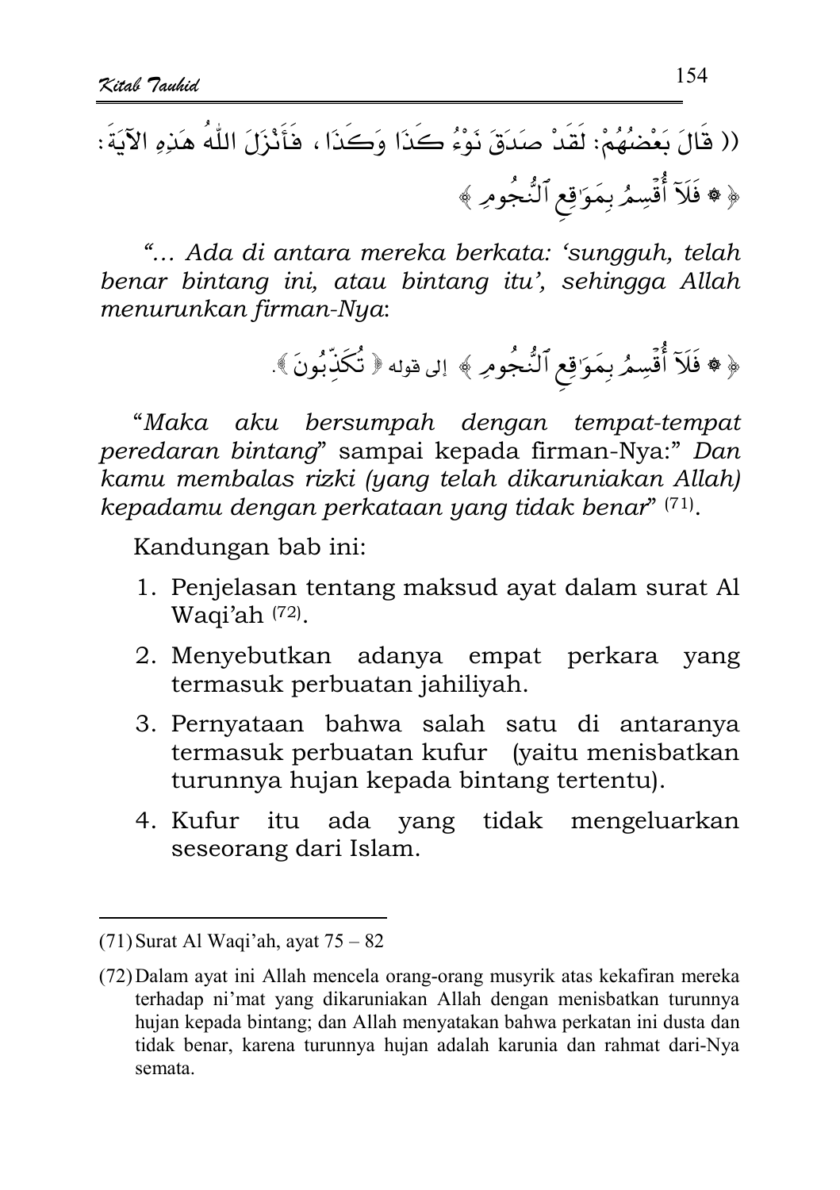(( قَالَ بَعْضُهُمْ: لَقَدْ صَدَقَ نَوْءُ كَذَا وَكَذَا ، فَأَنْزَلَ اللّٰهُ هَذِهِ الآيَةَ:

﴿ ۞ فَلَآ أُقۡسِمُ بِمَوَٰقِعِ ٱلنُّجُومِ ﴾

*"... Ada di antara mereka berkata: 'sungguh, telah benar bintang ini, atau bintang itu', sehingga Allah menurunkan firman-Nya*:

﴿ ۞ فَلَآ أُقۡسِمُ بِمَوَٰقِعِ ٱلنُّجُومِ ﴾ إلى قوله ﴿ تُكَذِّبُونَ ﴾.

"*Maka aku bersumpah dengan tempat-tempat peredaran bintang*" sampai kepada firman-Nya:" *Dan kamu membalas rizki (yang telah dikaruniakan Allah) kepadamu dengan perkataan yang tidak benar*" (71).

Kandungan bab ini:

1. Penjelasan tentang maksud ayat dalam surat Al Waqi'ah (72).
2. Menyebutkan adanya empat perkara yang termasuk perbuatan jahiliyah.
3. Pernyataan bahwa salah satu di antaranya termasuk perbuatan kufur (yaitu menisbatkan turunnya hujan kepada bintang tertentu).
4. Kufur itu ada yang tidak mengeluarkan seseorang dari Islam.

---

(71) Surat Al Waqi'ah, ayat 75 – 82

(72) Dalam ayat ini Allah mencela orang-orang musyrik atas kekafiran mereka terhadap ni'mat yang dikaruniakan Allah dengan menisbatkan turunnya hujan kepada bintang; dan Allah menyatakan bahwa perkatan ini dusta dan tidak benar, karena turunnya hujan adalah karunia dan rahmat dari-Nya semata.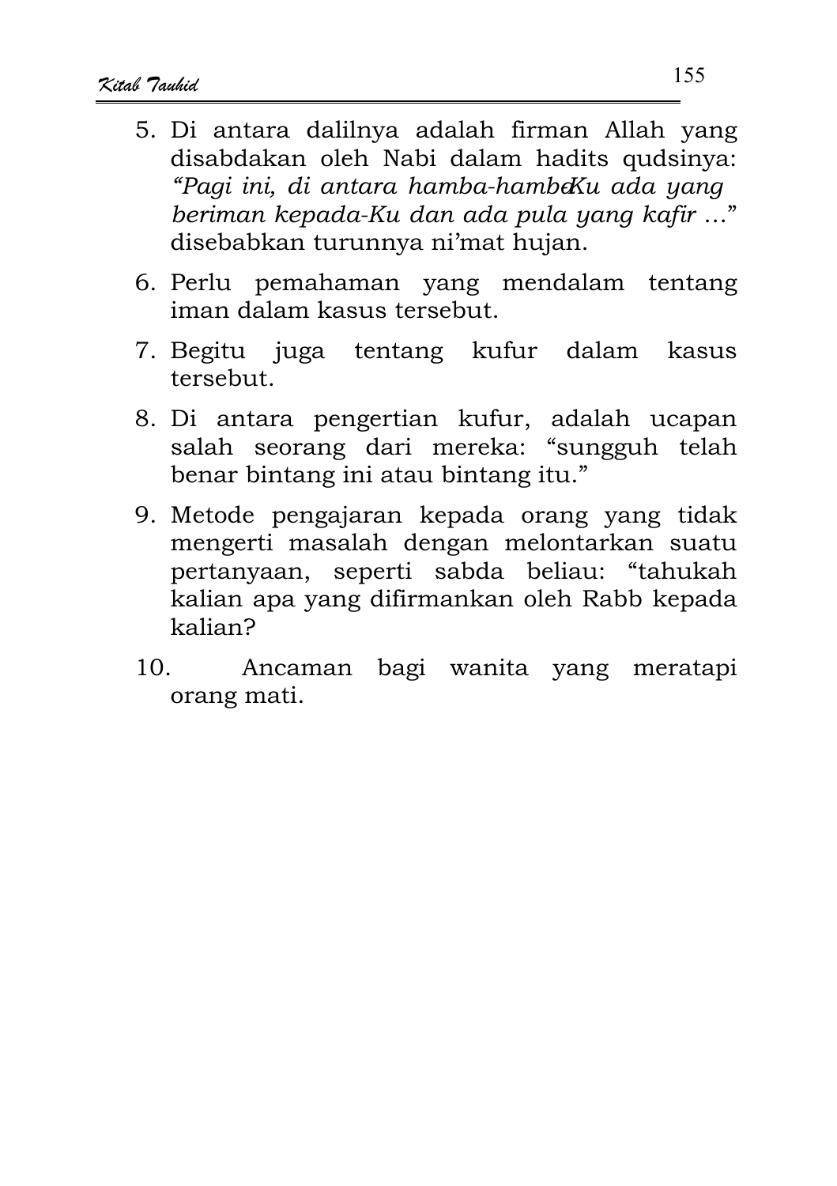5. Di antara dalilnya adalah firman Allah yang disabdakan oleh Nabi dalam hadits qudsinya: *"Pagi ini, di antara hamba-hambaKu ada yang beriman kepada-Ku dan ada pula yang kafir …"* disebabkan turunnya ni'mat hujan.
6. Perlu pemahaman yang mendalam tentang iman dalam kasus tersebut.
7. Begitu juga tentang kufur dalam kasus tersebut.
8. Di antara pengertian kufur, adalah ucapan salah seorang dari mereka: "sungguh telah benar bintang ini atau bintang itu."
9. Metode pengajaran kepada orang yang tidak mengerti masalah dengan melontarkan suatu pertanyaan, seperti sabda beliau: "tahukah kalian apa yang difirmankan oleh Rabb kepada kalian?
10. Ancaman bagi wanita yang meratapi orang mati.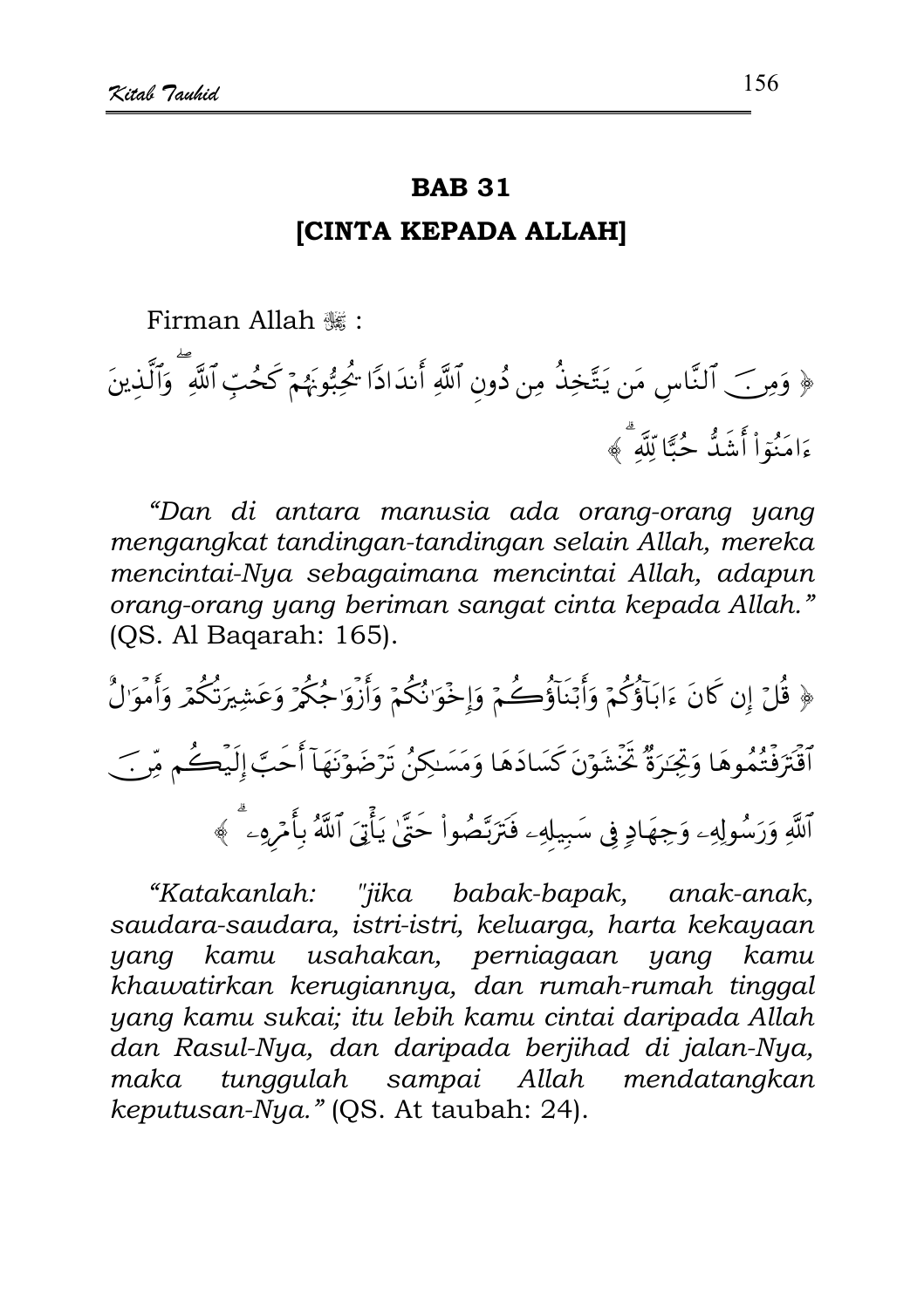# BAB 31

## [CINTA KEPADA ALLAH]

Firman Allah ﷻ :

﴿ وَمِنَ ٱلنَّاسِ مَن يَتَّخِذُ مِن دُونِ ٱللَّهِ أَندَادًا يُحِبُّونَهُمْ كَحُبِّ ٱللَّهِ ۖ وَٱلَّذِينَ ءَامَنُوٓا۟ أَشَدُّ حُبًّا لِّلَّهِ ۗ ﴾

*"Dan di antara manusia ada orang-orang yang mengangkat tandingan-tandingan selain Allah, mereka mencintai-Nya sebagaimana mencintai Allah, adapun orang-orang yang beriman sangat cinta kepada Allah."* (QS. Al Baqarah: 165).

﴿ قُلْ إِن كَانَ ءَابَآؤُكُمْ وَأَبْنَآؤُكُمْ وَإِخْوَٰنُكُمْ وَأَزْوَٰجُكُمْ وَعَشِيرَتُكُمْ وَأَمْوَٰلٌ ٱقْتَرَفْتُمُوهَا وَتِجَٰرَةٌ تَخْشَوْنَ كَسَادَهَا وَمَسَٰكِنُ تَرْضَوْنَهَآ أَحَبَّ إِلَيْكُم مِّنَ ٱللَّهِ وَرَسُولِهِۦ وَجِهَادٍ فِى سَبِيلِهِۦ فَتَرَبَّصُوا۟ حَتَّىٰ يَأْتِىَ ٱللَّهُ بِأَمْرِهِۦ ۗ ﴾

*"Katakanlah: "jika babak-bapak, anak-anak, saudara-saudara, istri-istri, keluarga, harta kekayaan yang kamu usahakan, perniagaan yang kamu khawatirkan kerugiannya, dan rumah-rumah tinggal yang kamu sukai; itu lebih kamu cintai daripada Allah dan Rasul-Nya, dan daripada berjihad di jalan-Nya, maka tunggulah sampai Allah mendatangkan keputusan-Nya."* (QS. At taubah: 24).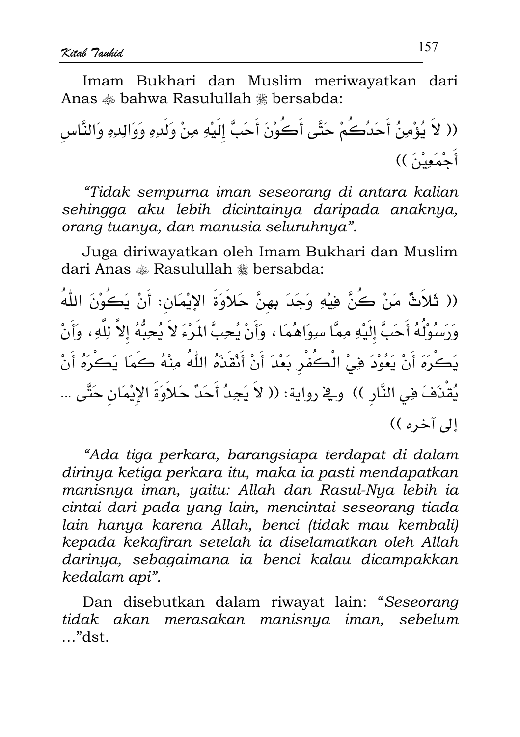Imam Bukhari dan Muslim meriwayatkan dari Anas ﷺ bahwa Rasulullah ﷺ bersabda:

(( لاَ يُؤْمِنُ أَحَدُكُمْ حَتَّى أَكُوْنَ أَحَبَّ إِلَيْهِ مِنْ وَلَدِهِ وَوَالِدِهِ وَالنَّاسِ أَجْمَعِيْنَ ))

*"Tidak sempurna iman seseorang di antara kalian sehingga aku lebih dicintainya daripada anaknya, orang tuanya, dan manusia seluruhnya".*

Juga diriwayatkan oleh Imam Bukhari dan Muslim dari Anas ﷺ Rasulullah ﷺ bersabda:

(( ثَلاَثٌ مَنْ كُنَّ فِيْهِ وَجَدَ بِهِنَّ حَلاَوَةَ الإِيْمَانِ: أَنْ يَكُوْنَ اللّٰهُ وَرَسُوْلُهُ أَحَبَّ إِلَيْهِ مِمَّا سِوَاهُمَا، وَأَنْ يُحِبَّ الْمَرْءَ لاَ يُحِبُّهُ إِلاَّ لِلَّهِ، وَأَنْ يَكْرَهَ أَنْ يَعُوْدَ فِيْ الْكُفْرِ بَعْدَ أَنْ أَنْقَذَهُ اللّٰهُ مِنْهُ كَمَا يَكْرَهُ أَنْ يُقْذَفَ فِي النَّارِ )) وفي رواية: (( لاَ يَجِدُ أَحَدٌ حَلاَوَةَ الإِيْمَانِ حَتَّى ... إلى آخره ))

*"Ada tiga perkara, barangsiapa terdapat di dalam dirinya ketiga perkara itu, maka ia pasti mendapatkan manisnya iman, yaitu: Allah dan Rasul-Nya lebih ia cintai dari pada yang lain, mencintai seseorang tiada lain hanya karena Allah, benci (tidak mau kembali) kepada kekafiran setelah ia diselamatkan oleh Allah darinya, sebagaimana ia benci kalau dicampakkan kedalam api".*

Dan disebutkan dalam riwayat lain: "*Seseorang tidak akan merasakan manisnya iman, sebelum ...*"dst.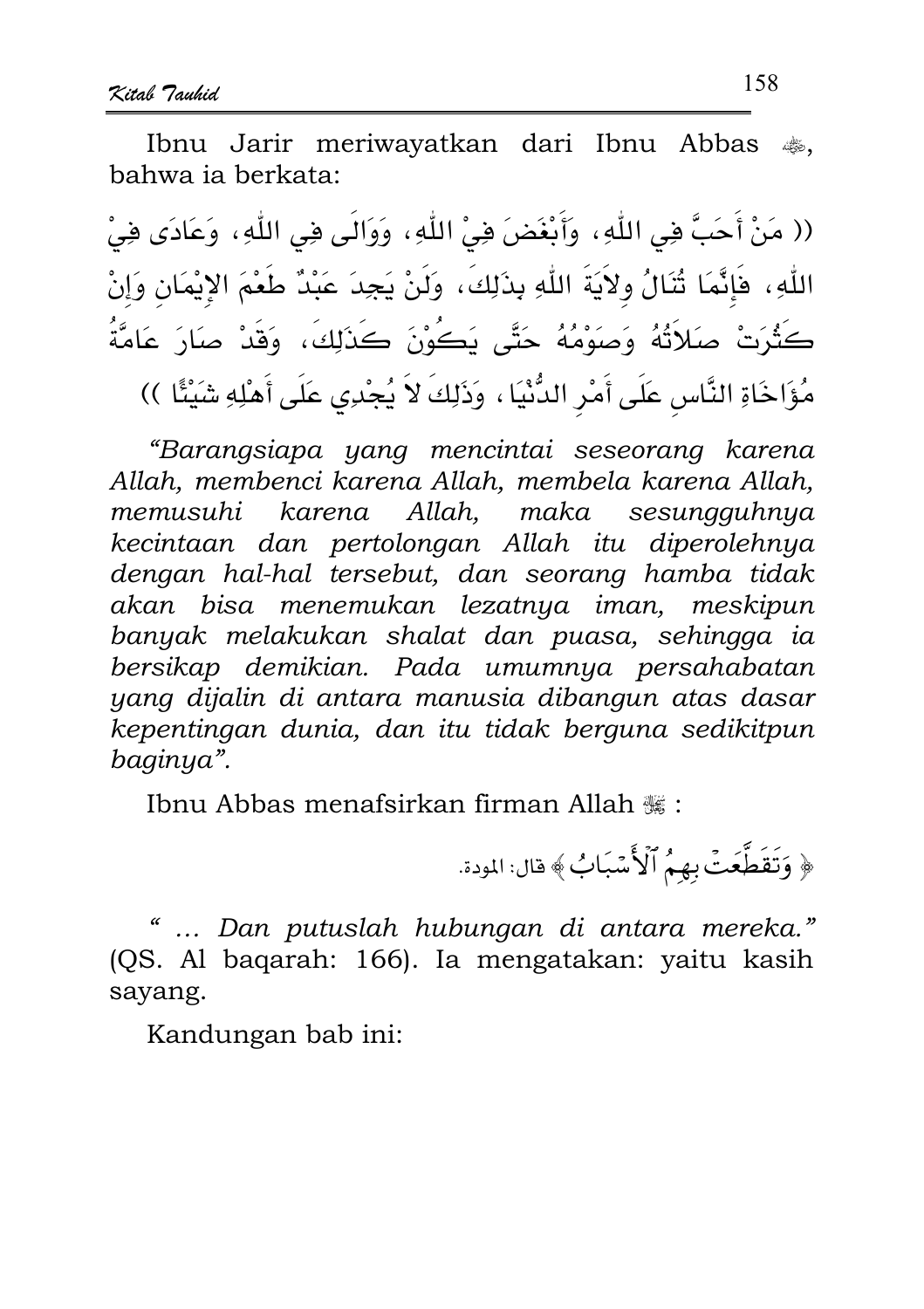Ibnu Jarir meriwayatkan dari Ibnu Abbas ﷺ, bahwa ia berkata:

(( مَنْ أَحَبَّ فِي اللّهِ، وَأَبْغَضَ فِيْ اللّهِ، وَوَالَى فِي اللّهِ، وَعَادَى فِيْ اللّهِ، فَإِنَّمَا تُنَالُ وِلاَيَةَ اللّهِ بِذَلِكَ، وَلَنْ يَجِدَ عَبْدٌ طَعْمَ الإِيْمَانِ وَإِنْ كَثُرَتْ صَلاَتُهُ وَصَوْمُهُ حَتَّى يَكُوْنَ كَذَلِكَ، وَقَدْ صَارَ عَامَّةُ مُؤَاخَاةِ النَّاسِ عَلَى أَمْرِ الدُّنْيَا، وَذَلِكَ لاَ يُجْدِي عَلَى أَهْلِهِ شَيْئًا ))

*"Barangsiapa yang mencintai seseorang karena Allah, membenci karena Allah, membela karena Allah, memusuhi karena Allah, maka sesungguhnya kecintaan dan pertolongan Allah itu diperolehnya dengan hal-hal tersebut, dan seorang hamba tidak akan bisa menemukan lezatnya iman, meskipun banyak melakukan shalat dan puasa, sehingga ia bersikap demikian. Pada umumnya persahabatan yang dijalin di antara manusia dibangun atas dasar kepentingan dunia, dan itu tidak berguna sedikitpun baginya".*

Ibnu Abbas menafsirkan firman Allah ﷻ :

﴿ وَتَقَطَّعَتْ بِهِمُ ٱلْأَسْبَابُ ﴾ قال: المودة.

" … Dan putuslah hubungan di antara mereka." (QS. Al baqarah: 166). Ia mengatakan: yaitu kasih sayang.

Kandungan bab ini: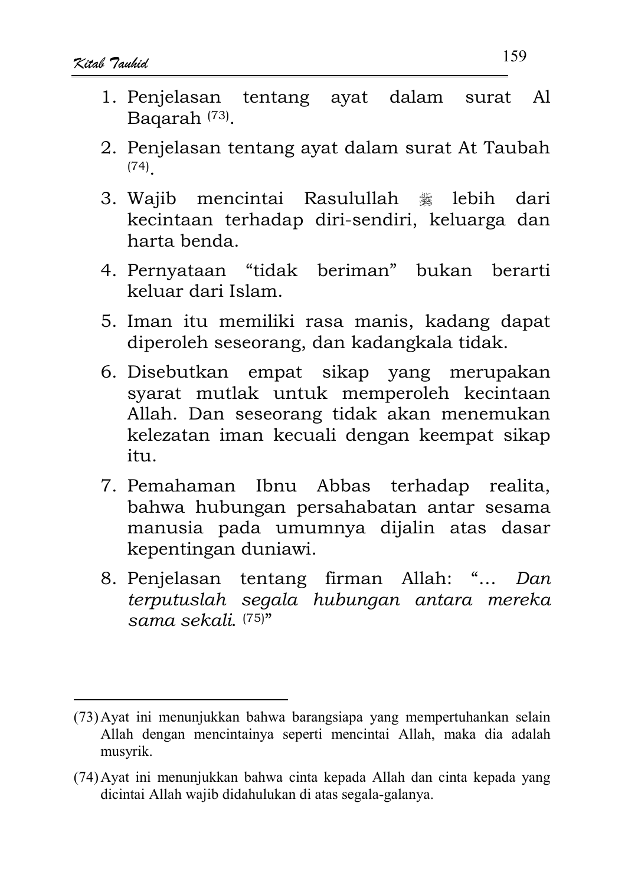1. Penjelasan tentang ayat dalam surat Al Baqarah [73].
2. Penjelasan tentang ayat dalam surat At Taubah [74].
3. Wajib mencintai Rasulullah ﷺ lebih dari kecintaan terhadap diri-sendiri, keluarga dan harta benda.
4. Pernyataan "tidak beriman" bukan berarti keluar dari Islam.
5. Iman itu memiliki rasa manis, kadang dapat diperoleh seseorang, dan kadangkala tidak.
6. Disebutkan empat sikap yang merupakan syarat mutlak untuk memperoleh kecintaan Allah. Dan seseorang tidak akan menemukan kelezatan iman kecuali dengan keempat sikap itu.
7. Pemahaman Ibnu Abbas terhadap realita, bahwa hubungan persahabatan antar sesama manusia pada umumnya dijalin atas dasar kepentingan duniawi.
8. Penjelasan tentang firman Allah: "… *Dan terputuslah segala hubungan antara mereka sama sekali.* [75]"

---

(73) Ayat ini menunjukkan bahwa barangsiapa yang mempertuhankan selain Allah dengan mencintainya seperti mencintai Allah, maka dia adalah musyrik.

(74) Ayat ini menunjukkan bahwa cinta kepada Allah dan cinta kepada yang dicintai Allah wajib didahulukan di atas segala-galanya.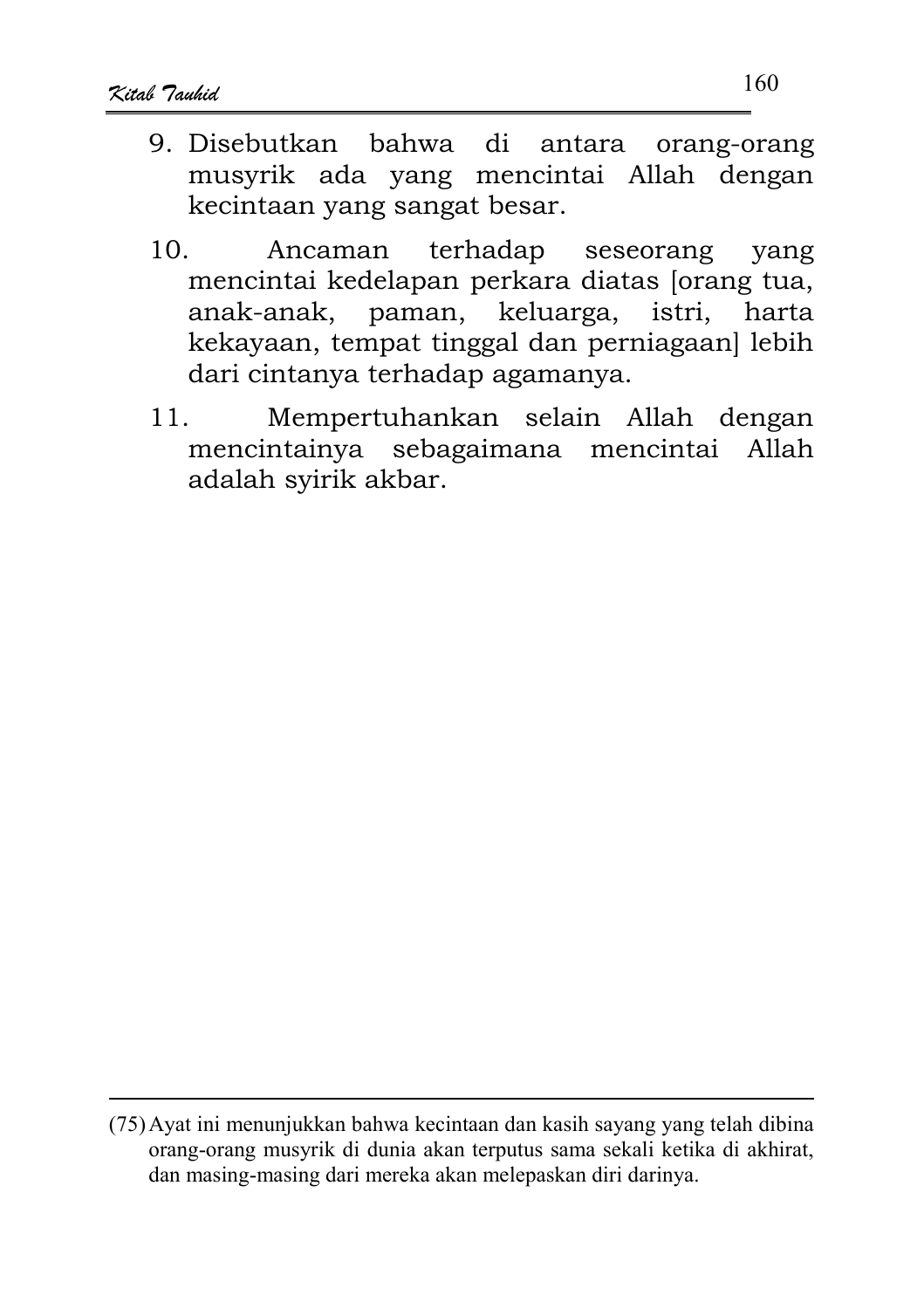9. Disebutkan bahwa di antara orang-orang musyrik ada yang mencintai Allah dengan kecintaan yang sangat besar.

10. Ancaman terhadap seseorang yang mencintai kedelapan perkara diatas [orang tua, anak-anak, paman, keluarga, istri, harta kekayaan, tempat tinggal dan perniagaan] lebih dari cintanya terhadap agamanya.

11. Mempertuhankan selain Allah dengan mencintainya sebagaimana mencintai Allah adalah syirik akbar.

---

(75) Ayat ini menunjukkan bahwa kecintaan dan kasih sayang yang telah dibina orang-orang musyrik di dunia akan terputus sama sekali ketika di akhirat, dan masing-masing dari mereka akan melepaskan diri darinya.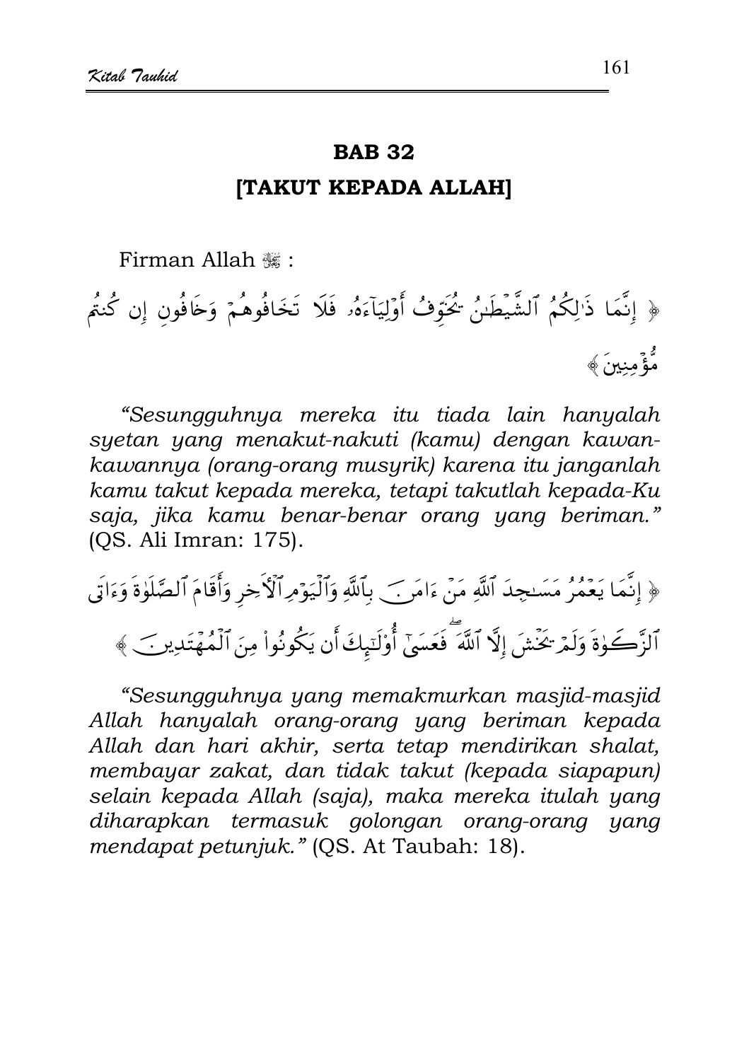## BAB 32

## [TAKUT KEPADA ALLAH]

Firman Allah ﷻ :

﴿ إِنَّمَا ذَٰلِكُمُ ٱلشَّيْطَٰنُ يُخَوِّفُ أَوْلِيَآءَهُۥ فَلَا تَخَافُوهُمْ وَخَافُونِ إِن كُنتُم مُّؤْمِنِينَ ﴾

*"Sesungguhnya mereka itu tiada lain hanyalah syetan yang menakut-nakuti (kamu) dengan kawan-kawannya (orang-orang musyrik) karena itu janganlah kamu takut kepada mereka, tetapi takutlah kepada-Ku saja, jika kamu benar-benar orang yang beriman."* (QS. Ali Imran: 175).

﴿ إِنَّمَا يَعْمُرُ مَسَٰجِدَ ٱللَّهِ مَنْ ءَامَنَ بِٱللَّهِ وَٱلْيَوْمِ ٱلْءَاخِرِ وَأَقَامَ ٱلصَّلَوٰةَ وَءَاتَى ٱلزَّكَوٰةَ وَلَمْ يَخْشَ إِلَّا ٱللَّهَ ۖ فَعَسَىٰٓ أُو۟لَٰٓئِكَ أَن يَكُونُوا۟ مِنَ ٱلْمُهْتَدِينَ ﴾

*"Sesungguhnya yang memakmurkan masjid-masjid Allah hanyalah orang-orang yang beriman kepada Allah dan hari akhir, serta tetap mendirikan shalat, membayar zakat, dan tidak takut (kepada siapapun) selain kepada Allah (saja), maka mereka itulah yang diharapkan termasuk golongan orang-orang yang mendapat petunjuk."* (QS. At Taubah: 18).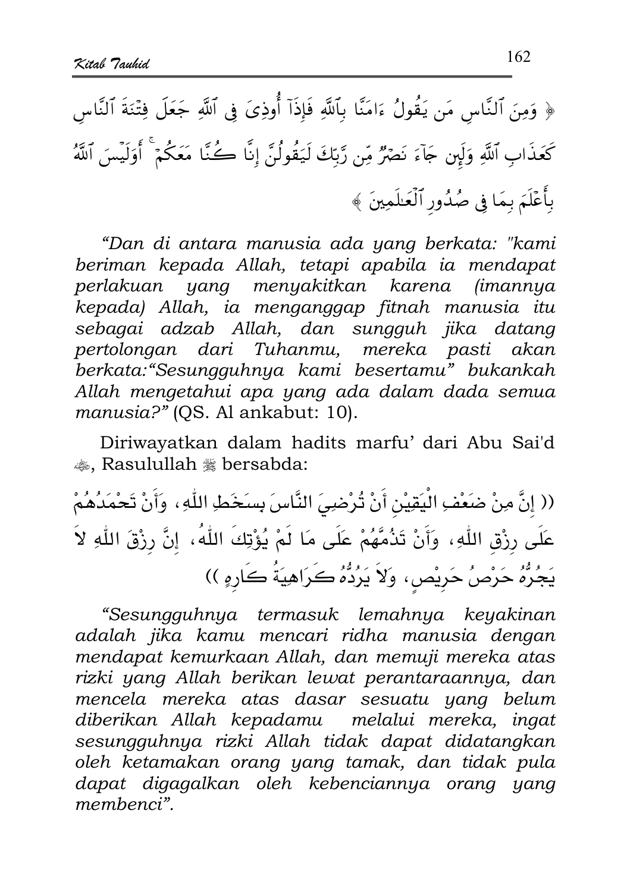﴿ وَمِنَ ٱلنَّاسِ مَن يَقُولُ ءَامَنَّا بِٱللَّهِ فَإِذَآ أُوذِىَ فِى ٱللَّهِ جَعَلَ فِتْنَةَ ٱلنَّاسِ كَعَذَابِ ٱللَّهِ وَلَئِن جَآءَ نَصْرٌ مِّن رَّبِّكَ لَيَقُولُنَّ إِنَّا كُنَّا مَعَكُمْ ۚ أَوَلَيْسَ ٱللَّهُ بِأَعْلَمَ بِمَا فِى صُدُورِ ٱلْعَٰلَمِينَ ﴾

*"Dan di antara manusia ada yang berkata: "kami beriman kepada Allah, tetapi apabila ia mendapat perlakuan yang menyakitkan karena (imannya kepada) Allah, ia menganggap fitnah manusia itu sebagai adzab Allah, dan sungguh jika datang pertolongan dari Tuhanmu, mereka pasti akan berkata:"Sesungguhnya kami besertamu" bukankah Allah mengetahui apa yang ada dalam dada semua manusia?"* (QS. Al ankabut: 10).

Diriwayatkan dalam hadits marfu' dari Abu Sai'd ﷺ, Rasulullah ﷺ bersabda:

(( إِنَّ مِنْ ضَعْفِ الْيَقِيْنِ أَنْ تُرْضِيَ النَّاسَ بِسَخَطِ اللّٰهِ، وَأَنْ تَحْمَدُهُمْ عَلَى رِزْقِ اللّٰهِ، وَأَنْ تَذُمَّهُمْ عَلَى مَا لَمْ يُؤْتِكَ اللّٰهُ، إِنَّ رِزْقَ اللّٰهِ لاَ يَجُرُّهُ حَرْصُ حَرِيْصٍ، وَلاَ يَرُدُّهُ كَرَاهِيَةُ كَارِهٍ ))

*"Sesungguhnya termasuk lemahnya keyakinan adalah jika kamu mencari ridha manusia dengan mendapat kemurkaan Allah, dan memuji mereka atas rizki yang Allah berikan lewat perantaraannya, dan mencela mereka atas dasar sesuatu yang belum diberikan Allah kepadamu melalui mereka, ingat sesungguhnya rizki Allah tidak dapat didatangkan oleh ketamakan orang yang tamak, dan tidak pula dapat digagalkan oleh kebenciannya orang yang membenci".*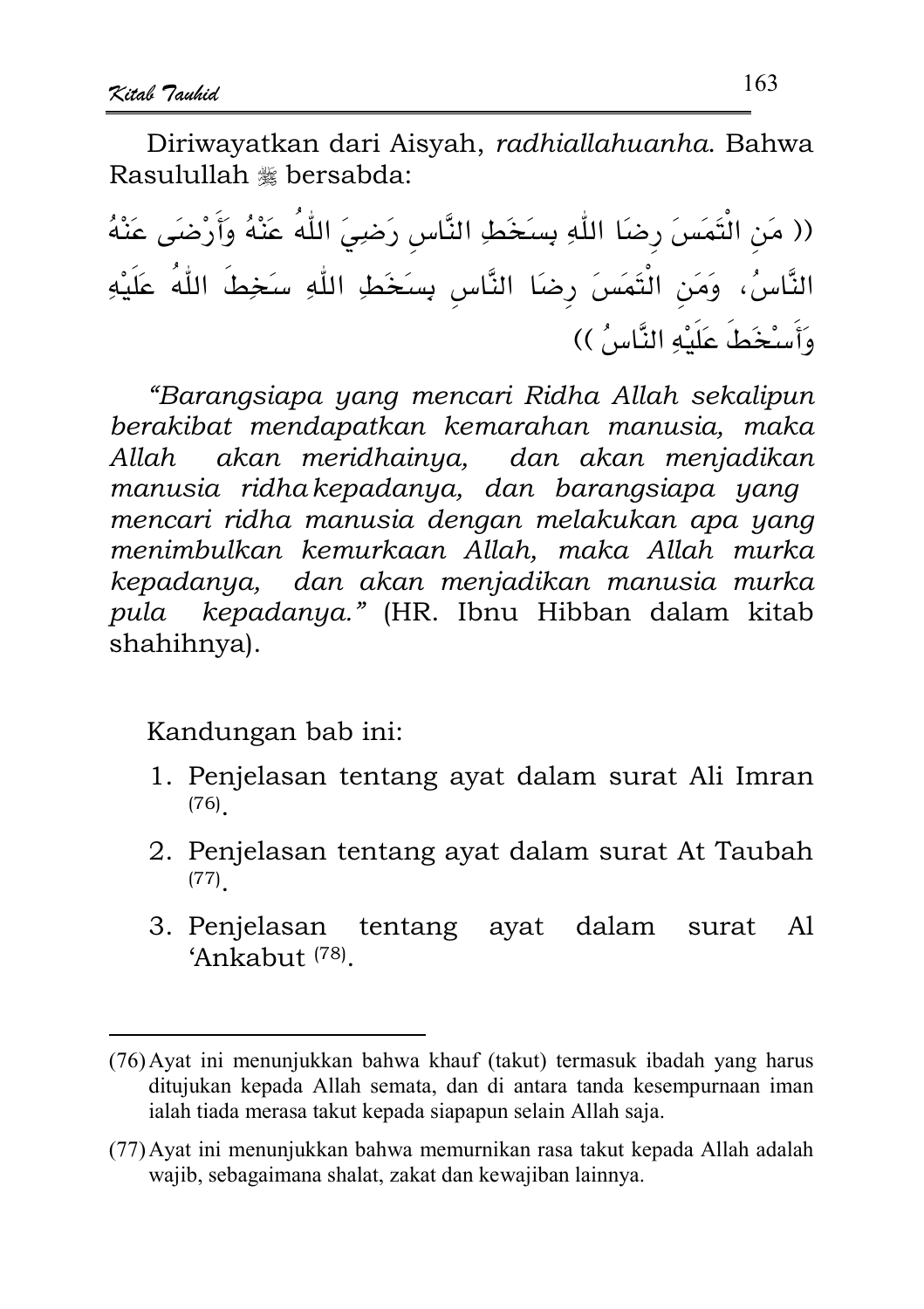Diriwayatkan dari Aisyah, *radhiallahuanha*. Bahwa Rasulullah ﷺ bersabda:

(( مَنِ الْتَمَسَ رِضَا اللّٰهِ بِسَخَطِ النَّاسِ رَضِيَ اللّٰهُ عَنْهُ وَأَرْضَى عَنْهُ النَّاسُ، وَمَنِ الْتَمَسَ رِضَا النَّاسِ بِسَخَطِ اللّٰهِ سَخِطَ اللّٰهُ عَلَيْهِ وَأَسْخَطَ عَلَيْهِ النَّاسُ ))

*"Barangsiapa yang mencari Ridha Allah sekalipun berakibat mendapatkan kemarahan manusia, maka Allah akan meridhainya, dan akan menjadikan manusia ridha kepadanya, dan barangsiapa yang mencari ridha manusia dengan melakukan apa yang menimbulkan kemurkaan Allah, maka Allah murka kepadanya, dan akan menjadikan manusia murka pula kepadanya."* (HR. Ibnu Hibban dalam kitab shahihnya).

Kandungan bab ini:

1. Penjelasan tentang ayat dalam surat Ali Imran [76].
2. Penjelasan tentang ayat dalam surat At Taubah [77].
3. Penjelasan tentang ayat dalam surat Al 'Ankabut [78].

---

(76) Ayat ini menunjukkan bahwa khauf (takut) termasuk ibadah yang harus ditujukan kepada Allah semata, dan di antara tanda kesempurnaan iman ialah tiada merasa takut kepada siapapun selain Allah saja.

(77) Ayat ini menunjukkan bahwa memurnikan rasa takut kepada Allah adalah wajib, sebagaimana shalat, zakat dan kewajiban lainnya.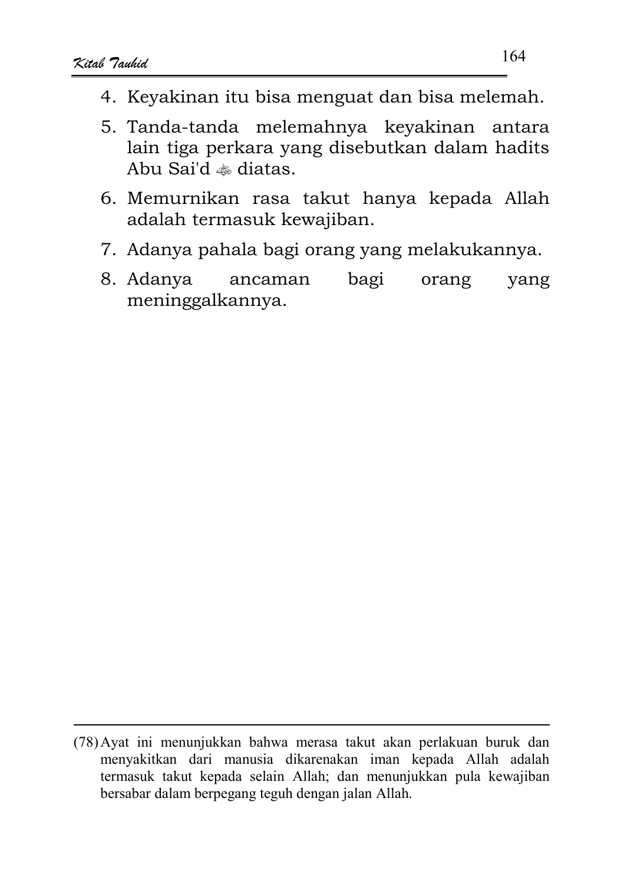4. Keyakinan itu bisa menguat dan bisa melemah.
5. Tanda-tanda melemahnya keyakinan antara lain tiga perkara yang disebutkan dalam hadits Abu Sai'd ﷺ diatas.
6. Memurnikan rasa takut hanya kepada Allah adalah termasuk kewajiban.
7. Adanya pahala bagi orang yang melakukannya.
8. Adanya ancaman bagi orang yang meninggalkannya.

---

(78) Ayat ini menunjukkan bahwa merasa takut akan perlakuan buruk dan menyakitkan dari manusia dikarenakan iman kepada Allah adalah termasuk takut kepada selain Allah; dan menunjukkan pula kewajiban bersabar dalam berpegang teguh dengan jalan Allah.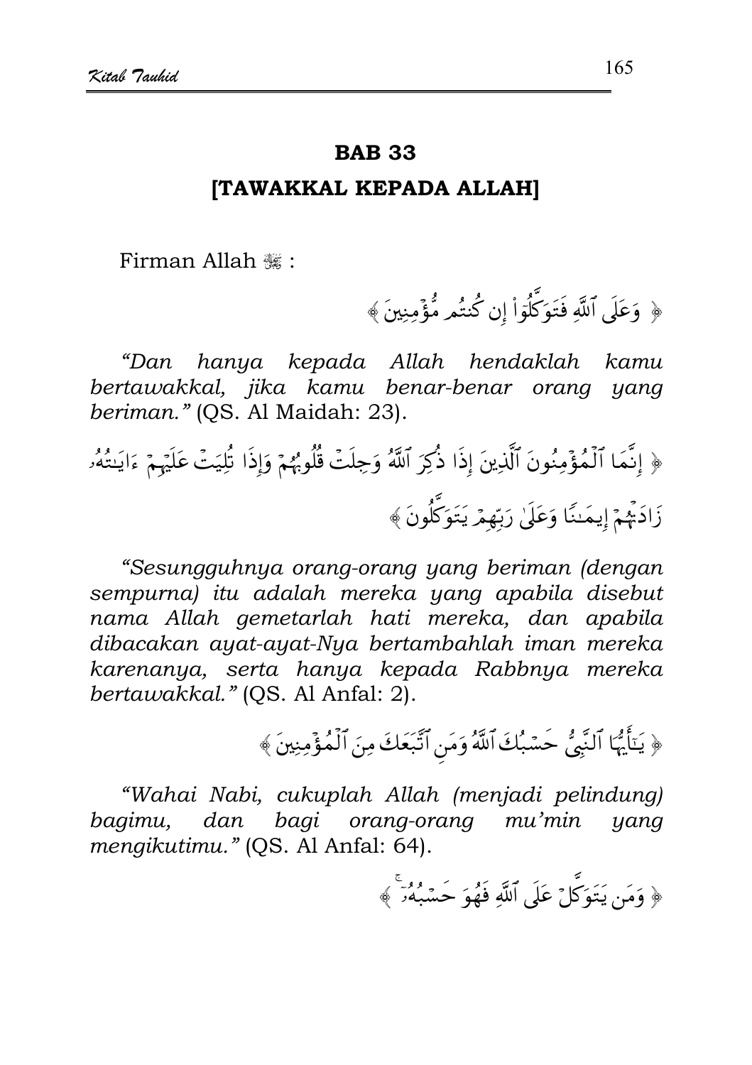## BAB 33

## [TAWAKKAL KEPADA ALLAH]

Firman Allah ﷻ :

﴿ وَعَلَى ٱللَّهِ فَتَوَكَّلُوٓاْ إِن كُنتُم مُّؤۡمِنِينَ ﴾

*"Dan hanya kepada Allah hendaklah kamu bertawakkal, jika kamu benar-benar orang yang beriman."* (QS. Al Maidah: 23).

﴿ إِنَّمَا ٱلۡمُؤۡمِنُونَ ٱلَّذِينَ إِذَا ذُكِرَ ٱللَّهُ وَجِلَتۡ قُلُوبُهُمۡ وَإِذَا تُلِيَتۡ عَلَيۡهِمۡ ءَايَٰتُهُۥ زَادَتۡهُمۡ إِيمَٰنٗا وَعَلَىٰ رَبِّهِمۡ يَتَوَكَّلُونَ ﴾

*"Sesungguhnya orang-orang yang beriman (dengan sempurna) itu adalah mereka yang apabila disebut nama Allah gemetarlah hati mereka, dan apabila dibacakan ayat-ayat-Nya bertambahlah iman mereka karenanya, serta hanya kepada Rabbnya mereka bertawakkal."* (QS. Al Anfal: 2).

﴿ يَٰٓأَيُّهَا ٱلنَّبِيُّ حَسۡبُكَ ٱللَّهُ وَمَنِ ٱتَّبَعَكَ مِنَ ٱلۡمُؤۡمِنِينَ ﴾

*"Wahai Nabi, cukuplah Allah (menjadi pelindung) bagimu, dan bagi orang-orang mu'min yang mengikutimu."* (QS. Al Anfal: 64).

﴿ وَمَن يَتَوَكَّلۡ عَلَى ٱللَّهِ فَهُوَ حَسۡبُهُۥٓۚ ﴾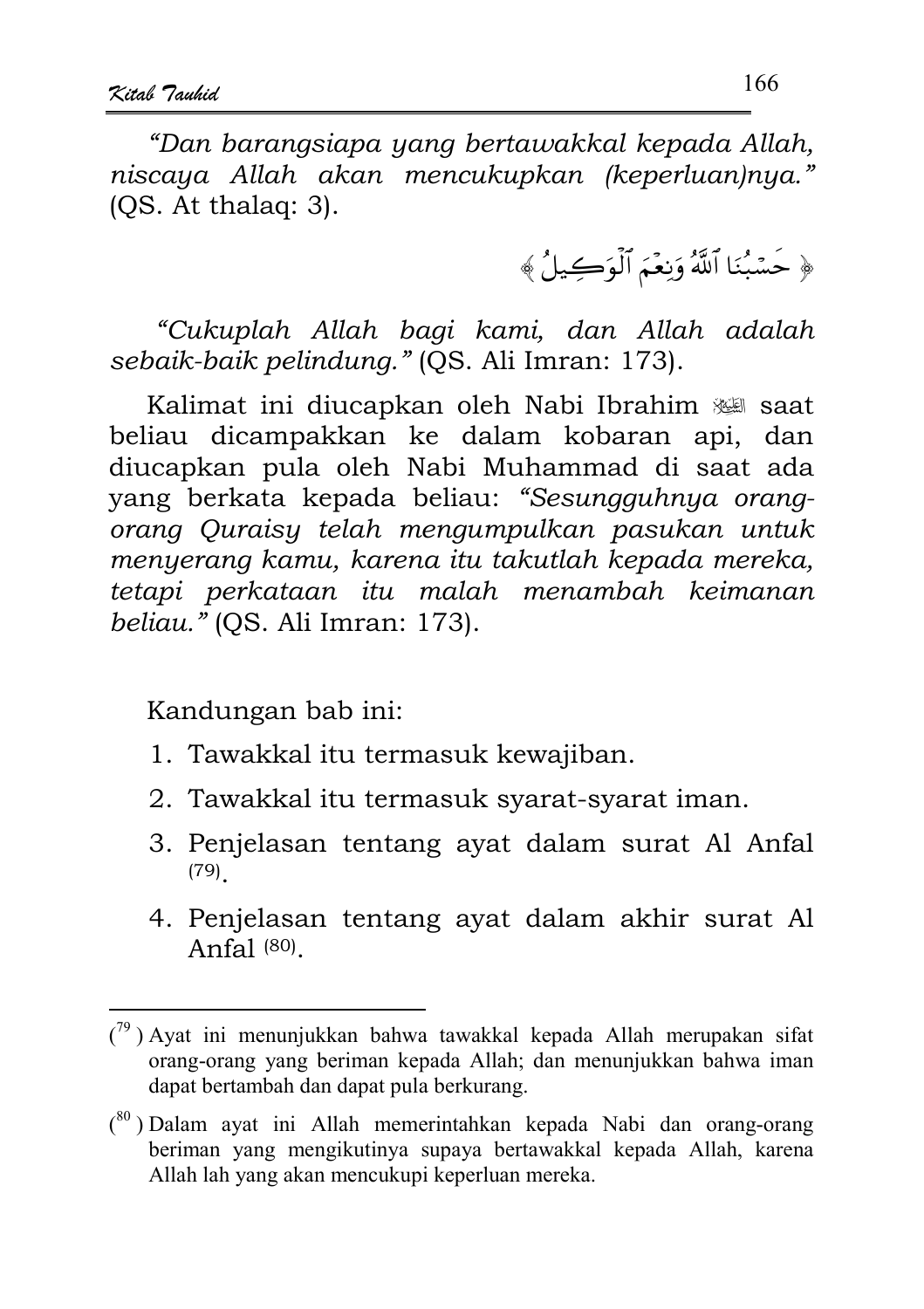*"Dan barangsiapa yang bertawakkal kepada Allah, niscaya Allah akan mencukupkan (keperluan)nya."* (QS. At thalaq: 3).

﴿ حَسْبُنَا ٱللَّهُ وَنِعْمَ ٱلْوَكِيلُ ﴾

*"Cukuplah Allah bagi kami, dan Allah adalah sebaik-baik pelindung."* (QS. Ali Imran: 173).

Kalimat ini diucapkan oleh Nabi Ibrahim ﷺ saat beliau dicampakkan ke dalam kobaran api, dan diucapkan pula oleh Nabi Muhammad di saat ada yang berkata kepada beliau: *"Sesungguhnya orang-orang Quraisy telah mengumpulkan pasukan untuk menyerang kamu, karena itu takutlah kepada mereka, tetapi perkataan itu malah menambah keimanan beliau."* (QS. Ali Imran: 173).

Kandungan bab ini:

1. Tawakkal itu termasuk kewajiban.
2. Tawakkal itu termasuk syarat-syarat iman.
3. Penjelasan tentang ayat dalam surat Al Anfal [79].
4. Penjelasan tentang ayat dalam akhir surat Al Anfal [80].

---

[79] Ayat ini menunjukkan bahwa tawakkal kepada Allah merupakan sifat orang-orang yang beriman kepada Allah; dan menunjukkan bahwa iman dapat bertambah dan dapat pula berkurang.

[80] Dalam ayat ini Allah memerintahkan kepada Nabi dan orang-orang beriman yang mengikutinya supaya bertawakkal kepada Allah, karena Allah lah yang akan mencukupi keperluan mereka.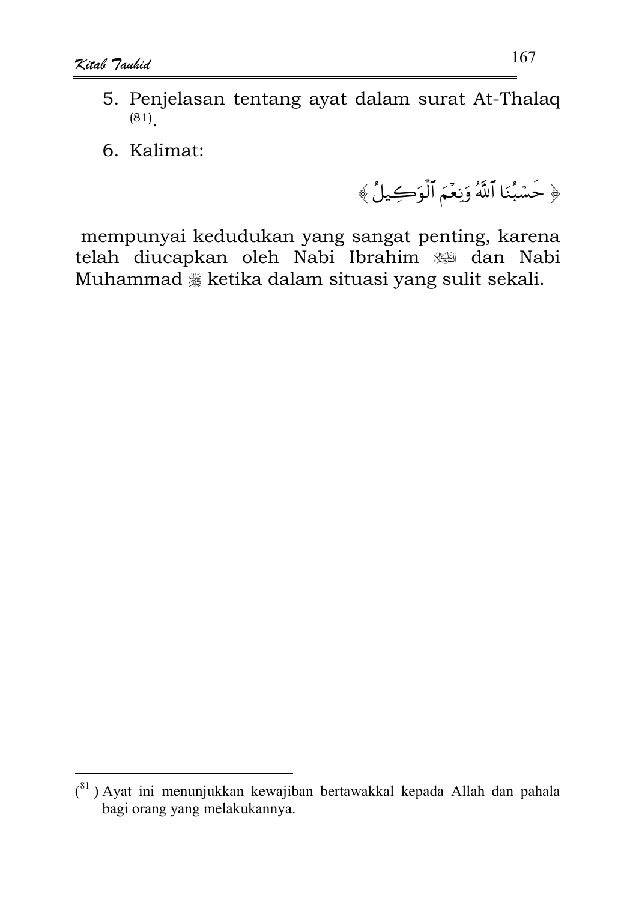5. Penjelasan tentang ayat dalam surat At-Thalaq [81].

6. Kalimat:

﴿ حَسْبُنَا ٱللَّهُ وَنِعْمَ ٱلْوَكِيلُ ﴾

mempunyai kedudukan yang sangat penting, karena telah diucapkan oleh Nabi Ibrahim ﷺ dan Nabi Muhammad ﷺ ketika dalam situasi yang sulit sekali.

---

[81] Ayat ini menunjukkan kewajiban bertawakkal kepada Allah dan pahala bagi orang yang melakukannya.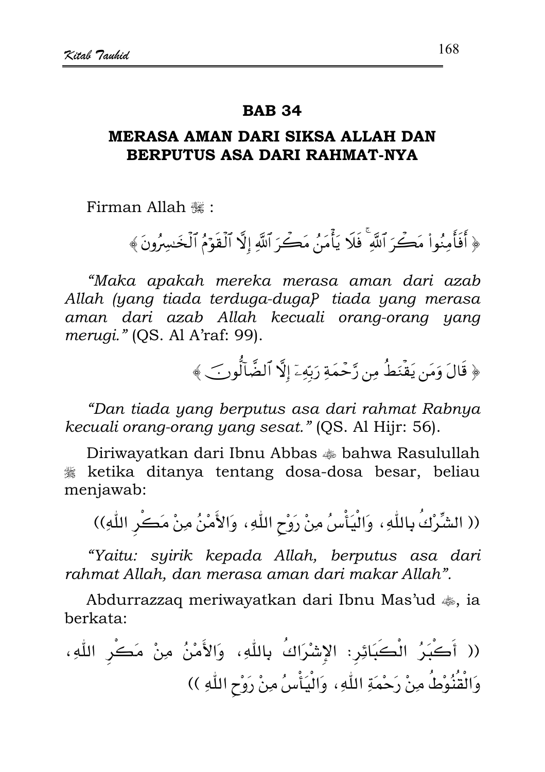## BAB 34

### MERASA AMAN DARI SIKSA ALLAH DAN BERPUTUS ASA DARI RAHMAT-NYA

Firman Allah ﷻ :

﴿ أَفَأَمِنُواْ مَكْرَ ٱللَّهِۚ فَلَا يَأْمَنُ مَكْرَ ٱللَّهِ إِلَّا ٱلْقَوْمُ ٱلْخَٰسِرُونَ ﴾

*"Maka apakah mereka merasa aman dari azab Allah (yang tiada terduga-duga)? tiada yang merasa aman dari azab Allah kecuali orang-orang yang merugi."* (QS. Al A'raf: 99).

﴿ قَالَ وَمَن يَقْنَطُ مِن رَّحْمَةِ رَبِّهِۦٓ إِلَّا ٱلضَّآلُّونَ ﴾

*"Dan tiada yang berputus asa dari rahmat Rabnya kecuali orang-orang yang sesat."* (QS. Al Hijr: 56).

Diriwayatkan dari Ibnu Abbas ؓ bahwa Rasulullah ﷺ ketika ditanya tentang dosa-dosa besar, beliau menjawab:

(( الشِّرْكُ بِاللّٰهِ، وَالْيَأْسُ مِنْ رَوْحِ اللّٰهِ، وَالأَمْنُ مِنْ مَكْرِ اللّٰهِ))

*"Yaitu: syirik kepada Allah, berputus asa dari rahmat Allah, dan merasa aman dari makar Allah".*

Abdurrazzaq meriwayatkan dari Ibnu Mas'ud ؓ, ia berkata:

(( أَكْبَرُ الْكَبَائِرِ: الإِشْرَاكُ بِاللّٰهِ، وَالأَمْنُ مِنْ مَكْرِ اللّٰهِ، وَالْقُنُوْطُ مِنْ رَحْمَةِ اللّٰهِ، وَالْيَأْسُ مِنْ رَوْحِ اللّٰهِ ))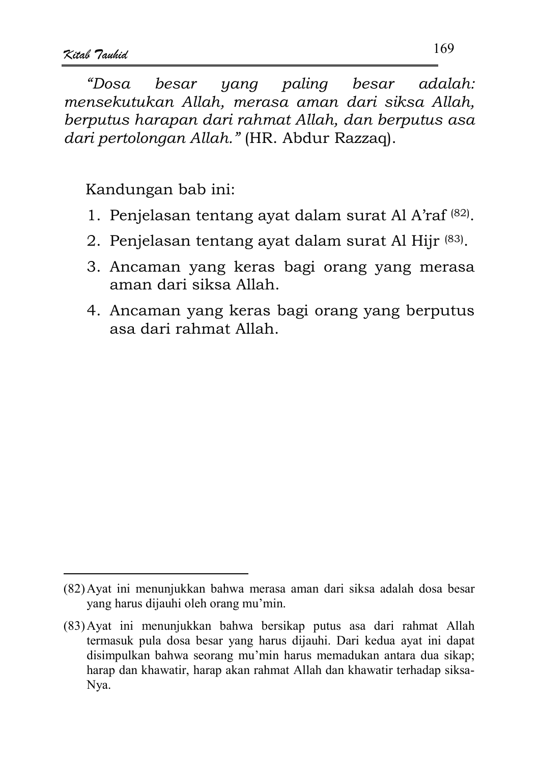*"Dosa besar yang paling besar adalah: mensekutukan Allah, merasa aman dari siksa Allah, berputus harapan dari rahmat Allah, dan berputus asa dari pertolongan Allah."* (HR. Abdur Razzaq).

Kandungan bab ini:

1. Penjelasan tentang ayat dalam surat Al A'raf [(82)].
2. Penjelasan tentang ayat dalam surat Al Hijr [(83)].
3. Ancaman yang keras bagi orang yang merasa aman dari siksa Allah.
4. Ancaman yang keras bagi orang yang berputus asa dari rahmat Allah.

---

(82) Ayat ini menunjukkan bahwa merasa aman dari siksa adalah dosa besar yang harus dijauhi oleh orang mu'min.

(83) Ayat ini menunjukkan bahwa bersikap putus asa dari rahmat Allah termasuk pula dosa besar yang harus dijauhi. Dari kedua ayat ini dapat disimpulkan bahwa seorang mu'min harus memadukan antara dua sikap; harap dan khawatir, harap akan rahmat Allah dan khawatir terhadap siksa-Nya.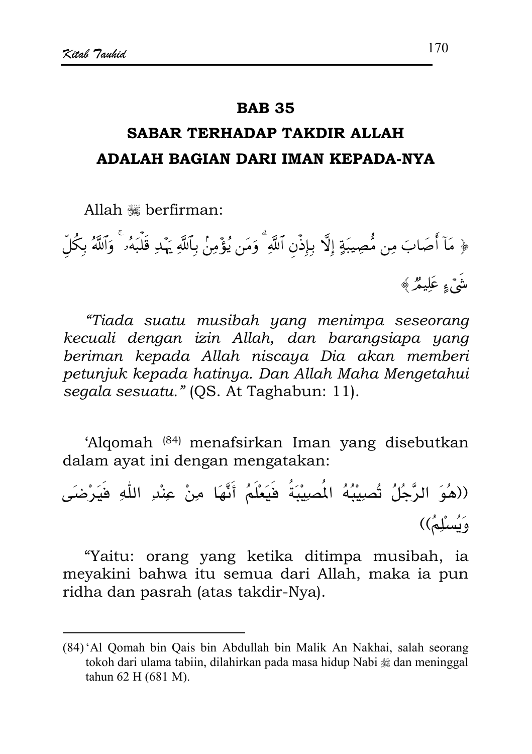# BAB 35

## SABAR TERHADAP TAKDIR ALLAH ADALAH BAGIAN DARI IMAN KEPADA-NYA

Allah ﷻ berfirman:

﴿ مَآ أَصَابَ مِن مُّصِيبَةٍ إِلَّا بِإِذْنِ ٱللَّهِ ۗ وَمَن يُؤْمِنۢ بِٱللَّهِ يَهْدِ قَلْبَهُۥ ۚ وَٱللَّهُ بِكُلِّ شَىْءٍ عَلِيمٌ ﴾

*"Tiada suatu musibah yang menimpa seseorang kecuali dengan izin Allah, dan barangsiapa yang beriman kepada Allah niscaya Dia akan memberi petunjuk kepada hatinya. Dan Allah Maha Mengetahui segala sesuatu."* (QS. At Taghabun: 11).

'Alqomah [84] menafsirkan Iman yang disebutkan dalam ayat ini dengan mengatakan:

((هُوَ الرَّجُلُ تُصِيْبُهُ الْمُصِيْبَةُ فَيَعْلَمُ أَنَّهَا مِنْ عِنْدِ اللّٰهِ فَيَرْضَى وَيُسْلِمُ))

"Yaitu: orang yang ketika ditimpa musibah, ia meyakini bahwa itu semua dari Allah, maka ia pun ridha dan pasrah (atas takdir-Nya).

---

(84) 'Al Qomah bin Qais bin Abdullah bin Malik An Nakhai, salah seorang tokoh dari ulama tabiin, dilahirkan pada masa hidup Nabi ﷺ dan meninggal tahun 62 H (681 M).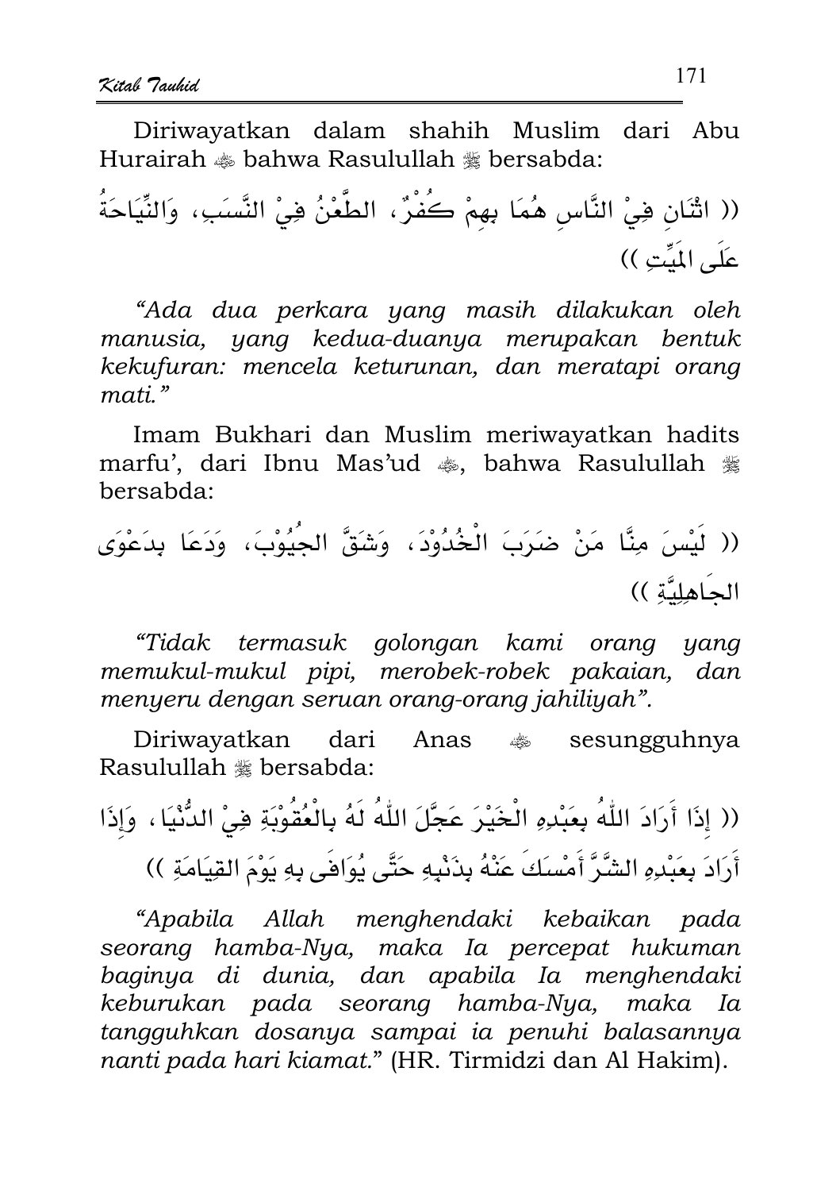Diriwayatkan dalam shahih Muslim dari Abu Hurairah ﷺ bahwa Rasulullah ﷺ bersabda:

(( اثْنَانِ فِيْ النَّاسِ هُمَا بِهِمْ كُفْرٌ، الطَّعْنُ فِيْ النَّسَبِ، وَالنِّيَاحَةُ عَلَى المَيِّتِ ))

*"Ada dua perkara yang masih dilakukan oleh manusia, yang kedua-duanya merupakan bentuk kekufuran: mencela keturunan, dan meratapi orang mati."*

Imam Bukhari dan Muslim meriwayatkan hadits marfu', dari Ibnu Mas'ud ﷺ, bahwa Rasulullah ﷺ bersabda:

(( لَيْسَ مِنَّا مَنْ ضَرَبَ الْخُدُوْدَ، وَشَقَّ الجُيُوْبَ، وَدَعَا بِدَعْوَى الجَاهِلِيَّةِ ))

*"Tidak termasuk golongan kami orang yang memukul-mukul pipi, merobek-robek pakaian, dan menyeru dengan seruan orang-orang jahiliyah".*

Diriwayatkan dari Anas ﷺ sesungguhnya Rasulullah ﷺ bersabda:

(( إِذَا أَرَادَ اللّٰهُ بِعَبْدِهِ الْخَيْرَ عَجَّلَ اللّٰهُ لَهُ بِالْعُقُوْبَةِ فِيْ الدُّنْيَا، وَإِذَا أَرَادَ بِعَبْدِهِ الشَّرَّ أَمْسَكَ عَنْهُ بِذَنْبِهِ حَتَّى يُوَافَى بِهِ يَوْمَ القِيَامَةِ ))

*"Apabila Allah menghendaki kebaikan pada seorang hamba-Nya, maka Ia percepat hukuman baginya di dunia, dan apabila Ia menghendaki keburukan pada seorang hamba-Nya, maka Ia tangguhkan dosanya sampai ia penuhi balasannya nanti pada hari kiamat."* (HR. Tirmidzi dan Al Hakim).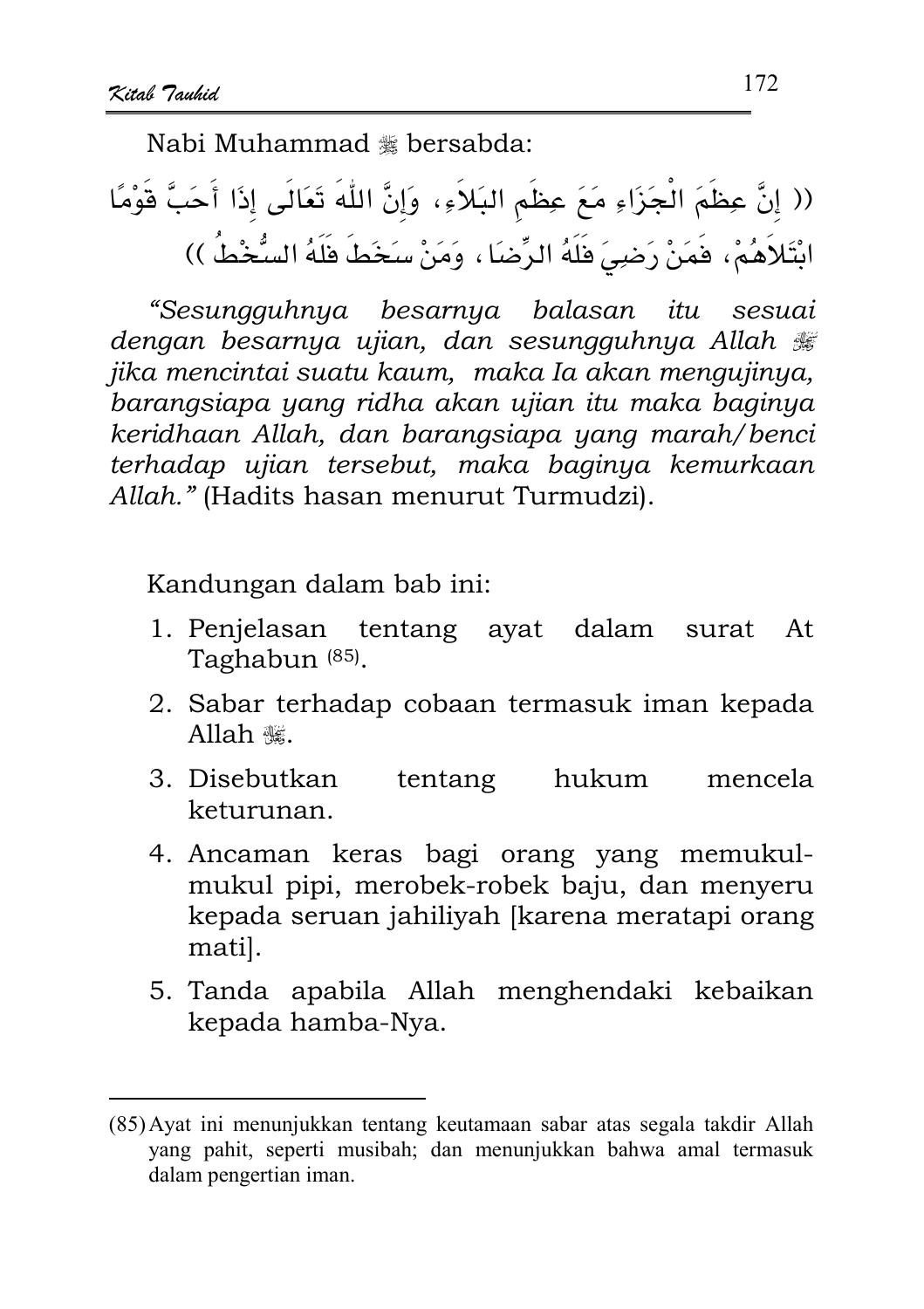Nabi Muhammad ﷺ bersabda:

(( إِنَّ عِظَمَ الْجَزَاءِ مَعَ عِظَمِ البَلاَءِ، وَإِنَّ اللّٰهَ تَعَالَى إِذَا أَحَبَّ قَوْمًا ابْتَلاَهُمْ، فَمَنْ رَضِيَ فَلَهُ الرِّضَا ، وَمَنْ سَخَطَ فَلَهُ السُّخْطُ ))

*"Sesungguhnya besarnya balasan itu sesuai dengan besarnya ujian, dan sesungguhnya Allah ﷻ jika mencintai suatu kaum, maka Ia akan mengujinya, barangsiapa yang ridha akan ujian itu maka baginya keridhaan Allah, dan barangsiapa yang marah/benci terhadap ujian tersebut, maka baginya kemurkaan Allah."* (Hadits hasan menurut Turmudzi).

Kandungan dalam bab ini:

1. Penjelasan tentang ayat dalam surat At Taghabun [85].
2. Sabar terhadap cobaan termasuk iman kepada Allah ﷻ.
3. Disebutkan tentang hukum mencela keturunan.
4. Ancaman keras bagi orang yang memukul-mukul pipi, merobek-robek baju, dan menyeru kepada seruan jahiliyah [karena meratapi orang mati].
5. Tanda apabila Allah menghendaki kebaikan kepada hamba-Nya.

---

(85) Ayat ini menunjukkan tentang keutamaan sabar atas segala takdir Allah yang pahit, seperti musibah; dan menunjukkan bahwa amal termasuk dalam pengertian iman.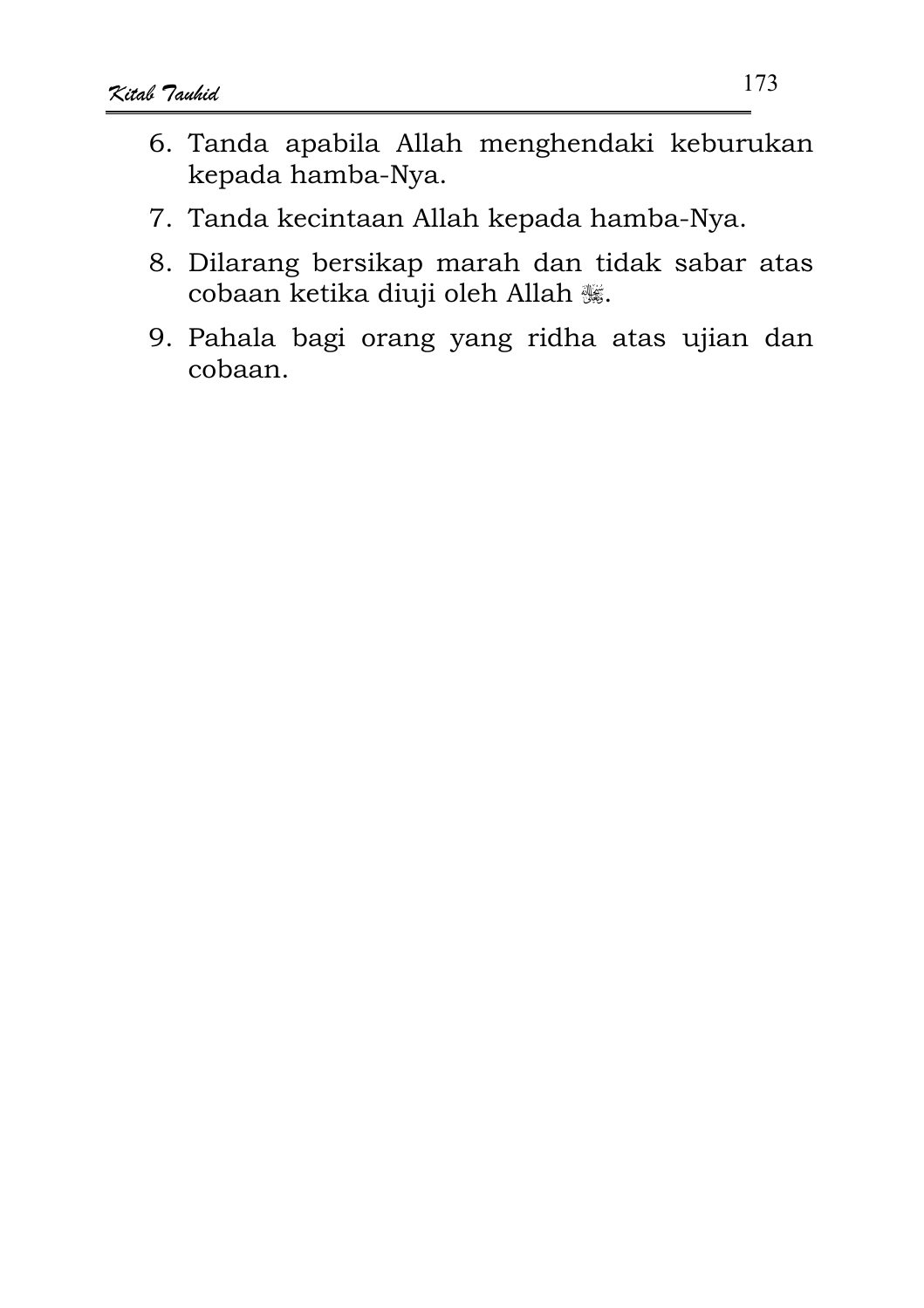6. Tanda apabila Allah menghendaki keburukan kepada hamba-Nya.
7. Tanda kecintaan Allah kepada hamba-Nya.
8. Dilarang bersikap marah dan tidak sabar atas cobaan ketika diuji oleh Allah ﷻ.
9. Pahala bagi orang yang ridha atas ujian dan cobaan.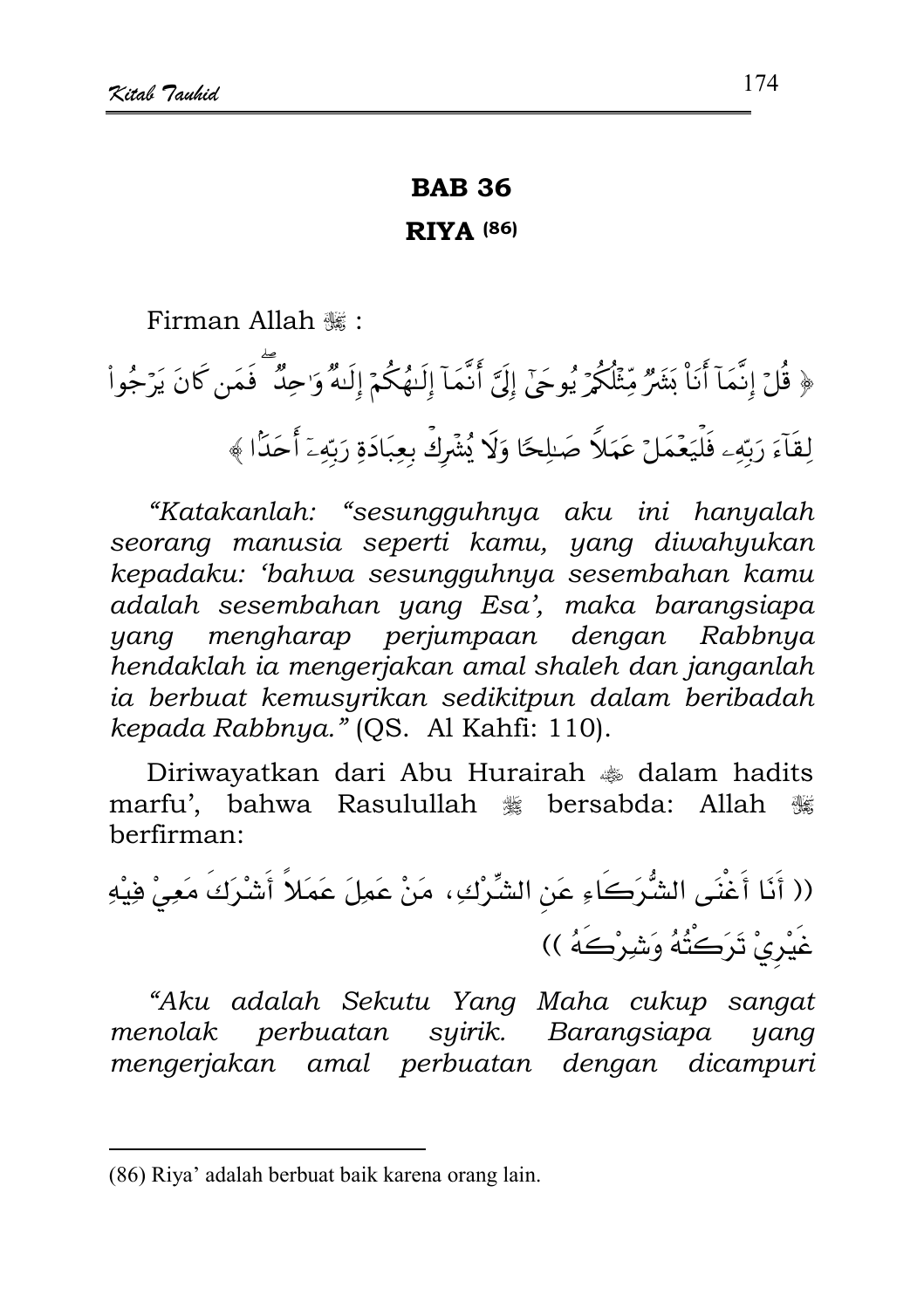## BAB 36

### RIYA [86]

Firman Allah ﷻ :

﴿ قُلْ إِنَّمَآ أَنَا۠ بَشَرٌ مِّثْلُكُمْ يُوحَىٰٓ إِلَيَّ أَنَّمَآ إِلَٰهُكُمْ إِلَٰهٌ وَٰحِدٌ ۖ فَمَن كَانَ يَرْجُوا۟ لِقَآءَ رَبِّهِۦ فَلْيَعْمَلْ عَمَلًا صَٰلِحًا وَلَا يُشْرِكْ بِعِبَادَةِ رَبِّهِۦٓ أَحَدًۢا ﴾

*"Katakanlah: "sesungguhnya aku ini hanyalah seorang manusia seperti kamu, yang diwahyukan kepadaku: 'bahwa sesungguhnya sesembahan kamu adalah sesembahan yang Esa', maka barangsiapa yang mengharap perjumpaan dengan Rabbnya hendaklah ia mengerjakan amal shaleh dan janganlah ia berbuat kemusyrikan sedikitpun dalam beribadah kepada Rabbnya."* (QS. Al Kahfi: 110).

Diriwayatkan dari Abu Hurairah ﷺ dalam hadits marfu', bahwa Rasulullah ﷺ bersabda: Allah ﷻ berfirman:

(( أَنَا أَغْنَى الشُّرَكَاءِ عَنِ الشِّرْكِ، مَنْ عَمِلَ عَمَلاً أَشْرَكَ مَعِيْ فِيْهِ غَيْرِيْ تَرَكْتُهُ وَشِرْكَهُ ))

*"Aku adalah Sekutu Yang Maha cukup sangat menolak perbuatan syirik. Barangsiapa yang mengerjakan amal perbuatan dengan dicampuri*

---

(86) Riya' adalah berbuat baik karena orang lain.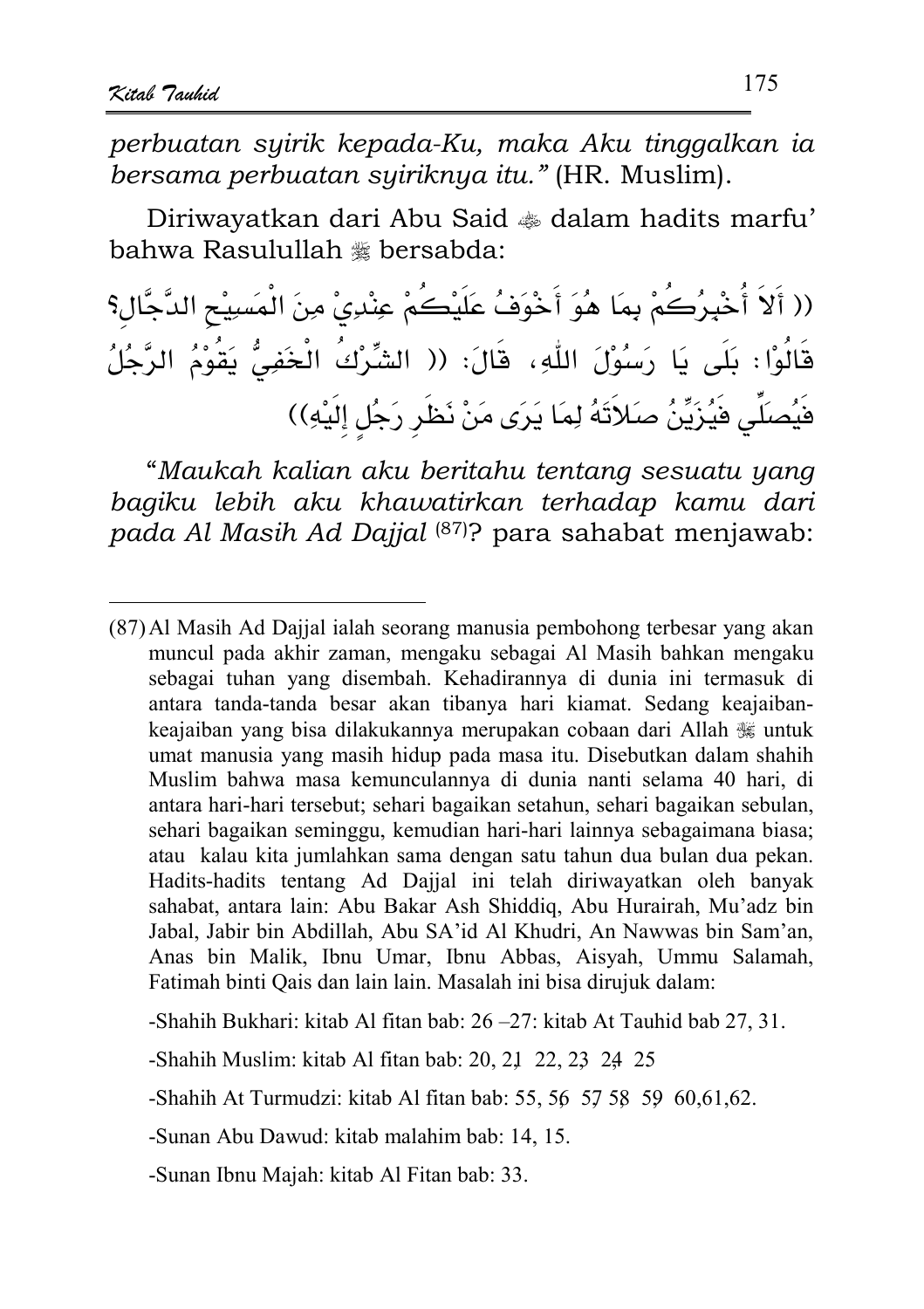*perbuatan syirik kepada-Ku, maka Aku tinggalkan ia bersama perbuatan syiriknya itu."* (HR. Muslim).

Diriwayatkan dari Abu Said ﷺ dalam hadits marfu' bahwa Rasulullah ﷺ bersabda:

(( أَلاَ أُخْبِرُكُمْ بِمَا هُوَ أَخْوَفُ عَلَيْكُمْ عِنْدِيْ مِنَ الْمَسِيْحِ الدَّجَّالِ؟ قَالُوْا : بَلَى يَا رَسُوْلَ اللّٰهِ، قَالَ: (( الشِّرْكُ الْخَفِيُّ يَقُوْمُ الرَّجُلُ فَيُصَلِّي فَيُزَيِّنُ صَلاَتَهُ لِمَا يَرَى مَنْ نَظَرِ رَجُلٍ إِلَيْهِ))

"*Maukah kalian aku beritahu tentang sesuatu yang bagiku lebih aku khawatirkan terhadap kamu dari pada Al Masih Ad Dajjal* [87]? para sahabat menjawab:

---

(87) Al Masih Ad Dajjal ialah seorang manusia pembohong terbesar yang akan muncul pada akhir zaman, mengaku sebagai Al Masih bahkan mengaku sebagai tuhan yang disembah. Kehadirannya di dunia ini termasuk di antara tanda-tanda besar akan tibanya hari kiamat. Sedang keajaiban-keajaiban yang bisa dilakukannya merupakan cobaan dari Allah ﷺ untuk umat manusia yang masih hidup pada masa itu. Disebutkan dalam shahih Muslim bahwa masa kemunculannya di dunia nanti selama 40 hari, di antara hari-hari tersebut; sehari bagaikan setahun, sehari bagaikan sebulan, sehari bagaikan seminggu, kemudian hari-hari lainnya sebagaimana biasa; atau kalau kita jumlahkan sama dengan satu tahun dua bulan dua pekan. Hadits-hadits tentang Ad Dajjal ini telah diriwayatkan oleh banyak sahabat, antara lain: Abu Bakar Ash Shiddiq, Abu Hurairah, Mu'adz bin Jabal, Jabir bin Abdillah, Abu SA'id Al Khudri, An Nawwas bin Sam'an, Anas bin Malik, Ibnu Umar, Ibnu Abbas, Aisyah, Ummu Salamah, Fatimah binti Qais dan lain lain. Masalah ini bisa dirujuk dalam:

-Shahih Bukhari: kitab Al fitan bab: 26 –27: kitab At Tauhid bab 27, 31.

-Shahih Muslim: kitab Al fitan bab: 20, 21, 22, 23, 24, 25

-Shahih At Turmudzi: kitab Al fitan bab: 55, 56, 57, 58, 59, 60,61,62.

-Sunan Abu Dawud: kitab malahim bab: 14, 15.

-Sunan Ibnu Majah: kitab Al Fitan bab: 33.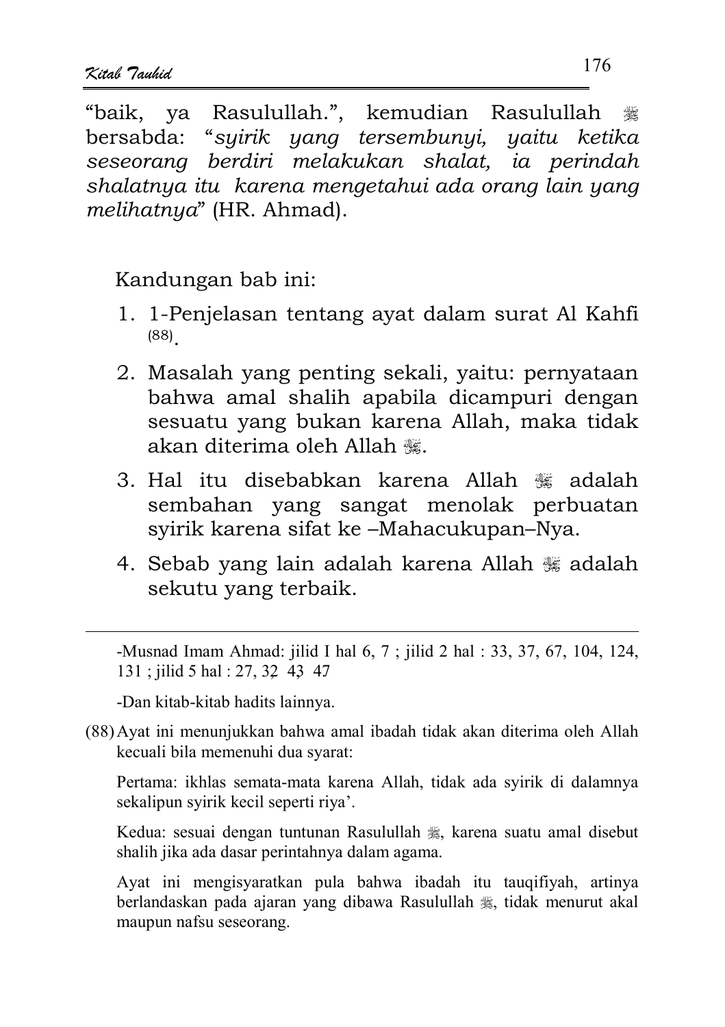"baik, ya Rasulullah.", kemudian Rasulullah ﷺ bersabda: "*syirik yang tersembunyi, yaitu ketika seseorang berdiri melakukan shalat, ia perindah shalatnya itu karena mengetahui ada orang lain yang melihatnya*" (HR. Ahmad).

Kandungan bab ini:

1. 1-Penjelasan tentang ayat dalam surat Al Kahfi [(88)].
2. Masalah yang penting sekali, yaitu: pernyataan bahwa amal shalih apabila dicampuri dengan sesuatu yang bukan karena Allah, maka tidak akan diterima oleh Allah ﷻ.
3. Hal itu disebabkan karena Allah ﷻ adalah sembahan yang sangat menolak perbuatan syirik karena sifat ke –Mahacukupan–Nya.
4. Sebab yang lain adalah karena Allah ﷻ adalah sekutu yang terbaik.

---

-Musnad Imam Ahmad: jilid I hal 6, 7 ; jilid 2 hal : 33, 37, 67, 104, 124, 131 ; jilid 5 hal : 27, 32, 43, 47

-Dan kitab-kitab hadits lainnya.

(88) Ayat ini menunjukkan bahwa amal ibadah tidak akan diterima oleh Allah kecuali bila memenuhi dua syarat:

Pertama: ikhlas semata-mata karena Allah, tidak ada syirik di dalamnya sekalipun syirik kecil seperti riya'.

Kedua: sesuai dengan tuntunan Rasulullah ﷺ, karena suatu amal disebut shalih jika ada dasar perintahnya dalam agama.

Ayat ini mengisyaratkan pula bahwa ibadah itu tauqifiyah, artinya berlandaskan pada ajaran yang dibawa Rasulullah ﷺ, tidak menurut akal maupun nafsu seseorang.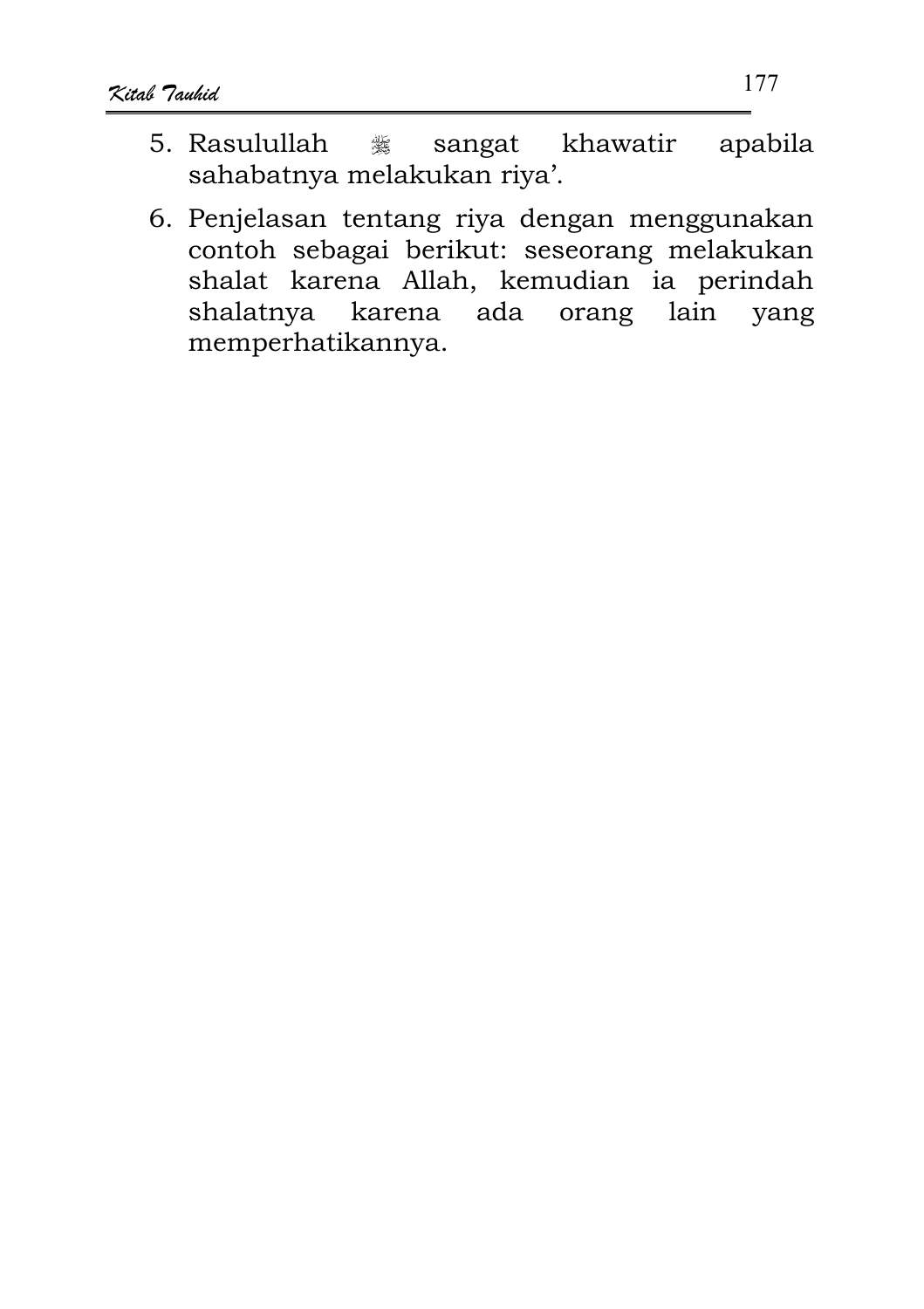5. Rasulullah ﷺ sangat khawatir apabila sahabatnya melakukan riya'.
6. Penjelasan tentang riya dengan menggunakan contoh sebagai berikut: seseorang melakukan shalat karena Allah, kemudian ia perindah shalatnya karena ada orang lain yang memperhatikannya.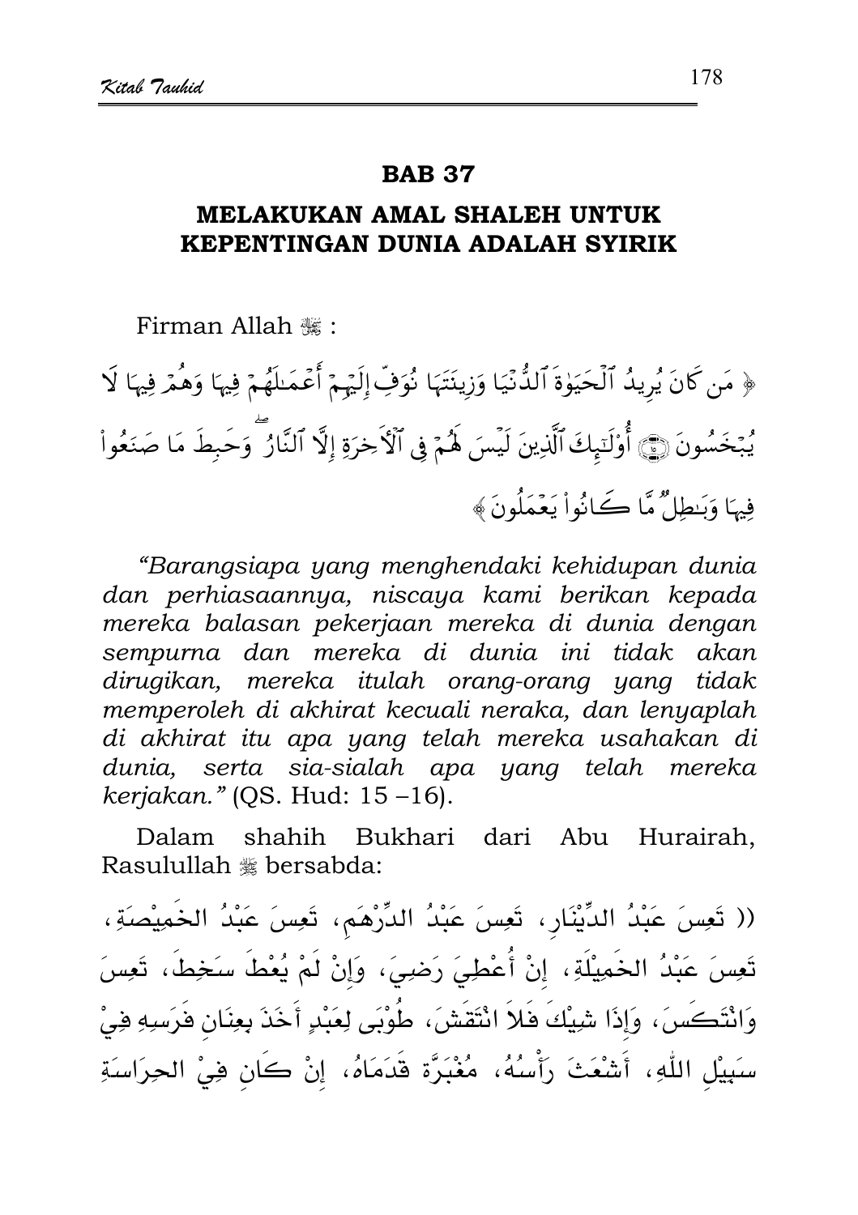## BAB 37

### MELAKUKAN AMAL SHALEH UNTUK KEPENTINGAN DUNIA ADALAH SYIRIK

Firman Allah ﷻ :

﴿ مَن كَانَ يُرِيدُ ٱلْحَيَوٰةَ ٱلدُّنْيَا وَزِينَتَهَا نُوَفِّ إِلَيْهِمْ أَعْمَـٰلَهُمْ فِيهَا وَهُمْ فِيهَا لَا يُبْخَسُونَ ۝ أُوْلَـٰٓئِكَ ٱلَّذِينَ لَيْسَ لَهُمْ فِى ٱلْأَخِرَةِ إِلَّا ٱلنَّارُ ۖ وَحَبِطَ مَا صَنَعُواْ فِيهَا وَبَـٰطِلٌ مَّا كَانُواْ يَعْمَلُونَ ﴾

*"Barangsiapa yang menghendaki kehidupan dunia dan perhiasaannya, niscaya kami berikan kepada mereka balasan pekerjaan mereka di dunia dengan sempurna dan mereka di dunia ini tidak akan dirugikan, mereka itulah orang-orang yang tidak memperoleh di akhirat kecuali neraka, dan lenyaplah di akhirat itu apa yang telah mereka usahakan di dunia, serta sia-sialah apa yang telah mereka kerjakan."* (QS. Hud: 15 –16).

Dalam shahih Bukhari dari Abu Hurairah, Rasulullah ﷺ bersabda:

(( تَعِسَ عَبْدُ الدِّيْنَارِ، تَعِسَ عَبْدُ الدِّرْهَمِ، تَعِسَ عَبْدُ الخَمِيْصَةِ، تَعِسَ عَبْدُ الخَمِيْلَةِ، إِنْ أُعْطِيَ رَضِيَ، وَإِنْ لَمْ يُعْطَ سَخِطَ، تَعِسَ وَانْتَكَسَ، وَإِذَا شِيْكَ فَلاَ انْتَقَشَ، طُوْبَى لِعَبْدٍ أَخَذَ بِعِنَانِ فَرَسِهِ فِيْ سَبِيْلِ اللّٰهِ، أَشْعَثَ رَأْسُهُ، مُغْبَرَّة قَدَمَاهُ، إِنْ كَانَ فِيْ الحِرَاسَةِ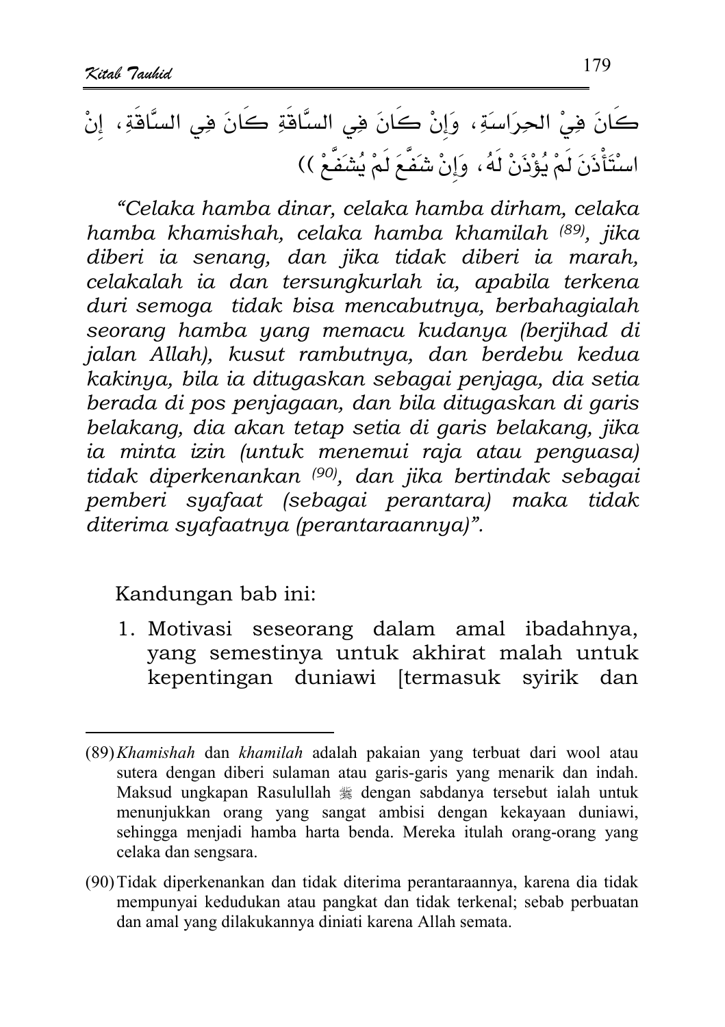كَانَ فِيْ الحِرَاسَةِ، وَإِنْ كَانَ فِي السَّاقَةِ كَانَ فِي السَّاقَةِ، إِنْ اسْتَأْذَنَ لَمْ يُؤْذَنْ لَهُ، وَإِنْ شَفَّعَ لَمْ يُشَفَّعْ ))

*"Celaka hamba dinar, celaka hamba dirham, celaka hamba khamishah, celaka hamba khamilah [89], jika diberi ia senang, dan jika tidak diberi ia marah, celakalah ia dan tersungkurlah ia, apabila terkena duri semoga tidak bisa mencabutnya, berbahagialah seorang hamba yang memacu kudanya (berjihad di jalan Allah), kusut rambutnya, dan berdebu kedua kakinya, bila ia ditugaskan sebagai penjaga, dia setia berada di pos penjagaan, dan bila ditugaskan di garis belakang, dia akan tetap setia di garis belakang, jika ia minta izin (untuk menemui raja atau penguasa) tidak diperkenankan [90], dan jika bertindak sebagai pemberi syafaat (sebagai perantara) maka tidak diterima syafaatnya (perantaraannya)".*

Kandungan bab ini:

1. Motivasi seseorang dalam amal ibadahnya, yang semestinya untuk akhirat malah untuk kepentingan duniawi [termasuk syirik dan

---

(89) *Khamishah* dan *khamilah* adalah pakaian yang terbuat dari wool atau sutera dengan diberi sulaman atau garis-garis yang menarik dan indah. Maksud ungkapan Rasulullah ﷺ dengan sabdanya tersebut ialah untuk menunjukkan orang yang sangat ambisi dengan kekayaan duniawi, sehingga menjadi hamba harta benda. Mereka itulah orang-orang yang celaka dan sengsara.

(90) Tidak diperkenankan dan tidak diterima perantaraannya, karena dia tidak mempunyai kedudukan atau pangkat dan tidak terkenal; sebab perbuatan dan amal yang dilakukannya diniati karena Allah semata.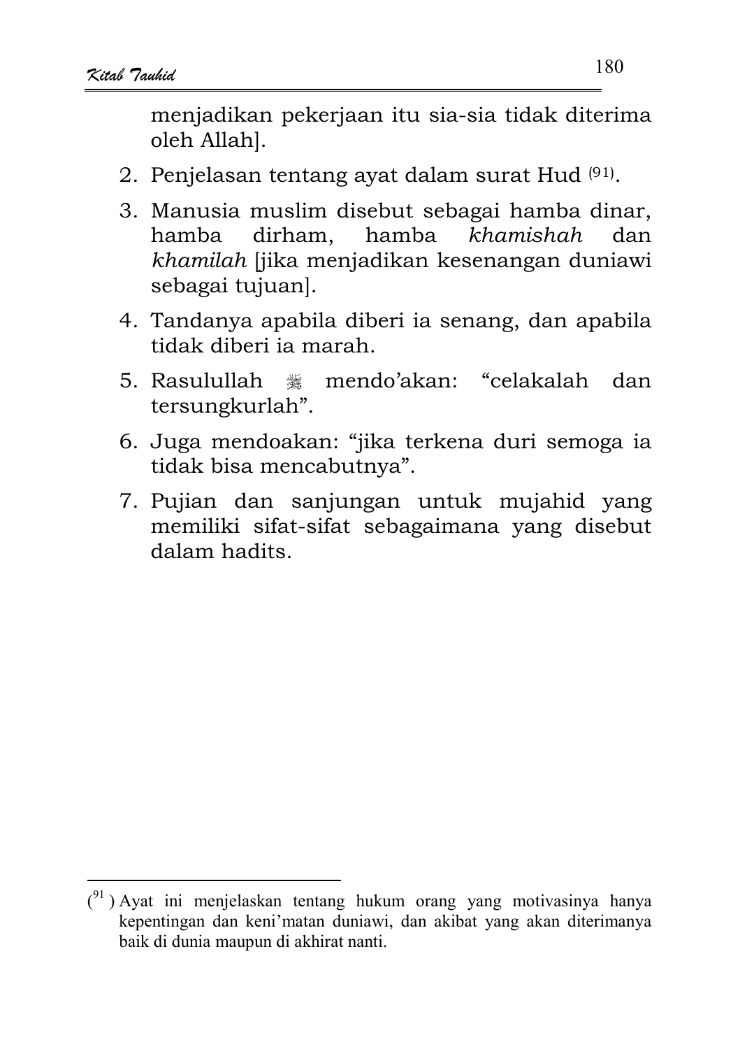menjadikan pekerjaan itu sia-sia tidak diterima oleh Allah].

2. Penjelasan tentang ayat dalam surat Hud [91].
3. Manusia muslim disebut sebagai hamba dinar, hamba dirham, hamba *khamishah* dan *khamilah* [jika menjadikan kesenangan duniawi sebagai tujuan].
4. Tandanya apabila diberi ia senang, dan apabila tidak diberi ia marah.
5. Rasulullah ﷺ mendo'akan: "celakalah dan tersungkurlah".
6. Juga mendoakan: "jika terkena duri semoga ia tidak bisa mencabutnya".
7. Pujian dan sanjungan untuk mujahid yang memiliki sifat-sifat sebagaimana yang disebut dalam hadits.

---

([91]) Ayat ini menjelaskan tentang hukum orang yang motivasinya hanya kepentingan dan keni'matan duniawi, dan akibat yang akan diterimanya baik di dunia maupun di akhirat nanti.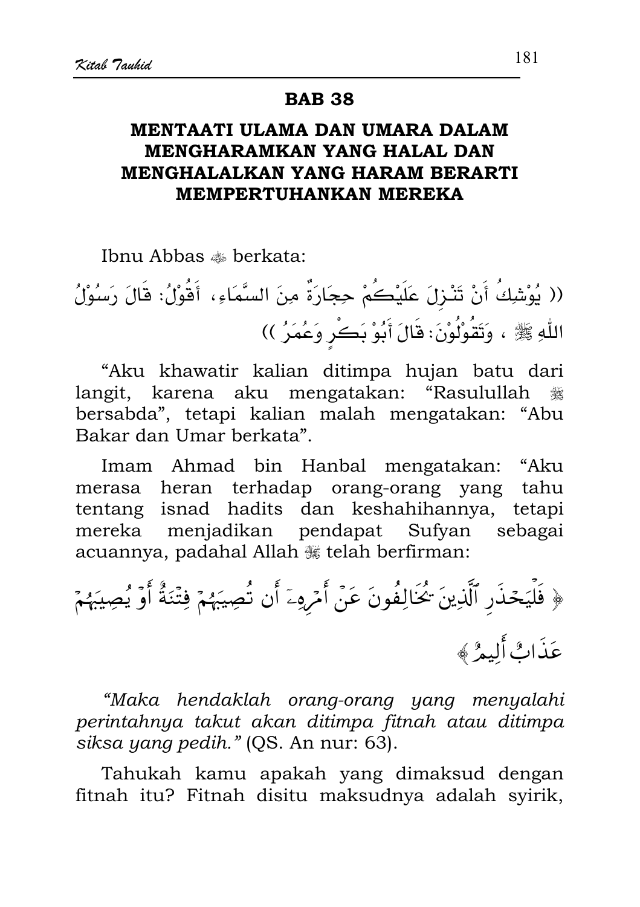## BAB 38

## MENTAATI ULAMA DAN UMARA DALAM MENGHARAMKAN YANG HALAL DAN MENGHALALKAN YANG HARAM BERARTI MEMPERTUHANKAN MEREKA

Ibnu Abbas ﷺ berkata:

(( يُوْشِكُ أَنْ تَنْـزِلَ عَلَيْكُمْ حِجَارَةٌ مِنَ السَّمَاءِ، أَقُوْلُ: قَالَ رَسُوْلُ اللّٰهِ ﷺ ، وَتَقُوْلُوْنَ: قَالَ أَبُوْ بَكْرٍ وَعُمَرُ ))

"Aku khawatir kalian ditimpa hujan batu dari langit, karena aku mengatakan: "Rasulullah ﷺ bersabda", tetapi kalian malah mengatakan: "Abu Bakar dan Umar berkata".

Imam Ahmad bin Hanbal mengatakan: "Aku merasa heran terhadap orang-orang yang tahu tentang isnad hadits dan keshahihannya, tetapi mereka menjadikan pendapat Sufyan sebagai acuannya, padahal Allah ﷻ telah berfirman:

﴿ فَلْيَحْذَرِ ٱلَّذِينَ يُخَالِفُونَ عَنْ أَمْرِهِۦٓ أَن تُصِيبَهُمْ فِتْنَةٌ أَوْ يُصِيبَهُمْ عَذَابٌ أَلِيمٌ ﴾

*"Maka hendaklah orang-orang yang menyalahi perintahnya takut akan ditimpa fitnah atau ditimpa siksa yang pedih."* (QS. An nur: 63).

Tahukah kamu apakah yang dimaksud dengan fitnah itu? Fitnah disitu maksudnya adalah syirik,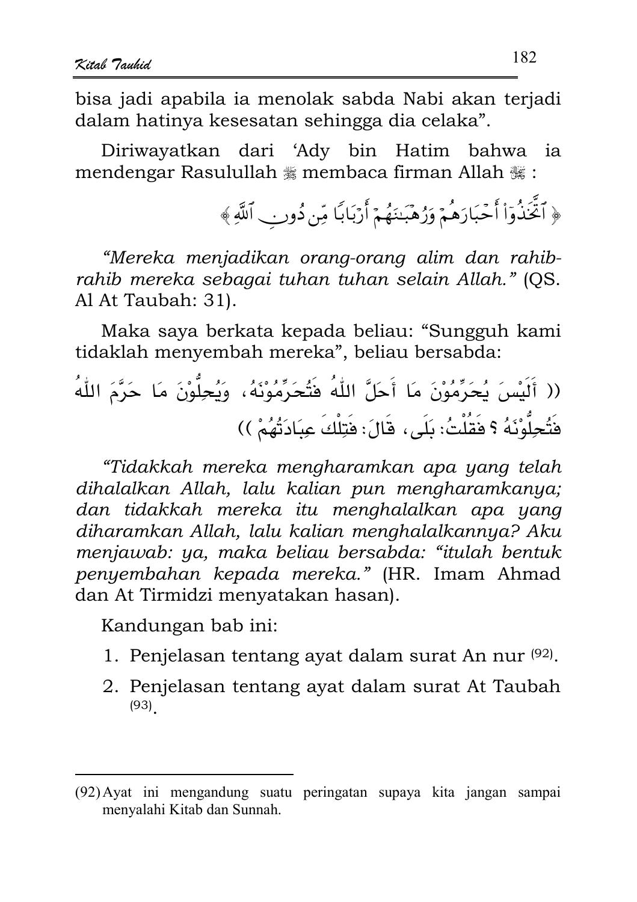bisa jadi apabila ia menolak sabda Nabi akan terjadi dalam hatinya kesesatan sehingga dia celaka".

Diriwayatkan dari 'Ady bin Hatim bahwa ia mendengar Rasulullah ﷺ membaca firman Allah ﷻ :

﴿ ٱتَّخَذُوٓاْ أَحْبَارَهُمْ وَرُهْبَٰنَهُمْ أَرْبَابًا مِّن دُونِ ٱللَّهِ ﴾

*"Mereka menjadikan orang-orang alim dan rahib-rahib mereka sebagai tuhan tuhan selain Allah."* (QS. Al At Taubah: 31).

Maka saya berkata kepada beliau: "Sungguh kami tidaklah menyembah mereka", beliau bersabda:

(( أَلَيْسَ يُحَرِّمُوْنَ مَا أَحَلَّ اللّٰهُ فَتُحَرِّمُوْنَهُ، وَيُحِلُّوْنَ مَا حَرَّمَ اللّٰهُ فَتُحِلُّوْنَهُ ؟ فَقُلْتُ: بَلَى، قَالَ: فَتِلْكَ عِبَادَتُهُمْ ))

*"Tidakkah mereka mengharamkan apa yang telah dihalalkan Allah, lalu kalian pun mengharamkanya; dan tidakkah mereka itu menghalalkan apa yang diharamkan Allah, lalu kalian menghalalkannya? Aku menjawab: ya, maka beliau bersabda: "itulah bentuk penyembahan kepada mereka."* (HR. Imam Ahmad dan At Tirmidzi menyatakan hasan).

Kandungan bab ini:

1. Penjelasan tentang ayat dalam surat An nur (92).
2. Penjelasan tentang ayat dalam surat At Taubah (93).

---

(92) Ayat ini mengandung suatu peringatan supaya kita jangan sampai menyalahi Kitab dan Sunnah.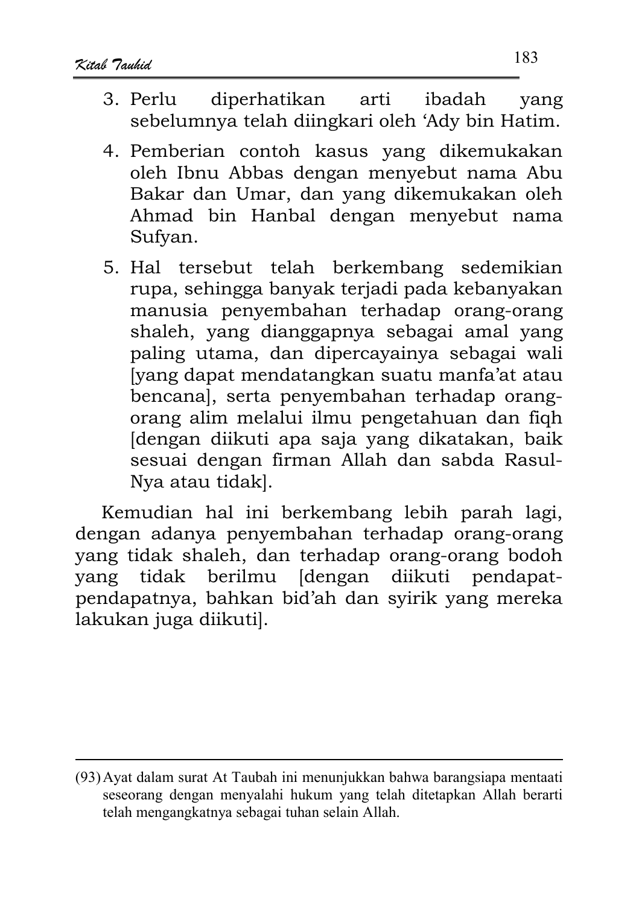3. Perlu diperhatikan arti ibadah yang sebelumnya telah diingkari oleh 'Ady bin Hatim.
4. Pemberian contoh kasus yang dikemukakan oleh Ibnu Abbas dengan menyebut nama Abu Bakar dan Umar, dan yang dikemukakan oleh Ahmad bin Hanbal dengan menyebut nama Sufyan.
5. Hal tersebut telah berkembang sedemikian rupa, sehingga banyak terjadi pada kebanyakan manusia penyembahan terhadap orang-orang shaleh, yang dianggapnya sebagai amal yang paling utama, dan dipercayainya sebagai wali [yang dapat mendatangkan suatu manfa'at atau bencana], serta penyembahan terhadap orang-orang alim melalui ilmu pengetahuan dan fiqh [dengan diikuti apa saja yang dikatakan, baik sesuai dengan firman Allah dan sabda Rasul-Nya atau tidak].

Kemudian hal ini berkembang lebih parah lagi, dengan adanya penyembahan terhadap orang-orang yang tidak shaleh, dan terhadap orang-orang bodoh yang tidak berilmu [dengan diikuti pendapat-pendapatnya, bahkan bid'ah dan syirik yang mereka lakukan juga diikuti].

---

(93) Ayat dalam surat At Taubah ini menunjukkan bahwa barangsiapa mentaati seseorang dengan menyalahi hukum yang telah ditetapkan Allah berarti telah mengangkatnya sebagai tuhan selain Allah.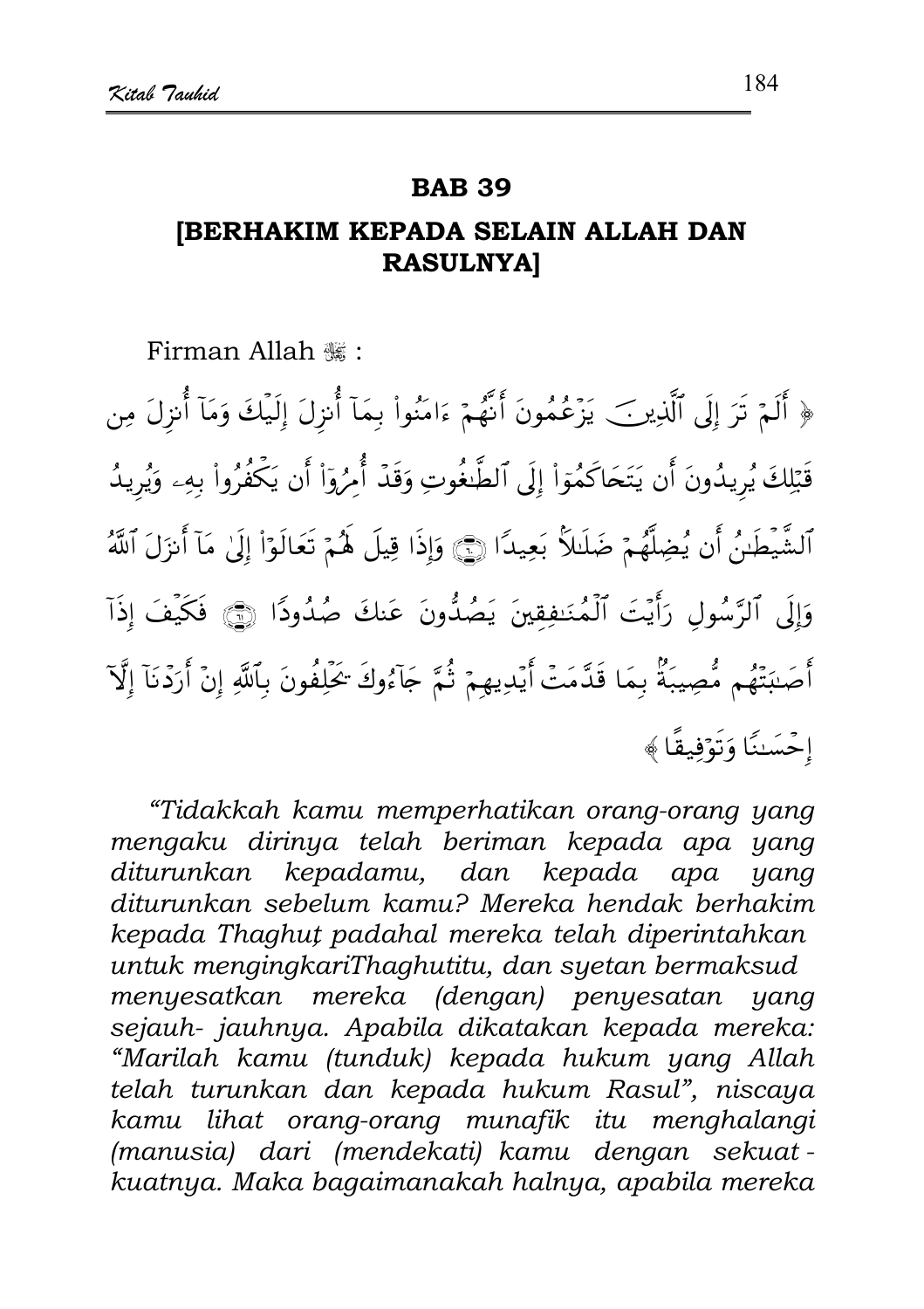## BAB 39

## [BERHAKIM KEPADA SELAIN ALLAH DAN RASULNYA]

Firman Allah ﷻ :

﴿ أَلَمْ تَرَ إِلَى ٱلَّذِينَ يَزْعُمُونَ أَنَّهُمْ ءَامَنُوا۟ بِمَآ أُنزِلَ إِلَيْكَ وَمَآ أُنزِلَ مِن قَبْلِكَ يُرِيدُونَ أَن يَتَحَاكَمُوٓا۟ إِلَى ٱلطَّٰغُوتِ وَقَدْ أُمِرُوٓا۟ أَن يَكْفُرُوا۟ بِهِۦ وَيُرِيدُ ٱلشَّيْطَٰنُ أَن يُضِلَّهُمْ ضَلَٰلًۢا بَعِيدًا ۝ وَإِذَا قِيلَ لَهُمْ تَعَالَوْا۟ إِلَىٰ مَآ أَنزَلَ ٱللَّهُ وَإِلَى ٱلرَّسُولِ رَأَيْتَ ٱلْمُنَٰفِقِينَ يَصُدُّونَ عَنكَ صُدُودًا ۝ فَكَيْفَ إِذَآ أَصَٰبَتْهُم مُّصِيبَةٌۢ بِمَا قَدَّمَتْ أَيْدِيهِمْ ثُمَّ جَآءُوكَ يَحْلِفُونَ بِٱللَّهِ إِنْ أَرَدْنَآ إِلَّآ إِحْسَٰنًا وَتَوْفِيقًا ﴾

*"Tidakkah kamu memperhatikan orang-orang yang mengaku dirinya telah beriman kepada apa yang diturunkan kepadamu, dan kepada apa yang diturunkan sebelum kamu? Mereka hendak berhakim kepada Thaghuṭ padahal mereka telah diperintahkan untuk mengingkariThaghutitu, dan syetan bermaksud menyesatkan mereka (dengan) penyesatan yang sejauh- jauhnya. Apabila dikatakan kepada mereka: "Marilah kamu (tunduk) kepada hukum yang Allah telah turunkan dan kepada hukum Rasul", niscaya kamu lihat orang-orang munafik itu menghalangi (manusia) dari (mendekati) kamu dengan sekuat - kuatnya. Maka bagaimanakah halnya, apabila mereka*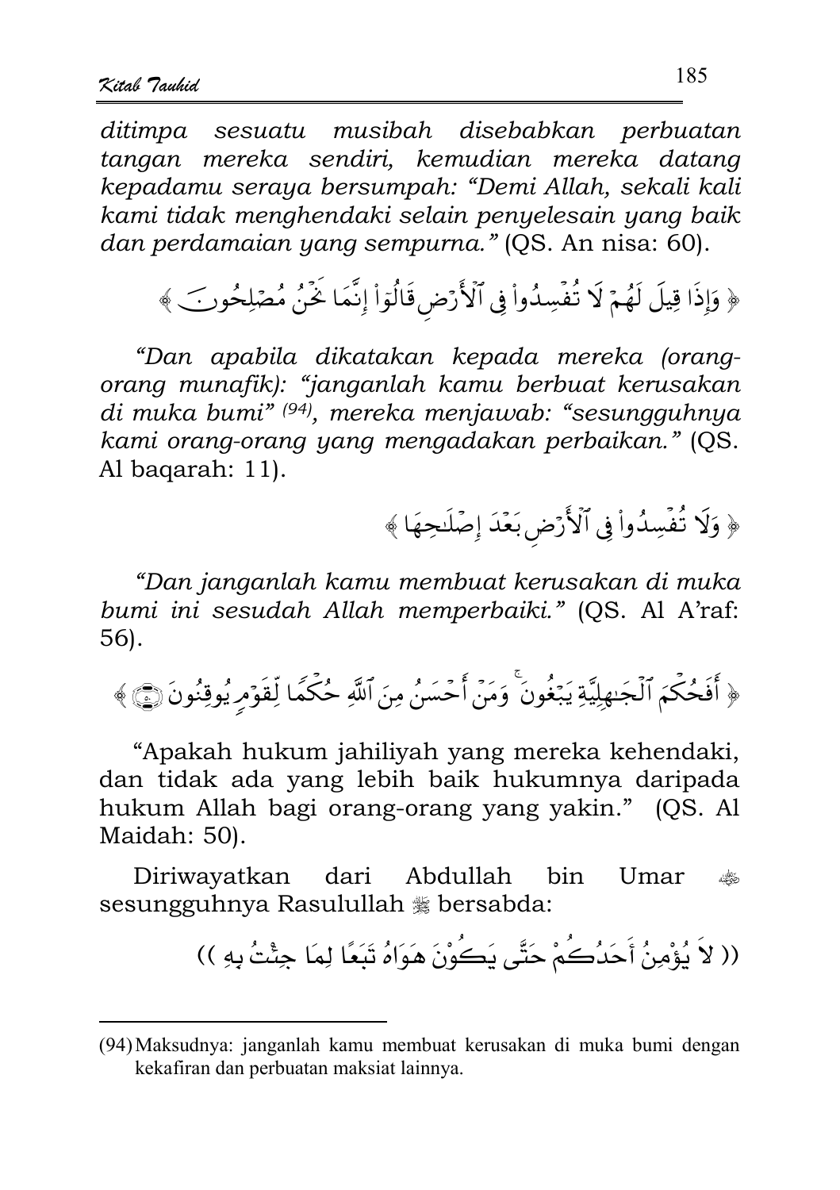*ditimpa sesuatu musibah disebabkan perbuatan tangan mereka sendiri, kemudian mereka datang kepadamu seraya bersumpah: "Demi Allah, sekali kali kami tidak menghendaki selain penyelesain yang baik dan perdamaian yang sempurna."* (QS. An nisa: 60).

﴿ وَإِذَا قِيلَ لَهُمْ لَا تُفْسِدُواْ فِي ٱلْأَرْضِ قَالُوٓاْ إِنَّمَا نَحْنُ مُصْلِحُونَ ﴾

*"Dan apabila dikatakan kepada mereka (orang-orang munafik): "janganlah kamu berbuat kerusakan di muka bumi" [(94)], mereka menjawab: "sesungguhnya kami orang-orang yang mengadakan perbaikan."* (QS. Al baqarah: 11).

﴿ وَلَا تُفْسِدُواْ فِي ٱلْأَرْضِ بَعْدَ إِصْلَٰحِهَا ﴾

*"Dan janganlah kamu membuat kerusakan di muka bumi ini sesudah Allah memperbaiki."* (QS. Al A'raf: 56).

﴿ أَفَحُكْمَ ٱلْجَٰهِلِيَّةِ يَبْغُونَ ۚ وَمَنْ أَحْسَنُ مِنَ ٱللَّهِ حُكْمًا لِّقَوْمٍ يُوقِنُونَ ﴿٥٠﴾ ﴾

"Apakah hukum jahiliyah yang mereka kehendaki, dan tidak ada yang lebih baik hukumnya daripada hukum Allah bagi orang-orang yang yakin." (QS. Al Maidah: 50).

Diriwayatkan dari Abdullah bin Umar ﵁ sesungguhnya Rasulullah ﷺ bersabda:

(( لاَ يُؤْمِنُ أَحَدُكُمْ حَتَّى يَكُوْنَ هَوَاهُ تَبَعًا لِمَا جِئْتُ بِهِ ))

---

(94) Maksudnya: janganlah kamu membuat kerusakan di muka bumi dengan kekafiran dan perbuatan maksiat lainnya.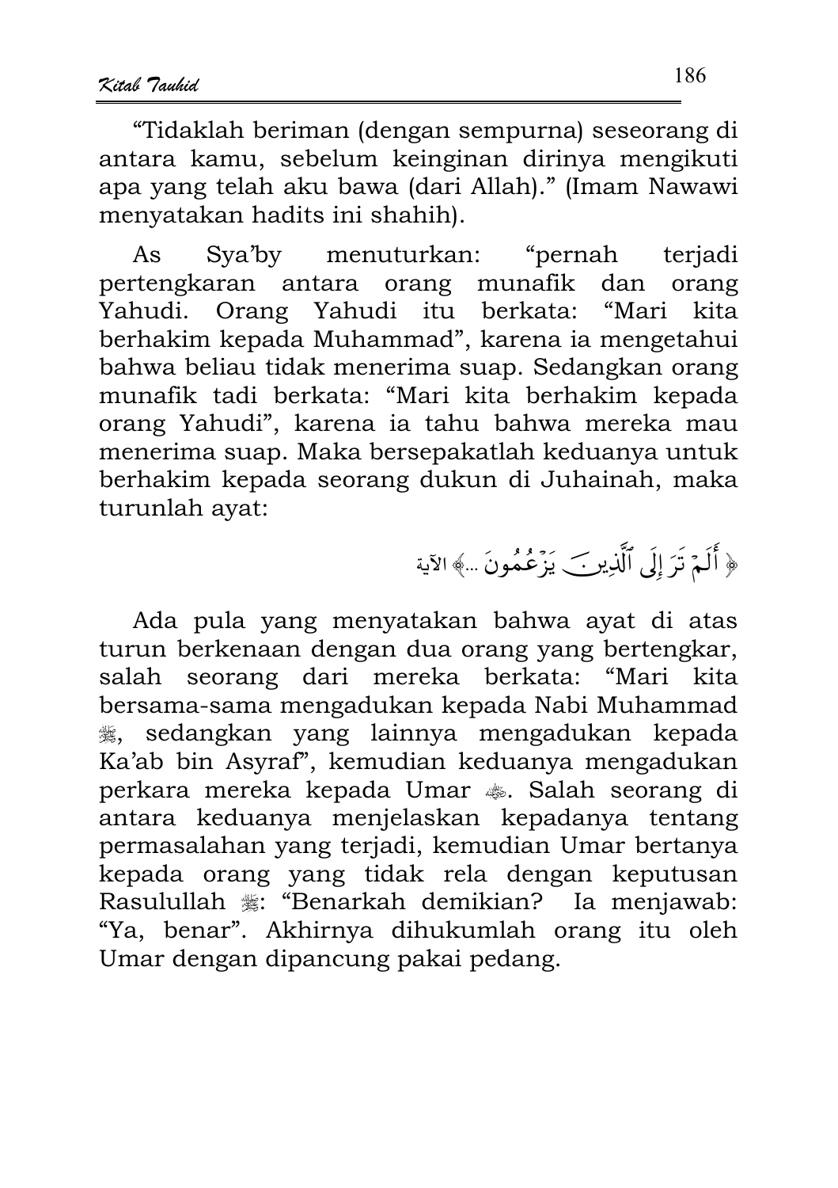“Tidaklah beriman (dengan sempurna) seseorang di antara kamu, sebelum keinginan dirinya mengikuti apa yang telah aku bawa (dari Allah).” (Imam Nawawi menyatakan hadits ini shahih).

As Sya’by menuturkan: “pernah terjadi pertengkaran antara orang munafik dan orang Yahudi. Orang Yahudi itu berkata: “Mari kita berhakim kepada Muhammad”, karena ia mengetahui bahwa beliau tidak menerima suap. Sedangkan orang munafik tadi berkata: “Mari kita berhakim kepada orang Yahudi”, karena ia tahu bahwa mereka mau menerima suap. Maka bersepakatlah keduanya untuk berhakim kepada seorang dukun di Juhainah, maka turunlah ayat:

﴿ أَلَمْ تَرَ إِلَى ٱلَّذِينَ يَزْعُمُونَ ...﴾ الآية

Ada pula yang menyatakan bahwa ayat di atas turun berkenaan dengan dua orang yang bertengkar, salah seorang dari mereka berkata: “Mari kita bersama-sama mengadukan kepada Nabi Muhammad ﷺ, sedangkan yang lainnya mengadukan kepada Ka’ab bin Asyraf”, kemudian keduanya mengadukan perkara mereka kepada Umar ﷺ. Salah seorang di antara keduanya menjelaskan kepadanya tentang permasalahan yang terjadi, kemudian Umar bertanya kepada orang yang tidak rela dengan keputusan Rasulullah ﷺ: “Benarkah demikian? Ia menjawab: “Ya, benar”. Akhirnya dihukumlah orang itu oleh Umar dengan dipancung pakai pedang.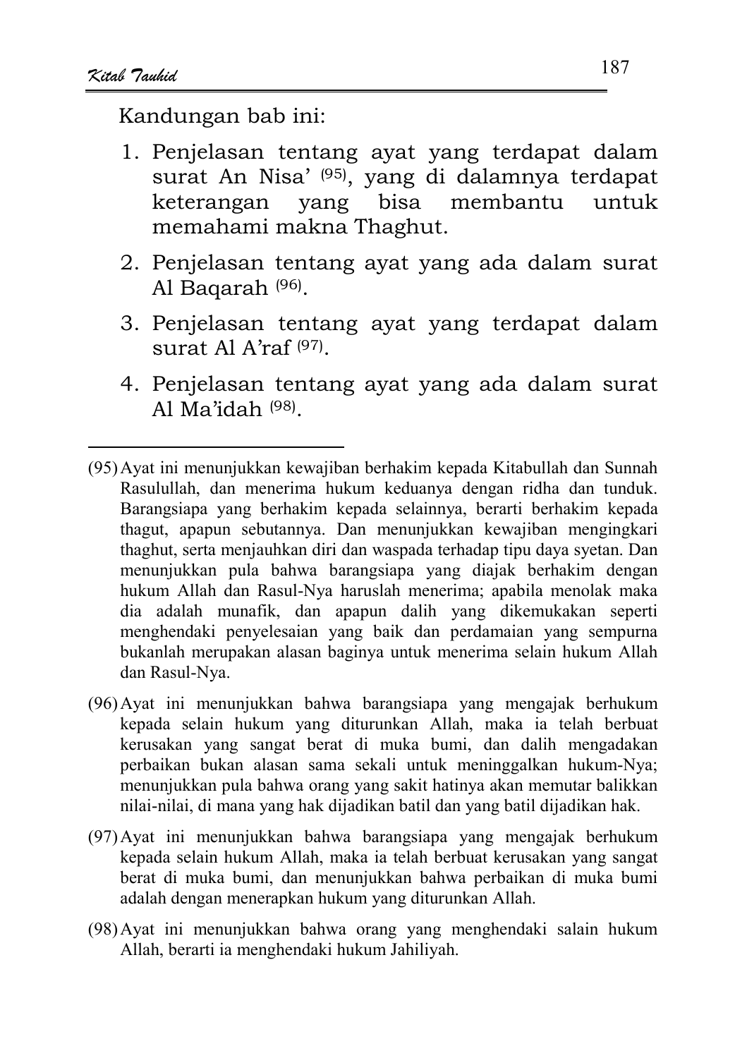Kandungan bab ini:

1. Penjelasan tentang ayat yang terdapat dalam surat An Nisa' [95], yang di dalamnya terdapat keterangan yang bisa membantu untuk memahami makna Thaghut.
2. Penjelasan tentang ayat yang ada dalam surat Al Baqarah [96].
3. Penjelasan tentang ayat yang terdapat dalam surat Al A'raf [97].
4. Penjelasan tentang ayat yang ada dalam surat Al Ma'idah [98].

---

(95) Ayat ini menunjukkan kewajiban berhakim kepada Kitabullah dan Sunnah Rasulullah, dan menerima hukum keduanya dengan ridha dan tunduk. Barangsiapa yang berhakim kepada selainnya, berarti berhakim kepada thagut, apapun sebutannya. Dan menunjukkan kewajiban mengingkari thaghut, serta menjauhkan diri dan waspada terhadap tipu daya syetan. Dan menunjukkan pula bahwa barangsiapa yang diajak berhakim dengan hukum Allah dan Rasul-Nya haruslah menerima; apabila menolak maka dia adalah munafik, dan apapun dalih yang dikemukakan seperti menghendaki penyelesaian yang baik dan perdamaian yang sempurna bukanlah merupakan alasan baginya untuk menerima selain hukum Allah dan Rasul-Nya.

(96) Ayat ini menunjukkan bahwa barangsiapa yang mengajak berhukum kepada selain hukum yang diturunkan Allah, maka ia telah berbuat kerusakan yang sangat berat di muka bumi, dan dalih mengadakan perbaikan bukan alasan sama sekali untuk meninggalkan hukum-Nya; menunjukkan pula bahwa orang yang sakit hatinya akan memutar balikkan nilai-nilai, di mana yang hak dijadikan batil dan yang batil dijadikan hak.

(97) Ayat ini menunjukkan bahwa barangsiapa yang mengajak berhukum kepada selain hukum Allah, maka ia telah berbuat kerusakan yang sangat berat di muka bumi, dan menunjukkan bahwa perbaikan di muka bumi adalah dengan menerapkan hukum yang diturunkan Allah.

(98) Ayat ini menunjukkan bahwa orang yang menghendaki salain hukum Allah, berarti ia menghendaki hukum Jahiliyah.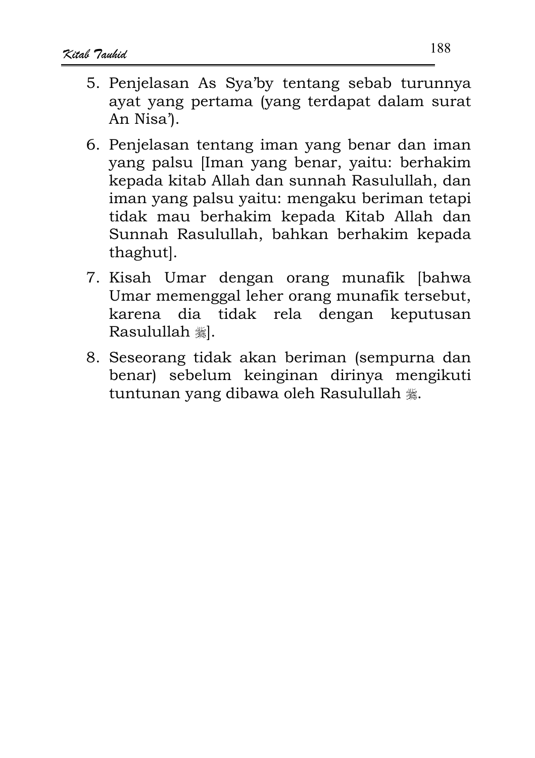5. Penjelasan As Sya'by tentang sebab turunnya ayat yang pertama (yang terdapat dalam surat An Nisa').
6. Penjelasan tentang iman yang benar dan iman yang palsu [Iman yang benar, yaitu: berhakim kepada kitab Allah dan sunnah Rasulullah, dan iman yang palsu yaitu: mengaku beriman tetapi tidak mau berhakim kepada Kitab Allah dan Sunnah Rasulullah, bahkan berhakim kepada thaghut].
7. Kisah Umar dengan orang munafik [bahwa Umar memenggal leher orang munafik tersebut, karena dia tidak rela dengan keputusan Rasulullah ﷺ].
8. Seseorang tidak akan beriman (sempurna dan benar) sebelum keinginan dirinya mengikuti tuntunan yang dibawa oleh Rasulullah ﷺ.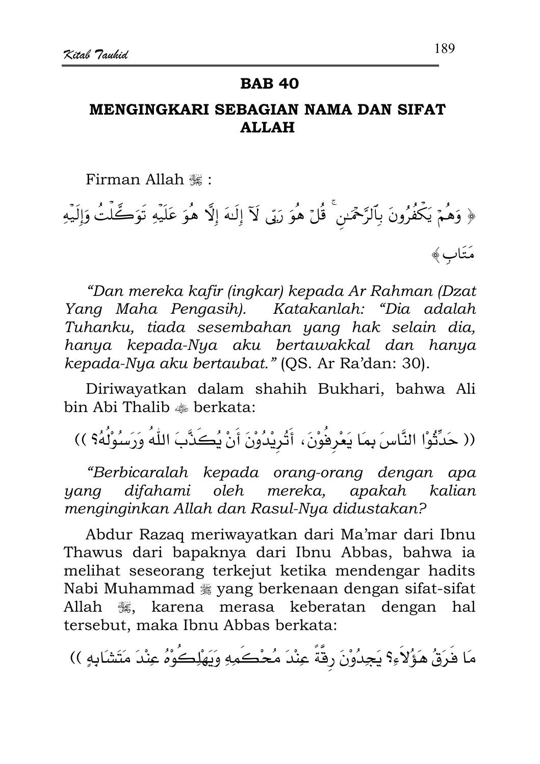## BAB 40

### MENGINGKARI SEBAGIAN NAMA DAN SIFAT ALLAH

Firman Allah ﷻ :

﴿ وَهُمْ يَكْفُرُونَ بِٱلرَّحْمَـٰنِ ۚ قُلْ هُوَ رَبِّى لَآ إِلَـٰهَ إِلَّا هُوَ عَلَيْهِ تَوَكَّلْتُ وَإِلَيْهِ مَتَابِ ﴾

*"Dan mereka kafir (ingkar) kepada Ar Rahman (Dzat Yang Maha Pengasih). Katakanlah: "Dia adalah Tuhanku, tiada sesembahan yang hak selain dia, hanya kepada-Nya aku bertawakkal dan hanya kepada-Nya aku bertaubat."* (QS. Ar Ra'dan: 30).

Diriwayatkan dalam shahih Bukhari, bahwa Ali bin Abi Thalib ﷺ berkata:

(( حَدِّثُوْا النَّاسَ بِمَا يَعْرِفُوْنَ، أَتُرِيْدُوْنَ أَنْ يُكَذَّبَ اللّٰهُ وَرَسُوْلُهُ؟ ))

*"Berbicaralah kepada orang-orang dengan apa yang difahami oleh mereka, apakah kalian menginginkan Allah dan Rasul-Nya didustakan?*

Abdur Razaq meriwayatkan dari Ma'mar dari Ibnu Thawus dari bapaknya dari Ibnu Abbas, bahwa ia melihat seseorang terkejut ketika mendengar hadits Nabi Muhammad ﷺ yang berkenaan dengan sifat-sifat Allah ﷻ, karena merasa keberatan dengan hal tersebut, maka Ibnu Abbas berkata:

مَا فَرَقُ هَؤُلَاءِ؟ يَجِدُوْنَ رِقَّةً عِنْدَ مُحْكَمِهِ وَيَهْلِكُوْهُ عِنْدَ مَتَشَابِهِ ))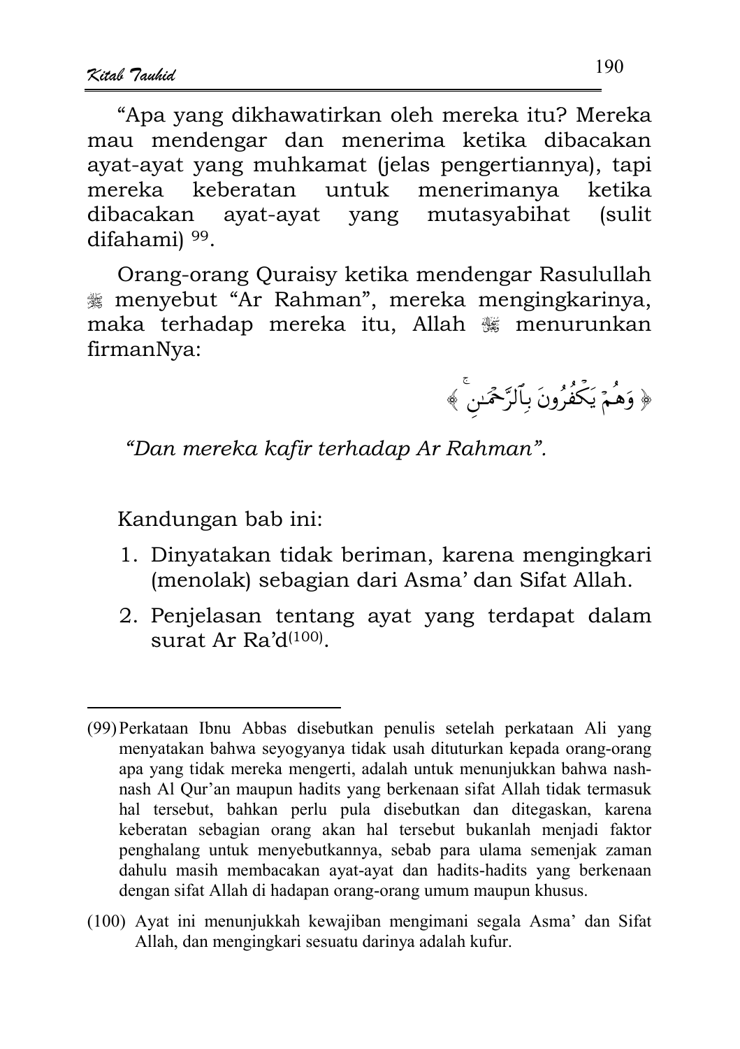"Apa yang dikhawatirkan oleh mereka itu? Mereka mau mendengar dan menerima ketika dibacakan ayat-ayat yang muhkamat (jelas pengertiannya), tapi mereka keberatan untuk menerimanya ketika dibacakan ayat-ayat yang mutasyabihat (sulit difahami) [99].

Orang-orang Quraisy ketika mendengar Rasulullah ﷺ menyebut "Ar Rahman", mereka mengingkarinya, maka terhadap mereka itu, Allah ﷻ menurunkan firmanNya:

﴿ وَهُمۡ يَكۡفُرُونَ بِٱلرَّحۡمَـٰنِۚ ﴾

*"Dan mereka kafir terhadap Ar Rahman".*

Kandungan bab ini:

1. Dinyatakan tidak beriman, karena mengingkari (menolak) sebagian dari Asma' dan Sifat Allah.
2. Penjelasan tentang ayat yang terdapat dalam surat Ar Ra'd[100].

---

(99) Perkataan Ibnu Abbas disebutkan penulis setelah perkataan Ali yang menyatakan bahwa seyogyanya tidak usah dituturkan kepada orang-orang apa yang tidak mereka mengerti, adalah untuk menunjukkan bahwa nash-nash Al Qur'an maupun hadits yang berkenaan sifat Allah tidak termasuk hal tersebut, bahkan perlu pula disebutkan dan ditegaskan, karena keberatan sebagian orang akan hal tersebut bukanlah menjadi faktor penghalang untuk menyebutkannya, sebab para ulama semenjak zaman dahulu masih membacakan ayat-ayat dan hadits-hadits yang berkenaan dengan sifat Allah di hadapan orang-orang umum maupun khusus.

(100) Ayat ini menunjukkah kewajiban mengimani segala Asma' dan Sifat Allah, dan mengingkari sesuatu darinya adalah kufur.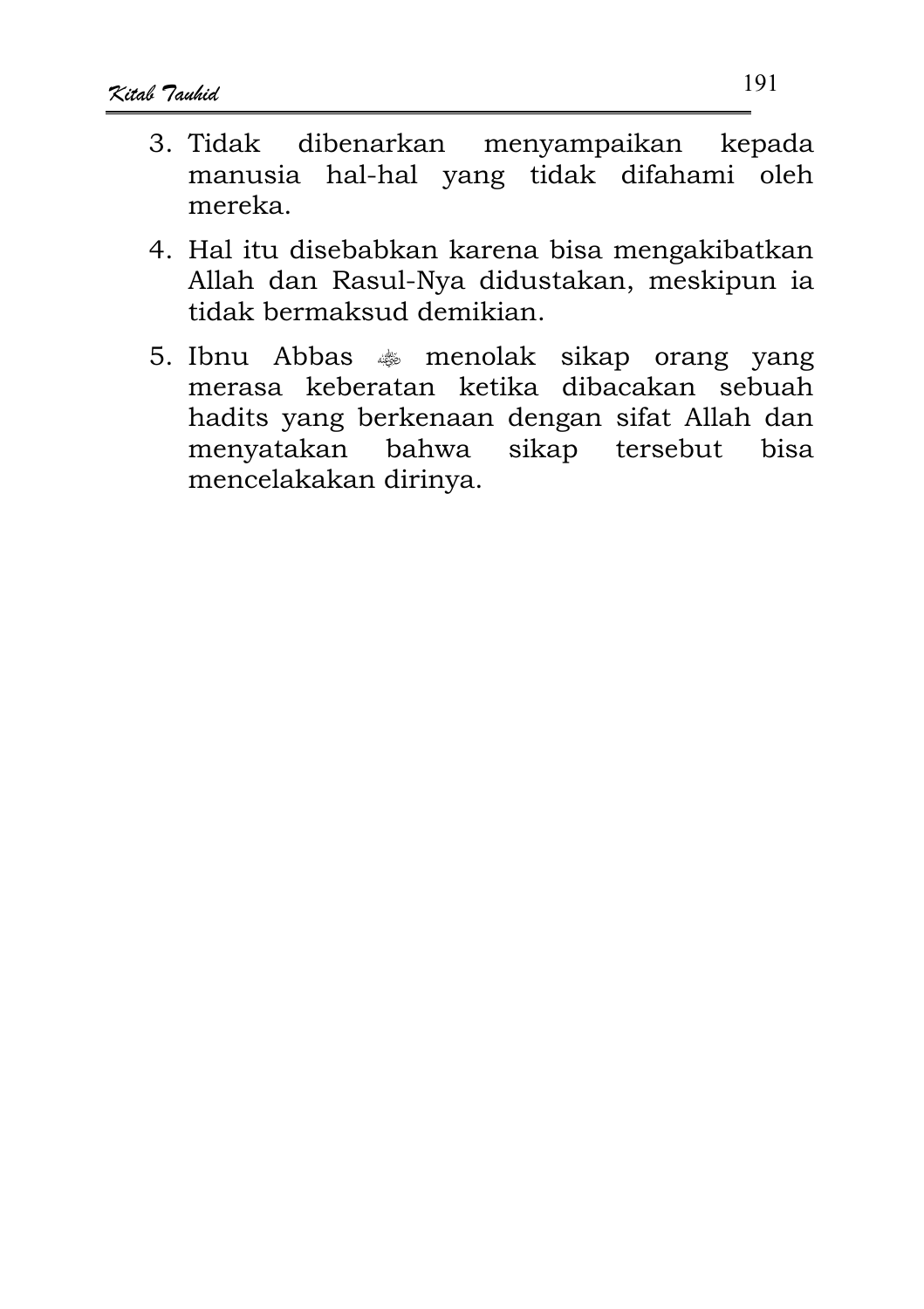3. Tidak dibenarkan menyampaikan kepada manusia hal-hal yang tidak difahami oleh mereka.
4. Hal itu disebabkan karena bisa mengakibatkan Allah dan Rasul-Nya didustakan, meskipun ia tidak bermaksud demikian.
5. Ibnu Abbas ﷺ menolak sikap orang yang merasa keberatan ketika dibacakan sebuah hadits yang berkenaan dengan sifat Allah dan menyatakan bahwa sikap tersebut bisa mencelakakan dirinya.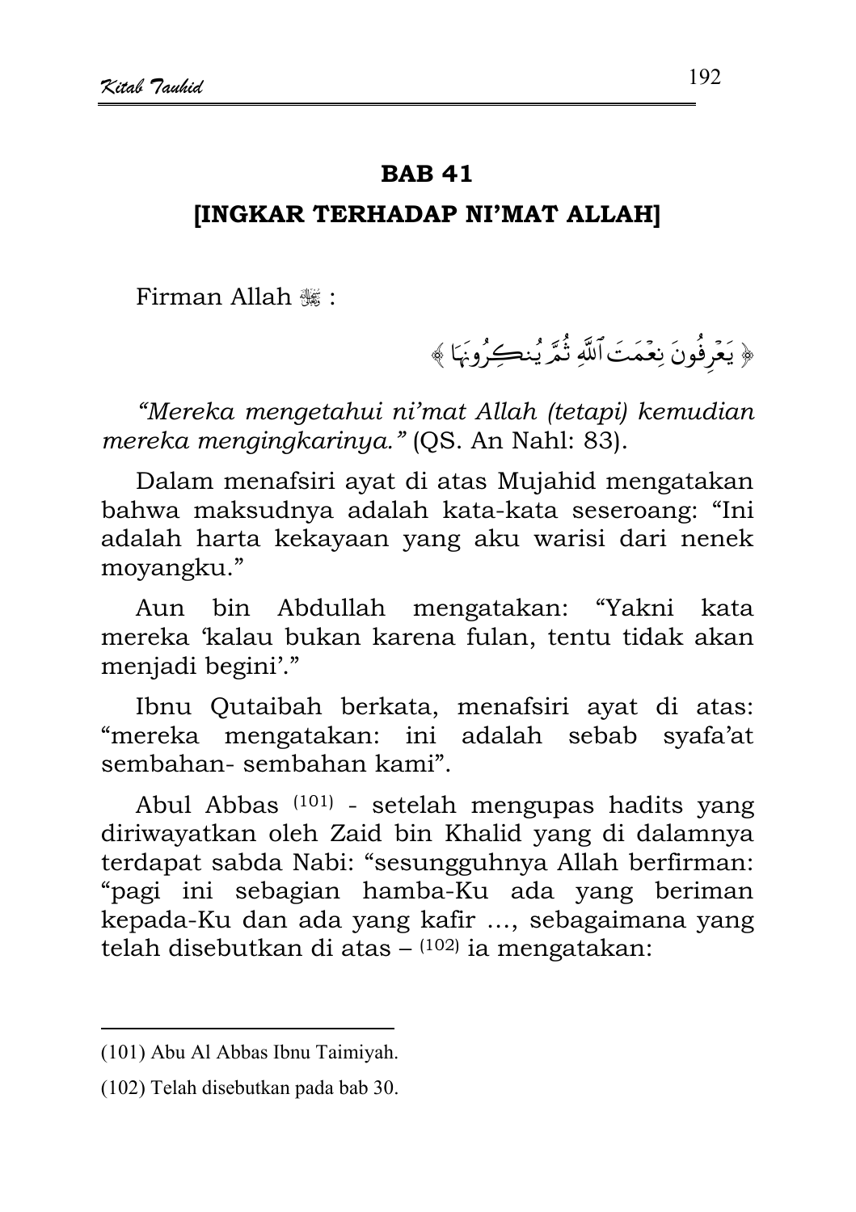## BAB 41

## [INGKAR TERHADAP NI'MAT ALLAH]

Firman Allah ﷻ :

﴿ يَعْرِفُونَ نِعْمَتَ ٱللَّهِ ثُمَّ يُنكِرُونَهَا ﴾

*"Mereka mengetahui ni'mat Allah (tetapi) kemudian mereka mengingkarinya."* (QS. An Nahl: 83).

Dalam menafsiri ayat di atas Mujahid mengatakan bahwa maksudnya adalah kata-kata seseroang: "Ini adalah harta kekayaan yang aku warisi dari nenek moyangku."

Aun bin Abdullah mengatakan: "Yakni kata mereka 'kalau bukan karena fulan, tentu tidak akan menjadi begini'."

Ibnu Qutaibah berkata, menafsiri ayat di atas: "mereka mengatakan: ini adalah sebab syafa'at sembahan- sembahan kami".

Abul Abbas [101] - setelah mengupas hadits yang diriwayatkan oleh Zaid bin Khalid yang di dalamnya terdapat sabda Nabi: "sesungguhnya Allah berfirman: "pagi ini sebagian hamba-Ku ada yang beriman kepada-Ku dan ada yang kafir ..., sebagaimana yang telah disebutkan di atas – [102] ia mengatakan:

---

(101) Abu Al Abbas Ibnu Taimiyah.

(102) Telah disebutkan pada bab 30.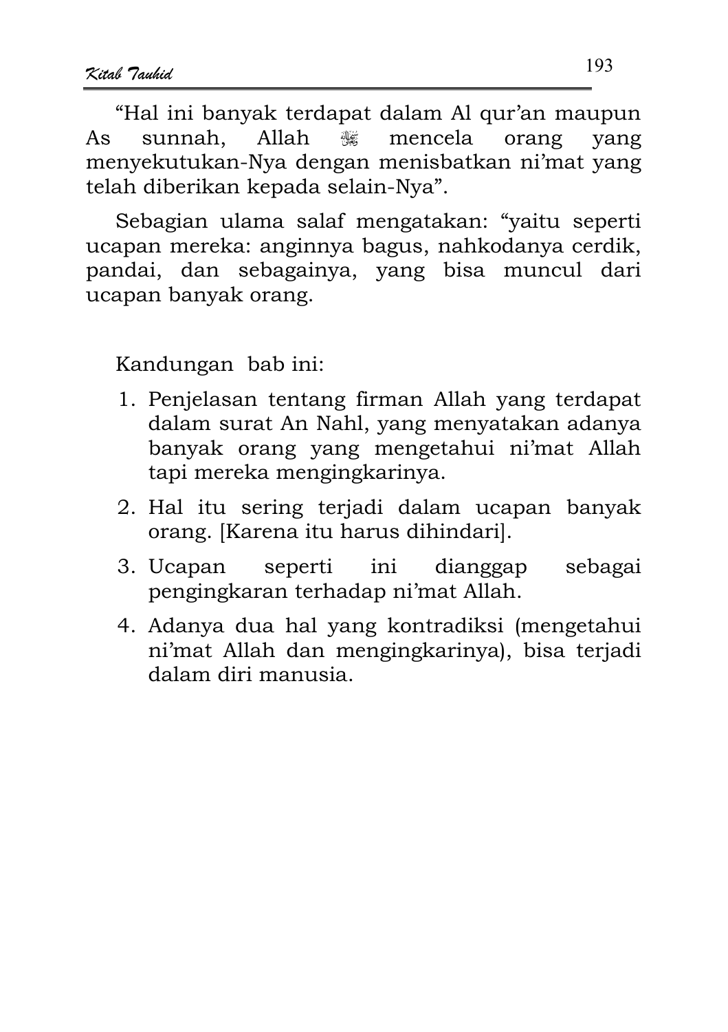"Hal ini banyak terdapat dalam Al qur'an maupun As sunnah, Allah ﷻ mencela orang yang menyekutukan-Nya dengan menisbatkan ni'mat yang telah diberikan kepada selain-Nya".

Sebagian ulama salaf mengatakan: "yaitu seperti ucapan mereka: anginnya bagus, nahkodanya cerdik, pandai, dan sebagainya, yang bisa muncul dari ucapan banyak orang.

Kandungan bab ini:

1. Penjelasan tentang firman Allah yang terdapat dalam surat An Nahl, yang menyatakan adanya banyak orang yang mengetahui ni'mat Allah tapi mereka mengingkarinya.
2. Hal itu sering terjadi dalam ucapan banyak orang. [Karena itu harus dihindari].
3. Ucapan seperti ini dianggap sebagai pengingkaran terhadap ni'mat Allah.
4. Adanya dua hal yang kontradiksi (mengetahui ni'mat Allah dan mengingkarinya), bisa terjadi dalam diri manusia.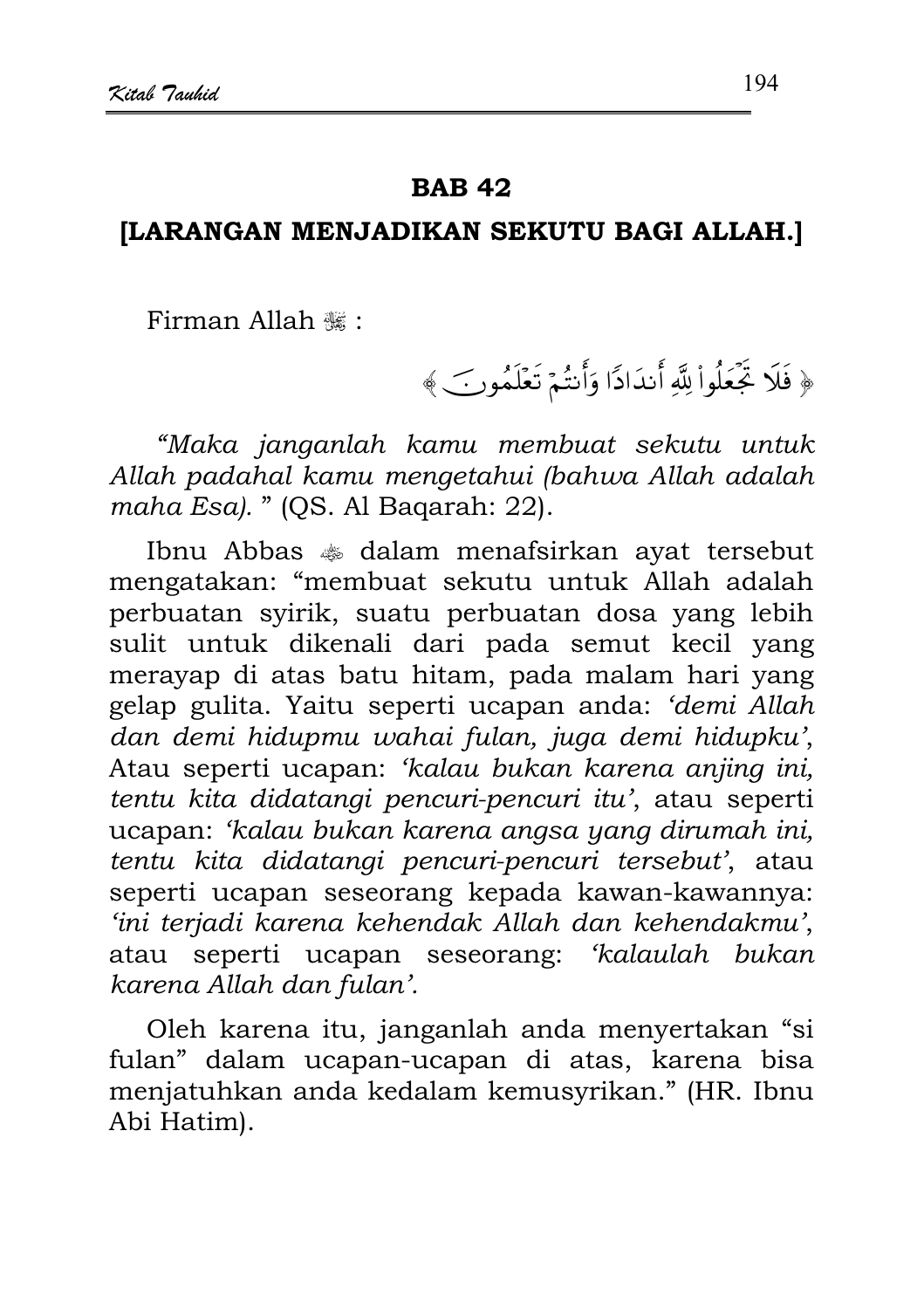## BAB 42

### [LARANGAN MENJADIKAN SEKUTU BAGI ALLAH.]

Firman Allah ﷻ :

﴿ فَلَا تَجۡعَلُواْ لِلَّهِ أَندَادًا وَأَنتُمۡ تَعۡلَمُونَ ﴾

*"Maka janganlah kamu membuat sekutu untuk Allah padahal kamu mengetahui (bahwa Allah adalah maha Esa).* " (QS. Al Baqarah: 22).

Ibnu Abbas ؓ dalam menafsirkan ayat tersebut mengatakan: "membuat sekutu untuk Allah adalah perbuatan syirik, suatu perbuatan dosa yang lebih sulit untuk dikenali dari pada semut kecil yang merayap di atas batu hitam, pada malam hari yang gelap gulita. Yaitu seperti ucapan anda: *'demi Allah dan demi hidupmu wahai fulan, juga demi hidupku'*, Atau seperti ucapan: *'kalau bukan karena anjing ini, tentu kita didatangi pencuri-pencuri itu'*, atau seperti ucapan: *'kalau bukan karena angsa yang dirumah ini, tentu kita didatangi pencuri-pencuri tersebut'*, atau seperti ucapan seseorang kepada kawan-kawannya: *'ini terjadi karena kehendak Allah dan kehendakmu'*, atau seperti ucapan seseorang: *'kalaulah bukan karena Allah dan fulan'.*

Oleh karena itu, janganlah anda menyertakan "si fulan" dalam ucapan-ucapan di atas, karena bisa menjatuhkan anda kedalam kemusyrikan." (HR. Ibnu Abi Hatim).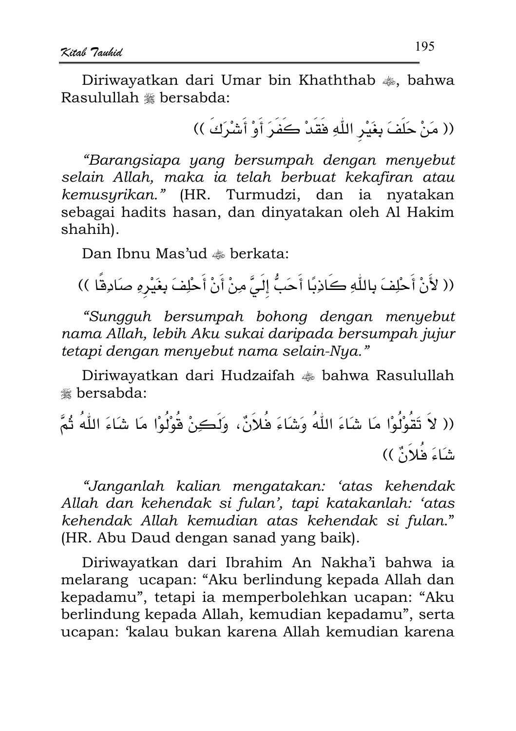Diriwayatkan dari Umar bin Khaththab ﷺ, bahwa Rasulullah ﷺ bersabda:

(( مَنْ حَلَفَ بِغَيْرِ اللّٰهِ فَقَدْ كَفَرَ أَوْ أَشْرَكَ ))

*"Barangsiapa yang bersumpah dengan menyebut selain Allah, maka ia telah berbuat kekafiran atau kemusyrikan."* (HR. Turmudzi, dan ia nyatakan sebagai hadits hasan, dan dinyatakan oleh Al Hakim shahih).

Dan Ibnu Mas'ud ﷺ berkata:

(( لأَنْ أَحْلِفَ بِاللّٰهِ كَاذِبًا أَحَبُّ إِلَيَّ مِنْ أَنْ أَحْلِفَ بِغَيْرِهِ صَادِقًا ))

*"Sungguh bersumpah bohong dengan menyebut nama Allah, lebih Aku sukai daripada bersumpah jujur tetapi dengan menyebut nama selain-Nya."*

Diriwayatkan dari Hudzaifah ﷺ bahwa Rasulullah ﷺ bersabda:

(( لاَ تَقُوْلُوْا مَا شَاءَ اللّٰهُ وَشَاءَ فُلاَنٌ، وَلَكِنْ قُوْلُوْا مَا شَاءَ اللّٰهُ ثُمَّ شَاءَ فُلاَنٌ ))

*"Janganlah kalian mengatakan: 'atas kehendak Allah dan kehendak si fulan', tapi katakanlah: 'atas kehendak Allah kemudian atas kehendak si fulan."* (HR. Abu Daud dengan sanad yang baik).

Diriwayatkan dari Ibrahim An Nakha'i bahwa ia melarang ucapan: "Aku berlindung kepada Allah dan kepadamu", tetapi ia memperbolehkan ucapan: "Aku berlindung kepada Allah, kemudian kepadamu", serta ucapan: 'kalau bukan karena Allah kemudian karena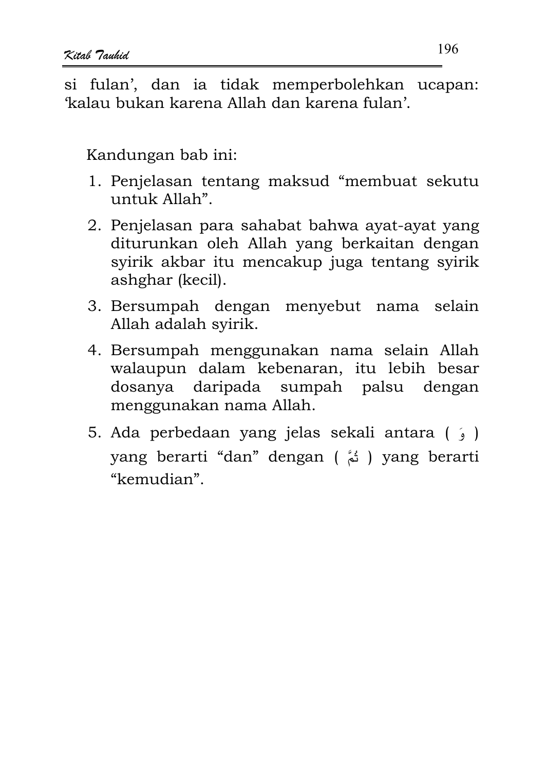si fulan', dan ia tidak memperbolehkan ucapan: 'kalau bukan karena Allah dan karena fulan'.

Kandungan bab ini:

1. Penjelasan tentang maksud "membuat sekutu untuk Allah".
2. Penjelasan para sahabat bahwa ayat-ayat yang diturunkan oleh Allah yang berkaitan dengan syirik akbar itu mencakup juga tentang syirik ashghar (kecil).
3. Bersumpah dengan menyebut nama selain Allah adalah syirik.
4. Bersumpah menggunakan nama selain Allah walaupun dalam kebenaran, itu lebih besar dosanya daripada sumpah palsu dengan menggunakan nama Allah.
5. Ada perbedaan yang jelas sekali antara ( وَ ) yang berarti "dan" dengan ( ثُمَّ ) yang berarti "kemudian".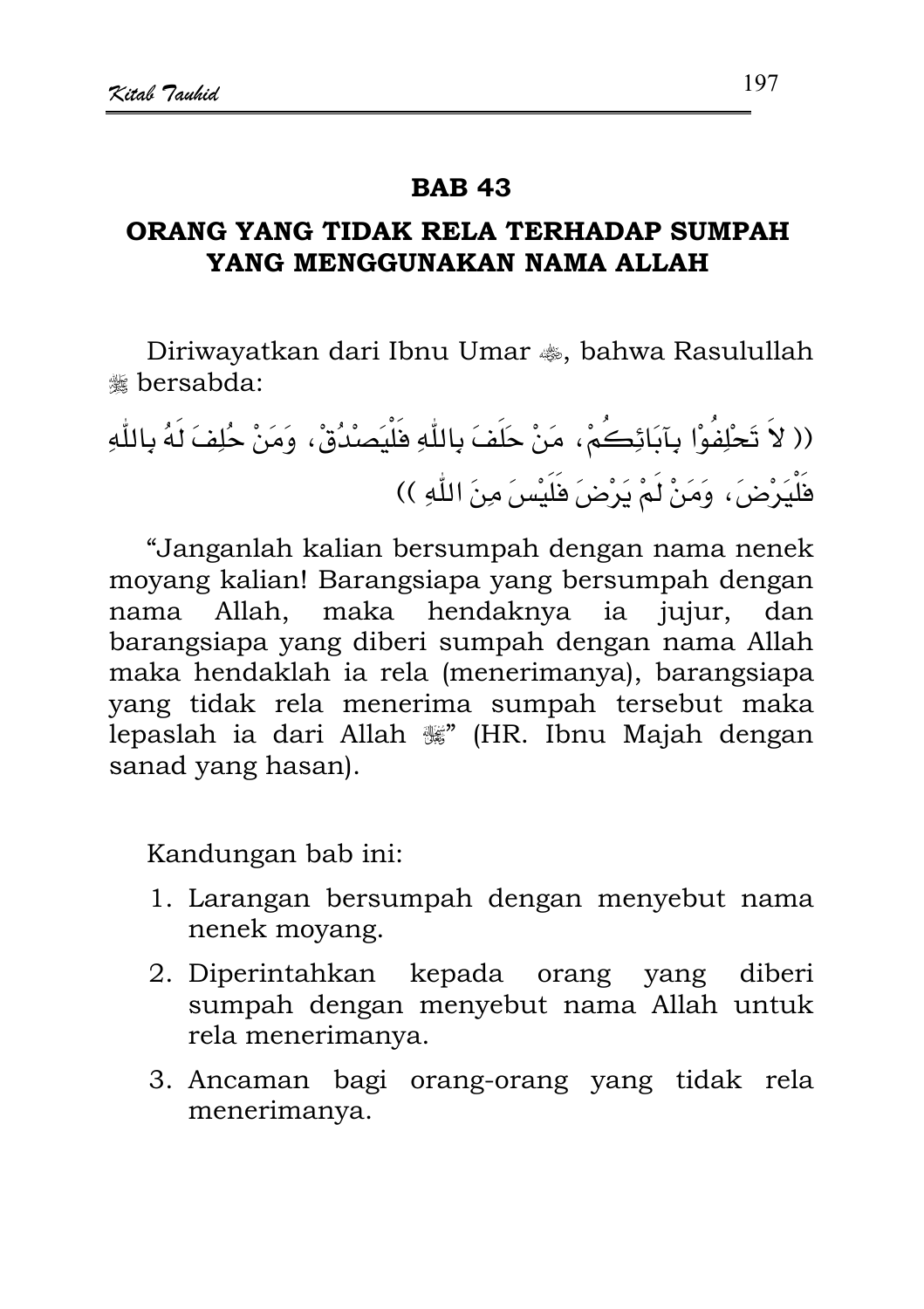## BAB 43

## ORANG YANG TIDAK RELA TERHADAP SUMPAH YANG MENGGUNAKAN NAMA ALLAH

Diriwayatkan dari Ibnu Umar ﷺ, bahwa Rasulullah ﷺ bersabda:

(( لاَ تَحْلِفُوْا بِآبَائِكُمْ، مَنْ حَلَفَ بِاللّٰهِ فَلْيَصْدُقْ، وَمَنْ حُلِفَ لَهُ بِاللّٰهِ فَلْيَرْضَ، وَمَنْ لَمْ يَرْضَ فَلَيْسَ مِنَ اللّٰهِ ))

"Janganlah kalian bersumpah dengan nama nenek moyang kalian! Barangsiapa yang bersumpah dengan nama Allah, maka hendaknya ia jujur, dan barangsiapa yang diberi sumpah dengan nama Allah maka hendaklah ia rela (menerimanya), barangsiapa yang tidak rela menerima sumpah tersebut maka lepaslah ia dari Allah ﷻ" (HR. Ibnu Majah dengan sanad yang hasan).

Kandungan bab ini:

1. Larangan bersumpah dengan menyebut nama nenek moyang.
2. Diperintahkan kepada orang yang diberi sumpah dengan menyebut nama Allah untuk rela menerimanya.
3. Ancaman bagi orang-orang yang tidak rela menerimanya.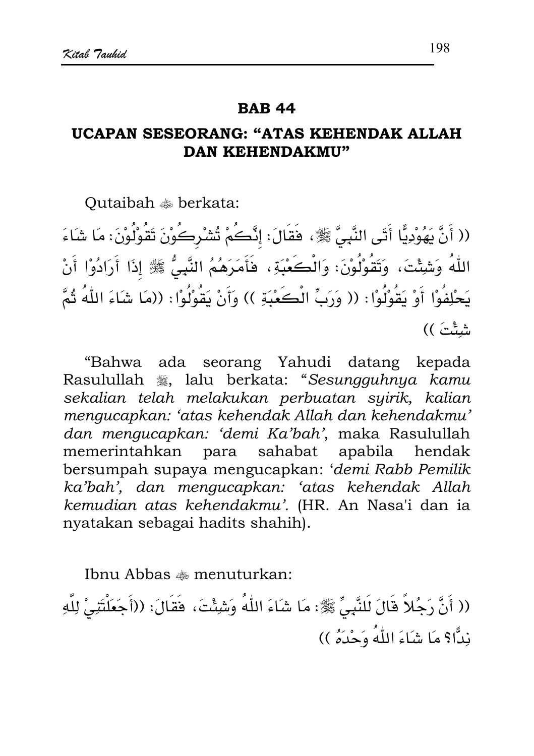## BAB 44

### UCAPAN SESEORANG: "ATAS KEHENDAK ALLAH DAN KEHENDAKMU"

Qutaibah ﷺ berkata:

(( أَنَّ يَهُوْدِيًّا أَتَى النَّبِيَّ ﷺ، فَقَالَ: إِنَّكُمْ تُشْرِكُوْنَ تَقُوْلُوْنَ: مَا شَاءَ اللّٰهُ وَشِئْتَ، وَتَقُوْلُوْنَ: وَالْكَعْبَةِ، فَأَمَرَهُمُ النَّبِيُّ ﷺ إِذَا أَرَادُوْا أَنْ يَحْلِفُوْا أَوْ يَقُوْلُوْا: (( وَرَبِّ الْكَعْبَةِ )) وَأَنْ يَقُوْلُوْا: ((مَا شَاءَ اللّٰهُ ثُمَّ شِئْتَ ))

"Bahwa ada seorang Yahudi datang kepada Rasulullah ﷺ, lalu berkata: "*Sesungguhnya kamu sekalian telah melakukan perbuatan syirik, kalian mengucapkan: 'atas kehendak Allah dan kehendakmu' dan mengucapkan: 'demi Ka'bah'*, maka Rasulullah memerintahkan para sahabat apabila hendak bersumpah supaya mengucapkan: '*demi Rabb Pemilik ka'bah', dan mengucapkan: 'atas kehendak Allah kemudian atas kehendakmu'.* (HR. An Nasa'i dan ia nyatakan sebagai hadits shahih).

Ibnu Abbas ﷺ menuturkan:

(( أَنَّ رَجُلاً قَالَ لَلنَّبِيِّ ﷺ: مَا شَاءَ اللّٰهُ وَشِئْتَ، فَقَالَ: ((أَجَعَلْتَنِيْ لِلَّهِ نِدًّا؟ مَا شَاءَ اللّٰهُ وَحْدَهُ ))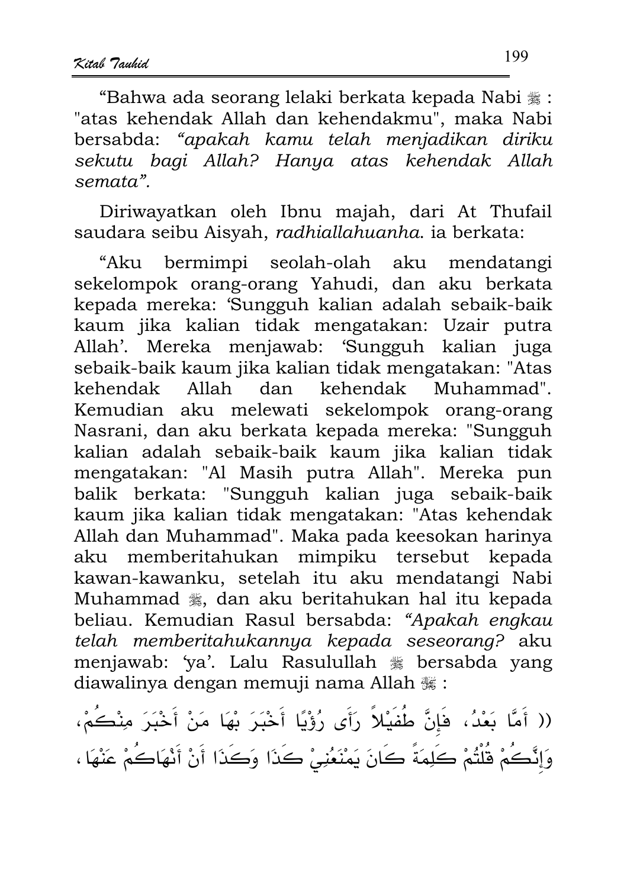"Bahwa ada seorang lelaki berkata kepada Nabi ﷺ : "atas kehendak Allah dan kehendakmu", maka Nabi bersabda: *"apakah kamu telah menjadikan diriku sekutu bagi Allah? Hanya atas kehendak Allah semata".*

Diriwayatkan oleh Ibnu majah, dari At Thufail saudara seibu Aisyah, *radhiallahuanha*. ia berkata:

"Aku bermimpi seolah-olah aku mendatangi sekelompok orang-orang Yahudi, dan aku berkata kepada mereka: 'Sungguh kalian adalah sebaik-baik kaum jika kalian tidak mengatakan: Uzair putra Allah'. Mereka menjawab: 'Sungguh kalian juga sebaik-baik kaum jika kalian tidak mengatakan: "Atas kehendak Allah dan kehendak Muhammad". Kemudian aku melewati sekelompok orang-orang Nasrani, dan aku berkata kepada mereka: "Sungguh kalian adalah sebaik-baik kaum jika kalian tidak mengatakan: "Al Masih putra Allah". Mereka pun balik berkata: "Sungguh kalian juga sebaik-baik kaum jika kalian tidak mengatakan: "Atas kehendak Allah dan Muhammad". Maka pada keesokan harinya aku memberitahukan mimpiku tersebut kepada kawan-kawanku, setelah itu aku mendatangi Nabi Muhammad ﷺ, dan aku beritahukan hal itu kepada beliau. Kemudian Rasul bersabda: *"Apakah engkau telah memberitahukannya kepada seseorang?* aku menjawab: 'ya'. Lalu Rasulullah ﷺ bersabda yang diawalinya dengan memuji nama Allah ﷻ :

(( أَمَّا بَعْدُ، فَإِنَّ طُفَيْلاً رَأَى رُؤْيَا أَخْبَرَ بْهَا مَنْ أَخْبَرَ مِنْكُمْ، وَإِنَّكُمْ قُلْتُمْ كَلِمَةً كَانَ يَمْنَعُنِيْ كَذَا وَكَذَا أَنْ أَنْهَاكُمْ عَنْهَا ،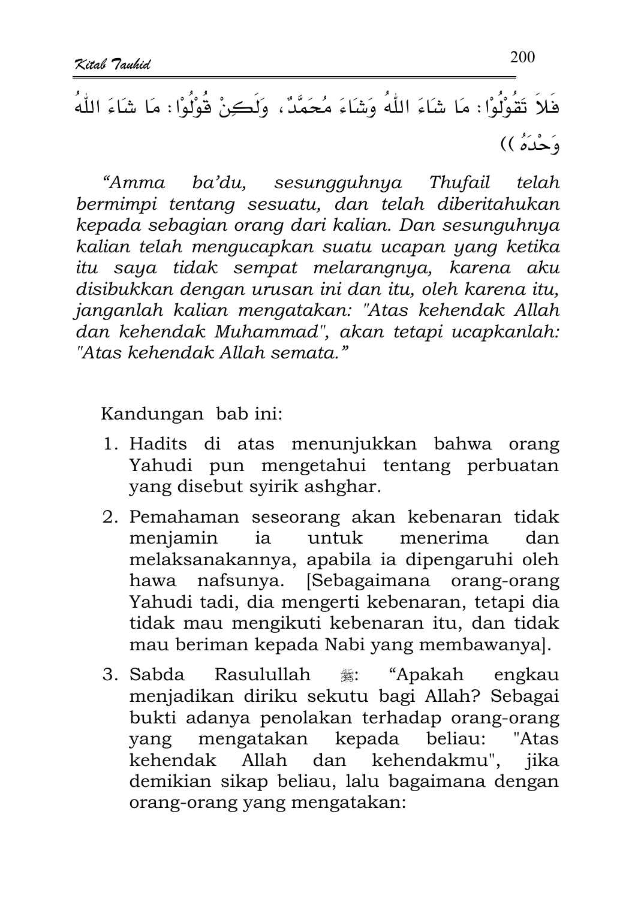فَلاَ تَقُوْلُوْا: مَا شَاءَ اللّٰهُ وَشَاءَ مُحَمَّدٌ، وَلَكِنْ قُوْلُوْا: مَا شَاءَ اللّٰهُ وَحْدَهُ ))

*"Amma ba'du, sesungguhnya Thufail telah bermimpi tentang sesuatu, dan telah diberitahukan kepada sebagian orang dari kalian. Dan sesunguhnya kalian telah mengucapkan suatu ucapan yang ketika itu saya tidak sempat melarangnya, karena aku disibukkan dengan urusan ini dan itu, oleh karena itu, janganlah kalian mengatakan: "Atas kehendak Allah dan kehendak Muhammad", akan tetapi ucapkanlah: "Atas kehendak Allah semata."*

Kandungan bab ini:

1. Hadits di atas menunjukkan bahwa orang Yahudi pun mengetahui tentang perbuatan yang disebut syirik ashghar.
2. Pemahaman seseorang akan kebenaran tidak menjamin ia untuk menerima dan melaksanakannya, apabila ia dipengaruhi oleh hawa nafsunya. [Sebagaimana orang-orang Yahudi tadi, dia mengerti kebenaran, tetapi dia tidak mau mengikuti kebenaran itu, dan tidak mau beriman kepada Nabi yang membawanya].
3. Sabda Rasulullah ﷺ: "Apakah engkau menjadikan diriku sekutu bagi Allah? Sebagai bukti adanya penolakan terhadap orang-orang yang mengatakan kepada beliau: "Atas kehendak Allah dan kehendakmu", jika demikian sikap beliau, lalu bagaimana dengan orang-orang yang mengatakan: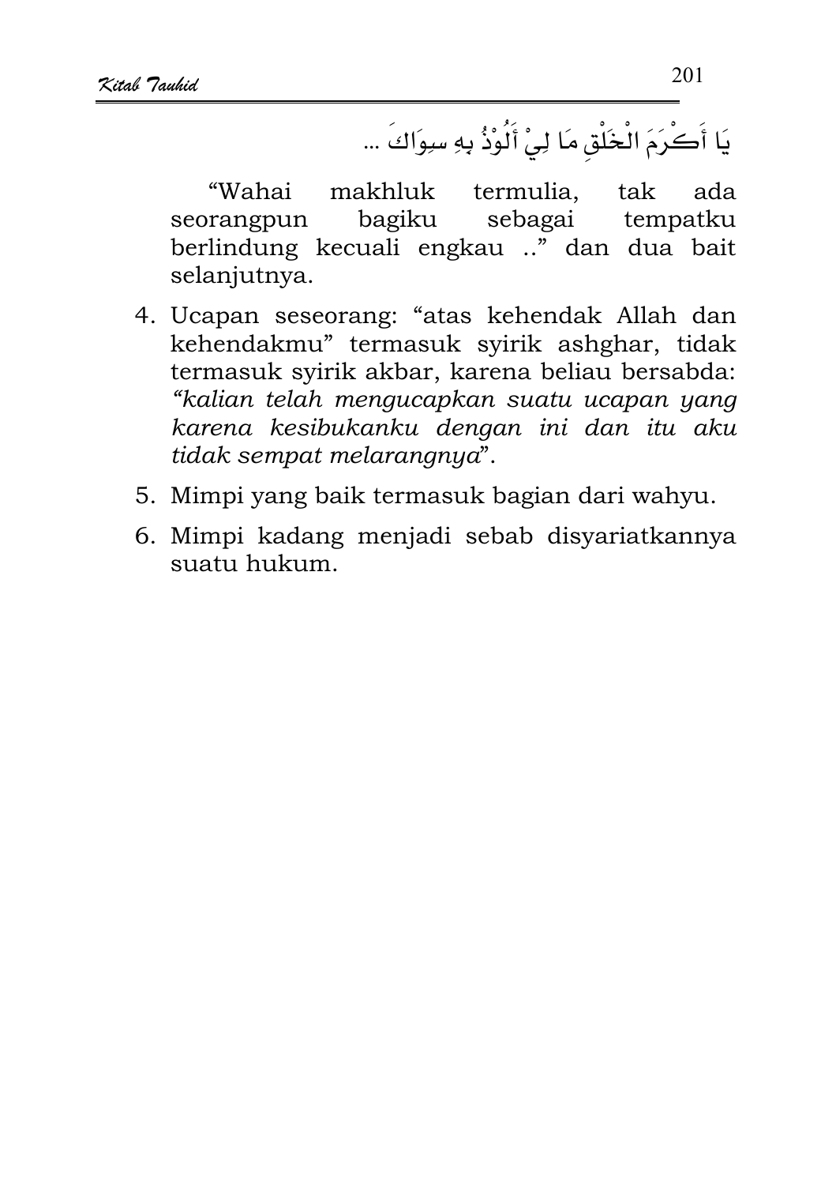يَا أَكْرَمَ الْخَلْقِ مَا لِيْ أَلُوْذُ بِهِ سِوَاكَ ...

"Wahai makhluk termulia, tak ada seorangpun bagiku sebagai tempatku berlindung kecuali engkau .." dan dua bait selanjutnya.

4. Ucapan seseorang: "atas kehendak Allah dan kehendakmu" termasuk syirik ashghar, tidak termasuk syirik akbar, karena beliau bersabda: *"kalian telah mengucapkan suatu ucapan yang karena kesibukanku dengan ini dan itu aku tidak sempat melarangnya*".
5. Mimpi yang baik termasuk bagian dari wahyu.
6. Mimpi kadang menjadi sebab disyariatkannya suatu hukum.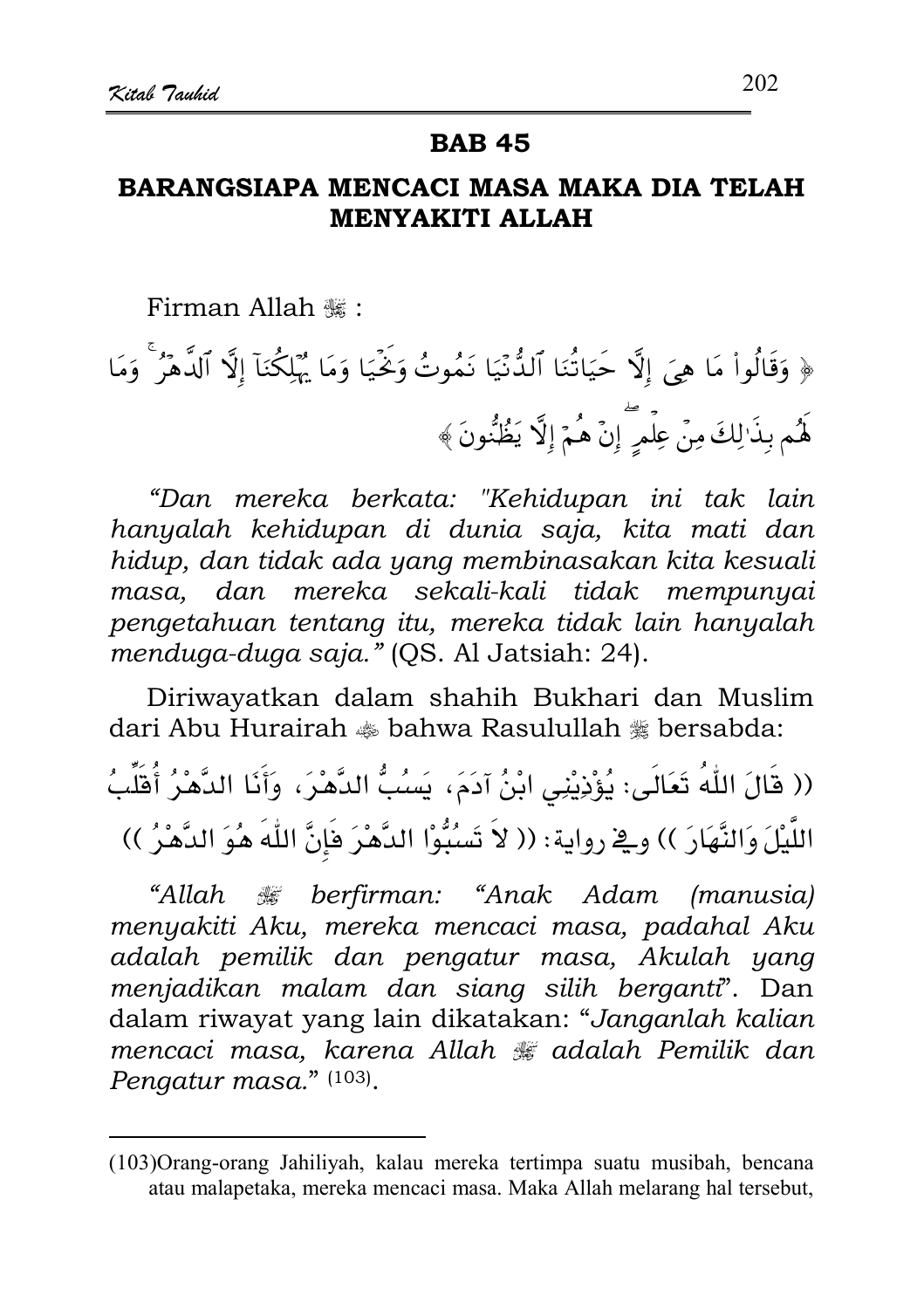## BAB 45

## BARANGSIAPA MENCACI MASA MAKA DIA TELAH MENYAKITI ALLAH

Firman Allah ﷻ :

﴿ وَقَالُوا۟ مَا هِىَ إِلَّا حَيَاتُنَا ٱلدُّنْيَا نَمُوتُ وَنَحْيَا وَمَا يُهْلِكُنَآ إِلَّا ٱلدَّهْرُ ۚ وَمَا لَهُم بِذَٰلِكَ مِنْ عِلْمٍ ۖ إِنْ هُمْ إِلَّا يَظُنُّونَ ﴾

*"Dan mereka berkata: "Kehidupan ini tak lain hanyalah kehidupan di dunia saja, kita mati dan hidup, dan tidak ada yang membinasakan kita kesuali masa, dan mereka sekali-kali tidak mempunyai pengetahuan tentang itu, mereka tidak lain hanyalah menduga-duga saja."* (QS. Al Jatsiah: 24).

Diriwayatkan dalam shahih Bukhari dan Muslim dari Abu Hurairah ﷺ bahwa Rasulullah ﷺ bersabda:

(( قَالَ اللّٰهُ تَعَالَى: يُؤْذِيْنِي ابْنُ آدَمَ، يَسُبُّ الدَّهْرَ، وَأَنَا الدَّهْرُ أُقَلِّبُ اللَّيْلَ وَالنَّهَارَ )) وفي رواية: (( لاَ تَسُبُّوْا الدَّهْرَ فَإِنَّ اللّٰهَ هُوَ الدَّهْرُ ))

*"Allah ﷻ berfirman: "Anak Adam (manusia) menyakiti Aku, mereka mencaci masa, padahal Aku adalah pemilik dan pengatur masa, Akulah yang menjadikan malam dan siang silih berganti*". Dan dalam riwayat yang lain dikatakan: "*Janganlah kalian mencaci masa, karena Allah ﷻ adalah Pemilik dan Pengatur masa.*" (103).

---

(103)Orang-orang Jahiliyah, kalau mereka tertimpa suatu musibah, bencana atau malapetaka, mereka mencaci masa. Maka Allah melarang hal tersebut,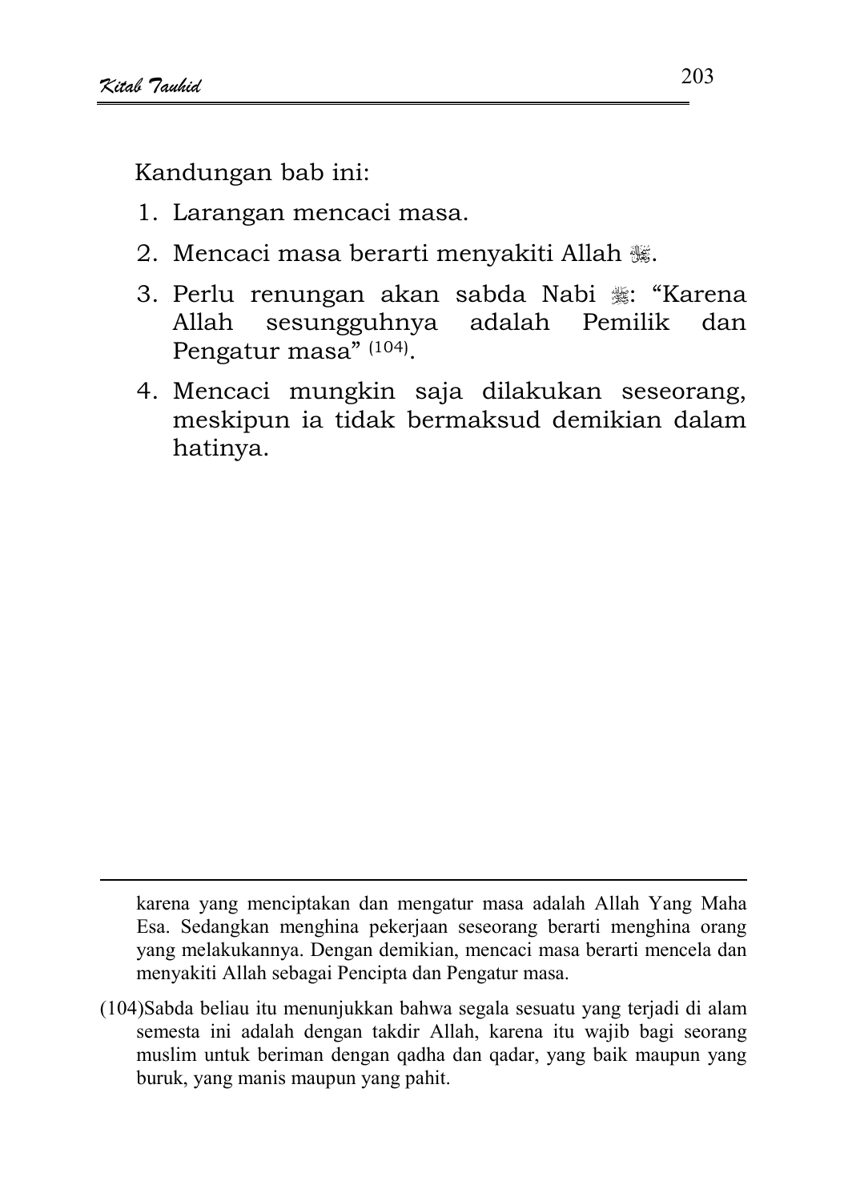Kandungan bab ini:

1. Larangan mencaci masa.
2. Mencaci masa berarti menyakiti Allah ﷻ.
3. Perlu renungan akan sabda Nabi ﷺ: "Karena Allah sesungguhnya adalah Pemilik dan Pengatur masa" (104).
4. Mencaci mungkin saja dilakukan seseorang, meskipun ia tidak bermaksud demikian dalam hatinya.

---

karena yang menciptakan dan mengatur masa adalah Allah Yang Maha Esa. Sedangkan menghina pekerjaan seseorang berarti menghina orang yang melakukannya. Dengan demikian, mencaci masa berarti mencela dan menyakiti Allah sebagai Pencipta dan Pengatur masa.

(104)Sabda beliau itu menunjukkan bahwa segala sesuatu yang terjadi di alam semesta ini adalah dengan takdir Allah, karena itu wajib bagi seorang muslim untuk beriman dengan qadha dan qadar, yang baik maupun yang buruk, yang manis maupun yang pahit.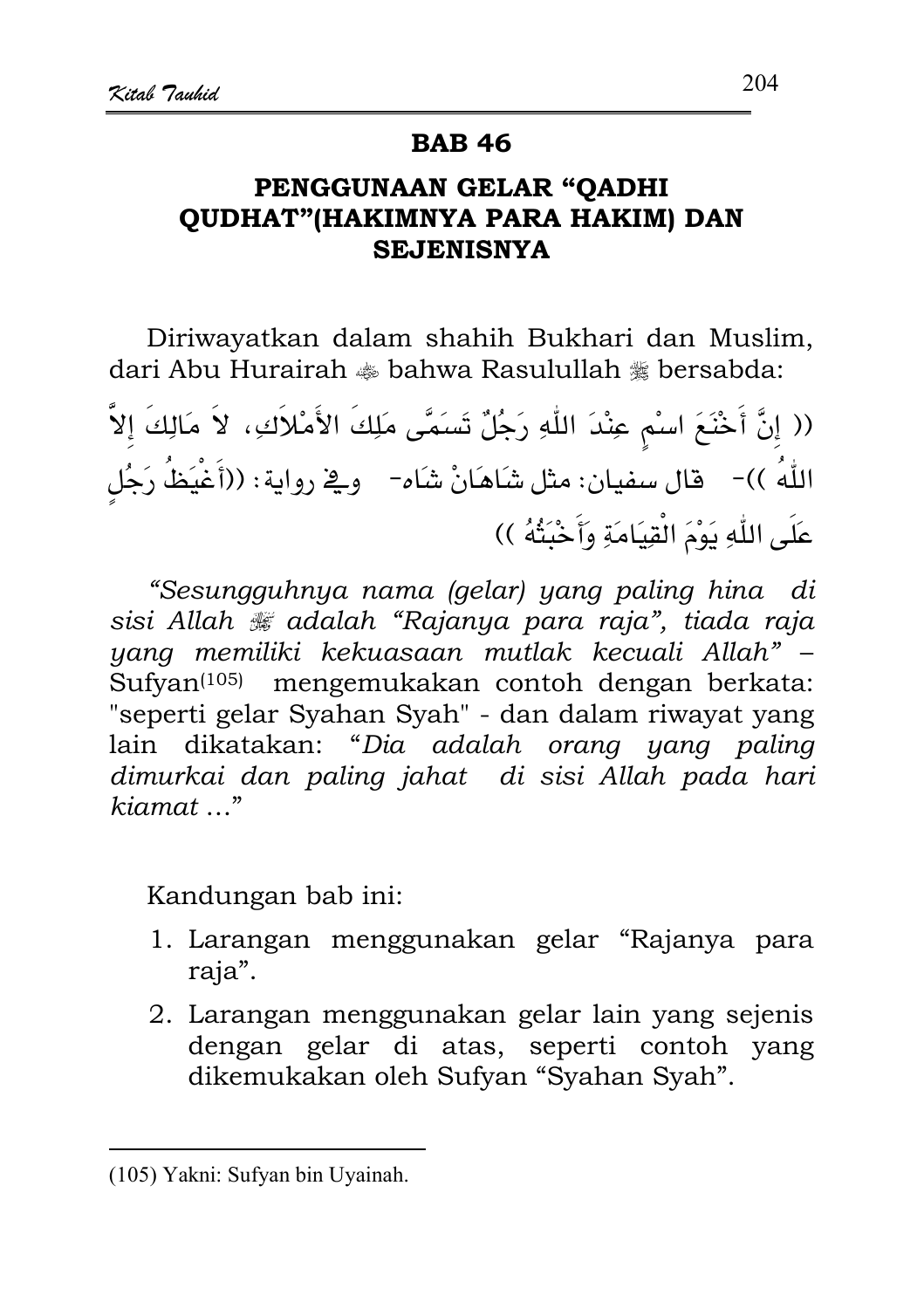## BAB 46

## PENGGUNAAN GELAR "QADHI QUDHAT"(HAKIMNYA PARA HAKIM) DAN SEJENISNYA

Diriwayatkan dalam shahih Bukhari dan Muslim, dari Abu Hurairah ﷺ bahwa Rasulullah ﷺ bersabda:

(( إِنَّ أَخْنَعَ اسْمٍ عِنْدَ اللّٰهِ رَجُلٌ تَسَمَّى مَلِكَ الأَمْلاَكِ، لاَ مَالِكَ إِلاَّ اللّٰهُ ))- قال سفيان: مثل شَاهَانْ شَاه- وفي رواية: ((أَغْيَظُ رَجُلٍ عَلَى اللّٰهِ يَوْمَ الْقِيَامَةِ وَأَخْبَثُهُ ))

*"Sesungguhnya nama (gelar) yang paling hina di sisi Allah ﷻ adalah "Rajanya para raja", tiada raja yang memiliki kekuasaan mutlak kecuali Allah"* – Sufyan[105] mengemukakan contoh dengan berkata: "seperti gelar Syahan Syah" - dan dalam riwayat yang lain dikatakan: "*Dia adalah orang yang paling dimurkai dan paling jahat di sisi Allah pada hari kiamat …*"

Kandungan bab ini:

1. Larangan menggunakan gelar "Rajanya para raja".
2. Larangan menggunakan gelar lain yang sejenis dengan gelar di atas, seperti contoh yang dikemukakan oleh Sufyan "Syahan Syah".

---

(105) Yakni: Sufyan bin Uyainah.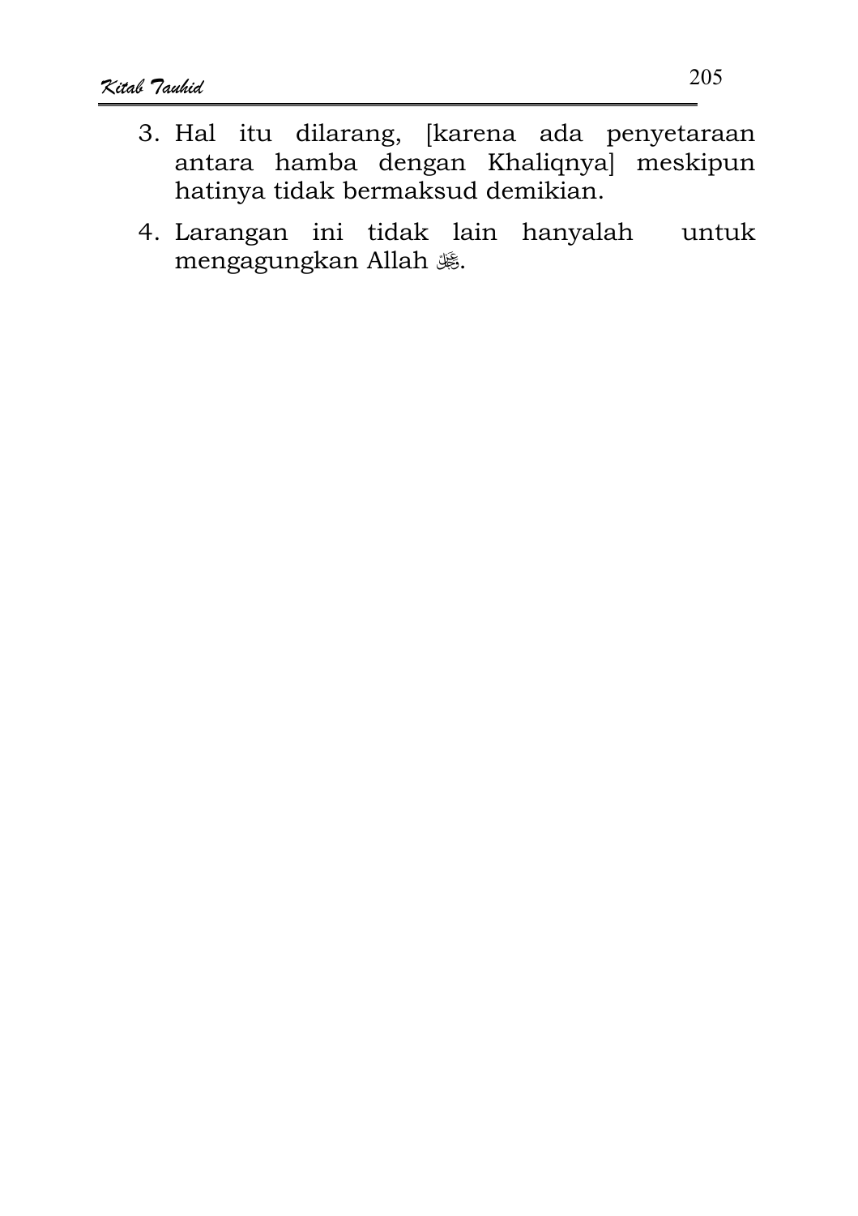3. Hal itu dilarang, [karena ada penyetaraan antara hamba dengan Khaliqnya] meskipun hatinya tidak bermaksud demikian.
4. Larangan ini tidak lain hanyalah untuk mengagungkan Allah ﷻ.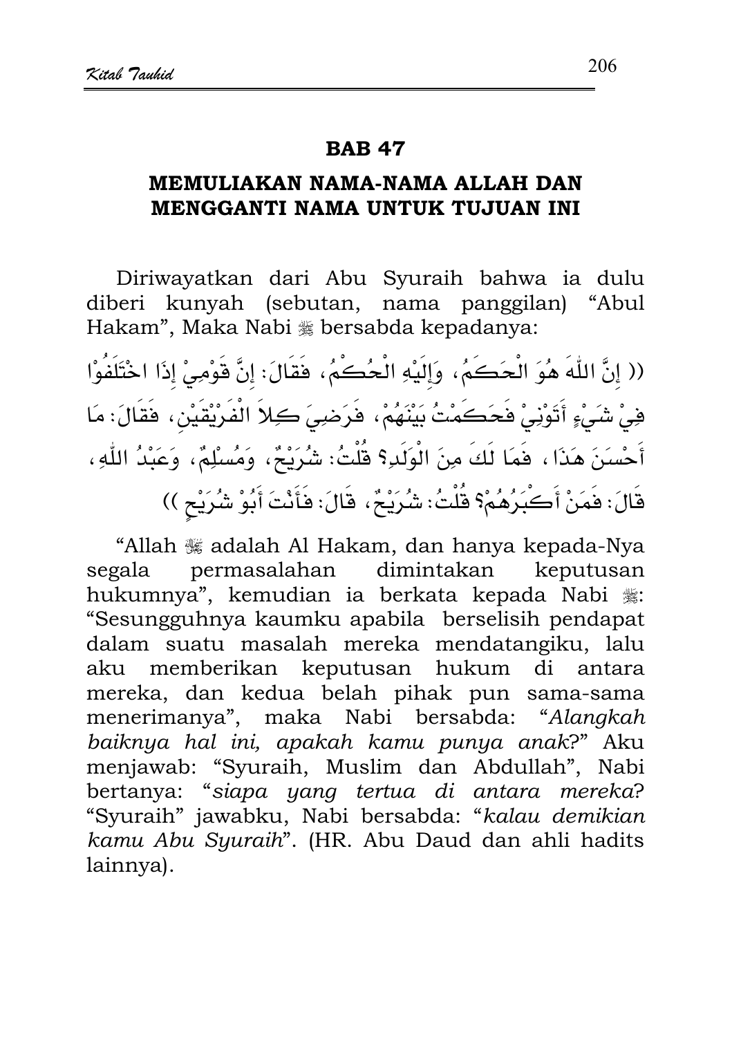## BAB 47

### MEMULIAKAN NAMA-NAMA ALLAH DAN MENGGANTI NAMA UNTUK TUJUAN INI

Diriwayatkan dari Abu Syuraih bahwa ia dulu diberi kunyah (sebutan, nama panggilan) "Abul Hakam", Maka Nabi ﷺ bersabda kepadanya:

(( إِنَّ اللّٰهَ هُوَ الْحَكَمُ، وَإِلَيْهِ الْحُكْمُ، فَقَالَ: إِنَّ قَوْمِيْ إِذَا اخْتَلَفُوْا فِيْ شَيْءٍ أَتَوْنِيْ فَحَكَمْتُ بَيْنَهُمْ، فَرَضِيَ كِلاَ الْفَرِيْقَيْنِ، فَقَالَ: مَا أَحْسَنَ هَذَا، فَمَا لَكَ مِنَ الْوَلَدِ؟ قُلْتُ: شُرَيْحٌ، وَمُسْلِمٌ، وَعَبْدُ اللّٰهِ، قَالَ: فَمَنْ أَكْبَرُهُمْ؟ قُلْتُ: شُرَيْحٌ، قَالَ: فَأَنْتَ أَبُوْ شُرَيْحٍ ))

"Allah ﷻ adalah Al Hakam, dan hanya kepada-Nya segala permasalahan dimintakan keputusan hukumnya", kemudian ia berkata kepada Nabi ﷺ: "Sesungguhnya kaumku apabila berselisih pendapat dalam suatu masalah mereka mendatangiku, lalu aku memberikan keputusan hukum di antara mereka, dan kedua belah pihak pun sama-sama menerimanya", maka Nabi bersabda: "*Alangkah baiknya hal ini, apakah kamu punya anak*?" Aku menjawab: "Syuraih, Muslim dan Abdullah", Nabi bertanya: "*siapa yang tertua di antara mereka*? "Syuraih" jawabku, Nabi bersabda: "*kalau demikian kamu Abu Syuraih*". (HR. Abu Daud dan ahli hadits lainnya).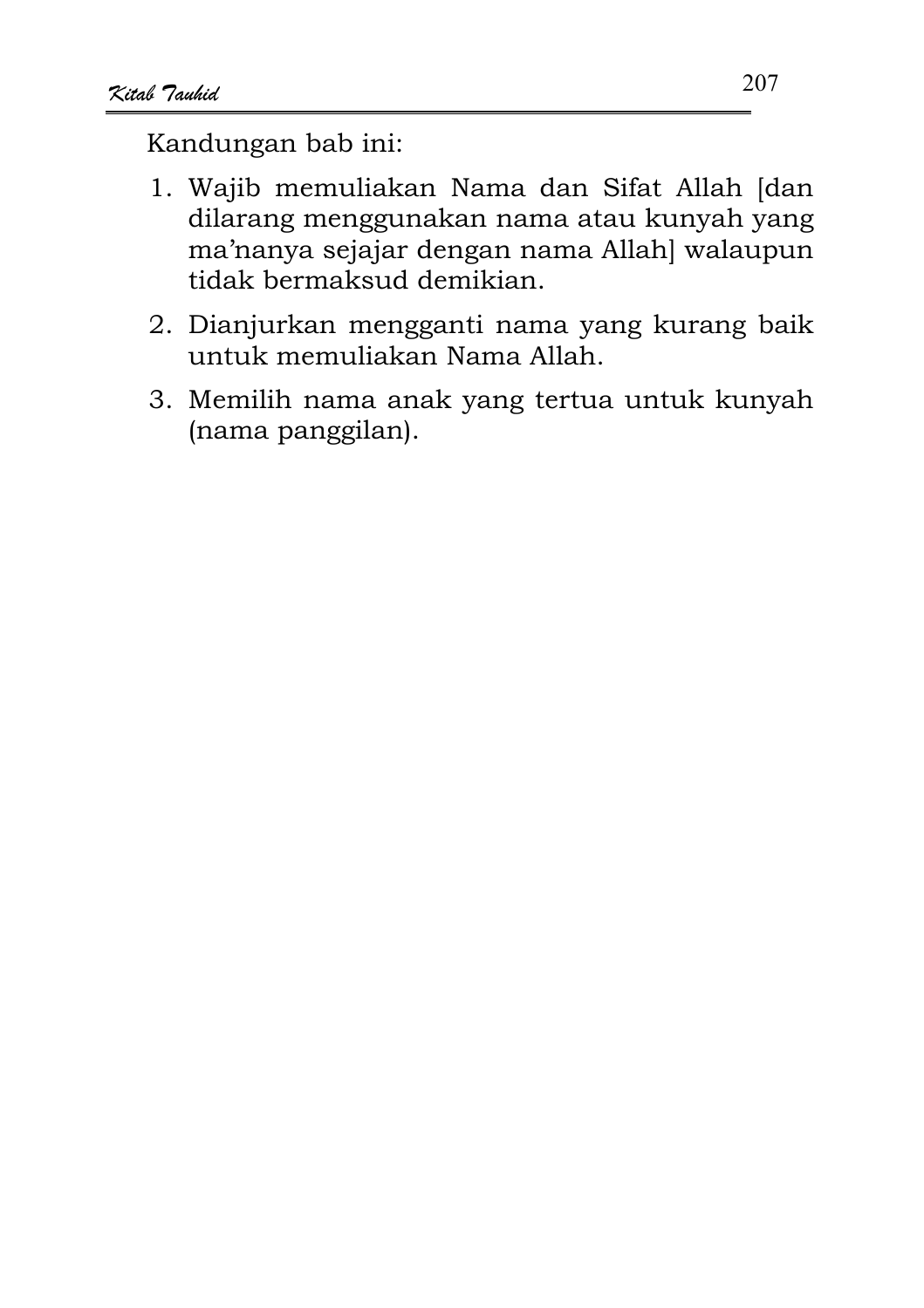Kandungan bab ini:

1. Wajib memuliakan Nama dan Sifat Allah [dan dilarang menggunakan nama atau kunyah yang ma'nanya sejajar dengan nama Allah] walaupun tidak bermaksud demikian.
2. Dianjurkan mengganti nama yang kurang baik untuk memuliakan Nama Allah.
3. Memilih nama anak yang tertua untuk kunyah (nama panggilan).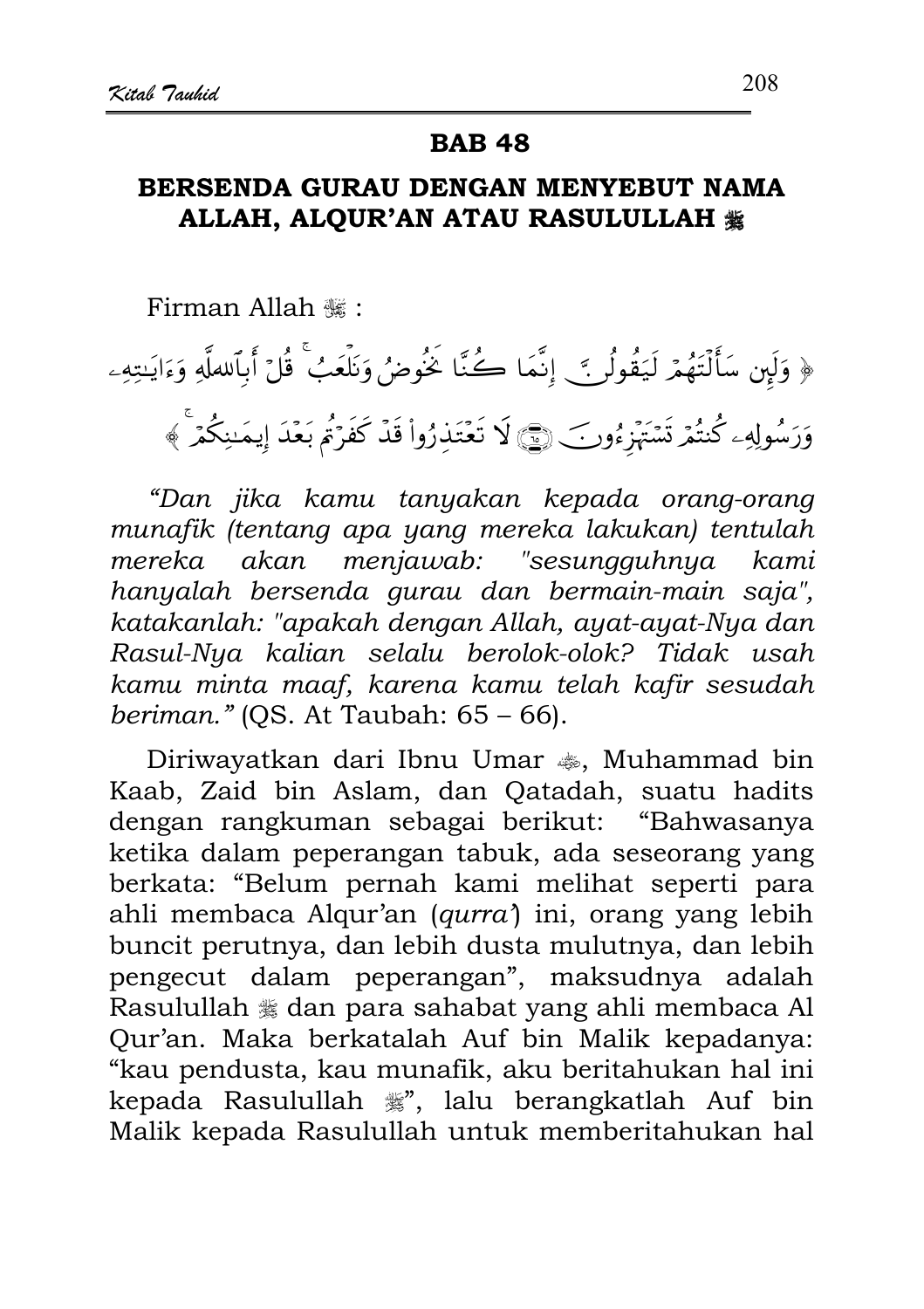## BAB 48

### BERSENDA GURAU DENGAN MENYEBUT NAMA ALLAH, ALQUR'AN ATAU RASULULLAH ﷺ

Firman Allah ﷻ :

﴿ وَلَئِن سَأَلْتَهُمْ لَيَقُولُنَّ إِنَّمَا كُنَّا نَخُوضُ وَنَلْعَبُ ۚ قُلْ أَبِاللَّهِ وَآيَاتِهِ وَرَسُولِهِ كُنتُمْ تَسْتَهْزِئُونَ ۝ لَا تَعْتَذِرُوا قَدْ كَفَرْتُم بَعْدَ إِيمَانِكُمْ ۚ ﴾

*"Dan jika kamu tanyakan kepada orang-orang munafik (tentang apa yang mereka lakukan) tentulah mereka akan menjawab: "sesungguhnya kami hanyalah bersenda gurau dan bermain-main saja", katakanlah: "apakah dengan Allah, ayat-ayat-Nya dan Rasul-Nya kalian selalu berolok-olok? Tidak usah kamu minta maaf, karena kamu telah kafir sesudah beriman."* (QS. At Taubah: 65 – 66).

Diriwayatkan dari Ibnu Umar ؓ, Muhammad bin Kaab, Zaid bin Aslam, dan Qatadah, suatu hadits dengan rangkuman sebagai berikut: "Bahwasanya ketika dalam peperangan tabuk, ada seseorang yang berkata: "Belum pernah kami melihat seperti para ahli membaca Alqur'an (*qurra'*) ini, orang yang lebih buncit perutnya, dan lebih dusta mulutnya, dan lebih pengecut dalam peperangan", maksudnya adalah Rasulullah ﷺ dan para sahabat yang ahli membaca Al Qur'an. Maka berkatalah Auf bin Malik kepadanya: "kau pendusta, kau munafik, aku beritahukan hal ini kepada Rasulullah ﷺ", lalu berangkatlah Auf bin Malik kepada Rasulullah untuk memberitahukan hal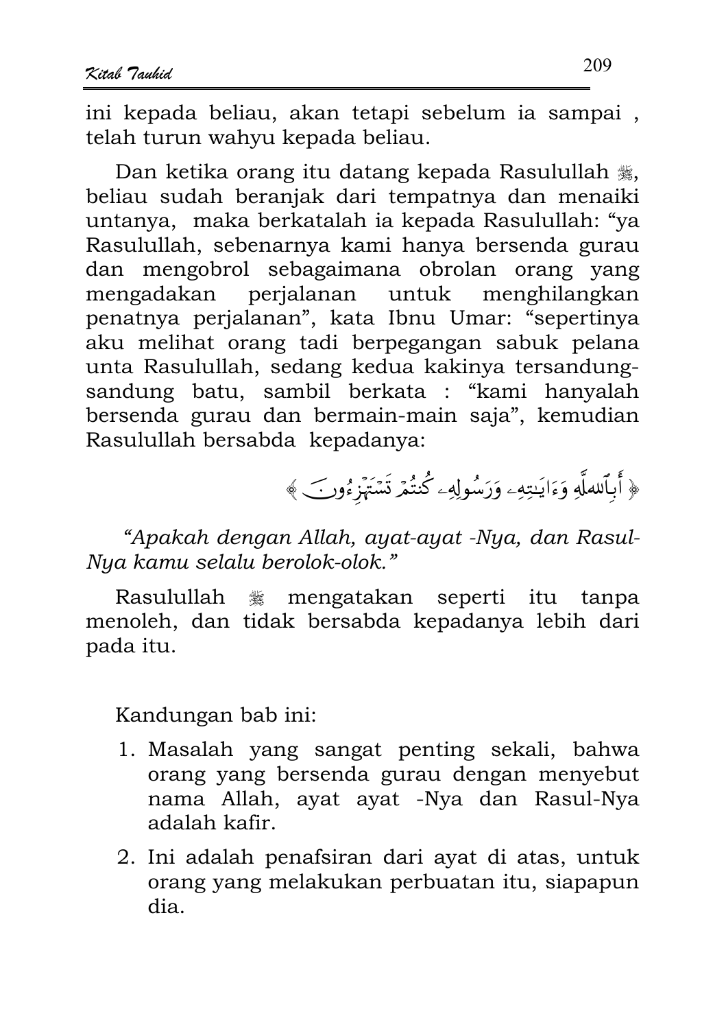ini kepada beliau, akan tetapi sebelum ia sampai , telah turun wahyu kepada beliau.

Dan ketika orang itu datang kepada Rasulullah ﷺ, beliau sudah beranjak dari tempatnya dan menaiki untanya, maka berkatalah ia kepada Rasulullah: "ya Rasulullah, sebenarnya kami hanya bersenda gurau dan mengobrol sebagaimana obrolan orang yang mengadakan perjalanan untuk menghilangkan penatnya perjalanan", kata Ibnu Umar: "sepertinya aku melihat orang tadi berpegangan sabuk pelana unta Rasulullah, sedang kedua kakinya tersandung-sandung batu, sambil berkata : "kami hanyalah bersenda gurau dan bermain-main saja", kemudian Rasulullah bersabda kepadanya:

﴿ أَبِٱللَّهِ وَءَايَـٰتِهِۦ وَرَسُولِهِۦ كُنتُمْ تَسْتَهْزِءُونَ ﴾

*"Apakah dengan Allah, ayat-ayat -Nya, dan Rasul-Nya kamu selalu berolok-olok."*

Rasulullah ﷺ mengatakan seperti itu tanpa menoleh, dan tidak bersabda kepadanya lebih dari pada itu.

Kandungan bab ini:

1. Masalah yang sangat penting sekali, bahwa orang yang bersenda gurau dengan menyebut nama Allah, ayat ayat -Nya dan Rasul-Nya adalah kafir.
2. Ini adalah penafsiran dari ayat di atas, untuk orang yang melakukan perbuatan itu, siapapun dia.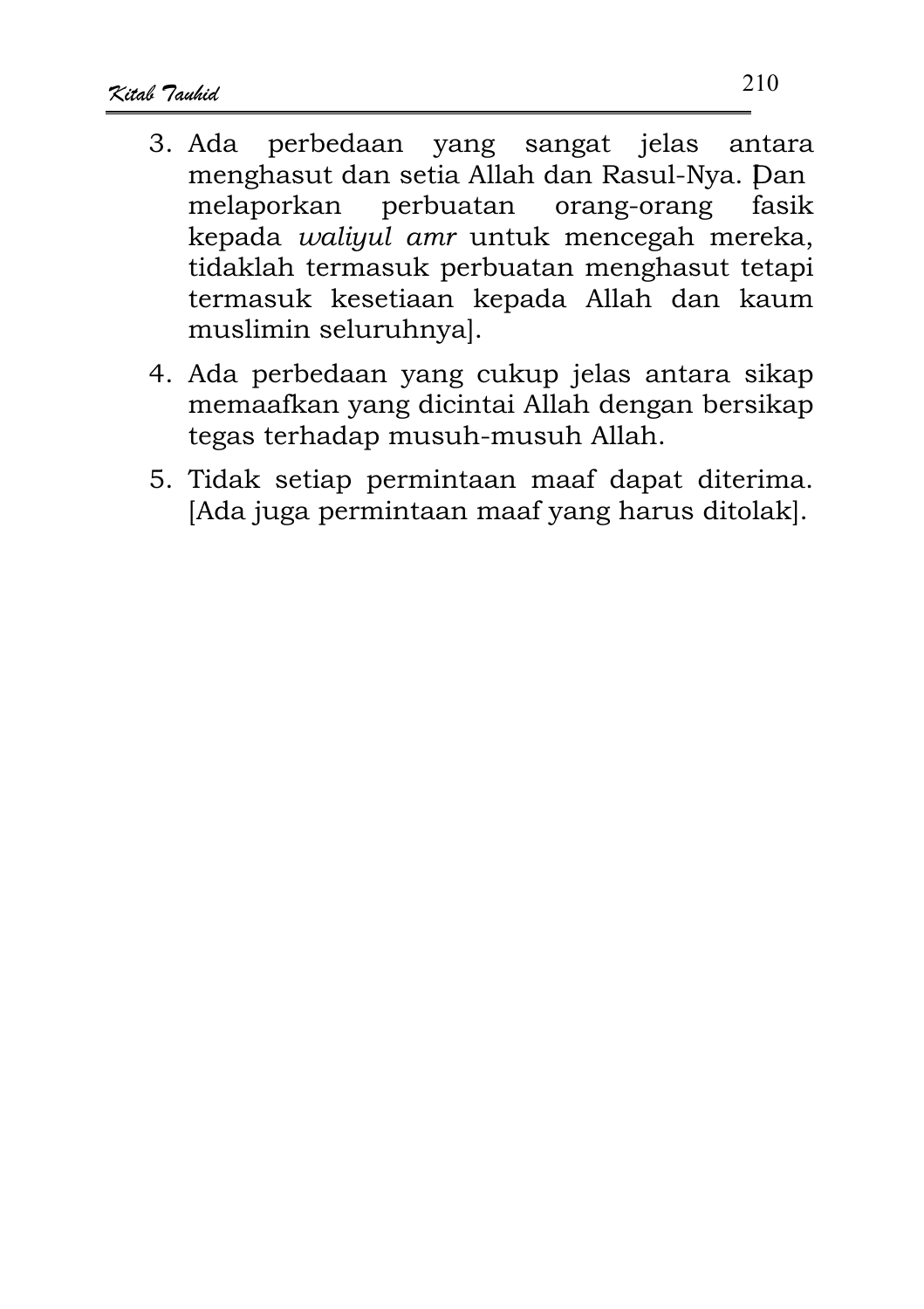3. Ada perbedaan yang sangat jelas antara menghasut dan setia Allah dan Rasul-Nya. [Dan melaporkan perbuatan orang-orang fasik kepada *waliyul amr* untuk mencegah mereka, tidaklah termasuk perbuatan menghasut tetapi termasuk kesetiaan kepada Allah dan kaum muslimin seluruhnya].
4. Ada perbedaan yang cukup jelas antara sikap memaafkan yang dicintai Allah dengan bersikap tegas terhadap musuh-musuh Allah.
5. Tidak setiap permintaan maaf dapat diterima. [Ada juga permintaan maaf yang harus ditolak].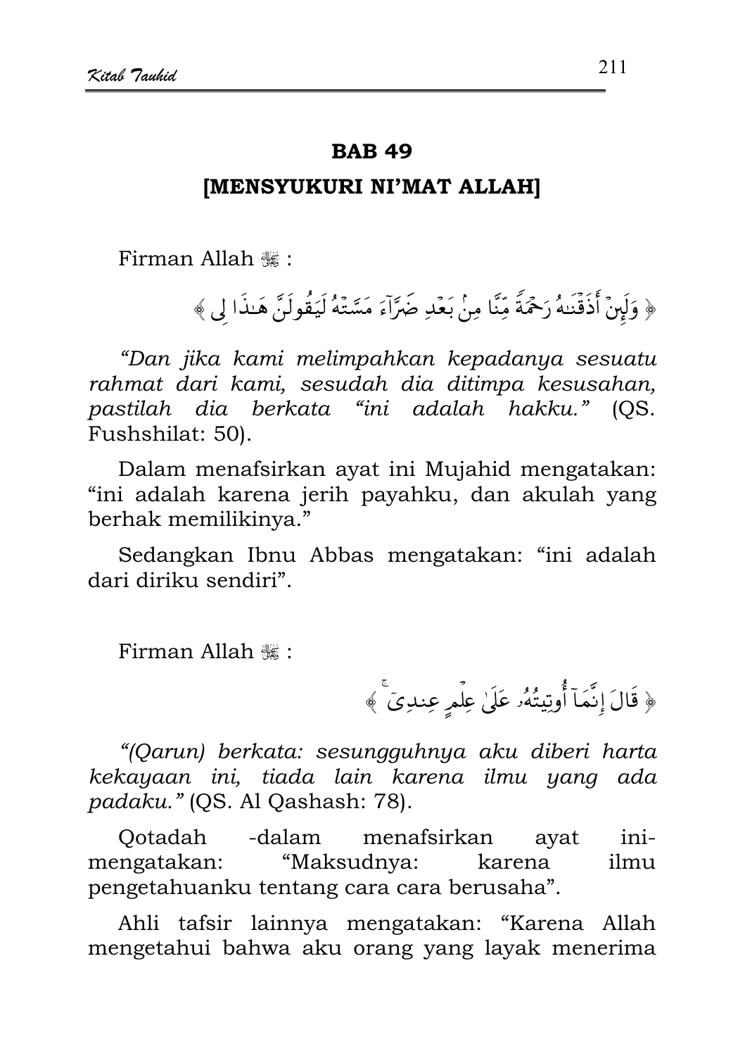## BAB 49

### [MENSYUKURI NI'MAT ALLAH]

Firman Allah ﷻ :

﴿ وَلَئِنْ أَذَقْنَاهُ رَحْمَةً مِّنَّا مِنْ بَعْدِ ضَرَّآءَ مَسَّتْهُ لَيَقُولَنَّ هَـٰذَا لِى ﴾

*"Dan jika kami melimpahkan kepadanya sesuatu rahmat dari kami, sesudah dia ditimpa kesusahan, pastilah dia berkata "ini adalah hakku."* (QS. Fushshilat: 50).

Dalam menafsirkan ayat ini Mujahid mengatakan: "ini adalah karena jerih payahku, dan akulah yang berhak memilikinya."

Sedangkan Ibnu Abbas mengatakan: "ini adalah dari diriku sendiri".

Firman Allah ﷻ :

﴿ قَالَ إِنَّمَآ أُوتِيتُهُۥ عَلَىٰ عِلْمٍ عِندِىٓ ﴾

*"(Qarun) berkata: sesungguhnya aku diberi harta kekayaan ini, tiada lain karena ilmu yang ada padaku."* (QS. Al Qashash: 78).

Qotadah -dalam menafsirkan ayat ini- mengatakan: "Maksudnya: karena ilmu pengetahuanku tentang cara cara berusaha".

Ahli tafsir lainnya mengatakan: "Karena Allah mengetahui bahwa aku orang yang layak menerima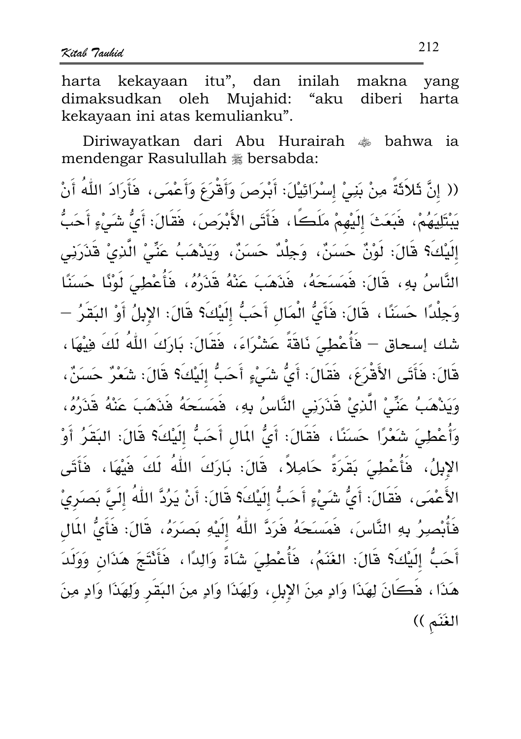harta kekayaan itu", dan inilah makna yang dimaksudkan oleh Mujahid: "aku diberi harta kekayaan ini atas kemulianku".

Diriwayatkan dari Abu Hurairah ﷺ bahwa ia mendengar Rasulullah ﷺ bersabda:

(( إِنَّ ثَلاَثَةً مِنْ بَنِيْ إِسْرَائِيْلَ: أَبْرَصَ وَأَقْرَعَ وَأَعْمَى، فَأَرَادَ اللّٰهُ أَنْ يَبْتَلِيَهُمْ، فَبَعَثَ إِلَيْهِمْ مَلَكًا، فَأَتَى الأَبْرَصَ، فَقَالَ: أَيُّ شَيْءٍ أَحَبُّ إِلَيْكَ؟ قَالَ: لَوْنٌ حَسَنٌ، وَجِلْدٌ حَسَنٌ، وَيَذْهَبُ عَنِّيْ الَّذِيْ قَذَرَنِي النَّاسُ بِهِ، قَالَ: فَمَسَحَهُ، فَذَهَبَ عَنْهُ قَذَرُهُ، فَأُعْطِيَ لَوْنًا حَسَنًا وَجِلْدًا حَسَنًا، قَالَ: فَأَيُّ الْمَالِ أَحَبُّ إِلَيْكَ؟ قَالَ: الإِبِلُ أَوْ البَقَرُ – شك إسحاق – فَأُعْطِيَ نَاقَةً عَشْرَاءَ، فَقَالَ: بَارَكَ اللّٰهُ لَكَ فِيْهَا، قَالَ: فَأَتَى الأَقْرَعَ، فَقَالَ: أَيُّ شَيْءٍ أَحَبُّ إِلَيْكَ؟ قَالَ: شَعْرٌ حَسَنٌ، وَيَذْهَبُ عَنِّيْ الَّذِيْ قَذَرَنِي النَّاسُ بِهِ، فَمَسَحَهُ فَذَهَبَ عَنْهُ قَذَرُهُ، وَأُعْطِيَ شَعْرًا حَسَنًا، فَقَالَ: أَيُّ المَالِ أَحَبُّ إِلَيْكَ؟ قَالَ: البَقَرُ أَوْ الإِبِلُ، فَأُعْطِيَ بَقَرَةً حَامِلاً، قَالَ: بَارَكَ اللّٰهُ لَكَ فِيْهَا، فَأَتَى الأَعْمَى، فَقَالَ: أَيُّ شَيْءٍ أَحَبُّ إِلَيْكَ؟ قَالَ: أَنْ يَرُدَّ اللّٰهُ إِلَيَّ بَصَرِيْ فَأُبْصِرُ بِهِ النَّاسَ، فَمَسَحَهُ فَرَدَّ اللّٰهُ إِلَيْهِ بَصَرَهُ، قَالَ: فَأَيُّ المَالِ أَحَبُّ إِلَيْكَ؟ قَالَ: الغَنَمُ، فَأُعْطِيَ شَاةً وَالِدًا، فَأَنْتَجَ هٰذَانِ وَوَلَّدَ هٰذَا، فَكَانَ لِهٰذَا وَادٍ مِنَ الإِبِلِ، وَلِهٰذَا وَادٍ مِنَ البَقَرِ وَلِهٰذَا وَادٍ مِنَ الغَنَمِ ))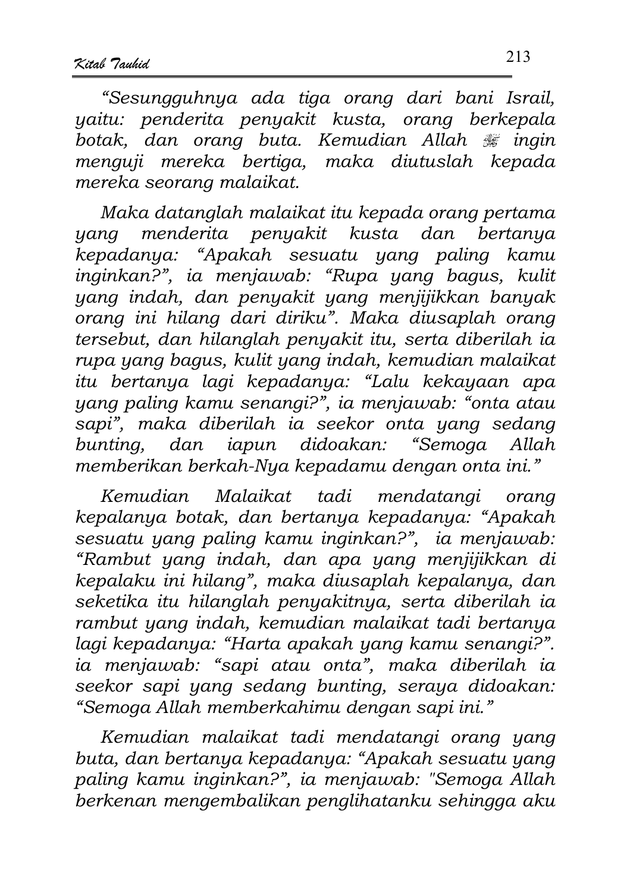*"Sesungguhnya ada tiga orang dari bani Israil, yaitu: penderita penyakit kusta, orang berkepala botak, dan orang buta. Kemudian Allah ﷻ ingin menguji mereka bertiga, maka diutuslah kepada mereka seorang malaikat.*

*Maka datanglah malaikat itu kepada orang pertama yang menderita penyakit kusta dan bertanya kepadanya: "Apakah sesuatu yang paling kamu inginkan?", ia menjawab: "Rupa yang bagus, kulit yang indah, dan penyakit yang menjijikkan banyak orang ini hilang dari diriku". Maka diusaplah orang tersebut, dan hilanglah penyakit itu, serta diberilah ia rupa yang bagus, kulit yang indah, kemudian malaikat itu bertanya lagi kepadanya: "Lalu kekayaan apa yang paling kamu senangi?", ia menjawab: "onta atau sapi", maka diberilah ia seekor onta yang sedang bunting, dan iapun didoakan: "Semoga Allah memberikan berkah-Nya kepadamu dengan onta ini."*

*Kemudian Malaikat tadi mendatangi orang kepalanya botak, dan bertanya kepadanya: "Apakah sesuatu yang paling kamu inginkan?", ia menjawab: "Rambut yang indah, dan apa yang menjijikkan di kepalaku ini hilang", maka diusaplah kepalanya, dan seketika itu hilanglah penyakitnya, serta diberilah ia rambut yang indah, kemudian malaikat tadi bertanya lagi kepadanya: "Harta apakah yang kamu senangi?". ia menjawab: "sapi atau onta", maka diberilah ia seekor sapi yang sedang bunting, seraya didoakan: "Semoga Allah memberkahimu dengan sapi ini."*

*Kemudian malaikat tadi mendatangi orang yang buta, dan bertanya kepadanya: "Apakah sesuatu yang paling kamu inginkan?", ia menjawab: "Semoga Allah berkenan mengembalikan penglihatanku sehingga aku*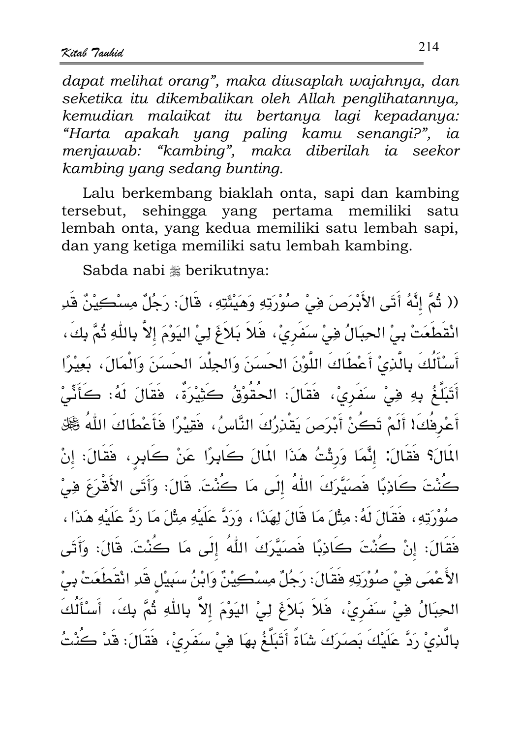*dapat melihat orang", maka diusaplah wajahnya, dan seketika itu dikembalikan oleh Allah penglihatannya, kemudian malaikat itu bertanya lagi kepadanya: "Harta apakah yang paling kamu senangi?", ia menjawab: "kambing", maka diberilah ia seekor kambing yang sedang bunting.*

Lalu berkembang biaklah onta, sapi dan kambing tersebut, sehingga yang pertama memiliki satu lembah onta, yang kedua memiliki satu lembah sapi, dan yang ketiga memiliki satu lembah kambing.

Sabda nabi ﷺ berikutnya:

(( ثُمَّ إِنَّهُ أَتَى الأَبْرَصَ فِيْ صُوْرَتِهِ وَهَيْئَتِهِ، قَالَ: رَجُلٌ مِسْكِيْنٌ قَدِ انْقَطَعَتْ بِيْ الحِبَالُ فِيْ سَفَرِيْ، فَلاَ بَلاَغَ لِيْ اليَوْمَ إِلاَّ بِاللّٰهِ ثُمَّ بِكَ، أَسْأَلُكَ بِالَّذِيْ أَعْطَاكَ اللَّوْنَ الحَسَنَ وَالجِلْدَ الحَسَنَ وَالْمَالَ، بَعِيْرًا أَتَبَلَّغُ بِهِ فِيْ سَفَرِيْ، فَقَالَ: الحُقُوْقُ كَثِيْرَةٌ، فَقَالَ لَهُ: كَأَنِّيْ أَعْرِفُكَ! أَلَمْ تَكُنْ أَبْرَصَ يَقْذِرُكَ النَّاسُ، فَقِيْرًا فَأَعْطَاكَ اللّٰهُ ﷻ المَالَ؟ فَقَالَ: إِنَّمَا وَرِثْتُ هَذَا المَالَ كَابِرًا عَنْ كَابِرٍ، فَقَالَ: إِنْ كُنْتَ كَاذِبًا فَصَيَّرَكَ اللّٰهُ إِلَى مَا كُنْتَ. قَالَ: وَأَتَى الأَقْرَعَ فِيْ صُوْرَتِهِ، فَقَالَ لَهُ: مِثْلَ مَا قَالَ لِهَذَا، وَرَدَّ عَلَيْهِ مِثْلَ مَا رَدَّ عَلَيْهِ هَذَا، فَقَالَ: إِنْ كُنْتَ كَاذِبًا فَصَيَّرَكَ اللّٰهُ إِلَى مَا كُنْتَ. قَالَ: وَأَتَى الأَعْمَى فِيْ صُوْرَتِهِ فَقَالَ: رَجُلٌ مِسْكِيْنٌ وَابْنُ سَبِيْلٍ قَدِ انْقَطَعَتْ بِيْ الحِبَالُ فِيْ سَفَرِيْ، فَلاَ بَلاَغَ لِيْ اليَوْمَ إِلاَّ بِاللّٰهِ ثُمَّ بِكَ، أَسْأَلُكَ بِالَّذِيْ رَدَّ عَلَيْكَ بَصَرَكَ شَاةً أَتَبَلَّغُ بِهَا فِيْ سَفَرِيْ، فَقَالَ: قَدْ كُنْتُ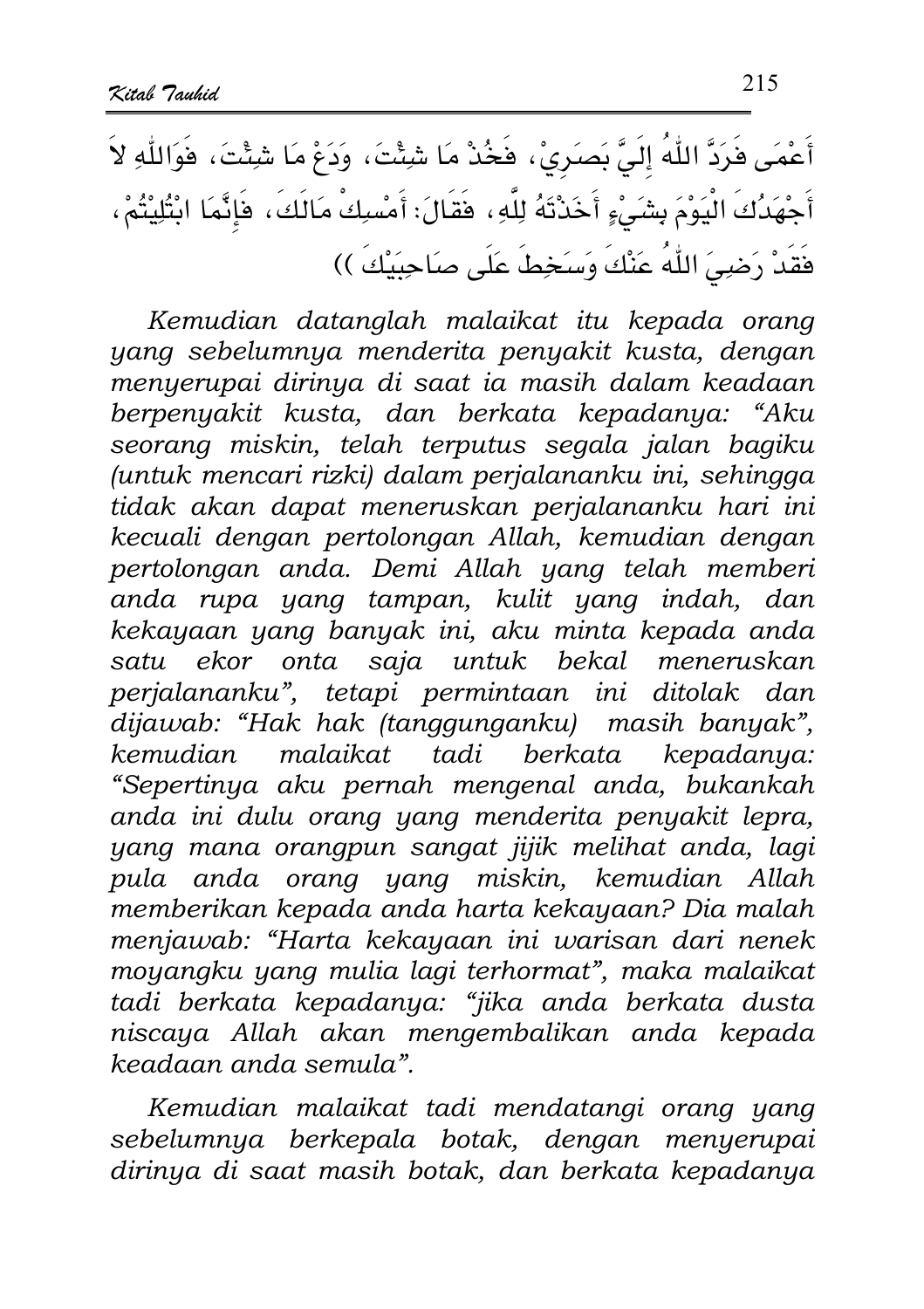أَعْمَى فَرَدَّ اللَّهُ إِلَيَّ بَصَرِيْ، فَخُذْ مَا شِئْتَ، وَدَعْ مَا شِئْتَ، فَوَاللَّهِ لاَ أَجْهَدُكَ الْيَوْمَ بِشَيْءٍ أَخَذْتَهُ لِلَّهِ، فَقَالَ: أَمْسِكْ مَالَكَ، فَإِنَّمَا ابْتُلِيْتُمْ، فَقَدْ رَضِيَ اللَّهُ عَنْكَ وَسَخِطَ عَلَى صَاحِبَيْكَ ))

*Kemudian datanglah malaikat itu kepada orang yang sebelumnya menderita penyakit kusta, dengan menyerupai dirinya di saat ia masih dalam keadaan berpenyakit kusta, dan berkata kepadanya: "Aku seorang miskin, telah terputus segala jalan bagiku (untuk mencari rizki) dalam perjalananku ini, sehingga tidak akan dapat meneruskan perjalananku hari ini kecuali dengan pertolongan Allah, kemudian dengan pertolongan anda. Demi Allah yang telah memberi anda rupa yang tampan, kulit yang indah, dan kekayaan yang banyak ini, aku minta kepada anda satu ekor onta saja untuk bekal meneruskan perjalananku", tetapi permintaan ini ditolak dan dijawab: "Hak hak (tanggunganku) masih banyak", kemudian malaikat tadi berkata kepadanya: "Sepertinya aku pernah mengenal anda, bukankah anda ini dulu orang yang menderita penyakit lepra, yang mana orangpun sangat jijik melihat anda, lagi pula anda orang yang miskin, kemudian Allah memberikan kepada anda harta kekayaan? Dia malah menjawab: "Harta kekayaan ini warisan dari nenek moyangku yang mulia lagi terhormat", maka malaikat tadi berkata kepadanya: "jika anda berkata dusta niscaya Allah akan mengembalikan anda kepada keadaan anda semula".*

*Kemudian malaikat tadi mendatangi orang yang sebelumnya berkepala botak, dengan menyerupai dirinya di saat masih botak, dan berkata kepadanya*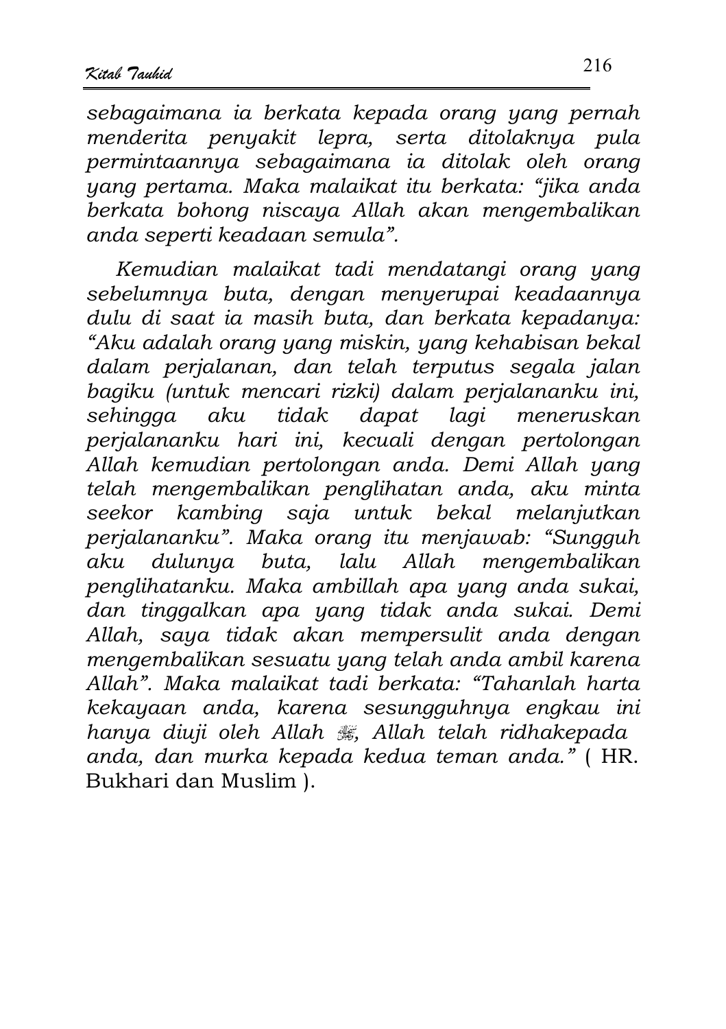*sebagaimana ia berkata kepada orang yang pernah menderita penyakit lepra, serta ditolaknya pula permintaannya sebagaimana ia ditolak oleh orang yang pertama. Maka malaikat itu berkata: "jika anda berkata bohong niscaya Allah akan mengembalikan anda seperti keadaan semula".*

*Kemudian malaikat tadi mendatangi orang yang sebelumnya buta, dengan menyerupai keadaannya dulu di saat ia masih buta, dan berkata kepadanya: "Aku adalah orang yang miskin, yang kehabisan bekal dalam perjalanan, dan telah terputus segala jalan bagiku (untuk mencari rizki) dalam perjalananku ini, sehingga aku tidak dapat lagi meneruskan perjalananku hari ini, kecuali dengan pertolongan Allah kemudian pertolongan anda. Demi Allah yang telah mengembalikan penglihatan anda, aku minta seekor kambing saja untuk bekal melanjutkan perjalananku". Maka orang itu menjawab: "Sungguh aku dulunya buta, lalu Allah mengembalikan penglihatanku. Maka ambillah apa yang anda sukai, dan tinggalkan apa yang tidak anda sukai. Demi Allah, saya tidak akan mempersulit anda dengan mengembalikan sesuatu yang telah anda ambil karena Allah". Maka malaikat tadi berkata: "Tahanlah harta kekayaan anda, karena sesungguhnya engkau ini hanya diuji oleh Allah ﷻ, Allah telah ridhakepada anda, dan murka kepada kedua teman anda."* ( HR. Bukhari dan Muslim ).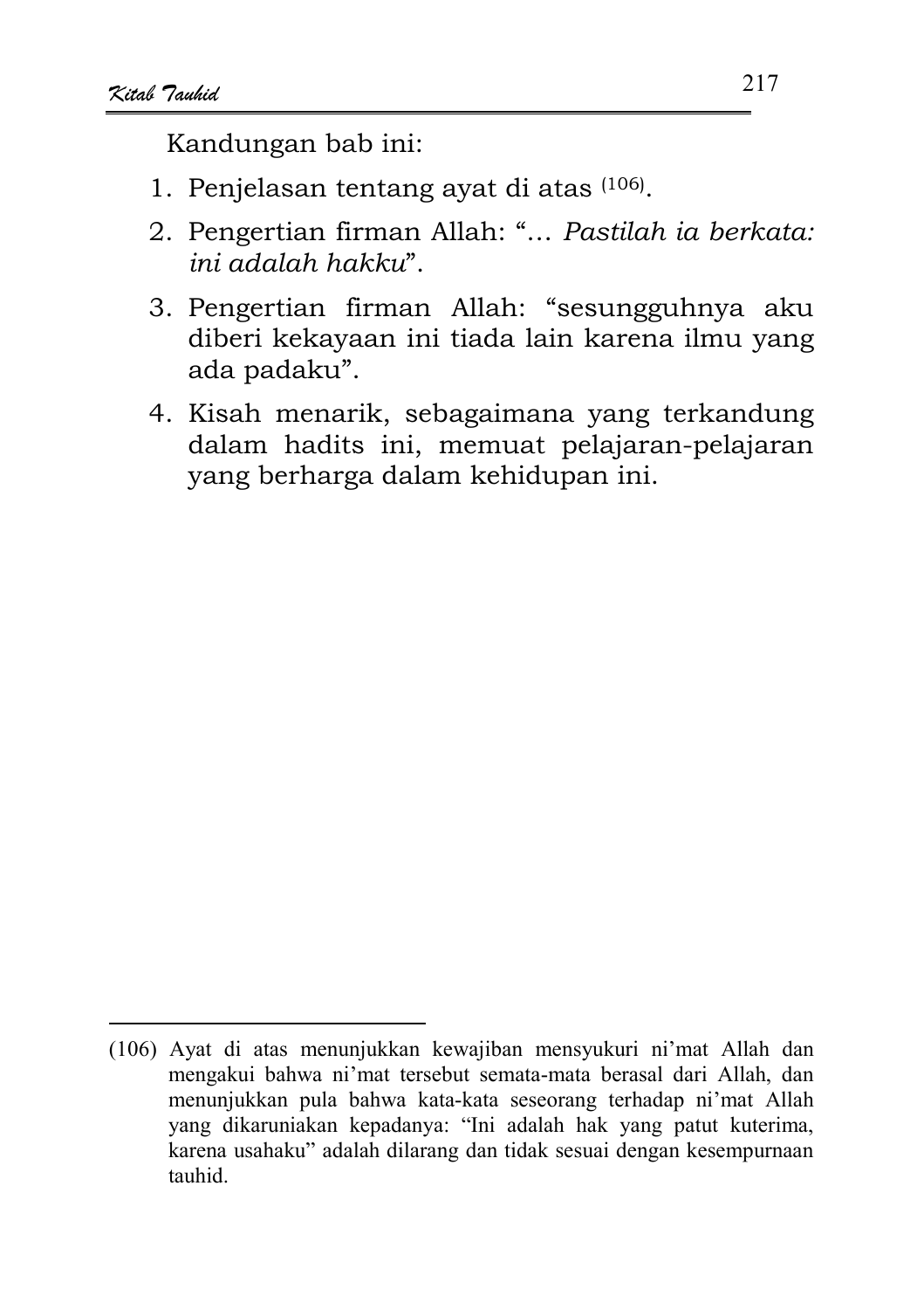Kandungan bab ini:

1. Penjelasan tentang ayat di atas [106].
2. Pengertian firman Allah: "… *Pastilah ia berkata: ini adalah hakku*".
3. Pengertian firman Allah: "sesungguhnya aku diberi kekayaan ini tiada lain karena ilmu yang ada padaku".
4. Kisah menarik, sebagaimana yang terkandung dalam hadits ini, memuat pelajaran-pelajaran yang berharga dalam kehidupan ini.

---

(106) Ayat di atas menunjukkan kewajiban mensyukuri ni'mat Allah dan mengakui bahwa ni'mat tersebut semata-mata berasal dari Allah, dan menunjukkan pula bahwa kata-kata seseorang terhadap ni'mat Allah yang dikaruniakan kepadanya: "Ini adalah hak yang patut kuterima, karena usahaku" adalah dilarang dan tidak sesuai dengan kesempurnaan tauhid.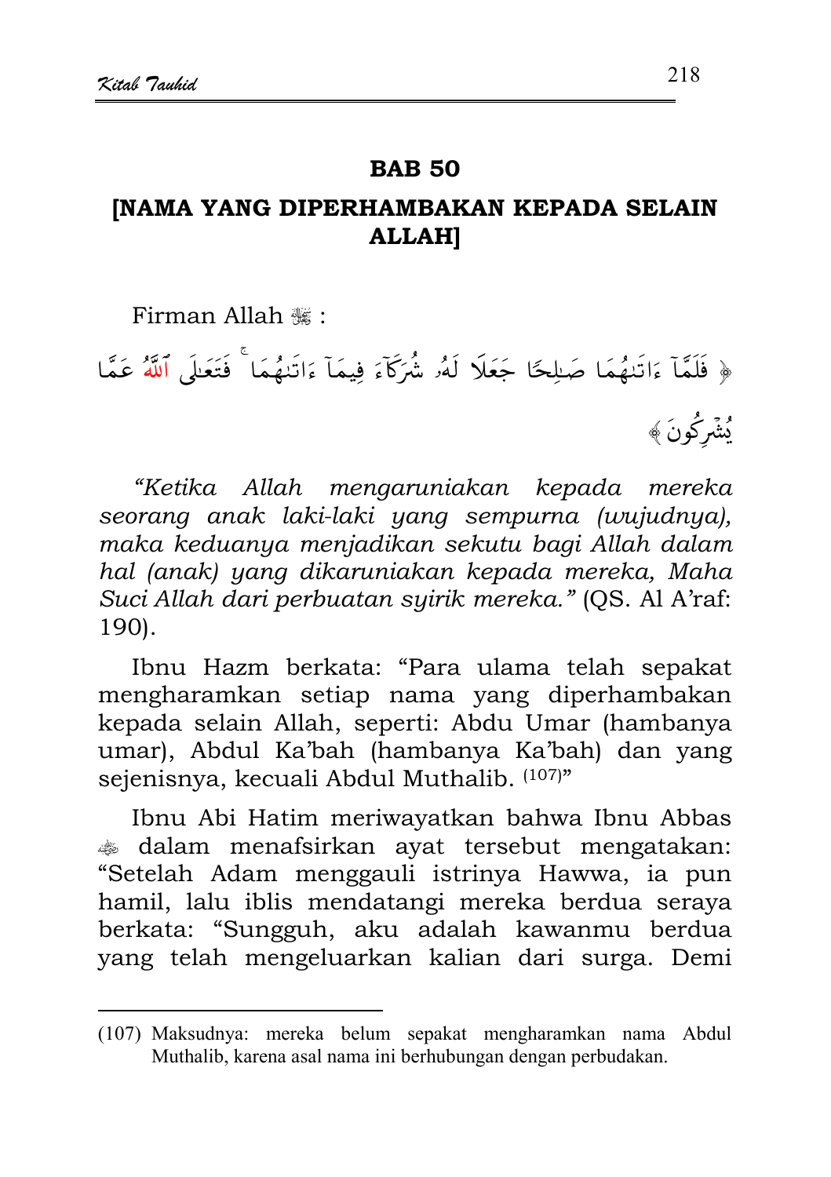## BAB 50

## [NAMA YANG DIPERHAMBAKAN KEPADA SELAIN ALLAH]

Firman Allah ﷻ :

﴿ فَلَمَّآ ءَاتَىٰهُمَا صَٰلِحًا جَعَلَا لَهُۥ شُرَكَآءَ فِيمَآ ءَاتَىٰهُمَا ۚ فَتَعَٰلَى ٱللَّهُ عَمَّا يُشْرِكُونَ ﴾

*"Ketika Allah mengaruniakan kepada mereka seorang anak laki-laki yang sempurna (wujudnya), maka keduanya menjadikan sekutu bagi Allah dalam hal (anak) yang dikaruniakan kepada mereka, Maha Suci Allah dari perbuatan syirik mereka."* (QS. Al A'raf: 190).

Ibnu Hazm berkata: "Para ulama telah sepakat mengharamkan setiap nama yang diperhambakan kepada selain Allah, seperti: Abdu Umar (hambanya umar), Abdul Ka'bah (hambanya Ka'bah) dan yang sejenisnya, kecuali Abdul Muthalib. (107)"

Ibnu Abi Hatim meriwayatkan bahwa Ibnu Abbas ﷺ dalam menafsirkan ayat tersebut mengatakan: "Setelah Adam menggauli istrinya Hawwa, ia pun hamil, lalu iblis mendatangi mereka berdua seraya berkata: "Sungguh, aku adalah kawanmu berdua yang telah mengeluarkan kalian dari surga. Demi

---

(107) Maksudnya: mereka belum sepakat mengharamkan nama Abdul Muthalib, karena asal nama ini berhubungan dengan perbudakan.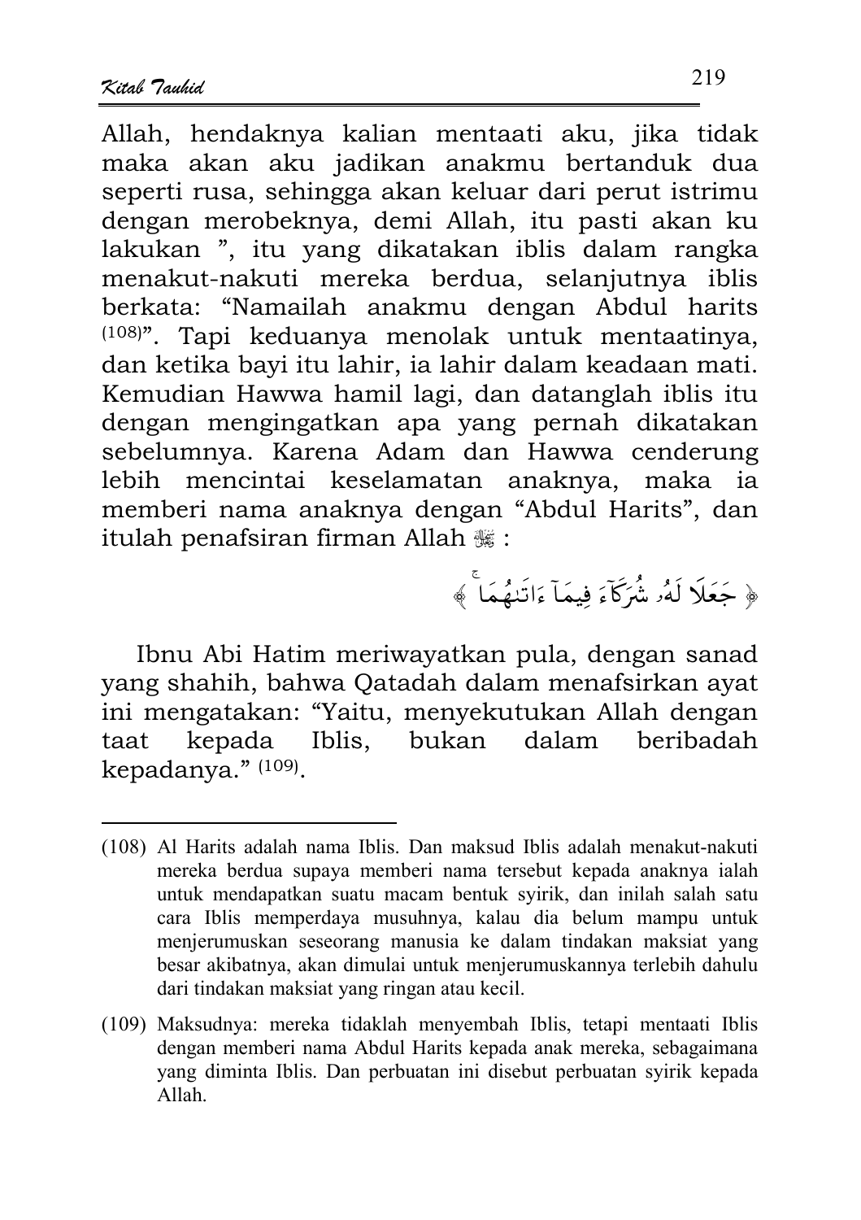Allah, hendaknya kalian mentaati aku, jika tidak maka akan aku jadikan anakmu bertanduk dua seperti rusa, sehingga akan keluar dari perut istrimu dengan merobeknya, demi Allah, itu pasti akan ku lakukan ", itu yang dikatakan iblis dalam rangka menakut-nakuti mereka berdua, selanjutnya iblis berkata: "Namailah anakmu dengan Abdul harits [108]". Tapi keduanya menolak untuk mentaatinya, dan ketika bayi itu lahir, ia lahir dalam keadaan mati. Kemudian Hawwa hamil lagi, dan datanglah iblis itu dengan mengingatkan apa yang pernah dikatakan sebelumnya. Karena Adam dan Hawwa cenderung lebih mencintai keselamatan anaknya, maka ia memberi nama anaknya dengan "Abdul Harits", dan itulah penafsiran firman Allah ﷻ :

﴿ جَعَلَا لَهُۥ شُرَكَآءَ فِيمَآ ءَاتَىٰهُمَا ۚ ﴾

Ibnu Abi Hatim meriwayatkan pula, dengan sanad yang shahih, bahwa Qatadah dalam menafsirkan ayat ini mengatakan: "Yaitu, menyekutukan Allah dengan taat kepada Iblis, bukan dalam beribadah kepadanya." [109].

---

(108) Al Harits adalah nama Iblis. Dan maksud Iblis adalah menakut-nakuti mereka berdua supaya memberi nama tersebut kepada anaknya ialah untuk mendapatkan suatu macam bentuk syirik, dan inilah salah satu cara Iblis memperdaya musuhnya, kalau dia belum mampu untuk menjerumuskan seseorang manusia ke dalam tindakan maksiat yang besar akibatnya, akan dimulai untuk menjerumuskannya terlebih dahulu dari tindakan maksiat yang ringan atau kecil.

(109) Maksudnya: mereka tidaklah menyembah Iblis, tetapi mentaati Iblis dengan memberi nama Abdul Harits kepada anak mereka, sebagaimana yang diminta Iblis. Dan perbuatan ini disebut perbuatan syirik kepada Allah.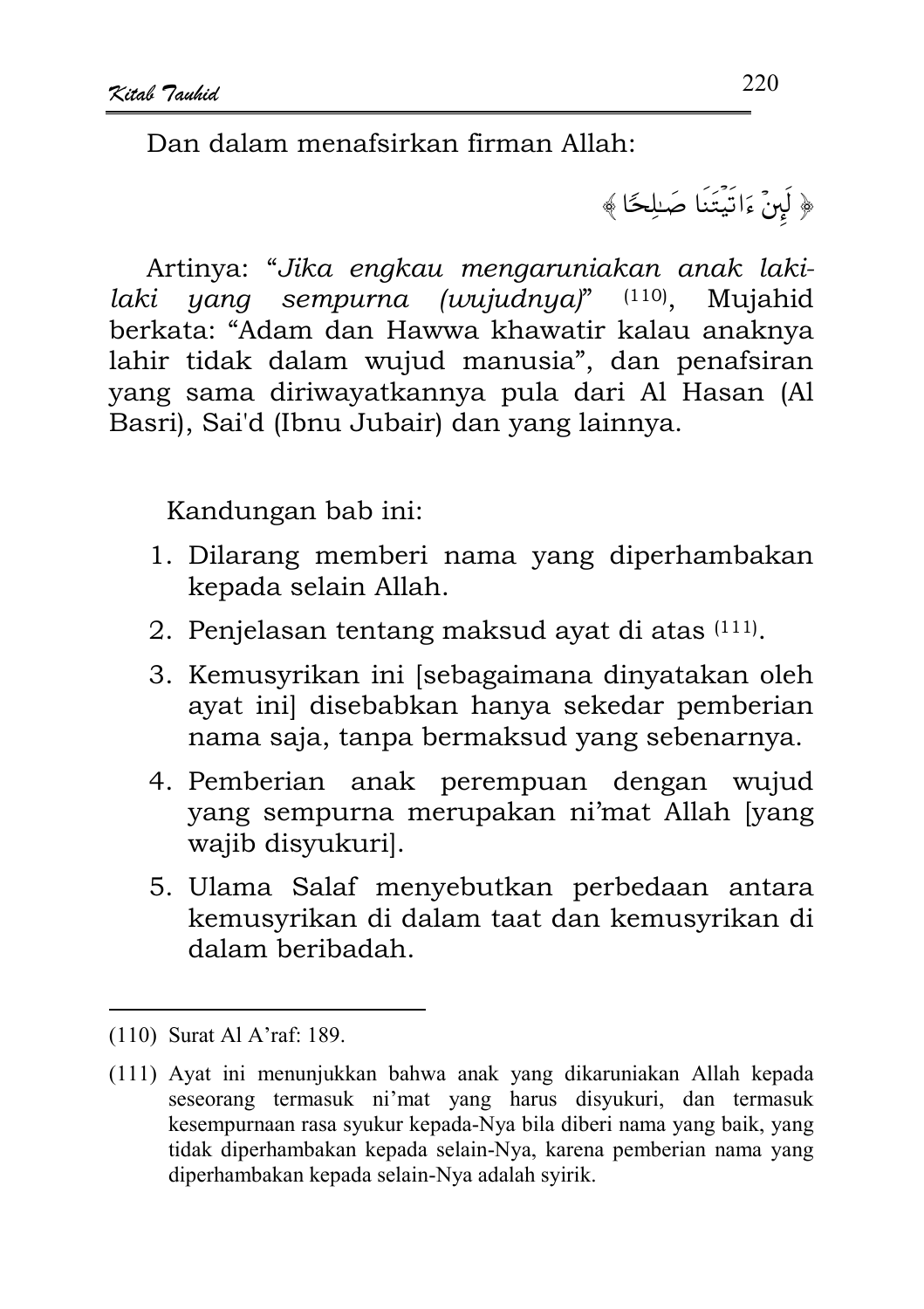Dan dalam menafsirkan firman Allah:

﴿ لَئِنْ ءَاتَيْتَنَا صَٰلِحًا ﴾

Artinya: "*Jika engkau mengaruniakan anak laki-laki yang sempurna (wujudnya)*" [110], Mujahid berkata: "Adam dan Hawwa khawatir kalau anaknya lahir tidak dalam wujud manusia", dan penafsiran yang sama diriwayatkannya pula dari Al Hasan (Al Basri), Sai'd (Ibnu Jubair) dan yang lainnya.

Kandungan bab ini:

1. Dilarang memberi nama yang diperhambakan kepada selain Allah.
2. Penjelasan tentang maksud ayat di atas [111].
3. Kemusyrikan ini [sebagaimana dinyatakan oleh ayat ini] disebabkan hanya sekedar pemberian nama saja, tanpa bermaksud yang sebenarnya.
4. Pemberian anak perempuan dengan wujud yang sempurna merupakan ni'mat Allah [yang wajib disyukuri].
5. Ulama Salaf menyebutkan perbedaan antara kemusyrikan di dalam taat dan kemusyrikan di dalam beribadah.

---

(110) Surat Al A'raf: 189.

(111) Ayat ini menunjukkan bahwa anak yang dikaruniakan Allah kepada seseorang termasuk ni'mat yang harus disyukuri, dan termasuk kesempurnaan rasa syukur kepada-Nya bila diberi nama yang baik, yang tidak diperhambakan kepada selain-Nya, karena pemberian nama yang diperhambakan kepada selain-Nya adalah syirik.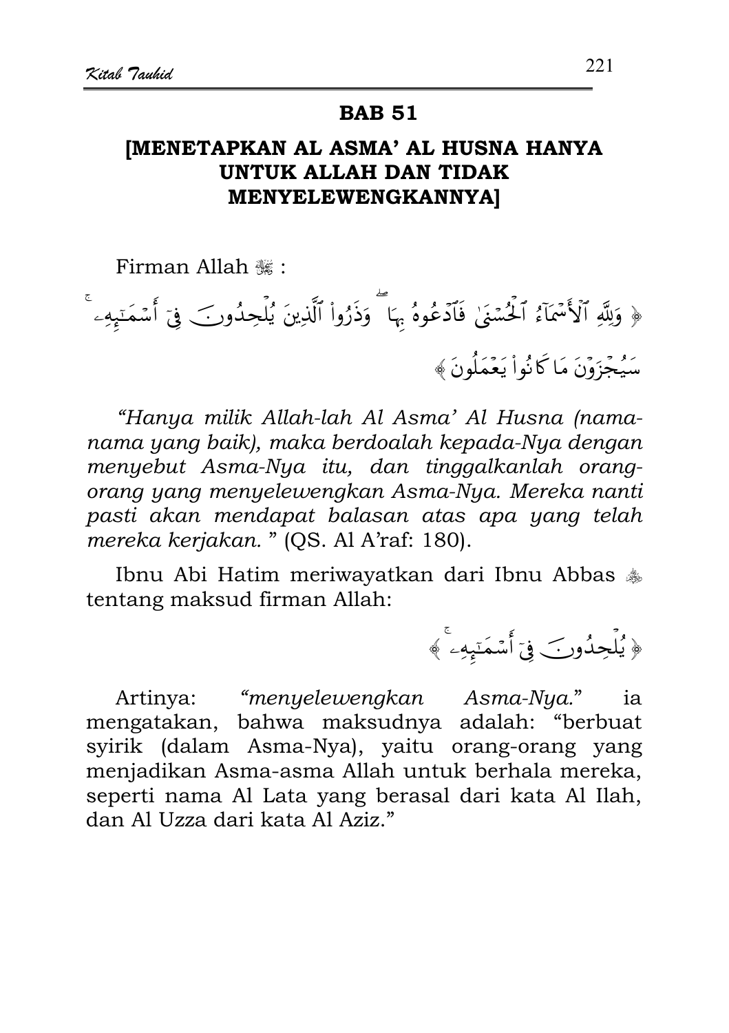## BAB 51

## [MENETAPKAN AL ASMA' AL HUSNA HANYA UNTUK ALLAH DAN TIDAK MENYELEWENGKANNYA]

Firman Allah ﷻ :

﴿ وَلِلَّهِ ٱلْأَسْمَآءُ ٱلْحُسْنَىٰ فَٱدْعُوهُ بِهَا ۖ وَذَرُوا۟ ٱلَّذِينَ يُلْحِدُونَ فِىٓ أَسْمَـٰٓئِهِۦ ۚ سَيُجْزَوْنَ مَا كَانُوا۟ يَعْمَلُونَ ﴾

*"Hanya milik Allah-lah Al Asma' Al Husna (nama-nama yang baik), maka berdoalah kepada-Nya dengan menyebut Asma-Nya itu, dan tinggalkanlah orang-orang yang menyelewengkan Asma-Nya. Mereka nanti pasti akan mendapat balasan atas apa yang telah mereka kerjakan.* " (QS. Al A'raf: 180).

Ibnu Abi Hatim meriwayatkan dari Ibnu Abbas ؓ tentang maksud firman Allah:

﴿ يُلْحِدُونَ فِىٓ أَسْمَـٰٓئِهِۦ ۚ ﴾

Artinya: *"menyelewengkan Asma-Nya."* ia mengatakan, bahwa maksudnya adalah: "berbuat syirik (dalam Asma-Nya), yaitu orang-orang yang menjadikan Asma-asma Allah untuk berhala mereka, seperti nama Al Lata yang berasal dari kata Al Ilah, dan Al Uzza dari kata Al Aziz."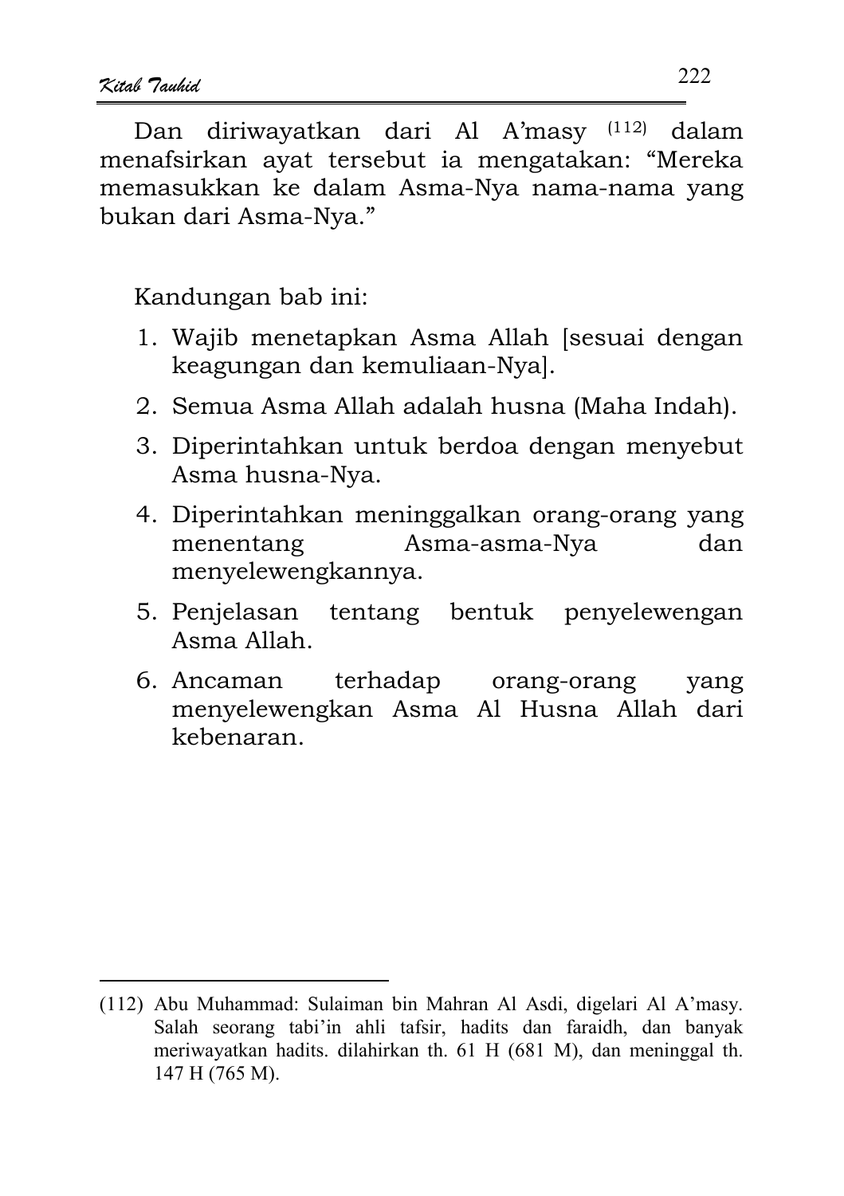Dan diriwayatkan dari Al A'masy [112] dalam menafsirkan ayat tersebut ia mengatakan: "Mereka memasukkan ke dalam Asma-Nya nama-nama yang bukan dari Asma-Nya."

Kandungan bab ini:

1. Wajib menetapkan Asma Allah [sesuai dengan keagungan dan kemuliaan-Nya].
2. Semua Asma Allah adalah husna (Maha Indah).
3. Diperintahkan untuk berdoa dengan menyebut Asma husna-Nya.
4. Diperintahkan meninggalkan orang-orang yang menentang Asma-asma-Nya dan menyelewengkannya.
5. Penjelasan tentang bentuk penyelewengan Asma Allah.
6. Ancaman terhadap orang-orang yang menyelewengkan Asma Al Husna Allah dari kebenaran.

---

(112) Abu Muhammad: Sulaiman bin Mahran Al Asdi, digelari Al A'masy. Salah seorang tabi'in ahli tafsir, hadits dan faraidh, dan banyak meriwayatkan hadits. dilahirkan th. 61 H (681 M), dan meninggal th. 147 H (765 M).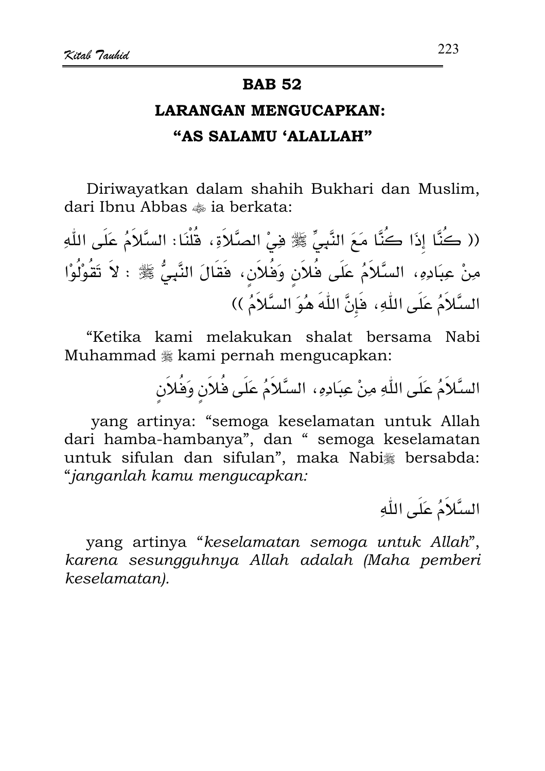# BAB 52

## LARANGAN MENGUCAPKAN: "AS SALAMU 'ALALLAH"

Diriwayatkan dalam shahih Bukhari dan Muslim, dari Ibnu Abbas ﷺ ia berkata:

(( كُنَّا إِذَا كُنَّا مَعَ النَّبِيِّ ﷺ فِيْ الصَّلاَةِ، قُلْنَا: السَّلاَمُ عَلَى اللّٰهِ مِنْ عِبَادِهِ، السَّلاَمُ عَلَى فُلاَنٍ وَفُلاَنٍ، فَقَالَ النَّبِيُّ ﷺ : لاَ تَقُوْلُوْا السَّلاَمُ عَلَى اللّٰهِ، فَإِنَّ اللّٰهَ هُوَ السَّلاَمُ ))

"Ketika kami melakukan shalat bersama Nabi Muhammad ﷺ kami pernah mengucapkan:

السَّلاَمُ عَلَى اللّٰهِ مِنْ عِبَادِهِ، السَّلاَمُ عَلَى فُلاَنٍ وَفُلاَنٍ

yang artinya: "semoga keselamatan untuk Allah dari hamba-hambanya", dan " semoga keselamatan untuk sifulan dan sifulan", maka Nabi ﷺ bersabda: "*janganlah kamu mengucapkan:*

السَّلاَمُ عَلَى اللّٰهِ

yang artinya "*keselamatan semoga untuk Allah*", *karena sesungguhnya Allah adalah (Maha pemberi keselamatan).*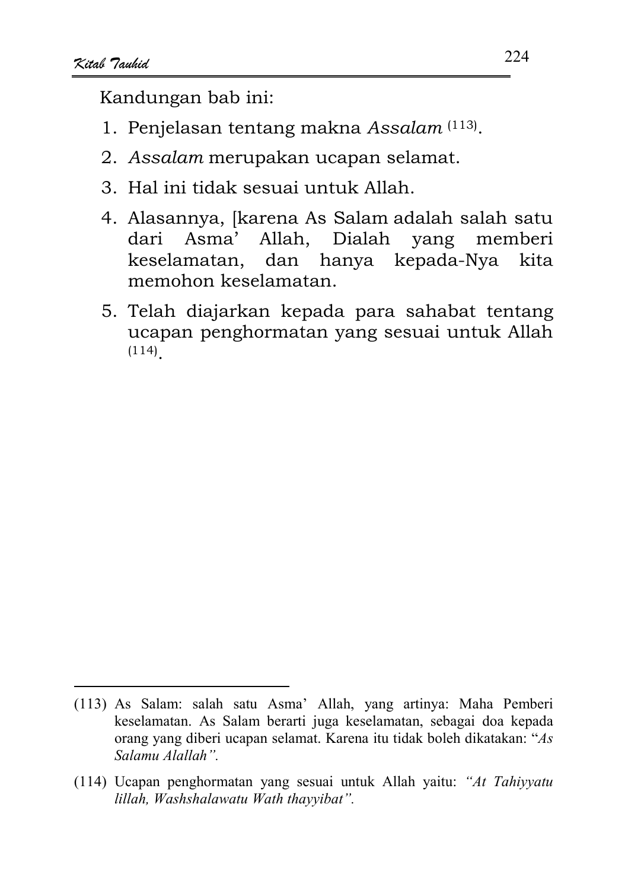Kandungan bab ini:

1. Penjelasan tentang makna *Assalam* [113].
2. *Assalam* merupakan ucapan selamat.
3. Hal ini tidak sesuai untuk Allah.
4. Alasannya, [karena As Salam adalah salah satu dari Asma' Allah, Dialah yang memberi keselamatan, dan hanya kepada-Nya kita memohon keselamatan.
5. Telah diajarkan kepada para sahabat tentang ucapan penghormatan yang sesuai untuk Allah [114].

---

(113) As Salam: salah satu Asma' Allah, yang artinya: Maha Pemberi keselamatan. As Salam berarti juga keselamatan, sebagai doa kepada orang yang diberi ucapan selamat. Karena itu tidak boleh dikatakan: "*As Salamu Alallah".*

(114) Ucapan penghormatan yang sesuai untuk Allah yaitu: *"At Tahiyyatu lillah, Washshalawatu Wath thayyibat".*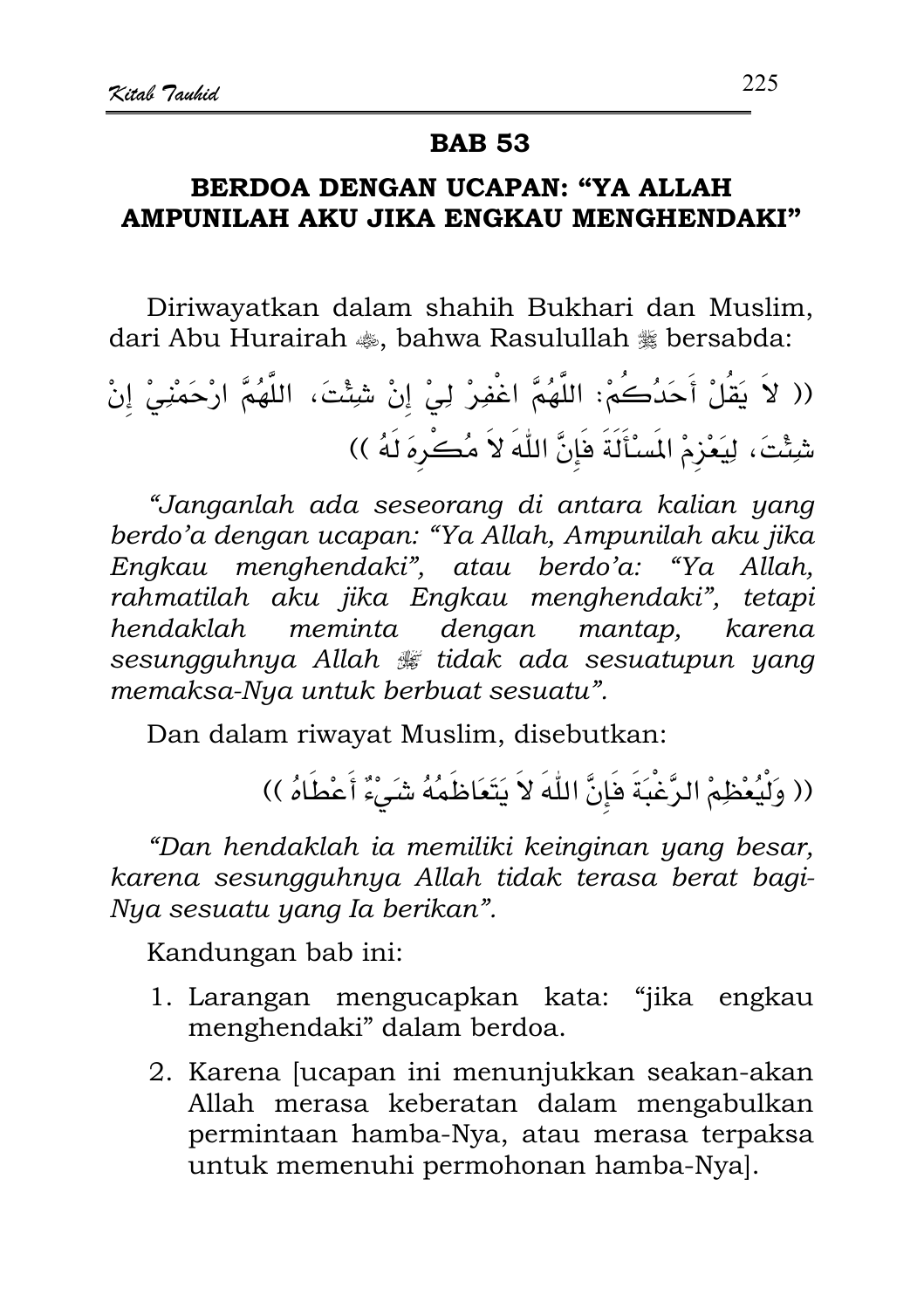## BAB 53

### BERDOA DENGAN UCAPAN: "YA ALLAH AMPUNILAH AKU JIKA ENGKAU MENGHENDAKI"

Diriwayatkan dalam shahih Bukhari dan Muslim, dari Abu Hurairah ﷺ, bahwa Rasulullah ﷺ bersabda:

(( لاَ يَقُلْ أَحَدُكُمْ: اللَّهُمَّ اغْفِرْ لِيْ إِنْ شِئْتَ، اللَّهُمَّ ارْحَمْنِيْ إِنْ شِئْتَ، لِيَعْزِمْ المَسْأَلَةَ فَإِنَّ اللّٰهَ لاَ مُكْرِهَ لَهُ ))

*"Janganlah ada seseorang di antara kalian yang berdo'a dengan ucapan: "Ya Allah, Ampunilah aku jika Engkau menghendaki", atau berdo'a: "Ya Allah, rahmatilah aku jika Engkau menghendaki", tetapi hendaklah meminta dengan mantap, karena sesungguhnya Allah ﷻ tidak ada sesuatupun yang memaksa-Nya untuk berbuat sesuatu".*

Dan dalam riwayat Muslim, disebutkan:

(( وَلْيُعْظِمْ الرَّغْبَةَ فَإِنَّ اللّٰهَ لاَ يَتَعَاظَمُهُ شَيْءٌ أَعْطَاهُ ))

*"Dan hendaklah ia memiliki keinginan yang besar, karena sesungguhnya Allah tidak terasa berat bagi-Nya sesuatu yang Ia berikan".*

Kandungan bab ini:

1. Larangan mengucapkan kata: "jika engkau menghendaki" dalam berdoa.
2. Karena [ucapan ini menunjukkan seakan-akan Allah merasa keberatan dalam mengabulkan permintaan hamba-Nya, atau merasa terpaksa untuk memenuhi permohonan hamba-Nya].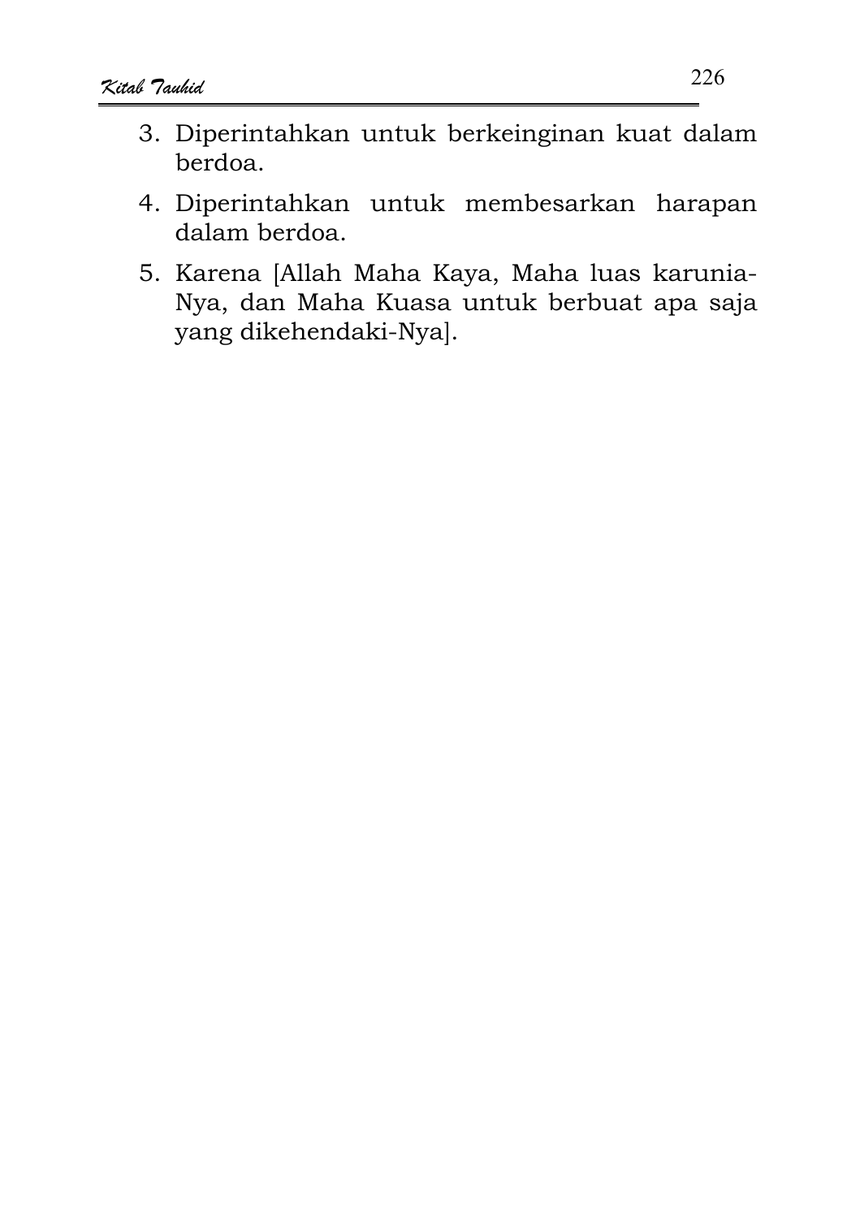3. Diperintahkan untuk berkeinginan kuat dalam berdoa.
4. Diperintahkan untuk membesarkan harapan dalam berdoa.
5. Karena [Allah Maha Kaya, Maha luas karunia-Nya, dan Maha Kuasa untuk berbuat apa saja yang dikehendaki-Nya].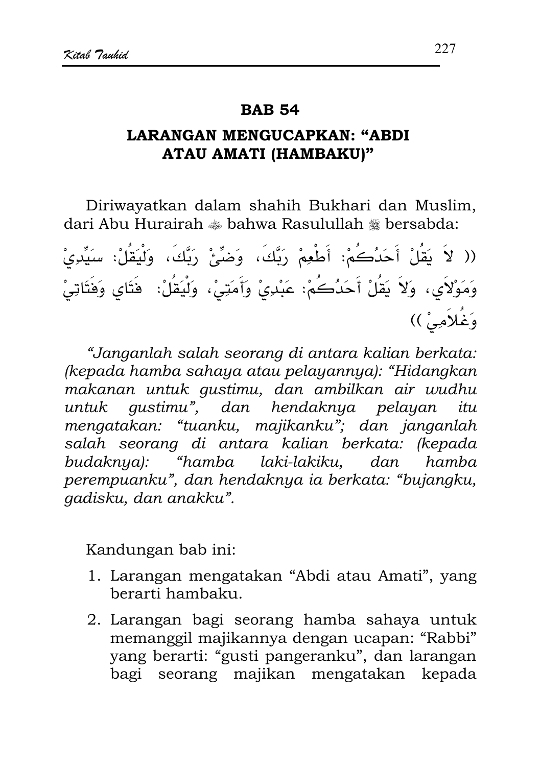# BAB 54

## LARANGAN MENGUCAPKAN: "ABDI ATAU AMATI (HAMBAKU)"

Diriwayatkan dalam shahih Bukhari dan Muslim, dari Abu Hurairah ﷺ bahwa Rasulullah ﷺ bersabda:

(( لاَ يَقُلْ أَحَدُكُمْ: أَطْعِمْ رَبَّكَ، وَضِّئْ رَبَّكَ، وَلْيَقُلْ: سَيِّدِيْ وَمَوْلاَي، وَلاَ يَقُلْ أَحَدُكُمْ: عَبْدِيْ وَأَمَتِيْ، وَلْيَقُلْ: فَتَاي وَفَتَاتِيْ وَغُلاَمِيْ ))

*"Janganlah salah seorang di antara kalian berkata: (kepada hamba sahaya atau pelayannya): "Hidangkan makanan untuk gustimu, dan ambilkan air wudhu untuk gustimu", dan hendaknya pelayan itu mengatakan: "tuanku, majikanku"; dan janganlah salah seorang di antara kalian berkata: (kepada budaknya): "hamba laki-lakiku, dan hamba perempuanku", dan hendaknya ia berkata: "bujangku, gadisku, dan anakku".*

Kandungan bab ini:

1. Larangan mengatakan "Abdi atau Amati", yang berarti hambaku.
2. Larangan bagi seorang hamba sahaya untuk memanggil majikannya dengan ucapan: "Rabbi" yang berarti: "gusti pangeranku", dan larangan bagi seorang majikan mengatakan kepada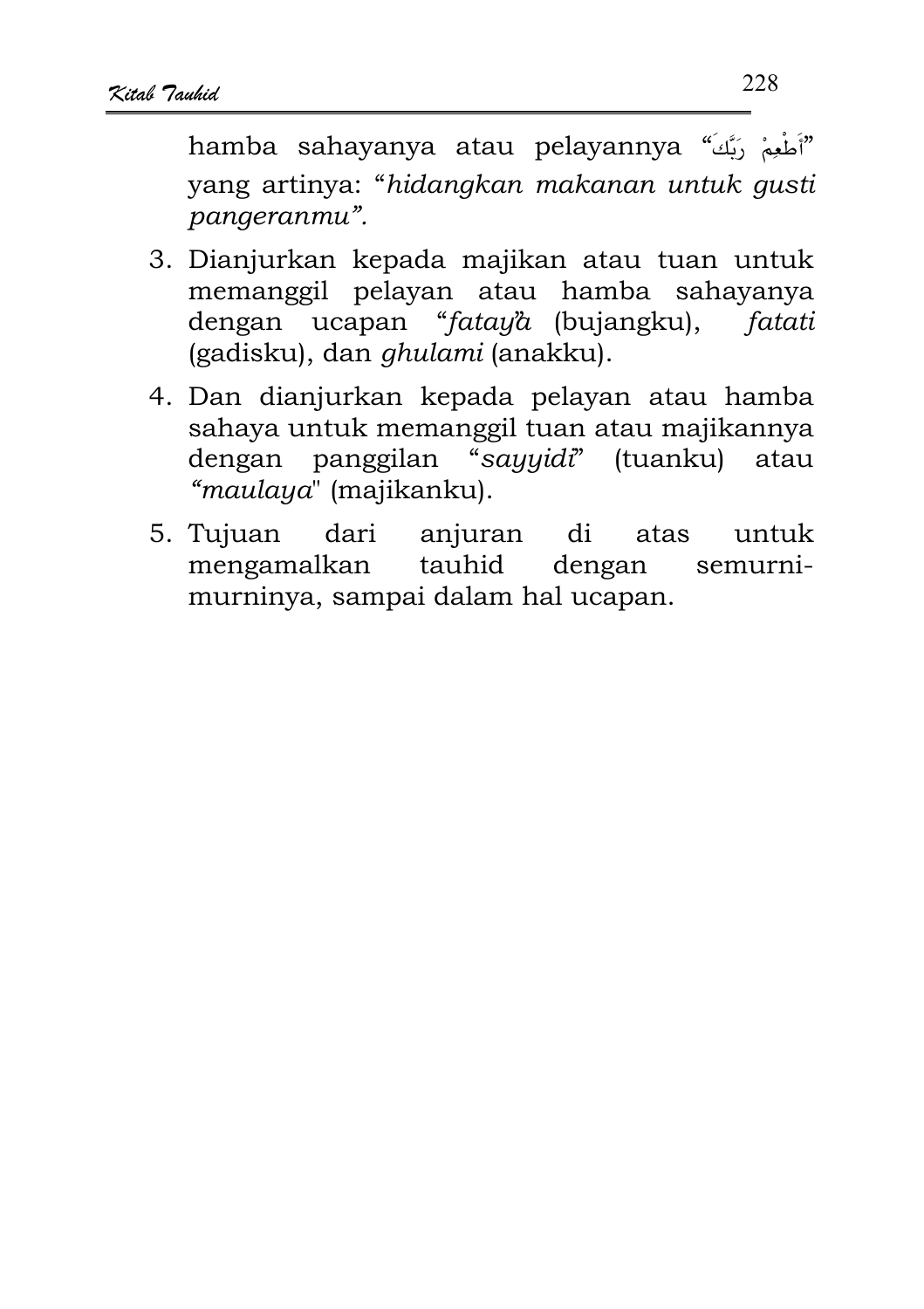hamba sahayanya atau pelayannya "أَطْعِمْ رَبَّكَ" yang artinya: "*hidangkan makanan untuk gusti pangeranmu*".

3. Dianjurkan kepada majikan atau tuan untuk memanggil pelayan atau hamba sahayanya dengan ucapan "*fatay'a* (bujangku), *fatati* (gadisku), dan *ghulami* (anakku).

4. Dan dianjurkan kepada pelayan atau hamba sahaya untuk memanggil tuan atau majikannya dengan panggilan "*sayyidi*" (tuanku) atau "*maulaya*" (majikanku).

5. Tujuan dari anjuran di atas untuk mengamalkan tauhid dengan semurni-murninya, sampai dalam hal ucapan.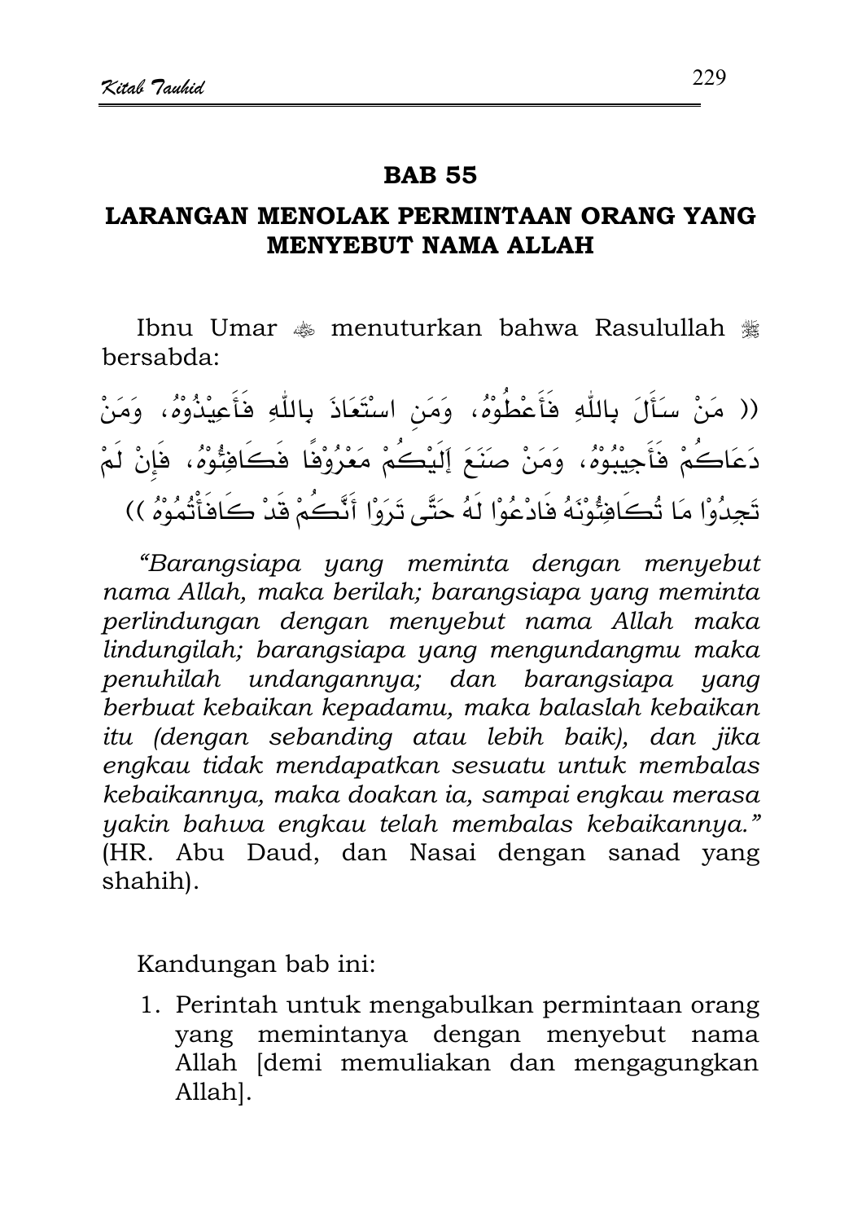## BAB 55

## LARANGAN MENOLAK PERMINTAAN ORANG YANG MENYEBUT NAMA ALLAH

Ibnu Umar ﷺ menuturkan bahwa Rasulullah ﷺ bersabda:

(( مَنْ سَأَلَ بِاللّٰهِ فَأَعْطُوْهُ، وَمَنِ اسْتَعَاذَ بِاللّٰهِ فَأَعِيْذُوْهُ، وَمَنْ دَعَاكُمْ فَأَجِيْبُوْهُ، وَمَنْ صَنَعَ إِلَيْكُمْ مَعْرُوْفًا فَكَافِئُوْهُ، فَإِنْ لَمْ تَجِدُوْا مَا تُكَافِئُوْنَهُ فَادْعُوْا لَهُ حَتَّى تَرَوْا أَنَّكُمْ قَدْ كَافَأْتُمُوْهُ ))

*"Barangsiapa yang meminta dengan menyebut nama Allah, maka berilah; barangsiapa yang meminta perlindungan dengan menyebut nama Allah maka lindungilah; barangsiapa yang mengundangmu maka penuhilah undangannya; dan barangsiapa yang berbuat kebaikan kepadamu, maka balaslah kebaikan itu (dengan sebanding atau lebih baik), dan jika engkau tidak mendapatkan sesuatu untuk membalas kebaikannya, maka doakan ia, sampai engkau merasa yakin bahwa engkau telah membalas kebaikannya."* (HR. Abu Daud, dan Nasai dengan sanad yang shahih).

Kandungan bab ini:

1. Perintah untuk mengabulkan permintaan orang yang memintanya dengan menyebut nama Allah [demi memuliakan dan mengagungkan Allah].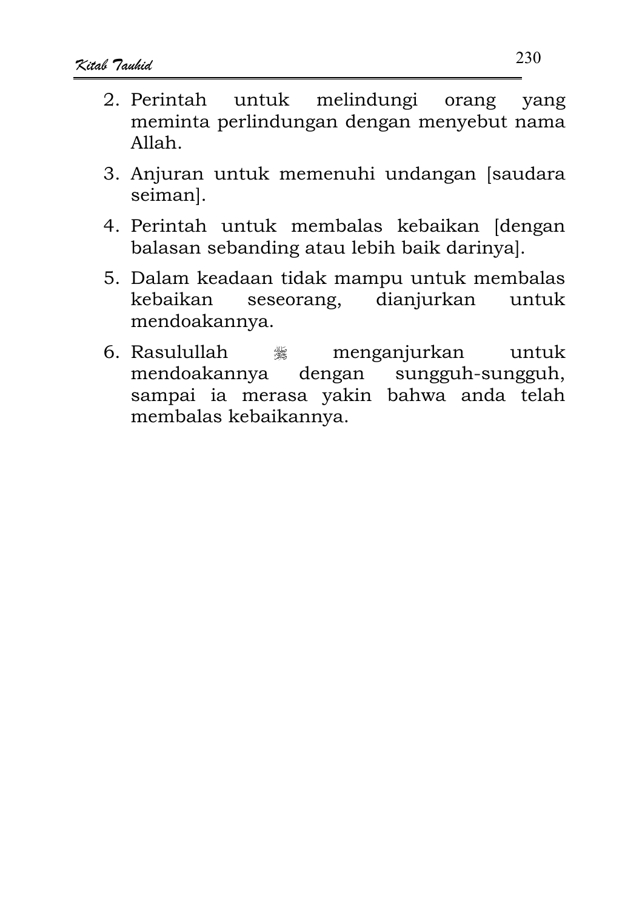2. Perintah untuk melindungi orang yang meminta perlindungan dengan menyebut nama Allah.
3. Anjuran untuk memenuhi undangan [saudara seiman].
4. Perintah untuk membalas kebaikan [dengan balasan sebanding atau lebih baik darinya].
5. Dalam keadaan tidak mampu untuk membalas kebaikan seseorang, dianjurkan untuk mendoakannya.
6. Rasulullah ﷺ menganjurkan untuk mendoakannya dengan sungguh-sungguh, sampai ia merasa yakin bahwa anda telah membalas kebaikannya.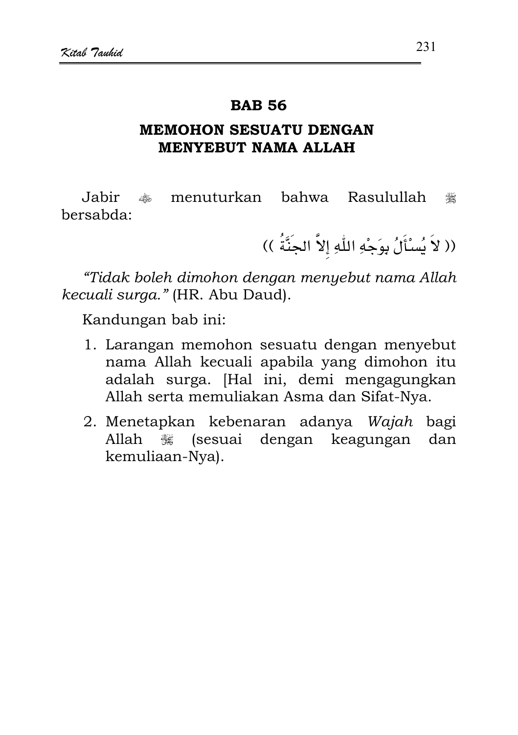## BAB 56

## MEMOHON SESUATU DENGAN MENYEBUT NAMA ALLAH

Jabir ﷺ menuturkan bahwa Rasulullah ﷺ bersabda:

(( لاَ يُسْأَلُ بِوَجْهِ اللّهِ إِلاَّ الجَنَّةُ ))

*"Tidak boleh dimohon dengan menyebut nama Allah kecuali surga."* (HR. Abu Daud).

Kandungan bab ini:

1. Larangan memohon sesuatu dengan menyebut nama Allah kecuali apabila yang dimohon itu adalah surga. [Hal ini, demi mengagungkan Allah serta memuliakan Asma dan Sifat-Nya.
2. Menetapkan kebenaran adanya *Wajah* bagi Allah ﷻ (sesuai dengan keagungan dan kemuliaan-Nya).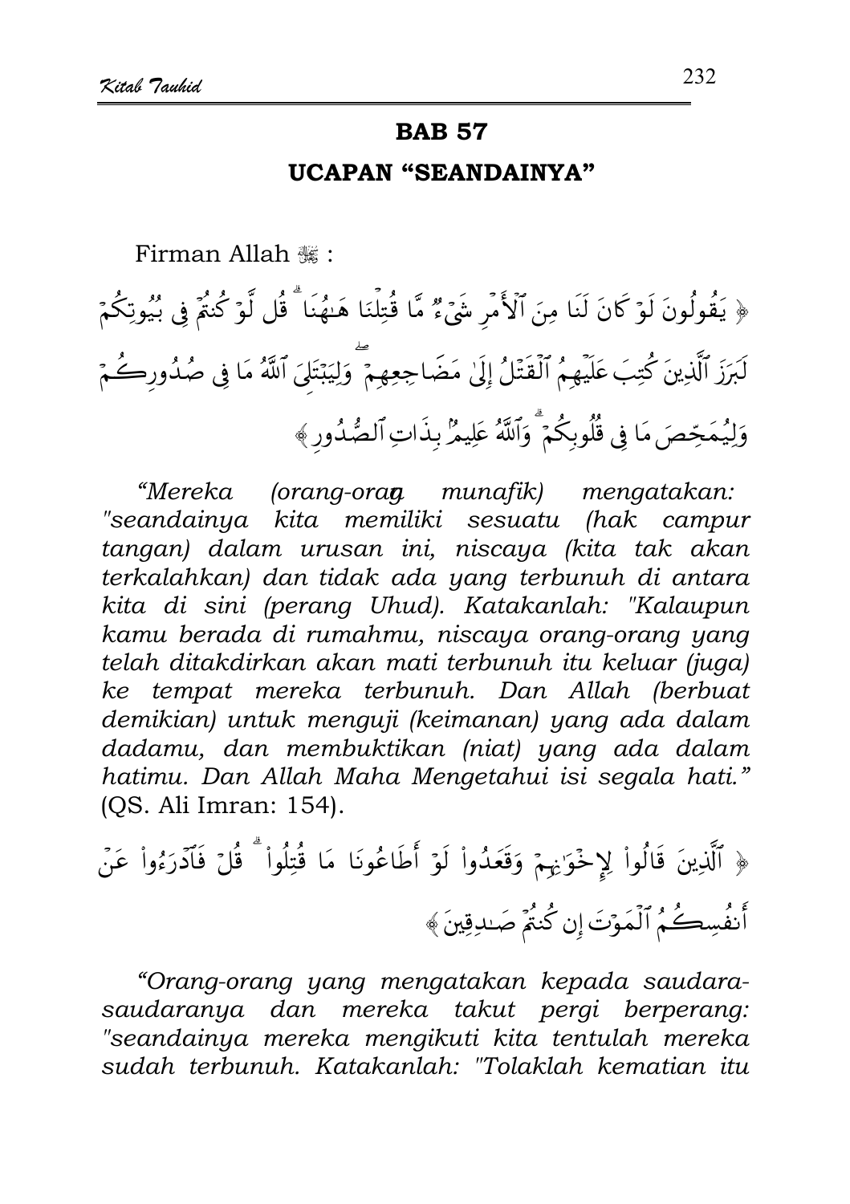## BAB 57

### UCAPAN "SEANDAINYA"

Firman Allah ﷻ :

﴿ يَقُولُونَ لَوْ كَانَ لَنَا مِنَ ٱلْأَمْرِ شَىْءٌ مَّا قُتِلْنَا هَٰهُنَا ۗ قُل لَّوْ كُنتُمْ فِى بُيُوتِكُمْ لَبَرَزَ ٱلَّذِينَ كُتِبَ عَلَيْهِمُ ٱلْقَتْلُ إِلَىٰ مَضَاجِعِهِمْ ۖ وَلِيَبْتَلِىَ ٱللَّهُ مَا فِى صُدُورِكُمْ وَلِيُمَحِّصَ مَا فِى قُلُوبِكُمْ ۗ وَٱللَّهُ عَلِيمٌۢ بِذَاتِ ٱلصُّدُورِ ﴾

*"Mereka (orang-orang munafik) mengatakan: "seandainya kita memiliki sesuatu (hak campur tangan) dalam urusan ini, niscaya (kita tak akan terkalahkan) dan tidak ada yang terbunuh di antara kita di sini (perang Uhud). Katakanlah: "Kalaupun kamu berada di rumahmu, niscaya orang-orang yang telah ditakdirkan akan mati terbunuh itu keluar (juga) ke tempat mereka terbunuh. Dan Allah (berbuat demikian) untuk menguji (keimanan) yang ada dalam dadamu, dan membuktikan (niat) yang ada dalam hatimu. Dan Allah Maha Mengetahui isi segala hati."* (QS. Ali Imran: 154).

﴿ ٱلَّذِينَ قَالُوا۟ لِإِخْوَٰنِهِمْ وَقَعَدُوا۟ لَوْ أَطَاعُونَا مَا قُتِلُوا۟ ۗ قُلْ فَٱدْرَءُوا۟ عَنْ أَنفُسِكُمُ ٱلْمَوْتَ إِن كُنتُمْ صَٰدِقِينَ ﴾

*"Orang-orang yang mengatakan kepada saudara-saudaranya dan mereka takut pergi berperang: "seandainya mereka mengikuti kita tentulah mereka sudah terbunuh. Katakanlah: "Tolaklah kematian itu*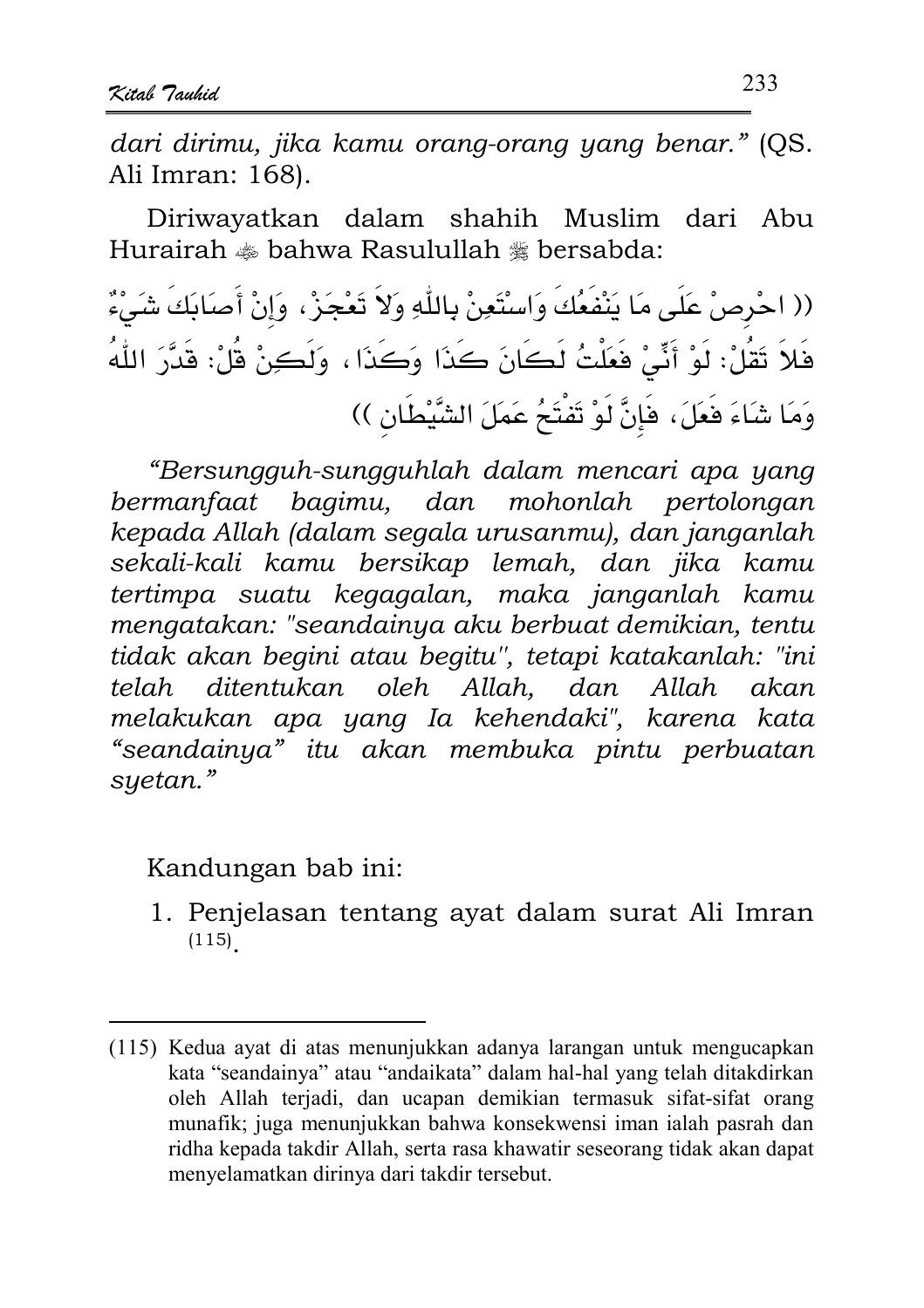*dari dirimu, jika kamu orang-orang yang benar."* (QS. Ali Imran: 168).

Diriwayatkan dalam shahih Muslim dari Abu Hurairah ﵁ bahwa Rasulullah ﷺ bersabda:

(( احْرِصْ عَلَى مَا يَنْفَعُكَ وَاسْتَعِنْ بِاللَّهِ وَلاَ تَعْجَزْ، وَإِنْ أَصَابَكَ شَيْءٌ فَلاَ تَقُلْ: لَوْ أَنِّيْ فَعَلْتُ لَكَانَ كَذَا وَكَذَا، وَلَكِنْ قُلْ: قَدَّرَ اللَّهُ وَمَا شَاءَ فَعَلَ، فَإِنَّ لَوْ تَفْتَحُ عَمَلَ الشَّيْطَانِ ))

*"Bersungguh-sungguhlah dalam mencari apa yang bermanfaat bagimu, dan mohonlah pertolongan kepada Allah (dalam segala urusanmu), dan janganlah sekali-kali kamu bersikap lemah, dan jika kamu tertimpa suatu kegagalan, maka janganlah kamu mengatakan: "seandainya aku berbuat demikian, tentu tidak akan begini atau begitu", tetapi katakanlah: "ini telah ditentukan oleh Allah, dan Allah akan melakukan apa yang Ia kehendaki", karena kata "seandainya" itu akan membuka pintu perbuatan syetan."*

Kandungan bab ini:

1. Penjelasan tentang ayat dalam surat Ali Imran [(115)].

---

(115) Kedua ayat di atas menunjukkan adanya larangan untuk mengucapkan kata "seandainya" atau "andaikata" dalam hal-hal yang telah ditakdirkan oleh Allah terjadi, dan ucapan demikian termasuk sifat-sifat orang munafik; juga menunjukkan bahwa konsekwensi iman ialah pasrah dan ridha kepada takdir Allah, serta rasa khawatir seseorang tidak akan dapat menyelamatkan dirinya dari takdir tersebut.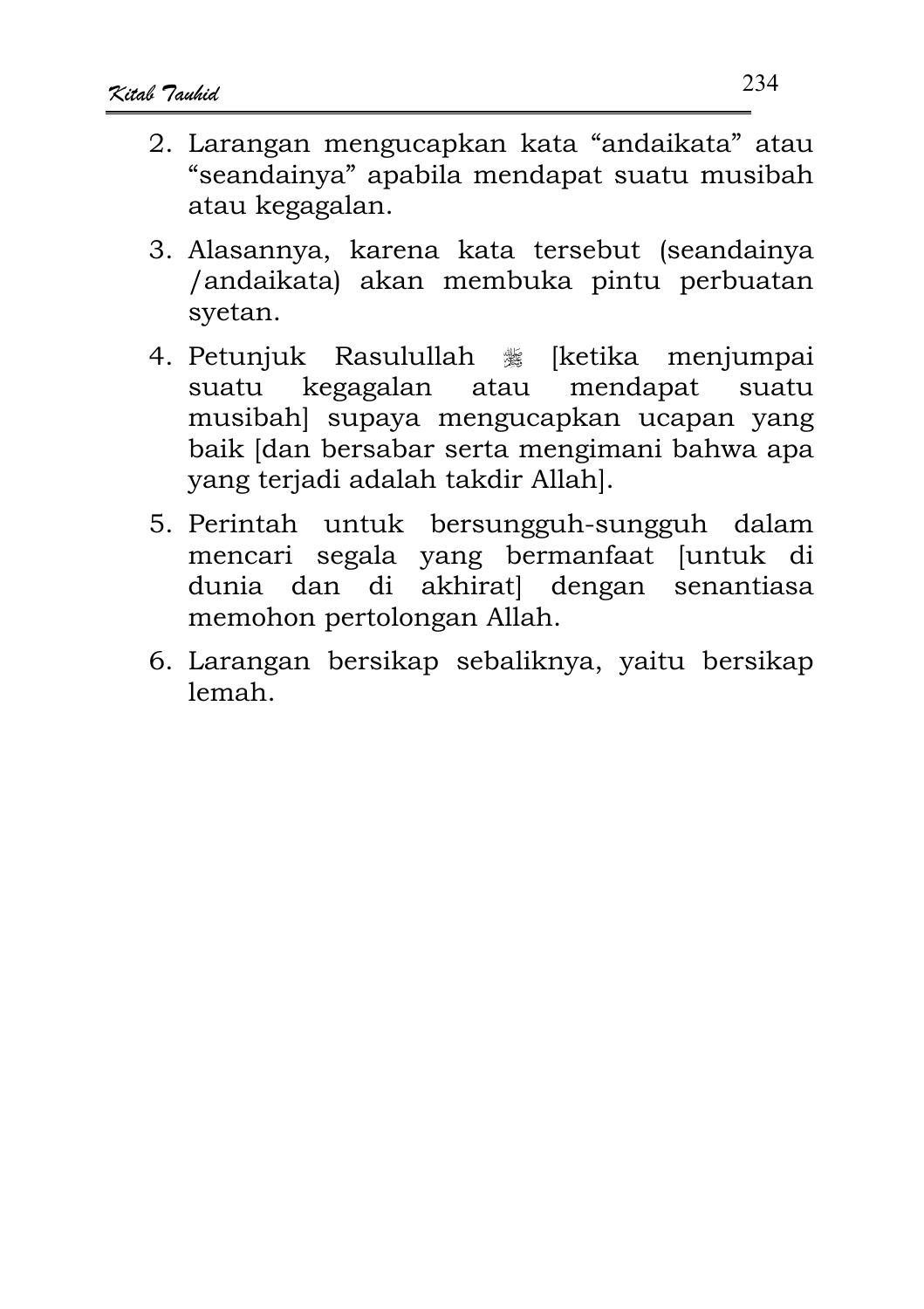2. Larangan mengucapkan kata "andaikata" atau "seandainya" apabila mendapat suatu musibah atau kegagalan.

3. Alasannya, karena kata tersebut (seandainya /andaikata) akan membuka pintu perbuatan syetan.

4. Petunjuk Rasulullah ﷺ [ketika menjumpai suatu kegagalan atau mendapat suatu musibah] supaya mengucapkan ucapan yang baik [dan bersabar serta mengimani bahwa apa yang terjadi adalah takdir Allah].

5. Perintah untuk bersungguh-sungguh dalam mencari segala yang bermanfaat [untuk di dunia dan di akhirat] dengan senantiasa memohon pertolongan Allah.

6. Larangan bersikap sebaliknya, yaitu bersikap lemah.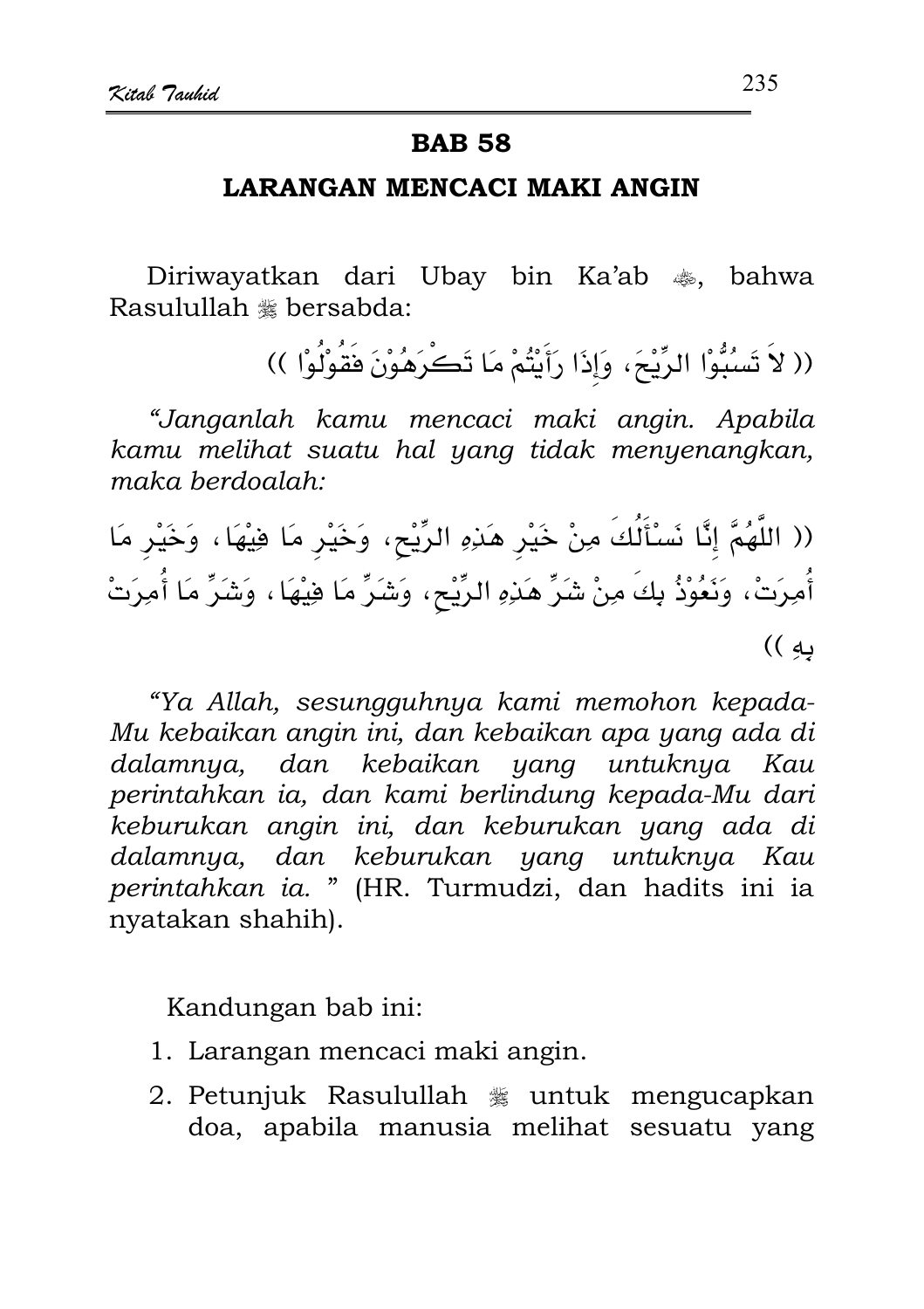## BAB 58

### LARANGAN MENCACI MAKI ANGIN

Diriwayatkan dari Ubay bin Ka'ab ﷺ, bahwa Rasulullah ﷺ bersabda:

(( لاَ تَسُبُّوْا الرِّيْحَ، وَإِذَا رَأَيْتُمْ مَا تَكْرَهُوْنَ فَقُوْلُوْا ))

*"Janganlah kamu mencaci maki angin. Apabila kamu melihat suatu hal yang tidak menyenangkan, maka berdoalah:*

(( اللَّهُمَّ إِنَّا نَسْأَلُكَ مِنْ خَيْرِ هَذِهِ الرِّيْحِ، وَخَيْرِ مَا فِيْهَا، وَخَيْرِ مَا أُمِرَتْ، وَنَعُوْذُ بِكَ مِنْ شَرِّ هَذِهِ الرِّيْحِ، وَشَرِّ مَا فِيْهَا، وَشَرِّ مَا أُمِرَتْ بِهِ ))

*"Ya Allah, sesungguhnya kami memohon kepada-Mu kebaikan angin ini, dan kebaikan apa yang ada di dalamnya, dan kebaikan yang untuknya Kau perintahkan ia, dan kami berlindung kepada-Mu dari keburukan angin ini, dan keburukan yang ada di dalamnya, dan keburukan yang untuknya Kau perintahkan ia. "* (HR. Turmudzi, dan hadits ini ia nyatakan shahih).

Kandungan bab ini:

1. Larangan mencaci maki angin.
2. Petunjuk Rasulullah ﷺ untuk mengucapkan doa, apabila manusia melihat sesuatu yang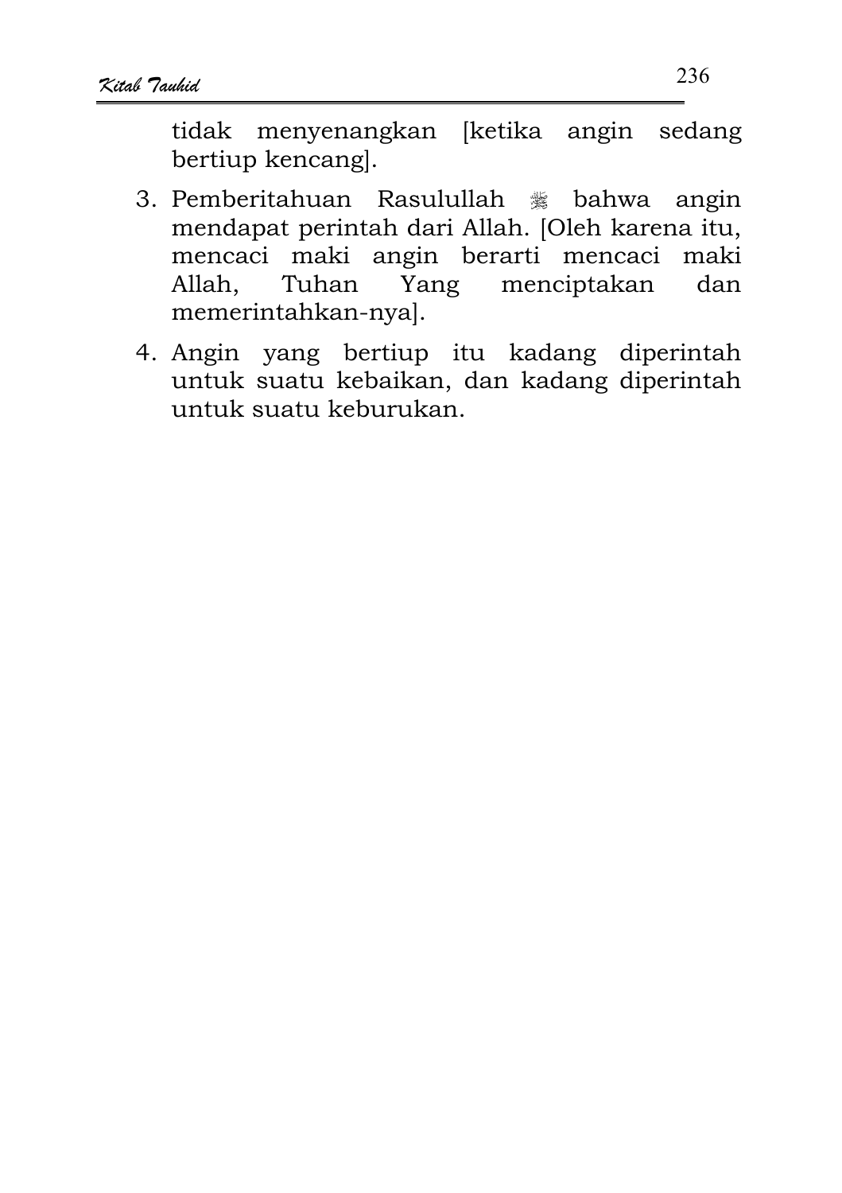tidak menyenangkan [ketika angin sedang bertiup kencang].

3. Pemberitahuan Rasulullah ﷺ bahwa angin mendapat perintah dari Allah. [Oleh karena itu, mencaci maki angin berarti mencaci maki Allah, Tuhan Yang menciptakan dan memerintahkan-nya].

4. Angin yang bertiup itu kadang diperintah untuk suatu kebaikan, dan kadang diperintah untuk suatu keburukan.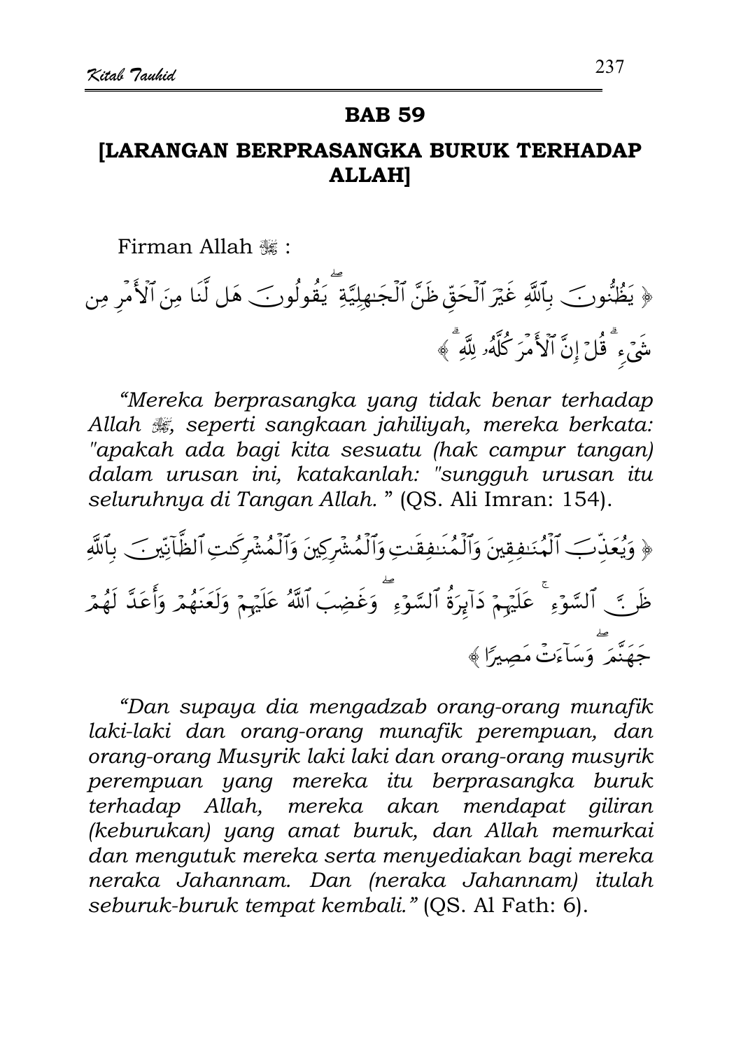## BAB 59

## [LARANGAN BERPRASANGKA BURUK TERHADAP ALLAH]

Firman Allah ﷻ :

﴿ يَظُنُّونَ بِٱللَّهِ غَيْرَ ٱلْحَقِّ ظَنَّ ٱلْجَٰهِلِيَّةِ ۖ يَقُولُونَ هَل لَّنَا مِنَ ٱلْأَمْرِ مِن شَىْءٍ ۗ قُلْ إِنَّ ٱلْأَمْرَ كُلَّهُۥ لِلَّهِ ۗ ﴾

*"Mereka berprasangka yang tidak benar terhadap Allah ﷻ, seperti sangkaan jahiliyah, mereka berkata: "apakah ada bagi kita sesuatu (hak campur tangan) dalam urusan ini, katakanlah: "sungguh urusan itu seluruhnya di Tangan Allah. "* (QS. Ali Imran: 154).

﴿ وَيُعَذِّبَ ٱلْمُنَٰفِقِينَ وَٱلْمُنَٰفِقَٰتِ وَٱلْمُشْرِكِينَ وَٱلْمُشْرِكَٰتِ ٱلظَّآنِّينَ بِٱللَّهِ ظَنَّ ٱلسَّوْءِ ۚ عَلَيْهِمْ دَآئِرَةُ ٱلسَّوْءِ ۖ وَغَضِبَ ٱللَّهُ عَلَيْهِمْ وَلَعَنَهُمْ وَأَعَدَّ لَهُمْ جَهَنَّمَ ۖ وَسَآءَتْ مَصِيرًا ﴾

*"Dan supaya dia mengadzab orang-orang munafik laki-laki dan orang-orang munafik perempuan, dan orang-orang Musyrik laki laki dan orang-orang musyrik perempuan yang mereka itu berprasangka buruk terhadap Allah, mereka akan mendapat giliran (keburukan) yang amat buruk, dan Allah memurkai dan mengutuk mereka serta menyediakan bagi mereka neraka Jahannam. Dan (neraka Jahannam) itulah seburuk-buruk tempat kembali."* (QS. Al Fath: 6).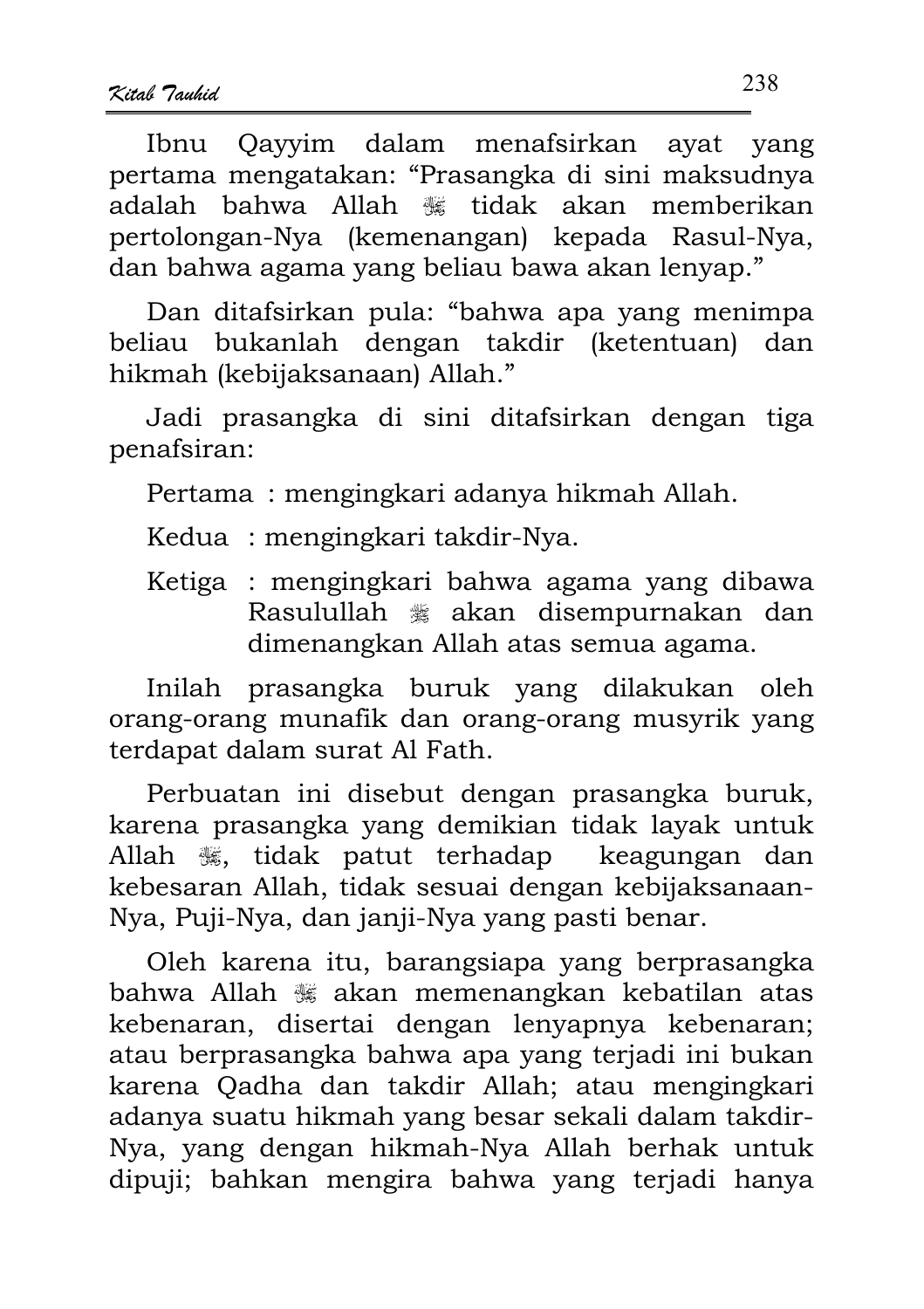Ibnu Qayyim dalam menafsirkan ayat yang pertama mengatakan: "Prasangka di sini maksudnya adalah bahwa Allah ﷻ tidak akan memberikan pertolongan-Nya (kemenangan) kepada Rasul-Nya, dan bahwa agama yang beliau bawa akan lenyap."

Dan ditafsirkan pula: "bahwa apa yang menimpa beliau bukanlah dengan takdir (ketentuan) dan hikmah (kebijaksanaan) Allah."

Jadi prasangka di sini ditafsirkan dengan tiga penafsiran:

Pertama : mengingkari adanya hikmah Allah.

Kedua : mengingkari takdir-Nya.

Ketiga : mengingkari bahwa agama yang dibawa Rasulullah ﷺ akan disempurnakan dan dimenangkan Allah atas semua agama.

Inilah prasangka buruk yang dilakukan oleh orang-orang munafik dan orang-orang musyrik yang terdapat dalam surat Al Fath.

Perbuatan ini disebut dengan prasangka buruk, karena prasangka yang demikian tidak layak untuk Allah ﷻ, tidak patut terhadap keagungan dan kebesaran Allah, tidak sesuai dengan kebijaksanaan-Nya, Puji-Nya, dan janji-Nya yang pasti benar.

Oleh karena itu, barangsiapa yang berprasangka bahwa Allah ﷻ akan memenangkan kebatilan atas kebenaran, disertai dengan lenyapnya kebenaran; atau berprasangka bahwa apa yang terjadi ini bukan karena Qadha dan takdir Allah; atau mengingkari adanya suatu hikmah yang besar sekali dalam takdir-Nya, yang dengan hikmah-Nya Allah berhak untuk dipuji; bahkan mengira bahwa yang terjadi hanya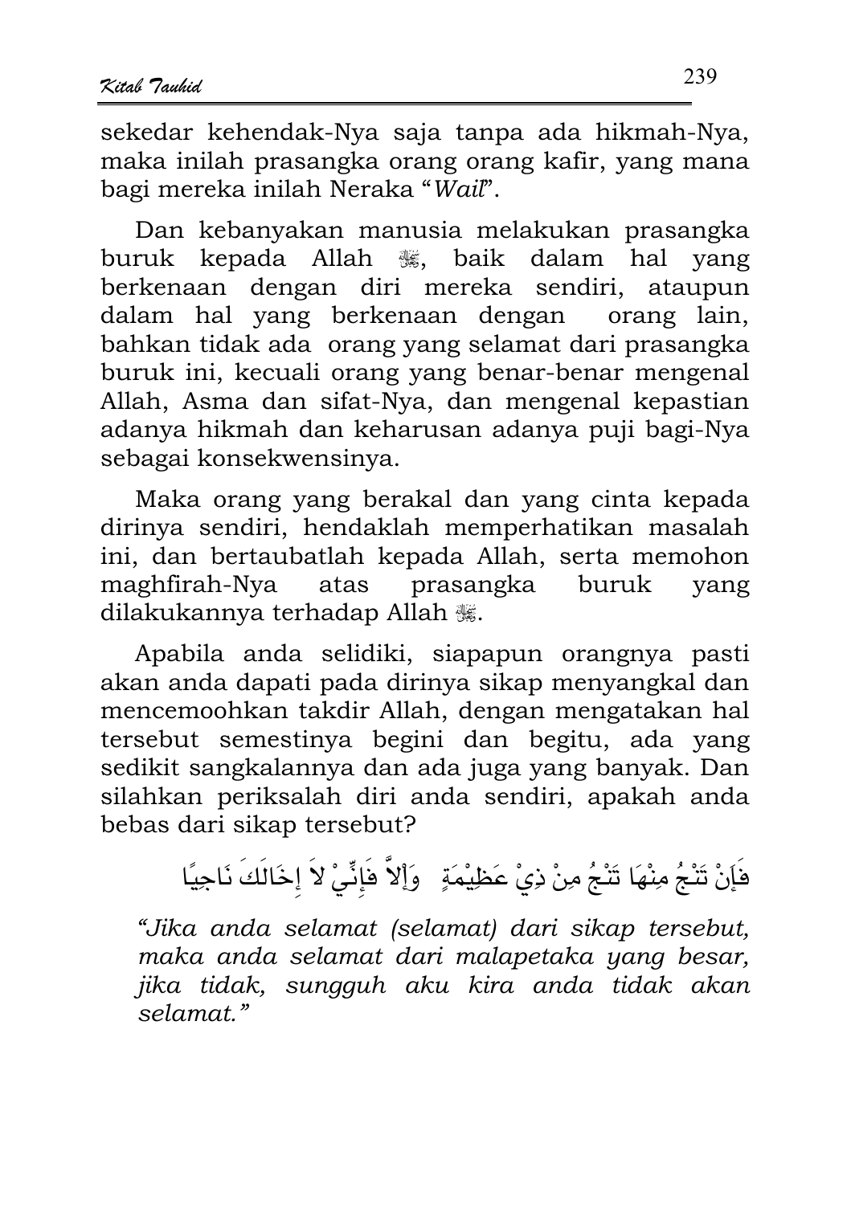sekedar kehendak-Nya saja tanpa ada hikmah-Nya, maka inilah prasangka orang orang kafir, yang mana bagi mereka inilah Neraka "*Wail*".

Dan kebanyakan manusia melakukan prasangka buruk kepada Allah ﷻ, baik dalam hal yang berkenaan dengan diri mereka sendiri, ataupun dalam hal yang berkenaan dengan orang lain, bahkan tidak ada orang yang selamat dari prasangka buruk ini, kecuali orang yang benar-benar mengenal Allah, Asma dan sifat-Nya, dan mengenal kepastian adanya hikmah dan keharusan adanya puji bagi-Nya sebagai konsekwensinya.

Maka orang yang berakal dan yang cinta kepada dirinya sendiri, hendaklah memperhatikan masalah ini, dan bertaubatlah kepada Allah, serta memohon maghfirah-Nya atas prasangka buruk yang dilakukannya terhadap Allah ﷻ.

Apabila anda selidiki, siapapun orangnya pasti akan anda dapati pada dirinya sikap menyangkal dan mencemoohkan takdir Allah, dengan mengatakan hal tersebut semestinya begini dan begitu, ada yang sedikit sangkalannya dan ada juga yang banyak. Dan silahkan periksalah diri anda sendiri, apakah anda bebas dari sikap tersebut?

فَإِنْ تَنْجُ مِنْهَا تَنْجُ مِنْ ذِيْ عَظِيْمَةٍ    وَإِلاَّ فَإِنِّيْ لاَ إِخَالَكَ نَاجِيًا

*"Jika anda selamat (selamat) dari sikap tersebut, maka anda selamat dari malapetaka yang besar, jika tidak, sungguh aku kira anda tidak akan selamat."*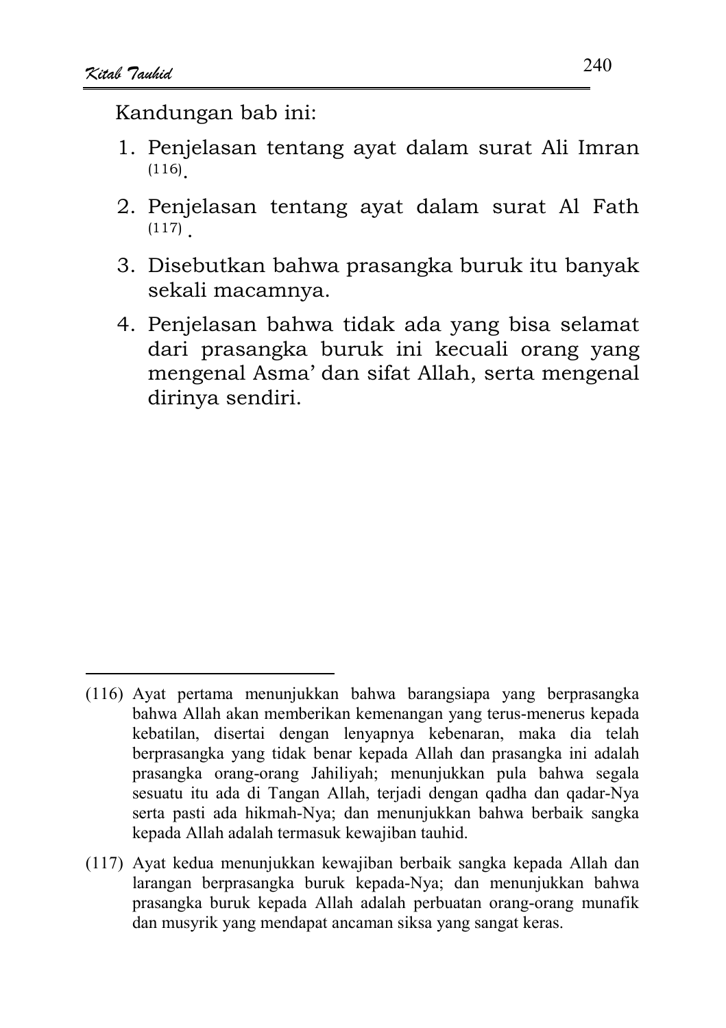Kandungan bab ini:

1. Penjelasan tentang ayat dalam surat Ali Imran [116].
2. Penjelasan tentang ayat dalam surat Al Fath [117] .
3. Disebutkan bahwa prasangka buruk itu banyak sekali macamnya.
4. Penjelasan bahwa tidak ada yang bisa selamat dari prasangka buruk ini kecuali orang yang mengenal Asma' dan sifat Allah, serta mengenal dirinya sendiri.

---

(116) Ayat pertama menunjukkan bahwa barangsiapa yang berprasangka bahwa Allah akan memberikan kemenangan yang terus-menerus kepada kebatilan, disertai dengan lenyapnya kebenaran, maka dia telah berprasangka yang tidak benar kepada Allah dan prasangka ini adalah prasangka orang-orang Jahiliyah; menunjukkan pula bahwa segala sesuatu itu ada di Tangan Allah, terjadi dengan qadha dan qadar-Nya serta pasti ada hikmah-Nya; dan menunjukkan bahwa berbaik sangka kepada Allah adalah termasuk kewajiban tauhid.

(117) Ayat kedua menunjukkan kewajiban berbaik sangka kepada Allah dan larangan berprasangka buruk kepada-Nya; dan menunjukkan bahwa prasangka buruk kepada Allah adalah perbuatan orang-orang munafik dan musyrik yang mendapat ancaman siksa yang sangat keras.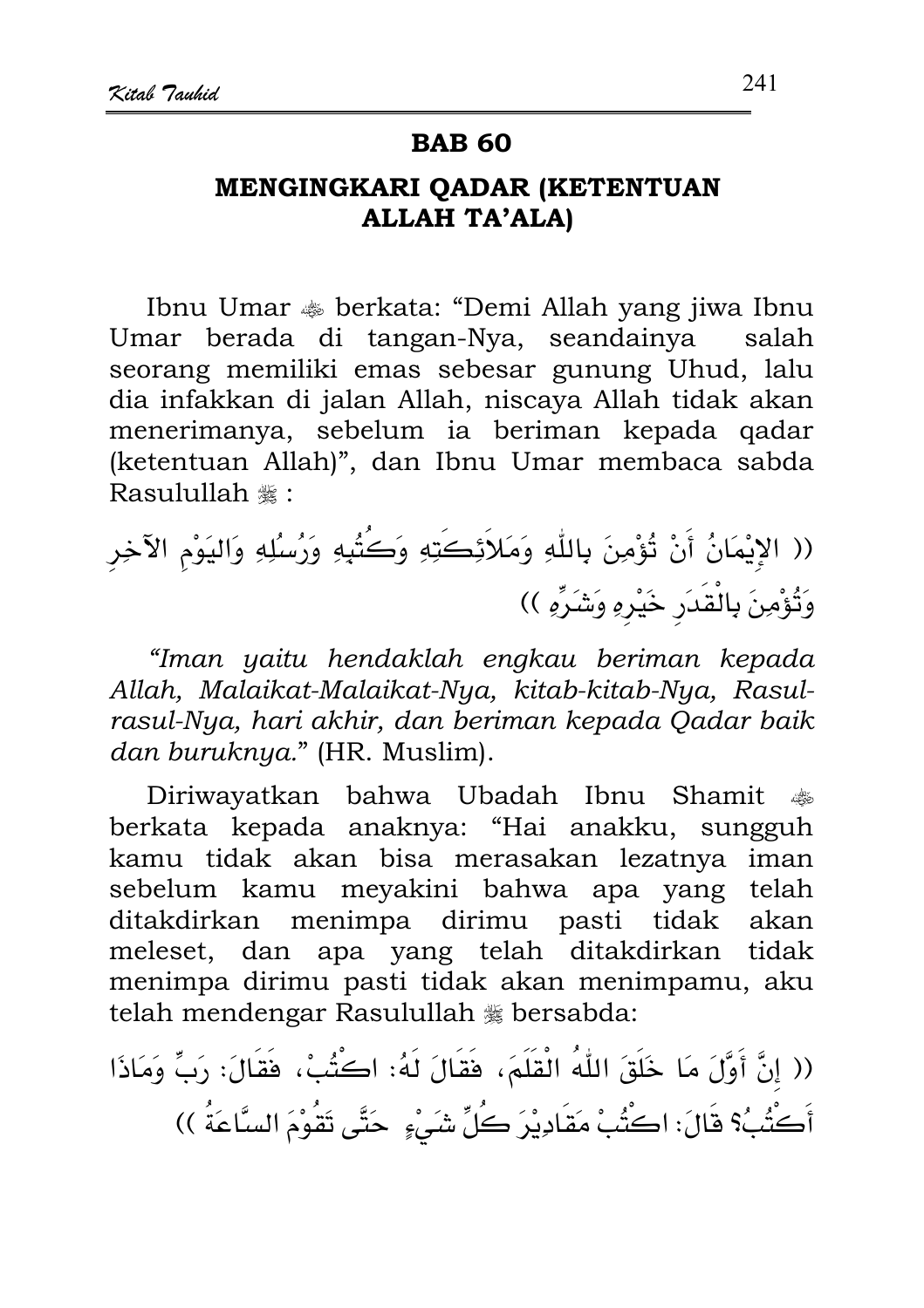## BAB 60

### MENGINGKARI QADAR (KETENTUAN ALLAH TA'ALA)

Ibnu Umar ﵄ berkata: "Demi Allah yang jiwa Ibnu Umar berada di tangan-Nya, seandainya salah seorang memiliki emas sebesar gunung Uhud, lalu dia infakkan di jalan Allah, niscaya Allah tidak akan menerimanya, sebelum ia beriman kepada qadar (ketentuan Allah)", dan Ibnu Umar membaca sabda Rasulullah ﷺ :

(( الإِيْمَانُ أَنْ تُؤْمِنَ بِاللّٰهِ وَمَلاَئِكَتِهِ وَكُتُبِهِ وَرُسُلِهِ وَاليَوْمِ الآخِرِ وَتُؤْمِنَ بِالْقَدَرِ خَيْرِهِ وَشَرِّهِ ))

*"Iman yaitu hendaklah engkau beriman kepada Allah, Malaikat-Malaikat-Nya, kitab-kitab-Nya, Rasul-rasul-Nya, hari akhir, dan beriman kepada Qadar baik dan buruknya."* (HR. Muslim).

Diriwayatkan bahwa Ubadah Ibnu Shamit ﵁ berkata kepada anaknya: "Hai anakku, sungguh kamu tidak akan bisa merasakan lezatnya iman sebelum kamu meyakini bahwa apa yang telah ditakdirkan menimpa dirimu pasti tidak akan meleset, dan apa yang telah ditakdirkan tidak menimpa dirimu pasti tidak akan menimpamu, aku telah mendengar Rasulullah ﷺ bersabda:

(( إِنَّ أَوَّلَ مَا خَلَقَ اللّٰهُ الْقَلَمَ، فَقَالَ لَهُ: اكْتُبْ، فَقَالَ: رَبِّ وَمَاذَا أَكْتُبُ؟ قَالَ: اكْتُبْ مَقَادِيْرَ كُلِّ شَيْءٍ حَتَّى تَقُوْمَ السَّاعَةُ ))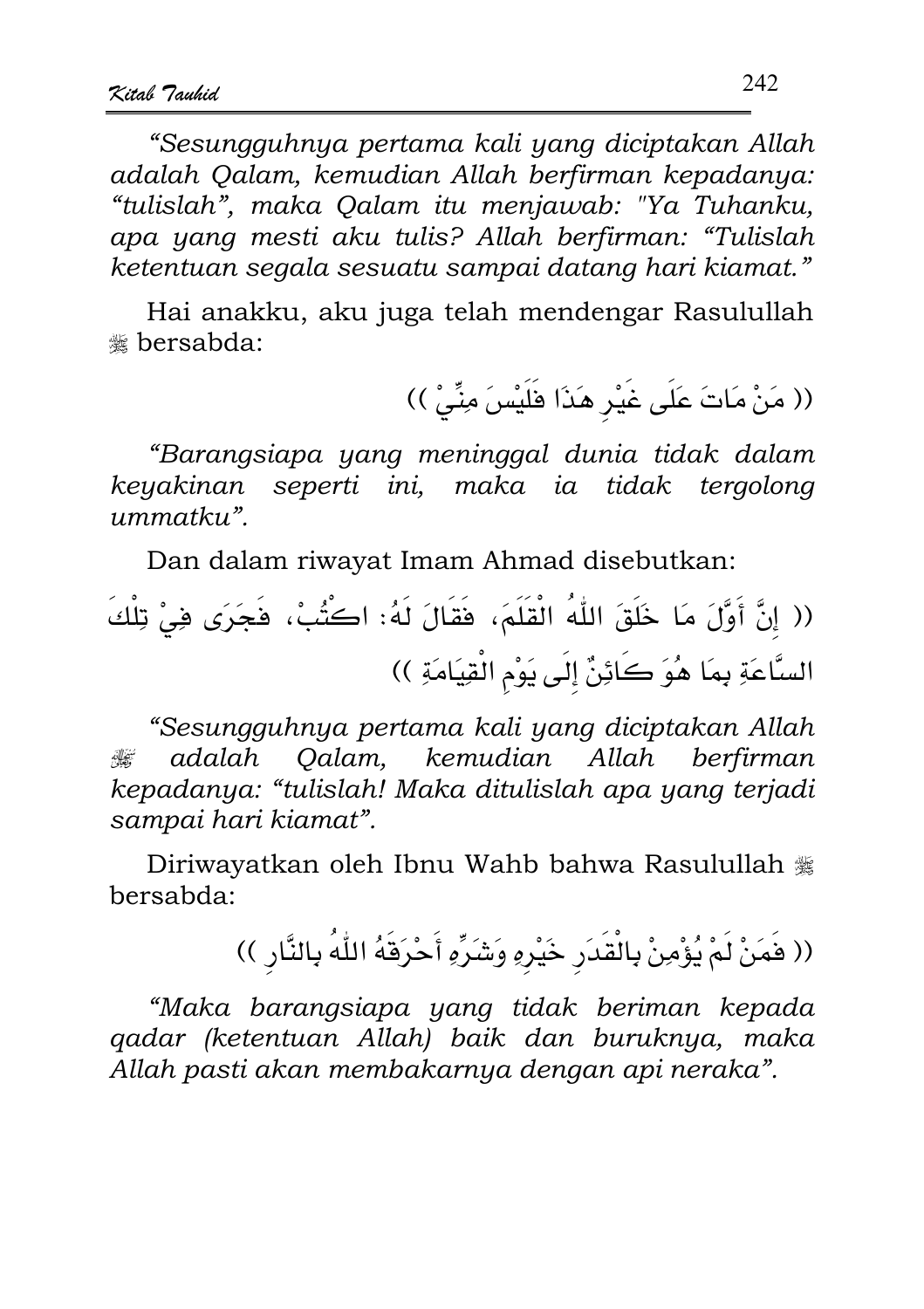*"Sesungguhnya pertama kali yang diciptakan Allah adalah Qalam, kemudian Allah berfirman kepadanya: "tulislah", maka Qalam itu menjawab: "Ya Tuhanku, apa yang mesti aku tulis? Allah berfirman: "Tulislah ketentuan segala sesuatu sampai datang hari kiamat."*

Hai anakku, aku juga telah mendengar Rasulullah ﷺ bersabda:

(( مَنْ مَاتَ عَلَى غَيْرِ هَذَا فَلَيْسَ مِنِّيْ ))

*"Barangsiapa yang meninggal dunia tidak dalam keyakinan seperti ini, maka ia tidak tergolong ummatku".*

Dan dalam riwayat Imam Ahmad disebutkan:

(( إِنَّ أَوَّلَ مَا خَلَقَ اللّٰهُ الْقَلَمَ، فَقَالَ لَهُ: اكْتُبْ، فَجَرَى فِيْ تِلْكَ السَّاعَةِ بِمَا هُوَ كَائِنٌ إِلَى يَوْمِ الْقِيَامَةِ ))

*"Sesungguhnya pertama kali yang diciptakan Allah* ﷻ *adalah Qalam, kemudian Allah berfirman kepadanya: "tulislah! Maka ditulislah apa yang terjadi sampai hari kiamat".*

Diriwayatkan oleh Ibnu Wahb bahwa Rasulullah ﷺ bersabda:

(( فَمَنْ لَمْ يُؤْمِنْ بِالْقَدَرِ خَيْرِهِ وَشَرِّهِ أَحْرَقَهُ اللّٰهُ بِالنَّارِ ))

*"Maka barangsiapa yang tidak beriman kepada qadar (ketentuan Allah) baik dan buruknya, maka Allah pasti akan membakarnya dengan api neraka".*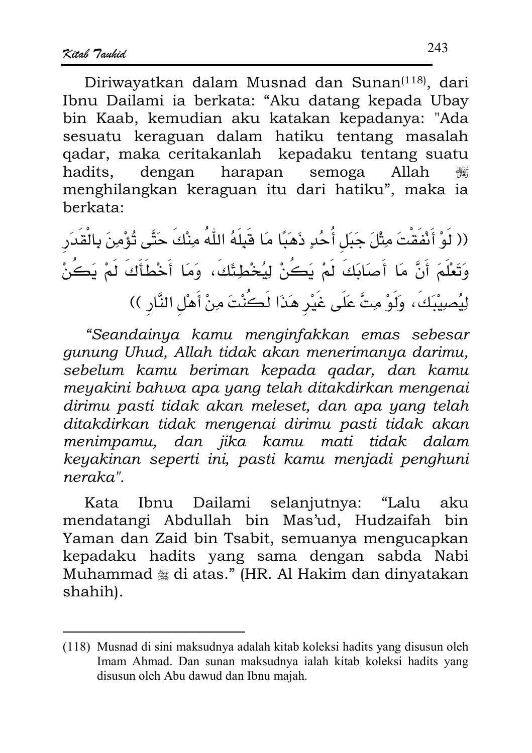Diriwayatkan dalam Musnad dan Sunan[118], dari Ibnu Dailami ia berkata: "Aku datang kepada Ubay bin Kaab, kemudian aku katakan kepadanya: "Ada sesuatu keraguan dalam hatiku tentang masalah qadar, maka ceritakanlah kepadaku tentang suatu hadits, dengan harapan semoga Allah ﷻ menghilangkan keraguan itu dari hatiku", maka ia berkata:

(( لَوْ أَنْفَقْتَ مِثْلَ جَبَلِ أُحُدٍ ذَهَبًا مَا قَبِلَهُ اللّٰهُ مِنْكَ حَتَّى تُؤْمِنَ بِالْقَدَرِ وَتَعْلَمَ أَنَّ مَا أَصَابَكَ لَمْ يَكُنْ لِيُخْطِئَكَ، وَمَا أَخْطَأَكَ لَمْ يَكُنْ لِيُصِيْبَكَ، وَلَوْ مِتَّ عَلَى غَيْرِ هَذَا لَكُنْتَ مِنْ أَهْلِ النَّارِ ))

*"Seandainya kamu menginfakkan emas sebesar gunung Uhud, Allah tidak akan menerimanya darimu, sebelum kamu beriman kepada qadar, dan kamu meyakini bahwa apa yang telah ditakdirkan mengenai dirimu pasti tidak akan meleset, dan apa yang telah ditakdirkan tidak mengenai dirimu pasti tidak akan menimpamu, dan jika kamu mati tidak dalam keyakinan seperti ini, pasti kamu menjadi penghuni neraka".*

Kata Ibnu Dailami selanjutnya: "Lalu aku mendatangi Abdullah bin Mas'ud, Hudzaifah bin Yaman dan Zaid bin Tsabit, semuanya mengucapkan kepadaku hadits yang sama dengan sabda Nabi Muhammad ﷺ di atas." (HR. Al Hakim dan dinyatakan shahih).

---

(118) Musnad di sini maksudnya adalah kitab koleksi hadits yang disusun oleh Imam Ahmad. Dan sunan maksudnya ialah kitab koleksi hadits yang disusun oleh Abu dawud dan Ibnu majah.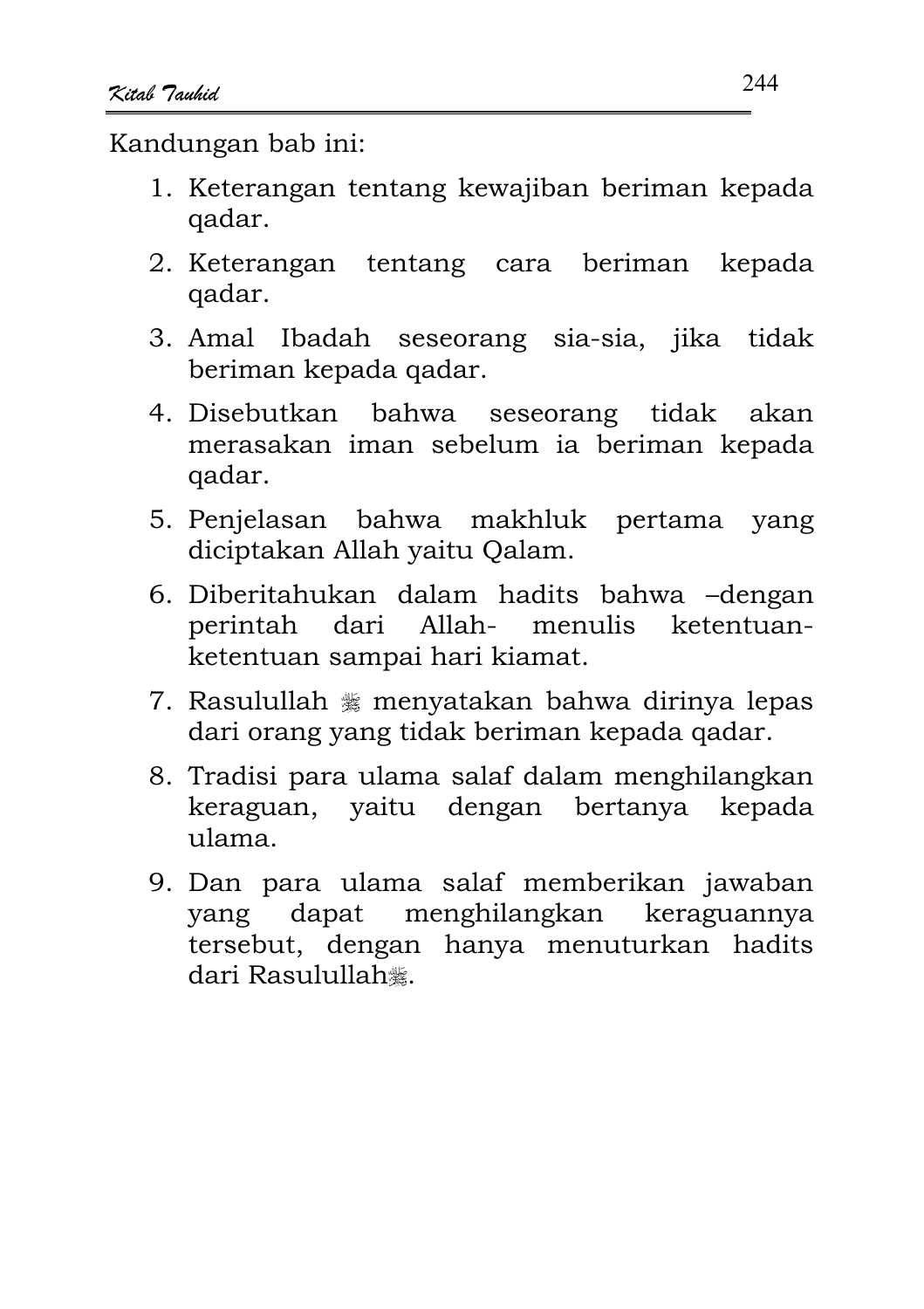Kandungan bab ini:

1. Keterangan tentang kewajiban beriman kepada qadar.
2. Keterangan tentang cara beriman kepada qadar.
3. Amal Ibadah seseorang sia-sia, jika tidak beriman kepada qadar.
4. Disebutkan bahwa seseorang tidak akan merasakan iman sebelum ia beriman kepada qadar.
5. Penjelasan bahwa makhluk pertama yang diciptakan Allah yaitu Qalam.
6. Diberitahukan dalam hadits bahwa –dengan perintah dari Allah- menulis ketentuan-ketentuan sampai hari kiamat.
7. Rasulullah ﷺ menyatakan bahwa dirinya lepas dari orang yang tidak beriman kepada qadar.
8. Tradisi para ulama salaf dalam menghilangkan keraguan, yaitu dengan bertanya kepada ulama.
9. Dan para ulama salaf memberikan jawaban yang dapat menghilangkan keraguannya tersebut, dengan hanya menuturkan hadits dari Rasulullah ﷺ.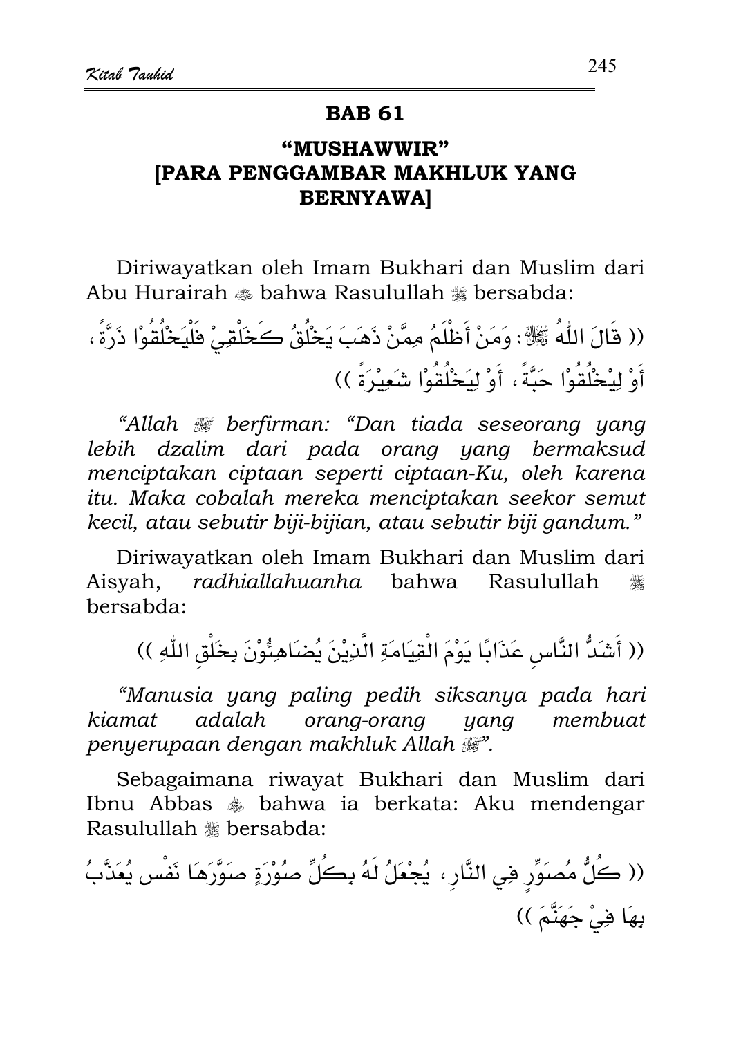## BAB 61

### "MUSHAWWIR" [PARA PENGGAMBAR MAKHLUK YANG BERNYAWA]

Diriwayatkan oleh Imam Bukhari dan Muslim dari Abu Hurairah ﷺ bahwa Rasulullah ﷺ bersabda:

(( قَالَ اللّهُ ﷻ : وَمَنْ أَظْلَمُ مِمَّنْ ذَهَبَ يَخْلُقُ كَخَلْقِيْ فَلْيَخْلُقُوْا ذَرَّةً ، أَوْ لِيَخْلُقُوْا حَبَّةً ، أَوْ لِيَخْلُقُوْا شَعِيْرَةً ))

*"Allah ﷻ berfirman: "Dan tiada seseorang yang lebih dzalim dari pada orang yang bermaksud menciptakan ciptaan seperti ciptaan-Ku, oleh karena itu. Maka cobalah mereka menciptakan seekor semut kecil, atau sebutir biji-bijian, atau sebutir biji gandum."*

Diriwayatkan oleh Imam Bukhari dan Muslim dari Aisyah, *radhiallahuanha* bahwa Rasulullah ﷺ bersabda:

(( أَشَدُّ النَّاسِ عَذَابًا يَوْمَ الْقِيَامَةِ الَّذِيْنَ يُضَاهِئُوْنَ بِخَلْقِ اللّهِ ))

*"Manusia yang paling pedih siksanya pada hari kiamat adalah orang-orang yang membuat penyerupaan dengan makhluk Allah ﷻ".*

Sebagaimana riwayat Bukhari dan Muslim dari Ibnu Abbas ﷺ bahwa ia berkata: Aku mendengar Rasulullah ﷺ bersabda:

(( كُلُّ مُصَوِّرٍ فِي النَّارِ ، يُجْعَلُ لَهُ بِكُلِّ صُوْرَةٍ صَوَّرَهَا نَفْس يُعَذَّبُ بِهَا فِيْ جَهَنَّمَ ))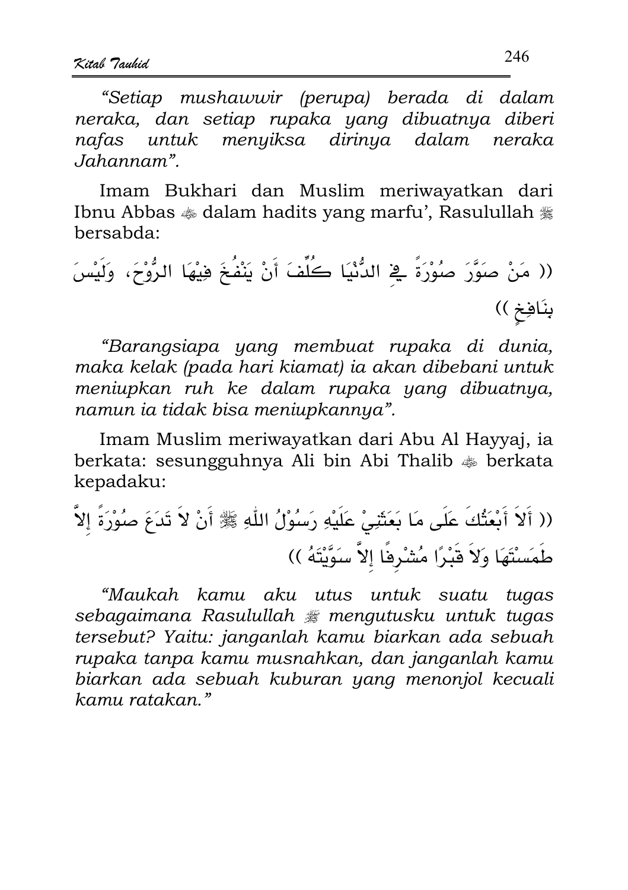*"Setiap mushawwir (perupa) berada di dalam neraka, dan setiap rupaka yang dibuatnya diberi nafas untuk menyiksa dirinya dalam neraka Jahannam".*

Imam Bukhari dan Muslim meriwayatkan dari Ibnu Abbas ﷺ dalam hadits yang marfu', Rasulullah ﷺ bersabda:

(( مَنْ صَوَّرَ صُوْرَةً فِي الدُّنْيَا كُلِّفَ أَنْ يَنْفُخَ فِيْهَا الرُّوْحَ، وَلَيْسَ بِنَافِخٍ ))

*"Barangsiapa yang membuat rupaka di dunia, maka kelak (pada hari kiamat) ia akan dibebani untuk meniupkan ruh ke dalam rupaka yang dibuatnya, namun ia tidak bisa meniupkannya".*

Imam Muslim meriwayatkan dari Abu Al Hayyaj, ia berkata: sesungguhnya Ali bin Abi Thalib ﷺ berkata kepadaku:

(( أَلاَ أَبْعَثُكَ عَلَى مَا بَعَثَنِيْ عَلَيْهِ رَسُوْلُ اللّٰهِ ﷺ أَنْ لاَ تَدَعَ صُوْرَةً إِلاَّ طَمَسْتَهَا وَلاَ قَبْرًا مُشْرِفًا إِلاَّ سَوَّيْتَهُ ))

*"Maukah kamu aku utus untuk suatu tugas sebagaimana Rasulullah ﷺ mengutusku untuk tugas tersebut? Yaitu: janganlah kamu biarkan ada sebuah rupaka tanpa kamu musnahkan, dan janganlah kamu biarkan ada sebuah kuburan yang menonjol kecuali kamu ratakan."*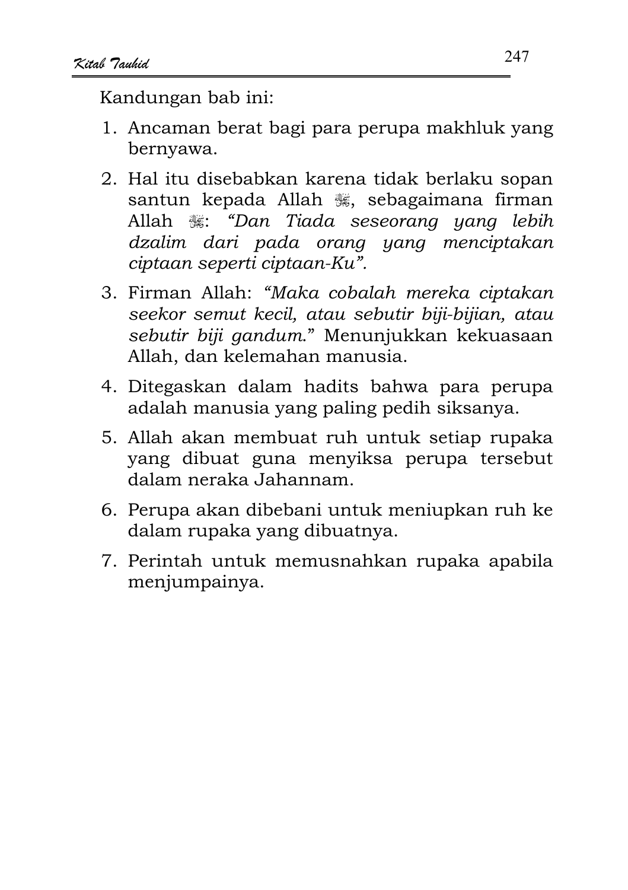Kandungan bab ini:

1. Ancaman berat bagi para perupa makhluk yang bernyawa.
2. Hal itu disebabkan karena tidak berlaku sopan santun kepada Allah ﷻ, sebagaimana firman Allah ﷻ: *"Dan Tiada seseorang yang lebih dzalim dari pada orang yang menciptakan ciptaan seperti ciptaan-Ku".*
3. Firman Allah: *"Maka cobalah mereka ciptakan seekor semut kecil, atau sebutir biji-bijian, atau sebutir biji gandum."* Menunjukkan kekuasaan Allah, dan kelemahan manusia.
4. Ditegaskan dalam hadits bahwa para perupa adalah manusia yang paling pedih siksanya.
5. Allah akan membuat ruh untuk setiap rupaka yang dibuat guna menyiksa perupa tersebut dalam neraka Jahannam.
6. Perupa akan dibebani untuk meniupkan ruh ke dalam rupaka yang dibuatnya.
7. Perintah untuk memusnahkan rupaka apabila menjumpainya.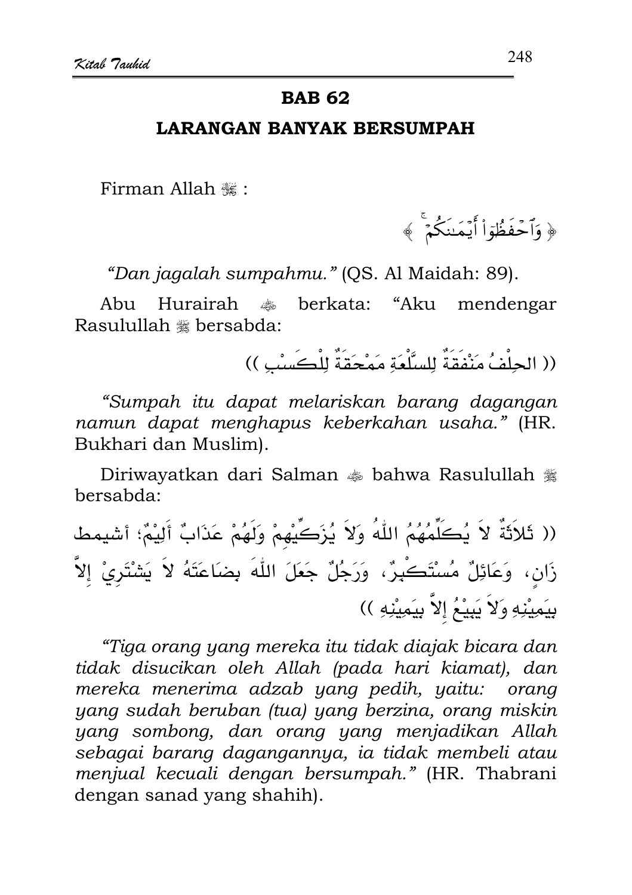## BAB 62

## LARANGAN BANYAK BERSUMPAH

Firman Allah ﷻ :

﴿ وَٱحْفَظُوٓا۟ أَيْمَٰنَكُمْ ۚ ﴾

*"Dan jagalah sumpahmu."* (QS. Al Maidah: 89).

Abu Hurairah ؓ berkata: "Aku mendengar Rasulullah ﷺ bersabda:

(( الحِلْفُ مَنْفَقَةٌ لِلسِّلْعَةِ مَمْحَقَةٌ لِلْكَسْبِ ))

*"Sumpah itu dapat melariskan barang dagangan namun dapat menghapus keberkahan usaha."* (HR. Bukhari dan Muslim).

Diriwayatkan dari Salman ؓ bahwa Rasulullah ﷺ bersabda:

(( ثَلاَثَةٌ لاَ يُكَلِّمُهُمُ اللّٰهُ وَلاَ يُزَكِّيهِمْ وَلَهُمْ عَذَابٌ أَلِيْمٌ؛ أشيمط زَانٍ، وَعَائِلٌ مُسْتَكْبِرٌ، وَرَجُلٌ جَعَلَ اللّٰهَ بِضَاعَتَهُ لاَ يَشْتَرِيْ إِلاَّ بِيَمِيْنِهِ وَلاَ يَبِيْعُ إِلاَّ بِيَمِيْنِهِ ))

*"Tiga orang yang mereka itu tidak diajak bicara dan tidak disucikan oleh Allah (pada hari kiamat), dan mereka menerima adzab yang pedih, yaitu: orang yang sudah beruban (tua) yang berzina, orang miskin yang sombong, dan orang yang menjadikan Allah sebagai barang dagangannya, ia tidak membeli atau menjual kecuali dengan bersumpah."* (HR. Thabrani dengan sanad yang shahih).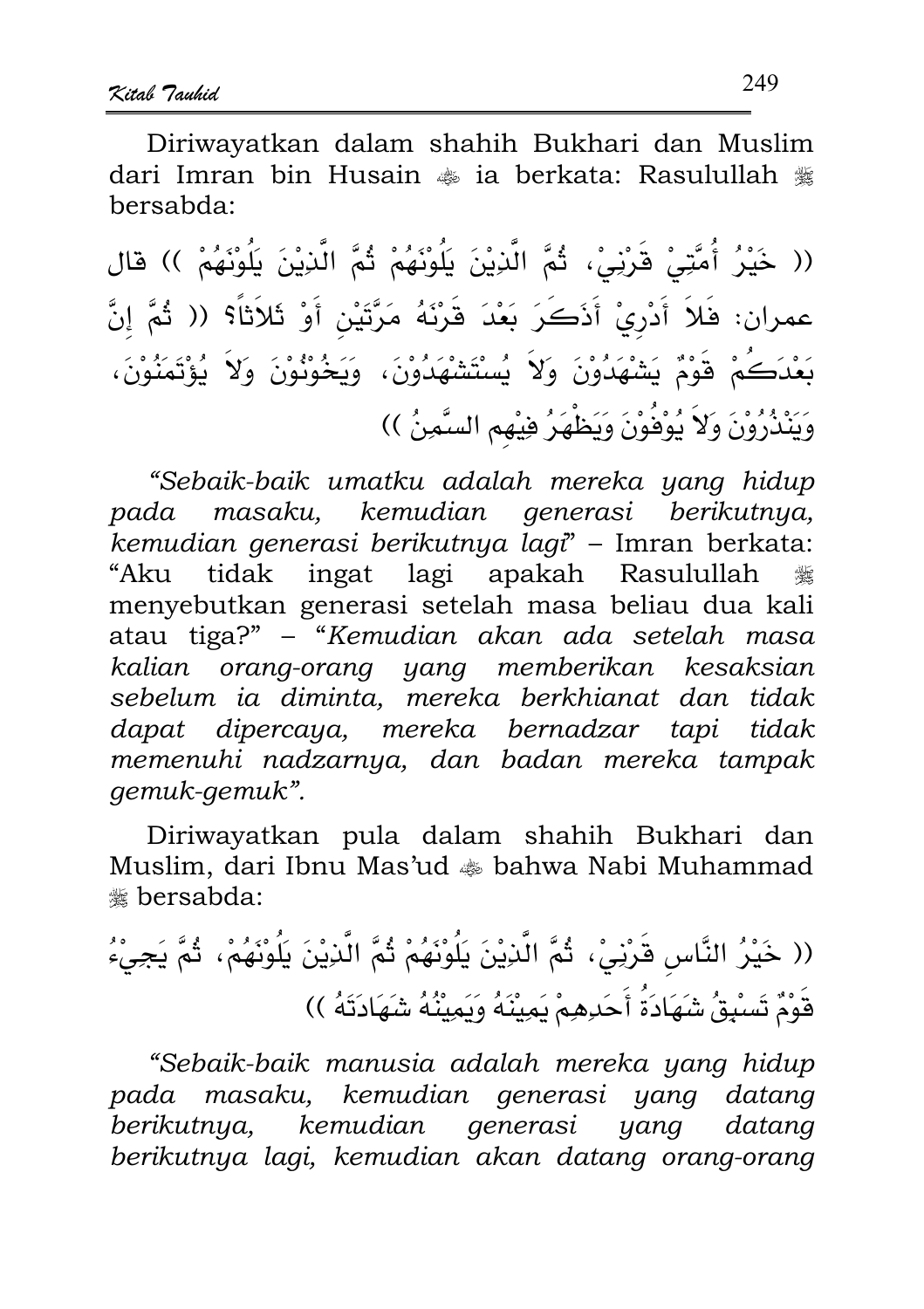Diriwayatkan dalam shahih Bukhari dan Muslim dari Imran bin Husain ﷺ ia berkata: Rasulullah ﷺ bersabda:

(( خَيْرُ أُمَّتِيْ قَرْنِيْ، ثُمَّ الَّذِيْنَ يَلُوْنَهُمْ ثُمَّ الَّذِيْنَ يَلُوْنَهُمْ )) قال عمران: فَلاَ أَدْرِيْ أَذَكَرَ بَعْدَ قَرْنَهُ مَرَّتَيْنِ أَوْ ثَلاَثاً؟ (( ثُمَّ إِنَّ بَعْدَكُمْ قَوْمٌ يَشْهَدُوْنَ وَلاَ يُسْتَشْهَدُوْنَ، وَيَخُوْنُوْنَ وَلاَ يُؤْتَمَنُوْنَ، وَيَنْذُرُوْنَ وَلاَ يُوْفُوْنَ وَيَظْهَرُ فِيْهِم السِّمَنُ ))

"*Sebaik-baik umatku adalah mereka yang hidup pada masaku, kemudian generasi berikutnya, kemudian generasi berikutnya lagi*" – Imran berkata: "Aku tidak ingat lagi apakah Rasulullah ﷺ menyebutkan generasi setelah masa beliau dua kali atau tiga?" – "*Kemudian akan ada setelah masa kalian orang-orang yang memberikan kesaksian sebelum ia diminta, mereka berkhianat dan tidak dapat dipercaya, mereka bernadzar tapi tidak memenuhi nadzarnya, dan badan mereka tampak gemuk-gemuk*".

Diriwayatkan pula dalam shahih Bukhari dan Muslim, dari Ibnu Mas'ud ﷺ bahwa Nabi Muhammad ﷺ bersabda:

(( خَيْرُ النَّاسِ قَرْنِيْ، ثُمَّ الَّذِيْنَ يَلُوْنَهُمْ ثُمَّ الَّذِيْنَ يَلُوْنَهُمْ، ثُمَّ يَجِيْءُ قَوْمٌ تَسْبِقُ شَهَادَةُ أَحَدِهِمْ يَمِيْنَهُ وَيَمِيْنُهُ شَهَادَتَهُ ))

"*Sebaik-baik manusia adalah mereka yang hidup pada masaku, kemudian generasi yang datang berikutnya, kemudian generasi yang datang berikutnya lagi, kemudian akan datang orang-orang*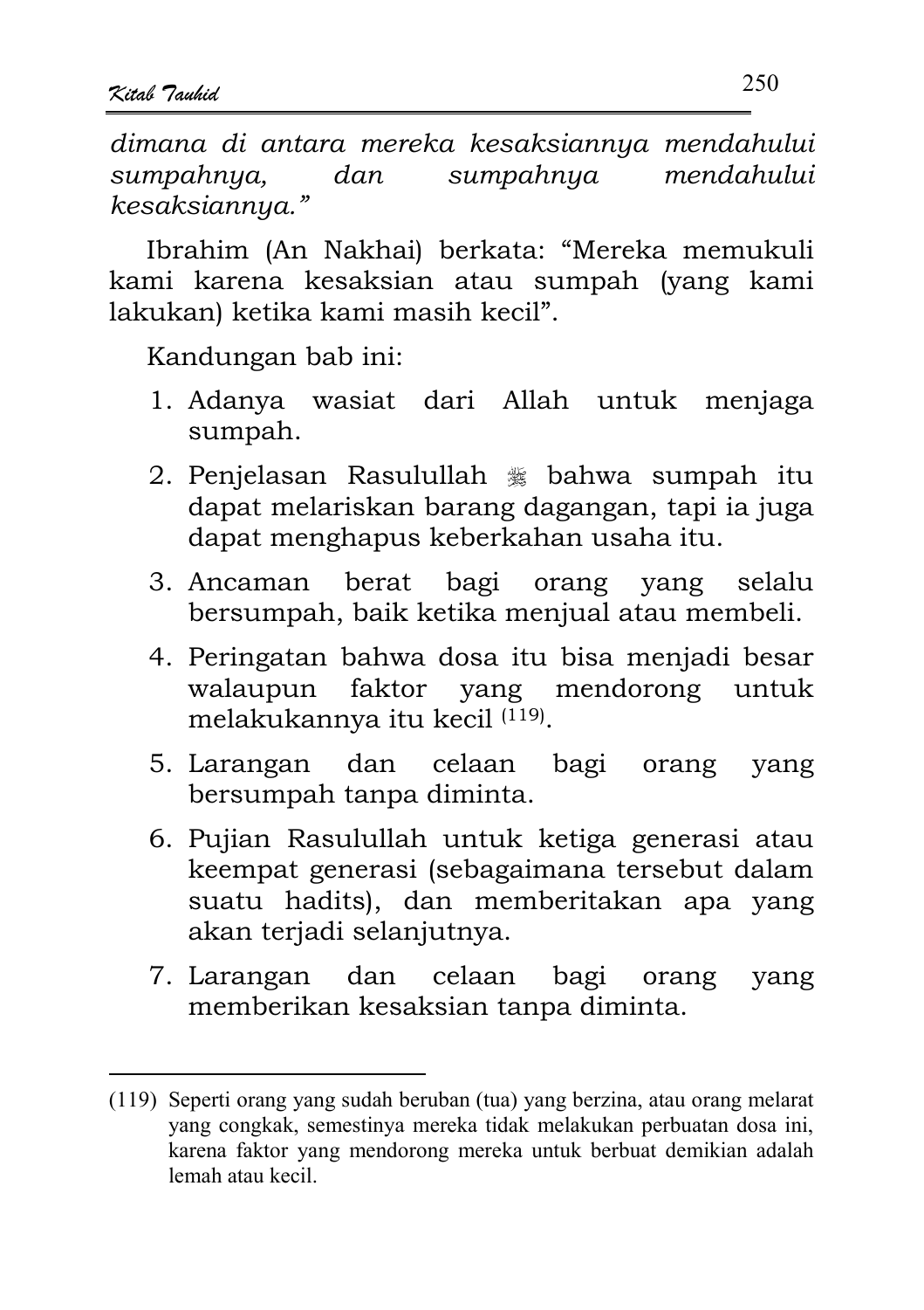*dimana di antara mereka kesaksiannya mendahului sumpahnya, dan sumpahnya mendahului kesaksiannya."*

Ibrahim (An Nakhai) berkata: "Mereka memukuli kami karena kesaksian atau sumpah (yang kami lakukan) ketika kami masih kecil".

Kandungan bab ini:

1. Adanya wasiat dari Allah untuk menjaga sumpah.
2. Penjelasan Rasulullah ﷺ bahwa sumpah itu dapat melariskan barang dagangan, tapi ia juga dapat menghapus keberkahan usaha itu.
3. Ancaman berat bagi orang yang selalu bersumpah, baik ketika menjual atau membeli.
4. Peringatan bahwa dosa itu bisa menjadi besar walaupun faktor yang mendorong untuk melakukannya itu kecil [(119)].
5. Larangan dan celaan bagi orang yang bersumpah tanpa diminta.
6. Pujian Rasulullah untuk ketiga generasi atau keempat generasi (sebagaimana tersebut dalam suatu hadits), dan memberitakan apa yang akan terjadi selanjutnya.
7. Larangan dan celaan bagi orang yang memberikan kesaksian tanpa diminta.

---

(119) Seperti orang yang sudah beruban (tua) yang berzina, atau orang melarat yang congkak, semestinya mereka tidak melakukan perbuatan dosa ini, karena faktor yang mendorong mereka untuk berbuat demikian adalah lemah atau kecil.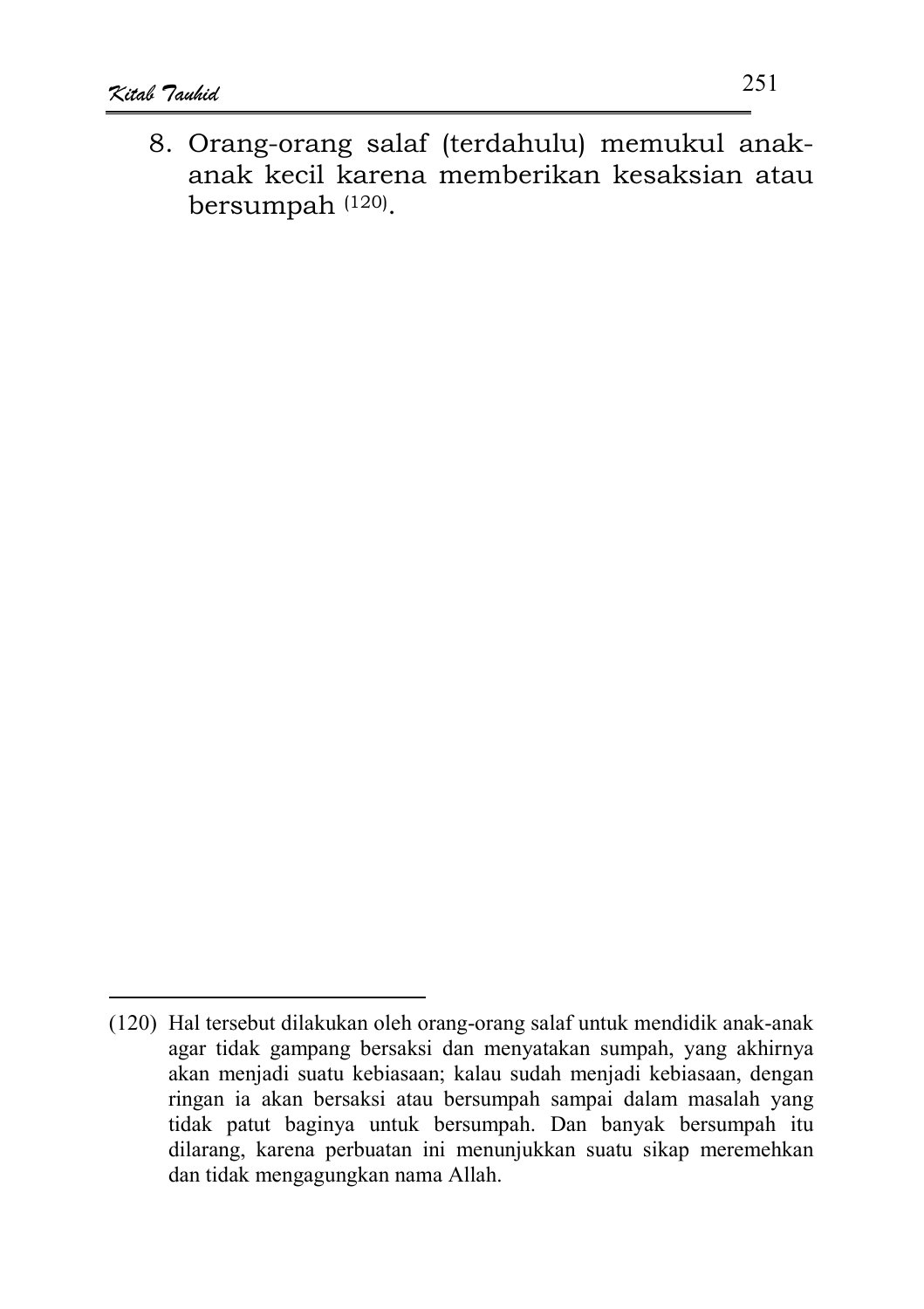8. Orang-orang salaf (terdahulu) memukul anak-anak kecil karena memberikan kesaksian atau bersumpah [120].

---

(120) Hal tersebut dilakukan oleh orang-orang salaf untuk mendidik anak-anak agar tidak gampang bersaksi dan menyatakan sumpah, yang akhirnya akan menjadi suatu kebiasaan; kalau sudah menjadi kebiasaan, dengan ringan ia akan bersaksi atau bersumpah sampai dalam masalah yang tidak patut baginya untuk bersumpah. Dan banyak bersumpah itu dilarang, karena perbuatan ini menunjukkan suatu sikap meremehkan dan tidak mengagungkan nama Allah.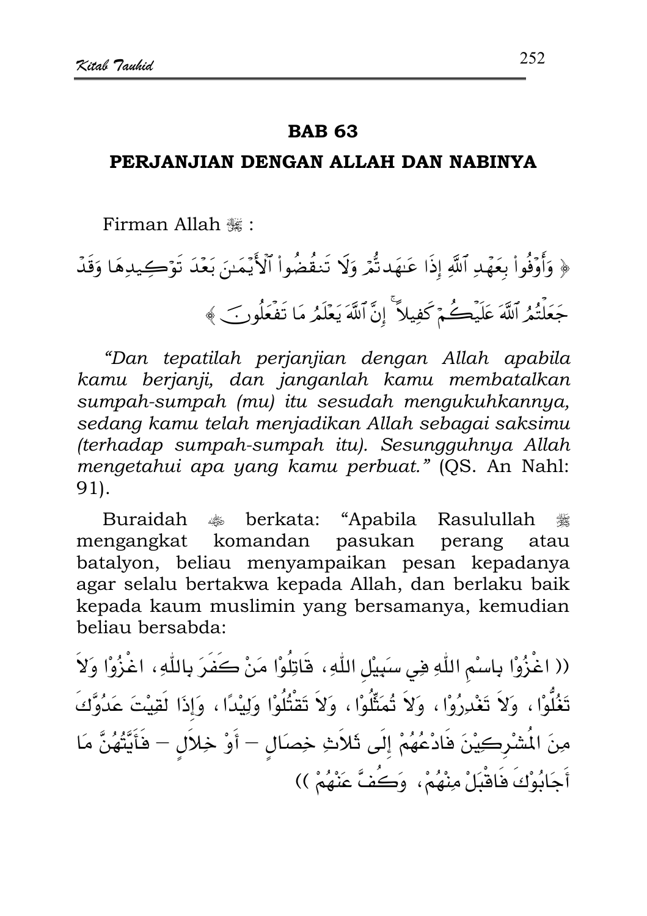# BAB 63

## PERJANJIAN DENGAN ALLAH DAN NABINYA

Firman Allah ﷻ :

﴿ وَأَوْفُواْ بِعَهْدِ ٱللَّهِ إِذَا عَـٰهَدتُّمْ وَلَا تَنقُضُواْ ٱلْأَيْمَـٰنَ بَعْدَ تَوْكِيدِهَا وَقَدْ جَعَلْتُمُ ٱللَّهَ عَلَيْكُمْ كَفِيلًا ۚ إِنَّ ٱللَّهَ يَعْلَمُ مَا تَفْعَلُونَ ﴾

*"Dan tepatilah perjanjian dengan Allah apabila kamu berjanji, dan janganlah kamu membatalkan sumpah-sumpah (mu) itu sesudah mengukuhkannya, sedang kamu telah menjadikan Allah sebagai saksimu (terhadap sumpah-sumpah itu). Sesungguhnya Allah mengetahui apa yang kamu perbuat."* (QS. An Nahl: 91).

Buraidah ؓ berkata: "Apabila Rasulullah ﷺ mengangkat komandan pasukan perang atau batalyon, beliau menyampaikan pesan kepadanya agar selalu bertakwa kepada Allah, dan berlaku baik kepada kaum muslimin yang bersamanya, kemudian beliau bersabda:

(( اغْزُوْا بِاسْمِ اللّٰهِ فِي سَبِيْلِ اللّٰهِ، قَاتِلُوْا مَنْ كَفَرَ بِاللّٰهِ، اغْزُوْا وَلاَ تَغُلُّوْا، وَلاَ تَغْدِرُوْا، وَلاَ تُمَثِّلُوْا، وَلاَ تَقْتُلُوْا وَلِيْدًا، وَإِذَا لَقِيْتَ عَدُوَّكَ مِنَ الْمُشْرِكِيْنَ فَادْعُهُمْ إِلَى ثَلاَثِ خِصَالٍ – أَوْ خِلاَلٍ – فَأَيَّتُهُنَّ مَا أَجَابُوْكَ فَاقْبَلْ مِنْهُمْ، وَكُفَّ عَنْهُمْ ))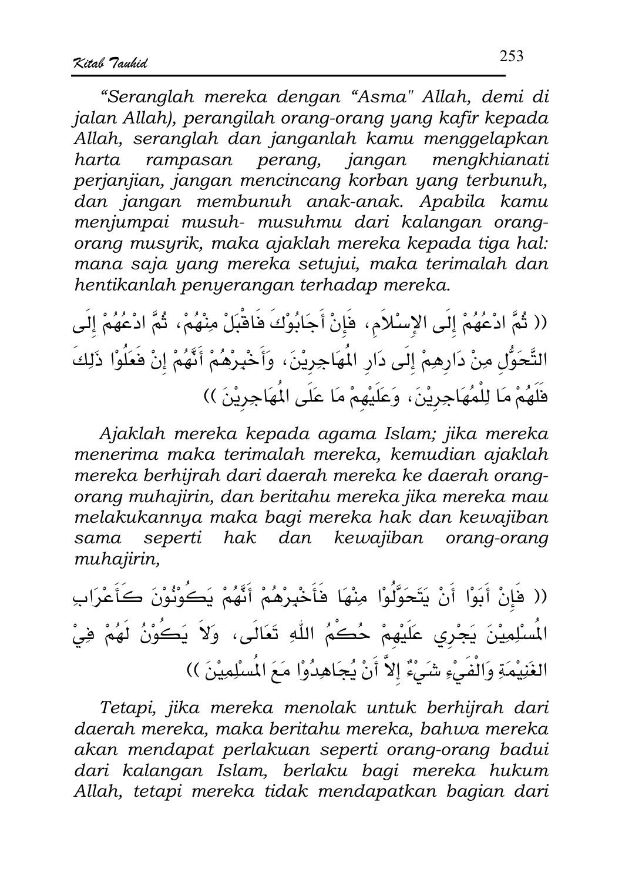*"Seranglah mereka dengan "Asma" Allah, demi di jalan Allah), perangilah orang-orang yang kafir kepada Allah, seranglah dan janganlah kamu menggelapkan harta rampasan perang, jangan mengkhianati perjanjian, jangan mencincang korban yang terbunuh, dan jangan membunuh anak-anak. Apabila kamu menjumpai musuh- musuhmu dari kalangan orang-orang musyrik, maka ajaklah mereka kepada tiga hal: mana saja yang mereka setujui, maka terimalah dan hentikanlah penyerangan terhadap mereka.*

(( ثُمَّ ادْعُهُمْ إِلَى الإِسْلاَمِ، فَإِنْ أَجَابُوْكَ فَاقْبَلْ مِنْهُمْ، ثُمَّ ادْعُهُمْ إِلَى التَّحَوُّلِ مِنْ دَارِهِمْ إِلَى دَارِ الْمُهَاجِرِيْنَ، وَأَخْبِرْهُمْ أَنَّهُمْ إِنْ فَعَلُوْا ذَلِكَ فَلَهُمْ مَا لِلْمُهَاجِرِيْنَ، وَعَلَيْهِمْ مَا عَلَى الْمُهَاجِرِيْنَ ))

*Ajaklah mereka kepada agama Islam; jika mereka menerima maka terimalah mereka, kemudian ajaklah mereka berhijrah dari daerah mereka ke daerah orang-orang muhajirin, dan beritahu mereka jika mereka mau melakukannya maka bagi mereka hak dan kewajiban sama seperti hak dan kewajiban orang-orang muhajirin,*

(( فَإِنْ أَبَوْا أَنْ يَتَحَوَّلُوْا مِنْهَا فَأَخْبِرْهُمْ أَنَّهُمْ يَكُوْنُوْنَ كَأَعْرَابِ الْمُسْلِمِيْنَ يَجْرِي عَلَيْهِمْ حُكْمُ اللّٰهِ تَعَالَى، وَلاَ يَكُوْنُ لَهُمْ فِيْ الْغَنِيْمَةِ وَالْفَيْءِ شَيْءٌ إِلاَّ أَنْ يُجَاهِدُوْا مَعَ الْمُسْلِمِيْنَ ))

*Tetapi, jika mereka menolak untuk berhijrah dari daerah mereka, maka beritahu mereka, bahwa mereka akan mendapat perlakuan seperti orang-orang badui dari kalangan Islam, berlaku bagi mereka hukum Allah, tetapi mereka tidak mendapatkan bagian dari*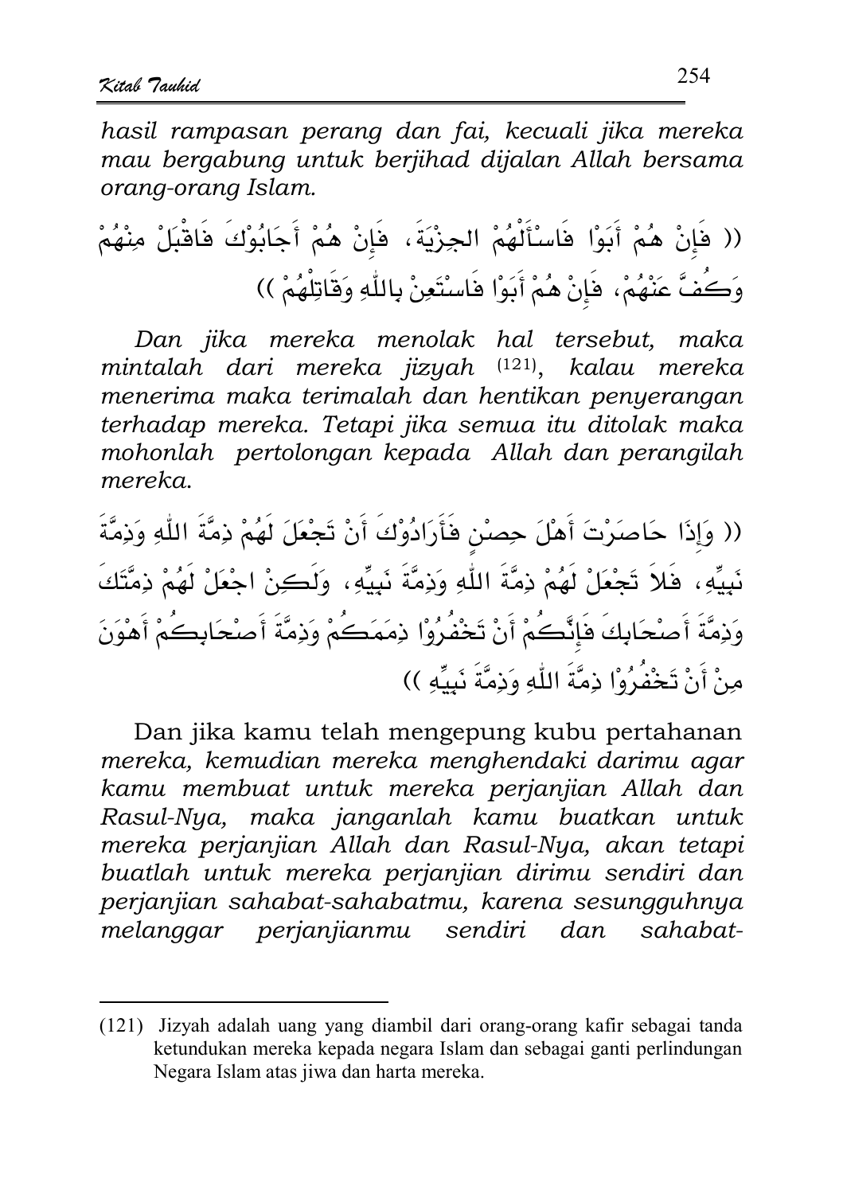*hasil rampasan perang dan fai, kecuali jika mereka mau bergabung untuk berjihad dijalan Allah bersama orang-orang Islam.*

(( فَإِنْ هُمْ أَبَوْا فَاسْأَلْهُمُ الجِزْيَةَ، فَإِنْ هُمْ أَجَابُوْكَ فَاقْبَلْ مِنْهُمْ وَكُفَّ عَنْهُمْ، فَإِنْ هُمْ أَبَوْا فَاسْتَعِنْ بِاللّٰهِ وَقَاتِلْهُمْ ))

*Dan jika mereka menolak hal tersebut, maka mintalah dari mereka jizyah* (121)*, kalau mereka menerima maka terimalah dan hentikan penyerangan terhadap mereka. Tetapi jika semua itu ditolak maka mohonlah pertolongan kepada Allah dan perangilah mereka.*

(( وَإِذَا حَاصَرْتَ أَهْلَ حِصْنٍ فَأَرَادُوْكَ أَنْ تَجْعَلَ لَهُمْ ذِمَّةَ اللّٰهِ وَذِمَّةَ نَبِيِّهِ، فَلاَ تَجْعَلْ لَهُمْ ذِمَّةَ اللّٰهِ وَذِمَّةَ نَبِيِّهِ، وَلَكِنْ اجْعَلْ لَهُمْ ذِمَّتَكَ وَذِمَّةَ أَصْحَابِكَ فَإِنَّكُمْ أَنْ تَخْفُرُوْا ذِمَمَكُمْ وَذِمَّةَ أَصْحَابِكُمْ أَهْوَنَ مِنْ أَنْ تَخْفُرُوْا ذِمَّةَ اللّٰهِ وَذِمَّةَ نَبِيِّهِ ))

Dan jika kamu telah mengepung kubu pertahanan *mereka, kemudian mereka menghendaki darimu agar kamu membuat untuk mereka perjanjian Allah dan Rasul-Nya, maka janganlah kamu buatkan untuk mereka perjanjian Allah dan Rasul-Nya, akan tetapi buatlah untuk mereka perjanjian dirimu sendiri dan perjanjian sahabat-sahabatmu, karena sesungguhnya melanggar perjanjianmu sendiri dan sahabat-*

---

(121) Jizyah adalah uang yang diambil dari orang-orang kafir sebagai tanda ketundukan mereka kepada negara Islam dan sebagai ganti perlindungan Negara Islam atas jiwa dan harta mereka.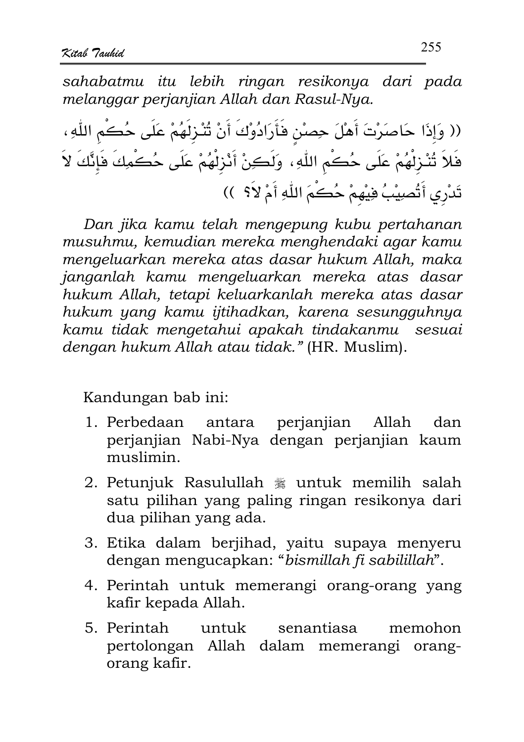*sahabatmu itu lebih ringan resikonya dari pada melanggar perjanjian Allah dan Rasul-Nya.*

(( وَإِذَا حَاصَرْتَ أَهْلَ حِصْنٍ فَأَرَادُوْكَ أَنْ تُنْزِلَهُمْ عَلَى حُكْمِ اللّٰهِ، فَلاَ تُنْزِلْهُمْ عَلَى حُكْمِ اللّٰهِ، وَلَكِنْ أَنْزِلْهُمْ عَلَى حُكْمِكَ فَإِنَّكَ لاَ تَدْرِي أَتُصِيْبُ فِيْهِمْ حُكْمَ اللّٰهِ أَمْ لاَ؟ ))

*Dan jika kamu telah mengepung kubu pertahanan musuhmu, kemudian mereka menghendaki agar kamu mengeluarkan mereka atas dasar hukum Allah, maka janganlah kamu mengeluarkan mereka atas dasar hukum Allah, tetapi keluarkanlah mereka atas dasar hukum yang kamu ijtihadkan, karena sesungguhnya kamu tidak mengetahui apakah tindakanmu sesuai dengan hukum Allah atau tidak."* (HR. Muslim).

Kandungan bab ini:

1. Perbedaan antara perjanjian Allah dan perjanjian Nabi-Nya dengan perjanjian kaum muslimin.
2. Petunjuk Rasulullah ﷺ untuk memilih salah satu pilihan yang paling ringan resikonya dari dua pilihan yang ada.
3. Etika dalam berjihad, yaitu supaya menyeru dengan mengucapkan: "*bismillah fi sabilillah*".
4. Perintah untuk memerangi orang-orang yang kafir kepada Allah.
5. Perintah untuk senantiasa memohon pertolongan Allah dalam memerangi orang-orang kafir.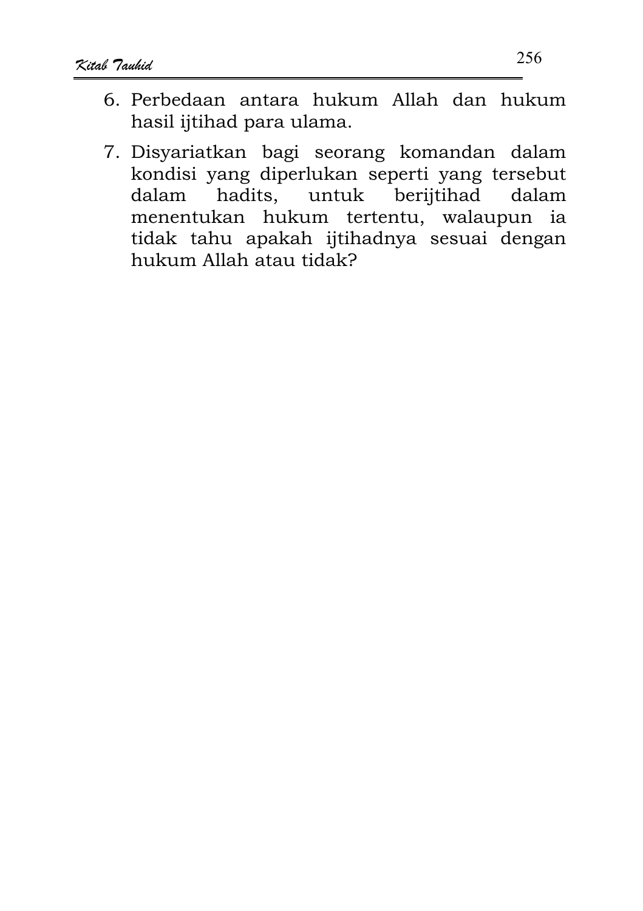6. Perbedaan antara hukum Allah dan hukum hasil ijtihad para ulama.
7. Disyariatkan bagi seorang komandan dalam kondisi yang diperlukan seperti yang tersebut dalam hadits, untuk berijtihad dalam menentukan hukum tertentu, walaupun ia tidak tahu apakah ijtihadnya sesuai dengan hukum Allah atau tidak?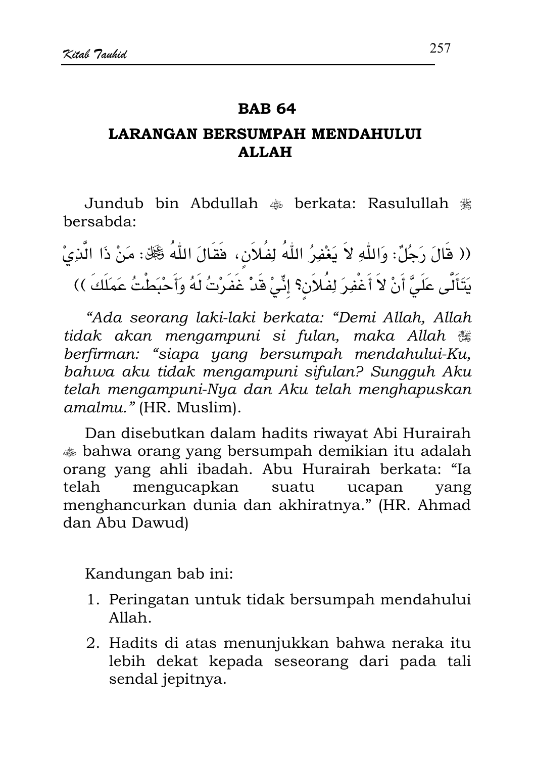## BAB 64

### LARANGAN BERSUMPAH MENDAHULUI ALLAH

Jundub bin Abdullah ﷺ berkata: Rasulullah ﷺ bersabda:

(( قَالَ رَجُلٌ: وَاللّٰهِ لاَ يَغْفِرُ اللّٰهُ لِفُلاَنٍ، فَقَالَ اللّٰهُ ﷻ: مَنْ ذَا الَّذِيْ يَتَأَلَّى عَلَيَّ أَنْ لاَ أَغْفِرَ لِفُلاَنٍ؟ إِنِّيْ قَدْ غَفَرْتُ لَهُ وَأَحْبَطْتُ عَمَلَكَ ))

*"Ada seorang laki-laki berkata: "Demi Allah, Allah tidak akan mengampuni si fulan, maka Allah ﷻ berfirman: "siapa yang bersumpah mendahului-Ku, bahwa aku tidak mengampuni sifulan? Sungguh Aku telah mengampuni-Nya dan Aku telah menghapuskan amalmu."* (HR. Muslim).

Dan disebutkan dalam hadits riwayat Abi Hurairah ﷺ bahwa orang yang bersumpah demikian itu adalah orang yang ahli ibadah. Abu Hurairah berkata: "Ia telah mengucapkan suatu ucapan yang menghancurkan dunia dan akhiratnya." (HR. Ahmad dan Abu Dawud)

Kandungan bab ini:

1. Peringatan untuk tidak bersumpah mendahului Allah.
2. Hadits di atas menunjukkan bahwa neraka itu lebih dekat kepada seseorang dari pada tali sendal jepitnya.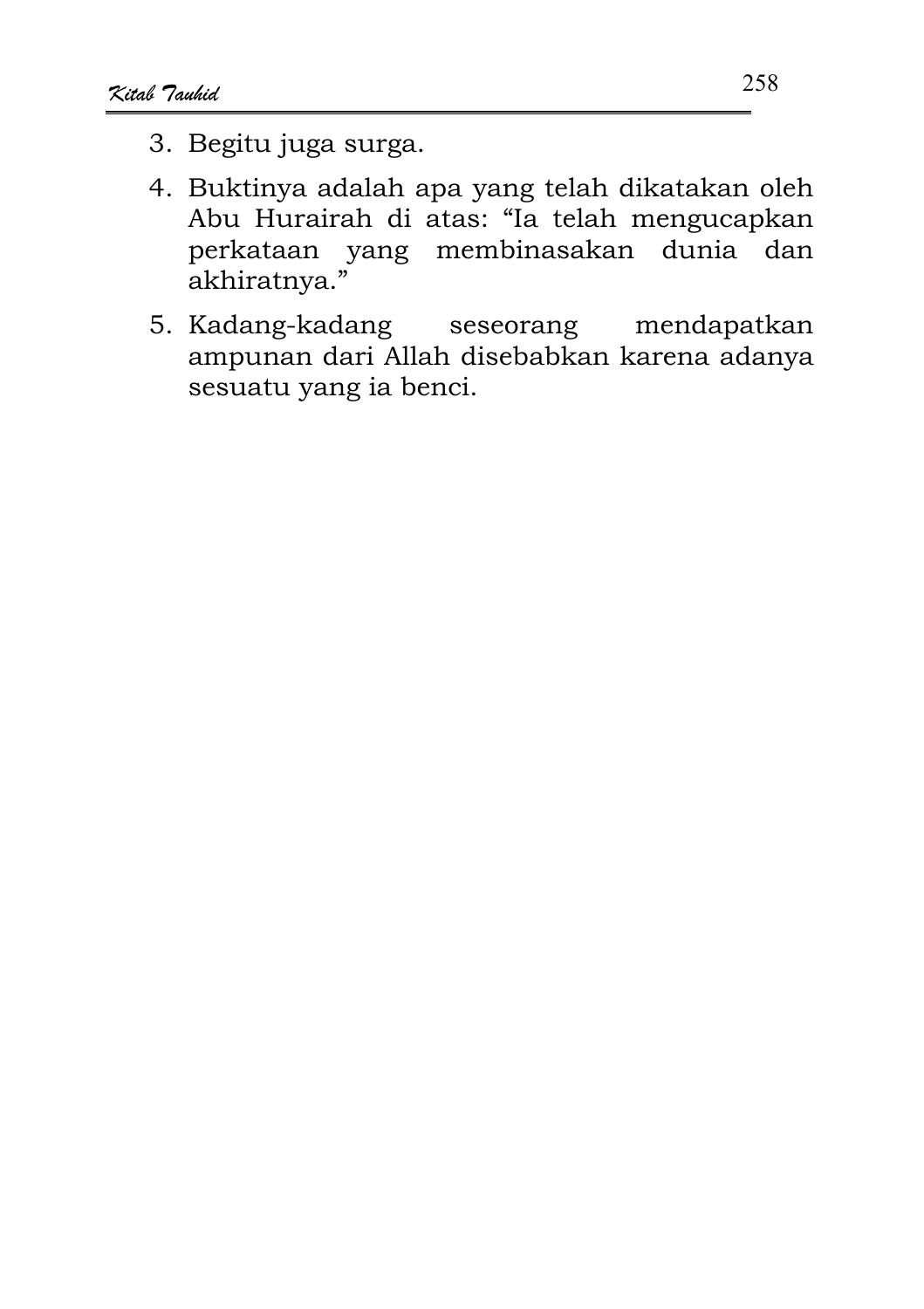3. Begitu juga surga.
4. Buktinya adalah apa yang telah dikatakan oleh Abu Hurairah di atas: “Ia telah mengucapkan perkataan yang membinasakan dunia dan akhiratnya.”
5. Kadang-kadang seseorang mendapatkan ampunan dari Allah disebabkan karena adanya sesuatu yang ia benci.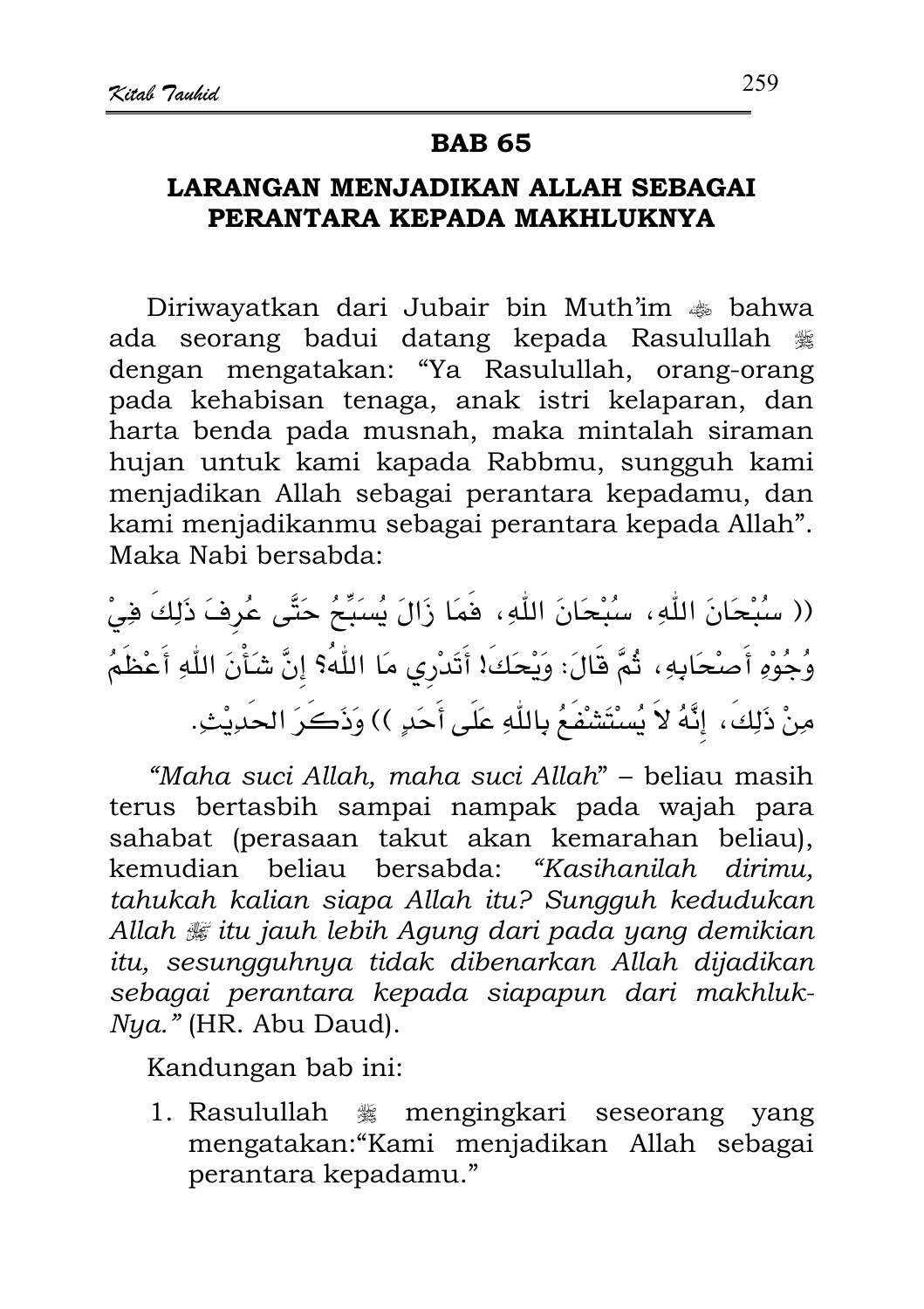## BAB 65

### LARANGAN MENJADIKAN ALLAH SEBAGAI PERANTARA KEPADA MAKHLUKNYA

Diriwayatkan dari Jubair bin Muth'im ﷺ bahwa ada seorang badui datang kepada Rasulullah ﷺ dengan mengatakan: "Ya Rasulullah, orang-orang pada kehabisan tenaga, anak istri kelaparan, dan harta benda pada musnah, maka mintalah siraman hujan untuk kami kapada Rabbmu, sungguh kami menjadikan Allah sebagai perantara kepadamu, dan kami menjadikanmu sebagai perantara kepada Allah". Maka Nabi bersabda:

(( سُبْحَانَ اللّٰهِ، سُبْحَانَ اللّٰهِ، فَمَا زَالَ يُسَبِّحُ حَتَّى عُرِفَ ذَلِكَ فِيْ وُجُوْهِ أَصْحَابِهِ، ثُمَّ قَالَ: وَيْحَكَ! أَتَدْرِي مَا اللّٰهُ؟ إِنَّ شَأْنَ اللّٰهِ أَعْظَمُ مِنْ ذَلِكَ، إِنَّهُ لاَ يُسْتَشْفَعُ بِاللّٰهِ عَلَى أَحَدٍ )) وَذَكَرَ الحَدِيْثَ.

*"Maha suci Allah, maha suci Allah"* – beliau masih terus bertasbih sampai nampak pada wajah para sahabat (perasaan takut akan kemarahan beliau), kemudian beliau bersabda: *"Kasihanilah dirimu, tahukah kalian siapa Allah itu? Sungguh kedudukan Allah ﷻ itu jauh lebih Agung dari pada yang demikian itu, sesungguhnya tidak dibenarkan Allah dijadikan sebagai perantara kepada siapapun dari makhluk-Nya."* (HR. Abu Daud).

Kandungan bab ini:

1. Rasulullah ﷺ mengingkari seseorang yang mengatakan:"Kami menjadikan Allah sebagai perantara kepadamu."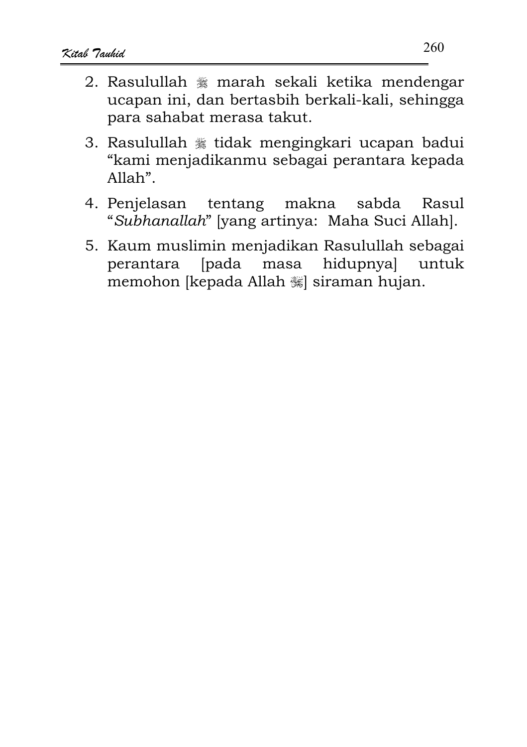2. Rasulullah ﷺ marah sekali ketika mendengar ucapan ini, dan bertasbih berkali-kali, sehingga para sahabat merasa takut.
3. Rasulullah ﷺ tidak mengingkari ucapan badui "kami menjadikanmu sebagai perantara kepada Allah".
4. Penjelasan tentang makna sabda Rasul "*Subhanallah*" [yang artinya: Maha Suci Allah].
5. Kaum muslimin menjadikan Rasulullah sebagai perantara [pada masa hidupnya] untuk memohon [kepada Allah ﷻ] siraman hujan.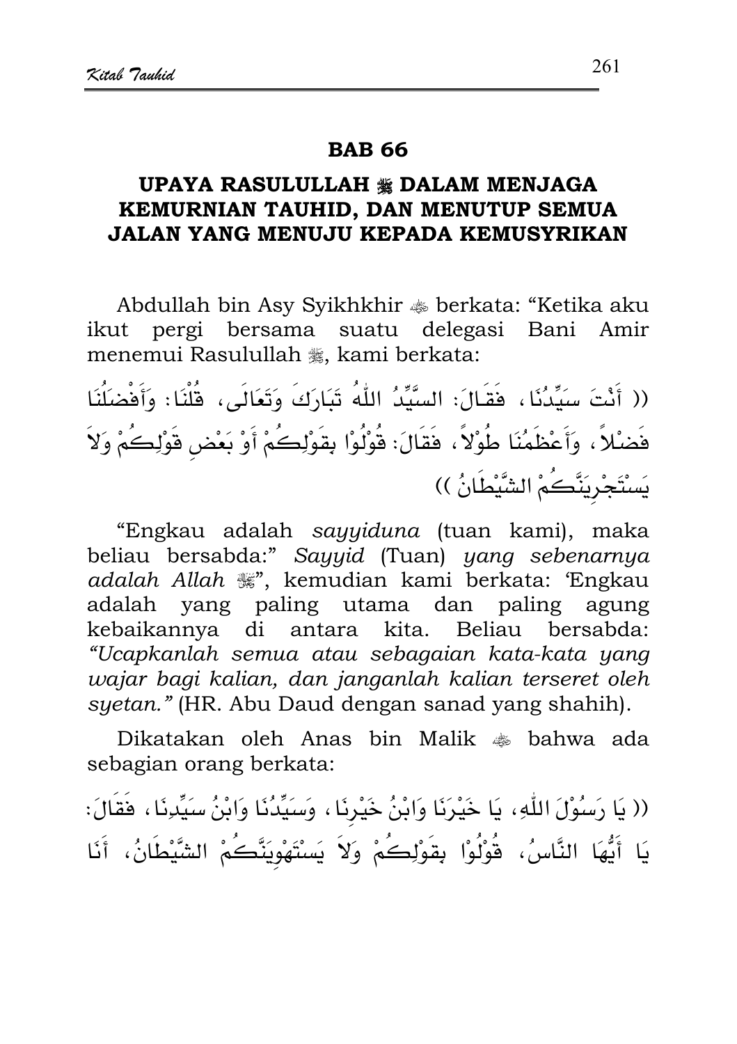## BAB 66

### UPAYA RASULULLAH ﷺ DALAM MENJAGA KEMURNIAN TAUHID, DAN MENUTUP SEMUA JALAN YANG MENUJU KEPADA KEMUSYRIKAN

Abdullah bin Asy Syikhkhir ؓ berkata: "Ketika aku ikut pergi bersama suatu delegasi Bani Amir menemui Rasulullah ﷺ, kami berkata:

(( أَنْتَ سَيِّدُنَا، فَقَالَ: السَّيِّدُ اللّٰهُ تَبَارَكَ وَتَعَالَى، قُلْنَا: وَأَفْضَلُنَا فَضْلاً، وَأَعْظَمُنَا طَوْلاً، فَقَالَ: قُوْلُوْا بِقَوْلِكُمْ أَوْ بَعْضِ قَوْلِكُمْ وَلاَ يَسْتَجْرِيَنَّكُمُ الشَّيْطَانُ ))

"Engkau adalah *sayyiduna* (tuan kami), maka beliau bersabda:" *Sayyid* (Tuan) *yang sebenarnya adalah Allah* ﷻ", kemudian kami berkata: 'Engkau adalah yang paling utama dan paling agung kebaikannya di antara kita. Beliau bersabda: *"Ucapkanlah semua atau sebagaian kata-kata yang wajar bagi kalian, dan janganlah kalian terseret oleh syetan."* (HR. Abu Daud dengan sanad yang shahih).

Dikatakan oleh Anas bin Malik ؓ bahwa ada sebagian orang berkata:

(( يَا رَسُوْلَ اللّٰهِ، يَا خَيْرَنَا وَابْنُ خَيْرِنَا، وَسَيِّدُنَا وَابْنُ سَيِّدِنَا، فَقَالَ: يَا أَيُّهَا النَّاسُ، قُوْلُوْا بِقَوْلِكُمْ وَلاَ يَسْتَهْوِيَنَّكُمُ الشَّيْطَانُ، أَنَا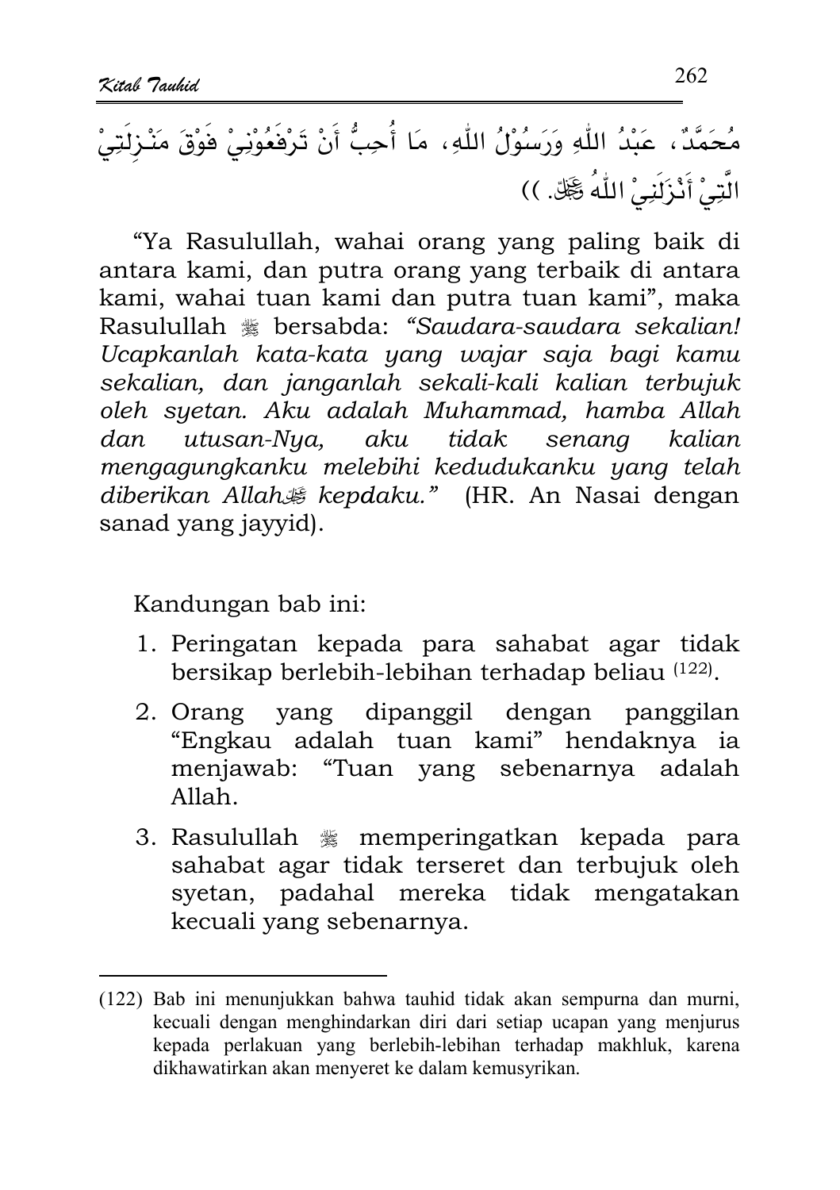مُحَمَّدٌ، عَبْدُ اللّٰهِ وَرَسُوْلُ اللّٰهِ، مَا أُحِبُّ أَنْ تَرْفَعُوْنِيْ فَوْقَ مَنْـزِلَتِيْ الَّتِيْ أَنْزَلَنِيْ اللّٰهُ ﷻ. ))

"Ya Rasulullah, wahai orang yang paling baik di antara kami, dan putra orang yang terbaik di antara kami, wahai tuan kami dan putra tuan kami", maka Rasulullah ﷺ bersabda: *"Saudara-saudara sekalian! Ucapkanlah kata-kata yang wajar saja bagi kamu sekalian, dan janganlah sekali-kali kalian terbujuk oleh syetan. Aku adalah Muhammad, hamba Allah dan utusan-Nya, aku tidak senang kalian mengagungkanku melebihi kedudukanku yang telah diberikan Allah ﷻ kepdaku."* (HR. An Nasai dengan sanad yang jayyid).

Kandungan bab ini:

1. Peringatan kepada para sahabat agar tidak bersikap berlebih-lebihan terhadap beliau [122].
2. Orang yang dipanggil dengan panggilan "Engkau adalah tuan kami" hendaknya ia menjawab: "Tuan yang sebenarnya adalah Allah.
3. Rasulullah ﷺ memperingatkan kepada para sahabat agar tidak terseret dan terbujuk oleh syetan, padahal mereka tidak mengatakan kecuali yang sebenarnya.

---

(122) Bab ini menunjukkan bahwa tauhid tidak akan sempurna dan murni, kecuali dengan menghindarkan diri dari setiap ucapan yang menjurus kepada perlakuan yang berlebih-lebihan terhadap makhluk, karena dikhawatirkan akan menyeret ke dalam kemusyrikan.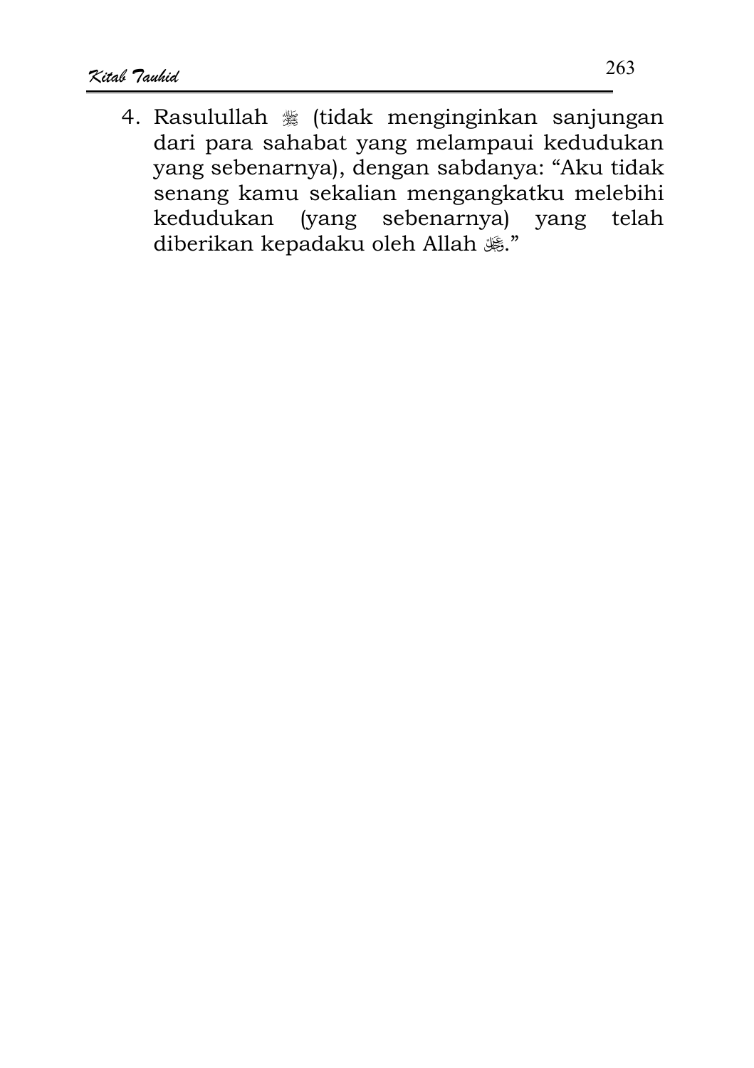4. Rasulullah ﷺ (tidak menginginkan sanjungan dari para sahabat yang melampaui kedudukan yang sebenarnya), dengan sabdanya: “Aku tidak senang kamu sekalian mengangkatku melebihi kedudukan (yang sebenarnya) yang telah diberikan kepadaku oleh Allah ﷻ.”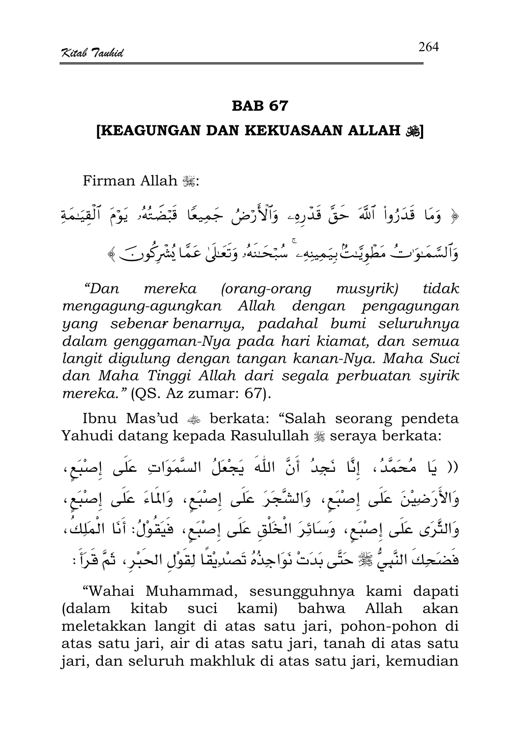## BAB 67

### [KEAGUNGAN DAN KEKUASAAN ALLAH ﷻ]

Firman Allah ﷻ:

﴿ وَمَا قَدَرُوا۟ ٱللَّهَ حَقَّ قَدْرِهِۦ وَٱلْأَرْضُ جَمِيعًا قَبْضَتُهُۥ يَوْمَ ٱلْقِيَـٰمَةِ وَٱلسَّمَـٰوَٰتُ مَطْوِيَّـٰتٌۢ بِيَمِينِهِۦ ۚ سُبْحَـٰنَهُۥ وَتَعَـٰلَىٰ عَمَّا يُشْرِكُونَ ﴾

*"Dan mereka (orang-orang musyrik) tidak mengagung-agungkan Allah dengan pengagungan yang sebenar benarnya, padahal bumi seluruhnya dalam genggaman-Nya pada hari kiamat, dan semua langit digulung dengan tangan kanan-Nya. Maha Suci dan Maha Tinggi Allah dari segala perbuatan syirik mereka."* (QS. Az zumar: 67).

Ibnu Mas'ud ﷺ berkata: "Salah seorang pendeta Yahudi datang kepada Rasulullah ﷺ seraya berkata:

(( يَا مُحَمَّدُ، إِنَّا نَجِدُ أَنَّ اللّٰهَ يَجْعَلُ السَّمَوَاتِ عَلَى إِصْبَعٍ، وَالأَرَضِيْنَ عَلَى إِصْبَعٍ، وَالشَّجَرَ عَلَى إِصْبَعٍ، وَالمَاءَ عَلَى إِصْبَعٍ، وَالثَّرَى عَلَى إِصْبَعٍ، وَسَائِرَ الْخَلْقِ عَلَى إِصْبَعٍ، فَيَقُوْلُ: أَنَا الْمَلِكُ، فَضَحِكَ النَّبِيُّ ﷺ حَتَّى بَدَتْ نَوَاجِذُهُ تَصْدِيْقًا لِقَوْلِ الحَبْرِ، ثُمَّ قَرَأَ:

"Wahai Muhammad, sesungguhnya kami dapati (dalam kitab suci kami) bahwa Allah akan meletakkan langit di atas satu jari, pohon-pohon di atas satu jari, air di atas satu jari, tanah di atas satu jari, dan seluruh makhluk di atas satu jari, kemudian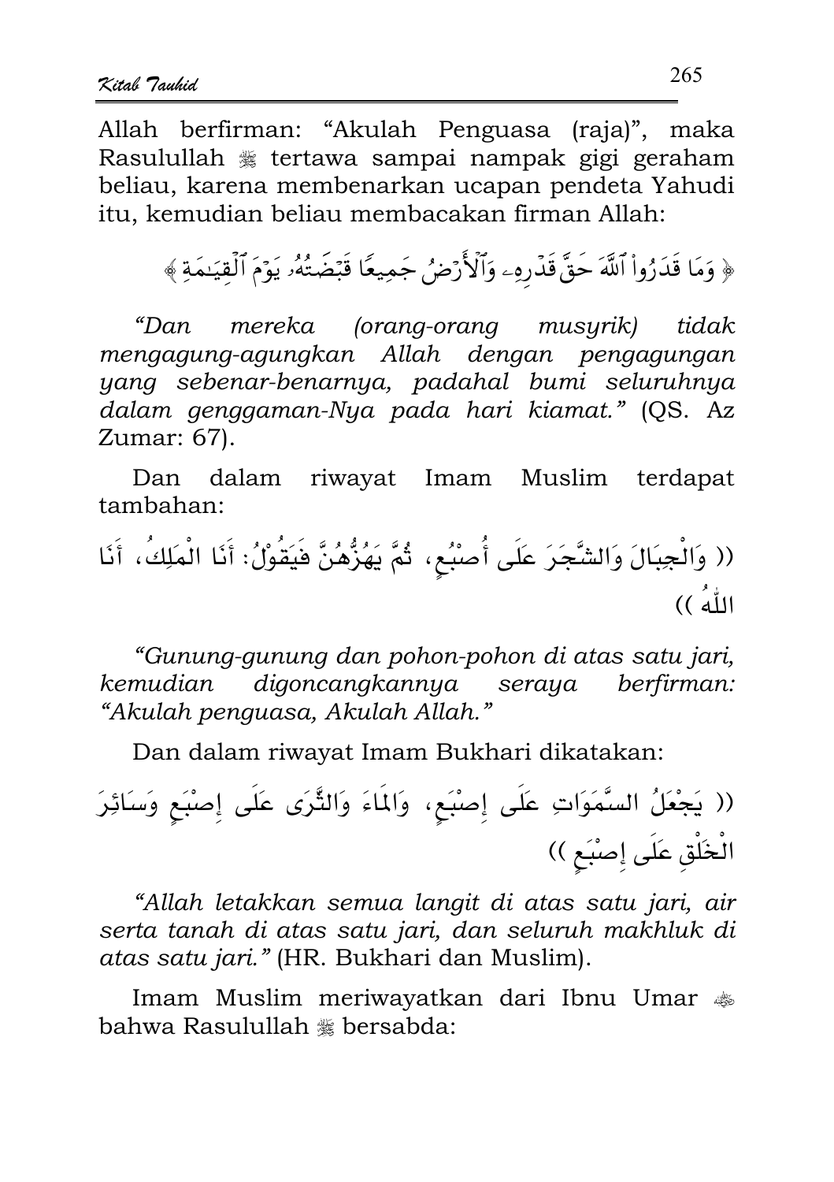Allah berfirman: “Akulah Penguasa (raja)”, maka Rasulullah ﷺ tertawa sampai nampak gigi geraham beliau, karena membenarkan ucapan pendeta Yahudi itu, kemudian beliau membacakan firman Allah:

﴿ وَمَا قَدَرُواْ ٱللَّهَ حَقَّ قَدْرِهِۦ وَٱلْأَرْضُ جَمِيعًا قَبْضَتُهُۥ يَوْمَ ٱلْقِيَـٰمَةِ ﴾

*“Dan mereka (orang-orang musyrik) tidak mengagung-agungkan Allah dengan pengagungan yang sebenar-benarnya, padahal bumi seluruhnya dalam genggaman-Nya pada hari kiamat.”* (QS. Az Zumar: 67).

Dan dalam riwayat Imam Muslim terdapat tambahan:

(( وَالْجِبَالَ وَالشَّجَرَ عَلَى أُصْبُعٍ، ثُمَّ يَهُزُّهُنَّ فَيَقُوْلُ: أَنَا الْمَلِكُ، أَنَا اللّٰهُ ))

*“Gunung-gunung dan pohon-pohon di atas satu jari, kemudian digoncangkannya seraya berfirman: “Akulah penguasa, Akulah Allah.”*

Dan dalam riwayat Imam Bukhari dikatakan:

(( يَجْعَلُ السَّمَوَاتِ عَلَى إِصْبَعٍ، وَالْمَاءَ وَالثَّرَى عَلَى إِصْبَعٍ وَسَائِرَ الْخَلْقِ عَلَى إِصْبَعٍ ))

*“Allah letakkan semua langit di atas satu jari, air serta tanah di atas satu jari, dan seluruh makhluk di atas satu jari.”* (HR. Bukhari dan Muslim).

Imam Muslim meriwayatkan dari Ibnu Umar ﷺ bahwa Rasulullah ﷺ bersabda: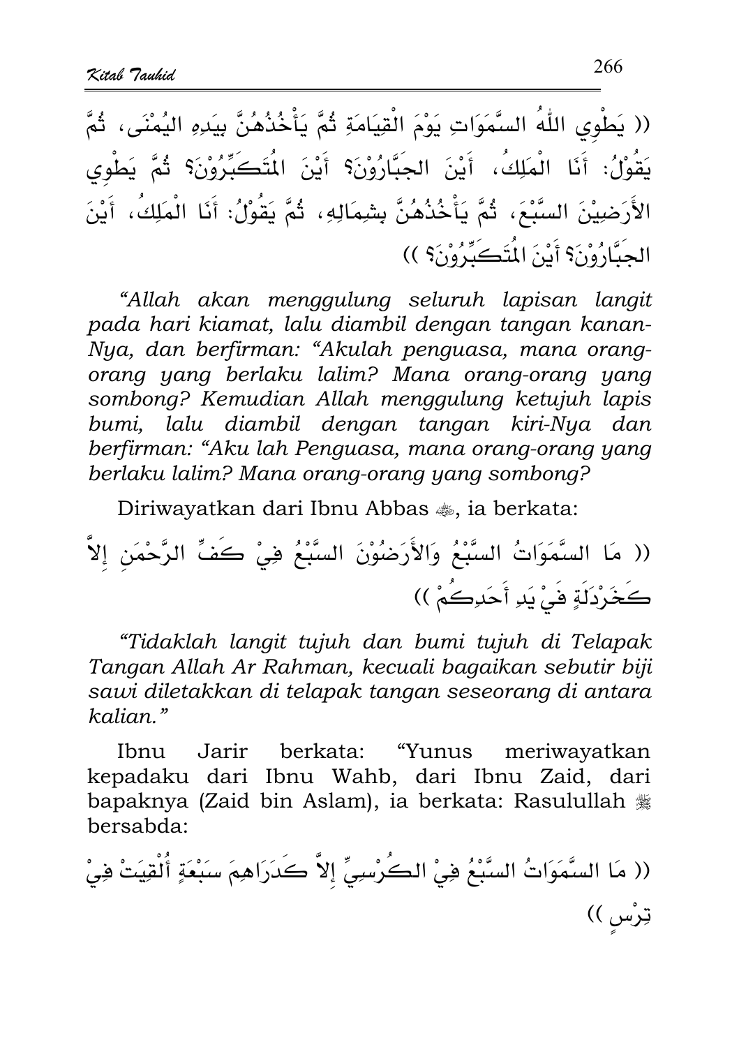(( يَطْوِي اللّٰهُ السَّمَوَاتِ يَوْمَ الْقِيَامَةِ ثُمَّ يَأْخُذُهُنَّ بِيَدِهِ اليُمْنَى، ثُمَّ يَقُوْلُ: أَنَا الْمَلِكُ، أَيْنَ الجَبَّارُوْنَ؟ أَيْنَ الْمُتَكَبِّرُوْنَ؟ ثُمَّ يَطْوِي الأَرَضِيْنَ السَّبْعَ، ثُمَّ يَأْخُذُهُنَّ بِشِمَالِهِ، ثُمَّ يَقُوْلُ: أَنَا الْمَلِكُ، أَيْنَ الجَبَّارُوْنَ؟ أَيْنَ الْمُتَكَبِّرُوْنَ؟ ))

*"Allah akan menggulung seluruh lapisan langit pada hari kiamat, lalu diambil dengan tangan kanan-Nya, dan berfirman: "Akulah penguasa, mana orang-orang yang berlaku lalim? Mana orang-orang yang sombong? Kemudian Allah menggulung ketujuh lapis bumi, lalu diambil dengan tangan kiri-Nya dan berfirman: "Aku lah Penguasa, mana orang-orang yang berlaku lalim? Mana orang-orang yang sombong?*

Diriwayatkan dari Ibnu Abbas ﵄, ia berkata:

(( مَا السَّمَوَاتُ السَّبْعُ وَالأَرَضُوْنَ السَّبْعُ فِيْ كَفِّ الرَّحْمَنِ إِلاَّ كَخَرْدَلَةٍ فِيْ يَدِ أَحَدِكُمْ ))

*"Tidaklah langit tujuh dan bumi tujuh di Telapak Tangan Allah Ar Rahman, kecuali bagaikan sebutir biji sawi diletakkan di telapak tangan seseorang di antara kalian."*

Ibnu Jarir berkata: "Yunus meriwayatkan kepadaku dari Ibnu Wahb, dari Ibnu Zaid, dari bapaknya (Zaid bin Aslam), ia berkata: Rasulullah ﷺ bersabda:

(( مَا السَّمَوَاتُ السَّبْعُ فِيْ الكُرْسِيِّ إِلاَّ كَدَرَاهِمَ سَبْعَةٍ أُلْقِيَتْ فِيْ تِرْسٍ ))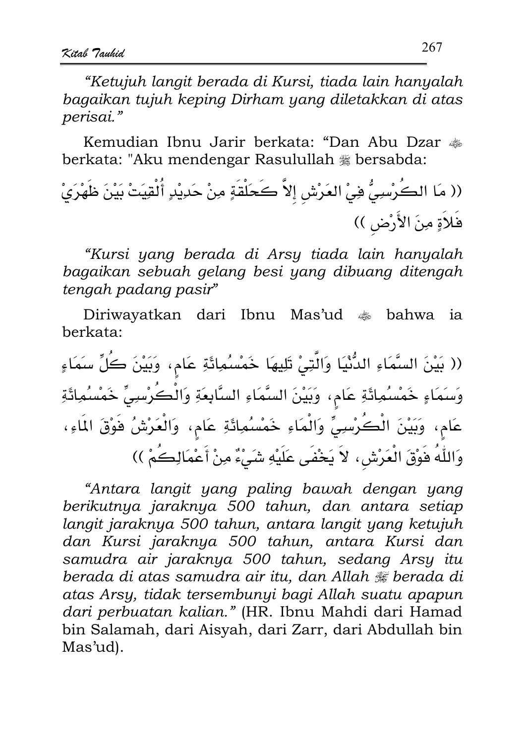*"Ketujuh langit berada di Kursi, tiada lain hanyalah bagaikan tujuh keping Dirham yang diletakkan di atas perisai."*

Kemudian Ibnu Jarir berkata: "Dan Abu Dzar ﷺ berkata: "Aku mendengar Rasulullah ﷺ bersabda:

(( مَا الكُرْسِيُّ فِيْ العَرْشِ إِلاَّ كَحَلْقَةٍ مِنْ حَدِيْدٍ أُلْقِيَتْ بَيْنَ ظَهْرَيْ فَلاَةٍ مِنَ الأَرْضِ ))

*"Kursi yang berada di Arsy tiada lain hanyalah bagaikan sebuah gelang besi yang dibuang ditengah tengah padang pasir"*

Diriwayatkan dari Ibnu Mas'ud ﷺ bahwa ia berkata:

(( بَيْنَ السَّمَاءِ الدُّنْيَا وَالَّتِيْ تَلِيهَا خَمْسُمِائَةِ عَامٍ، وَبَيْنَ كُلِّ سَمَاءٍ وَسَمَاءٍ خَمْسُمِائَةِ عَامٍ، وَبَيْنَ السَّمَاءِ السَّابِعَةِ وَالْكُرْسِيِّ خَمْسُمِائَةِ عَامٍ، وَبَيْنَ الْكُرْسِيِّ وَالْمَاءِ خَمْسُمِائَةِ عَامٍ، وَالْعَرْشُ فَوْقَ المَاءِ، وَاللّٰهُ فَوْقَ الْعَرْشِ، لاَ يَخْفَى عَلَيْهِ شَيْءٌ مِنْ أَعْمَالِكُمْ ))

*"Antara langit yang paling bawah dengan yang berikutnya jaraknya 500 tahun, dan antara setiap langit jaraknya 500 tahun, antara langit yang ketujuh dan Kursi jaraknya 500 tahun, antara Kursi dan samudra air jaraknya 500 tahun, sedang Arsy itu berada di atas samudra air itu, dan Allah ﷻ berada di atas Arsy, tidak tersembunyi bagi Allah suatu apapun dari perbuatan kalian."* (HR. Ibnu Mahdi dari Hamad bin Salamah, dari Aisyah, dari Zarr, dari Abdullah bin Mas'ud).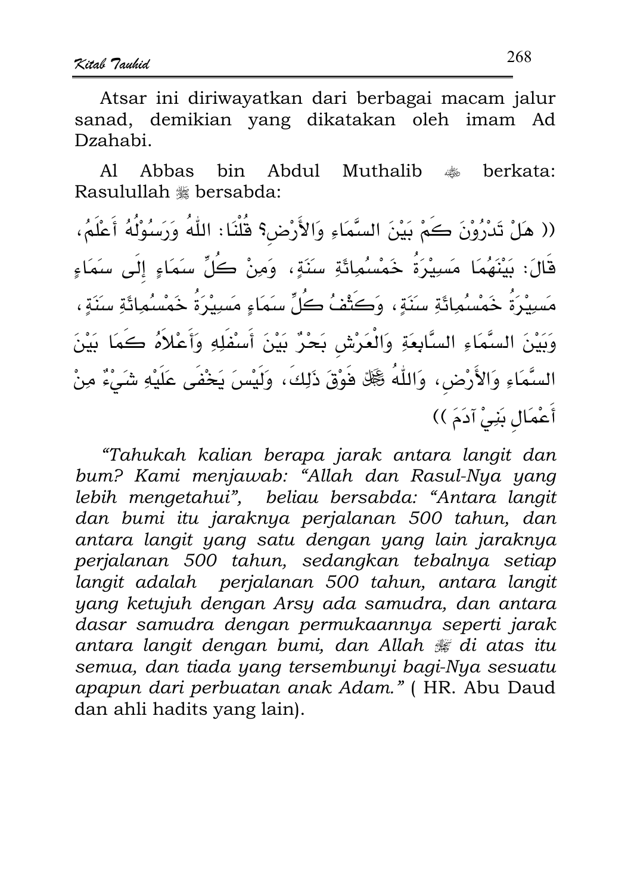Atsar ini diriwayatkan dari berbagai macam jalur sanad, demikian yang dikatakan oleh imam Ad Dzahabi.

Al Abbas bin Abdul Muthalib ﷺ berkata: Rasulullah ﷺ bersabda:

(( هَلْ تَدْرُوْنَ كَمْ بَيْنَ السَّمَاءِ وَالأَرْضِ؟ قُلْنَا: اللّهُ وَرَسُوْلُهُ أَعْلَمُ، قَالَ: بَيْنَهُمَا مَسِيْرَةُ خَمْسُمِائَةِ سَنَةٍ، وَمِنْ كُلِّ سَمَاءٍ إِلَى سَمَاءٍ مَسِيْرَةُ خَمْسُمِائَةِ سَنَةٍ، وَكَثْفُ كُلِّ سَمَاءٍ مَسِيْرَةُ خَمْسُمِائَةِ سَنَةٍ، وَبَيْنَ السَّمَاءِ السَّابِعَةِ وَالْعَرْشِ بَحْرٌ بَيْنَ أَسْفَلِهِ وَأَعْلاَهُ كَمَا بَيْنَ السَّمَاءِ وَالأَرْضِ، وَاللّهُ ﷻ فَوْقَ ذَلِكَ، وَلَيْسَ يَخْفَى عَلَيْهِ شَيْءٌ مِنْ أَعْمَالِ بَنِيْ آدَمَ ))

*"Tahukah kalian berapa jarak antara langit dan bum? Kami menjawab: "Allah dan Rasul-Nya yang lebih mengetahui", beliau bersabda: "Antara langit dan bumi itu jaraknya perjalanan 500 tahun, dan antara langit yang satu dengan yang lain jaraknya perjalanan 500 tahun, sedangkan tebalnya setiap langit adalah perjalanan 500 tahun, antara langit yang ketujuh dengan Arsy ada samudra, dan antara dasar samudra dengan permukaannya seperti jarak antara langit dengan bumi, dan Allah ﷻ di atas itu semua, dan tiada yang tersembunyi bagi-Nya sesuatu apapun dari perbuatan anak Adam."* ( HR. Abu Daud dan ahli hadits yang lain).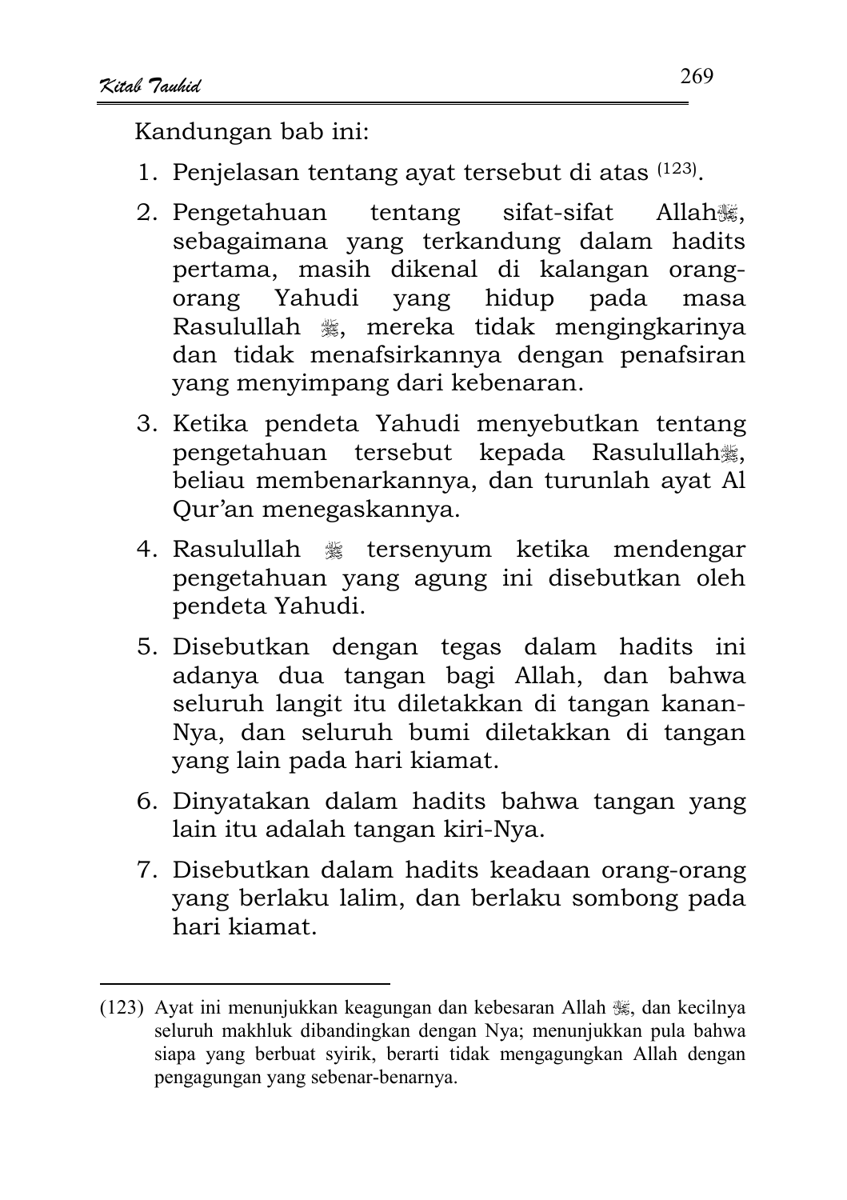Kandungan bab ini:

1. Penjelasan tentang ayat tersebut di atas [123].
2. Pengetahuan tentang sifat-sifat Allah ﷻ, sebagaimana yang terkandung dalam hadits pertama, masih dikenal di kalangan orang-orang Yahudi yang hidup pada masa Rasulullah ﷺ, mereka tidak mengingkarinya dan tidak menafsirkannya dengan penafsiran yang menyimpang dari kebenaran.
3. Ketika pendeta Yahudi menyebutkan tentang pengetahuan tersebut kepada Rasulullah ﷺ, beliau membenarkannya, dan turunlah ayat Al Qur'an menegaskannya.
4. Rasulullah ﷺ tersenyum ketika mendengar pengetahuan yang agung ini disebutkan oleh pendeta Yahudi.
5. Disebutkan dengan tegas dalam hadits ini adanya dua tangan bagi Allah, dan bahwa seluruh langit itu diletakkan di tangan kanan-Nya, dan seluruh bumi diletakkan di tangan yang lain pada hari kiamat.
6. Dinyatakan dalam hadits bahwa tangan yang lain itu adalah tangan kiri-Nya.
7. Disebutkan dalam hadits keadaan orang-orang yang berlaku lalim, dan berlaku sombong pada hari kiamat.

---

(123) Ayat ini menunjukkan keagungan dan kebesaran Allah ﷻ, dan kecilnya seluruh makhluk dibandingkan dengan Nya; menunjukkan pula bahwa siapa yang berbuat syirik, berarti tidak mengagungkan Allah dengan pengagungan yang sebenar-benarnya.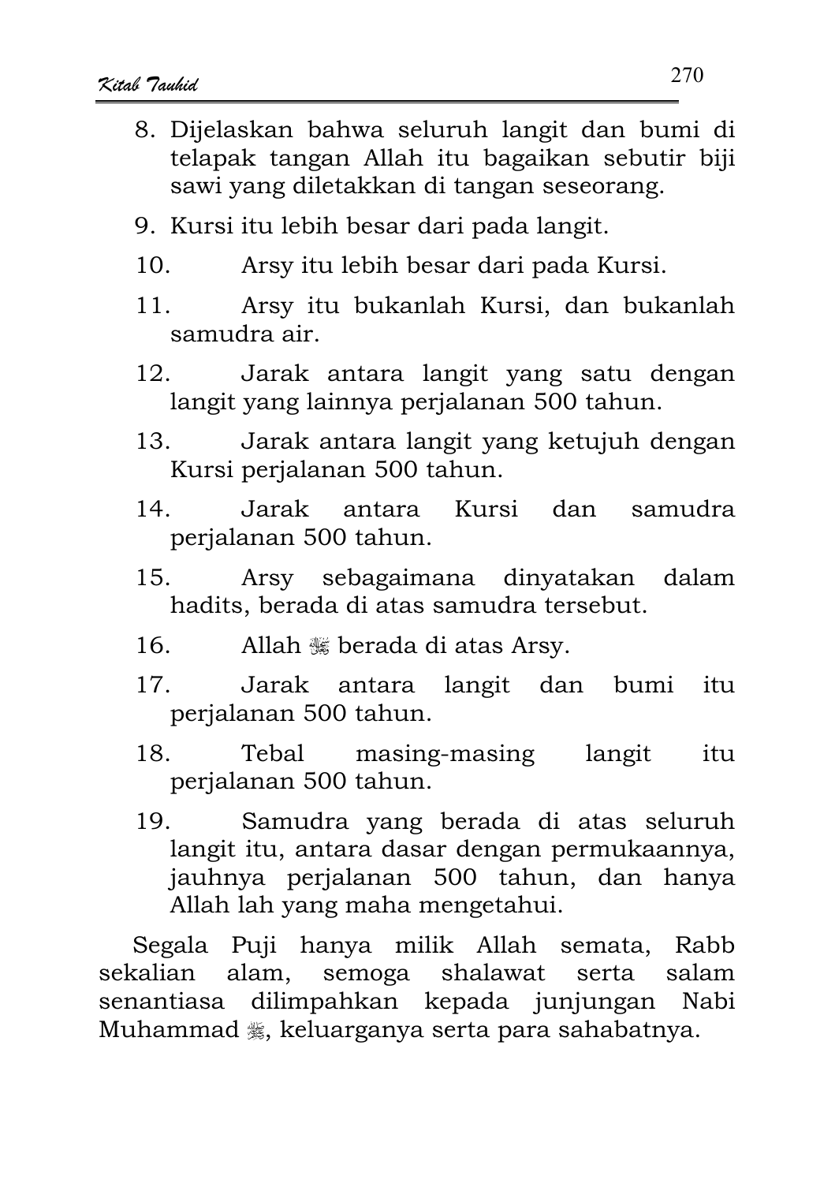8. Dijelaskan bahwa seluruh langit dan bumi di telapak tangan Allah itu bagaikan sebutir biji sawi yang diletakkan di tangan seseorang.
9. Kursi itu lebih besar dari pada langit.
10. Arsy itu lebih besar dari pada Kursi.
11. Arsy itu bukanlah Kursi, dan bukanlah samudra air.
12. Jarak antara langit yang satu dengan langit yang lainnya perjalanan 500 tahun.
13. Jarak antara langit yang ketujuh dengan Kursi perjalanan 500 tahun.
14. Jarak antara Kursi dan samudra perjalanan 500 tahun.
15. Arsy sebagaimana dinyatakan dalam hadits, berada di atas samudra tersebut.
16. Allah ﷻ berada di atas Arsy.
17. Jarak antara langit dan bumi itu perjalanan 500 tahun.
18. Tebal masing-masing langit itu perjalanan 500 tahun.
19. Samudra yang berada di atas seluruh langit itu, antara dasar dengan permukaannya, jauhnya perjalanan 500 tahun, dan hanya Allah lah yang maha mengetahui.

Segala Puji hanya milik Allah semata, Rabb sekalian alam, semoga shalawat serta salam senantiasa dilimpahkan kepada junjungan Nabi Muhammad ﷺ, keluarganya serta para sahabatnya.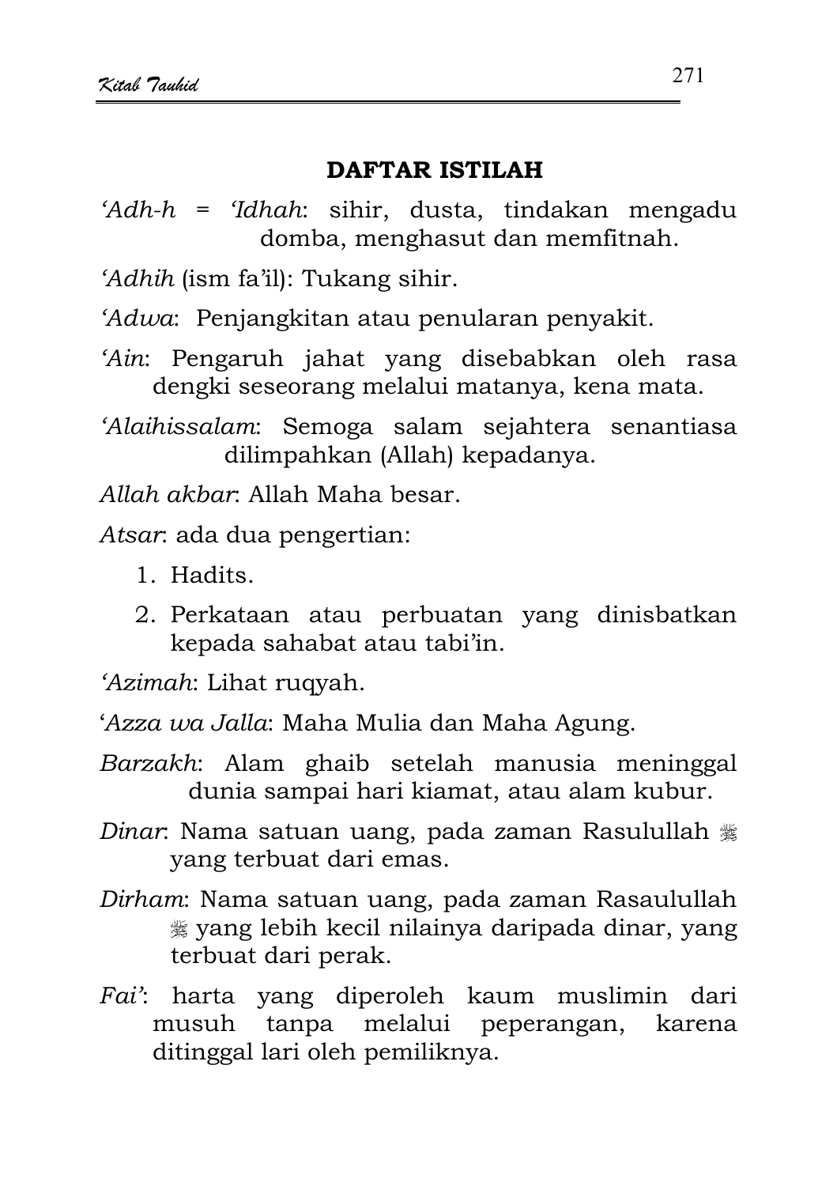## DAFTAR ISTILAH

*'Adh-h* = *'Idhah*: sihir, dusta, tindakan mengadu domba, menghasut dan memfitnah.

*'Adhih* (ism fa'il): Tukang sihir.

*'Adwa*: Penjangkitan atau penularan penyakit.

*'Ain*: Pengaruh jahat yang disebabkan oleh rasa dengki seseorang melalui matanya, kena mata.

*'Alaihissalam*: Semoga salam sejahtera senantiasa dilimpahkan (Allah) kepadanya.

*Allah akbar*: Allah Maha besar.

*Atsar*: ada dua pengertian:

1. Hadits.
2. Perkataan atau perbuatan yang dinisbatkan kepada sahabat atau tabi'in.

*'Azimah*: Lihat ruqyah.

'*Azza wa Jalla*: Maha Mulia dan Maha Agung.

*Barzakh*: Alam ghaib setelah manusia meninggal dunia sampai hari kiamat, atau alam kubur.

*Dinar*: Nama satuan uang, pada zaman Rasulullah ﷺ yang terbuat dari emas.

*Dirham*: Nama satuan uang, pada zaman Rasaulullah ﷺ yang lebih kecil nilainya daripada dinar, yang terbuat dari perak.

*Fai'*: harta yang diperoleh kaum muslimin dari musuh tanpa melalui peperangan, karena ditinggal lari oleh pemiliknya.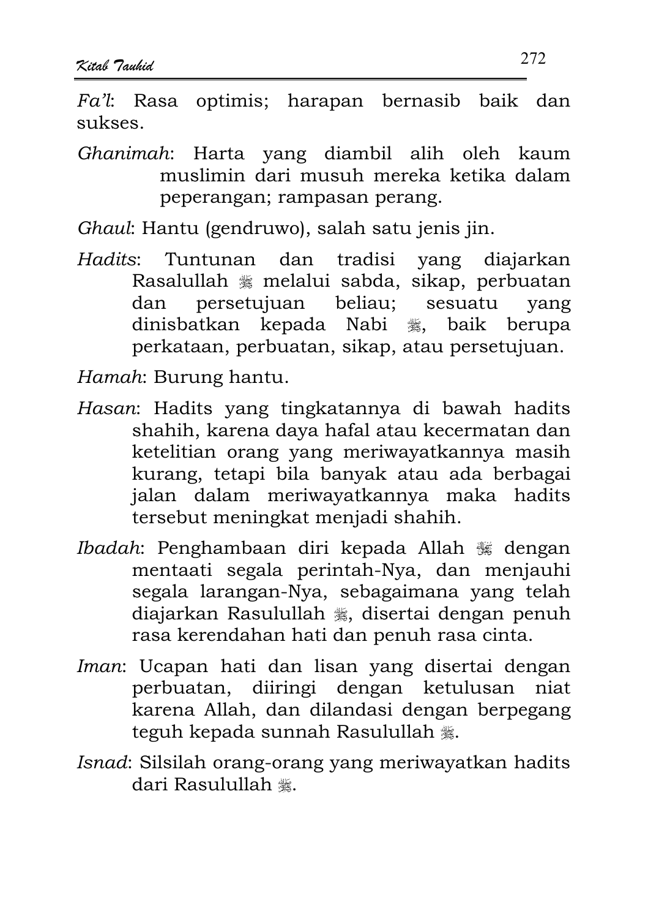*Fa'l*: Rasa optimis; harapan bernasib baik dan sukses.

*Ghanimah*: Harta yang diambil alih oleh kaum muslimin dari musuh mereka ketika dalam peperangan; rampasan perang.

*Ghaul*: Hantu (gendruwo), salah satu jenis jin.

*Hadits*: Tuntunan dan tradisi yang diajarkan Rasalullah ﷺ melalui sabda, sikap, perbuatan dan persetujuan beliau; sesuatu yang dinisbatkan kepada Nabi ﷺ, baik berupa perkataan, perbuatan, sikap, atau persetujuan.

*Hamah*: Burung hantu.

*Hasan*: Hadits yang tingkatannya di bawah hadits shahih, karena daya hafal atau kecermatan dan ketelitian orang yang meriwayatkannya masih kurang, tetapi bila banyak atau ada berbagai jalan dalam meriwayatkannya maka hadits tersebut meningkat menjadi shahih.

*Ibadah*: Penghambaan diri kepada Allah ﷻ dengan mentaati segala perintah-Nya, dan menjauhi segala larangan-Nya, sebagaimana yang telah diajarkan Rasulullah ﷺ, disertai dengan penuh rasa kerendahan hati dan penuh rasa cinta.

*Iman*: Ucapan hati dan lisan yang disertai dengan perbuatan, diiringi dengan ketulusan niat karena Allah, dan dilandasi dengan berpegang teguh kepada sunnah Rasulullah ﷺ.

*Isnad*: Silsilah orang-orang yang meriwayatkan hadits dari Rasulullah ﷺ.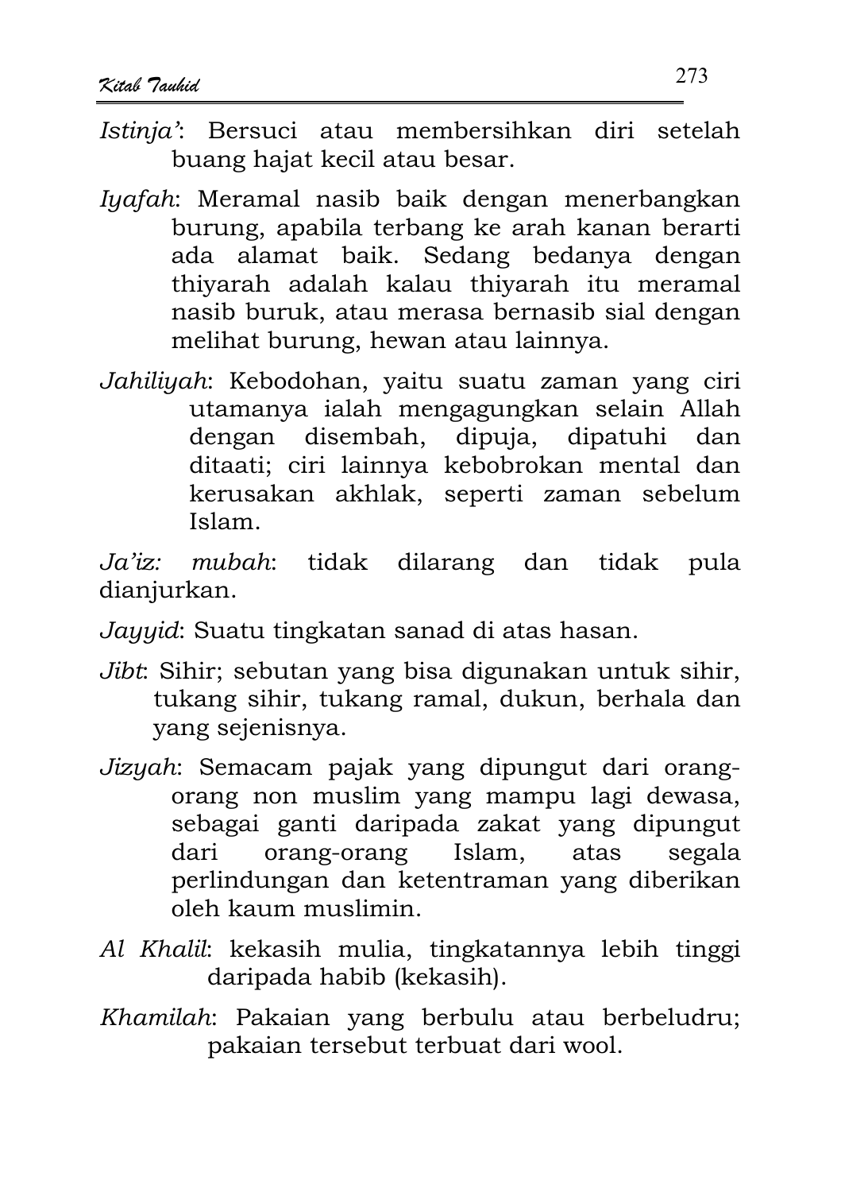*Istinja'*: Bersuci atau membersihkan diri setelah buang hajat kecil atau besar.

*Iyafah*: Meramal nasib baik dengan menerbangkan burung, apabila terbang ke arah kanan berarti ada alamat baik. Sedang bedanya dengan thiyarah adalah kalau thiyarah itu meramal nasib buruk, atau merasa bernasib sial dengan melihat burung, hewan atau lainnya.

*Jahiliyah*: Kebodohan, yaitu suatu zaman yang ciri utamanya ialah mengagungkan selain Allah dengan disembah, dipuja, dipatuhi dan ditaati; ciri lainnya kebobrokan mental dan kerusakan akhlak, seperti zaman sebelum Islam.

*Ja'iz: mubah*: tidak dilarang dan tidak pula dianjurkan.

*Jayyid*: Suatu tingkatan sanad di atas hasan.

*Jibt*: Sihir; sebutan yang bisa digunakan untuk sihir, tukang sihir, tukang ramal, dukun, berhala dan yang sejenisnya.

*Jizyah*: Semacam pajak yang dipungut dari orang-orang non muslim yang mampu lagi dewasa, sebagai ganti daripada zakat yang dipungut dari orang-orang Islam, atas segala perlindungan dan ketentraman yang diberikan oleh kaum muslimin.

*Al Khalil*: kekasih mulia, tingkatannya lebih tinggi daripada habib (kekasih).

*Khamilah*: Pakaian yang berbulu atau berbeludru; pakaian tersebut terbuat dari wool.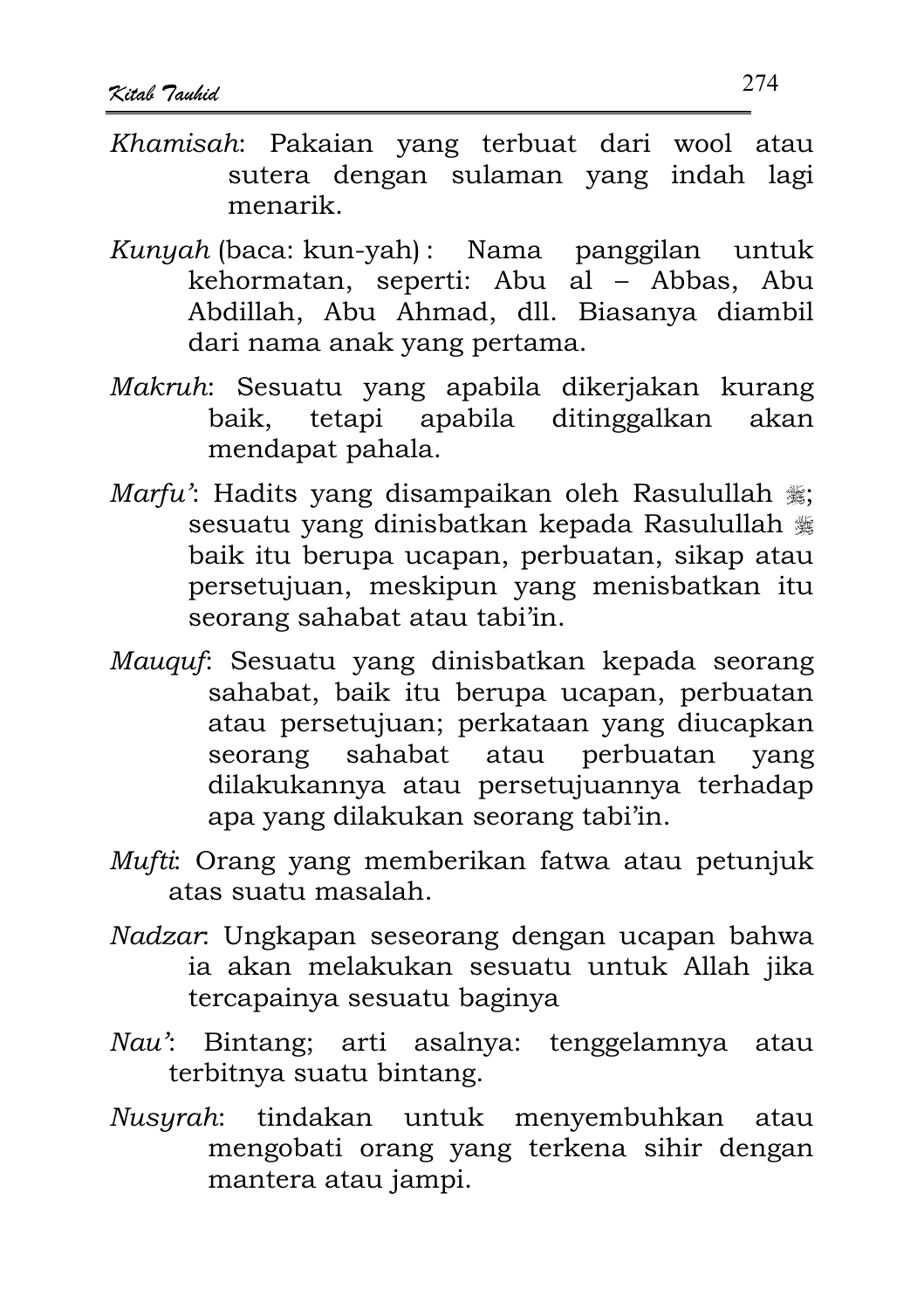*Khamisah*: Pakaian yang terbuat dari wool atau sutera dengan sulaman yang indah lagi menarik.

*Kunyah* (baca: kun-yah) : Nama panggilan untuk kehormatan, seperti: Abu al – Abbas, Abu Abdillah, Abu Ahmad, dll. Biasanya diambil dari nama anak yang pertama.

*Makruh*: Sesuatu yang apabila dikerjakan kurang baik, tetapi apabila ditinggalkan akan mendapat pahala.

*Marfu'*: Hadits yang disampaikan oleh Rasulullah ﷺ; sesuatu yang dinisbatkan kepada Rasulullah ﷺ baik itu berupa ucapan, perbuatan, sikap atau persetujuan, meskipun yang menisbatkan itu seorang sahabat atau tabi'in.

*Mauquf*: Sesuatu yang dinisbatkan kepada seorang sahabat, baik itu berupa ucapan, perbuatan atau persetujuan; perkataan yang diucapkan seorang sahabat atau perbuatan yang dilakukannya atau persetujuannya terhadap apa yang dilakukan seorang tabi'in.

*Mufti*: Orang yang memberikan fatwa atau petunjuk atas suatu masalah.

*Nadzar*: Ungkapan seseorang dengan ucapan bahwa ia akan melakukan sesuatu untuk Allah jika tercapainya sesuatu baginya

*Nau'*: Bintang; arti asalnya: tenggelamnya atau terbitnya suatu bintang.

*Nusyrah*: tindakan untuk menyembuhkan atau mengobati orang yang terkena sihir dengan mantera atau jampi.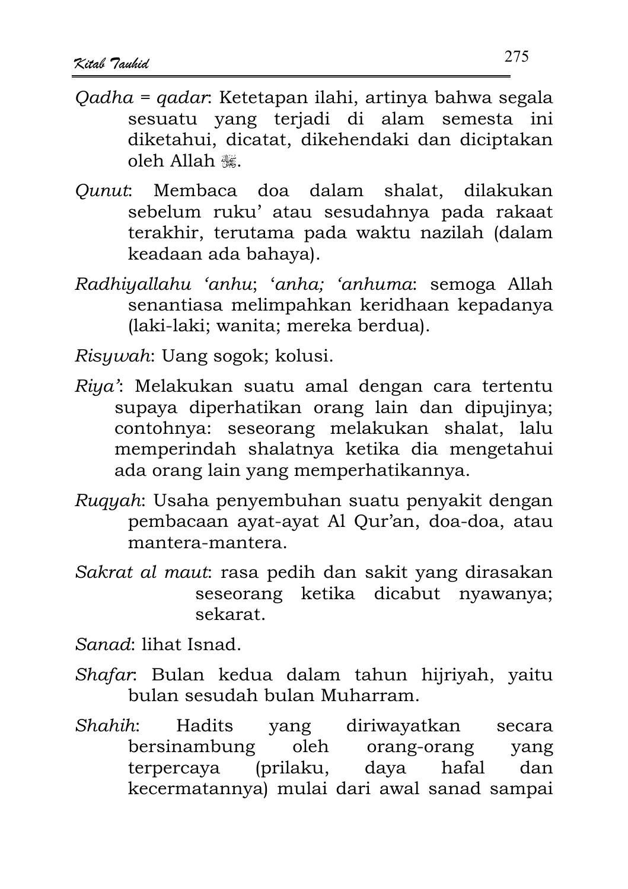*Qadha* = *qadar*: Ketetapan ilahi, artinya bahwa segala sesuatu yang terjadi di alam semesta ini diketahui, dicatat, dikehendaki dan diciptakan oleh Allah ﷻ.

*Qunut*: Membaca doa dalam shalat, dilakukan sebelum ruku' atau sesudahnya pada rakaat terakhir, terutama pada waktu nazilah (dalam keadaan ada bahaya).

*Radhiyallahu 'anhu*; *'anha; 'anhuma*: semoga Allah senantiasa melimpahkan keridhaan kepadanya (laki-laki; wanita; mereka berdua).

*Risywah*: Uang sogok; kolusi.

*Riya'*: Melakukan suatu amal dengan cara tertentu supaya diperhatikan orang lain dan dipujinya; contohnya: seseorang melakukan shalat, lalu memperindah shalatnya ketika dia mengetahui ada orang lain yang memperhatikannya.

*Ruqyah*: Usaha penyembuhan suatu penyakit dengan pembacaan ayat-ayat Al Qur'an, doa-doa, atau mantera-mantera.

*Sakrat al maut*: rasa pedih dan sakit yang dirasakan seseorang ketika dicabut nyawanya; sekarat.

*Sanad*: lihat Isnad.

*Shafar*: Bulan kedua dalam tahun hijriyah, yaitu bulan sesudah bulan Muharram.

*Shahih*: Hadits yang diriwayatkan secara bersinambung oleh orang-orang yang terpercaya (prilaku, daya hafal dan kecermatannya) mulai dari awal sanad sampai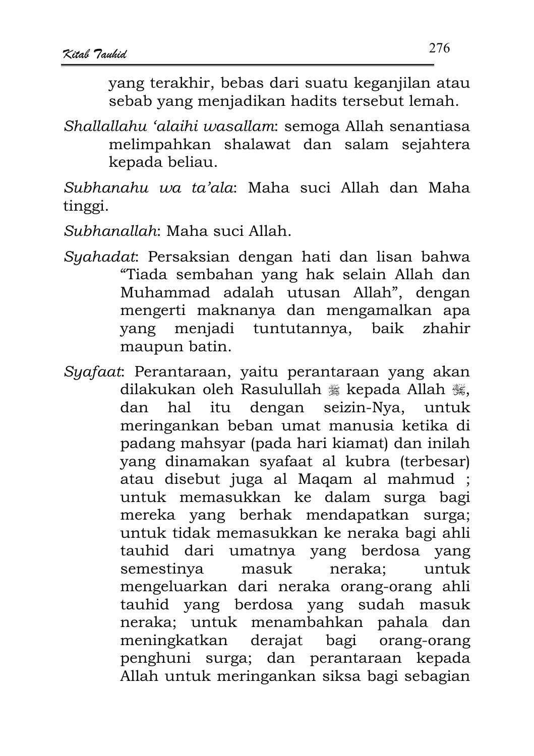yang terakhir, bebas dari suatu keganjilan atau sebab yang menjadikan hadits tersebut lemah.

*Shallallahu 'alaihi wasallam*: semoga Allah senantiasa melimpahkan shalawat dan salam sejahtera kepada beliau.

*Subhanahu wa ta'ala*: Maha suci Allah dan Maha tinggi.

*Subhanallah*: Maha suci Allah.

*Syahadat*: Persaksian dengan hati dan lisan bahwa "Tiada sembahan yang hak selain Allah dan Muhammad adalah utusan Allah", dengan mengerti maknanya dan mengamalkan apa yang menjadi tuntutannya, baik zhahir maupun batin.

*Syafaat*: Perantaraan, yaitu perantaraan yang akan dilakukan oleh Rasulullah ﷺ kepada Allah ﷻ, dan hal itu dengan seizin-Nya, untuk meringankan beban umat manusia ketika di padang mahsyar (pada hari kiamat) dan inilah yang dinamakan syafaat al kubra (terbesar) atau disebut juga al Maqam al mahmud ; untuk memasukkan ke dalam surga bagi mereka yang berhak mendapatkan surga; untuk tidak memasukkan ke neraka bagi ahli tauhid dari umatnya yang berdosa yang semestinya masuk neraka; untuk mengeluarkan dari neraka orang-orang ahli tauhid yang berdosa yang sudah masuk neraka; untuk menambahkan pahala dan meningkatkan derajat bagi orang-orang penghuni surga; dan perantaraan kepada Allah untuk meringankan siksa bagi sebagian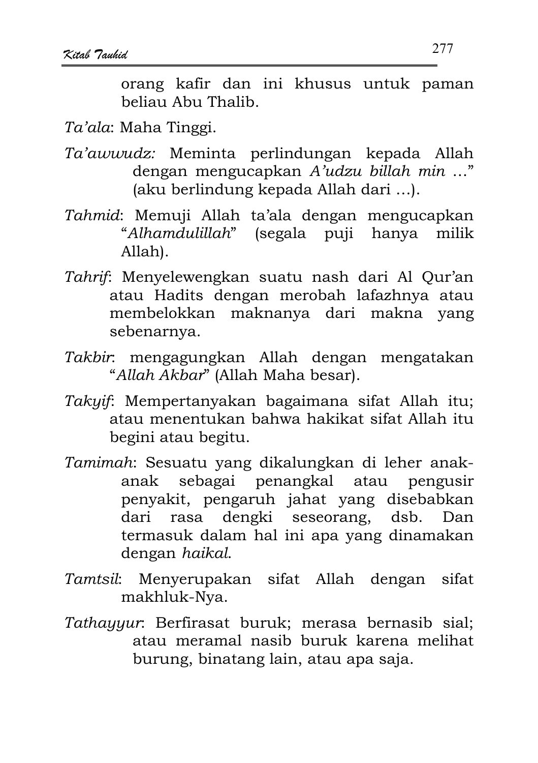orang kafir dan ini khusus untuk paman beliau Abu Thalib.

*Ta'ala*: Maha Tinggi.

*Ta'awwudz:* Meminta perlindungan kepada Allah dengan mengucapkan *A'udzu billah min* …" (aku berlindung kepada Allah dari …).

*Tahmid*: Memuji Allah ta'ala dengan mengucapkan "*Alhamdulillah*" (segala puji hanya milik Allah).

*Tahrif*: Menyelewengkan suatu nash dari Al Qur'an atau Hadits dengan merobah lafazhnya atau membelokkan maknanya dari makna yang sebenarnya.

*Takbir*: mengagungkan Allah dengan mengatakan "*Allah Akbar*" (Allah Maha besar).

*Takyif*: Mempertanyakan bagaimana sifat Allah itu; atau menentukan bahwa hakikat sifat Allah itu begini atau begitu.

*Tamimah*: Sesuatu yang dikalungkan di leher anak-anak sebagai penangkal atau pengusir penyakit, pengaruh jahat yang disebabkan dari rasa dengki seseorang, dsb. Dan termasuk dalam hal ini apa yang dinamakan dengan *haikal*.

*Tamtsil*: Menyerupakan sifat Allah dengan sifat makhluk-Nya.

*Tathayyur*: Berfirasat buruk; merasa bernasib sial; atau meramal nasib buruk karena melihat burung, binatang lain, atau apa saja.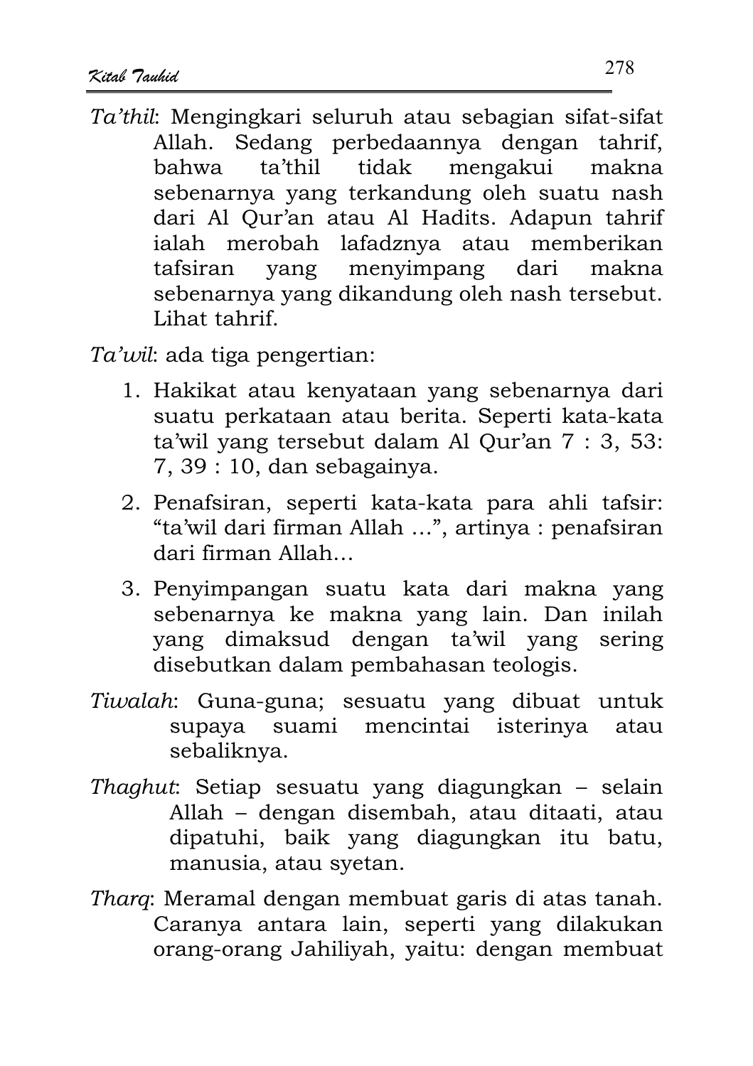*Ta'thil*: Mengingkari seluruh atau sebagian sifat-sifat Allah. Sedang perbedaannya dengan tahrif, bahwa ta'thil tidak mengakui makna sebenarnya yang terkandung oleh suatu nash dari Al Qur'an atau Al Hadits. Adapun tahrif ialah merobah lafadznya atau memberikan tafsiran yang menyimpang dari makna sebenarnya yang dikandung oleh nash tersebut. Lihat tahrif.

*Ta'wil*: ada tiga pengertian:

1. Hakikat atau kenyataan yang sebenarnya dari suatu perkataan atau berita. Seperti kata-kata ta'wil yang tersebut dalam Al Qur'an 7 : 3, 53: 7, 39 : 10, dan sebagainya.
2. Penafsiran, seperti kata-kata para ahli tafsir: "ta'wil dari firman Allah …", artinya : penafsiran dari firman Allah…
3. Penyimpangan suatu kata dari makna yang sebenarnya ke makna yang lain. Dan inilah yang dimaksud dengan ta'wil yang sering disebutkan dalam pembahasan teologis.

*Tiwalah*: Guna-guna; sesuatu yang dibuat untuk supaya suami mencintai isterinya atau sebaliknya.

*Thaghut*: Setiap sesuatu yang diagungkan – selain Allah – dengan disembah, atau ditaati, atau dipatuhi, baik yang diagungkan itu batu, manusia, atau syetan.

*Tharq*: Meramal dengan membuat garis di atas tanah. Caranya antara lain, seperti yang dilakukan orang-orang Jahiliyah, yaitu: dengan membuat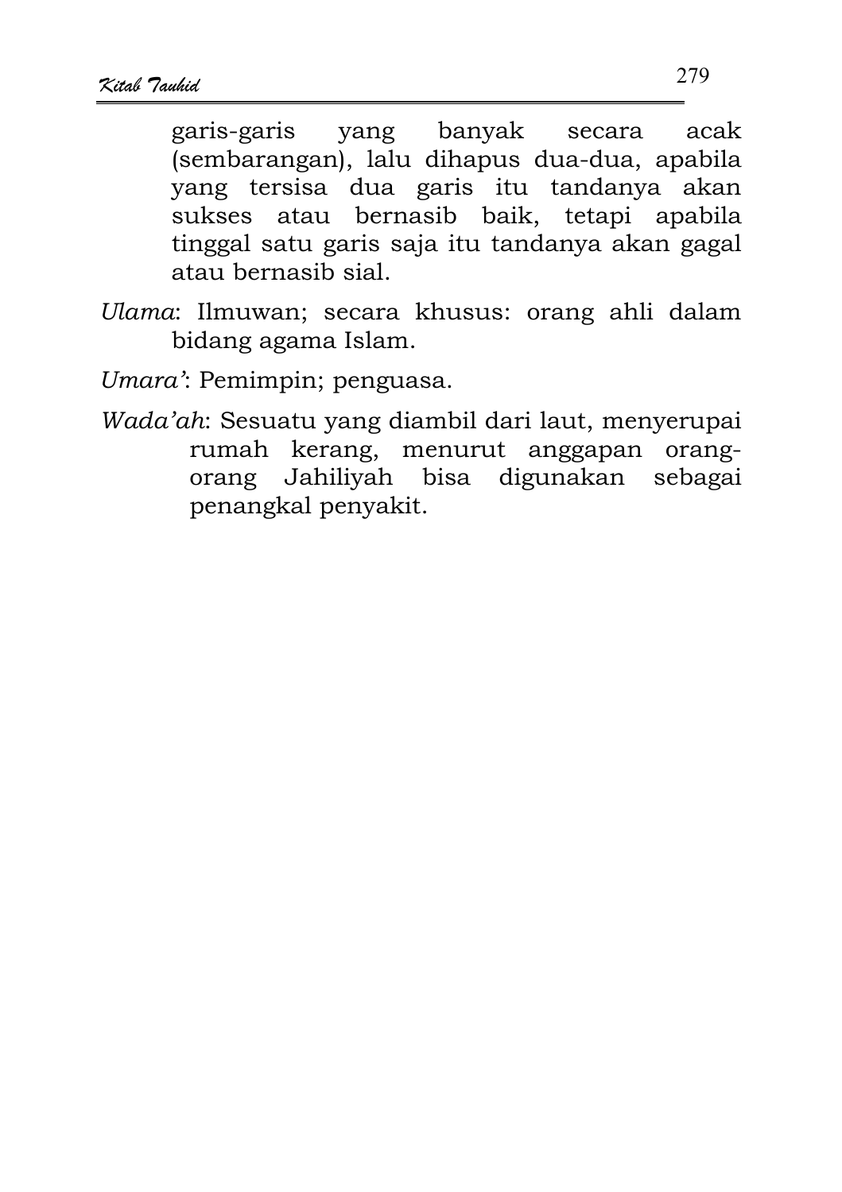garis-garis yang banyak secara acak (sembarangan), lalu dihapus dua-dua, apabila yang tersisa dua garis itu tandanya akan sukses atau bernasib baik, tetapi apabila tinggal satu garis saja itu tandanya akan gagal atau bernasib sial.

*Ulama*: Ilmuwan; secara khusus: orang ahli dalam bidang agama Islam.

*Umara'*: Pemimpin; penguasa.

*Wada'ah*: Sesuatu yang diambil dari laut, menyerupai rumah kerang, menurut anggapan orang-orang Jahiliyah bisa digunakan sebagai penangkal penyakit.